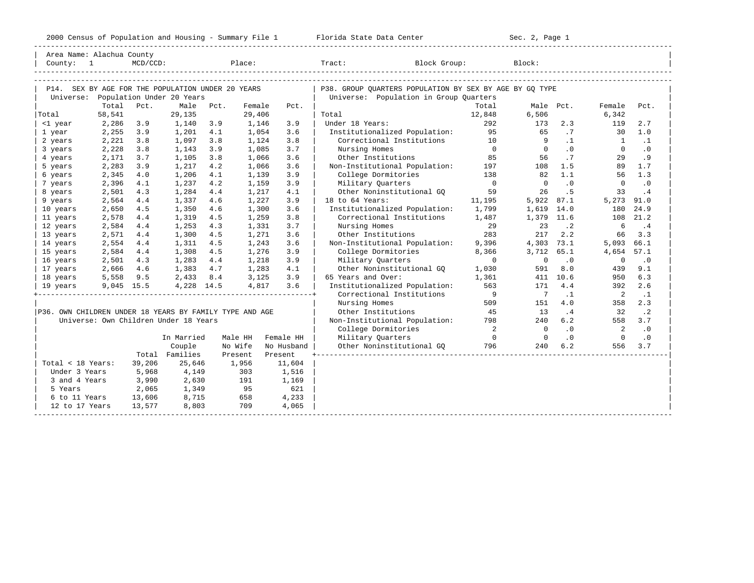2000 Census of Population and Housing - Summary File 1 — Florida State Data Center — Sec. 2, Page 1

Area Name: Alachua County
County: 1 MCD/CCD: Place: Tract: Block Group: Block:

## P14. SEX BY AGE FOR THE POPULATION UNDER 20 YEARS

Universe: Population Under 20 Years

| | Total | Pct. | Male | Pct. | Female | Pct. |
|---|---|---|---|---|---|---|
| Total | 58,541 | | 29,135 | | 29,406 | |
| <1 year | 2,286 | 3.9 | 1,140 | 3.9 | 1,146 | 3.9 |
| 1 year | 2,255 | 3.9 | 1,201 | 4.1 | 1,054 | 3.6 |
| 2 years | 2,221 | 3.8 | 1,097 | 3.8 | 1,124 | 3.8 |
| 3 years | 2,228 | 3.8 | 1,143 | 3.9 | 1,085 | 3.7 |
| 4 years | 2,171 | 3.7 | 1,105 | 3.8 | 1,066 | 3.6 |
| 5 years | 2,283 | 3.9 | 1,217 | 4.2 | 1,066 | 3.6 |
| 6 years | 2,345 | 4.0 | 1,206 | 4.1 | 1,139 | 3.9 |
| 7 years | 2,396 | 4.1 | 1,237 | 4.2 | 1,159 | 3.9 |
| 8 years | 2,501 | 4.3 | 1,284 | 4.4 | 1,217 | 4.1 |
| 9 years | 2,564 | 4.4 | 1,337 | 4.6 | 1,227 | 3.9 |
| 10 years | 2,650 | 4.5 | 1,350 | 4.6 | 1,300 | 3.6 |
| 11 years | 2,578 | 4.4 | 1,319 | 4.5 | 1,259 | 3.8 |
| 12 years | 2,584 | 4.4 | 1,253 | 4.3 | 1,331 | 3.7 |
| 13 years | 2,571 | 4.4 | 1,300 | 4.5 | 1,271 | 3.6 |
| 14 years | 2,554 | 4.4 | 1,311 | 4.5 | 1,243 | 3.6 |
| 15 years | 2,584 | 4.4 | 1,308 | 4.5 | 1,276 | 3.9 |
| 16 years | 2,501 | 4.3 | 1,283 | 4.4 | 1,218 | 3.9 |
| 17 years | 2,666 | 4.6 | 1,383 | 4.7 | 1,283 | 4.1 |
| 18 years | 5,558 | 9.5 | 2,433 | 8.4 | 3,125 | 3.9 |
| 19 years | 9,045 | 15.5 | 4,228 | 14.5 | 4,817 | 3.6 |

## P36. OWN CHILDREN UNDER 18 YEARS BY FAMILY TYPE AND AGE

Universe: Own Children Under 18 Years

| | Total | In Married Couple Families | Male HH No Wife Present | Female HH No Husband Present |
|---|---|---|---|---|
| Total < 18 Years: | 39,206 | 25,646 | 1,956 | 11,604 |
| Under 3 Years | 5,968 | 4,149 | 303 | 1,516 |
| 3 and 4 Years | 3,990 | 2,630 | 191 | 1,169 |
| 5 Years | 2,065 | 1,349 | 95 | 621 |
| 6 to 11 Years | 13,606 | 8,715 | 658 | 4,233 |
| 12 to 17 Years | 13,577 | 8,803 | 709 | 4,065 |

## P38. GROUP QUARTERS POPULATION BY SEX BY AGE BY GQ TYPE

Universe: Population in Group Quarters

| | Total | Male | Pct. | Female | Pct. |
|---|---|---|---|---|---|
| Total | 12,848 | 6,506 | | 6,342 | |
| Under 18 Years: | 292 | 173 | 2.3 | 119 | 2.7 |
| Institutionalized Population: | 95 | 65 | .7 | 30 | 1.0 |
| Correctional Institutions | 10 | 9 | .1 | 1 | .1 |
| Nursing Homes | 0 | 0 | .0 | 0 | .0 |
| Other Institutions | 85 | 56 | .7 | 29 | .9 |
| Non-Institutional Population: | 197 | 108 | 1.5 | 89 | 1.7 |
| College Dormitories | 138 | 82 | 1.1 | 56 | 1.3 |
| Military Quarters | 0 | 0 | .0 | 0 | .0 |
| Other Noninstitutional GQ | 59 | 26 | .5 | 33 | .4 |
| 18 to 64 Years: | 11,195 | 5,922 | 87.1 | 5,273 | 91.0 |
| Institutionalized Population: | 1,799 | 1,619 | 14.0 | 180 | 24.9 |
| Correctional Institutions | 1,487 | 1,379 | 11.6 | 108 | 21.2 |
| Nursing Homes | 29 | 23 | .2 | 6 | .4 |
| Other Institutions | 283 | 217 | 2.2 | 66 | 3.3 |
| Non-Institutional Population: | 9,396 | 4,303 | 73.1 | 5,093 | 66.1 |
| College Dormitories | 8,366 | 3,712 | 65.1 | 4,654 | 57.1 |
| Military Quarters | 0 | 0 | .0 | 0 | .0 |
| Other Noninstitutional GQ | 1,030 | 591 | 8.0 | 439 | 9.1 |
| 65 Years and Over: | 1,361 | 411 | 10.6 | 950 | 6.3 |
| Institutionalized Population: | 563 | 171 | 4.4 | 392 | 2.6 |
| Correctional Institutions | 9 | 7 | .1 | 2 | .1 |
| Nursing Homes | 509 | 151 | 4.0 | 358 | 2.3 |
| Other Institutions | 45 | 13 | .4 | 32 | .2 |
| Non-Institutional Population: | 798 | 240 | 6.2 | 558 | 3.7 |
| College Dormitories | 2 | 0 | .0 | 2 | .0 |
| Military Quarters | 0 | 0 | .0 | 0 | .0 |
| Other Noninstitutional GQ | 796 | 240 | 6.2 | 556 | 3.7 |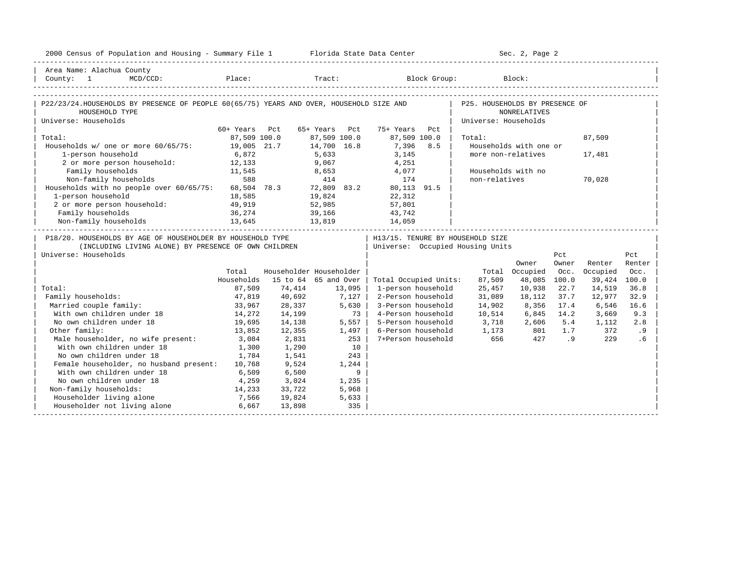Area Name: Alachua County
County: 1 MCD/CCD: Place: Tract: Block Group: Block:

## P22/23/24. HOUSEHOLDS BY PRESENCE OF PEOPLE 60(65/75) YEARS AND OVER, HOUSEHOLD SIZE AND HOUSEHOLD TYPE

Universe: Households

| | 60+ Years | Pct | 65+ Years | Pct | 75+ Years | Pct |
|---|---|---|---|---|---|---|
| Total: | 87,509 | 100.0 | 87,509 | 100.0 | 87,509 | 100.0 |
| Households w/ one or more 60/65/75: | 19,005 | 21.7 | 14,700 | 16.8 | 7,396 | 8.5 |
| 1-person household | 6,872 | | 5,633 | | 3,145 | |
| 2 or more person household: | 12,133 | | 9,067 | | 4,251 | |
| Family households | 11,545 | | 8,653 | | 4,077 | |
| Non-family households | 588 | | 414 | | 174 | |
| Households with no people over 60/65/75: | 68,504 | 78.3 | 72,809 | 83.2 | 80,113 | 91.5 |
| 1-person household | 18,585 | | 19,824 | | 22,312 | |
| 2 or more person household: | 49,919 | | 52,985 | | 57,801 | |
| Family households | 36,274 | | 39,166 | | 43,742 | |
| Non-family households | 13,645 | | 13,819 | | 14,059 | |

## P25. HOUSEHOLDS BY PRESENCE OF NONRELATIVES

Universe: Households

| | |
|---|---|
| Total: | 87,509 |
| Households with one or more non-relatives | 17,481 |
| Households with no non-relatives | 70,028 |

## P18/20. HOUSEHOLDS BY AGE OF HOUSEHOLDER BY HOUSEHOLD TYPE (INCLUDING LIVING ALONE) BY PRESENCE OF OWN CHILDREN

Universe: Households

| | Total Households | Householder 15 to 64 | Householder 65 and Over |
|---|---|---|---|
| Total: | 87,509 | 74,414 | 13,095 |
| Family households: | 47,819 | 40,692 | 7,127 |
| Married couple family: | 33,967 | 28,337 | 5,630 |
| With own children under 18 | 14,272 | 14,199 | 73 |
| No own children under 18 | 19,695 | 14,138 | 5,557 |
| Other family: | 13,852 | 12,355 | 1,497 |
| Male householder, no wife present: | 3,084 | 2,831 | 253 |
| With own children under 18 | 1,300 | 1,290 | 10 |
| No own children under 18 | 1,784 | 1,541 | 243 |
| Female householder, no husband present: | 10,768 | 9,524 | 1,244 |
| With own children under 18 | 6,509 | 6,500 | 9 |
| No own children under 18 | 4,259 | 3,024 | 1,235 |
| Non-family households: | 14,233 | 33,722 | 5,968 |
| Householder living alone | 7,566 | 19,824 | 5,633 |
| Householder not living alone | 6,667 | 13,898 | 335 |

## H13/15. TENURE BY HOUSEHOLD SIZE

Universe: Occupied Housing Units

| | Total | Owner Occupied | Pct Owner Occ. | Renter Occupied | Pct Renter Occ. |
|---|---|---|---|---|---|
| Total Occupied Units: | 87,509 | 48,085 | 100.0 | 39,424 | 100.0 |
| 1-person household | 25,457 | 10,938 | 22.7 | 14,519 | 36.8 |
| 2-Person household | 31,089 | 18,112 | 37.7 | 12,977 | 32.9 |
| 3-Person household | 14,902 | 8,356 | 17.4 | 6,546 | 16.6 |
| 4-Person household | 10,514 | 6,845 | 14.2 | 3,669 | 9.3 |
| 5-Person household | 3,718 | 2,606 | 5.4 | 1,112 | 2.8 |
| 6-Person household | 1,173 | 801 | 1.7 | 372 | .9 |
| 7+Person household | 656 | 427 | .9 | 229 | .6 |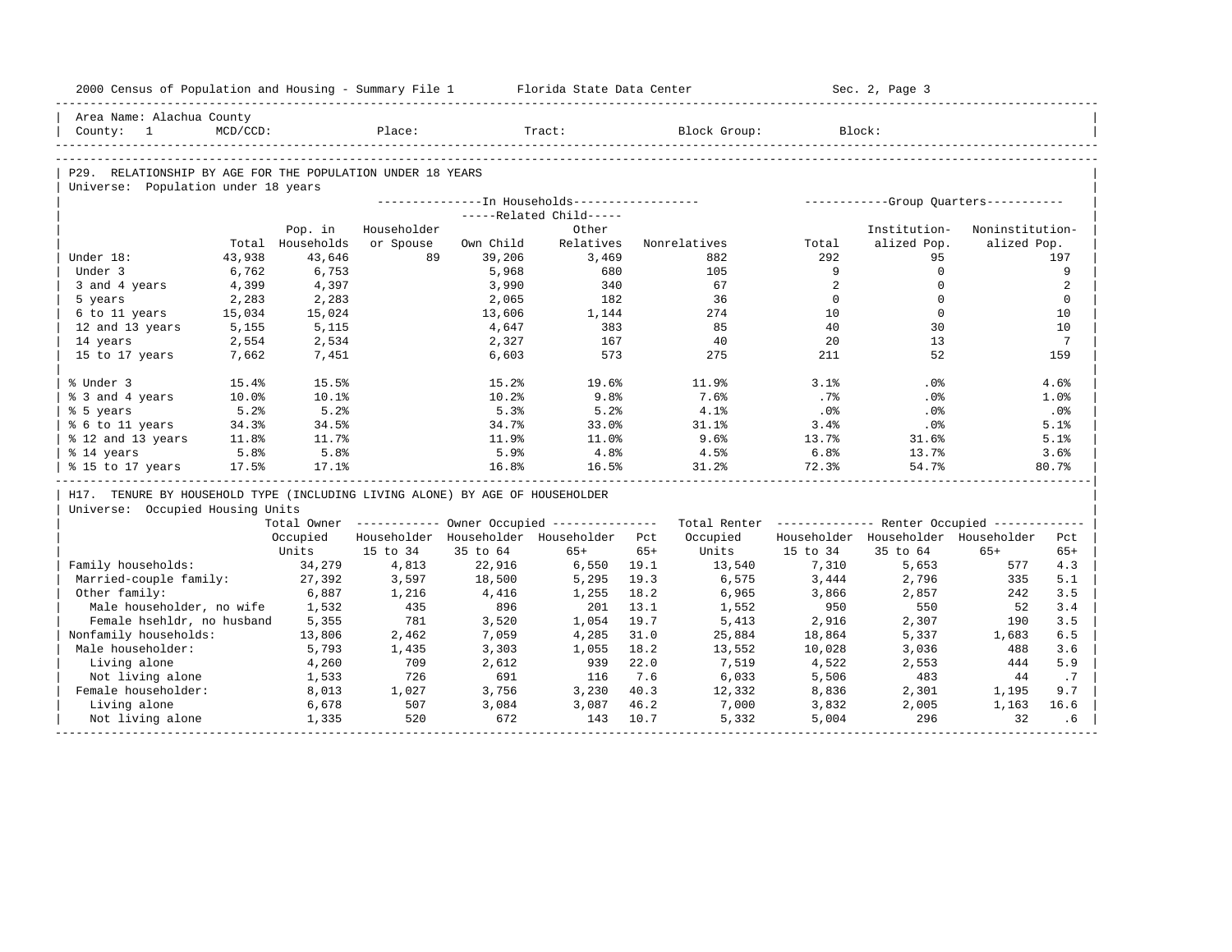Area Name: Alachua County
County: 1 MCD/CCD: Place: Tract: Block Group: Block:

## P29. RELATIONSHIP BY AGE FOR THE POPULATION UNDER 18 YEARS

Universe: Population under 18 years

| | Total | In Households: Pop. in Households | In Households: Householder or Spouse | In Households: Related Child: Own Child | In Households: Related Child: Other Relatives | In Households: Nonrelatives | Group Quarters: Total | Group Quarters: Institutionalized Pop. | Group Quarters: Noninstitutionalized Pop. |
|---|---|---|---|---|---|---|---|---|---|
| Under 18: | 43,938 | 43,646 | 89 | 39,206 | 3,469 | 882 | 292 | 95 | 197 |
| Under 3 | 6,762 | 6,753 | | 5,968 | 680 | 105 | 9 | 0 | 9 |
| 3 and 4 years | 4,399 | 4,397 | | 3,990 | 340 | 67 | 2 | 0 | 2 |
| 5 years | 2,283 | 2,283 | | 2,065 | 182 | 36 | 0 | 0 | 0 |
| 6 to 11 years | 15,034 | 15,024 | | 13,606 | 1,144 | 274 | 10 | 0 | 10 |
| 12 and 13 years | 5,155 | 5,115 | | 4,647 | 383 | 85 | 40 | 30 | 10 |
| 14 years | 2,554 | 2,534 | | 2,327 | 167 | 40 | 20 | 13 | 7 |
| 15 to 17 years | 7,662 | 7,451 | | 6,603 | 573 | 275 | 211 | 52 | 159 |
| % Under 3 | 15.4% | 15.5% | | 15.2% | 19.6% | 11.9% | 3.1% | .0% | 4.6% |
| % 3 and 4 years | 10.0% | 10.1% | | 10.2% | 9.8% | 7.6% | .7% | .0% | 1.0% |
| % 5 years | 5.2% | 5.2% | | 5.3% | 5.2% | 4.1% | .0% | .0% | .0% |
| % 6 to 11 years | 34.3% | 34.5% | | 34.7% | 33.0% | 31.1% | 3.4% | .0% | 5.1% |
| % 12 and 13 years | 11.8% | 11.7% | | 11.9% | 11.0% | 9.6% | 13.7% | 31.6% | 5.1% |
| % 14 years | 5.8% | 5.8% | | 5.9% | 4.8% | 4.5% | 6.8% | 13.7% | 3.6% |
| % 15 to 17 years | 17.5% | 17.1% | | 16.8% | 16.5% | 31.2% | 72.3% | 54.7% | 80.7% |

## H17. TENURE BY HOUSEHOLD TYPE (INCLUDING LIVING ALONE) BY AGE OF HOUSEHOLDER

Universe: Occupied Housing Units

| | Total Owner Occupied Units | Owner Occupied: Householder 15 to 34 | Owner Occupied: Householder 35 to 64 | Owner Occupied: Householder 65+ | Owner Occupied: Pct 65+ | Total Renter Occupied Units | Renter Occupied: Householder 15 to 34 | Renter Occupied: Householder 35 to 64 | Renter Occupied: Householder 65+ | Renter Occupied: Pct 65+ |
|---|---|---|---|---|---|---|---|---|---|---|
| Family households: | 34,279 | 4,813 | 22,916 | 6,550 | 19.1 | 13,540 | 7,310 | 5,653 | 577 | 4.3 |
| Married-couple family: | 27,392 | 3,597 | 18,500 | 5,295 | 19.3 | 6,575 | 3,444 | 2,796 | 335 | 5.1 |
| Other family: | 6,887 | 1,216 | 4,416 | 1,255 | 18.2 | 6,965 | 3,866 | 2,857 | 242 | 3.5 |
| Male householder, no wife | 1,532 | 435 | 896 | 201 | 13.1 | 1,552 | 950 | 550 | 52 | 3.4 |
| Female hsehldr, no husband | 5,355 | 781 | 3,520 | 1,054 | 19.7 | 5,413 | 2,916 | 2,307 | 190 | 3.5 |
| Nonfamily households: | 13,806 | 2,462 | 7,059 | 4,285 | 31.0 | 25,884 | 18,864 | 5,337 | 1,683 | 6.5 |
| Male householder: | 5,793 | 1,435 | 3,303 | 1,055 | 18.2 | 13,552 | 10,028 | 3,036 | 488 | 3.6 |
| Living alone | 4,260 | 709 | 2,612 | 939 | 22.0 | 7,519 | 4,522 | 2,553 | 444 | 5.9 |
| Not living alone | 1,533 | 726 | 691 | 116 | 7.6 | 6,033 | 5,506 | 483 | 44 | .7 |
| Female householder: | 8,013 | 1,027 | 3,756 | 3,230 | 40.3 | 12,332 | 8,836 | 2,301 | 1,195 | 9.7 |
| Living alone | 6,678 | 507 | 3,084 | 3,087 | 46.2 | 7,000 | 3,832 | 2,005 | 1,163 | 16.6 |
| Not living alone | 1,335 | 520 | 672 | 143 | 10.7 | 5,332 | 5,004 | 296 | 32 | .6 |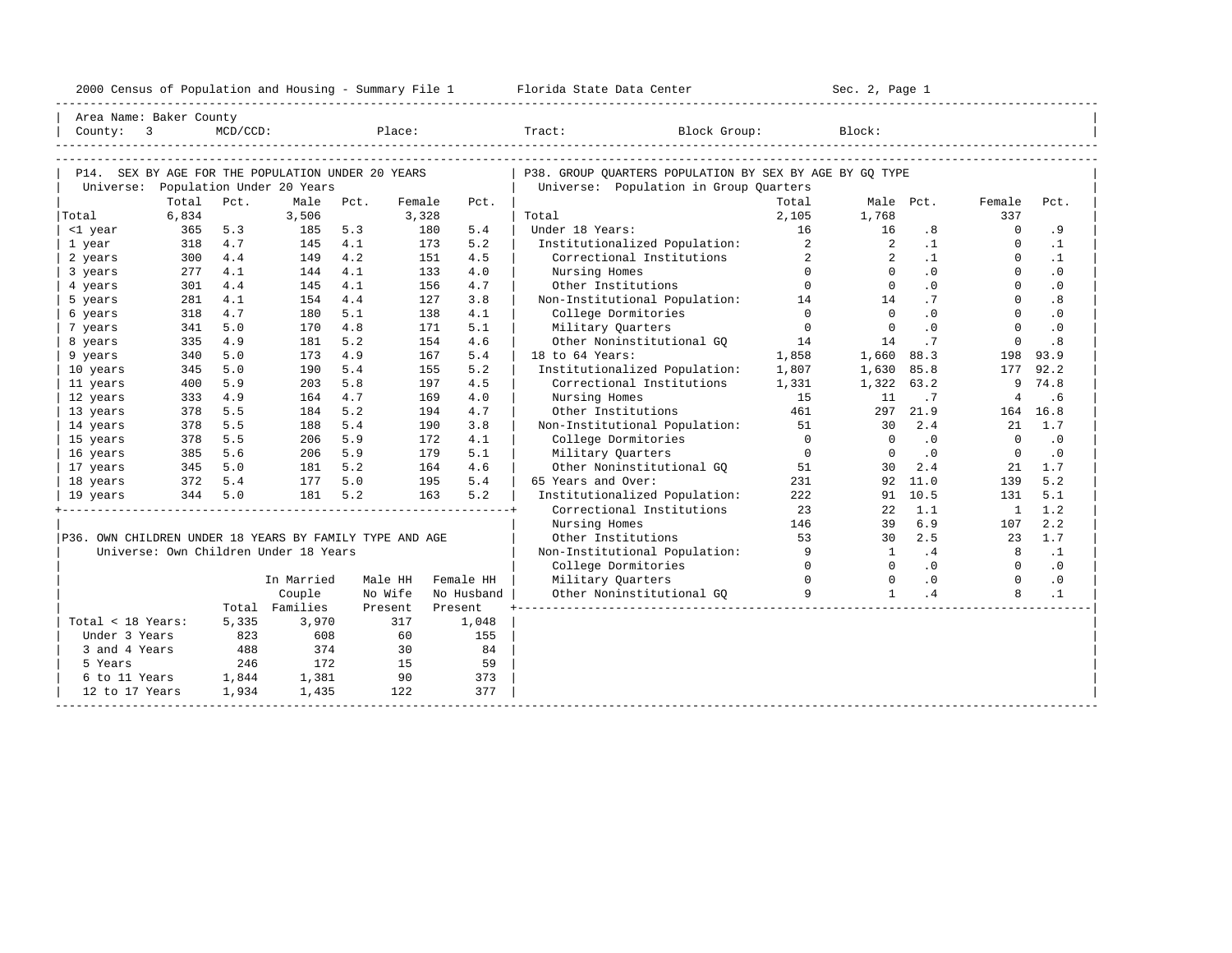2000 Census of Population and Housing - Summary File 1 — Florida State Data Center — Sec. 2, Page 1

Area Name: Baker County
County: 3 MCD/CCD: Place: Tract: Block Group: Block:

## P14. SEX BY AGE FOR THE POPULATION UNDER 20 YEARS

Universe: Population Under 20 Years

| | Total | Pct. | Male | Pct. | Female | Pct. |
|---|---|---|---|---|---|---|
| Total | 6,834 | | 3,506 | | 3,328 | |
| <1 year | 365 | 5.3 | 185 | 5.3 | 180 | 5.4 |
| 1 year | 318 | 4.7 | 145 | 4.1 | 173 | 5.2 |
| 2 years | 300 | 4.4 | 149 | 4.2 | 151 | 4.5 |
| 3 years | 277 | 4.1 | 144 | 4.1 | 133 | 4.0 |
| 4 years | 301 | 4.4 | 145 | 4.1 | 156 | 4.7 |
| 5 years | 281 | 4.1 | 154 | 4.4 | 127 | 3.8 |
| 6 years | 318 | 4.7 | 180 | 5.1 | 138 | 4.1 |
| 7 years | 341 | 5.0 | 170 | 4.8 | 171 | 5.1 |
| 8 years | 335 | 4.9 | 181 | 5.2 | 154 | 4.6 |
| 9 years | 340 | 5.0 | 173 | 4.9 | 167 | 5.4 |
| 10 years | 345 | 5.0 | 190 | 5.4 | 155 | 5.2 |
| 11 years | 400 | 5.9 | 203 | 5.8 | 197 | 4.5 |
| 12 years | 333 | 4.9 | 164 | 4.7 | 169 | 4.0 |
| 13 years | 378 | 5.5 | 184 | 5.2 | 194 | 4.7 |
| 14 years | 378 | 5.5 | 188 | 5.4 | 190 | 3.8 |
| 15 years | 378 | 5.5 | 206 | 5.9 | 172 | 4.1 |
| 16 years | 385 | 5.6 | 206 | 5.9 | 179 | 5.1 |
| 17 years | 345 | 5.0 | 181 | 5.2 | 164 | 4.6 |
| 18 years | 372 | 5.4 | 177 | 5.0 | 195 | 5.4 |
| 19 years | 344 | 5.0 | 181 | 5.2 | 163 | 5.2 |

## P36. OWN CHILDREN UNDER 18 YEARS BY FAMILY TYPE AND AGE

Universe: Own Children Under 18 Years

| | Total | In Married Couple Families | Male HH No Wife Present | Female HH No Husband Present |
|---|---|---|---|---|
| Total < 18 Years: | 5,335 | 3,970 | 317 | 1,048 |
| Under 3 Years | 823 | 608 | 60 | 155 |
| 3 and 4 Years | 488 | 374 | 30 | 84 |
| 5 Years | 246 | 172 | 15 | 59 |
| 6 to 11 Years | 1,844 | 1,381 | 90 | 373 |
| 12 to 17 Years | 1,934 | 1,435 | 122 | 377 |

## P38. GROUP QUARTERS POPULATION BY SEX BY AGE BY GQ TYPE

Universe: Population in Group Quarters

| | Total | Male | Pct. | Female | Pct. |
|---|---|---|---|---|---|
| Total | 2,105 | 1,768 | | 337 | |
| Under 18 Years: | 16 | 16 | .8 | 0 | .9 |
| Institutionalized Population: | 2 | 2 | .1 | 0 | .1 |
| Correctional Institutions | 2 | 2 | .1 | 0 | .1 |
| Nursing Homes | 0 | 0 | .0 | 0 | .0 |
| Other Institutions | 0 | 0 | .0 | 0 | .0 |
| Non-Institutional Population: | 14 | 14 | .7 | 0 | .8 |
| College Dormitories | 0 | 0 | .0 | 0 | .0 |
| Military Quarters | 0 | 0 | .0 | 0 | .0 |
| Other Noninstitutional GQ | 14 | 14 | .7 | 0 | .8 |
| 18 to 64 Years: | 1,858 | 1,660 | 88.3 | 198 | 93.9 |
| Institutionalized Population: | 1,807 | 1,630 | 85.8 | 177 | 92.2 |
| Correctional Institutions | 1,331 | 1,322 | 63.2 | 9 | 74.8 |
| Nursing Homes | 15 | 11 | .7 | 4 | .6 |
| Other Institutions | 461 | 297 | 21.9 | 164 | 16.8 |
| Non-Institutional Population: | 51 | 30 | 2.4 | 21 | 1.7 |
| College Dormitories | 0 | 0 | .0 | 0 | .0 |
| Military Quarters | 0 | 0 | .0 | 0 | .0 |
| Other Noninstitutional GQ | 51 | 30 | 2.4 | 21 | 1.7 |
| 65 Years and Over: | 231 | 92 | 11.0 | 139 | 5.2 |
| Institutionalized Population: | 222 | 91 | 10.5 | 131 | 5.1 |
| Correctional Institutions | 23 | 22 | 1.1 | 1 | 1.2 |
| Nursing Homes | 146 | 39 | 6.9 | 107 | 2.2 |
| Other Institutions | 53 | 30 | 2.5 | 23 | 1.7 |
| Non-Institutional Population: | 9 | 1 | .4 | 8 | .1 |
| College Dormitories | 0 | 0 | .0 | 0 | .0 |
| Military Quarters | 0 | 0 | .0 | 0 | .0 |
| Other Noninstitutional GQ | 9 | 1 | .4 | 8 | .1 |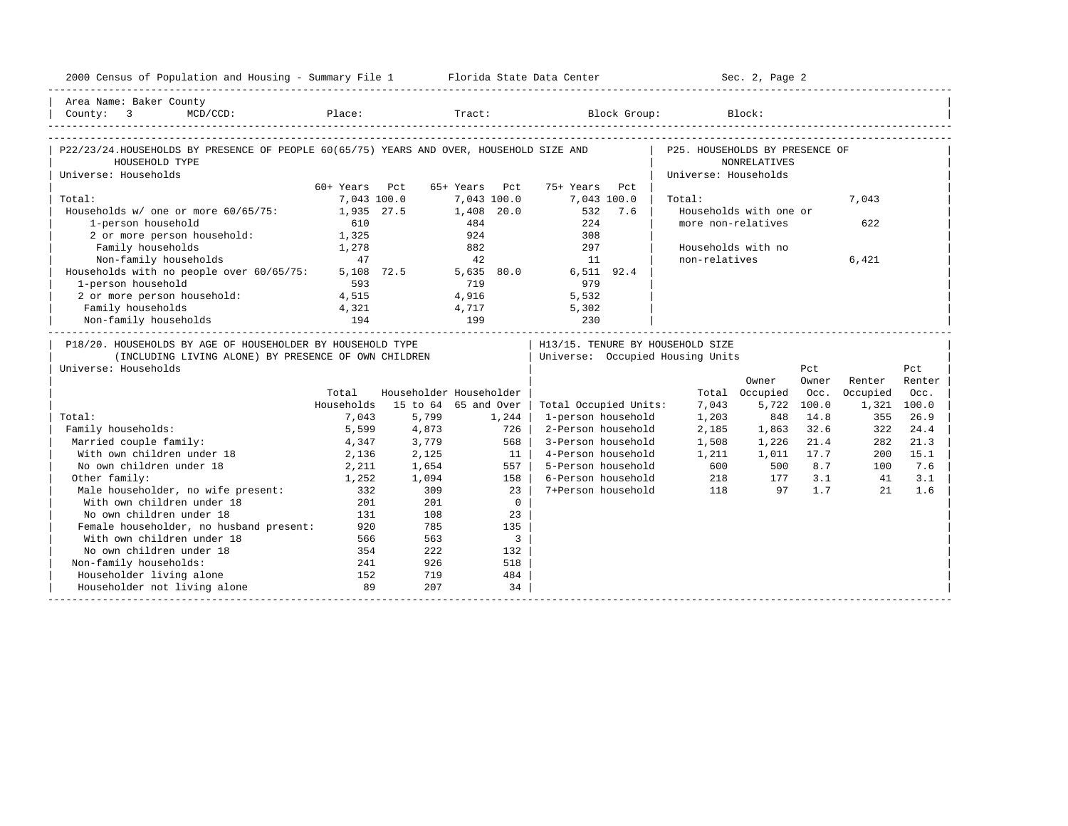Area Name: Baker County
County: 3 MCD/CCD: Place: Tract: Block Group: Block:

## P22/23/24. HOUSEHOLDS BY PRESENCE OF PEOPLE 60(65/75) YEARS AND OVER, HOUSEHOLD SIZE AND HOUSEHOLD TYPE

Universe: Households

| | 60+ Years | Pct | 65+ Years | Pct | 75+ Years | Pct |
|---|---|---|---|---|---|---|
| Total: | 7,043 | 100.0 | 7,043 | 100.0 | 7,043 | 100.0 |
| Households w/ one or more 60/65/75: | 1,935 | 27.5 | 1,408 | 20.0 | 532 | 7.6 |
| 1-person household | 610 | | 484 | | 224 | |
| 2 or more person household: | 1,325 | | 924 | | 308 | |
| Family households | 1,278 | | 882 | | 297 | |
| Non-family households | 47 | | 42 | | 11 | |
| Households with no people over 60/65/75: | 5,108 | 72.5 | 5,635 | 80.0 | 6,511 | 92.4 |
| 1-person household | 593 | | 719 | | 979 | |
| 2 or more person household: | 4,515 | | 4,916 | | 5,532 | |
| Family households | 4,321 | | 4,717 | | 5,302 | |
| Non-family households | 194 | | 199 | | 230 | |

## P25. HOUSEHOLDS BY PRESENCE OF NONRELATIVES

Universe: Households

| | |
|---|---|
| Total: | 7,043 |
| Households with one or more non-relatives | 622 |
| Households with no non-relatives | 6,421 |

## P18/20. HOUSEHOLDS BY AGE OF HOUSEHOLDER BY HOUSEHOLD TYPE (INCLUDING LIVING ALONE) BY PRESENCE OF OWN CHILDREN

Universe: Households

| | Total Households | Householder 15 to 64 | Householder 65 and Over |
|---|---|---|---|
| Total: | 7,043 | 5,799 | 1,244 |
| Family households: | 5,599 | 4,873 | 726 |
| Married couple family: | 4,347 | 3,779 | 568 |
| With own children under 18 | 2,136 | 2,125 | 11 |
| No own children under 18 | 2,211 | 1,654 | 557 |
| Other family: | 1,252 | 1,094 | 158 |
| Male householder, no wife present: | 332 | 309 | 23 |
| With own children under 18 | 201 | 201 | 0 |
| No own children under 18 | 131 | 108 | 23 |
| Female householder, no husband present: | 920 | 785 | 135 |
| With own children under 18 | 566 | 563 | 3 |
| No own children under 18 | 354 | 222 | 132 |
| Non-family households: | 241 | 926 | 518 |
| Householder living alone | 152 | 719 | 484 |
| Householder not living alone | 89 | 207 | 34 |

## H13/15. TENURE BY HOUSEHOLD SIZE

Universe: Occupied Housing Units

| | Total | Owner Occupied | Pct Owner Occ. | Renter Occupied | Pct Renter Occ. |
|---|---|---|---|---|---|
| Total Occupied Units: | 7,043 | 5,722 | 100.0 | 1,321 | 100.0 |
| 1-person household | 1,203 | 848 | 14.8 | 355 | 26.9 |
| 2-Person household | 2,185 | 1,863 | 32.6 | 322 | 24.4 |
| 3-Person household | 1,508 | 1,226 | 21.4 | 282 | 21.3 |
| 4-Person household | 1,211 | 1,011 | 17.7 | 200 | 15.1 |
| 5-Person household | 600 | 500 | 8.7 | 100 | 7.6 |
| 6-Person household | 218 | 177 | 3.1 | 41 | 3.1 |
| 7+Person household | 118 | 97 | 1.7 | 21 | 1.6 |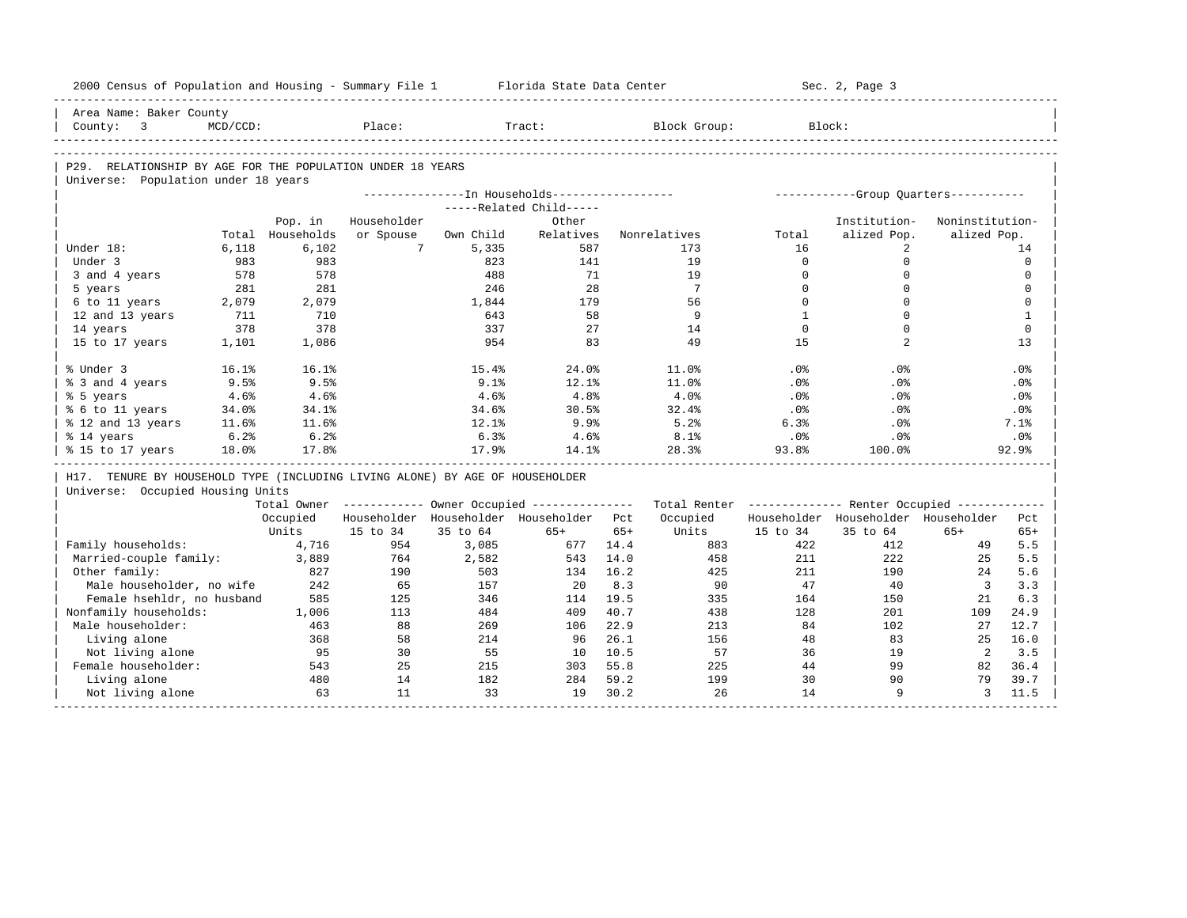Area Name: Baker County
County: 3 MCD/CCD: Place: Tract: Block Group: Block:

## P29. RELATIONSHIP BY AGE FOR THE POPULATION UNDER 18 YEARS

Universe: Population under 18 years

| | Total | Pop. in Households | In Households: Householder or Spouse | Related Child: Own Child | Related Child: Other Relatives | Nonrelatives | Group Quarters: Total | Institutionalized Pop. | Noninstitutionalized Pop. |
|---|---|---|---|---|---|---|---|---|---|
| Under 18: | 6,118 | 6,102 | 7 | 5,335 | 587 | 173 | 16 | 2 | 14 |
| Under 3 | 983 | 983 | | 823 | 141 | 19 | 0 | 0 | 0 |
| 3 and 4 years | 578 | 578 | | 488 | 71 | 19 | 0 | 0 | 0 |
| 5 years | 281 | 281 | | 246 | 28 | 7 | 0 | 0 | 0 |
| 6 to 11 years | 2,079 | 2,079 | | 1,844 | 179 | 56 | 0 | 0 | 0 |
| 12 and 13 years | 711 | 710 | | 643 | 58 | 9 | 1 | 0 | 1 |
| 14 years | 378 | 378 | | 337 | 27 | 14 | 0 | 0 | 0 |
| 15 to 17 years | 1,101 | 1,086 | | 954 | 83 | 49 | 15 | 2 | 13 |
| | | | | | | | | | |
| % Under 3 | 16.1% | 16.1% | | 15.4% | 24.0% | 11.0% | .0% | .0% | .0% |
| % 3 and 4 years | 9.5% | 9.5% | | 9.1% | 12.1% | 11.0% | .0% | .0% | .0% |
| % 5 years | 4.6% | 4.6% | | 4.6% | 4.8% | 4.0% | .0% | .0% | .0% |
| % 6 to 11 years | 34.0% | 34.1% | | 34.6% | 30.5% | 32.4% | .0% | .0% | .0% |
| % 12 and 13 years | 11.6% | 11.6% | | 12.1% | 9.9% | 5.2% | 6.3% | .0% | 7.1% |
| % 14 years | 6.2% | 6.2% | | 6.3% | 4.6% | 8.1% | .0% | .0% | .0% |
| % 15 to 17 years | 18.0% | 17.8% | | 17.9% | 14.1% | 28.3% | 93.8% | 100.0% | 92.9% |

## H17. TENURE BY HOUSEHOLD TYPE (INCLUDING LIVING ALONE) BY AGE OF HOUSEHOLDER

Universe: Occupied Housing Units

| | Total Owner Occupied Units | Owner: Householder 15 to 34 | Owner: Householder 35 to 64 | Owner: Householder 65+ | Owner: Pct 65+ | Total Renter Occupied Units | Renter: Householder 15 to 34 | Renter: Householder 35 to 64 | Renter: Householder 65+ | Renter: Pct 65+ |
|---|---|---|---|---|---|---|---|---|---|---|
| Family households: | 4,716 | 954 | 3,085 | 677 | 14.4 | 883 | 422 | 412 | 49 | 5.5 |
| Married-couple family: | 3,889 | 764 | 2,582 | 543 | 14.0 | 458 | 211 | 222 | 25 | 5.5 |
| Other family: | 827 | 190 | 503 | 134 | 16.2 | 425 | 211 | 190 | 24 | 5.6 |
| Male householder, no wife | 242 | 65 | 157 | 20 | 8.3 | 90 | 47 | 40 | 3 | 3.3 |
| Female hsehldr, no husband | 585 | 125 | 346 | 114 | 19.5 | 335 | 164 | 150 | 21 | 6.3 |
| Nonfamily households: | 1,006 | 113 | 484 | 409 | 40.7 | 438 | 128 | 201 | 109 | 24.9 |
| Male householder: | 463 | 88 | 269 | 106 | 22.9 | 213 | 84 | 102 | 27 | 12.7 |
| Living alone | 368 | 58 | 214 | 96 | 26.1 | 156 | 48 | 83 | 25 | 16.0 |
| Not living alone | 95 | 30 | 55 | 10 | 10.5 | 57 | 36 | 19 | 2 | 3.5 |
| Female householder: | 543 | 25 | 215 | 303 | 55.8 | 225 | 44 | 99 | 82 | 36.4 |
| Living alone | 480 | 14 | 182 | 284 | 59.2 | 199 | 30 | 90 | 79 | 39.7 |
| Not living alone | 63 | 11 | 33 | 19 | 30.2 | 26 | 14 | 9 | 3 | 11.5 |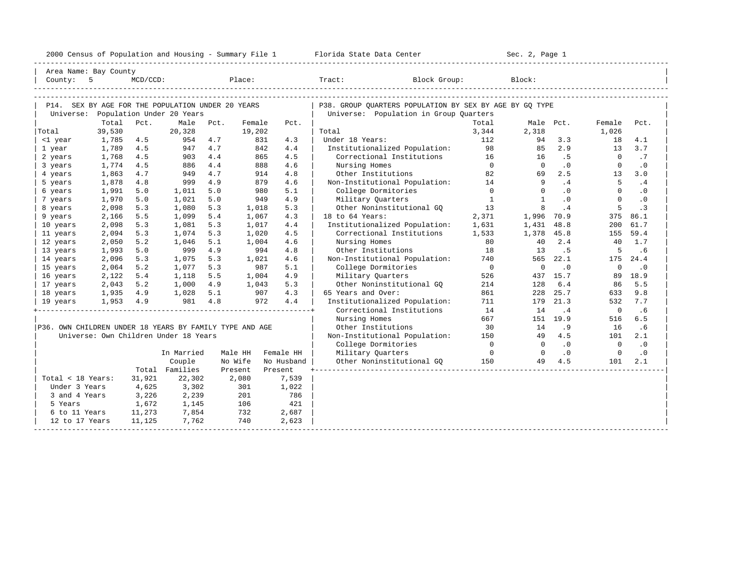2000 Census of Population and Housing - Summary File 1 Florida State Data Center

Area Name: Bay County
County: 5 MCD/CCD: Place: Tract: Block Group: Block:

## P14. SEX BY AGE FOR THE POPULATION UNDER 20 YEARS

Universe: Population Under 20 Years

| | Total | Pct. | Male | Pct. | Female | Pct. |
|---|---|---|---|---|---|---|
| Total | 39,530 | | 20,328 | | 19,202 | |
| <1 year | 1,785 | 4.5 | 954 | 4.7 | 831 | 4.3 |
| 1 year | 1,789 | 4.5 | 947 | 4.7 | 842 | 4.4 |
| 2 years | 1,768 | 4.5 | 903 | 4.4 | 865 | 4.5 |
| 3 years | 1,774 | 4.5 | 886 | 4.4 | 888 | 4.6 |
| 4 years | 1,863 | 4.7 | 949 | 4.7 | 914 | 4.8 |
| 5 years | 1,878 | 4.8 | 999 | 4.9 | 879 | 4.6 |
| 6 years | 1,991 | 5.0 | 1,011 | 5.0 | 980 | 5.1 |
| 7 years | 1,970 | 5.0 | 1,021 | 5.0 | 949 | 4.9 |
| 8 years | 2,098 | 5.3 | 1,080 | 5.3 | 1,018 | 5.3 |
| 9 years | 2,166 | 5.5 | 1,099 | 5.4 | 1,067 | 4.3 |
| 10 years | 2,098 | 5.3 | 1,081 | 5.3 | 1,017 | 4.4 |
| 11 years | 2,094 | 5.3 | 1,074 | 5.3 | 1,020 | 4.5 |
| 12 years | 2,050 | 5.2 | 1,046 | 5.1 | 1,004 | 4.6 |
| 13 years | 1,993 | 5.0 | 999 | 4.9 | 994 | 4.8 |
| 14 years | 2,096 | 5.3 | 1,075 | 5.3 | 1,021 | 4.6 |
| 15 years | 2,064 | 5.2 | 1,077 | 5.3 | 987 | 5.1 |
| 16 years | 2,122 | 5.4 | 1,118 | 5.5 | 1,004 | 4.9 |
| 17 years | 2,043 | 5.2 | 1,000 | 4.9 | 1,043 | 5.3 |
| 18 years | 1,935 | 4.9 | 1,028 | 5.1 | 907 | 4.3 |
| 19 years | 1,953 | 4.9 | 981 | 4.8 | 972 | 4.4 |

## P36. OWN CHILDREN UNDER 18 YEARS BY FAMILY TYPE AND AGE

Universe: Own Children Under 18 Years

| | Total | In Married Couple Families | Male HH No Wife Present | Female HH No Husband Present |
|---|---|---|---|---|
| Total < 18 Years: | 31,921 | 22,302 | 2,080 | 7,539 |
| Under 3 Years | 4,625 | 3,302 | 301 | 1,022 |
| 3 and 4 Years | 3,226 | 2,239 | 201 | 786 |
| 5 Years | 1,672 | 1,145 | 106 | 421 |
| 6 to 11 Years | 11,273 | 7,854 | 732 | 2,687 |
| 12 to 17 Years | 11,125 | 7,762 | 740 | 2,623 |

## P38. GROUP QUARTERS POPULATION BY SEX BY AGE BY GQ TYPE

Universe: Population in Group Quarters

| | Total | Male | Pct. | Female | Pct. |
|---|---|---|---|---|---|
| Total | 3,344 | 2,318 | | 1,026 | |
| Under 18 Years: | 112 | 94 | 3.3 | 18 | 4.1 |
| Institutionalized Population: | 98 | 85 | 2.9 | 13 | 3.7 |
| Correctional Institutions | 16 | 16 | .5 | 0 | .7 |
| Nursing Homes | 0 | 0 | .0 | 0 | .0 |
| Other Institutions | 82 | 69 | 2.5 | 13 | 3.0 |
| Non-Institutional Population: | 14 | 9 | .4 | 5 | .4 |
| College Dormitories | 0 | 0 | .0 | 0 | .0 |
| Military Quarters | 1 | 1 | .0 | 0 | .0 |
| Other Noninstitutional GQ | 13 | 8 | .4 | 5 | .3 |
| 18 to 64 Years: | 2,371 | 1,996 | 70.9 | 375 | 86.1 |
| Institutionalized Population: | 1,631 | 1,431 | 48.8 | 200 | 61.7 |
| Correctional Institutions | 1,533 | 1,378 | 45.8 | 155 | 59.4 |
| Nursing Homes | 80 | 40 | 2.4 | 40 | 1.7 |
| Other Institutions | 18 | 13 | .5 | 5 | .6 |
| Non-Institutional Population: | 740 | 565 | 22.1 | 175 | 24.4 |
| College Dormitories | 0 | 0 | .0 | 0 | .0 |
| Military Quarters | 526 | 437 | 15.7 | 89 | 18.9 |
| Other Noninstitutional GQ | 214 | 128 | 6.4 | 86 | 5.5 |
| 65 Years and Over: | 861 | 228 | 25.7 | 633 | 9.8 |
| Institutionalized Population: | 711 | 179 | 21.3 | 532 | 7.7 |
| Correctional Institutions | 14 | 14 | .4 | 0 | .6 |
| Nursing Homes | 667 | 151 | 19.9 | 516 | 6.5 |
| Other Institutions | 30 | 14 | .9 | 16 | .6 |
| Non-Institutional Population: | 150 | 49 | 4.5 | 101 | 2.1 |
| College Dormitories | 0 | 0 | .0 | 0 | .0 |
| Military Quarters | 0 | 0 | .0 | 0 | .0 |
| Other Noninstitutional GQ | 150 | 49 | 4.5 | 101 | 2.1 |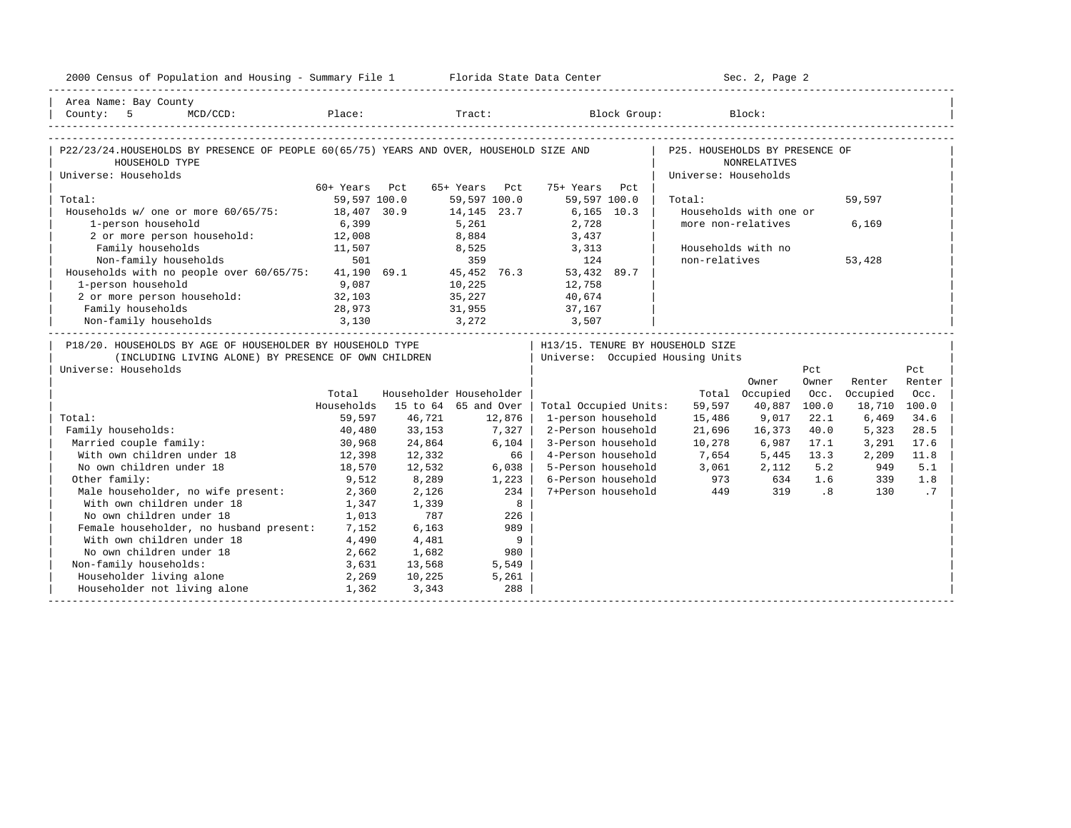2000 Census of Population and Housing - Summary File 1 Florida State Data Center

Area Name: Bay County
County: 5 MCD/CCD: Place: Tract: Block Group: Block:

## P22/23/24. HOUSEHOLDS BY PRESENCE OF PEOPLE 60(65/75) YEARS AND OVER, HOUSEHOLD SIZE AND HOUSEHOLD TYPE

Universe: Households

| | 60+ Years | Pct | 65+ Years | Pct | 75+ Years | Pct |
|---|---|---|---|---|---|---|
| Total: | 59,597 | 100.0 | 59,597 | 100.0 | 59,597 | 100.0 |
| Households w/ one or more 60/65/75: | 18,407 | 30.9 | 14,145 | 23.7 | 6,165 | 10.3 |
| 1-person household | 6,399 | | 5,261 | | 2,728 | |
| 2 or more person household: | 12,008 | | 8,884 | | 3,437 | |
| Family households | 11,507 | | 8,525 | | 3,313 | |
| Non-family households | 501 | | 359 | | 124 | |
| Households with no people over 60/65/75: | 41,190 | 69.1 | 45,452 | 76.3 | 53,432 | 89.7 |
| 1-person household | 9,087 | | 10,225 | | 12,758 | |
| 2 or more person household: | 32,103 | | 35,227 | | 40,674 | |
| Family households | 28,973 | | 31,955 | | 37,167 | |
| Non-family households | 3,130 | | 3,272 | | 3,507 | |

## P25. HOUSEHOLDS BY PRESENCE OF NONRELATIVES

Universe: Households

| | |
|---|---|
| Total: | 59,597 |
| Households with one or more non-relatives | 6,169 |
| Households with no non-relatives | 53,428 |

## P18/20. HOUSEHOLDS BY AGE OF HOUSEHOLDER BY HOUSEHOLD TYPE (INCLUDING LIVING ALONE) BY PRESENCE OF OWN CHILDREN

Universe: Households

| | Total Households | Householder 15 to 64 | Householder 65 and Over |
|---|---|---|---|
| Total: | 59,597 | 46,721 | 12,876 |
| Family households: | 40,480 | 33,153 | 7,327 |
| Married couple family: | 30,968 | 24,864 | 6,104 |
| With own children under 18 | 12,398 | 12,332 | 66 |
| No own children under 18 | 18,570 | 12,532 | 6,038 |
| Other family: | 9,512 | 8,289 | 1,223 |
| Male householder, no wife present: | 2,360 | 2,126 | 234 |
| With own children under 18 | 1,347 | 1,339 | 8 |
| No own children under 18 | 1,013 | 787 | 226 |
| Female householder, no husband present: | 7,152 | 6,163 | 989 |
| With own children under 18 | 4,490 | 4,481 | 9 |
| No own children under 18 | 2,662 | 1,682 | 980 |
| Non-family households: | 3,631 | 13,568 | 5,549 |
| Householder living alone | 2,269 | 10,225 | 5,261 |
| Householder not living alone | 1,362 | 3,343 | 288 |

## H13/15. TENURE BY HOUSEHOLD SIZE

Universe: Occupied Housing Units

| | Total | Owner Occupied | Pct Owner Occ. | Renter Occupied | Pct Renter Occ. |
|---|---|---|---|---|---|
| Total Occupied Units: | 59,597 | 40,887 | 100.0 | 18,710 | 100.0 |
| 1-person household | 15,486 | 9,017 | 22.1 | 6,469 | 34.6 |
| 2-Person household | 21,696 | 16,373 | 40.0 | 5,323 | 28.5 |
| 3-Person household | 10,278 | 6,987 | 17.1 | 3,291 | 17.6 |
| 4-Person household | 7,654 | 5,445 | 13.3 | 2,209 | 11.8 |
| 5-Person household | 3,061 | 2,112 | 5.2 | 949 | 5.1 |
| 6-Person household | 973 | 634 | 1.6 | 339 | 1.8 |
| 7+Person household | 449 | 319 | .8 | 130 | .7 |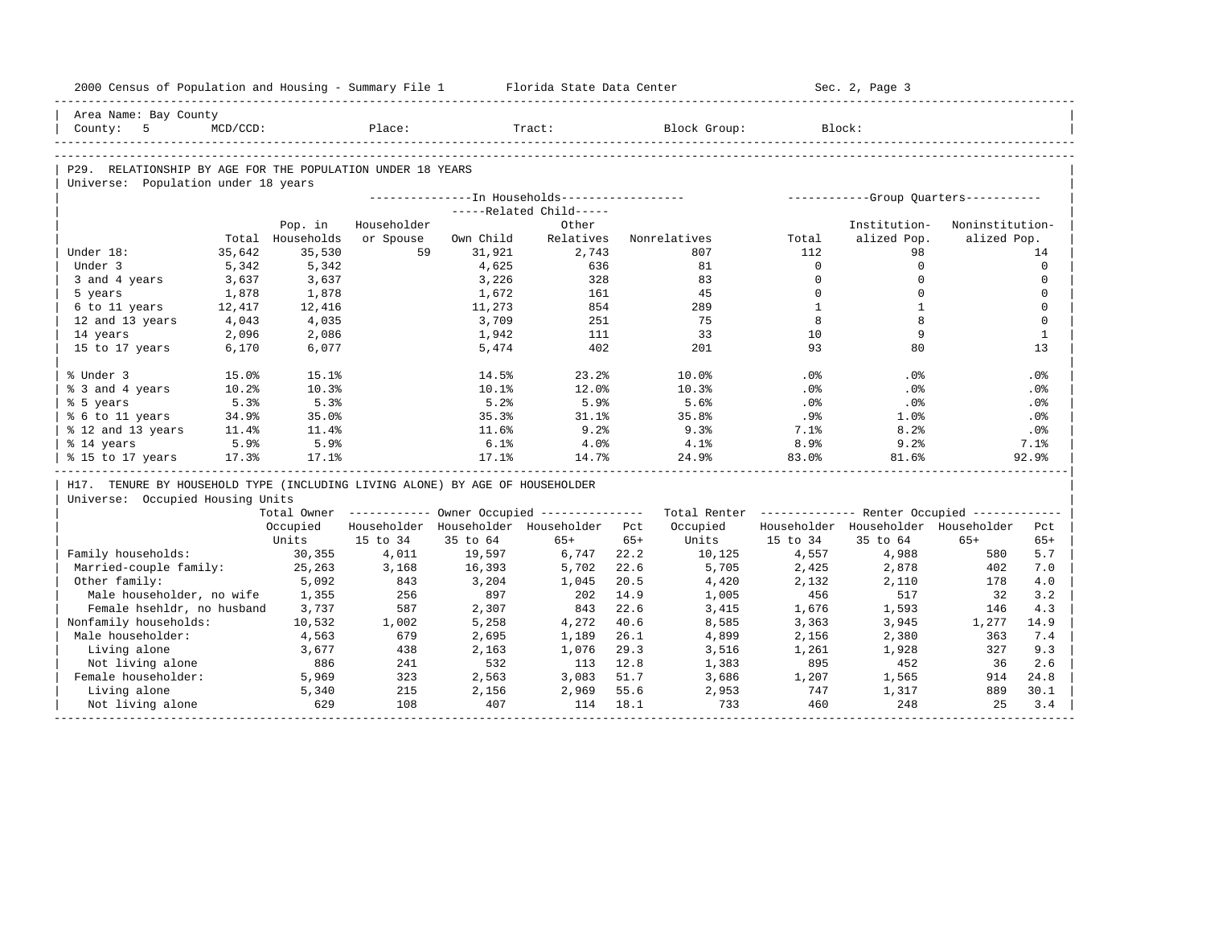Area Name: Bay County
County: 5 MCD/CCD: Place: Tract: Block Group: Block:

## P29. RELATIONSHIP BY AGE FOR THE POPULATION UNDER 18 YEARS

Universe: Population under 18 years

| | Total | Pop. in Households | In Households: Householder or Spouse | Related Child: Own Child | Related Child: Other Relatives | Nonrelatives | Group Quarters: Total | Institutionalized Pop. | Noninstitutionalized Pop. |
|---|---|---|---|---|---|---|---|---|---|
| Under 18: | 35,642 | 35,530 | 59 | 31,921 | 2,743 | 807 | 112 | 98 | 14 |
| Under 3 | 5,342 | 5,342 | | 4,625 | 636 | 81 | 0 | 0 | 0 |
| 3 and 4 years | 3,637 | 3,637 | | 3,226 | 328 | 83 | 0 | 0 | 0 |
| 5 years | 1,878 | 1,878 | | 1,672 | 161 | 45 | 0 | 0 | 0 |
| 6 to 11 years | 12,417 | 12,416 | | 11,273 | 854 | 289 | 1 | 1 | 0 |
| 12 and 13 years | 4,043 | 4,035 | | 3,709 | 251 | 75 | 8 | 8 | 0 |
| 14 years | 2,096 | 2,086 | | 1,942 | 111 | 33 | 10 | 9 | 1 |
| 15 to 17 years | 6,170 | 6,077 | | 5,474 | 402 | 201 | 93 | 80 | 13 |
| % Under 3 | 15.0% | 15.1% | | 14.5% | 23.2% | 10.0% | .0% | .0% | .0% |
| % 3 and 4 years | 10.2% | 10.3% | | 10.1% | 12.0% | 10.3% | .0% | .0% | .0% |
| % 5 years | 5.3% | 5.3% | | 5.2% | 5.9% | 5.6% | .0% | .0% | .0% |
| % 6 to 11 years | 34.9% | 35.0% | | 35.3% | 31.1% | 35.8% | .9% | 1.0% | .0% |
| % 12 and 13 years | 11.4% | 11.4% | | 11.6% | 9.2% | 9.3% | 7.1% | 8.2% | .0% |
| % 14 years | 5.9% | 5.9% | | 6.1% | 4.0% | 4.1% | 8.9% | 9.2% | 7.1% |
| % 15 to 17 years | 17.3% | 17.1% | | 17.1% | 14.7% | 24.9% | 83.0% | 81.6% | 92.9% |

## H17. TENURE BY HOUSEHOLD TYPE (INCLUDING LIVING ALONE) BY AGE OF HOUSEHOLDER

Universe: Occupied Housing Units

| | Total Owner Occupied Units | Owner Occupied: Householder 15 to 34 | Householder 35 to 64 | Householder 65+ | Pct 65+ | Total Renter Occupied Units | Renter Occupied: Householder 15 to 34 | Householder 35 to 64 | Householder 65+ | Pct 65+ |
|---|---|---|---|---|---|---|---|---|---|---|
| Family households: | 30,355 | 4,011 | 19,597 | 6,747 | 22.2 | 10,125 | 4,557 | 4,988 | 580 | 5.7 |
| Married-couple family: | 25,263 | 3,168 | 16,393 | 5,702 | 22.6 | 5,705 | 2,425 | 2,878 | 402 | 7.0 |
| Other family: | 5,092 | 843 | 3,204 | 1,045 | 20.5 | 4,420 | 2,132 | 2,110 | 178 | 4.0 |
| Male householder, no wife | 1,355 | 256 | 897 | 202 | 14.9 | 1,005 | 456 | 517 | 32 | 3.2 |
| Female hsehldr, no husband | 3,737 | 587 | 2,307 | 843 | 22.6 | 3,415 | 1,676 | 1,593 | 146 | 4.3 |
| Nonfamily households: | 10,532 | 1,002 | 5,258 | 4,272 | 40.6 | 8,585 | 3,363 | 3,945 | 1,277 | 14.9 |
| Male householder: | 4,563 | 679 | 2,695 | 1,189 | 26.1 | 4,899 | 2,156 | 2,380 | 363 | 7.4 |
| Living alone | 3,677 | 438 | 2,163 | 1,076 | 29.3 | 3,516 | 1,261 | 1,928 | 327 | 9.3 |
| Not living alone | 886 | 241 | 532 | 113 | 12.8 | 1,383 | 895 | 452 | 36 | 2.6 |
| Female householder: | 5,969 | 323 | 2,563 | 3,083 | 51.7 | 3,686 | 1,207 | 1,565 | 914 | 24.8 |
| Living alone | 5,340 | 215 | 2,156 | 2,969 | 55.6 | 2,953 | 747 | 1,317 | 889 | 30.1 |
| Not living alone | 629 | 108 | 407 | 114 | 18.1 | 733 | 460 | 248 | 25 | 3.4 |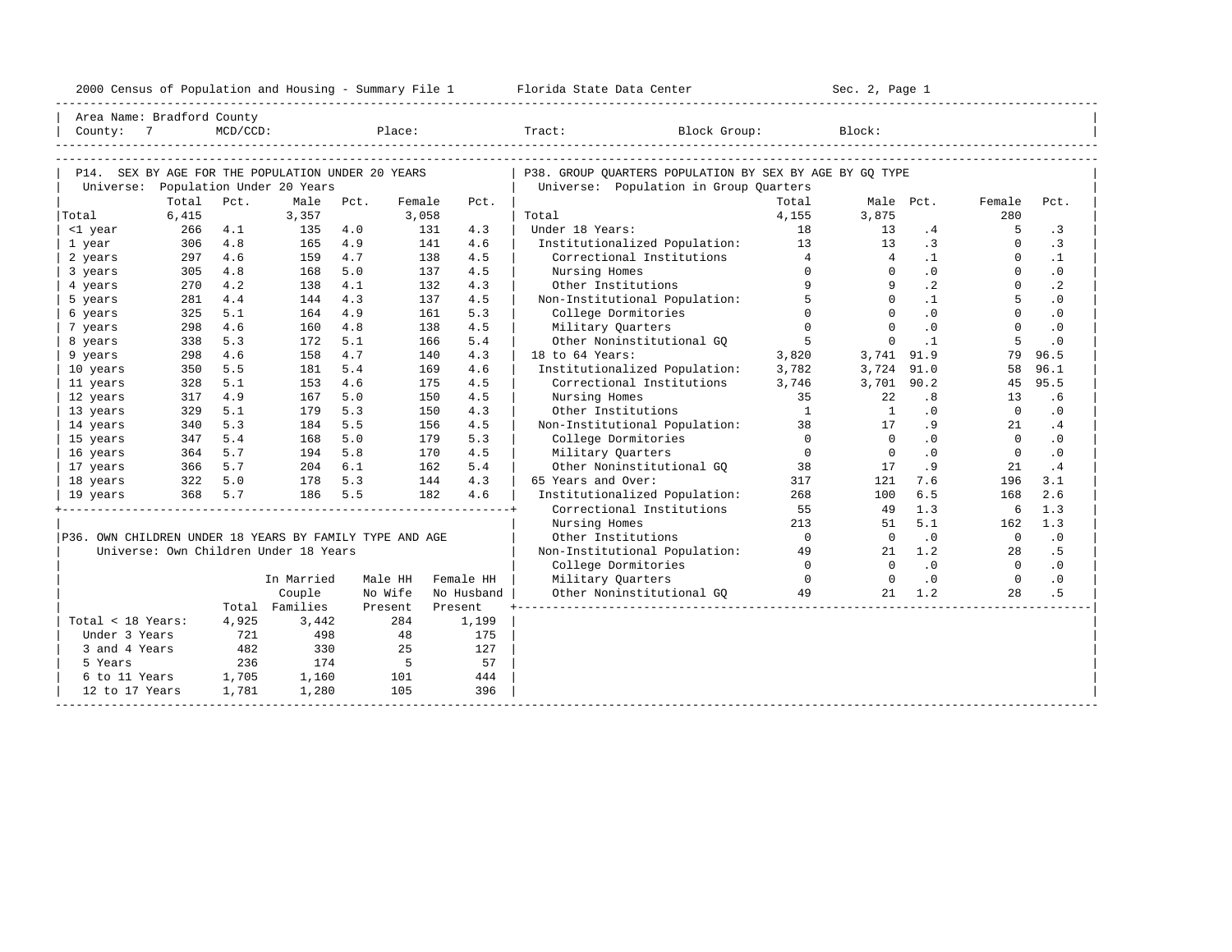2000 Census of Population and Housing - Summary File 1 — Florida State Data Center — Sec. 2, Page 1

Area Name: Bradford County
County: 7 MCD/CCD: Place: Tract: Block Group: Block:

## P14. SEX BY AGE FOR THE POPULATION UNDER 20 YEARS

Universe: Population Under 20 Years

| | Total | Pct. | Male | Pct. | Female | Pct. |
|---|---|---|---|---|---|---|
| Total | 6,415 | | 3,357 | | 3,058 | |
| <1 year | 266 | 4.1 | 135 | 4.0 | 131 | 4.3 |
| 1 year | 306 | 4.8 | 165 | 4.9 | 141 | 4.6 |
| 2 years | 297 | 4.6 | 159 | 4.7 | 138 | 4.5 |
| 3 years | 305 | 4.8 | 168 | 5.0 | 137 | 4.5 |
| 4 years | 270 | 4.2 | 138 | 4.1 | 132 | 4.3 |
| 5 years | 281 | 4.4 | 144 | 4.3 | 137 | 4.5 |
| 6 years | 325 | 5.1 | 164 | 4.9 | 161 | 5.3 |
| 7 years | 298 | 4.6 | 160 | 4.8 | 138 | 4.5 |
| 8 years | 338 | 5.3 | 172 | 5.1 | 166 | 5.4 |
| 9 years | 298 | 4.6 | 158 | 4.7 | 140 | 4.3 |
| 10 years | 350 | 5.5 | 181 | 5.4 | 169 | 4.6 |
| 11 years | 328 | 5.1 | 153 | 4.6 | 175 | 4.5 |
| 12 years | 317 | 4.9 | 167 | 5.0 | 150 | 4.5 |
| 13 years | 329 | 5.1 | 179 | 5.3 | 150 | 4.3 |
| 14 years | 340 | 5.3 | 184 | 5.5 | 156 | 4.5 |
| 15 years | 347 | 5.4 | 168 | 5.0 | 179 | 5.3 |
| 16 years | 364 | 5.7 | 194 | 5.8 | 170 | 4.5 |
| 17 years | 366 | 5.7 | 204 | 6.1 | 162 | 5.4 |
| 18 years | 322 | 5.0 | 178 | 5.3 | 144 | 4.3 |
| 19 years | 368 | 5.7 | 186 | 5.5 | 182 | 4.6 |

## P36. OWN CHILDREN UNDER 18 YEARS BY FAMILY TYPE AND AGE

Universe: Own Children Under 18 Years

| | Total | In Married Couple Families | Male HH No Wife Present | Female HH No Husband Present |
|---|---|---|---|---|
| Total < 18 Years: | 4,925 | 3,442 | 284 | 1,199 |
| Under 3 Years | 721 | 498 | 48 | 175 |
| 3 and 4 Years | 482 | 330 | 25 | 127 |
| 5 Years | 236 | 174 | 5 | 57 |
| 6 to 11 Years | 1,705 | 1,160 | 101 | 444 |
| 12 to 17 Years | 1,781 | 1,280 | 105 | 396 |

## P38. GROUP QUARTERS POPULATION BY SEX BY AGE BY GQ TYPE

Universe: Population in Group Quarters

| | Total | Male | Pct. | Female | Pct. |
|---|---|---|---|---|---|
| Total | 4,155 | 3,875 | | 280 | |
| Under 18 Years: | 18 | 13 | .4 | 5 | .3 |
| Institutionalized Population: | 13 | 13 | .3 | 0 | .3 |
| Correctional Institutions | 4 | 4 | .1 | 0 | .1 |
| Nursing Homes | 0 | 0 | .0 | 0 | .0 |
| Other Institutions | 9 | 9 | .2 | 0 | .2 |
| Non-Institutional Population: | 5 | 0 | .1 | 5 | .0 |
| College Dormitories | 0 | 0 | .0 | 0 | .0 |
| Military Quarters | 0 | 0 | .0 | 0 | .0 |
| Other Noninstitutional GQ | 5 | 0 | .1 | 5 | .0 |
| 18 to 64 Years: | 3,820 | 3,741 | 91.9 | 79 | 96.5 |
| Institutionalized Population: | 3,782 | 3,724 | 91.0 | 58 | 96.1 |
| Correctional Institutions | 3,746 | 3,701 | 90.2 | 45 | 95.5 |
| Nursing Homes | 35 | 22 | .8 | 13 | .6 |
| Other Institutions | 1 | 1 | .0 | 0 | .0 |
| Non-Institutional Population: | 38 | 17 | .9 | 21 | .4 |
| College Dormitories | 0 | 0 | .0 | 0 | .0 |
| Military Quarters | 0 | 0 | .0 | 0 | .0 |
| Other Noninstitutional GQ | 38 | 17 | .9 | 21 | .4 |
| 65 Years and Over: | 317 | 121 | 7.6 | 196 | 3.1 |
| Institutionalized Population: | 268 | 100 | 6.5 | 168 | 2.6 |
| Correctional Institutions | 55 | 49 | 1.3 | 6 | 1.3 |
| Nursing Homes | 213 | 51 | 5.1 | 162 | 1.3 |
| Other Institutions | 0 | 0 | .0 | 0 | .0 |
| Non-Institutional Population: | 49 | 21 | 1.2 | 28 | .5 |
| College Dormitories | 0 | 0 | .0 | 0 | .0 |
| Military Quarters | 0 | 0 | .0 | 0 | .0 |
| Other Noninstitutional GQ | 49 | 21 | 1.2 | 28 | .5 |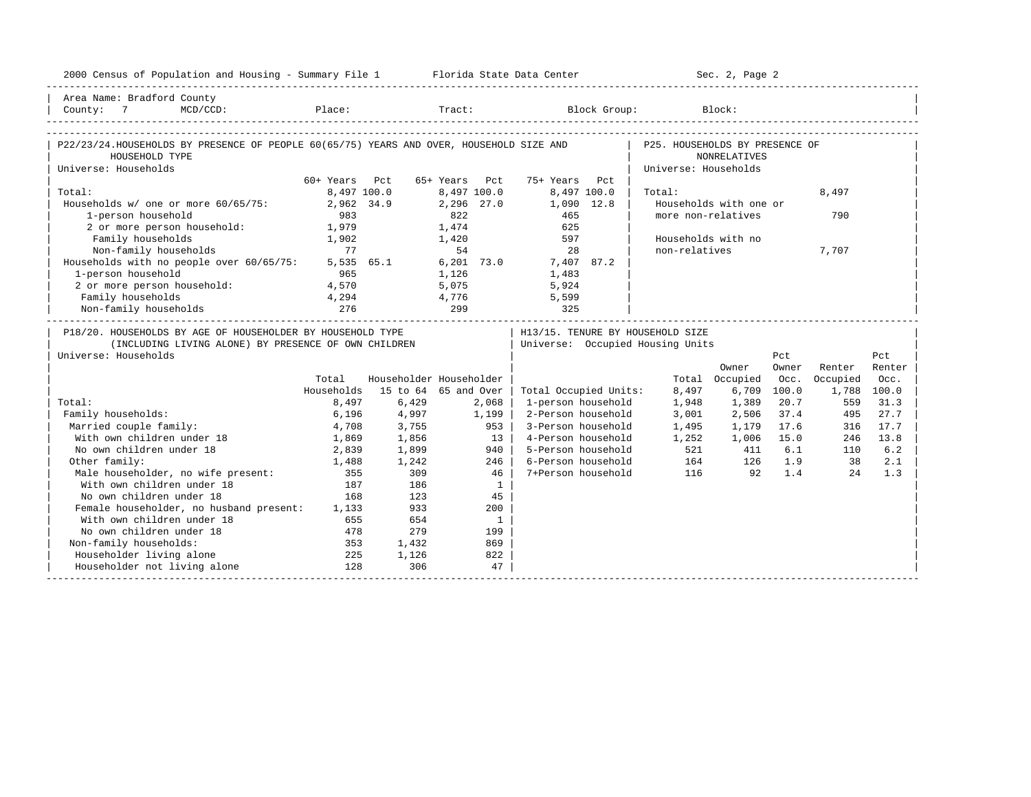Area Name: Bradford County
County: 7 MCD/CCD: Place: Tract: Block Group: Block:

## P22/23/24. HOUSEHOLDS BY PRESENCE OF PEOPLE 60(65/75) YEARS AND OVER, HOUSEHOLD SIZE AND HOUSEHOLD TYPE

Universe: Households

| | 60+ Years | Pct | 65+ Years | Pct | 75+ Years | Pct |
|---|---|---|---|---|---|---|
| Total: | 8,497 | 100.0 | 8,497 | 100.0 | 8,497 | 100.0 |
| Households w/ one or more 60/65/75: | 2,962 | 34.9 | 2,296 | 27.0 | 1,090 | 12.8 |
| 1-person household | 983 | | 822 | | 465 | |
| 2 or more person household: | 1,979 | | 1,474 | | 625 | |
| Family households | 1,902 | | 1,420 | | 597 | |
| Non-family households | 77 | | 54 | | 28 | |
| Households with no people over 60/65/75: | 5,535 | 65.1 | 6,201 | 73.0 | 7,407 | 87.2 |
| 1-person household | 965 | | 1,126 | | 1,483 | |
| 2 or more person household: | 4,570 | | 5,075 | | 5,924 | |
| Family households | 4,294 | | 4,776 | | 5,599 | |
| Non-family households | 276 | | 299 | | 325 | |

## P25. HOUSEHOLDS BY PRESENCE OF NONRELATIVES

Universe: Households

| | |
|---|---|
| Total: | 8,497 |
| Households with one or more non-relatives | 790 |
| Households with no non-relatives | 7,707 |

## P18/20. HOUSEHOLDS BY AGE OF HOUSEHOLDER BY HOUSEHOLD TYPE (INCLUDING LIVING ALONE) BY PRESENCE OF OWN CHILDREN

Universe: Households

| | Total Households | Householder 15 to 64 | Householder 65 and Over |
|---|---|---|---|
| Total: | 8,497 | 6,429 | 2,068 |
| Family households: | 6,196 | 4,997 | 1,199 |
| Married couple family: | 4,708 | 3,755 | 953 |
| With own children under 18 | 1,869 | 1,856 | 13 |
| No own children under 18 | 2,839 | 1,899 | 940 |
| Other family: | 1,488 | 1,242 | 246 |
| Male householder, no wife present: | 355 | 309 | 46 |
| With own children under 18 | 187 | 186 | 1 |
| No own children under 18 | 168 | 123 | 45 |
| Female householder, no husband present: | 1,133 | 933 | 200 |
| With own children under 18 | 655 | 654 | 1 |
| No own children under 18 | 478 | 279 | 199 |
| Non-family households: | 353 | 1,432 | 869 |
| Householder living alone | 225 | 1,126 | 822 |
| Householder not living alone | 128 | 306 | 47 |

## H13/15. TENURE BY HOUSEHOLD SIZE

Universe: Occupied Housing Units

| | Total | Owner Occupied | Pct Owner Occ. | Renter Occupied | Pct Renter Occ. |
|---|---|---|---|---|---|
| Total Occupied Units: | 8,497 | 6,709 | 100.0 | 1,788 | 100.0 |
| 1-person household | 1,948 | 1,389 | 20.7 | 559 | 31.3 |
| 2-Person household | 3,001 | 2,506 | 37.4 | 495 | 27.7 |
| 3-Person household | 1,495 | 1,179 | 17.6 | 316 | 17.7 |
| 4-Person household | 1,252 | 1,006 | 15.0 | 246 | 13.8 |
| 5-Person household | 521 | 411 | 6.1 | 110 | 6.2 |
| 6-Person household | 164 | 126 | 1.9 | 38 | 2.1 |
| 7+Person household | 116 | 92 | 1.4 | 24 | 1.3 |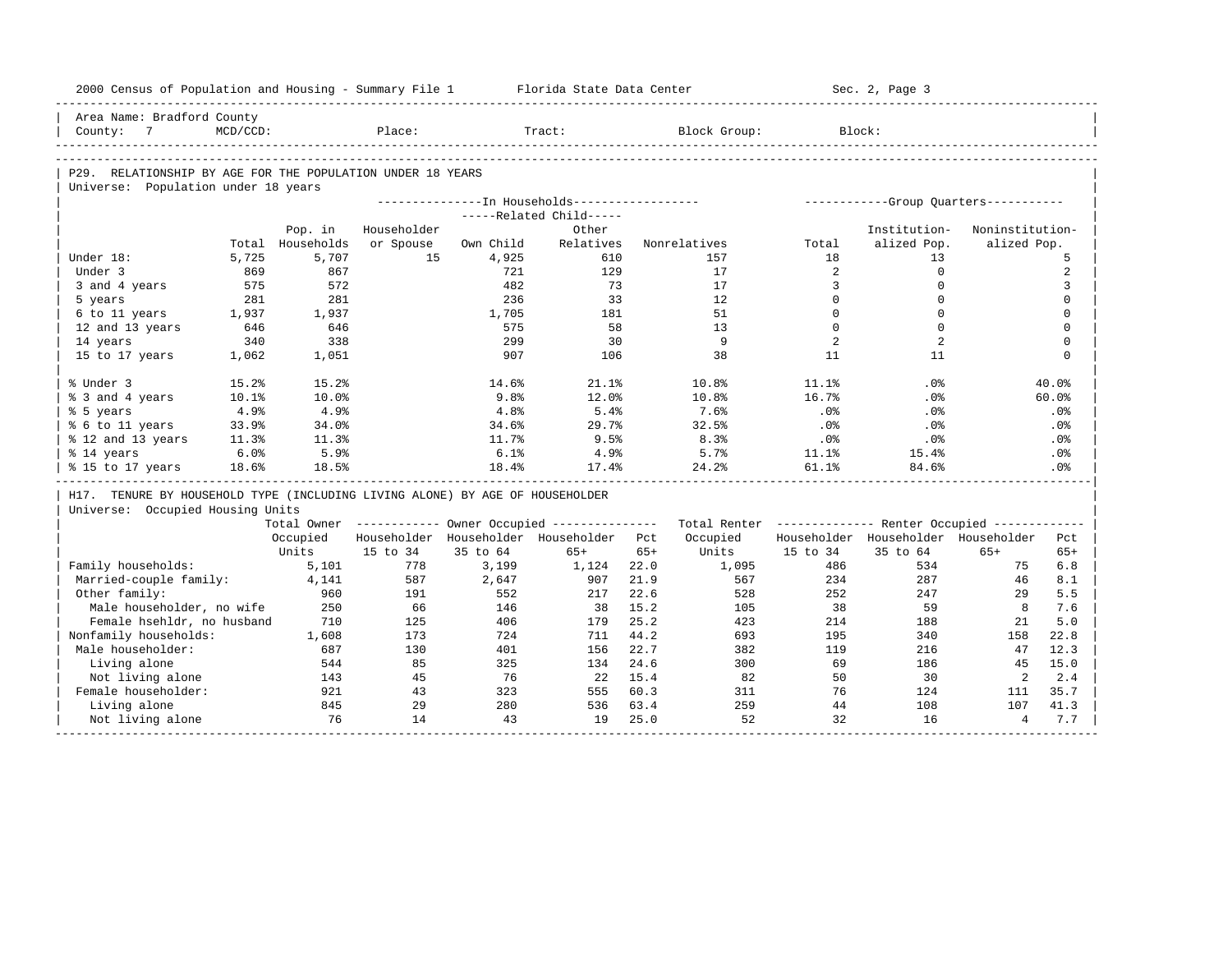Area Name: Bradford County
County: 7 MCD/CCD: Place: Tract: Block Group: Block:

## P29. RELATIONSHIP BY AGE FOR THE POPULATION UNDER 18 YEARS

Universe: Population under 18 years

| | Total | Pop. in Households | In Households: Householder or Spouse | Related Child: Own Child | Related Child: Other Relatives | Nonrelatives | Group Quarters: Total | Institutionalized Pop. | Noninstitutionalized Pop. |
|---|---|---|---|---|---|---|---|---|---|
| Under 18: | 5,725 | 5,707 | 15 | 4,925 | 610 | 157 | 18 | 13 | 5 |
| Under 3 | 869 | 867 | | 721 | 129 | 17 | 2 | 0 | 2 |
| 3 and 4 years | 575 | 572 | | 482 | 73 | 17 | 3 | 0 | 3 |
| 5 years | 281 | 281 | | 236 | 33 | 12 | 0 | 0 | 0 |
| 6 to 11 years | 1,937 | 1,937 | | 1,705 | 181 | 51 | 0 | 0 | 0 |
| 12 and 13 years | 646 | 646 | | 575 | 58 | 13 | 0 | 0 | 0 |
| 14 years | 340 | 338 | | 299 | 30 | 9 | 2 | 2 | 0 |
| 15 to 17 years | 1,062 | 1,051 | | 907 | 106 | 38 | 11 | 11 | 0 |
| % Under 3 | 15.2% | 15.2% | | 14.6% | 21.1% | 10.8% | 11.1% | .0% | 40.0% |
| % 3 and 4 years | 10.1% | 10.0% | | 9.8% | 12.0% | 10.8% | 16.7% | .0% | 60.0% |
| % 5 years | 4.9% | 4.9% | | 4.8% | 5.4% | 7.6% | .0% | .0% | .0% |
| % 6 to 11 years | 33.9% | 34.0% | | 34.6% | 29.7% | 32.5% | .0% | .0% | .0% |
| % 12 and 13 years | 11.3% | 11.3% | | 11.7% | 9.5% | 8.3% | .0% | .0% | .0% |
| % 14 years | 6.0% | 5.9% | | 6.1% | 4.9% | 5.7% | 11.1% | 15.4% | .0% |
| % 15 to 17 years | 18.6% | 18.5% | | 18.4% | 17.4% | 24.2% | 61.1% | 84.6% | .0% |

## H17. TENURE BY HOUSEHOLD TYPE (INCLUDING LIVING ALONE) BY AGE OF HOUSEHOLDER

Universe: Occupied Housing Units

| | Total Owner Occupied Units | Owner: Householder 15 to 34 | Owner: Householder 35 to 64 | Owner: Householder 65+ | Pct 65+ | Total Renter Occupied Units | Renter: Householder 15 to 34 | Renter: Householder 35 to 64 | Renter: Householder 65+ | Pct 65+ |
|---|---|---|---|---|---|---|---|---|---|---|
| Family households: | 5,101 | 778 | 3,199 | 1,124 | 22.0 | 1,095 | 486 | 534 | 75 | 6.8 |
| Married-couple family: | 4,141 | 587 | 2,647 | 907 | 21.9 | 567 | 234 | 287 | 46 | 8.1 |
| Other family: | 960 | 191 | 552 | 217 | 22.6 | 528 | 252 | 247 | 29 | 5.5 |
| Male householder, no wife | 250 | 66 | 146 | 38 | 15.2 | 105 | 38 | 59 | 8 | 7.6 |
| Female hsehldr, no husband | 710 | 125 | 406 | 179 | 25.2 | 423 | 214 | 188 | 21 | 5.0 |
| Nonfamily households: | 1,608 | 173 | 724 | 711 | 44.2 | 693 | 195 | 340 | 158 | 22.8 |
| Male householder: | 687 | 130 | 401 | 156 | 22.7 | 382 | 119 | 216 | 47 | 12.3 |
| Living alone | 544 | 85 | 325 | 134 | 24.6 | 300 | 69 | 186 | 45 | 15.0 |
| Not living alone | 143 | 45 | 76 | 22 | 15.4 | 82 | 50 | 30 | 2 | 2.4 |
| Female householder: | 921 | 43 | 323 | 555 | 60.3 | 311 | 76 | 124 | 111 | 35.7 |
| Living alone | 845 | 29 | 280 | 536 | 63.4 | 259 | 44 | 108 | 107 | 41.3 |
| Not living alone | 76 | 14 | 43 | 19 | 25.0 | 52 | 32 | 16 | 4 | 7.7 |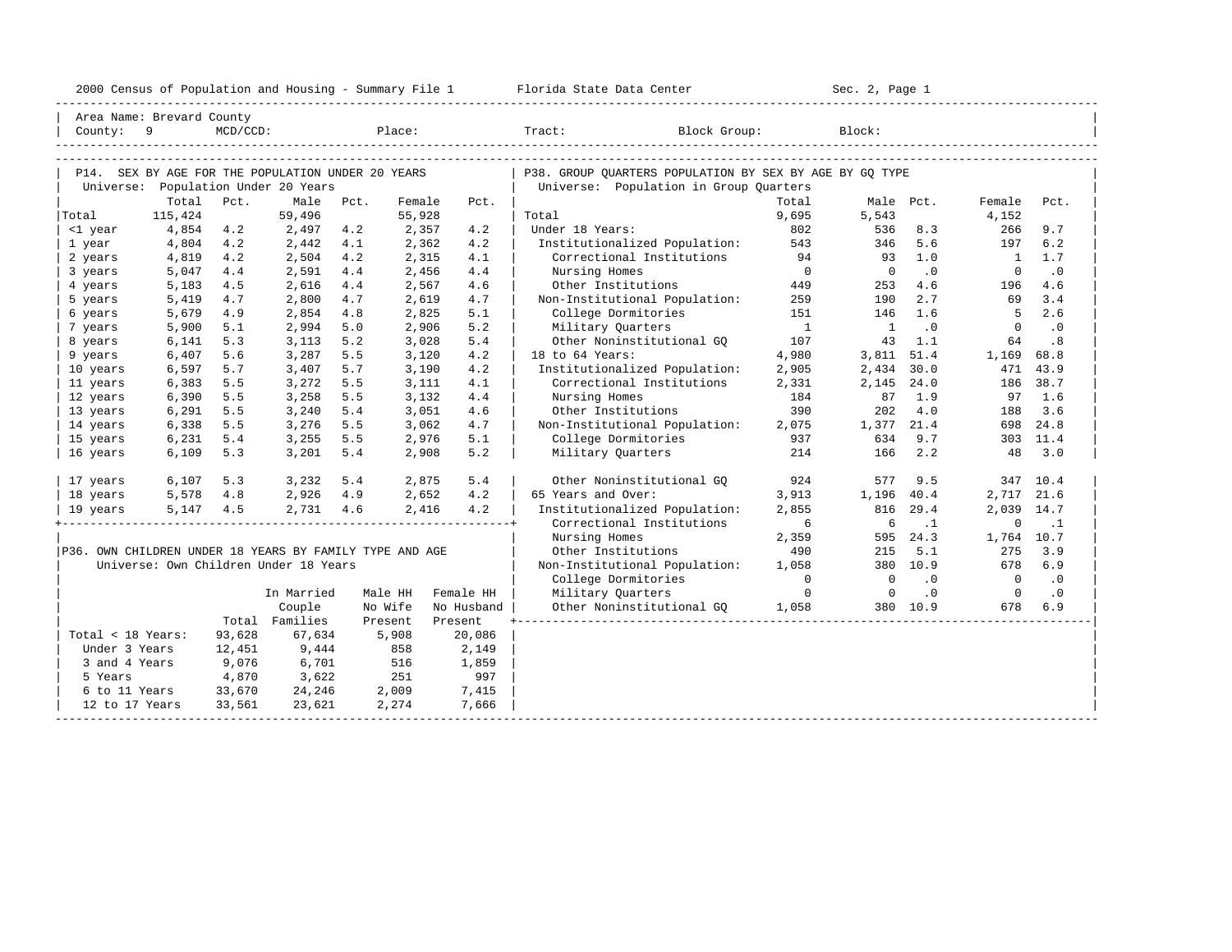Area Name: Brevard County
County: 9 MCD/CCD: Place: Tract: Block Group: Block:

## P14. SEX BY AGE FOR THE POPULATION UNDER 20 YEARS

Universe: Population Under 20 Years

| | Total | Pct. | Male | Pct. | Female | Pct. |
|---|---|---|---|---|---|---|
| Total | 115,424 | | 59,496 | | 55,928 | |
| <1 year | 4,854 | 4.2 | 2,497 | 4.2 | 2,357 | 4.2 |
| 1 year | 4,804 | 4.2 | 2,442 | 4.1 | 2,362 | 4.2 |
| 2 years | 4,819 | 4.2 | 2,504 | 4.2 | 2,315 | 4.1 |
| 3 years | 5,047 | 4.4 | 2,591 | 4.4 | 2,456 | 4.4 |
| 4 years | 5,183 | 4.5 | 2,616 | 4.4 | 2,567 | 4.6 |
| 5 years | 5,419 | 4.7 | 2,800 | 4.7 | 2,619 | 4.7 |
| 6 years | 5,679 | 4.9 | 2,854 | 4.8 | 2,825 | 5.1 |
| 7 years | 5,900 | 5.1 | 2,994 | 5.0 | 2,906 | 5.2 |
| 8 years | 6,141 | 5.3 | 3,113 | 5.2 | 3,028 | 5.4 |
| 9 years | 6,407 | 5.6 | 3,287 | 5.5 | 3,120 | 4.2 |
| 10 years | 6,597 | 5.7 | 3,407 | 5.7 | 3,190 | 4.2 |
| 11 years | 6,383 | 5.5 | 3,272 | 5.5 | 3,111 | 4.1 |
| 12 years | 6,390 | 5.5 | 3,258 | 5.5 | 3,132 | 4.4 |
| 13 years | 6,291 | 5.5 | 3,240 | 5.4 | 3,051 | 4.6 |
| 14 years | 6,338 | 5.5 | 3,276 | 5.5 | 3,062 | 4.7 |
| 15 years | 6,231 | 5.4 | 3,255 | 5.5 | 2,976 | 5.1 |
| 16 years | 6,109 | 5.3 | 3,201 | 5.4 | 2,908 | 5.2 |
| 17 years | 6,107 | 5.3 | 3,232 | 5.4 | 2,875 | 5.4 |
| 18 years | 5,578 | 4.8 | 2,926 | 4.9 | 2,652 | 4.2 |
| 19 years | 5,147 | 4.5 | 2,731 | 4.6 | 2,416 | 4.2 |

## P36. OWN CHILDREN UNDER 18 YEARS BY FAMILY TYPE AND AGE

Universe: Own Children Under 18 Years

| | Total | In Married Couple Families | Male HH No Wife Present | Female HH No Husband Present |
|---|---|---|---|---|
| Total < 18 Years: | 93,628 | 67,634 | 5,908 | 20,086 |
| Under 3 Years | 12,451 | 9,444 | 858 | 2,149 |
| 3 and 4 Years | 9,076 | 6,701 | 516 | 1,859 |
| 5 Years | 4,870 | 3,622 | 251 | 997 |
| 6 to 11 Years | 33,670 | 24,246 | 2,009 | 7,415 |
| 12 to 17 Years | 33,561 | 23,621 | 2,274 | 7,666 |

## P38. GROUP QUARTERS POPULATION BY SEX BY AGE BY GQ TYPE

Universe: Population in Group Quarters

| | Total | Male | Pct. | Female | Pct. |
|---|---|---|---|---|---|
| Total | 9,695 | 5,543 | | 4,152 | |
| Under 18 Years: | 802 | 536 | 8.3 | 266 | 9.7 |
| Institutionalized Population: | 543 | 346 | 5.6 | 197 | 6.2 |
| Correctional Institutions | 94 | 93 | 1.0 | 1 | 1.7 |
| Nursing Homes | 0 | 0 | .0 | 0 | .0 |
| Other Institutions | 449 | 253 | 4.6 | 196 | 4.6 |
| Non-Institutional Population: | 259 | 190 | 2.7 | 69 | 3.4 |
| College Dormitories | 151 | 146 | 1.6 | 5 | 2.6 |
| Military Quarters | 1 | 1 | .0 | 0 | .0 |
| Other Noninstitutional GQ | 107 | 43 | 1.1 | 64 | .8 |
| 18 to 64 Years: | 4,980 | 3,811 | 51.4 | 1,169 | 68.8 |
| Institutionalized Population: | 2,905 | 2,434 | 30.0 | 471 | 43.9 |
| Correctional Institutions | 2,331 | 2,145 | 24.0 | 186 | 38.7 |
| Nursing Homes | 184 | 87 | 1.9 | 97 | 1.6 |
| Other Institutions | 390 | 202 | 4.0 | 188 | 3.6 |
| Non-Institutional Population: | 2,075 | 1,377 | 21.4 | 698 | 24.8 |
| College Dormitories | 937 | 634 | 9.7 | 303 | 11.4 |
| Military Quarters | 214 | 166 | 2.2 | 48 | 3.0 |
| Other Noninstitutional GQ | 924 | 577 | 9.5 | 347 | 10.4 |
| 65 Years and Over: | 3,913 | 1,196 | 40.4 | 2,717 | 21.6 |
| Institutionalized Population: | 2,855 | 816 | 29.4 | 2,039 | 14.7 |
| Correctional Institutions | 6 | 6 | .1 | 0 | .1 |
| Nursing Homes | 2,359 | 595 | 24.3 | 1,764 | 10.7 |
| Other Institutions | 490 | 215 | 5.1 | 275 | 3.9 |
| Non-Institutional Population: | 1,058 | 380 | 10.9 | 678 | 6.9 |
| College Dormitories | 0 | 0 | .0 | 0 | .0 |
| Military Quarters | 0 | 0 | .0 | 0 | .0 |
| Other Noninstitutional GQ | 1,058 | 380 | 10.9 | 678 | 6.9 |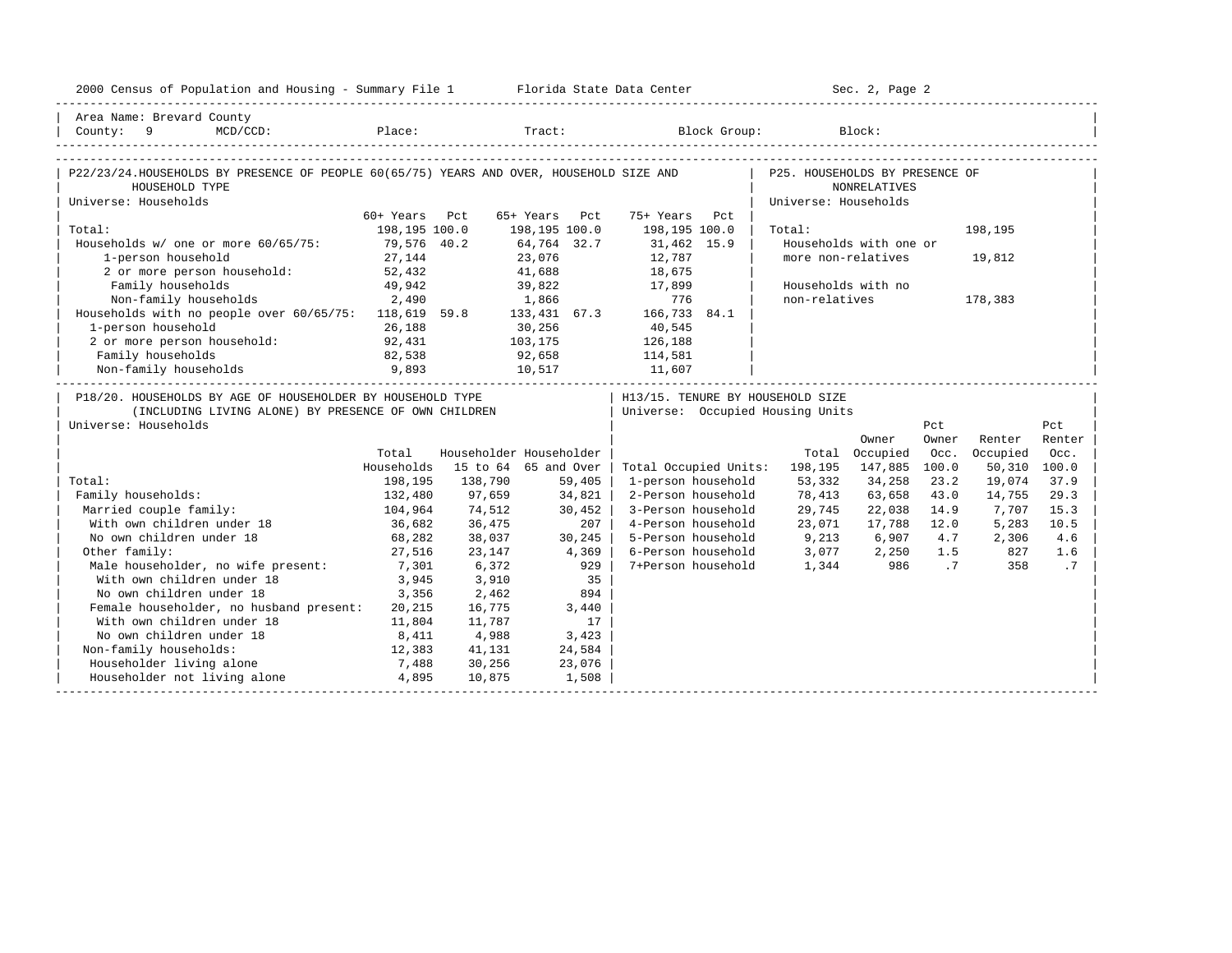Area Name: Brevard County
County: 9 MCD/CCD: Place: Tract: Block Group: Block:

## P22/23/24. HOUSEHOLDS BY PRESENCE OF PEOPLE 60(65/75) YEARS AND OVER, HOUSEHOLD SIZE AND HOUSEHOLD TYPE

Universe: Households

| | 60+ Years | Pct | 65+ Years | Pct | 75+ Years | Pct |
|---|---|---|---|---|---|---|
| Total: | 198,195 | 100.0 | 198,195 | 100.0 | 198,195 | 100.0 |
| Households w/ one or more 60/65/75: | 79,576 | 40.2 | 64,764 | 32.7 | 31,462 | 15.9 |
| 1-person household | 27,144 | | 23,076 | | 12,787 | |
| 2 or more person household: | 52,432 | | 41,688 | | 18,675 | |
| Family households | 49,942 | | 39,822 | | 17,899 | |
| Non-family households | 2,490 | | 1,866 | | 776 | |
| Households with no people over 60/65/75: | 118,619 | 59.8 | 133,431 | 67.3 | 166,733 | 84.1 |
| 1-person household | 26,188 | | 30,256 | | 40,545 | |
| 2 or more person household: | 92,431 | | 103,175 | | 126,188 | |
| Family households | 82,538 | | 92,658 | | 114,581 | |
| Non-family households | 9,893 | | 10,517 | | 11,607 | |

## P25. HOUSEHOLDS BY PRESENCE OF NONRELATIVES

Universe: Households

| | |
|---|---|
| Total: | 198,195 |
| Households with one or more non-relatives | 19,812 |
| Households with no non-relatives | 178,383 |

## P18/20. HOUSEHOLDS BY AGE OF HOUSEHOLDER BY HOUSEHOLD TYPE (INCLUDING LIVING ALONE) BY PRESENCE OF OWN CHILDREN

Universe: Households

| | Total Households | Householder 15 to 64 | Householder 65 and Over |
|---|---|---|---|
| Total: | 198,195 | 138,790 | 59,405 |
| Family households: | 132,480 | 97,659 | 34,821 |
| Married couple family: | 104,964 | 74,512 | 30,452 |
| With own children under 18 | 36,682 | 36,475 | 207 |
| No own children under 18 | 68,282 | 38,037 | 30,245 |
| Other family: | 27,516 | 23,147 | 4,369 |
| Male householder, no wife present: | 7,301 | 6,372 | 929 |
| With own children under 18 | 3,945 | 3,910 | 35 |
| No own children under 18 | 3,356 | 2,462 | 894 |
| Female householder, no husband present: | 20,215 | 16,775 | 3,440 |
| With own children under 18 | 11,804 | 11,787 | 17 |
| No own children under 18 | 8,411 | 4,988 | 3,423 |
| Non-family households: | 12,383 | 41,131 | 24,584 |
| Householder living alone | 7,488 | 30,256 | 23,076 |
| Householder not living alone | 4,895 | 10,875 | 1,508 |

## H13/15. TENURE BY HOUSEHOLD SIZE

Universe: Occupied Housing Units

| | Total | Owner Occupied | Pct Owner Occ. | Renter Occupied | Pct Renter Occ. |
|---|---|---|---|---|---|
| Total Occupied Units: | 198,195 | 147,885 | 100.0 | 50,310 | 100.0 |
| 1-person household | 53,332 | 34,258 | 23.2 | 19,074 | 37.9 |
| 2-Person household | 78,413 | 63,658 | 43.0 | 14,755 | 29.3 |
| 3-Person household | 29,745 | 22,038 | 14.9 | 7,707 | 15.3 |
| 4-Person household | 23,071 | 17,788 | 12.0 | 5,283 | 10.5 |
| 5-Person household | 9,213 | 6,907 | 4.7 | 2,306 | 4.6 |
| 6-Person household | 3,077 | 2,250 | 1.5 | 827 | 1.6 |
| 7+Person household | 1,344 | 986 | .7 | 358 | .7 |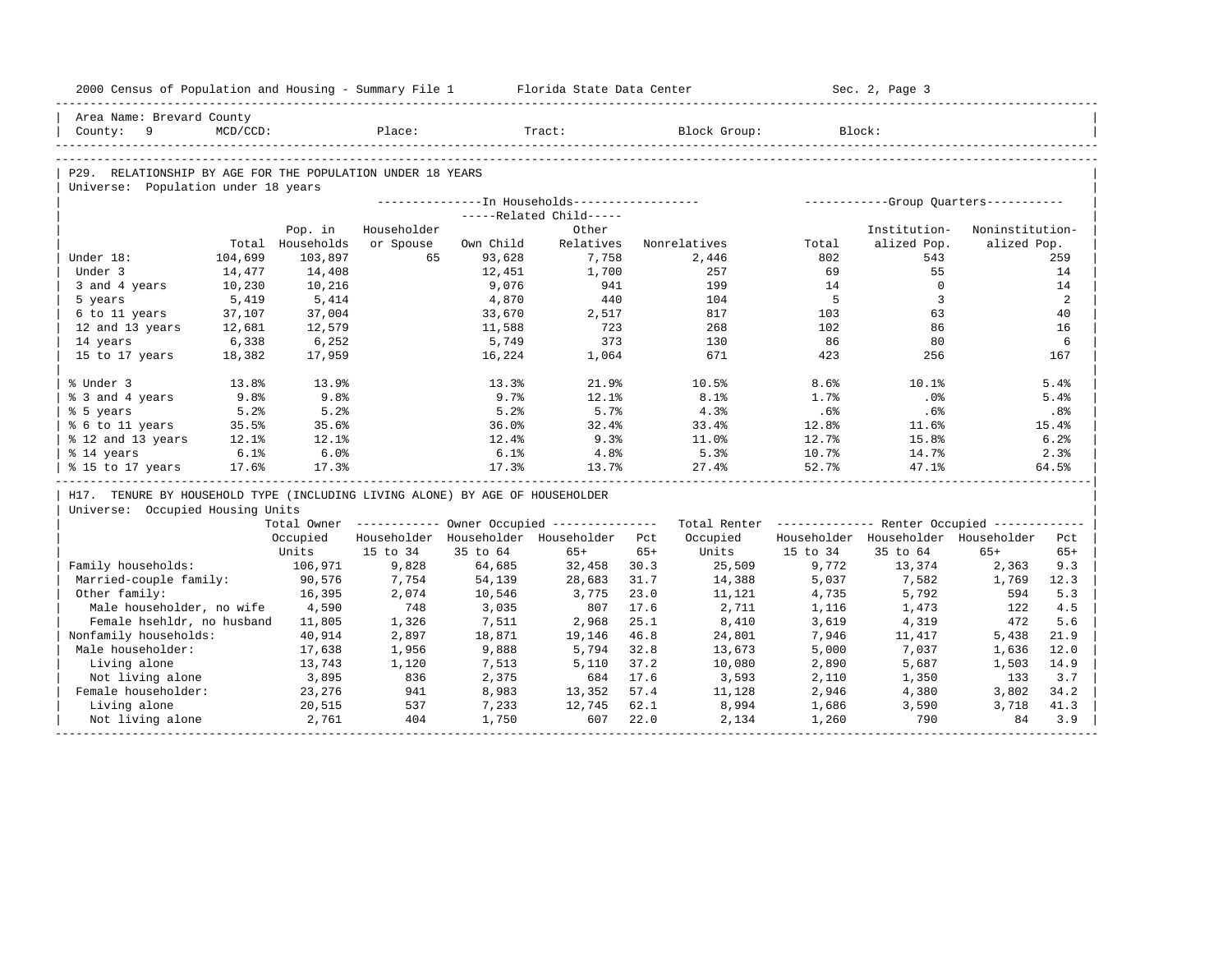2000 Census of Population and Housing - Summary File 1 Florida State Data Center Sec. 2, Page 3

Area Name: Brevard County
County: 9 MCD/CCD: Place: Tract: Block Group: Block:

## P29. RELATIONSHIP BY AGE FOR THE POPULATION UNDER 18 YEARS

Universe: Population under 18 years

| | | In Households | | | | | Group Quarters | | |
|---|---|---|---|---|---|---|---|---|---|
| | | | Related Child | | | | | | |
| | Total | Pop. in Households | Householder or Spouse | Own Child | Other Relatives | Nonrelatives | Total | Institutionalized Pop. | Noninstitutionalized Pop. |
| Under 18: | 104,699 | 103,897 | 65 | 93,628 | 7,758 | 2,446 | 802 | 543 | 259 |
| Under 3 | 14,477 | 14,408 | | 12,451 | 1,700 | 257 | 69 | 55 | 14 |
| 3 and 4 years | 10,230 | 10,216 | | 9,076 | 941 | 199 | 14 | 0 | 14 |
| 5 years | 5,419 | 5,414 | | 4,870 | 440 | 104 | 5 | 3 | 2 |
| 6 to 11 years | 37,107 | 37,004 | | 33,670 | 2,517 | 817 | 103 | 63 | 40 |
| 12 and 13 years | 12,681 | 12,579 | | 11,588 | 723 | 268 | 102 | 86 | 16 |
| 14 years | 6,338 | 6,252 | | 5,749 | 373 | 130 | 86 | 80 | 6 |
| 15 to 17 years | 18,382 | 17,959 | | 16,224 | 1,064 | 671 | 423 | 256 | 167 |
| % Under 3 | 13.8% | 13.9% | | 13.3% | 21.9% | 10.5% | 8.6% | 10.1% | 5.4% |
| % 3 and 4 years | 9.8% | 9.8% | | 9.7% | 12.1% | 8.1% | 1.7% | .0% | 5.4% |
| % 5 years | 5.2% | 5.2% | | 5.2% | 5.7% | 4.3% | .6% | .6% | .8% |
| % 6 to 11 years | 35.5% | 35.6% | | 36.0% | 32.4% | 33.4% | 12.8% | 11.6% | 15.4% |
| % 12 and 13 years | 12.1% | 12.1% | | 12.4% | 9.3% | 11.0% | 12.7% | 15.8% | 6.2% |
| % 14 years | 6.1% | 6.0% | | 6.1% | 4.8% | 5.3% | 10.7% | 14.7% | 2.3% |
| % 15 to 17 years | 17.6% | 17.3% | | 17.3% | 13.7% | 27.4% | 52.7% | 47.1% | 64.5% |

## H17. TENURE BY HOUSEHOLD TYPE (INCLUDING LIVING ALONE) BY AGE OF HOUSEHOLDER

Universe: Occupied Housing Units

| | Total Owner Occupied Units | Owner Occupied | | | | Total Renter Occupied Units | Renter Occupied | | | |
|---|---|---|---|---|---|---|---|---|---|---|
| | | Householder 15 to 34 | Householder 35 to 64 | Householder 65+ | Pct 65+ | | Householder 15 to 34 | Householder 35 to 64 | Householder 65+ | Pct 65+ |
| Family households: | 106,971 | 9,828 | 64,685 | 32,458 | 30.3 | 25,509 | 9,772 | 13,374 | 2,363 | 9.3 |
| Married-couple family: | 90,576 | 7,754 | 54,139 | 28,683 | 31.7 | 14,388 | 5,037 | 7,582 | 1,769 | 12.3 |
| Other family: | 16,395 | 2,074 | 10,546 | 3,775 | 23.0 | 11,121 | 4,735 | 5,792 | 594 | 5.3 |
| Male householder, no wife | 4,590 | 748 | 3,035 | 807 | 17.6 | 2,711 | 1,116 | 1,473 | 122 | 4.5 |
| Female hsehldr, no husband | 11,805 | 1,326 | 7,511 | 2,968 | 25.1 | 8,410 | 3,619 | 4,319 | 472 | 5.6 |
| Nonfamily households: | 40,914 | 2,897 | 18,871 | 19,146 | 46.8 | 24,801 | 7,946 | 11,417 | 5,438 | 21.9 |
| Male householder: | 17,638 | 1,956 | 9,888 | 5,794 | 32.8 | 13,673 | 5,000 | 7,037 | 1,636 | 12.0 |
| Living alone | 13,743 | 1,120 | 7,513 | 5,110 | 37.2 | 10,080 | 2,890 | 5,687 | 1,503 | 14.9 |
| Not living alone | 3,895 | 836 | 2,375 | 684 | 17.6 | 3,593 | 2,110 | 1,350 | 133 | 3.7 |
| Female householder: | 23,276 | 941 | 8,983 | 13,352 | 57.4 | 11,128 | 2,946 | 4,380 | 3,802 | 34.2 |
| Living alone | 20,515 | 537 | 7,233 | 12,745 | 62.1 | 8,994 | 1,686 | 3,590 | 3,718 | 41.3 |
| Not living alone | 2,761 | 404 | 1,750 | 607 | 22.0 | 2,134 | 1,260 | 790 | 84 | 3.9 |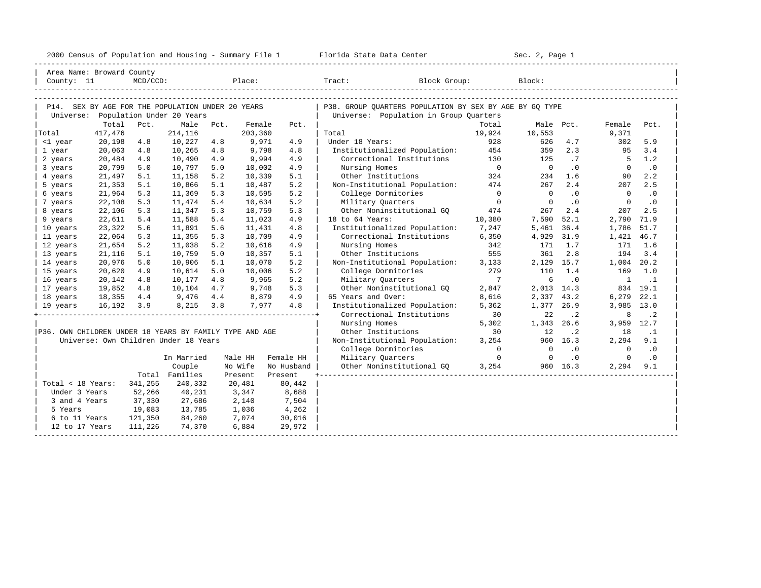Area Name: Broward County
County: 11 MCD/CCD: Place: Tract: Block Group: Block:

## P14. SEX BY AGE FOR THE POPULATION UNDER 20 YEARS

Universe: Population Under 20 Years

| | Total | Pct. | Male | Pct. | Female | Pct. |
|---|---|---|---|---|---|---|
| Total | 417,476 | | 214,116 | | 203,360 | |
| <1 year | 20,198 | 4.8 | 10,227 | 4.8 | 9,971 | 4.9 |
| 1 year | 20,063 | 4.8 | 10,265 | 4.8 | 9,798 | 4.8 |
| 2 years | 20,484 | 4.9 | 10,490 | 4.9 | 9,994 | 4.9 |
| 3 years | 20,799 | 5.0 | 10,797 | 5.0 | 10,002 | 4.9 |
| 4 years | 21,497 | 5.1 | 11,158 | 5.2 | 10,339 | 5.1 |
| 5 years | 21,353 | 5.1 | 10,866 | 5.1 | 10,487 | 5.2 |
| 6 years | 21,964 | 5.3 | 11,369 | 5.3 | 10,595 | 5.2 |
| 7 years | 22,108 | 5.3 | 11,474 | 5.4 | 10,634 | 5.2 |
| 8 years | 22,106 | 5.3 | 11,347 | 5.3 | 10,759 | 5.3 |
| 9 years | 22,611 | 5.4 | 11,588 | 5.4 | 11,023 | 4.9 |
| 10 years | 23,322 | 5.6 | 11,891 | 5.6 | 11,431 | 4.8 |
| 11 years | 22,064 | 5.3 | 11,355 | 5.3 | 10,709 | 4.9 |
| 12 years | 21,654 | 5.2 | 11,038 | 5.2 | 10,616 | 4.9 |
| 13 years | 21,116 | 5.1 | 10,759 | 5.0 | 10,357 | 5.1 |
| 14 years | 20,976 | 5.0 | 10,906 | 5.1 | 10,070 | 5.2 |
| 15 years | 20,620 | 4.9 | 10,614 | 5.0 | 10,006 | 5.2 |
| 16 years | 20,142 | 4.8 | 10,177 | 4.8 | 9,965 | 5.2 |
| 17 years | 19,852 | 4.8 | 10,104 | 4.7 | 9,748 | 5.3 |
| 18 years | 18,355 | 4.4 | 9,476 | 4.4 | 8,879 | 4.9 |
| 19 years | 16,192 | 3.9 | 8,215 | 3.8 | 7,977 | 4.8 |

## P36. OWN CHILDREN UNDER 18 YEARS BY FAMILY TYPE AND AGE

Universe: Own Children Under 18 Years

| | Total | In Married Couple Families | Male HH No Wife Present | Female HH No Husband Present |
|---|---|---|---|---|
| Total < 18 Years: | 341,255 | 240,332 | 20,481 | 80,442 |
| Under 3 Years | 52,266 | 40,231 | 3,347 | 8,688 |
| 3 and 4 Years | 37,330 | 27,686 | 2,140 | 7,504 |
| 5 Years | 19,083 | 13,785 | 1,036 | 4,262 |
| 6 to 11 Years | 121,350 | 84,260 | 7,074 | 30,016 |
| 12 to 17 Years | 111,226 | 74,370 | 6,884 | 29,972 |

## P38. GROUP QUARTERS POPULATION BY SEX BY AGE BY GQ TYPE

Universe: Population in Group Quarters

| | Total | Male | Pct. | Female | Pct. |
|---|---|---|---|---|---|
| Total | 19,924 | 10,553 | | 9,371 | |
| Under 18 Years: | 928 | 626 | 4.7 | 302 | 5.9 |
| Institutionalized Population: | 454 | 359 | 2.3 | 95 | 3.4 |
| Correctional Institutions | 130 | 125 | .7 | 5 | 1.2 |
| Nursing Homes | 0 | 0 | .0 | 0 | .0 |
| Other Institutions | 324 | 234 | 1.6 | 90 | 2.2 |
| Non-Institutional Population: | 474 | 267 | 2.4 | 207 | 2.5 |
| College Dormitories | 0 | 0 | .0 | 0 | .0 |
| Military Quarters | 0 | 0 | .0 | 0 | .0 |
| Other Noninstitutional GQ | 474 | 267 | 2.4 | 207 | 2.5 |
| 18 to 64 Years: | 10,380 | 7,590 | 52.1 | 2,790 | 71.9 |
| Institutionalized Population: | 7,247 | 5,461 | 36.4 | 1,786 | 51.7 |
| Correctional Institutions | 6,350 | 4,929 | 31.9 | 1,421 | 46.7 |
| Nursing Homes | 342 | 171 | 1.7 | 171 | 1.6 |
| Other Institutions | 555 | 361 | 2.8 | 194 | 3.4 |
| Non-Institutional Population: | 3,133 | 2,129 | 15.7 | 1,004 | 20.2 |
| College Dormitories | 279 | 110 | 1.4 | 169 | 1.0 |
| Military Quarters | 7 | 6 | .0 | 1 | .1 |
| Other Noninstitutional GQ | 2,847 | 2,013 | 14.3 | 834 | 19.1 |
| 65 Years and Over: | 8,616 | 2,337 | 43.2 | 6,279 | 22.1 |
| Institutionalized Population: | 5,362 | 1,377 | 26.9 | 3,985 | 13.0 |
| Correctional Institutions | 30 | 22 | .2 | 8 | .2 |
| Nursing Homes | 5,302 | 1,343 | 26.6 | 3,959 | 12.7 |
| Other Institutions | 30 | 12 | .2 | 18 | .1 |
| Non-Institutional Population: | 3,254 | 960 | 16.3 | 2,294 | 9.1 |
| College Dormitories | 0 | 0 | .0 | 0 | .0 |
| Military Quarters | 0 | 0 | .0 | 0 | .0 |
| Other Noninstitutional GQ | 3,254 | 960 | 16.3 | 2,294 | 9.1 |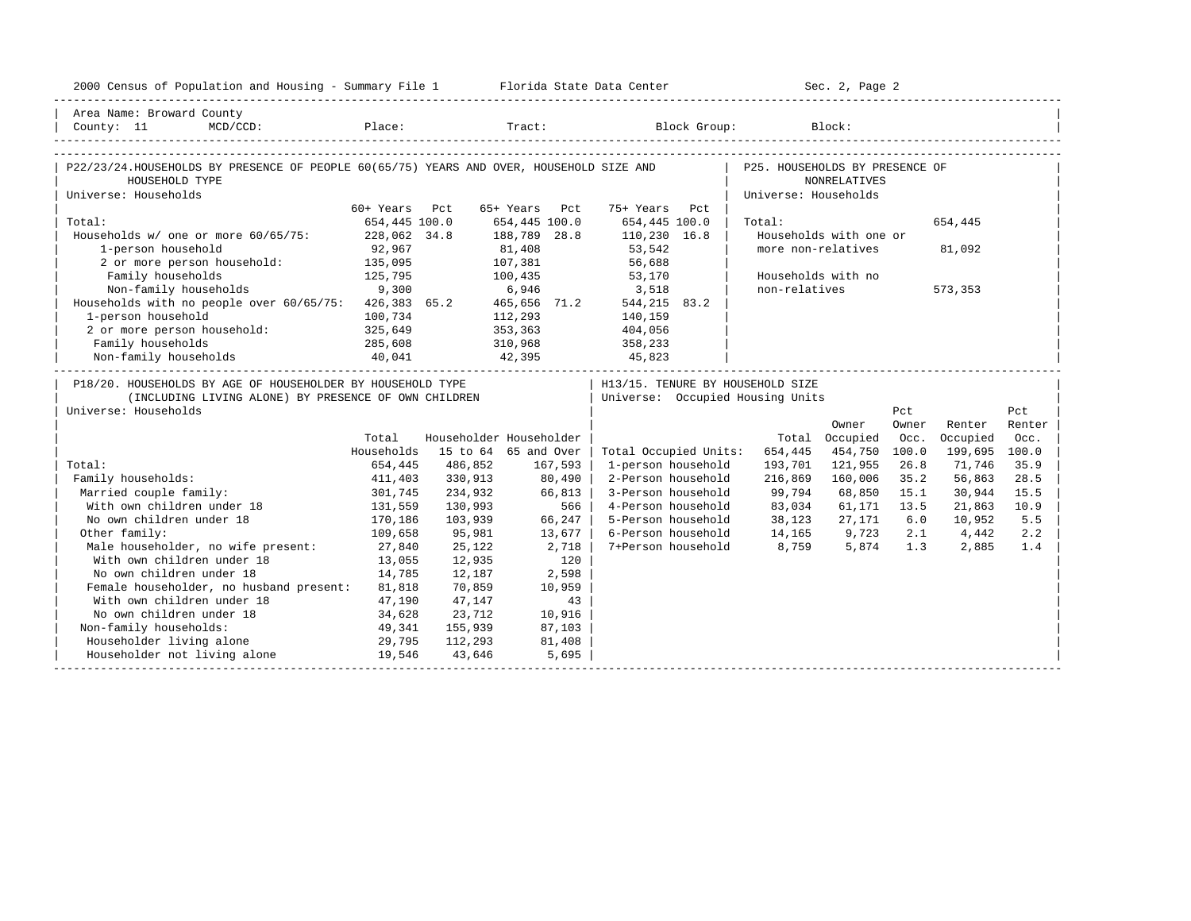Area Name: Broward County
County: 11 MCD/CCD: Place: Tract: Block Group: Block:

## P22/23/24. HOUSEHOLDS BY PRESENCE OF PEOPLE 60(65/75) YEARS AND OVER, HOUSEHOLD SIZE AND HOUSEHOLD TYPE

Universe: Households

| | 60+ Years | Pct | 65+ Years | Pct | 75+ Years | Pct |
|---|---|---|---|---|---|---|
| Total: | 654,445 | 100.0 | 654,445 | 100.0 | 654,445 | 100.0 |
| Households w/ one or more 60/65/75: | 228,062 | 34.8 | 188,789 | 28.8 | 110,230 | 16.8 |
| 1-person household | 92,967 | | 81,408 | | 53,542 | |
| 2 or more person household: | 135,095 | | 107,381 | | 56,688 | |
| Family households | 125,795 | | 100,435 | | 53,170 | |
| Non-family households | 9,300 | | 6,946 | | 3,518 | |
| Households with no people over 60/65/75: | 426,383 | 65.2 | 465,656 | 71.2 | 544,215 | 83.2 |
| 1-person household | 100,734 | | 112,293 | | 140,159 | |
| 2 or more person household: | 325,649 | | 353,363 | | 404,056 | |
| Family households | 285,608 | | 310,968 | | 358,233 | |
| Non-family households | 40,041 | | 42,395 | | 45,823 | |

## P25. HOUSEHOLDS BY PRESENCE OF NONRELATIVES

Universe: Households

| | |
|---|---|
| Total: | 654,445 |
| Households with one or more non-relatives | 81,092 |
| Households with no non-relatives | 573,353 |

## P18/20. HOUSEHOLDS BY AGE OF HOUSEHOLDER BY HOUSEHOLD TYPE (INCLUDING LIVING ALONE) BY PRESENCE OF OWN CHILDREN

Universe: Households

| | Total Households | Householder 15 to 64 | Householder 65 and Over |
|---|---|---|---|
| Total: | 654,445 | 486,852 | 167,593 |
| Family households: | 411,403 | 330,913 | 80,490 |
| Married couple family: | 301,745 | 234,932 | 66,813 |
| With own children under 18 | 131,559 | 130,993 | 566 |
| No own children under 18 | 170,186 | 103,939 | 66,247 |
| Other family: | 109,658 | 95,981 | 13,677 |
| Male householder, no wife present: | 27,840 | 25,122 | 2,718 |
| With own children under 18 | 13,055 | 12,935 | 120 |
| No own children under 18 | 14,785 | 12,187 | 2,598 |
| Female householder, no husband present: | 81,818 | 70,859 | 10,959 |
| With own children under 18 | 47,190 | 47,147 | 43 |
| No own children under 18 | 34,628 | 23,712 | 10,916 |
| Non-family households: | 49,341 | 155,939 | 87,103 |
| Householder living alone | 29,795 | 112,293 | 81,408 |
| Householder not living alone | 19,546 | 43,646 | 5,695 |

## H13/15. TENURE BY HOUSEHOLD SIZE

Universe: Occupied Housing Units

| | Total | Owner Occupied | Pct Owner Occ. | Renter Occupied | Pct Renter Occ. |
|---|---|---|---|---|---|
| Total Occupied Units: | 654,445 | 454,750 | 100.0 | 199,695 | 100.0 |
| 1-person household | 193,701 | 121,955 | 26.8 | 71,746 | 35.9 |
| 2-Person household | 216,869 | 160,006 | 35.2 | 56,863 | 28.5 |
| 3-Person household | 99,794 | 68,850 | 15.1 | 30,944 | 15.5 |
| 4-Person household | 83,034 | 61,171 | 13.5 | 21,863 | 10.9 |
| 5-Person household | 38,123 | 27,171 | 6.0 | 10,952 | 5.5 |
| 6-Person household | 14,165 | 9,723 | 2.1 | 4,442 | 2.2 |
| 7+Person household | 8,759 | 5,874 | 1.3 | 2,885 | 1.4 |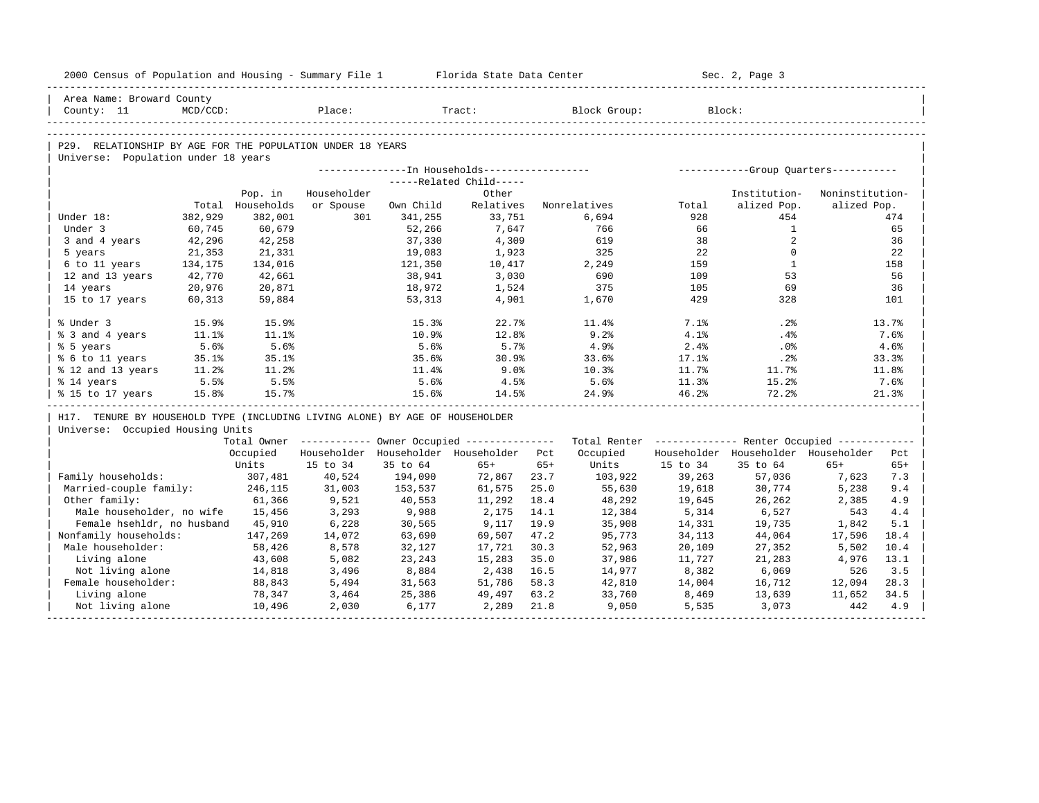Area Name: Broward County
County: 11 MCD/CCD: Place: Tract: Block Group: Block:

## P29. RELATIONSHIP BY AGE FOR THE POPULATION UNDER 18 YEARS

Universe: Population under 18 years

| | | In Households | | | | | Group Quarters | | |
|---|---|---|---|---|---|---|---|---|---|
| | | | | Related Child | | | | | |
| | Total | Pop. in Households | Householder or Spouse | Own Child | Other Relatives | Nonrelatives | Total | Institutionalized Pop. | Noninstitutionalized Pop. |
| Under 18: | 382,929 | 382,001 | 301 | 341,255 | 33,751 | 6,694 | 928 | 454 | 474 |
| Under 3 | 60,745 | 60,679 | | 52,266 | 7,647 | 766 | 66 | 1 | 65 |
| 3 and 4 years | 42,296 | 42,258 | | 37,330 | 4,309 | 619 | 38 | 2 | 36 |
| 5 years | 21,353 | 21,331 | | 19,083 | 1,923 | 325 | 22 | 0 | 22 |
| 6 to 11 years | 134,175 | 134,016 | | 121,350 | 10,417 | 2,249 | 159 | 1 | 158 |
| 12 and 13 years | 42,770 | 42,661 | | 38,941 | 3,030 | 690 | 109 | 53 | 56 |
| 14 years | 20,976 | 20,871 | | 18,972 | 1,524 | 375 | 105 | 69 | 36 |
| 15 to 17 years | 60,313 | 59,884 | | 53,313 | 4,901 | 1,670 | 429 | 328 | 101 |
| % Under 3 | 15.9% | 15.9% | | 15.3% | 22.7% | 11.4% | 7.1% | .2% | 13.7% |
| % 3 and 4 years | 11.1% | 11.1% | | 10.9% | 12.8% | 9.2% | 4.1% | .4% | 7.6% |
| % 5 years | 5.6% | 5.6% | | 5.6% | 5.7% | 4.9% | 2.4% | .0% | 4.6% |
| % 6 to 11 years | 35.1% | 35.1% | | 35.6% | 30.9% | 33.6% | 17.1% | .2% | 33.3% |
| % 12 and 13 years | 11.2% | 11.2% | | 11.4% | 9.0% | 10.3% | 11.7% | 11.7% | 11.8% |
| % 14 years | 5.5% | 5.5% | | 5.6% | 4.5% | 5.6% | 11.3% | 15.2% | 7.6% |
| % 15 to 17 years | 15.8% | 15.7% | | 15.6% | 14.5% | 24.9% | 46.2% | 72.2% | 21.3% |

## H17. TENURE BY HOUSEHOLD TYPE (INCLUDING LIVING ALONE) BY AGE OF HOUSEHOLDER

Universe: Occupied Housing Units

| | Total Owner Occupied Units | Owner Occupied | | | | Total Renter Occupied Units | Renter Occupied | | | |
|---|---|---|---|---|---|---|---|---|---|---|
| | | Householder 15 to 34 | Householder 35 to 64 | Householder 65+ | Pct 65+ | | Householder 15 to 34 | Householder 35 to 64 | Householder 65+ | Pct 65+ |
| Family households: | 307,481 | 40,524 | 194,090 | 72,867 | 23.7 | 103,922 | 39,263 | 57,036 | 7,623 | 7.3 |
| Married-couple family: | 246,115 | 31,003 | 153,537 | 61,575 | 25.0 | 55,630 | 19,618 | 30,774 | 5,238 | 9.4 |
| Other family: | 61,366 | 9,521 | 40,553 | 11,292 | 18.4 | 48,292 | 19,645 | 26,262 | 2,385 | 4.9 |
| Male householder, no wife | 15,456 | 3,293 | 9,988 | 2,175 | 14.1 | 12,384 | 5,314 | 6,527 | 543 | 4.4 |
| Female hsehldr, no husband | 45,910 | 6,228 | 30,565 | 9,117 | 19.9 | 35,908 | 14,331 | 19,735 | 1,842 | 5.1 |
| Nonfamily households: | 147,269 | 14,072 | 63,690 | 69,507 | 47.2 | 95,773 | 34,113 | 44,064 | 17,596 | 18.4 |
| Male householder: | 58,426 | 8,578 | 32,127 | 17,721 | 30.3 | 52,963 | 20,109 | 27,352 | 5,502 | 10.4 |
| Living alone | 43,608 | 5,082 | 23,243 | 15,283 | 35.0 | 37,986 | 11,727 | 21,283 | 4,976 | 13.1 |
| Not living alone | 14,818 | 3,496 | 8,884 | 2,438 | 16.5 | 14,977 | 8,382 | 6,069 | 526 | 3.5 |
| Female householder: | 88,843 | 5,494 | 31,563 | 51,786 | 58.3 | 42,810 | 14,004 | 16,712 | 12,094 | 28.3 |
| Living alone | 78,347 | 3,464 | 25,386 | 49,497 | 63.2 | 33,760 | 8,469 | 13,639 | 11,652 | 34.5 |
| Not living alone | 10,496 | 2,030 | 6,177 | 2,289 | 21.8 | 9,050 | 5,535 | 3,073 | 442 | 4.9 |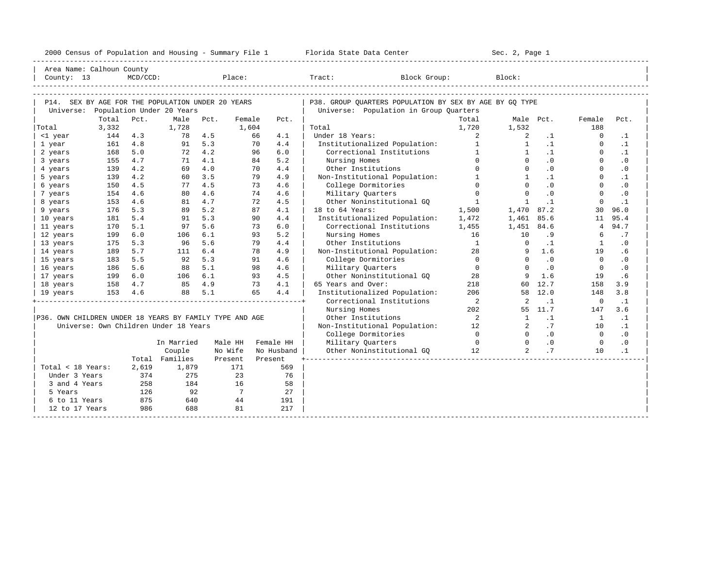2000 Census of Population and Housing - Summary File 1 Florida State Data Center Sec. 2, Page 1

Area Name: Calhoun County
County: 13 MCD/CCD: Place: Tract: Block Group: Block:

## P14. SEX BY AGE FOR THE POPULATION UNDER 20 YEARS

Universe: Population Under 20 Years

| | Total | Pct. | Male | Pct. | Female | Pct. |
|---|---|---|---|---|---|---|
| Total | 3,332 | | 1,728 | | 1,604 | |
| <1 year | 144 | 4.3 | 78 | 4.5 | 66 | 4.1 |
| 1 year | 161 | 4.8 | 91 | 5.3 | 70 | 4.4 |
| 2 years | 168 | 5.0 | 72 | 4.2 | 96 | 6.0 |
| 3 years | 155 | 4.7 | 71 | 4.1 | 84 | 5.2 |
| 4 years | 139 | 4.2 | 69 | 4.0 | 70 | 4.4 |
| 5 years | 139 | 4.2 | 60 | 3.5 | 79 | 4.9 |
| 6 years | 150 | 4.5 | 77 | 4.5 | 73 | 4.6 |
| 7 years | 154 | 4.6 | 80 | 4.6 | 74 | 4.6 |
| 8 years | 153 | 4.6 | 81 | 4.7 | 72 | 4.5 |
| 9 years | 176 | 5.3 | 89 | 5.2 | 87 | 4.1 |
| 10 years | 181 | 5.4 | 91 | 5.3 | 90 | 4.4 |
| 11 years | 170 | 5.1 | 97 | 5.6 | 73 | 6.0 |
| 12 years | 199 | 6.0 | 106 | 6.1 | 93 | 5.2 |
| 13 years | 175 | 5.3 | 96 | 5.6 | 79 | 4.4 |
| 14 years | 189 | 5.7 | 111 | 6.4 | 78 | 4.9 |
| 15 years | 183 | 5.5 | 92 | 5.3 | 91 | 4.6 |
| 16 years | 186 | 5.6 | 88 | 5.1 | 98 | 4.6 |
| 17 years | 199 | 6.0 | 106 | 6.1 | 93 | 4.5 |
| 18 years | 158 | 4.7 | 85 | 4.9 | 73 | 4.1 |
| 19 years | 153 | 4.6 | 88 | 5.1 | 65 | 4.4 |

## P36. OWN CHILDREN UNDER 18 YEARS BY FAMILY TYPE AND AGE

Universe: Own Children Under 18 Years

| | Total | In Married Couple Families | Male HH No Wife Present | Female HH No Husband Present |
|---|---|---|---|---|
| Total < 18 Years: | 2,619 | 1,879 | 171 | 569 |
| Under 3 Years | 374 | 275 | 23 | 76 |
| 3 and 4 Years | 258 | 184 | 16 | 58 |
| 5 Years | 126 | 92 | 7 | 27 |
| 6 to 11 Years | 875 | 640 | 44 | 191 |
| 12 to 17 Years | 986 | 688 | 81 | 217 |

## P38. GROUP QUARTERS POPULATION BY SEX BY AGE BY GQ TYPE

Universe: Population in Group Quarters

| | Total | Male | Pct. | Female | Pct. |
|---|---|---|---|---|---|
| Total | 1,720 | 1,532 | | 188 | |
| Under 18 Years: | 2 | 2 | .1 | 0 | .1 |
| Institutionalized Population: | 1 | 1 | .1 | 0 | .1 |
| Correctional Institutions | 1 | 1 | .1 | 0 | .1 |
| Nursing Homes | 0 | 0 | .0 | 0 | .0 |
| Other Institutions | 0 | 0 | .0 | 0 | .0 |
| Non-Institutional Population: | 1 | 1 | .1 | 0 | .1 |
| College Dormitories | 0 | 0 | .0 | 0 | .0 |
| Military Quarters | 0 | 0 | .0 | 0 | .0 |
| Other Noninstitutional GQ | 1 | 1 | .1 | 0 | .1 |
| 18 to 64 Years: | 1,500 | 1,470 | 87.2 | 30 | 96.0 |
| Institutionalized Population: | 1,472 | 1,461 | 85.6 | 11 | 95.4 |
| Correctional Institutions | 1,455 | 1,451 | 84.6 | 4 | 94.7 |
| Nursing Homes | 16 | 10 | .9 | 6 | .7 |
| Other Institutions | 1 | 0 | .1 | 1 | .0 |
| Non-Institutional Population: | 28 | 9 | 1.6 | 19 | .6 |
| College Dormitories | 0 | 0 | .0 | 0 | .0 |
| Military Quarters | 0 | 0 | .0 | 0 | .0 |
| Other Noninstitutional GQ | 28 | 9 | 1.6 | 19 | .6 |
| 65 Years and Over: | 218 | 60 | 12.7 | 158 | 3.9 |
| Institutionalized Population: | 206 | 58 | 12.0 | 148 | 3.8 |
| Correctional Institutions | 2 | 2 | .1 | 0 | .1 |
| Nursing Homes | 202 | 55 | 11.7 | 147 | 3.6 |
| Other Institutions | 2 | 1 | .1 | 1 | .1 |
| Non-Institutional Population: | 12 | 2 | .7 | 10 | .1 |
| College Dormitories | 0 | 0 | .0 | 0 | .0 |
| Military Quarters | 0 | 0 | .0 | 0 | .0 |
| Other Noninstitutional GQ | 12 | 2 | .7 | 10 | .1 |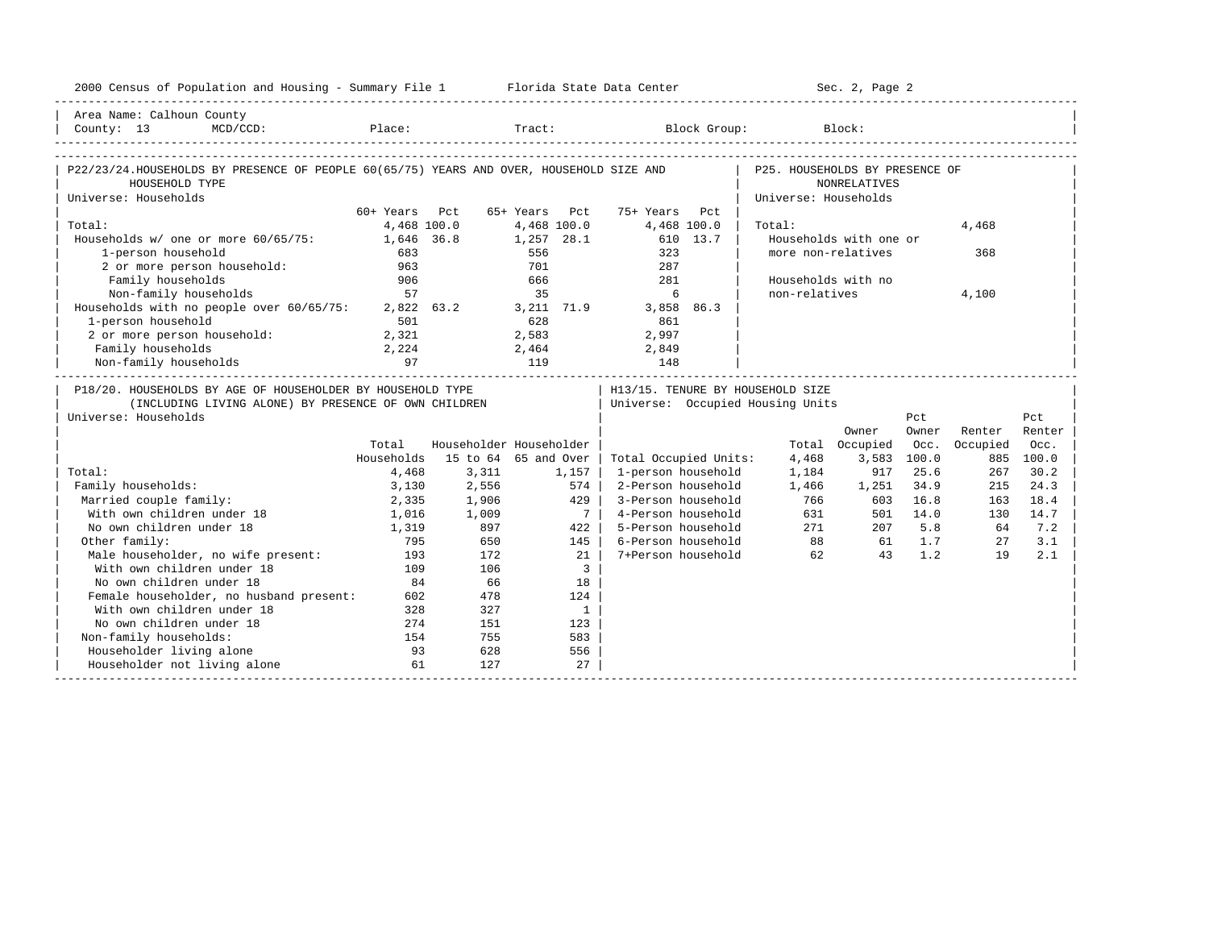Area Name: Calhoun County
County: 13 MCD/CCD: Place: Tract: Block Group: Block:

## P22/23/24. HOUSEHOLDS BY PRESENCE OF PEOPLE 60(65/75) YEARS AND OVER, HOUSEHOLD SIZE AND HOUSEHOLD TYPE

Universe: Households

| | 60+ Years | Pct | 65+ Years | Pct | 75+ Years | Pct |
|---|---|---|---|---|---|---|
| Total: | 4,468 | 100.0 | 4,468 | 100.0 | 4,468 | 100.0 |
| Households w/ one or more 60/65/75: | 1,646 | 36.8 | 1,257 | 28.1 | 610 | 13.7 |
| 1-person household | 683 | | 556 | | 323 | |
| 2 or more person household: | 963 | | 701 | | 287 | |
| Family households | 906 | | 666 | | 281 | |
| Non-family households | 57 | | 35 | | 6 | |
| Households with no people over 60/65/75: | 2,822 | 63.2 | 3,211 | 71.9 | 3,858 | 86.3 |
| 1-person household | 501 | | 628 | | 861 | |
| 2 or more person household: | 2,321 | | 2,583 | | 2,997 | |
| Family households | 2,224 | | 2,464 | | 2,849 | |
| Non-family households | 97 | | 119 | | 148 | |

## P25. HOUSEHOLDS BY PRESENCE OF NONRELATIVES

Universe: Households

| | |
|---|---|
| Total: | 4,468 |
| Households with one or more non-relatives | 368 |
| Households with no non-relatives | 4,100 |

## P18/20. HOUSEHOLDS BY AGE OF HOUSEHOLDER BY HOUSEHOLD TYPE (INCLUDING LIVING ALONE) BY PRESENCE OF OWN CHILDREN

Universe: Households

| | Total Households | Householder 15 to 64 | Householder 65 and Over |
|---|---|---|---|
| Total: | 4,468 | 3,311 | 1,157 |
| Family households: | 3,130 | 2,556 | 574 |
| Married couple family: | 2,335 | 1,906 | 429 |
| With own children under 18 | 1,016 | 1,009 | 7 |
| No own children under 18 | 1,319 | 897 | 422 |
| Other family: | 795 | 650 | 145 |
| Male householder, no wife present: | 193 | 172 | 21 |
| With own children under 18 | 109 | 106 | 3 |
| No own children under 18 | 84 | 66 | 18 |
| Female householder, no husband present: | 602 | 478 | 124 |
| With own children under 18 | 328 | 327 | 1 |
| No own children under 18 | 274 | 151 | 123 |
| Non-family households: | 154 | 755 | 583 |
| Householder living alone | 93 | 628 | 556 |
| Householder not living alone | 61 | 127 | 27 |

## H13/15. TENURE BY HOUSEHOLD SIZE

Universe: Occupied Housing Units

| | Total | Owner Occupied | Pct Owner Occ. | Renter Occupied | Pct Renter Occ. |
|---|---|---|---|---|---|
| Total Occupied Units: | 4,468 | 3,583 | 100.0 | 885 | 100.0 |
| 1-person household | 1,184 | 917 | 25.6 | 267 | 30.2 |
| 2-Person household | 1,466 | 1,251 | 34.9 | 215 | 24.3 |
| 3-Person household | 766 | 603 | 16.8 | 163 | 18.4 |
| 4-Person household | 631 | 501 | 14.0 | 130 | 14.7 |
| 5-Person household | 271 | 207 | 5.8 | 64 | 7.2 |
| 6-Person household | 88 | 61 | 1.7 | 27 | 3.1 |
| 7+Person household | 62 | 43 | 1.2 | 19 | 2.1 |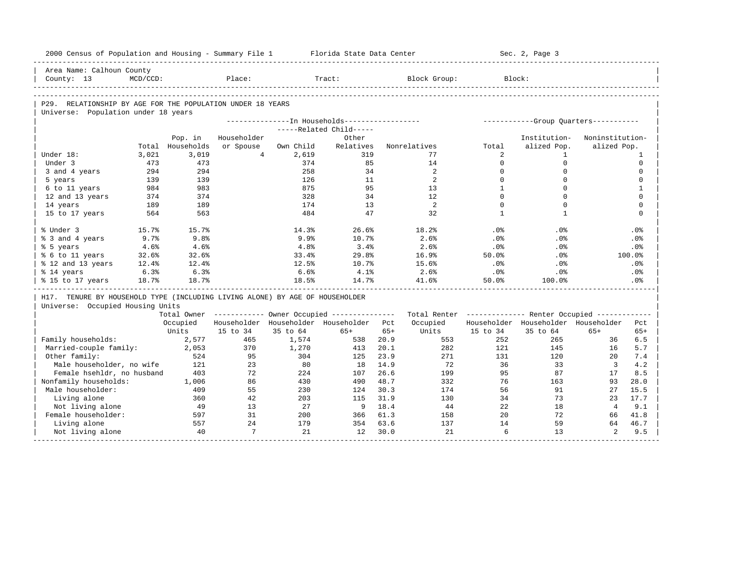Area Name: Calhoun County
County: 13 MCD/CCD: Place: Tract: Block Group: Block:

## P29. RELATIONSHIP BY AGE FOR THE POPULATION UNDER 18 YEARS

Universe: Population under 18 years

| | Total | Pop. in Households | In Households: Householder or Spouse | Related Child: Own Child | Related Child: Other Relatives | Nonrelatives | Group Quarters: Total | Institutionalized Pop. | Noninstitutionalized Pop. |
|---|---|---|---|---|---|---|---|---|---|
| Under 18: | 3,021 | 3,019 | 4 | 2,619 | 319 | 77 | 2 | 1 | 1 |
| Under 3 | 473 | 473 | | 374 | 85 | 14 | 0 | 0 | 0 |
| 3 and 4 years | 294 | 294 | | 258 | 34 | 2 | 0 | 0 | 0 |
| 5 years | 139 | 139 | | 126 | 11 | 2 | 0 | 0 | 0 |
| 6 to 11 years | 984 | 983 | | 875 | 95 | 13 | 1 | 0 | 1 |
| 12 and 13 years | 374 | 374 | | 328 | 34 | 12 | 0 | 0 | 0 |
| 14 years | 189 | 189 | | 174 | 13 | 2 | 0 | 0 | 0 |
| 15 to 17 years | 564 | 563 | | 484 | 47 | 32 | 1 | 1 | 0 |
| % Under 3 | 15.7% | 15.7% | | 14.3% | 26.6% | 18.2% | .0% | .0% | .0% |
| % 3 and 4 years | 9.7% | 9.8% | | 9.9% | 10.7% | 2.6% | .0% | .0% | .0% |
| % 5 years | 4.6% | 4.6% | | 4.8% | 3.4% | 2.6% | .0% | .0% | .0% |
| % 6 to 11 years | 32.6% | 32.6% | | 33.4% | 29.8% | 16.9% | 50.0% | .0% | 100.0% |
| % 12 and 13 years | 12.4% | 12.4% | | 12.5% | 10.7% | 15.6% | .0% | .0% | .0% |
| % 14 years | 6.3% | 6.3% | | 6.6% | 4.1% | 2.6% | .0% | .0% | .0% |
| % 15 to 17 years | 18.7% | 18.7% | | 18.5% | 14.7% | 41.6% | 50.0% | 100.0% | .0% |

## H17. TENURE BY HOUSEHOLD TYPE (INCLUDING LIVING ALONE) BY AGE OF HOUSEHOLDER

Universe: Occupied Housing Units

| | Total Owner Occupied Units | Owner Occupied: Householder 15 to 34 | Householder 35 to 64 | Householder 65+ | Pct 65+ | Total Renter Occupied Units | Renter Occupied: Householder 15 to 34 | Householder 35 to 64 | Householder 65+ | Pct 65+ |
|---|---|---|---|---|---|---|---|---|---|---|
| Family households: | 2,577 | 465 | 1,574 | 538 | 20.9 | 553 | 252 | 265 | 36 | 6.5 |
| Married-couple family: | 2,053 | 370 | 1,270 | 413 | 20.1 | 282 | 121 | 145 | 16 | 5.7 |
| Other family: | 524 | 95 | 304 | 125 | 23.9 | 271 | 131 | 120 | 20 | 7.4 |
| Male householder, no wife | 121 | 23 | 80 | 18 | 14.9 | 72 | 36 | 33 | 3 | 4.2 |
| Female hsehldr, no husband | 403 | 72 | 224 | 107 | 26.6 | 199 | 95 | 87 | 17 | 8.5 |
| Nonfamily households: | 1,006 | 86 | 430 | 490 | 48.7 | 332 | 76 | 163 | 93 | 28.0 |
| Male householder: | 409 | 55 | 230 | 124 | 30.3 | 174 | 56 | 91 | 27 | 15.5 |
| Living alone | 360 | 42 | 203 | 115 | 31.9 | 130 | 34 | 73 | 23 | 17.7 |
| Not living alone | 49 | 13 | 27 | 9 | 18.4 | 44 | 22 | 18 | 4 | 9.1 |
| Female householder: | 597 | 31 | 200 | 366 | 61.3 | 158 | 20 | 72 | 66 | 41.8 |
| Living alone | 557 | 24 | 179 | 354 | 63.6 | 137 | 14 | 59 | 64 | 46.7 |
| Not living alone | 40 | 7 | 21 | 12 | 30.0 | 21 | 6 | 13 | 2 | 9.5 |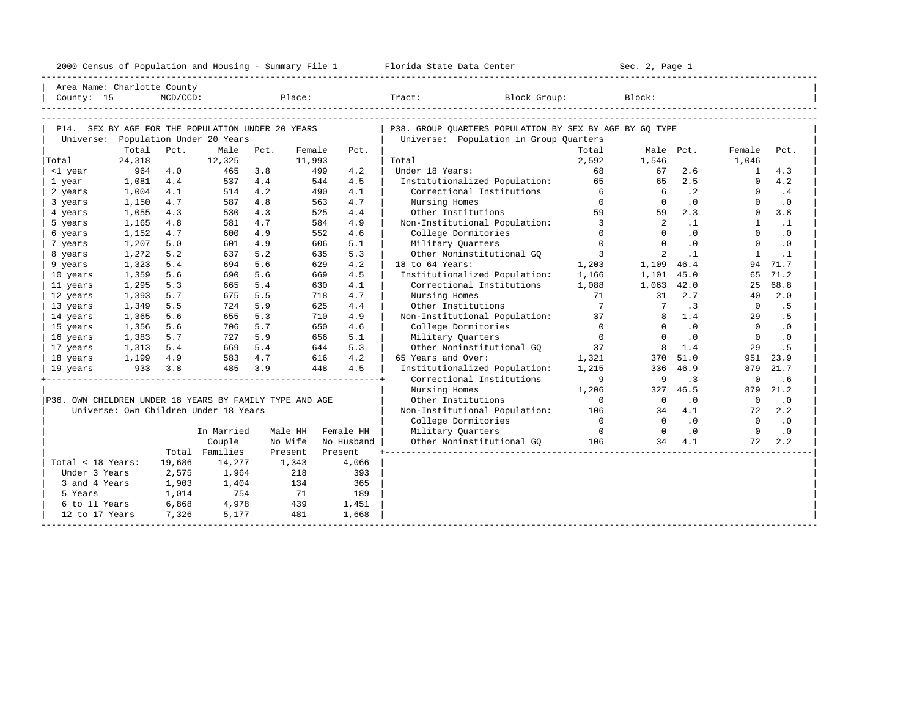Area Name: Charlotte County
County: 15 MCD/CCD: Place: Tract: Block Group: Block:

## P14. SEX BY AGE FOR THE POPULATION UNDER 20 YEARS

Universe: Population Under 20 Years

| | Total | Pct. | Male | Pct. | Female | Pct. |
|---|---|---|---|---|---|---|
| Total | 24,318 | | 12,325 | | 11,993 | |
| <1 year | 964 | 4.0 | 465 | 3.8 | 499 | 4.2 |
| 1 year | 1,081 | 4.4 | 537 | 4.4 | 544 | 4.5 |
| 2 years | 1,004 | 4.1 | 514 | 4.2 | 490 | 4.1 |
| 3 years | 1,150 | 4.7 | 587 | 4.8 | 563 | 4.7 |
| 4 years | 1,055 | 4.3 | 530 | 4.3 | 525 | 4.4 |
| 5 years | 1,165 | 4.8 | 581 | 4.7 | 584 | 4.9 |
| 6 years | 1,152 | 4.7 | 600 | 4.9 | 552 | 4.6 |
| 7 years | 1,207 | 5.0 | 601 | 4.9 | 606 | 5.1 |
| 8 years | 1,272 | 5.2 | 637 | 5.2 | 635 | 5.3 |
| 9 years | 1,323 | 5.4 | 694 | 5.6 | 629 | 4.2 |
| 10 years | 1,359 | 5.6 | 690 | 5.6 | 669 | 4.5 |
| 11 years | 1,295 | 5.3 | 665 | 5.4 | 630 | 4.1 |
| 12 years | 1,393 | 5.7 | 675 | 5.5 | 718 | 4.7 |
| 13 years | 1,349 | 5.5 | 724 | 5.9 | 625 | 4.4 |
| 14 years | 1,365 | 5.6 | 655 | 5.3 | 710 | 4.9 |
| 15 years | 1,356 | 5.6 | 706 | 5.7 | 650 | 4.6 |
| 16 years | 1,383 | 5.7 | 727 | 5.9 | 656 | 5.1 |
| 17 years | 1,313 | 5.4 | 669 | 5.4 | 644 | 5.3 |
| 18 years | 1,199 | 4.9 | 583 | 4.7 | 616 | 4.2 |
| 19 years | 933 | 3.8 | 485 | 3.9 | 448 | 4.5 |

## P36. OWN CHILDREN UNDER 18 YEARS BY FAMILY TYPE AND AGE

Universe: Own Children Under 18 Years

| | Total | In Married Couple Families | Male HH No Wife Present | Female HH No Husband Present |
|---|---|---|---|---|
| Total < 18 Years: | 19,686 | 14,277 | 1,343 | 4,066 |
| Under 3 Years | 2,575 | 1,964 | 218 | 393 |
| 3 and 4 Years | 1,903 | 1,404 | 134 | 365 |
| 5 Years | 1,014 | 754 | 71 | 189 |
| 6 to 11 Years | 6,868 | 4,978 | 439 | 1,451 |
| 12 to 17 Years | 7,326 | 5,177 | 481 | 1,668 |

## P38. GROUP QUARTERS POPULATION BY SEX BY AGE BY GQ TYPE

Universe: Population in Group Quarters

| | Total | Male | Pct. | Female | Pct. |
|---|---|---|---|---|---|
| Total | 2,592 | 1,546 | | 1,046 | |
| Under 18 Years: | 68 | 67 | 2.6 | 1 | 4.3 |
| Institutionalized Population: | 65 | 65 | 2.5 | 0 | 4.2 |
| Correctional Institutions | 6 | 6 | .2 | 0 | .4 |
| Nursing Homes | 0 | 0 | .0 | 0 | .0 |
| Other Institutions | 59 | 59 | 2.3 | 0 | 3.8 |
| Non-Institutional Population: | 3 | 2 | .1 | 1 | .1 |
| College Dormitories | 0 | 0 | .0 | 0 | .0 |
| Military Quarters | 0 | 0 | .0 | 0 | .0 |
| Other Noninstitutional GQ | 3 | 2 | .1 | 1 | .1 |
| 18 to 64 Years: | 1,203 | 1,109 | 46.4 | 94 | 71.7 |
| Institutionalized Population: | 1,166 | 1,101 | 45.0 | 65 | 71.2 |
| Correctional Institutions | 1,088 | 1,063 | 42.0 | 25 | 68.8 |
| Nursing Homes | 71 | 31 | 2.7 | 40 | 2.0 |
| Other Institutions | 7 | 7 | .3 | 0 | .5 |
| Non-Institutional Population: | 37 | 8 | 1.4 | 29 | .5 |
| College Dormitories | 0 | 0 | .0 | 0 | .0 |
| Military Quarters | 0 | 0 | .0 | 0 | .0 |
| Other Noninstitutional GQ | 37 | 8 | 1.4 | 29 | .5 |
| 65 Years and Over: | 1,321 | 370 | 51.0 | 951 | 23.9 |
| Institutionalized Population: | 1,215 | 336 | 46.9 | 879 | 21.7 |
| Correctional Institutions | 9 | 9 | .3 | 0 | .6 |
| Nursing Homes | 1,206 | 327 | 46.5 | 879 | 21.2 |
| Other Institutions | 0 | 0 | .0 | 0 | .0 |
| Non-Institutional Population: | 106 | 34 | 4.1 | 72 | 2.2 |
| College Dormitories | 0 | 0 | .0 | 0 | .0 |
| Military Quarters | 0 | 0 | .0 | 0 | .0 |
| Other Noninstitutional GQ | 106 | 34 | 4.1 | 72 | 2.2 |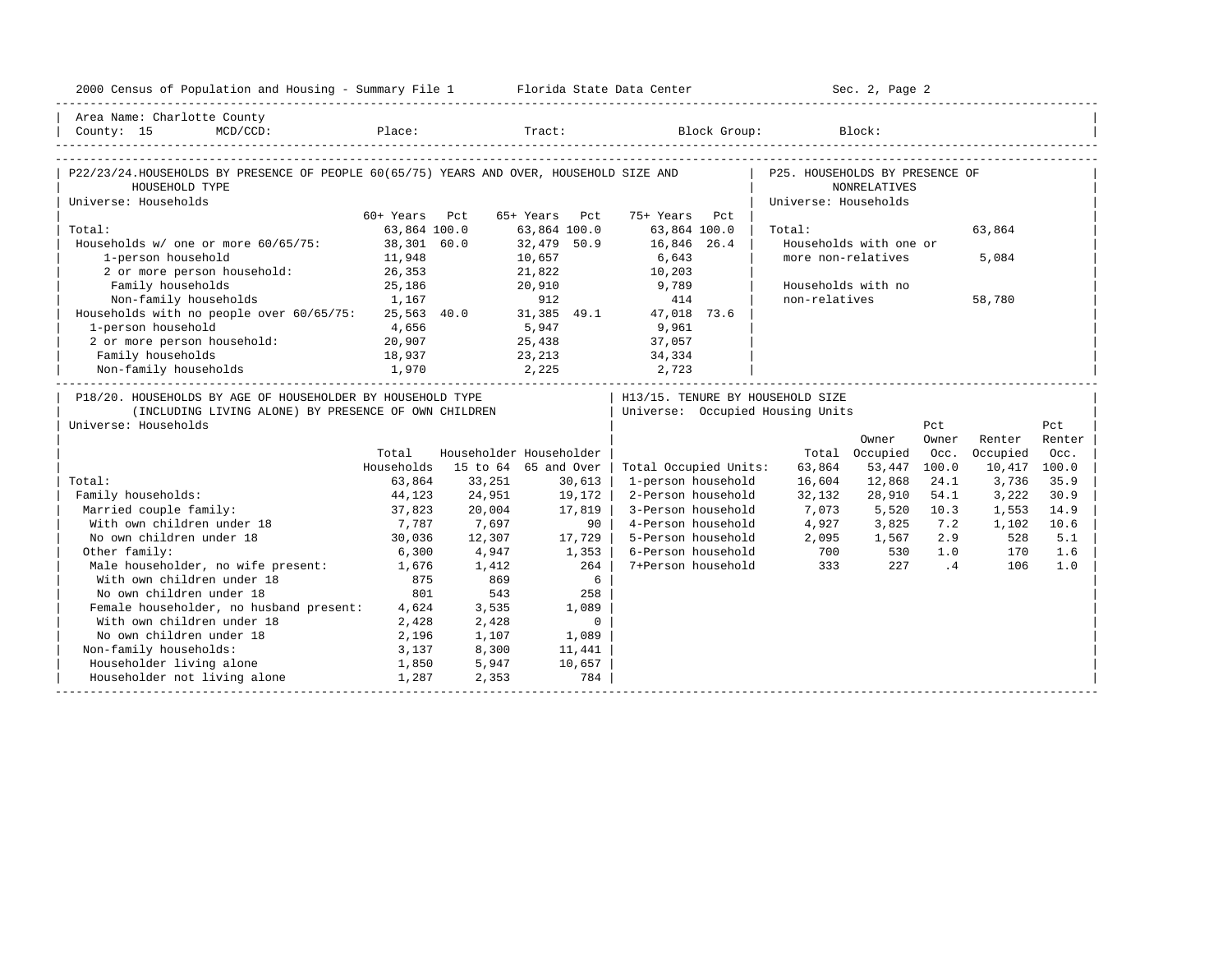2000 Census of Population and Housing - Summary File 1 — Florida State Data Center — Sec. 2, Page 2

Area Name: Charlotte County
County: 15 MCD/CCD: Place: Tract: Block Group: Block:

## P22/23/24. HOUSEHOLDS BY PRESENCE OF PEOPLE 60(65/75) YEARS AND OVER, HOUSEHOLD SIZE AND HOUSEHOLD TYPE

Universe: Households

| | 60+ Years | Pct | 65+ Years | Pct | 75+ Years | Pct |
|---|---|---|---|---|---|---|
| Total: | 63,864 | 100.0 | 63,864 | 100.0 | 63,864 | 100.0 |
| Households w/ one or more 60/65/75: | 38,301 | 60.0 | 32,479 | 50.9 | 16,846 | 26.4 |
| 1-person household | 11,948 | | 10,657 | | 6,643 | |
| 2 or more person household: | 26,353 | | 21,822 | | 10,203 | |
| Family households | 25,186 | | 20,910 | | 9,789 | |
| Non-family households | 1,167 | | 912 | | 414 | |
| Households with no people over 60/65/75: | 25,563 | 40.0 | 31,385 | 49.1 | 47,018 | 73.6 |
| 1-person household | 4,656 | | 5,947 | | 9,961 | |
| 2 or more person household: | 20,907 | | 25,438 | | 37,057 | |
| Family households | 18,937 | | 23,213 | | 34,334 | |
| Non-family households | 1,970 | | 2,225 | | 2,723 | |

## P25. HOUSEHOLDS BY PRESENCE OF NONRELATIVES

Universe: Households

| | |
|---|---|
| Total: | 63,864 |
| Households with one or more non-relatives | 5,084 |
| Households with no non-relatives | 58,780 |

## P18/20. HOUSEHOLDS BY AGE OF HOUSEHOLDER BY HOUSEHOLD TYPE (INCLUDING LIVING ALONE) BY PRESENCE OF OWN CHILDREN

Universe: Households

| | Total Households | Householder 15 to 64 | Householder 65 and Over |
|---|---|---|---|
| Total: | 63,864 | 33,251 | 30,613 |
| Family households: | 44,123 | 24,951 | 19,172 |
| Married couple family: | 37,823 | 20,004 | 17,819 |
| With own children under 18 | 7,787 | 7,697 | 90 |
| No own children under 18 | 30,036 | 12,307 | 17,729 |
| Other family: | 6,300 | 4,947 | 1,353 |
| Male householder, no wife present: | 1,676 | 1,412 | 264 |
| With own children under 18 | 875 | 869 | 6 |
| No own children under 18 | 801 | 543 | 258 |
| Female householder, no husband present: | 4,624 | 3,535 | 1,089 |
| With own children under 18 | 2,428 | 2,428 | 0 |
| No own children under 18 | 2,196 | 1,107 | 1,089 |
| Non-family households: | 3,137 | 8,300 | 11,441 |
| Householder living alone | 1,850 | 5,947 | 10,657 |
| Householder not living alone | 1,287 | 2,353 | 784 |

## H13/15. TENURE BY HOUSEHOLD SIZE

Universe: Occupied Housing Units

| | Total | Owner Occupied | Pct Owner Occ. | Renter Occupied | Pct Renter Occ. |
|---|---|---|---|---|---|
| Total Occupied Units: | 63,864 | 53,447 | 100.0 | 10,417 | 100.0 |
| 1-person household | 16,604 | 12,868 | 24.1 | 3,736 | 35.9 |
| 2-Person household | 32,132 | 28,910 | 54.1 | 3,222 | 30.9 |
| 3-Person household | 7,073 | 5,520 | 10.3 | 1,553 | 14.9 |
| 4-Person household | 4,927 | 3,825 | 7.2 | 1,102 | 10.6 |
| 5-Person household | 2,095 | 1,567 | 2.9 | 528 | 5.1 |
| 6-Person household | 700 | 530 | 1.0 | 170 | 1.6 |
| 7+Person household | 333 | 227 | .4 | 106 | 1.0 |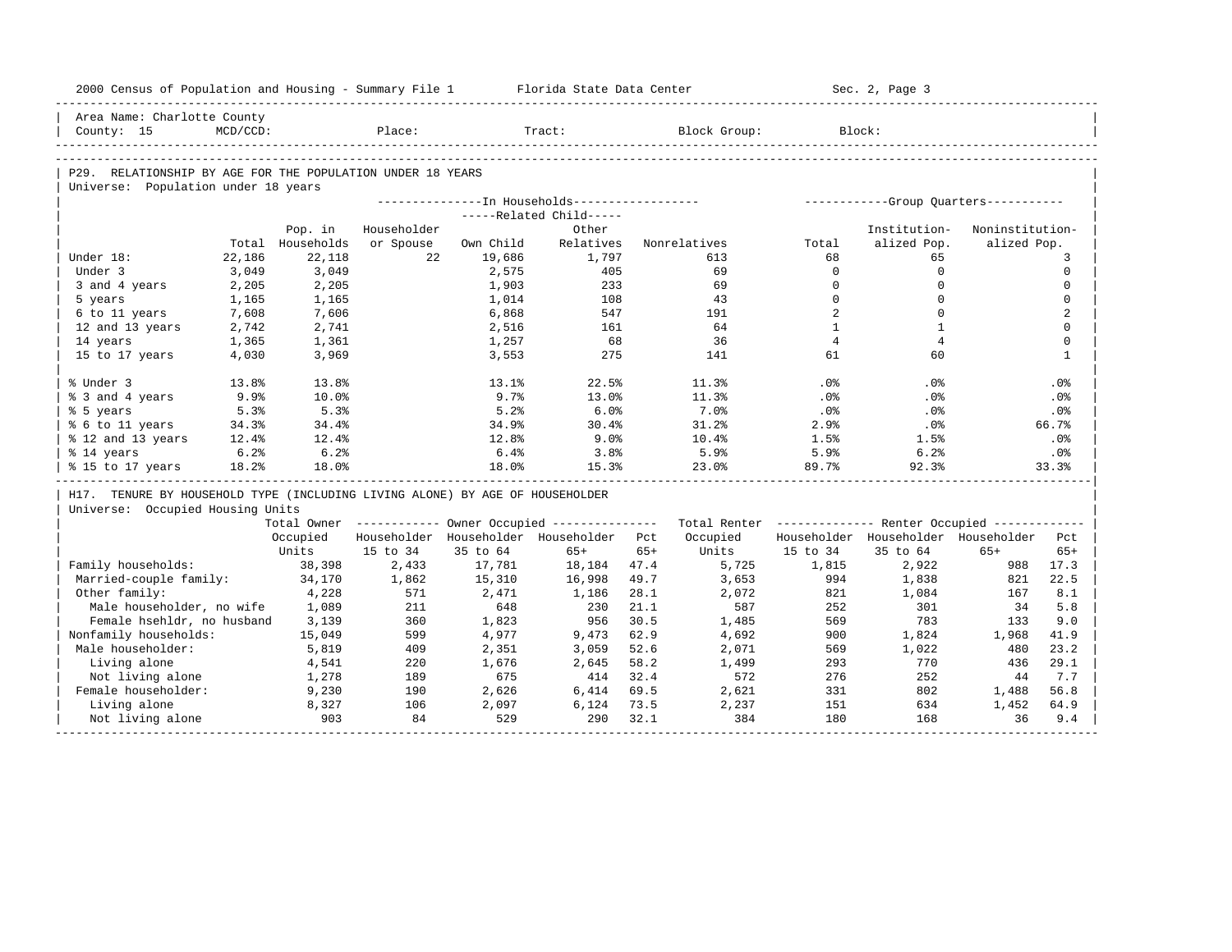Area Name: Charlotte County
County: 15 MCD/CCD: Place: Tract: Block Group: Block:

## P29. RELATIONSHIP BY AGE FOR THE POPULATION UNDER 18 YEARS

Universe: Population under 18 years

| | Total | Pop. in Households | In Households: Householder or Spouse | Related Child: Own Child | Related Child: Other Relatives | Nonrelatives | Group Quarters: Total | Institutionalized Pop. | Noninstitutionalized Pop. |
|---|---|---|---|---|---|---|---|---|---|
| Under 18: | 22,186 | 22,118 | 22 | 19,686 | 1,797 | 613 | 68 | 65 | 3 |
| Under 3 | 3,049 | 3,049 | | 2,575 | 405 | 69 | 0 | 0 | 0 |
| 3 and 4 years | 2,205 | 2,205 | | 1,903 | 233 | 69 | 0 | 0 | 0 |
| 5 years | 1,165 | 1,165 | | 1,014 | 108 | 43 | 0 | 0 | 0 |
| 6 to 11 years | 7,608 | 7,606 | | 6,868 | 547 | 191 | 2 | 0 | 2 |
| 12 and 13 years | 2,742 | 2,741 | | 2,516 | 161 | 64 | 1 | 1 | 0 |
| 14 years | 1,365 | 1,361 | | 1,257 | 68 | 36 | 4 | 4 | 0 |
| 15 to 17 years | 4,030 | 3,969 | | 3,553 | 275 | 141 | 61 | 60 | 1 |
| % Under 3 | 13.8% | 13.8% | | 13.1% | 22.5% | 11.3% | .0% | .0% | .0% |
| % 3 and 4 years | 9.9% | 10.0% | | 9.7% | 13.0% | 11.3% | .0% | .0% | .0% |
| % 5 years | 5.3% | 5.3% | | 5.2% | 6.0% | 7.0% | .0% | .0% | .0% |
| % 6 to 11 years | 34.3% | 34.4% | | 34.9% | 30.4% | 31.2% | 2.9% | .0% | 66.7% |
| % 12 and 13 years | 12.4% | 12.4% | | 12.8% | 9.0% | 10.4% | 1.5% | 1.5% | .0% |
| % 14 years | 6.2% | 6.2% | | 6.4% | 3.8% | 5.9% | 5.9% | 6.2% | .0% |
| % 15 to 17 years | 18.2% | 18.0% | | 18.0% | 15.3% | 23.0% | 89.7% | 92.3% | 33.3% |

## H17. TENURE BY HOUSEHOLD TYPE (INCLUDING LIVING ALONE) BY AGE OF HOUSEHOLDER

Universe: Occupied Housing Units

| | Total Owner Occupied Units | Owner: Householder 15 to 34 | Owner: Householder 35 to 64 | Owner: Householder 65+ | Owner: Pct 65+ | Total Renter Occupied Units | Renter: Householder 15 to 34 | Renter: Householder 35 to 64 | Renter: Householder 65+ | Renter: Pct 65+ |
|---|---|---|---|---|---|---|---|---|---|---|
| Family households: | 38,398 | 2,433 | 17,781 | 18,184 | 47.4 | 5,725 | 1,815 | 2,922 | 988 | 17.3 |
| Married-couple family: | 34,170 | 1,862 | 15,310 | 16,998 | 49.7 | 3,653 | 994 | 1,838 | 821 | 22.5 |
| Other family: | 4,228 | 571 | 2,471 | 1,186 | 28.1 | 2,072 | 821 | 1,084 | 167 | 8.1 |
| Male householder, no wife | 1,089 | 211 | 648 | 230 | 21.1 | 587 | 252 | 301 | 34 | 5.8 |
| Female hsehldr, no husband | 3,139 | 360 | 1,823 | 956 | 30.5 | 1,485 | 569 | 783 | 133 | 9.0 |
| Nonfamily households: | 15,049 | 599 | 4,977 | 9,473 | 62.9 | 4,692 | 900 | 1,824 | 1,968 | 41.9 |
| Male householder: | 5,819 | 409 | 2,351 | 3,059 | 52.6 | 2,071 | 569 | 1,022 | 480 | 23.2 |
| Living alone | 4,541 | 220 | 1,676 | 2,645 | 58.2 | 1,499 | 293 | 770 | 436 | 29.1 |
| Not living alone | 1,278 | 189 | 675 | 414 | 32.4 | 572 | 276 | 252 | 44 | 7.7 |
| Female householder: | 9,230 | 190 | 2,626 | 6,414 | 69.5 | 2,621 | 331 | 802 | 1,488 | 56.8 |
| Living alone | 8,327 | 106 | 2,097 | 6,124 | 73.5 | 2,237 | 151 | 634 | 1,452 | 64.9 |
| Not living alone | 903 | 84 | 529 | 290 | 32.1 | 384 | 180 | 168 | 36 | 9.4 |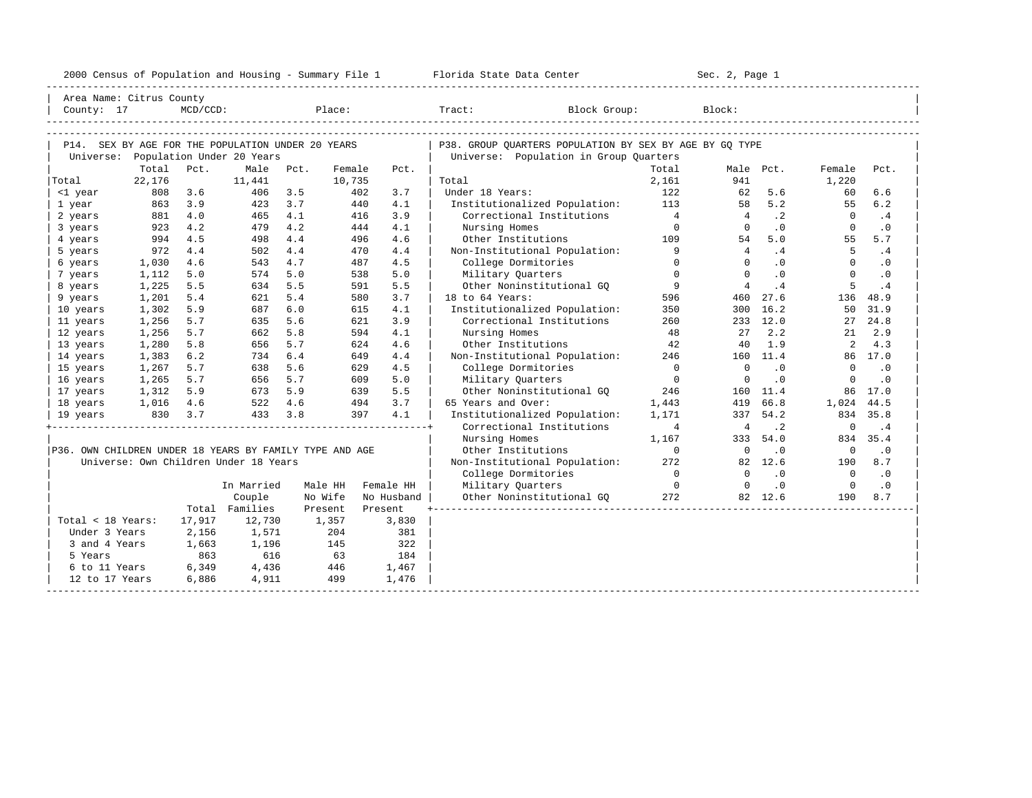Area Name: Citrus County
County: 17 MCD/CCD: Place: Tract: Block Group: Block:

## P14. SEX BY AGE FOR THE POPULATION UNDER 20 YEARS

Universe: Population Under 20 Years

| | Total | Pct. | Male | Pct. | Female | Pct. |
|---|---|---|---|---|---|---|
| Total | 22,176 | | 11,441 | | 10,735 | |
| <1 year | 808 | 3.6 | 406 | 3.5 | 402 | 3.7 |
| 1 year | 863 | 3.9 | 423 | 3.7 | 440 | 4.1 |
| 2 years | 881 | 4.0 | 465 | 4.1 | 416 | 3.9 |
| 3 years | 923 | 4.2 | 479 | 4.2 | 444 | 4.1 |
| 4 years | 994 | 4.5 | 498 | 4.4 | 496 | 4.6 |
| 5 years | 972 | 4.4 | 502 | 4.4 | 470 | 4.4 |
| 6 years | 1,030 | 4.6 | 543 | 4.7 | 487 | 4.5 |
| 7 years | 1,112 | 5.0 | 574 | 5.0 | 538 | 5.0 |
| 8 years | 1,225 | 5.5 | 634 | 5.5 | 591 | 5.5 |
| 9 years | 1,201 | 5.4 | 621 | 5.4 | 580 | 3.7 |
| 10 years | 1,302 | 5.9 | 687 | 6.0 | 615 | 4.1 |
| 11 years | 1,256 | 5.7 | 635 | 5.6 | 621 | 3.9 |
| 12 years | 1,256 | 5.7 | 662 | 5.8 | 594 | 4.1 |
| 13 years | 1,280 | 5.8 | 656 | 5.7 | 624 | 4.6 |
| 14 years | 1,383 | 6.2 | 734 | 6.4 | 649 | 4.4 |
| 15 years | 1,267 | 5.7 | 638 | 5.6 | 629 | 4.5 |
| 16 years | 1,265 | 5.7 | 656 | 5.7 | 609 | 5.0 |
| 17 years | 1,312 | 5.9 | 673 | 5.9 | 639 | 5.5 |
| 18 years | 1,016 | 4.6 | 522 | 4.6 | 494 | 3.7 |
| 19 years | 830 | 3.7 | 433 | 3.8 | 397 | 4.1 |

## P36. OWN CHILDREN UNDER 18 YEARS BY FAMILY TYPE AND AGE

Universe: Own Children Under 18 Years

| | Total | In Married Couple Families | Male HH No Wife Present | Female HH No Husband Present |
|---|---|---|---|---|
| Total < 18 Years: | 17,917 | 12,730 | 1,357 | 3,830 |
| Under 3 Years | 2,156 | 1,571 | 204 | 381 |
| 3 and 4 Years | 1,663 | 1,196 | 145 | 322 |
| 5 Years | 863 | 616 | 63 | 184 |
| 6 to 11 Years | 6,349 | 4,436 | 446 | 1,467 |
| 12 to 17 Years | 6,886 | 4,911 | 499 | 1,476 |

## P38. GROUP QUARTERS POPULATION BY SEX BY AGE BY GQ TYPE

Universe: Population in Group Quarters

| | Total | Male | Pct. | Female | Pct. |
|---|---|---|---|---|---|
| Total | 2,161 | 941 | | 1,220 | |
| Under 18 Years: | 122 | 62 | 5.6 | 60 | 6.6 |
| Institutionalized Population: | 113 | 58 | 5.2 | 55 | 6.2 |
| Correctional Institutions | 4 | 4 | .2 | 0 | .4 |
| Nursing Homes | 0 | 0 | .0 | 0 | .0 |
| Other Institutions | 109 | 54 | 5.0 | 55 | 5.7 |
| Non-Institutional Population: | 9 | 4 | .4 | 5 | .4 |
| College Dormitories | 0 | 0 | .0 | 0 | .0 |
| Military Quarters | 0 | 0 | .0 | 0 | .0 |
| Other Noninstitutional GQ | 9 | 4 | .4 | 5 | .4 |
| 18 to 64 Years: | 596 | 460 | 27.6 | 136 | 48.9 |
| Institutionalized Population: | 350 | 300 | 16.2 | 50 | 31.9 |
| Correctional Institutions | 260 | 233 | 12.0 | 27 | 24.8 |
| Nursing Homes | 48 | 27 | 2.2 | 21 | 2.9 |
| Other Institutions | 42 | 40 | 1.9 | 2 | 4.3 |
| Non-Institutional Population: | 246 | 160 | 11.4 | 86 | 17.0 |
| College Dormitories | 0 | 0 | .0 | 0 | .0 |
| Military Quarters | 0 | 0 | .0 | 0 | .0 |
| Other Noninstitutional GQ | 246 | 160 | 11.4 | 86 | 17.0 |
| 65 Years and Over: | 1,443 | 419 | 66.8 | 1,024 | 44.5 |
| Institutionalized Population: | 1,171 | 337 | 54.2 | 834 | 35.8 |
| Correctional Institutions | 4 | 4 | .2 | 0 | .4 |
| Nursing Homes | 1,167 | 333 | 54.0 | 834 | 35.4 |
| Other Institutions | 0 | 0 | .0 | 0 | .0 |
| Non-Institutional Population: | 272 | 82 | 12.6 | 190 | 8.7 |
| College Dormitories | 0 | 0 | .0 | 0 | .0 |
| Military Quarters | 0 | 0 | .0 | 0 | .0 |
| Other Noninstitutional GQ | 272 | 82 | 12.6 | 190 | 8.7 |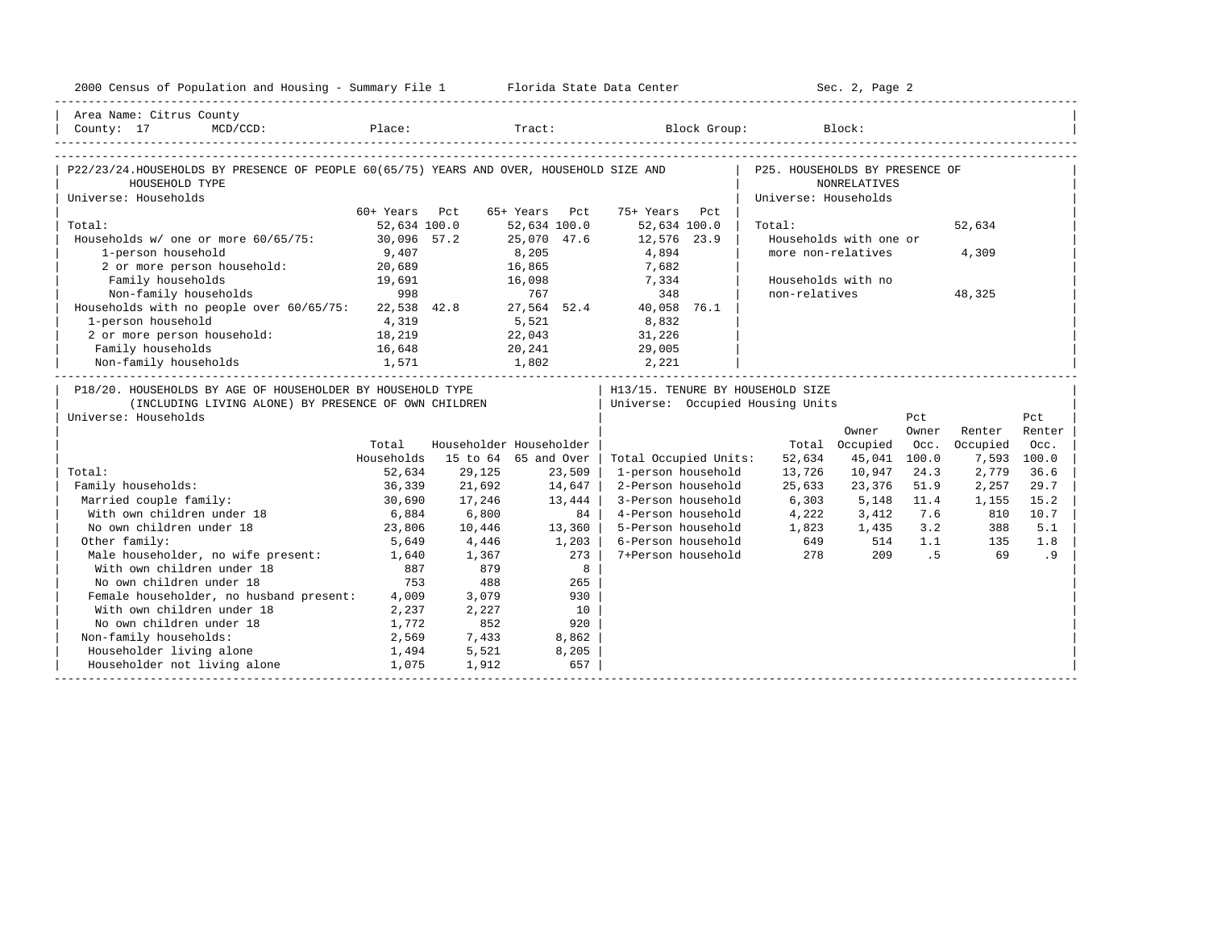Area Name: Citrus County
County: 17 MCD/CCD: Place: Tract: Block Group: Block:

## P22/23/24. HOUSEHOLDS BY PRESENCE OF PEOPLE 60(65/75) YEARS AND OVER, HOUSEHOLD SIZE AND HOUSEHOLD TYPE

Universe: Households

| | 60+ Years | Pct | 65+ Years | Pct | 75+ Years | Pct |
|---|---|---|---|---|---|---|
| Total: | 52,634 | 100.0 | 52,634 | 100.0 | 52,634 | 100.0 |
| Households w/ one or more 60/65/75: | 30,096 | 57.2 | 25,070 | 47.6 | 12,576 | 23.9 |
| 1-person household | 9,407 | | 8,205 | | 4,894 | |
| 2 or more person household: | 20,689 | | 16,865 | | 7,682 | |
| Family households | 19,691 | | 16,098 | | 7,334 | |
| Non-family households | 998 | | 767 | | 348 | |
| Households with no people over 60/65/75: | 22,538 | 42.8 | 27,564 | 52.4 | 40,058 | 76.1 |
| 1-person household | 4,319 | | 5,521 | | 8,832 | |
| 2 or more person household: | 18,219 | | 22,043 | | 31,226 | |
| Family households | 16,648 | | 20,241 | | 29,005 | |
| Non-family households | 1,571 | | 1,802 | | 2,221 | |

## P25. HOUSEHOLDS BY PRESENCE OF NONRELATIVES

Universe: Households

| | |
|---|---|
| Total: | 52,634 |
| Households with one or more non-relatives | 4,309 |
| Households with no non-relatives | 48,325 |

## P18/20. HOUSEHOLDS BY AGE OF HOUSEHOLDER BY HOUSEHOLD TYPE (INCLUDING LIVING ALONE) BY PRESENCE OF OWN CHILDREN

Universe: Households

| | Total Households | Householder 15 to 64 | Householder 65 and Over |
|---|---|---|---|
| Total: | 52,634 | 29,125 | 23,509 |
| Family households: | 36,339 | 21,692 | 14,647 |
| Married couple family: | 30,690 | 17,246 | 13,444 |
| With own children under 18 | 6,884 | 6,800 | 84 |
| No own children under 18 | 23,806 | 10,446 | 13,360 |
| Other family: | 5,649 | 4,446 | 1,203 |
| Male householder, no wife present: | 1,640 | 1,367 | 273 |
| With own children under 18 | 887 | 879 | 8 |
| No own children under 18 | 753 | 488 | 265 |
| Female householder, no husband present: | 4,009 | 3,079 | 930 |
| With own children under 18 | 2,237 | 2,227 | 10 |
| No own children under 18 | 1,772 | 852 | 920 |
| Non-family households: | 2,569 | 7,433 | 8,862 |
| Householder living alone | 1,494 | 5,521 | 8,205 |
| Householder not living alone | 1,075 | 1,912 | 657 |

## H13/15. TENURE BY HOUSEHOLD SIZE

Universe: Occupied Housing Units

| | Total | Owner Occupied | Pct Owner Occ. | Renter Occupied | Pct Renter Occ. |
|---|---|---|---|---|---|
| Total Occupied Units: | 52,634 | 45,041 | 100.0 | 7,593 | 100.0 |
| 1-person household | 13,726 | 10,947 | 24.3 | 2,779 | 36.6 |
| 2-Person household | 25,633 | 23,376 | 51.9 | 2,257 | 29.7 |
| 3-Person household | 6,303 | 5,148 | 11.4 | 1,155 | 15.2 |
| 4-Person household | 4,222 | 3,412 | 7.6 | 810 | 10.7 |
| 5-Person household | 1,823 | 1,435 | 3.2 | 388 | 5.1 |
| 6-Person household | 649 | 514 | 1.1 | 135 | 1.8 |
| 7+Person household | 278 | 209 | .5 | 69 | .9 |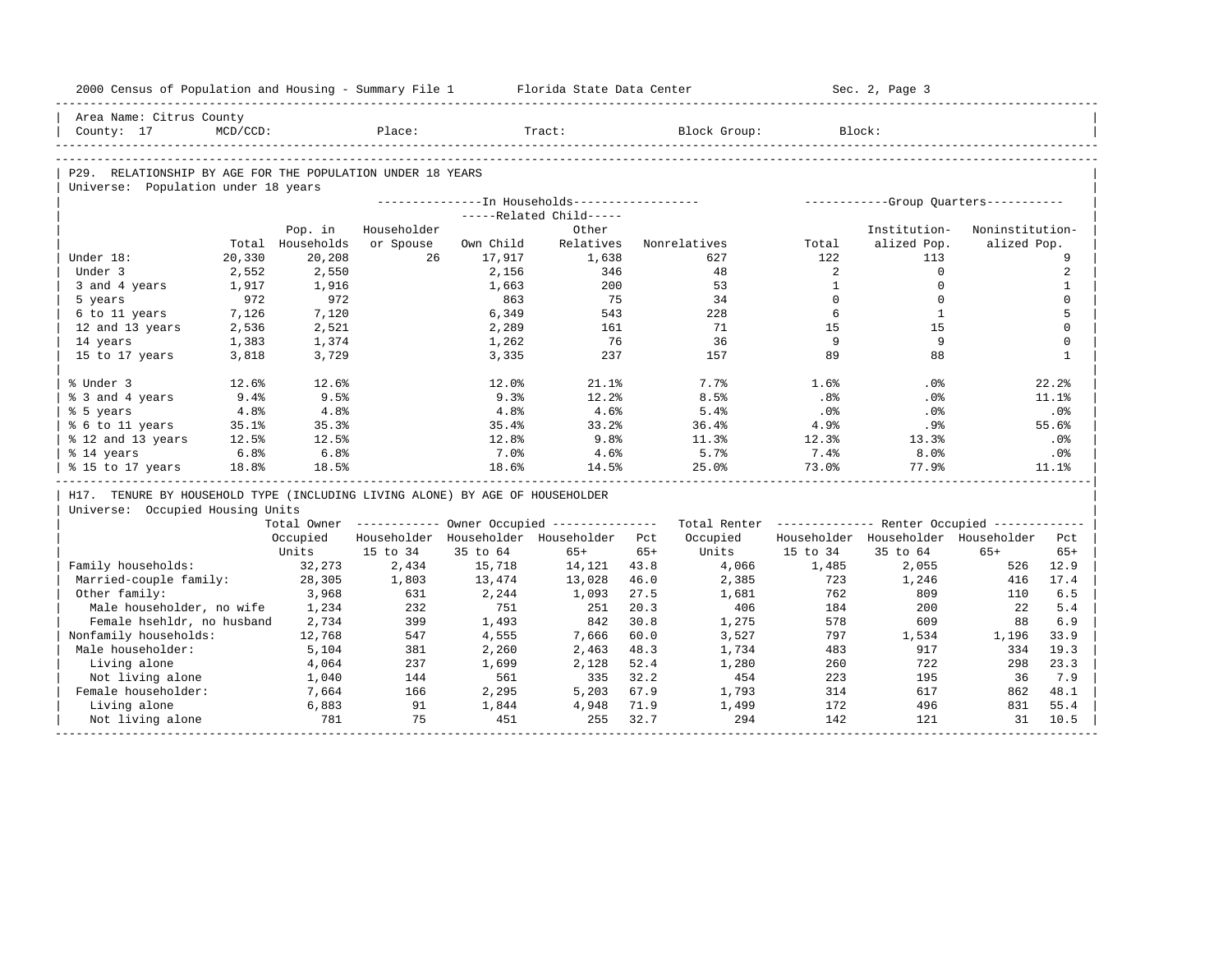Area Name: Citrus County
County: 17 MCD/CCD: Place: Tract: Block Group: Block:

## P29. RELATIONSHIP BY AGE FOR THE POPULATION UNDER 18 YEARS

Universe: Population under 18 years

| | Total | Pop. in Households | In Households: Householder or Spouse | In Households: Related Child: Own Child | In Households: Related Child: Other Relatives | In Households: Nonrelatives | Group Quarters: Total | Group Quarters: Institutionalized Pop. | Group Quarters: Noninstitutionalized Pop. |
|---|---|---|---|---|---|---|---|---|---|
| Under 18: | 20,330 | 20,208 | 26 | 17,917 | 1,638 | 627 | 122 | 113 | 9 |
| Under 3 | 2,552 | 2,550 | | 2,156 | 346 | 48 | 2 | 0 | 2 |
| 3 and 4 years | 1,917 | 1,916 | | 1,663 | 200 | 53 | 1 | 0 | 1 |
| 5 years | 972 | 972 | | 863 | 75 | 34 | 0 | 0 | 0 |
| 6 to 11 years | 7,126 | 7,120 | | 6,349 | 543 | 228 | 6 | 1 | 5 |
| 12 and 13 years | 2,536 | 2,521 | | 2,289 | 161 | 71 | 15 | 15 | 0 |
| 14 years | 1,383 | 1,374 | | 1,262 | 76 | 36 | 9 | 9 | 0 |
| 15 to 17 years | 3,818 | 3,729 | | 3,335 | 237 | 157 | 89 | 88 | 1 |
| % Under 3 | 12.6% | 12.6% | | 12.0% | 21.1% | 7.7% | 1.6% | .0% | 22.2% |
| % 3 and 4 years | 9.4% | 9.5% | | 9.3% | 12.2% | 8.5% | .8% | .0% | 11.1% |
| % 5 years | 4.8% | 4.8% | | 4.8% | 4.6% | 5.4% | .0% | .0% | .0% |
| % 6 to 11 years | 35.1% | 35.3% | | 35.4% | 33.2% | 36.4% | 4.9% | .9% | 55.6% |
| % 12 and 13 years | 12.5% | 12.5% | | 12.8% | 9.8% | 11.3% | 12.3% | 13.3% | .0% |
| % 14 years | 6.8% | 6.8% | | 7.0% | 4.6% | 5.7% | 7.4% | 8.0% | .0% |
| % 15 to 17 years | 18.8% | 18.5% | | 18.6% | 14.5% | 25.0% | 73.0% | 77.9% | 11.1% |

## H17. TENURE BY HOUSEHOLD TYPE (INCLUDING LIVING ALONE) BY AGE OF HOUSEHOLDER

Universe: Occupied Housing Units

| | Total Owner Occupied Units | Owner Occupied: Householder 15 to 34 | Owner Occupied: Householder 35 to 64 | Owner Occupied: Householder 65+ | Owner Occupied: Pct 65+ | Total Renter Occupied Units | Renter Occupied: Householder 15 to 34 | Renter Occupied: Householder 35 to 64 | Renter Occupied: Householder 65+ | Renter Occupied: Pct 65+ |
|---|---|---|---|---|---|---|---|---|---|---|
| Family households: | 32,273 | 2,434 | 15,718 | 14,121 | 43.8 | 4,066 | 1,485 | 2,055 | 526 | 12.9 |
| Married-couple family: | 28,305 | 1,803 | 13,474 | 13,028 | 46.0 | 2,385 | 723 | 1,246 | 416 | 17.4 |
| Other family: | 3,968 | 631 | 2,244 | 1,093 | 27.5 | 1,681 | 762 | 809 | 110 | 6.5 |
| Male householder, no wife | 1,234 | 232 | 751 | 251 | 20.3 | 406 | 184 | 200 | 22 | 5.4 |
| Female hsehldr, no husband | 2,734 | 399 | 1,493 | 842 | 30.8 | 1,275 | 578 | 609 | 88 | 6.9 |
| Nonfamily households: | 12,768 | 547 | 4,555 | 7,666 | 60.0 | 3,527 | 797 | 1,534 | 1,196 | 33.9 |
| Male householder: | 5,104 | 381 | 2,260 | 2,463 | 48.3 | 1,734 | 483 | 917 | 334 | 19.3 |
| Living alone | 4,064 | 237 | 1,699 | 2,128 | 52.4 | 1,280 | 260 | 722 | 298 | 23.3 |
| Not living alone | 1,040 | 144 | 561 | 335 | 32.2 | 454 | 223 | 195 | 36 | 7.9 |
| Female householder: | 7,664 | 166 | 2,295 | 5,203 | 67.9 | 1,793 | 314 | 617 | 862 | 48.1 |
| Living alone | 6,883 | 91 | 1,844 | 4,948 | 71.9 | 1,499 | 172 | 496 | 831 | 55.4 |
| Not living alone | 781 | 75 | 451 | 255 | 32.7 | 294 | 142 | 121 | 31 | 10.5 |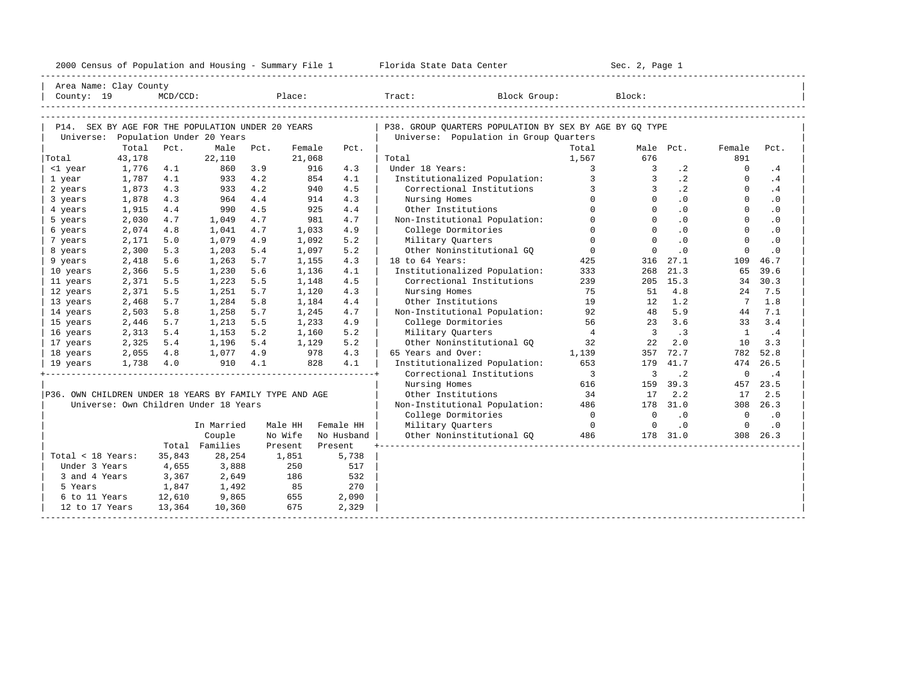2000 Census of Population and Housing - Summary File 1 Florida State Data Center Sec. 2, Page 1

Area Name: Clay County
County: 19 MCD/CCD: Place: Tract: Block Group: Block:

## P14. SEX BY AGE FOR THE POPULATION UNDER 20 YEARS

Universe: Population Under 20 Years

| | Total | Pct. | Male | Pct. | Female | Pct. |
|---|---|---|---|---|---|---|
| Total | 43,178 | | 22,110 | | 21,068 | |
| <1 year | 1,776 | 4.1 | 860 | 3.9 | 916 | 4.3 |
| 1 year | 1,787 | 4.1 | 933 | 4.2 | 854 | 4.1 |
| 2 years | 1,873 | 4.3 | 933 | 4.2 | 940 | 4.5 |
| 3 years | 1,878 | 4.3 | 964 | 4.4 | 914 | 4.3 |
| 4 years | 1,915 | 4.4 | 990 | 4.5 | 925 | 4.4 |
| 5 years | 2,030 | 4.7 | 1,049 | 4.7 | 981 | 4.7 |
| 6 years | 2,074 | 4.8 | 1,041 | 4.7 | 1,033 | 4.9 |
| 7 years | 2,171 | 5.0 | 1,079 | 4.9 | 1,092 | 5.2 |
| 8 years | 2,300 | 5.3 | 1,203 | 5.4 | 1,097 | 5.2 |
| 9 years | 2,418 | 5.6 | 1,263 | 5.7 | 1,155 | 4.3 |
| 10 years | 2,366 | 5.5 | 1,230 | 5.6 | 1,136 | 4.1 |
| 11 years | 2,371 | 5.5 | 1,223 | 5.5 | 1,148 | 4.5 |
| 12 years | 2,371 | 5.5 | 1,251 | 5.7 | 1,120 | 4.3 |
| 13 years | 2,468 | 5.7 | 1,284 | 5.8 | 1,184 | 4.4 |
| 14 years | 2,503 | 5.8 | 1,258 | 5.7 | 1,245 | 4.7 |
| 15 years | 2,446 | 5.7 | 1,213 | 5.5 | 1,233 | 4.9 |
| 16 years | 2,313 | 5.4 | 1,153 | 5.2 | 1,160 | 5.2 |
| 17 years | 2,325 | 5.4 | 1,196 | 5.4 | 1,129 | 5.2 |
| 18 years | 2,055 | 4.8 | 1,077 | 4.9 | 978 | 4.3 |
| 19 years | 1,738 | 4.0 | 910 | 4.1 | 828 | 4.1 |

## P36. OWN CHILDREN UNDER 18 YEARS BY FAMILY TYPE AND AGE

Universe: Own Children Under 18 Years

| | Total | In Married Couple Families | Male HH No Wife Present | Female HH No Husband Present |
|---|---|---|---|---|
| Total < 18 Years: | 35,843 | 28,254 | 1,851 | 5,738 |
| Under 3 Years | 4,655 | 3,888 | 250 | 517 |
| 3 and 4 Years | 3,367 | 2,649 | 186 | 532 |
| 5 Years | 1,847 | 1,492 | 85 | 270 |
| 6 to 11 Years | 12,610 | 9,865 | 655 | 2,090 |
| 12 to 17 Years | 13,364 | 10,360 | 675 | 2,329 |

## P38. GROUP QUARTERS POPULATION BY SEX BY AGE BY GQ TYPE

Universe: Population in Group Quarters

| | Total | Male | Pct. | Female | Pct. |
|---|---|---|---|---|---|
| Total | 1,567 | 676 | | 891 | |
| Under 18 Years: | 3 | 3 | .2 | 0 | .4 |
| Institutionalized Population: | 3 | 3 | .2 | 0 | .4 |
| Correctional Institutions | 3 | 3 | .2 | 0 | .4 |
| Nursing Homes | 0 | 0 | .0 | 0 | .0 |
| Other Institutions | 0 | 0 | .0 | 0 | .0 |
| Non-Institutional Population: | 0 | 0 | .0 | 0 | .0 |
| College Dormitories | 0 | 0 | .0 | 0 | .0 |
| Military Quarters | 0 | 0 | .0 | 0 | .0 |
| Other Noninstitutional GQ | 0 | 0 | .0 | 0 | .0 |
| 18 to 64 Years: | 425 | 316 | 27.1 | 109 | 46.7 |
| Institutionalized Population: | 333 | 268 | 21.3 | 65 | 39.6 |
| Correctional Institutions | 239 | 205 | 15.3 | 34 | 30.3 |
| Nursing Homes | 75 | 51 | 4.8 | 24 | 7.5 |
| Other Institutions | 19 | 12 | 1.2 | 7 | 1.8 |
| Non-Institutional Population: | 92 | 48 | 5.9 | 44 | 7.1 |
| College Dormitories | 56 | 23 | 3.6 | 33 | 3.4 |
| Military Quarters | 4 | 3 | .3 | 1 | .4 |
| Other Noninstitutional GQ | 32 | 22 | 2.0 | 10 | 3.3 |
| 65 Years and Over: | 1,139 | 357 | 72.7 | 782 | 52.8 |
| Institutionalized Population: | 653 | 179 | 41.7 | 474 | 26.5 |
| Correctional Institutions | 3 | 3 | .2 | 0 | .4 |
| Nursing Homes | 616 | 159 | 39.3 | 457 | 23.5 |
| Other Institutions | 34 | 17 | 2.2 | 17 | 2.5 |
| Non-Institutional Population: | 486 | 178 | 31.0 | 308 | 26.3 |
| College Dormitories | 0 | 0 | .0 | 0 | .0 |
| Military Quarters | 0 | 0 | .0 | 0 | .0 |
| Other Noninstitutional GQ | 486 | 178 | 31.0 | 308 | 26.3 |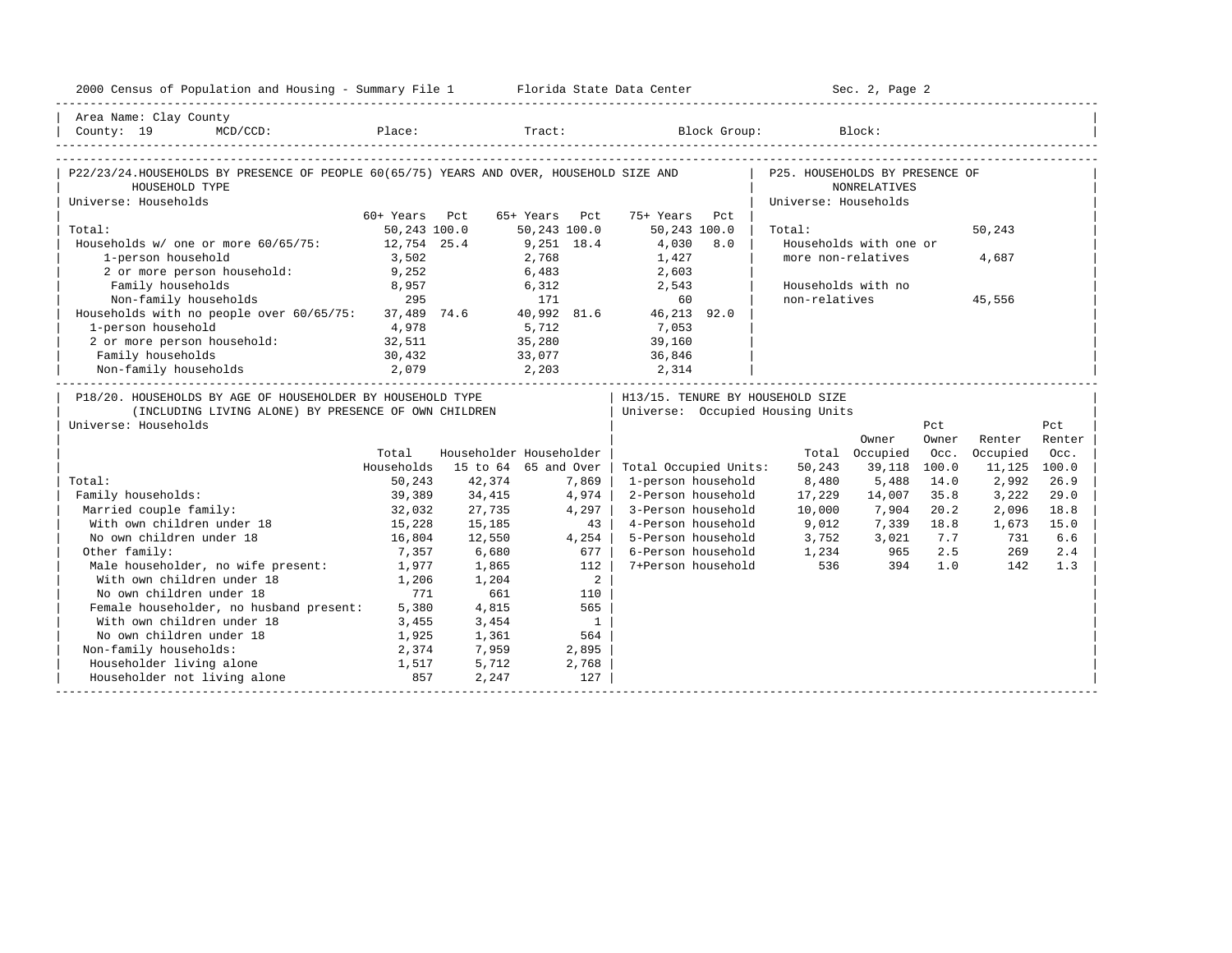Area Name: Clay County
County: 19 MCD/CCD: Place: Tract: Block Group: Block:

## P22/23/24. HOUSEHOLDS BY PRESENCE OF PEOPLE 60(65/75) YEARS AND OVER, HOUSEHOLD SIZE AND HOUSEHOLD TYPE

Universe: Households

| | 60+ Years | Pct | 65+ Years | Pct | 75+ Years | Pct |
|---|---|---|---|---|---|---|
| Total: | 50,243 | 100.0 | 50,243 | 100.0 | 50,243 | 100.0 |
| Households w/ one or more 60/65/75: | 12,754 | 25.4 | 9,251 | 18.4 | 4,030 | 8.0 |
| 1-person household | 3,502 | | 2,768 | | 1,427 | |
| 2 or more person household: | 9,252 | | 6,483 | | 2,603 | |
| Family households | 8,957 | | 6,312 | | 2,543 | |
| Non-family households | 295 | | 171 | | 60 | |
| Households with no people over 60/65/75: | 37,489 | 74.6 | 40,992 | 81.6 | 46,213 | 92.0 |
| 1-person household | 4,978 | | 5,712 | | 7,053 | |
| 2 or more person household: | 32,511 | | 35,280 | | 39,160 | |
| Family households | 30,432 | | 33,077 | | 36,846 | |
| Non-family households | 2,079 | | 2,203 | | 2,314 | |

## P25. HOUSEHOLDS BY PRESENCE OF NONRELATIVES

Universe: Households

| | |
|---|---|
| Total: | 50,243 |
| Households with one or more non-relatives | 4,687 |
| Households with no non-relatives | 45,556 |

## P18/20. HOUSEHOLDS BY AGE OF HOUSEHOLDER BY HOUSEHOLD TYPE (INCLUDING LIVING ALONE) BY PRESENCE OF OWN CHILDREN

Universe: Households

| | Total Households | Householder 15 to 64 | Householder 65 and Over |
|---|---|---|---|
| Total: | 50,243 | 42,374 | 7,869 |
| Family households: | 39,389 | 34,415 | 4,974 |
| Married couple family: | 32,032 | 27,735 | 4,297 |
| With own children under 18 | 15,228 | 15,185 | 43 |
| No own children under 18 | 16,804 | 12,550 | 4,254 |
| Other family: | 7,357 | 6,680 | 677 |
| Male householder, no wife present: | 1,977 | 1,865 | 112 |
| With own children under 18 | 1,206 | 1,204 | 2 |
| No own children under 18 | 771 | 661 | 110 |
| Female householder, no husband present: | 5,380 | 4,815 | 565 |
| With own children under 18 | 3,455 | 3,454 | 1 |
| No own children under 18 | 1,925 | 1,361 | 564 |
| Non-family households: | 2,374 | 7,959 | 2,895 |
| Householder living alone | 1,517 | 5,712 | 2,768 |
| Householder not living alone | 857 | 2,247 | 127 |

## H13/15. TENURE BY HOUSEHOLD SIZE

Universe: Occupied Housing Units

| | Total | Owner Occupied | Pct Owner Occ. | Renter Occupied | Pct Renter Occ. |
|---|---|---|---|---|---|
| Total Occupied Units: | 50,243 | 39,118 | 100.0 | 11,125 | 100.0 |
| 1-person household | 8,480 | 5,488 | 14.0 | 2,992 | 26.9 |
| 2-Person household | 17,229 | 14,007 | 35.8 | 3,222 | 29.0 |
| 3-Person household | 10,000 | 7,904 | 20.2 | 2,096 | 18.8 |
| 4-Person household | 9,012 | 7,339 | 18.8 | 1,673 | 15.0 |
| 5-Person household | 3,752 | 3,021 | 7.7 | 731 | 6.6 |
| 6-Person household | 1,234 | 965 | 2.5 | 269 | 2.4 |
| 7+Person household | 536 | 394 | 1.0 | 142 | 1.3 |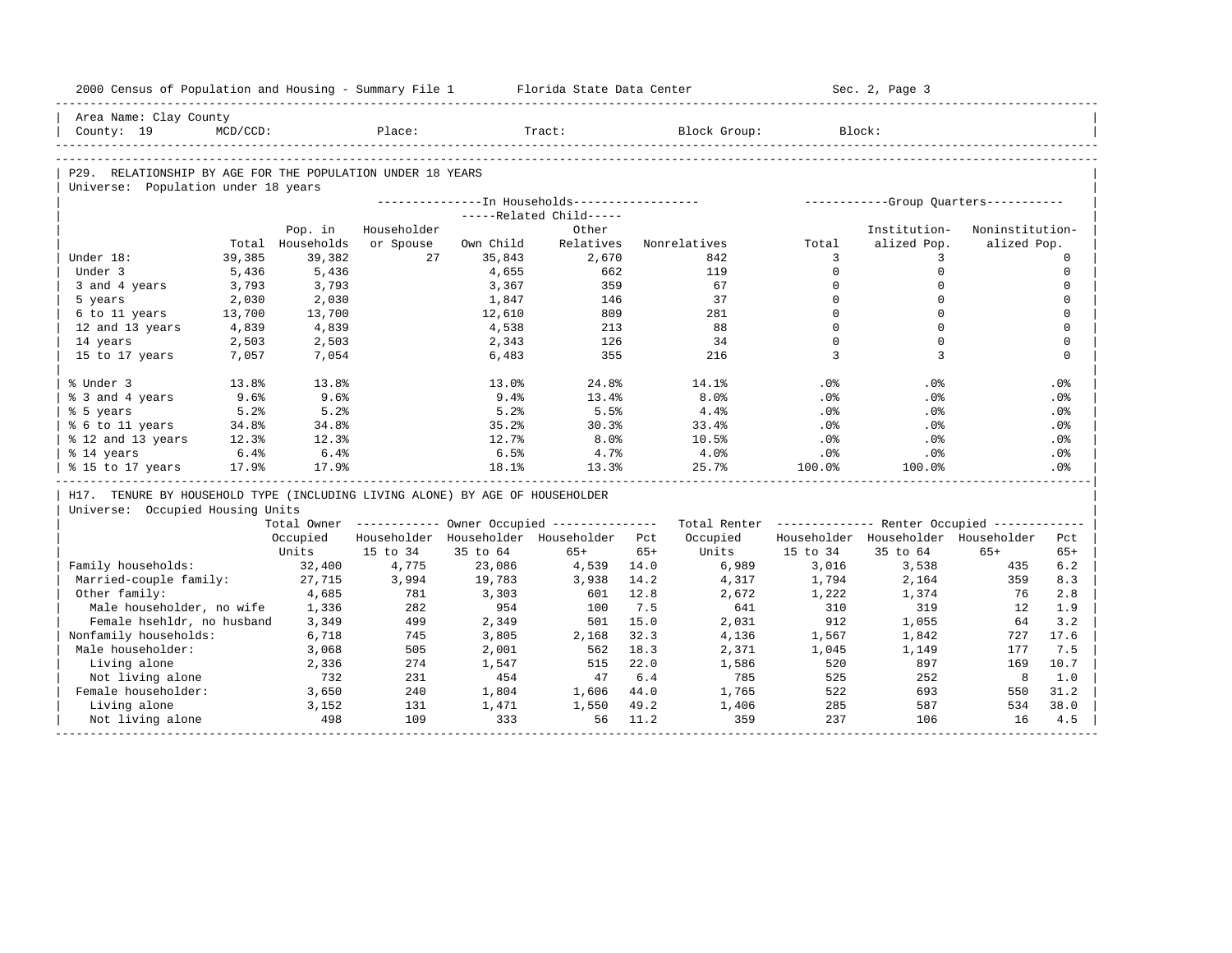2000 Census of Population and Housing - Summary File 1 Florida State Data Center Sec. 2, Page 3

Area Name: Clay County
County: 19 MCD/CCD: Place: Tract: Block Group: Block:

## P29. RELATIONSHIP BY AGE FOR THE POPULATION UNDER 18 YEARS

Universe: Population under 18 years

| | Total | In Households: Pop. in Households | Householder or Spouse | Related Child: Own Child | Related Child: Other Relatives | Nonrelatives | Group Quarters: Total | Institutionalized Pop. | Noninstitutionalized Pop. |
|---|---|---|---|---|---|---|---|---|---|
| Under 18: | 39,385 | 39,382 | 27 | 35,843 | 2,670 | 842 | 3 | 3 | 0 |
| Under 3 | 5,436 | 5,436 | | 4,655 | 662 | 119 | 0 | 0 | 0 |
| 3 and 4 years | 3,793 | 3,793 | | 3,367 | 359 | 67 | 0 | 0 | 0 |
| 5 years | 2,030 | 2,030 | | 1,847 | 146 | 37 | 0 | 0 | 0 |
| 6 to 11 years | 13,700 | 13,700 | | 12,610 | 809 | 281 | 0 | 0 | 0 |
| 12 and 13 years | 4,839 | 4,839 | | 4,538 | 213 | 88 | 0 | 0 | 0 |
| 14 years | 2,503 | 2,503 | | 2,343 | 126 | 34 | 0 | 0 | 0 |
| 15 to 17 years | 7,057 | 7,054 | | 6,483 | 355 | 216 | 3 | 3 | 0 |
| % Under 3 | 13.8% | 13.8% | | 13.0% | 24.8% | 14.1% | .0% | .0% | .0% |
| % 3 and 4 years | 9.6% | 9.6% | | 9.4% | 13.4% | 8.0% | .0% | .0% | .0% |
| % 5 years | 5.2% | 5.2% | | 5.2% | 5.5% | 4.4% | .0% | .0% | .0% |
| % 6 to 11 years | 34.8% | 34.8% | | 35.2% | 30.3% | 33.4% | .0% | .0% | .0% |
| % 12 and 13 years | 12.3% | 12.3% | | 12.7% | 8.0% | 10.5% | .0% | .0% | .0% |
| % 14 years | 6.4% | 6.4% | | 6.5% | 4.7% | 4.0% | .0% | .0% | .0% |
| % 15 to 17 years | 17.9% | 17.9% | | 18.1% | 13.3% | 25.7% | 100.0% | 100.0% | .0% |

## H17. TENURE BY HOUSEHOLD TYPE (INCLUDING LIVING ALONE) BY AGE OF HOUSEHOLDER

Universe: Occupied Housing Units

| | Total Owner Occupied Units | Owner Occupied: Householder 15 to 34 | Householder 35 to 64 | Householder 65+ | Pct 65+ | Total Renter Occupied Units | Renter Occupied: Householder 15 to 34 | Householder 35 to 64 | Householder 65+ | Pct 65+ |
|---|---|---|---|---|---|---|---|---|---|---|
| Family households: | 32,400 | 4,775 | 23,086 | 4,539 | 14.0 | 6,989 | 3,016 | 3,538 | 435 | 6.2 |
| Married-couple family: | 27,715 | 3,994 | 19,783 | 3,938 | 14.2 | 4,317 | 1,794 | 2,164 | 359 | 8.3 |
| Other family: | 4,685 | 781 | 3,303 | 601 | 12.8 | 2,672 | 1,222 | 1,374 | 76 | 2.8 |
| Male householder, no wife | 1,336 | 282 | 954 | 100 | 7.5 | 641 | 310 | 319 | 12 | 1.9 |
| Female hsehldr, no husband | 3,349 | 499 | 2,349 | 501 | 15.0 | 2,031 | 912 | 1,055 | 64 | 3.2 |
| Nonfamily households: | 6,718 | 745 | 3,805 | 2,168 | 32.3 | 4,136 | 1,567 | 1,842 | 727 | 17.6 |
| Male householder: | 3,068 | 505 | 2,001 | 562 | 18.3 | 2,371 | 1,045 | 1,149 | 177 | 7.5 |
| Living alone | 2,336 | 274 | 1,547 | 515 | 22.0 | 1,586 | 520 | 897 | 169 | 10.7 |
| Not living alone | 732 | 231 | 454 | 47 | 6.4 | 785 | 525 | 252 | 8 | 1.0 |
| Female householder: | 3,650 | 240 | 1,804 | 1,606 | 44.0 | 1,765 | 522 | 693 | 550 | 31.2 |
| Living alone | 3,152 | 131 | 1,471 | 1,550 | 49.2 | 1,406 | 285 | 587 | 534 | 38.0 |
| Not living alone | 498 | 109 | 333 | 56 | 11.2 | 359 | 237 | 106 | 16 | 4.5 |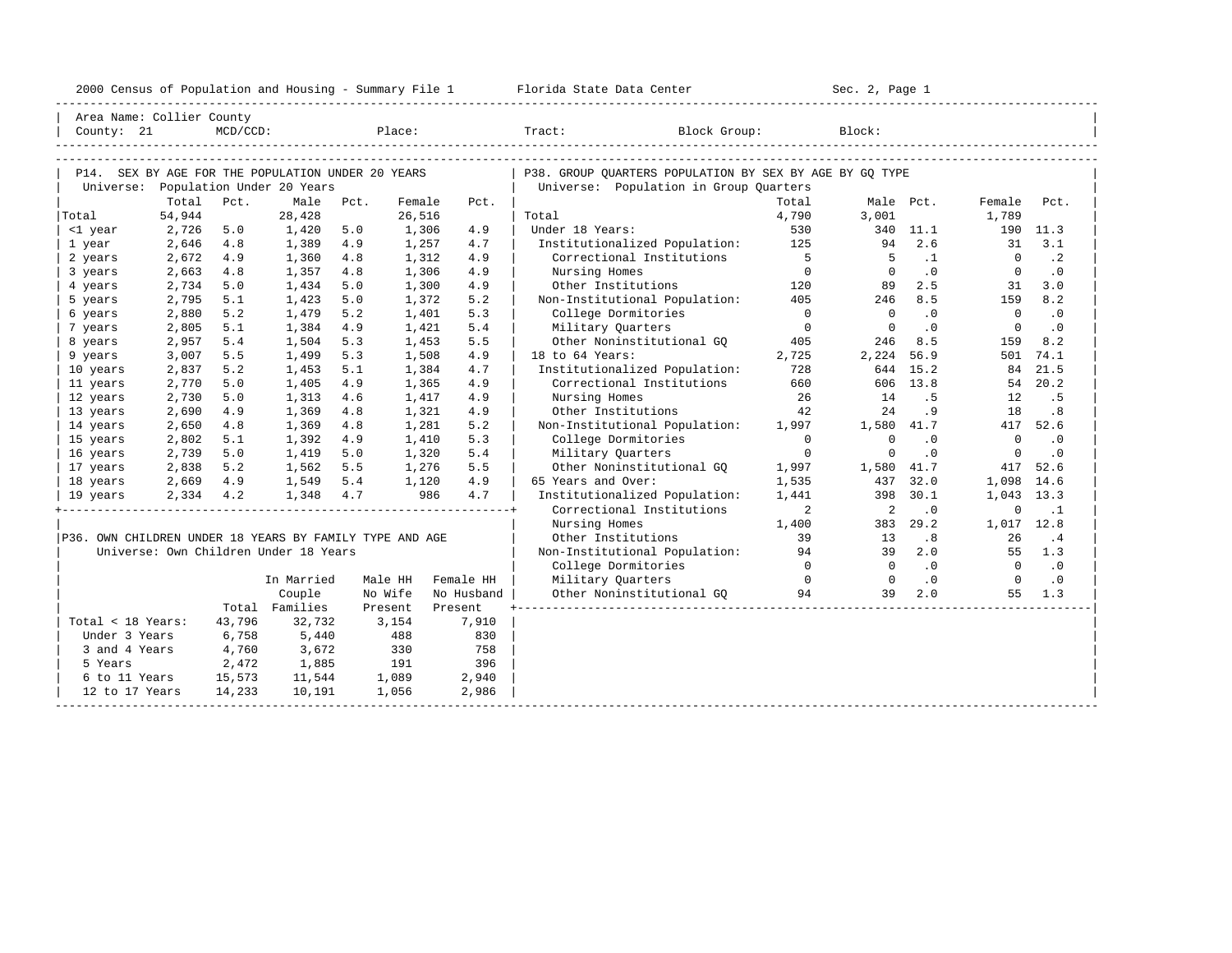Area Name: Collier County
County: 21 MCD/CCD: Place: Tract: Block Group: Block:

## P14. SEX BY AGE FOR THE POPULATION UNDER 20 YEARS

Universe: Population Under 20 Years

| | Total | Pct. | Male | Pct. | Female | Pct. |
|---|---|---|---|---|---|---|
| Total | 54,944 | | 28,428 | | 26,516 | |
| <1 year | 2,726 | 5.0 | 1,420 | 5.0 | 1,306 | 4.9 |
| 1 year | 2,646 | 4.8 | 1,389 | 4.9 | 1,257 | 4.7 |
| 2 years | 2,672 | 4.9 | 1,360 | 4.8 | 1,312 | 4.9 |
| 3 years | 2,663 | 4.8 | 1,357 | 4.8 | 1,306 | 4.9 |
| 4 years | 2,734 | 5.0 | 1,434 | 5.0 | 1,300 | 4.9 |
| 5 years | 2,795 | 5.1 | 1,423 | 5.0 | 1,372 | 5.2 |
| 6 years | 2,880 | 5.2 | 1,479 | 5.2 | 1,401 | 5.3 |
| 7 years | 2,805 | 5.1 | 1,384 | 4.9 | 1,421 | 5.4 |
| 8 years | 2,957 | 5.4 | 1,504 | 5.3 | 1,453 | 5.5 |
| 9 years | 3,007 | 5.5 | 1,499 | 5.3 | 1,508 | 4.9 |
| 10 years | 2,837 | 5.2 | 1,453 | 5.1 | 1,384 | 4.7 |
| 11 years | 2,770 | 5.0 | 1,405 | 4.9 | 1,365 | 4.9 |
| 12 years | 2,730 | 5.0 | 1,313 | 4.6 | 1,417 | 4.9 |
| 13 years | 2,690 | 4.9 | 1,369 | 4.8 | 1,321 | 4.9 |
| 14 years | 2,650 | 4.8 | 1,369 | 4.8 | 1,281 | 5.2 |
| 15 years | 2,802 | 5.1 | 1,392 | 4.9 | 1,410 | 5.3 |
| 16 years | 2,739 | 5.0 | 1,419 | 5.0 | 1,320 | 5.4 |
| 17 years | 2,838 | 5.2 | 1,562 | 5.5 | 1,276 | 5.5 |
| 18 years | 2,669 | 4.9 | 1,549 | 5.4 | 1,120 | 4.9 |
| 19 years | 2,334 | 4.2 | 1,348 | 4.7 | 986 | 4.7 |

## P36. OWN CHILDREN UNDER 18 YEARS BY FAMILY TYPE AND AGE

Universe: Own Children Under 18 Years

| | Total | In Married Couple Families | Male HH No Wife Present | Female HH No Husband Present |
|---|---|---|---|---|
| Total < 18 Years: | 43,796 | 32,732 | 3,154 | 7,910 |
| Under 3 Years | 6,758 | 5,440 | 488 | 830 |
| 3 and 4 Years | 4,760 | 3,672 | 330 | 758 |
| 5 Years | 2,472 | 1,885 | 191 | 396 |
| 6 to 11 Years | 15,573 | 11,544 | 1,089 | 2,940 |
| 12 to 17 Years | 14,233 | 10,191 | 1,056 | 2,986 |

## P38. GROUP QUARTERS POPULATION BY SEX BY AGE BY GQ TYPE

Universe: Population in Group Quarters

| | Total | Male | Pct. | Female | Pct. |
|---|---|---|---|---|---|
| Total | 4,790 | 3,001 | | 1,789 | |
| Under 18 Years: | 530 | 340 | 11.1 | 190 | 11.3 |
| Institutionalized Population: | 125 | 94 | 2.6 | 31 | 3.1 |
| Correctional Institutions | 5 | 5 | .1 | 0 | .2 |
| Nursing Homes | 0 | 0 | .0 | 0 | .0 |
| Other Institutions | 120 | 89 | 2.5 | 31 | 3.0 |
| Non-Institutional Population: | 405 | 246 | 8.5 | 159 | 8.2 |
| College Dormitories | 0 | 0 | .0 | 0 | .0 |
| Military Quarters | 0 | 0 | .0 | 0 | .0 |
| Other Noninstitutional GQ | 405 | 246 | 8.5 | 159 | 8.2 |
| 18 to 64 Years: | 2,725 | 2,224 | 56.9 | 501 | 74.1 |
| Institutionalized Population: | 728 | 644 | 15.2 | 84 | 21.5 |
| Correctional Institutions | 660 | 606 | 13.8 | 54 | 20.2 |
| Nursing Homes | 26 | 14 | .5 | 12 | .5 |
| Other Institutions | 42 | 24 | .9 | 18 | .8 |
| Non-Institutional Population: | 1,997 | 1,580 | 41.7 | 417 | 52.6 |
| College Dormitories | 0 | 0 | .0 | 0 | .0 |
| Military Quarters | 0 | 0 | .0 | 0 | .0 |
| Other Noninstitutional GQ | 1,997 | 1,580 | 41.7 | 417 | 52.6 |
| 65 Years and Over: | 1,535 | 437 | 32.0 | 1,098 | 14.6 |
| Institutionalized Population: | 1,441 | 398 | 30.1 | 1,043 | 13.3 |
| Correctional Institutions | 2 | 2 | .0 | 0 | .1 |
| Nursing Homes | 1,400 | 383 | 29.2 | 1,017 | 12.8 |
| Other Institutions | 39 | 13 | .8 | 26 | .4 |
| Non-Institutional Population: | 94 | 39 | 2.0 | 55 | 1.3 |
| College Dormitories | 0 | 0 | .0 | 0 | .0 |
| Military Quarters | 0 | 0 | .0 | 0 | .0 |
| Other Noninstitutional GQ | 94 | 39 | 2.0 | 55 | 1.3 |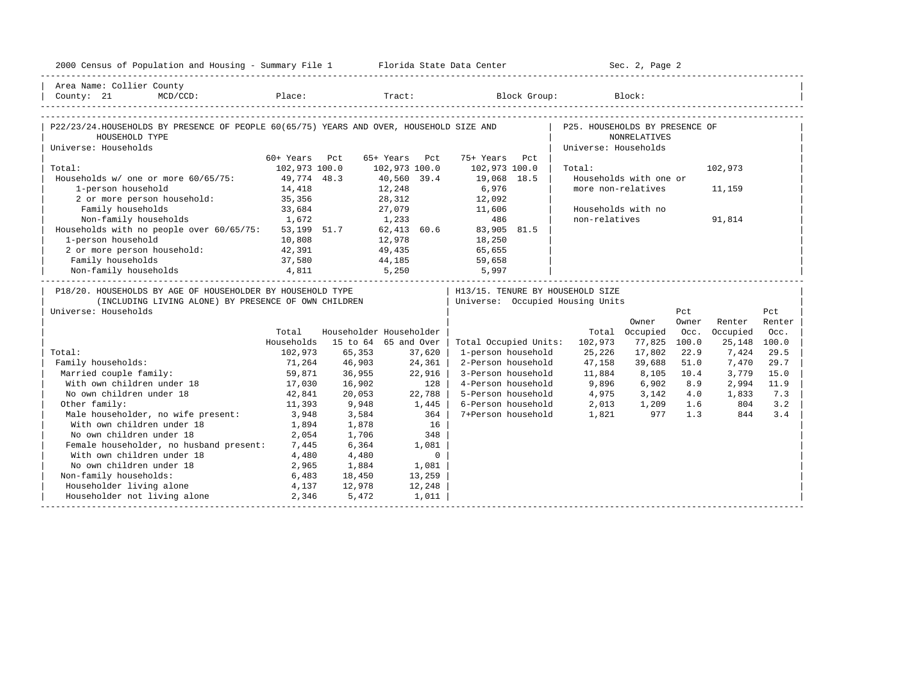Area Name: Collier County
County: 21 MCD/CCD: Place: Tract: Block Group: Block:

## P22/23/24. HOUSEHOLDS BY PRESENCE OF PEOPLE 60(65/75) YEARS AND OVER, HOUSEHOLD SIZE AND HOUSEHOLD TYPE

Universe: Households

| | 60+ Years | Pct | 65+ Years | Pct | 75+ Years | Pct |
|---|---|---|---|---|---|---|
| Total: | 102,973 | 100.0 | 102,973 | 100.0 | 102,973 | 100.0 |
| Households w/ one or more 60/65/75: | 49,774 | 48.3 | 40,560 | 39.4 | 19,068 | 18.5 |
| 1-person household | 14,418 | | 12,248 | | 6,976 | |
| 2 or more person household: | 35,356 | | 28,312 | | 12,092 | |
| Family households | 33,684 | | 27,079 | | 11,606 | |
| Non-family households | 1,672 | | 1,233 | | 486 | |
| Households with no people over 60/65/75: | 53,199 | 51.7 | 62,413 | 60.6 | 83,905 | 81.5 |
| 1-person household | 10,808 | | 12,978 | | 18,250 | |
| 2 or more person household: | 42,391 | | 49,435 | | 65,655 | |
| Family households | 37,580 | | 44,185 | | 59,658 | |
| Non-family households | 4,811 | | 5,250 | | 5,997 | |

## P25. HOUSEHOLDS BY PRESENCE OF NONRELATIVES

Universe: Households

| | |
|---|---|
| Total: | 102,973 |
| Households with one or more non-relatives | 11,159 |
| Households with no non-relatives | 91,814 |

## P18/20. HOUSEHOLDS BY AGE OF HOUSEHOLDER BY HOUSEHOLD TYPE (INCLUDING LIVING ALONE) BY PRESENCE OF OWN CHILDREN

Universe: Households

| | Total Households | Householder 15 to 64 | Householder 65 and Over |
|---|---|---|---|
| Total: | 102,973 | 65,353 | 37,620 |
| Family households: | 71,264 | 46,903 | 24,361 |
| Married couple family: | 59,871 | 36,955 | 22,916 |
| With own children under 18 | 17,030 | 16,902 | 128 |
| No own children under 18 | 42,841 | 20,053 | 22,788 |
| Other family: | 11,393 | 9,948 | 1,445 |
| Male householder, no wife present: | 3,948 | 3,584 | 364 |
| With own children under 18 | 1,894 | 1,878 | 16 |
| No own children under 18 | 2,054 | 1,706 | 348 |
| Female householder, no husband present: | 7,445 | 6,364 | 1,081 |
| With own children under 18 | 4,480 | 4,480 | 0 |
| No own children under 18 | 2,965 | 1,884 | 1,081 |
| Non-family households: | 6,483 | 18,450 | 13,259 |
| Householder living alone | 4,137 | 12,978 | 12,248 |
| Householder not living alone | 2,346 | 5,472 | 1,011 |

## H13/15. TENURE BY HOUSEHOLD SIZE

Universe: Occupied Housing Units

| | Total | Owner Occupied | Pct Owner Occ. | Renter Occupied | Pct Renter Occ. |
|---|---|---|---|---|---|
| Total Occupied Units: | 102,973 | 77,825 | 100.0 | 25,148 | 100.0 |
| 1-person household | 25,226 | 17,802 | 22.9 | 7,424 | 29.5 |
| 2-Person household | 47,158 | 39,688 | 51.0 | 7,470 | 29.7 |
| 3-Person household | 11,884 | 8,105 | 10.4 | 3,779 | 15.0 |
| 4-Person household | 9,896 | 6,902 | 8.9 | 2,994 | 11.9 |
| 5-Person household | 4,975 | 3,142 | 4.0 | 1,833 | 7.3 |
| 6-Person household | 2,013 | 1,209 | 1.6 | 804 | 3.2 |
| 7+Person household | 1,821 | 977 | 1.3 | 844 | 3.4 |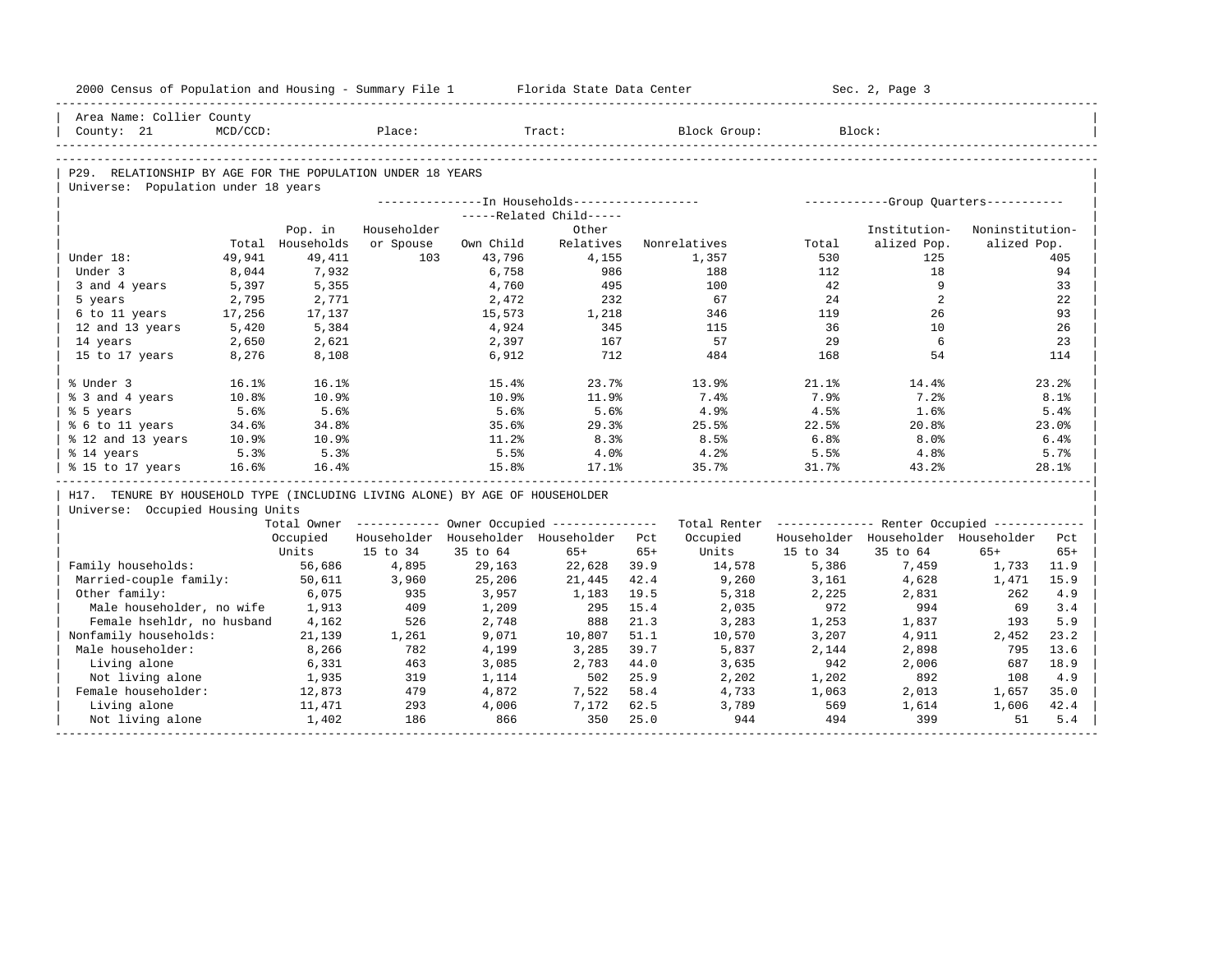Area Name: Collier County
County: 21 MCD/CCD: Place: Tract: Block Group: Block:

## P29. RELATIONSHIP BY AGE FOR THE POPULATION UNDER 18 YEARS

Universe: Population under 18 years

| | Total | Pop. in Households | In Households: Householder or Spouse | Related Child: Own Child | Related Child: Other Relatives | Nonrelatives | Group Quarters: Total | Institutionalized Pop. | Noninstitutionalized Pop. |
|---|---|---|---|---|---|---|---|---|---|
| Under 18: | 49,941 | 49,411 | 103 | 43,796 | 4,155 | 1,357 | 530 | 125 | 405 |
| Under 3 | 8,044 | 7,932 | | 6,758 | 986 | 188 | 112 | 18 | 94 |
| 3 and 4 years | 5,397 | 5,355 | | 4,760 | 495 | 100 | 42 | 9 | 33 |
| 5 years | 2,795 | 2,771 | | 2,472 | 232 | 67 | 24 | 2 | 22 |
| 6 to 11 years | 17,256 | 17,137 | | 15,573 | 1,218 | 346 | 119 | 26 | 93 |
| 12 and 13 years | 5,420 | 5,384 | | 4,924 | 345 | 115 | 36 | 10 | 26 |
| 14 years | 2,650 | 2,621 | | 2,397 | 167 | 57 | 29 | 6 | 23 |
| 15 to 17 years | 8,276 | 8,108 | | 6,912 | 712 | 484 | 168 | 54 | 114 |
| % Under 3 | 16.1% | 16.1% | | 15.4% | 23.7% | 13.9% | 21.1% | 14.4% | 23.2% |
| % 3 and 4 years | 10.8% | 10.9% | | 10.9% | 11.9% | 7.4% | 7.9% | 7.2% | 8.1% |
| % 5 years | 5.6% | 5.6% | | 5.6% | 5.6% | 4.9% | 4.5% | 1.6% | 5.4% |
| % 6 to 11 years | 34.6% | 34.8% | | 35.6% | 29.3% | 25.5% | 22.5% | 20.8% | 23.0% |
| % 12 and 13 years | 10.9% | 10.9% | | 11.2% | 8.3% | 8.5% | 6.8% | 8.0% | 6.4% |
| % 14 years | 5.3% | 5.3% | | 5.5% | 4.0% | 4.2% | 5.5% | 4.8% | 5.7% |
| % 15 to 17 years | 16.6% | 16.4% | | 15.8% | 17.1% | 35.7% | 31.7% | 43.2% | 28.1% |

## H17. TENURE BY HOUSEHOLD TYPE (INCLUDING LIVING ALONE) BY AGE OF HOUSEHOLDER

Universe: Occupied Housing Units

| | Total Owner Occupied Units | Owner: Householder 15 to 34 | Owner: Householder 35 to 64 | Owner: Householder 65+ | Pct 65+ | Total Renter Occupied Units | Renter: Householder 15 to 34 | Renter: Householder 35 to 64 | Renter: Householder 65+ | Pct 65+ |
|---|---|---|---|---|---|---|---|---|---|---|
| Family households: | 56,686 | 4,895 | 29,163 | 22,628 | 39.9 | 14,578 | 5,386 | 7,459 | 1,733 | 11.9 |
| Married-couple family: | 50,611 | 3,960 | 25,206 | 21,445 | 42.4 | 9,260 | 3,161 | 4,628 | 1,471 | 15.9 |
| Other family: | 6,075 | 935 | 3,957 | 1,183 | 19.5 | 5,318 | 2,225 | 2,831 | 262 | 4.9 |
| Male householder, no wife | 1,913 | 409 | 1,209 | 295 | 15.4 | 2,035 | 972 | 994 | 69 | 3.4 |
| Female hsehldr, no husband | 4,162 | 526 | 2,748 | 888 | 21.3 | 3,283 | 1,253 | 1,837 | 193 | 5.9 |
| Nonfamily households: | 21,139 | 1,261 | 9,071 | 10,807 | 51.1 | 10,570 | 3,207 | 4,911 | 2,452 | 23.2 |
| Male householder: | 8,266 | 782 | 4,199 | 3,285 | 39.7 | 5,837 | 2,144 | 2,898 | 795 | 13.6 |
| Living alone | 6,331 | 463 | 3,085 | 2,783 | 44.0 | 3,635 | 942 | 2,006 | 687 | 18.9 |
| Not living alone | 1,935 | 319 | 1,114 | 502 | 25.9 | 2,202 | 1,202 | 892 | 108 | 4.9 |
| Female householder: | 12,873 | 479 | 4,872 | 7,522 | 58.4 | 4,733 | 1,063 | 2,013 | 1,657 | 35.0 |
| Living alone | 11,471 | 293 | 4,006 | 7,172 | 62.5 | 3,789 | 569 | 1,614 | 1,606 | 42.4 |
| Not living alone | 1,402 | 186 | 866 | 350 | 25.0 | 944 | 494 | 399 | 51 | 5.4 |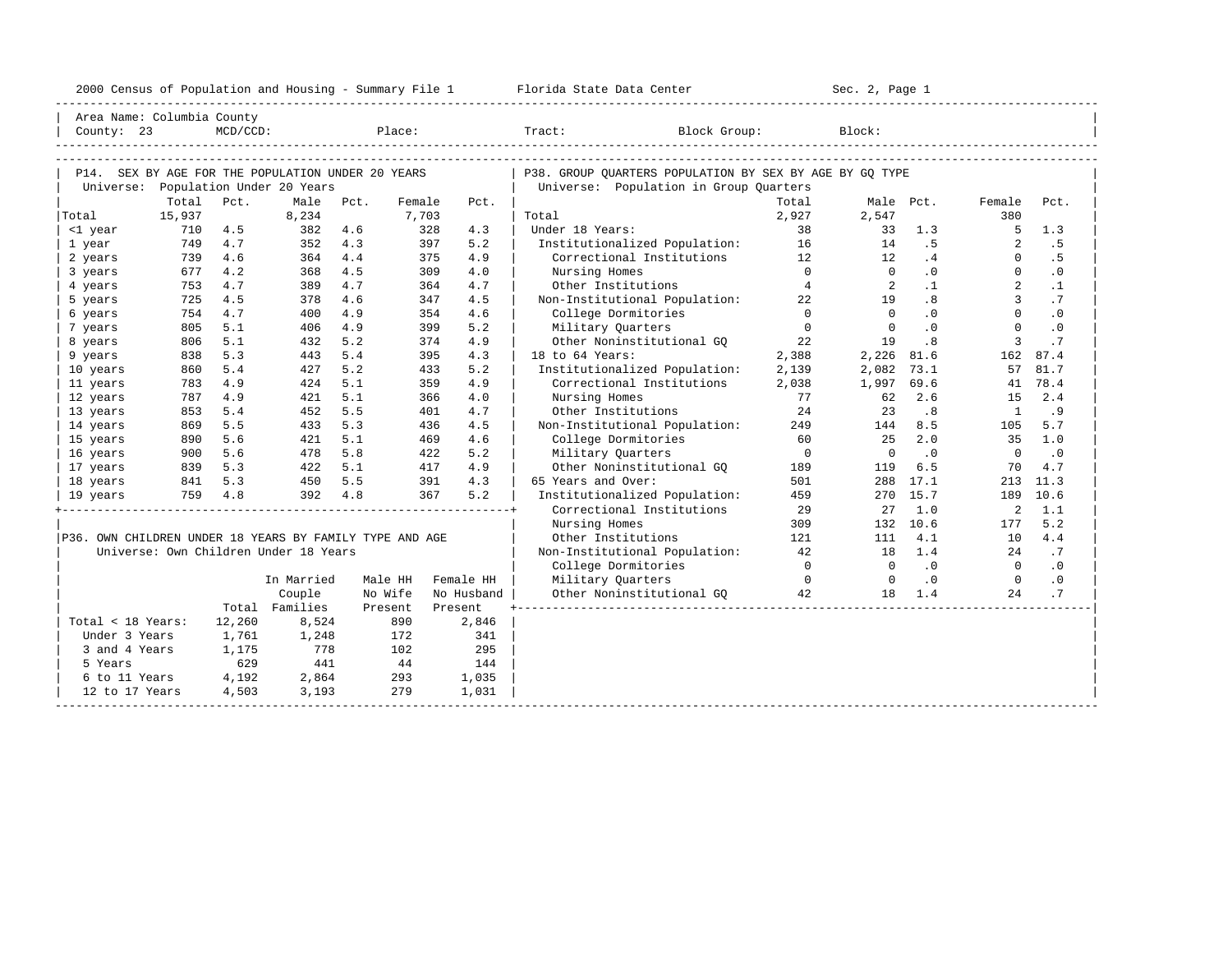Area Name: Columbia County
County: 23 MCD/CCD: Place: Tract: Block Group: Block:

## P14. SEX BY AGE FOR THE POPULATION UNDER 20 YEARS

Universe: Population Under 20 Years

| | Total | Pct. | Male | Pct. | Female | Pct. |
|---|---|---|---|---|---|---|
| Total | 15,937 | | 8,234 | | 7,703 | |
| <1 year | 710 | 4.5 | 382 | 4.6 | 328 | 4.3 |
| 1 year | 749 | 4.7 | 352 | 4.3 | 397 | 5.2 |
| 2 years | 739 | 4.6 | 364 | 4.4 | 375 | 4.9 |
| 3 years | 677 | 4.2 | 368 | 4.5 | 309 | 4.0 |
| 4 years | 753 | 4.7 | 389 | 4.7 | 364 | 4.7 |
| 5 years | 725 | 4.5 | 378 | 4.6 | 347 | 4.5 |
| 6 years | 754 | 4.7 | 400 | 4.9 | 354 | 4.6 |
| 7 years | 805 | 5.1 | 406 | 4.9 | 399 | 5.2 |
| 8 years | 806 | 5.1 | 432 | 5.2 | 374 | 4.9 |
| 9 years | 838 | 5.3 | 443 | 5.4 | 395 | 4.3 |
| 10 years | 860 | 5.4 | 427 | 5.2 | 433 | 5.2 |
| 11 years | 783 | 4.9 | 424 | 5.1 | 359 | 4.9 |
| 12 years | 787 | 4.9 | 421 | 5.1 | 366 | 4.0 |
| 13 years | 853 | 5.4 | 452 | 5.5 | 401 | 4.7 |
| 14 years | 869 | 5.5 | 433 | 5.3 | 436 | 4.5 |
| 15 years | 890 | 5.6 | 421 | 5.1 | 469 | 4.6 |
| 16 years | 900 | 5.6 | 478 | 5.8 | 422 | 5.2 |
| 17 years | 839 | 5.3 | 422 | 5.1 | 417 | 4.9 |
| 18 years | 841 | 5.3 | 450 | 5.5 | 391 | 4.3 |
| 19 years | 759 | 4.8 | 392 | 4.8 | 367 | 5.2 |

## P36. OWN CHILDREN UNDER 18 YEARS BY FAMILY TYPE AND AGE

Universe: Own Children Under 18 Years

| | Total | In Married Couple Families | Male HH No Wife Present | Female HH No Husband Present |
|---|---|---|---|---|
| Total < 18 Years: | 12,260 | 8,524 | 890 | 2,846 |
| Under 3 Years | 1,761 | 1,248 | 172 | 341 |
| 3 and 4 Years | 1,175 | 778 | 102 | 295 |
| 5 Years | 629 | 441 | 44 | 144 |
| 6 to 11 Years | 4,192 | 2,864 | 293 | 1,035 |
| 12 to 17 Years | 4,503 | 3,193 | 279 | 1,031 |

## P38. GROUP QUARTERS POPULATION BY SEX BY AGE BY GQ TYPE

Universe: Population in Group Quarters

| | Total | Male | Pct. | Female | Pct. |
|---|---|---|---|---|---|
| Total | 2,927 | 2,547 | | 380 | |
| Under 18 Years: | 38 | 33 | 1.3 | 5 | 1.3 |
| Institutionalized Population: | 16 | 14 | .5 | 2 | .5 |
| Correctional Institutions | 12 | 12 | .4 | 0 | .5 |
| Nursing Homes | 0 | 0 | .0 | 0 | .0 |
| Other Institutions | 4 | 2 | .1 | 2 | .1 |
| Non-Institutional Population: | 22 | 19 | .8 | 3 | .7 |
| College Dormitories | 0 | 0 | .0 | 0 | .0 |
| Military Quarters | 0 | 0 | .0 | 0 | .0 |
| Other Noninstitutional GQ | 22 | 19 | .8 | 3 | .7 |
| 18 to 64 Years: | 2,388 | 2,226 | 81.6 | 162 | 87.4 |
| Institutionalized Population: | 2,139 | 2,082 | 73.1 | 57 | 81.7 |
| Correctional Institutions | 2,038 | 1,997 | 69.6 | 41 | 78.4 |
| Nursing Homes | 77 | 62 | 2.6 | 15 | 2.4 |
| Other Institutions | 24 | 23 | .8 | 1 | .9 |
| Non-Institutional Population: | 249 | 144 | 8.5 | 105 | 5.7 |
| College Dormitories | 60 | 25 | 2.0 | 35 | 1.0 |
| Military Quarters | 0 | 0 | .0 | 0 | .0 |
| Other Noninstitutional GQ | 189 | 119 | 6.5 | 70 | 4.7 |
| 65 Years and Over: | 501 | 288 | 17.1 | 213 | 11.3 |
| Institutionalized Population: | 459 | 270 | 15.7 | 189 | 10.6 |
| Correctional Institutions | 29 | 27 | 1.0 | 2 | 1.1 |
| Nursing Homes | 309 | 132 | 10.6 | 177 | 5.2 |
| Other Institutions | 121 | 111 | 4.1 | 10 | 4.4 |
| Non-Institutional Population: | 42 | 18 | 1.4 | 24 | .7 |
| College Dormitories | 0 | 0 | .0 | 0 | .0 |
| Military Quarters | 0 | 0 | .0 | 0 | .0 |
| Other Noninstitutional GQ | 42 | 18 | 1.4 | 24 | .7 |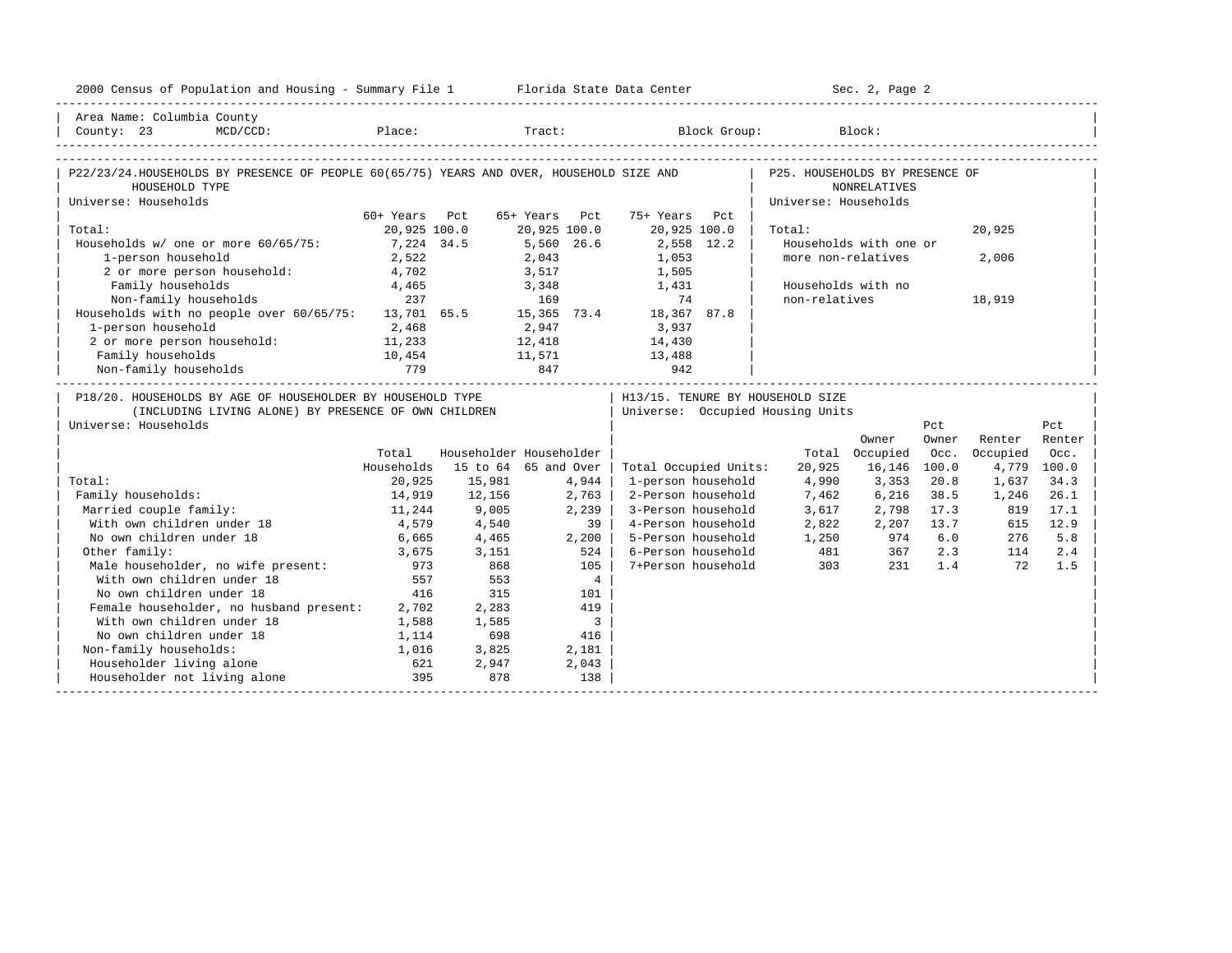Area Name: Columbia County
County: 23 MCD/CCD: Place: Tract: Block Group: Block:

## P22/23/24. HOUSEHOLDS BY PRESENCE OF PEOPLE 60(65/75) YEARS AND OVER, HOUSEHOLD SIZE AND HOUSEHOLD TYPE

Universe: Households

| | 60+ Years | Pct | 65+ Years | Pct | 75+ Years | Pct |
|---|---|---|---|---|---|---|
| Total: | 20,925 | 100.0 | 20,925 | 100.0 | 20,925 | 100.0 |
| Households w/ one or more 60/65/75: | 7,224 | 34.5 | 5,560 | 26.6 | 2,558 | 12.2 |
| 1-person household | 2,522 | | 2,043 | | 1,053 | |
| 2 or more person household: | 4,702 | | 3,517 | | 1,505 | |
| Family households | 4,465 | | 3,348 | | 1,431 | |
| Non-family households | 237 | | 169 | | 74 | |
| Households with no people over 60/65/75: | 13,701 | 65.5 | 15,365 | 73.4 | 18,367 | 87.8 |
| 1-person household | 2,468 | | 2,947 | | 3,937 | |
| 2 or more person household: | 11,233 | | 12,418 | | 14,430 | |
| Family households | 10,454 | | 11,571 | | 13,488 | |
| Non-family households | 779 | | 847 | | 942 | |

## P25. HOUSEHOLDS BY PRESENCE OF NONRELATIVES

Universe: Households

| | |
|---|---|
| Total: | 20,925 |
| Households with one or more non-relatives | 2,006 |
| Households with no non-relatives | 18,919 |

## P18/20. HOUSEHOLDS BY AGE OF HOUSEHOLDER BY HOUSEHOLD TYPE (INCLUDING LIVING ALONE) BY PRESENCE OF OWN CHILDREN

Universe: Households

| | Total Households | Householder 15 to 64 | Householder 65 and Over |
|---|---|---|---|
| Total: | 20,925 | 15,981 | 4,944 |
| Family households: | 14,919 | 12,156 | 2,763 |
| Married couple family: | 11,244 | 9,005 | 2,239 |
| With own children under 18 | 4,579 | 4,540 | 39 |
| No own children under 18 | 6,665 | 4,465 | 2,200 |
| Other family: | 3,675 | 3,151 | 524 |
| Male householder, no wife present: | 973 | 868 | 105 |
| With own children under 18 | 557 | 553 | 4 |
| No own children under 18 | 416 | 315 | 101 |
| Female householder, no husband present: | 2,702 | 2,283 | 419 |
| With own children under 18 | 1,588 | 1,585 | 3 |
| No own children under 18 | 1,114 | 698 | 416 |
| Non-family households: | 1,016 | 3,825 | 2,181 |
| Householder living alone | 621 | 2,947 | 2,043 |
| Householder not living alone | 395 | 878 | 138 |

## H13/15. TENURE BY HOUSEHOLD SIZE

Universe: Occupied Housing Units

| | Total | Owner Occupied | Pct Owner Occ. | Renter Occupied | Pct Renter Occ. |
|---|---|---|---|---|---|
| Total Occupied Units: | 20,925 | 16,146 | 100.0 | 4,779 | 100.0 |
| 1-person household | 4,990 | 3,353 | 20.8 | 1,637 | 34.3 |
| 2-Person household | 7,462 | 6,216 | 38.5 | 1,246 | 26.1 |
| 3-Person household | 3,617 | 2,798 | 17.3 | 819 | 17.1 |
| 4-Person household | 2,822 | 2,207 | 13.7 | 615 | 12.9 |
| 5-Person household | 1,250 | 974 | 6.0 | 276 | 5.8 |
| 6-Person household | 481 | 367 | 2.3 | 114 | 2.4 |
| 7+Person household | 303 | 231 | 1.4 | 72 | 1.5 |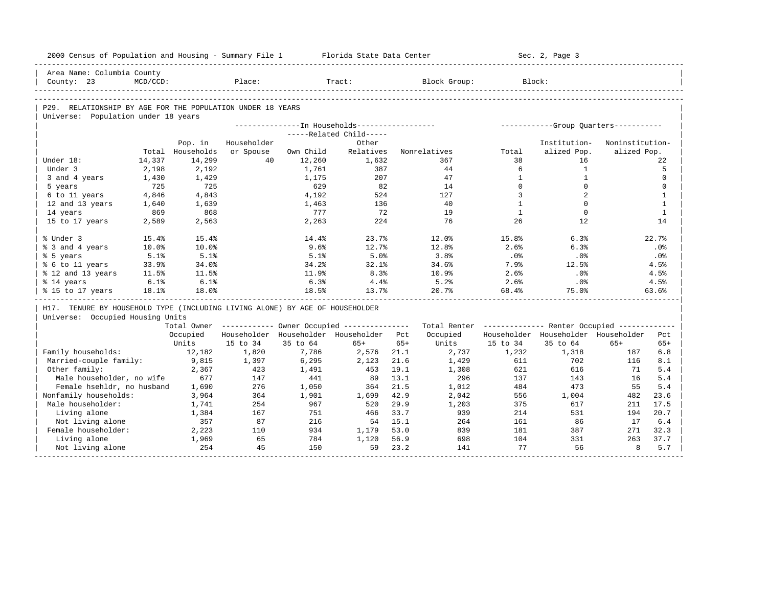Area Name: Columbia County
County: 23 MCD/CCD: Place: Tract: Block Group: Block:

## P29. RELATIONSHIP BY AGE FOR THE POPULATION UNDER 18 YEARS

Universe: Population under 18 years

| | Total | Pop. in Households | In Households: Householder or Spouse | Related Child: Own Child | Related Child: Other Relatives | Nonrelatives | Group Quarters: Total | Institutionalized Pop. | Noninstitutionalized Pop. |
|---|---|---|---|---|---|---|---|---|---|
| Under 18: | 14,337 | 14,299 | 40 | 12,260 | 1,632 | 367 | 38 | 16 | 22 |
| Under 3 | 2,198 | 2,192 | | 1,761 | 387 | 44 | 6 | 1 | 5 |
| 3 and 4 years | 1,430 | 1,429 | | 1,175 | 207 | 47 | 1 | 1 | 0 |
| 5 years | 725 | 725 | | 629 | 82 | 14 | 0 | 0 | 0 |
| 6 to 11 years | 4,846 | 4,843 | | 4,192 | 524 | 127 | 3 | 2 | 1 |
| 12 and 13 years | 1,640 | 1,639 | | 1,463 | 136 | 40 | 1 | 0 | 1 |
| 14 years | 869 | 868 | | 777 | 72 | 19 | 1 | 0 | 1 |
| 15 to 17 years | 2,589 | 2,563 | | 2,263 | 224 | 76 | 26 | 12 | 14 |
| % Under 3 | 15.4% | 15.4% | | 14.4% | 23.7% | 12.0% | 15.8% | 6.3% | 22.7% |
| % 3 and 4 years | 10.0% | 10.0% | | 9.6% | 12.7% | 12.8% | 2.6% | 6.3% | .0% |
| % 5 years | 5.1% | 5.1% | | 5.1% | 5.0% | 3.8% | .0% | .0% | .0% |
| % 6 to 11 years | 33.9% | 34.0% | | 34.2% | 32.1% | 34.6% | 7.9% | 12.5% | 4.5% |
| % 12 and 13 years | 11.5% | 11.5% | | 11.9% | 8.3% | 10.9% | 2.6% | .0% | 4.5% |
| % 14 years | 6.1% | 6.1% | | 6.3% | 4.4% | 5.2% | 2.6% | .0% | 4.5% |
| % 15 to 17 years | 18.1% | 18.0% | | 18.5% | 13.7% | 20.7% | 68.4% | 75.0% | 63.6% |

## H17. TENURE BY HOUSEHOLD TYPE (INCLUDING LIVING ALONE) BY AGE OF HOUSEHOLDER

Universe: Occupied Housing Units

| | Total Owner Occupied Units | Owner: Householder 15 to 34 | Owner: Householder 35 to 64 | Owner: Householder 65+ | Owner: Pct 65+ | Total Renter Occupied Units | Renter: Householder 15 to 34 | Renter: Householder 35 to 64 | Renter: Householder 65+ | Renter: Pct 65+ |
|---|---|---|---|---|---|---|---|---|---|---|
| Family households: | 12,182 | 1,820 | 7,786 | 2,576 | 21.1 | 2,737 | 1,232 | 1,318 | 187 | 6.8 |
| Married-couple family: | 9,815 | 1,397 | 6,295 | 2,123 | 21.6 | 1,429 | 611 | 702 | 116 | 8.1 |
| Other family: | 2,367 | 423 | 1,491 | 453 | 19.1 | 1,308 | 621 | 616 | 71 | 5.4 |
| Male householder, no wife | 677 | 147 | 441 | 89 | 13.1 | 296 | 137 | 143 | 16 | 5.4 |
| Female hsehldr, no husband | 1,690 | 276 | 1,050 | 364 | 21.5 | 1,012 | 484 | 473 | 55 | 5.4 |
| Nonfamily households: | 3,964 | 364 | 1,901 | 1,699 | 42.9 | 2,042 | 556 | 1,004 | 482 | 23.6 |
| Male householder: | 1,741 | 254 | 967 | 520 | 29.9 | 1,203 | 375 | 617 | 211 | 17.5 |
| Living alone | 1,384 | 167 | 751 | 466 | 33.7 | 939 | 214 | 531 | 194 | 20.7 |
| Not living alone | 357 | 87 | 216 | 54 | 15.1 | 264 | 161 | 86 | 17 | 6.4 |
| Female householder: | 2,223 | 110 | 934 | 1,179 | 53.0 | 839 | 181 | 387 | 271 | 32.3 |
| Living alone | 1,969 | 65 | 784 | 1,120 | 56.9 | 698 | 104 | 331 | 263 | 37.7 |
| Not living alone | 254 | 45 | 150 | 59 | 23.2 | 141 | 77 | 56 | 8 | 5.7 |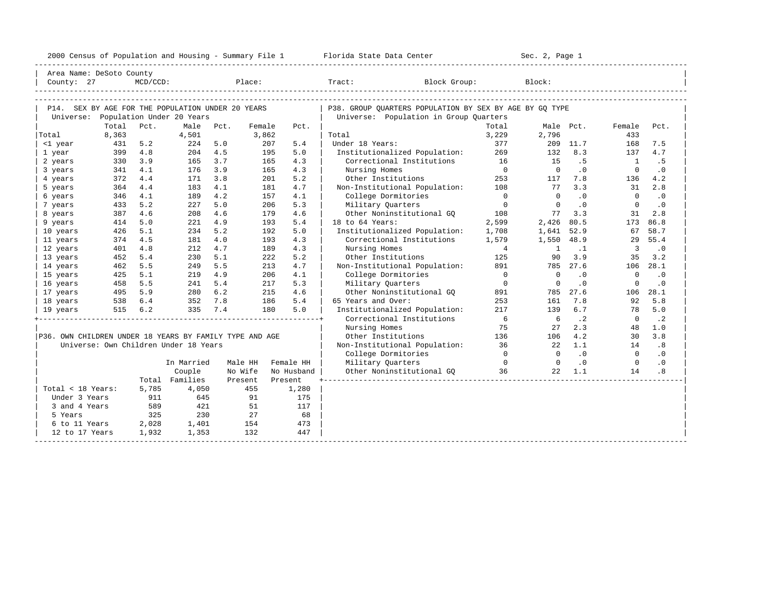2000 Census of Population and Housing - Summary File 1 — Florida State Data Center — Sec. 2, Page 1

Area Name: DeSoto County
County: 27  MCD/CCD:  Place:  Tract:  Block Group:  Block:

## P14. SEX BY AGE FOR THE POPULATION UNDER 20 YEARS

Universe: Population Under 20 Years

| | Total | Pct. | Male | Pct. | Female | Pct. |
|---|---|---|---|---|---|---|
| Total | 8,363 | | 4,501 | | 3,862 | |
| <1 year | 431 | 5.2 | 224 | 5.0 | 207 | 5.4 |
| 1 year | 399 | 4.8 | 204 | 4.5 | 195 | 5.0 |
| 2 years | 330 | 3.9 | 165 | 3.7 | 165 | 4.3 |
| 3 years | 341 | 4.1 | 176 | 3.9 | 165 | 4.3 |
| 4 years | 372 | 4.4 | 171 | 3.8 | 201 | 5.2 |
| 5 years | 364 | 4.4 | 183 | 4.1 | 181 | 4.7 |
| 6 years | 346 | 4.1 | 189 | 4.2 | 157 | 4.1 |
| 7 years | 433 | 5.2 | 227 | 5.0 | 206 | 5.3 |
| 8 years | 387 | 4.6 | 208 | 4.6 | 179 | 4.6 |
| 9 years | 414 | 5.0 | 221 | 4.9 | 193 | 5.4 |
| 10 years | 426 | 5.1 | 234 | 5.2 | 192 | 5.0 |
| 11 years | 374 | 4.5 | 181 | 4.0 | 193 | 4.3 |
| 12 years | 401 | 4.8 | 212 | 4.7 | 189 | 4.3 |
| 13 years | 452 | 5.4 | 230 | 5.1 | 222 | 5.2 |
| 14 years | 462 | 5.5 | 249 | 5.5 | 213 | 4.7 |
| 15 years | 425 | 5.1 | 219 | 4.9 | 206 | 4.1 |
| 16 years | 458 | 5.5 | 241 | 5.4 | 217 | 5.3 |
| 17 years | 495 | 5.9 | 280 | 6.2 | 215 | 4.6 |
| 18 years | 538 | 6.4 | 352 | 7.8 | 186 | 5.4 |
| 19 years | 515 | 6.2 | 335 | 7.4 | 180 | 5.0 |

## P36. OWN CHILDREN UNDER 18 YEARS BY FAMILY TYPE AND AGE

Universe: Own Children Under 18 Years

| | Total | In Married Couple Families | Male HH No Wife Present | Female HH No Husband Present |
|---|---|---|---|---|
| Total < 18 Years: | 5,785 | 4,050 | 455 | 1,280 |
| Under 3 Years | 911 | 645 | 91 | 175 |
| 3 and 4 Years | 589 | 421 | 51 | 117 |
| 5 Years | 325 | 230 | 27 | 68 |
| 6 to 11 Years | 2,028 | 1,401 | 154 | 473 |
| 12 to 17 Years | 1,932 | 1,353 | 132 | 447 |

## P38. GROUP QUARTERS POPULATION BY SEX BY AGE BY GQ TYPE

Universe: Population in Group Quarters

| | Total | Male | Pct. | Female | Pct. |
|---|---|---|---|---|---|
| Total | 3,229 | 2,796 | | 433 | |
| Under 18 Years: | 377 | 209 | 11.7 | 168 | 7.5 |
| Institutionalized Population: | 269 | 132 | 8.3 | 137 | 4.7 |
| Correctional Institutions | 16 | 15 | .5 | 1 | .5 |
| Nursing Homes | 0 | 0 | .0 | 0 | .0 |
| Other Institutions | 253 | 117 | 7.8 | 136 | 4.2 |
| Non-Institutional Population: | 108 | 77 | 3.3 | 31 | 2.8 |
| College Dormitories | 0 | 0 | .0 | 0 | .0 |
| Military Quarters | 0 | 0 | .0 | 0 | .0 |
| Other Noninstitutional GQ | 108 | 77 | 3.3 | 31 | 2.8 |
| 18 to 64 Years: | 2,599 | 2,426 | 80.5 | 173 | 86.8 |
| Institutionalized Population: | 1,708 | 1,641 | 52.9 | 67 | 58.7 |
| Correctional Institutions | 1,579 | 1,550 | 48.9 | 29 | 55.4 |
| Nursing Homes | 4 | 1 | .1 | 3 | .0 |
| Other Institutions | 125 | 90 | 3.9 | 35 | 3.2 |
| Non-Institutional Population: | 891 | 785 | 27.6 | 106 | 28.1 |
| College Dormitories | 0 | 0 | .0 | 0 | .0 |
| Military Quarters | 0 | 0 | .0 | 0 | .0 |
| Other Noninstitutional GQ | 891 | 785 | 27.6 | 106 | 28.1 |
| 65 Years and Over: | 253 | 161 | 7.8 | 92 | 5.8 |
| Institutionalized Population: | 217 | 139 | 6.7 | 78 | 5.0 |
| Correctional Institutions | 6 | 6 | .2 | 0 | .2 |
| Nursing Homes | 75 | 27 | 2.3 | 48 | 1.0 |
| Other Institutions | 136 | 106 | 4.2 | 30 | 3.8 |
| Non-Institutional Population: | 36 | 22 | 1.1 | 14 | .8 |
| College Dormitories | 0 | 0 | .0 | 0 | .0 |
| Military Quarters | 0 | 0 | .0 | 0 | .0 |
| Other Noninstitutional GQ | 36 | 22 | 1.1 | 14 | .8 |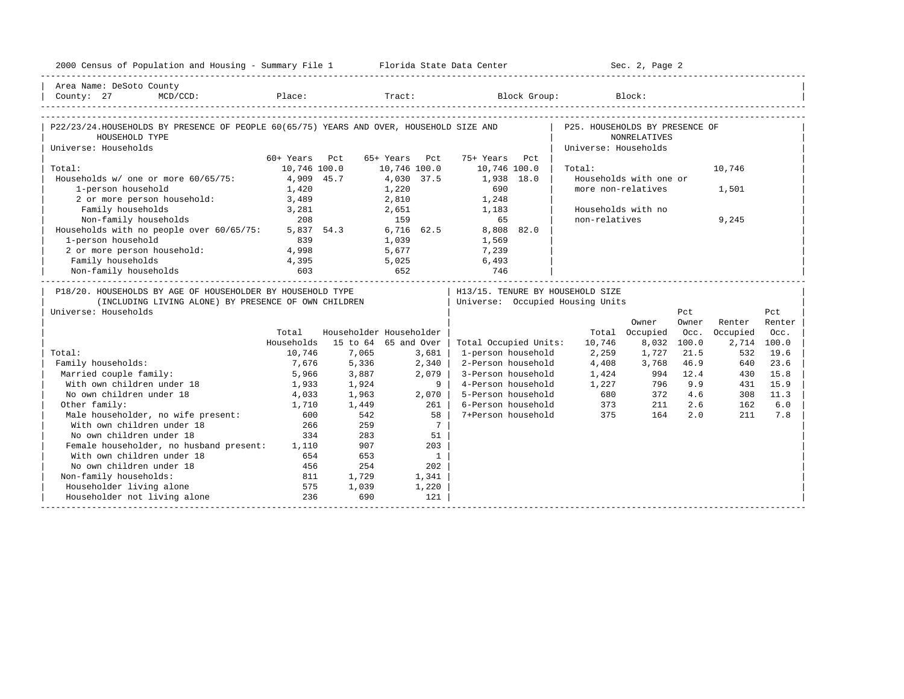2000 Census of Population and Housing - Summary File 1 — Florida State Data Center — Sec. 2, Page 2

Area Name: DeSoto County
County: 27 MCD/CCD: Place: Tract: Block Group: Block:

## P22/23/24. HOUSEHOLDS BY PRESENCE OF PEOPLE 60(65/75) YEARS AND OVER, HOUSEHOLD SIZE AND HOUSEHOLD TYPE

Universe: Households

| | 60+ Years | Pct | 65+ Years | Pct | 75+ Years | Pct |
|---|---|---|---|---|---|---|
| Total: | 10,746 | 100.0 | 10,746 | 100.0 | 10,746 | 100.0 |
| Households w/ one or more 60/65/75: | 4,909 | 45.7 | 4,030 | 37.5 | 1,938 | 18.0 |
| 1-person household | 1,420 | | 1,220 | | 690 | |
| 2 or more person household: | 3,489 | | 2,810 | | 1,248 | |
| Family households | 3,281 | | 2,651 | | 1,183 | |
| Non-family households | 208 | | 159 | | 65 | |
| Households with no people over 60/65/75: | 5,837 | 54.3 | 6,716 | 62.5 | 8,808 | 82.0 |
| 1-person household | 839 | | 1,039 | | 1,569 | |
| 2 or more person household: | 4,998 | | 5,677 | | 7,239 | |
| Family households | 4,395 | | 5,025 | | 6,493 | |
| Non-family households | 603 | | 652 | | 746 | |

## P25. HOUSEHOLDS BY PRESENCE OF NONRELATIVES

Universe: Households

| | |
|---|---|
| Total: | 10,746 |
| Households with one or more non-relatives | 1,501 |
| Households with no non-relatives | 9,245 |

## P18/20. HOUSEHOLDS BY AGE OF HOUSEHOLDER BY HOUSEHOLD TYPE (INCLUDING LIVING ALONE) BY PRESENCE OF OWN CHILDREN

Universe: Households

| | Total Households | Householder 15 to 64 | Householder 65 and Over |
|---|---|---|---|
| Total: | 10,746 | 7,065 | 3,681 |
| Family households: | 7,676 | 5,336 | 2,340 |
| Married couple family: | 5,966 | 3,887 | 2,079 |
| With own children under 18 | 1,933 | 1,924 | 9 |
| No own children under 18 | 4,033 | 1,963 | 2,070 |
| Other family: | 1,710 | 1,449 | 261 |
| Male householder, no wife present: | 600 | 542 | 58 |
| With own children under 18 | 266 | 259 | 7 |
| No own children under 18 | 334 | 283 | 51 |
| Female householder, no husband present: | 1,110 | 907 | 203 |
| With own children under 18 | 654 | 653 | 1 |
| No own children under 18 | 456 | 254 | 202 |
| Non-family households: | 811 | 1,729 | 1,341 |
| Householder living alone | 575 | 1,039 | 1,220 |
| Householder not living alone | 236 | 690 | 121 |

## H13/15. TENURE BY HOUSEHOLD SIZE

Universe: Occupied Housing Units

| | Total | Owner Occupied | Pct Owner Occ. | Renter Occupied | Pct Renter Occ. |
|---|---|---|---|---|---|
| Total Occupied Units: | 10,746 | 8,032 | 100.0 | 2,714 | 100.0 |
| 1-person household | 2,259 | 1,727 | 21.5 | 532 | 19.6 |
| 2-Person household | 4,408 | 3,768 | 46.9 | 640 | 23.6 |
| 3-Person household | 1,424 | 994 | 12.4 | 430 | 15.8 |
| 4-Person household | 1,227 | 796 | 9.9 | 431 | 15.9 |
| 5-Person household | 680 | 372 | 4.6 | 308 | 11.3 |
| 6-Person household | 373 | 211 | 2.6 | 162 | 6.0 |
| 7+Person household | 375 | 164 | 2.0 | 211 | 7.8 |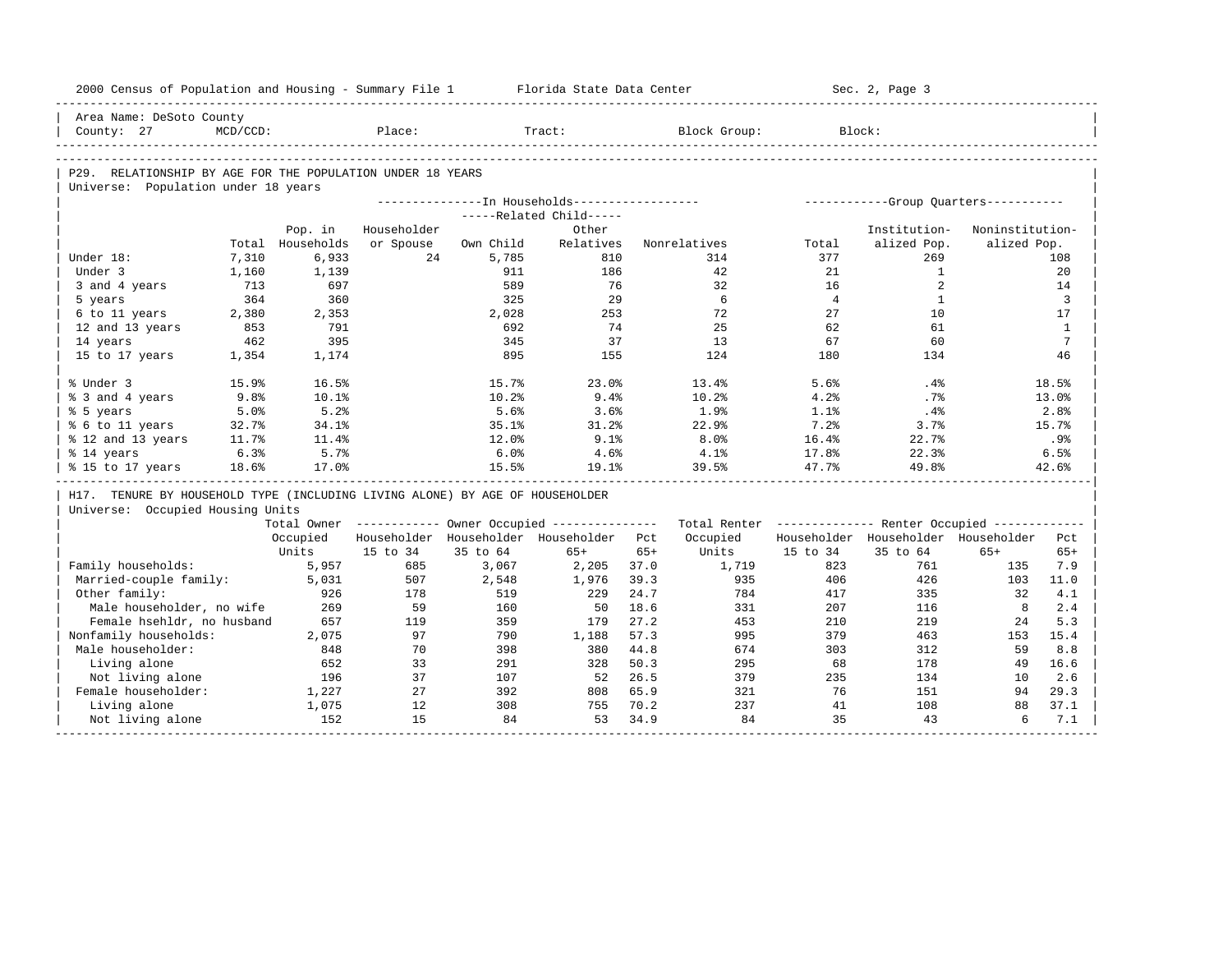2000 Census of Population and Housing - Summary File 1 Florida State Data Center Sec. 2, Page 3

Area Name: DeSoto County
County: 27 MCD/CCD: Place: Tract: Block Group: Block:

## P29. RELATIONSHIP BY AGE FOR THE POPULATION UNDER 18 YEARS

Universe: Population under 18 years

| | Total | Pop. in Households | In Households: Householder or Spouse | Related Child: Own Child | Related Child: Other Relatives | Nonrelatives | Group Quarters: Total | Institutionalized Pop. | Noninstitutionalized Pop. |
|---|---|---|---|---|---|---|---|---|---|
| Under 18: | 7,310 | 6,933 | 24 | 5,785 | 810 | 314 | 377 | 269 | 108 |
| Under 3 | 1,160 | 1,139 | | 911 | 186 | 42 | 21 | 1 | 20 |
| 3 and 4 years | 713 | 697 | | 589 | 76 | 32 | 16 | 2 | 14 |
| 5 years | 364 | 360 | | 325 | 29 | 6 | 4 | 1 | 3 |
| 6 to 11 years | 2,380 | 2,353 | | 2,028 | 253 | 72 | 27 | 10 | 17 |
| 12 and 13 years | 853 | 791 | | 692 | 74 | 25 | 62 | 61 | 1 |
| 14 years | 462 | 395 | | 345 | 37 | 13 | 67 | 60 | 7 |
| 15 to 17 years | 1,354 | 1,174 | | 895 | 155 | 124 | 180 | 134 | 46 |
| % Under 3 | 15.9% | 16.5% | | 15.7% | 23.0% | 13.4% | 5.6% | .4% | 18.5% |
| % 3 and 4 years | 9.8% | 10.1% | | 10.2% | 9.4% | 10.2% | 4.2% | .7% | 13.0% |
| % 5 years | 5.0% | 5.2% | | 5.6% | 3.6% | 1.9% | 1.1% | .4% | 2.8% |
| % 6 to 11 years | 32.7% | 34.1% | | 35.1% | 31.2% | 22.9% | 7.2% | 3.7% | 15.7% |
| % 12 and 13 years | 11.7% | 11.4% | | 12.0% | 9.1% | 8.0% | 16.4% | 22.7% | .9% |
| % 14 years | 6.3% | 5.7% | | 6.0% | 4.6% | 4.1% | 17.8% | 22.3% | 6.5% |
| % 15 to 17 years | 18.6% | 17.0% | | 15.5% | 19.1% | 39.5% | 47.7% | 49.8% | 42.6% |

## H17. TENURE BY HOUSEHOLD TYPE (INCLUDING LIVING ALONE) BY AGE OF HOUSEHOLDER

Universe: Occupied Housing Units

| | Total Owner Occupied Units | Owner: Householder 15 to 34 | Owner: Householder 35 to 64 | Owner: Householder 65+ | Owner: Pct 65+ | Total Renter Occupied Units | Renter: Householder 15 to 34 | Renter: Householder 35 to 64 | Renter: Householder 65+ | Renter: Pct 65+ |
|---|---|---|---|---|---|---|---|---|---|---|
| Family households: | 5,957 | 685 | 3,067 | 2,205 | 37.0 | 1,719 | 823 | 761 | 135 | 7.9 |
| Married-couple family: | 5,031 | 507 | 2,548 | 1,976 | 39.3 | 935 | 406 | 426 | 103 | 11.0 |
| Other family: | 926 | 178 | 519 | 229 | 24.7 | 784 | 417 | 335 | 32 | 4.1 |
| Male householder, no wife | 269 | 59 | 160 | 50 | 18.6 | 331 | 207 | 116 | 8 | 2.4 |
| Female hsehldr, no husband | 657 | 119 | 359 | 179 | 27.2 | 453 | 210 | 219 | 24 | 5.3 |
| Nonfamily households: | 2,075 | 97 | 790 | 1,188 | 57.3 | 995 | 379 | 463 | 153 | 15.4 |
| Male householder: | 848 | 70 | 398 | 380 | 44.8 | 674 | 303 | 312 | 59 | 8.8 |
| Living alone | 652 | 33 | 291 | 328 | 50.3 | 295 | 68 | 178 | 49 | 16.6 |
| Not living alone | 196 | 37 | 107 | 52 | 26.5 | 379 | 235 | 134 | 10 | 2.6 |
| Female householder: | 1,227 | 27 | 392 | 808 | 65.9 | 321 | 76 | 151 | 94 | 29.3 |
| Living alone | 1,075 | 12 | 308 | 755 | 70.2 | 237 | 41 | 108 | 88 | 37.1 |
| Not living alone | 152 | 15 | 84 | 53 | 34.9 | 84 | 35 | 43 | 6 | 7.1 |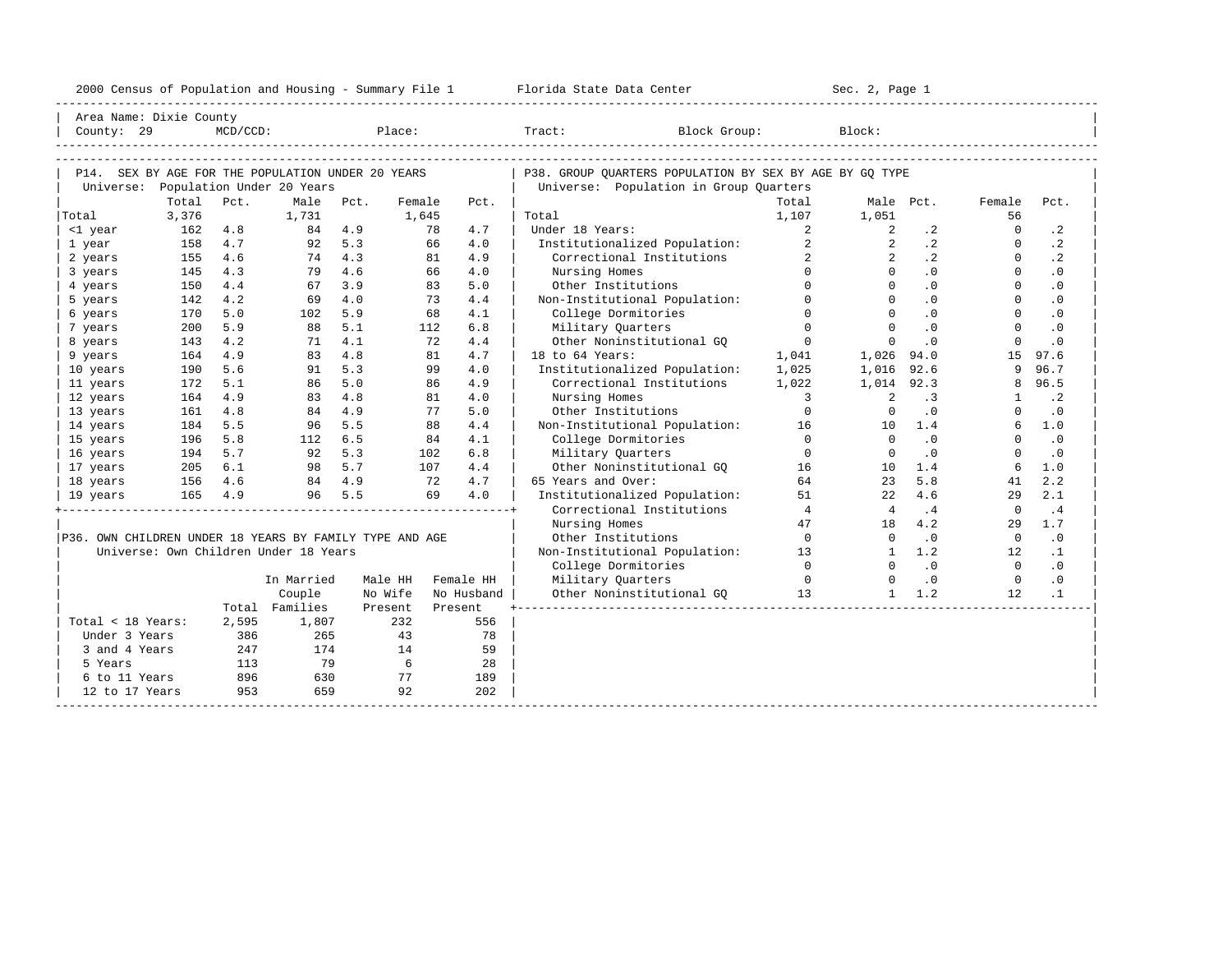2000 Census of Population and Housing - Summary File 1 — Florida State Data Center — Sec. 2, Page 1

Area Name: Dixie County
County: 29 MCD/CCD: Place: Tract: Block Group: Block:

## P14. SEX BY AGE FOR THE POPULATION UNDER 20 YEARS

Universe: Population Under 20 Years

| | Total | Pct. | Male | Pct. | Female | Pct. |
|---|---|---|---|---|---|---|
| Total | 3,376 | | 1,731 | | 1,645 | |
| <1 year | 162 | 4.8 | 84 | 4.9 | 78 | 4.7 |
| 1 year | 158 | 4.7 | 92 | 5.3 | 66 | 4.0 |
| 2 years | 155 | 4.6 | 74 | 4.3 | 81 | 4.9 |
| 3 years | 145 | 4.3 | 79 | 4.6 | 66 | 4.0 |
| 4 years | 150 | 4.4 | 67 | 3.9 | 83 | 5.0 |
| 5 years | 142 | 4.2 | 69 | 4.0 | 73 | 4.4 |
| 6 years | 170 | 5.0 | 102 | 5.9 | 68 | 4.1 |
| 7 years | 200 | 5.9 | 88 | 5.1 | 112 | 6.8 |
| 8 years | 143 | 4.2 | 71 | 4.1 | 72 | 4.4 |
| 9 years | 164 | 4.9 | 83 | 4.8 | 81 | 4.7 |
| 10 years | 190 | 5.6 | 91 | 5.3 | 99 | 4.0 |
| 11 years | 172 | 5.1 | 86 | 5.0 | 86 | 4.9 |
| 12 years | 164 | 4.9 | 83 | 4.8 | 81 | 4.0 |
| 13 years | 161 | 4.8 | 84 | 4.9 | 77 | 5.0 |
| 14 years | 184 | 5.5 | 96 | 5.5 | 88 | 4.4 |
| 15 years | 196 | 5.8 | 112 | 6.5 | 84 | 4.1 |
| 16 years | 194 | 5.7 | 92 | 5.3 | 102 | 6.8 |
| 17 years | 205 | 6.1 | 98 | 5.7 | 107 | 4.4 |
| 18 years | 156 | 4.6 | 84 | 4.9 | 72 | 4.7 |
| 19 years | 165 | 4.9 | 96 | 5.5 | 69 | 4.0 |

## P36. OWN CHILDREN UNDER 18 YEARS BY FAMILY TYPE AND AGE

Universe: Own Children Under 18 Years

| | Total | In Married Couple Families | Male HH No Wife Present | Female HH No Husband Present |
|---|---|---|---|---|
| Total < 18 Years: | 2,595 | 1,807 | 232 | 556 |
| Under 3 Years | 386 | 265 | 43 | 78 |
| 3 and 4 Years | 247 | 174 | 14 | 59 |
| 5 Years | 113 | 79 | 6 | 28 |
| 6 to 11 Years | 896 | 630 | 77 | 189 |
| 12 to 17 Years | 953 | 659 | 92 | 202 |

## P38. GROUP QUARTERS POPULATION BY SEX BY AGE BY GQ TYPE

Universe: Population in Group Quarters

| | Total | Male | Pct. | Female | Pct. |
|---|---|---|---|---|---|
| Total | 1,107 | 1,051 | | 56 | |
| Under 18 Years: | 2 | 2 | .2 | 0 | .2 |
| Institutionalized Population: | 2 | 2 | .2 | 0 | .2 |
| Correctional Institutions | 2 | 2 | .2 | 0 | .2 |
| Nursing Homes | 0 | 0 | .0 | 0 | .0 |
| Other Institutions | 0 | 0 | .0 | 0 | .0 |
| Non-Institutional Population: | 0 | 0 | .0 | 0 | .0 |
| College Dormitories | 0 | 0 | .0 | 0 | .0 |
| Military Quarters | 0 | 0 | .0 | 0 | .0 |
| Other Noninstitutional GQ | 0 | 0 | .0 | 0 | .0 |
| 18 to 64 Years: | 1,041 | 1,026 | 94.0 | 15 | 97.6 |
| Institutionalized Population: | 1,025 | 1,016 | 92.6 | 9 | 96.7 |
| Correctional Institutions | 1,022 | 1,014 | 92.3 | 8 | 96.5 |
| Nursing Homes | 3 | 2 | .3 | 1 | .2 |
| Other Institutions | 0 | 0 | .0 | 0 | .0 |
| Non-Institutional Population: | 16 | 10 | 1.4 | 6 | 1.0 |
| College Dormitories | 0 | 0 | .0 | 0 | .0 |
| Military Quarters | 0 | 0 | .0 | 0 | .0 |
| Other Noninstitutional GQ | 16 | 10 | 1.4 | 6 | 1.0 |
| 65 Years and Over: | 64 | 23 | 5.8 | 41 | 2.2 |
| Institutionalized Population: | 51 | 22 | 4.6 | 29 | 2.1 |
| Correctional Institutions | 4 | 4 | .4 | 0 | .4 |
| Nursing Homes | 47 | 18 | 4.2 | 29 | 1.7 |
| Other Institutions | 0 | 0 | .0 | 0 | .0 |
| Non-Institutional Population: | 13 | 1 | 1.2 | 12 | .1 |
| College Dormitories | 0 | 0 | .0 | 0 | .0 |
| Military Quarters | 0 | 0 | .0 | 0 | .0 |
| Other Noninstitutional GQ | 13 | 1 | 1.2 | 12 | .1 |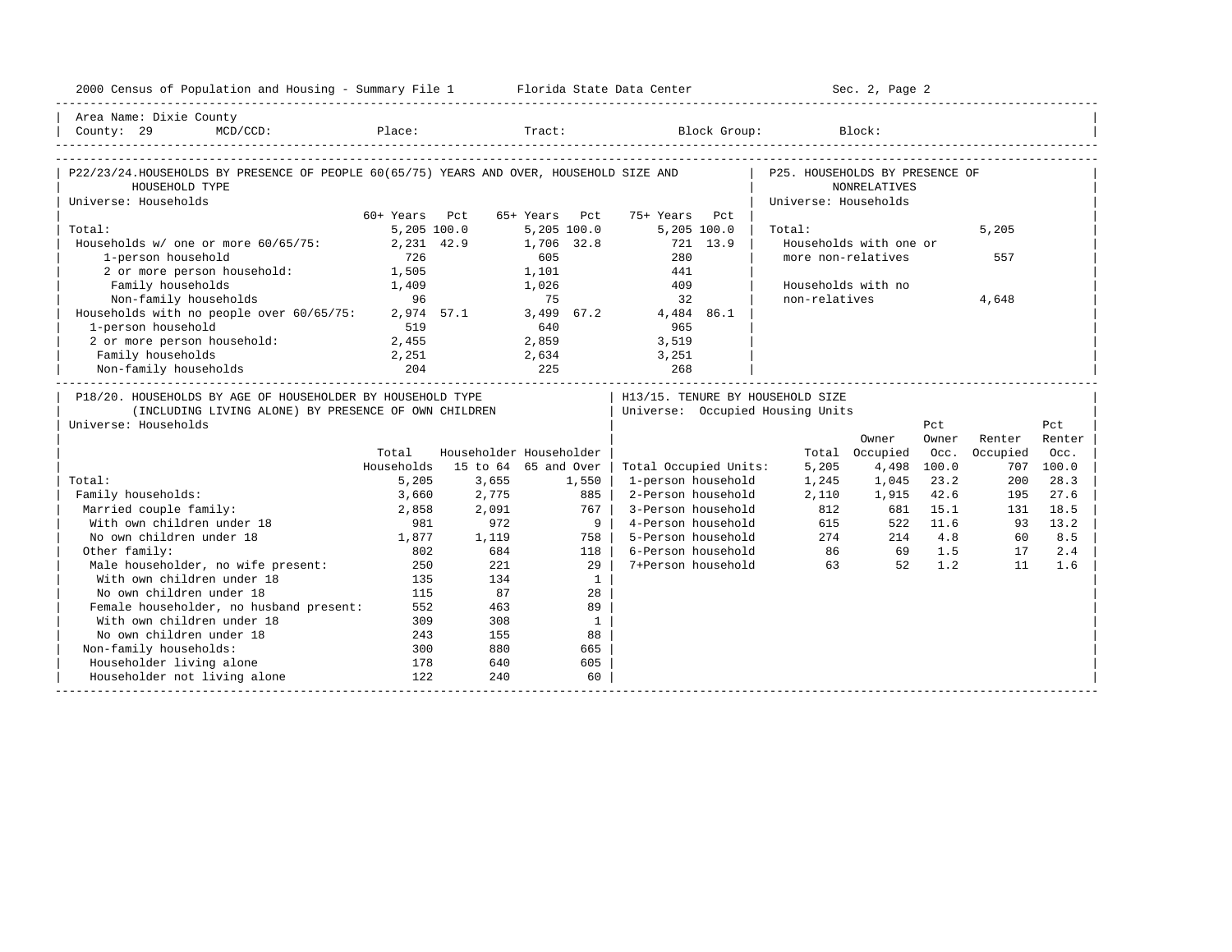Area Name: Dixie County
County: 29 MCD/CCD: Place: Tract: Block Group: Block:

## P22/23/24. HOUSEHOLDS BY PRESENCE OF PEOPLE 60(65/75) YEARS AND OVER, HOUSEHOLD SIZE AND HOUSEHOLD TYPE

Universe: Households

| | 60+ Years | Pct | 65+ Years | Pct | 75+ Years | Pct |
|---|---|---|---|---|---|---|
| Total: | 5,205 | 100.0 | 5,205 | 100.0 | 5,205 | 100.0 |
| Households w/ one or more 60/65/75: | 2,231 | 42.9 | 1,706 | 32.8 | 721 | 13.9 |
| 1-person household | 726 | | 605 | | 280 | |
| 2 or more person household: | 1,505 | | 1,101 | | 441 | |
| Family households | 1,409 | | 1,026 | | 409 | |
| Non-family households | 96 | | 75 | | 32 | |
| Households with no people over 60/65/75: | 2,974 | 57.1 | 3,499 | 67.2 | 4,484 | 86.1 |
| 1-person household | 519 | | 640 | | 965 | |
| 2 or more person household: | 2,455 | | 2,859 | | 3,519 | |
| Family households | 2,251 | | 2,634 | | 3,251 | |
| Non-family households | 204 | | 225 | | 268 | |

## P25. HOUSEHOLDS BY PRESENCE OF NONRELATIVES

Universe: Households

| | |
|---|---|
| Total: | 5,205 |
| Households with one or more non-relatives | 557 |
| Households with no non-relatives | 4,648 |

## P18/20. HOUSEHOLDS BY AGE OF HOUSEHOLDER BY HOUSEHOLD TYPE (INCLUDING LIVING ALONE) BY PRESENCE OF OWN CHILDREN

Universe: Households

| | Total Households | Householder 15 to 64 | Householder 65 and Over |
|---|---|---|---|
| Total: | 5,205 | 3,655 | 1,550 |
| Family households: | 3,660 | 2,775 | 885 |
| Married couple family: | 2,858 | 2,091 | 767 |
| With own children under 18 | 981 | 972 | 9 |
| No own children under 18 | 1,877 | 1,119 | 758 |
| Other family: | 802 | 684 | 118 |
| Male householder, no wife present: | 250 | 221 | 29 |
| With own children under 18 | 135 | 134 | 1 |
| No own children under 18 | 115 | 87 | 28 |
| Female householder, no husband present: | 552 | 463 | 89 |
| With own children under 18 | 309 | 308 | 1 |
| No own children under 18 | 243 | 155 | 88 |
| Non-family households: | 300 | 880 | 665 |
| Householder living alone | 178 | 640 | 605 |
| Householder not living alone | 122 | 240 | 60 |

## H13/15. TENURE BY HOUSEHOLD SIZE

Universe: Occupied Housing Units

| | Total | Owner Occupied | Pct Owner Occ. | Renter Occupied | Pct Renter Occ. |
|---|---|---|---|---|---|
| Total Occupied Units: | 5,205 | 4,498 | 100.0 | 707 | 100.0 |
| 1-person household | 1,245 | 1,045 | 23.2 | 200 | 28.3 |
| 2-Person household | 2,110 | 1,915 | 42.6 | 195 | 27.6 |
| 3-Person household | 812 | 681 | 15.1 | 131 | 18.5 |
| 4-Person household | 615 | 522 | 11.6 | 93 | 13.2 |
| 5-Person household | 274 | 214 | 4.8 | 60 | 8.5 |
| 6-Person household | 86 | 69 | 1.5 | 17 | 2.4 |
| 7+Person household | 63 | 52 | 1.2 | 11 | 1.6 |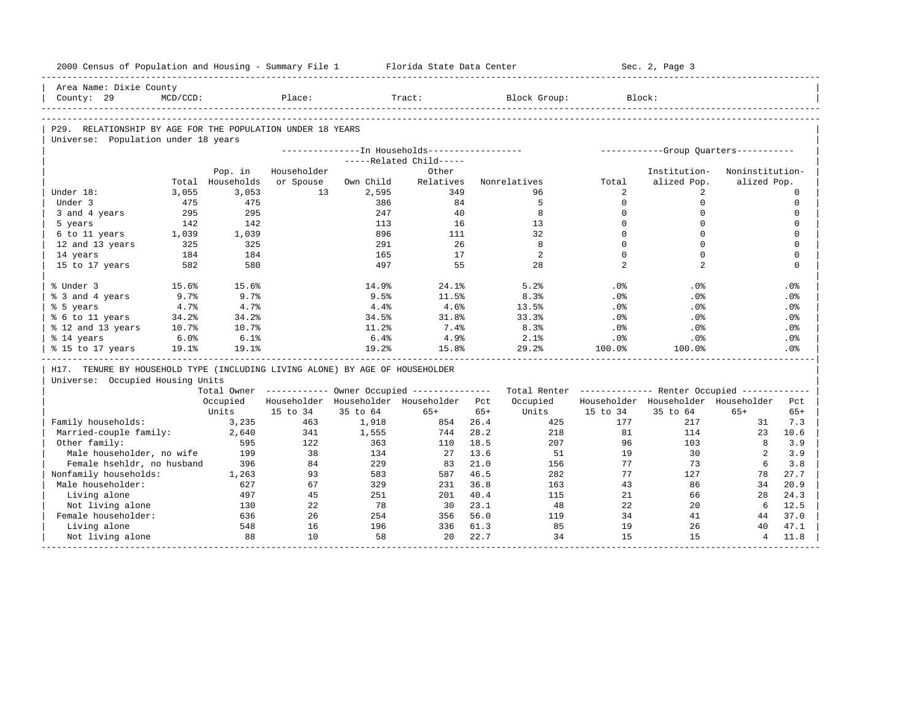Area Name: Dixie County
County: 29 MCD/CCD: Place: Tract: Block Group: Block:

## P29. RELATIONSHIP BY AGE FOR THE POPULATION UNDER 18 YEARS

Universe: Population under 18 years

| | Total | Pop. in Households | In Households: Householder or Spouse | Related Child: Own Child | Related Child: Other Relatives | Nonrelatives | Group Quarters: Total | Institutionalized Pop. | Noninstitutionalized Pop. |
|---|---|---|---|---|---|---|---|---|---|
| Under 18: | 3,055 | 3,053 | 13 | 2,595 | 349 | 96 | 2 | 2 | 0 |
| Under 3 | 475 | 475 | | 386 | 84 | 5 | 0 | 0 | 0 |
| 3 and 4 years | 295 | 295 | | 247 | 40 | 8 | 0 | 0 | 0 |
| 5 years | 142 | 142 | | 113 | 16 | 13 | 0 | 0 | 0 |
| 6 to 11 years | 1,039 | 1,039 | | 896 | 111 | 32 | 0 | 0 | 0 |
| 12 and 13 years | 325 | 325 | | 291 | 26 | 8 | 0 | 0 | 0 |
| 14 years | 184 | 184 | | 165 | 17 | 2 | 0 | 0 | 0 |
| 15 to 17 years | 582 | 580 | | 497 | 55 | 28 | 2 | 2 | 0 |
| % Under 3 | 15.6% | 15.6% | | 14.9% | 24.1% | 5.2% | .0% | .0% | .0% |
| % 3 and 4 years | 9.7% | 9.7% | | 9.5% | 11.5% | 8.3% | .0% | .0% | .0% |
| % 5 years | 4.7% | 4.7% | | 4.4% | 4.6% | 13.5% | .0% | .0% | .0% |
| % 6 to 11 years | 34.2% | 34.2% | | 34.5% | 31.8% | 33.3% | .0% | .0% | .0% |
| % 12 and 13 years | 10.7% | 10.7% | | 11.2% | 7.4% | 8.3% | .0% | .0% | .0% |
| % 14 years | 6.0% | 6.1% | | 6.4% | 4.9% | 2.1% | .0% | .0% | .0% |
| % 15 to 17 years | 19.1% | 19.1% | | 19.2% | 15.8% | 29.2% | 100.0% | 100.0% | .0% |

## H17. TENURE BY HOUSEHOLD TYPE (INCLUDING LIVING ALONE) BY AGE OF HOUSEHOLDER

Universe: Occupied Housing Units

| | Total Owner Occupied Units | Owner: Householder 15 to 34 | Owner: Householder 35 to 64 | Owner: Householder 65+ | Pct 65+ | Total Renter Occupied Units | Renter: Householder 15 to 34 | Renter: Householder 35 to 64 | Renter: Householder 65+ | Pct 65+ |
|---|---|---|---|---|---|---|---|---|---|---|
| Family households: | 3,235 | 463 | 1,918 | 854 | 26.4 | 425 | 177 | 217 | 31 | 7.3 |
| Married-couple family: | 2,640 | 341 | 1,555 | 744 | 28.2 | 218 | 81 | 114 | 23 | 10.6 |
| Other family: | 595 | 122 | 363 | 110 | 18.5 | 207 | 96 | 103 | 8 | 3.9 |
| Male householder, no wife | 199 | 38 | 134 | 27 | 13.6 | 51 | 19 | 30 | 2 | 3.9 |
| Female hsehldr, no husband | 396 | 84 | 229 | 83 | 21.0 | 156 | 77 | 73 | 6 | 3.8 |
| Nonfamily households: | 1,263 | 93 | 583 | 587 | 46.5 | 282 | 77 | 127 | 78 | 27.7 |
| Male householder: | 627 | 67 | 329 | 231 | 36.8 | 163 | 43 | 86 | 34 | 20.9 |
| Living alone | 497 | 45 | 251 | 201 | 40.4 | 115 | 21 | 66 | 28 | 24.3 |
| Not living alone | 130 | 22 | 78 | 30 | 23.1 | 48 | 22 | 20 | 6 | 12.5 |
| Female householder: | 636 | 26 | 254 | 356 | 56.0 | 119 | 34 | 41 | 44 | 37.0 |
| Living alone | 548 | 16 | 196 | 336 | 61.3 | 85 | 19 | 26 | 40 | 47.1 |
| Not living alone | 88 | 10 | 58 | 20 | 22.7 | 34 | 15 | 15 | 4 | 11.8 |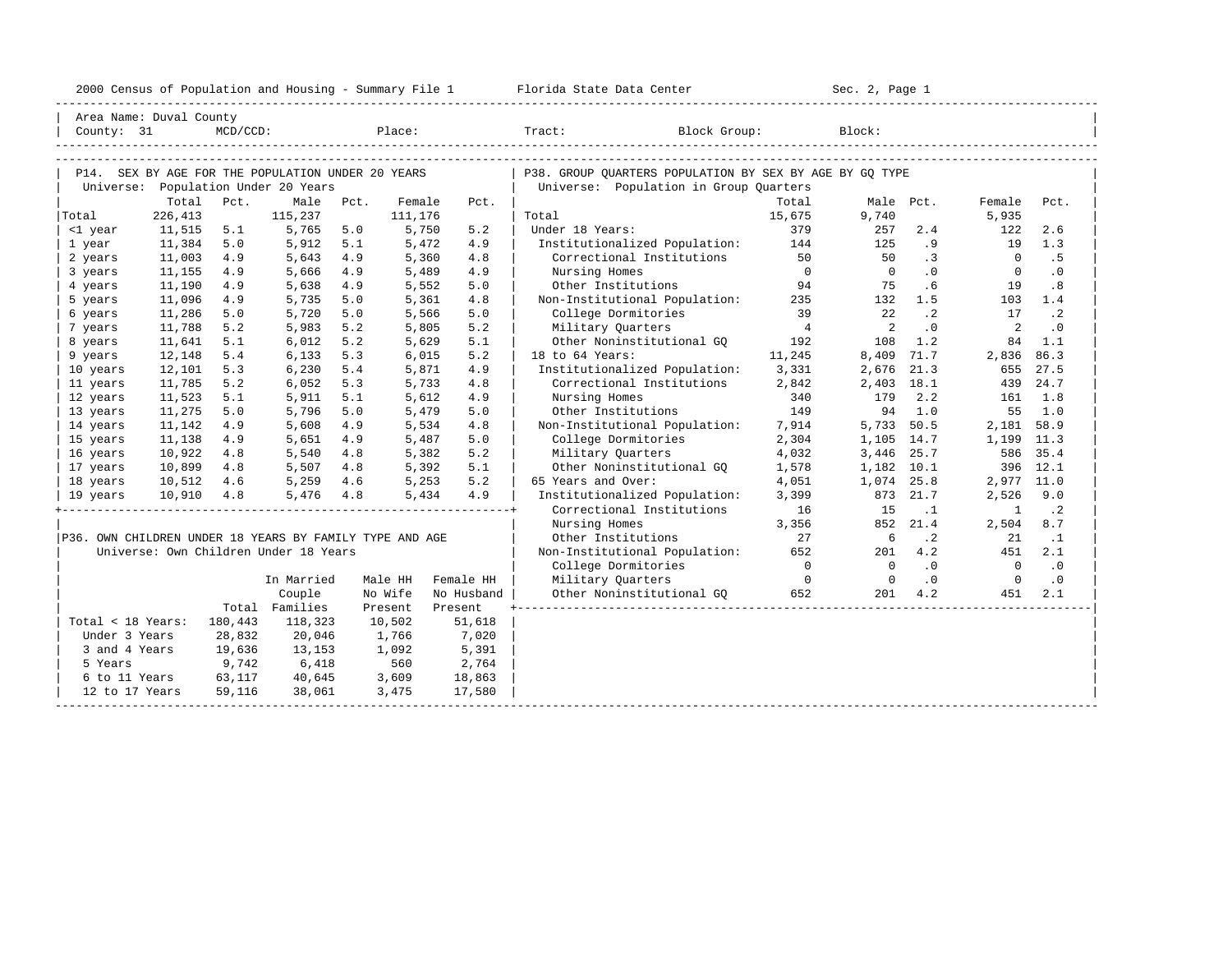2000 Census of Population and Housing - Summary File 1 Florida State Data Center Sec. 2, Page 1

Area Name: Duval County
County: 31 MCD/CCD: Place: Tract: Block Group: Block:

## P14. SEX BY AGE FOR THE POPULATION UNDER 20 YEARS

Universe: Population Under 20 Years

| | Total | Pct. | Male | Pct. | Female | Pct. |
|---|---|---|---|---|---|---|
| Total | 226,413 | | 115,237 | | 111,176 | |
| <1 year | 11,515 | 5.1 | 5,765 | 5.0 | 5,750 | 5.2 |
| 1 year | 11,384 | 5.0 | 5,912 | 5.1 | 5,472 | 4.9 |
| 2 years | 11,003 | 4.9 | 5,643 | 4.9 | 5,360 | 4.8 |
| 3 years | 11,155 | 4.9 | 5,666 | 4.9 | 5,489 | 4.9 |
| 4 years | 11,190 | 4.9 | 5,638 | 4.9 | 5,552 | 5.0 |
| 5 years | 11,096 | 4.9 | 5,735 | 5.0 | 5,361 | 4.8 |
| 6 years | 11,286 | 5.0 | 5,720 | 5.0 | 5,566 | 5.0 |
| 7 years | 11,788 | 5.2 | 5,983 | 5.2 | 5,805 | 5.2 |
| 8 years | 11,641 | 5.1 | 6,012 | 5.2 | 5,629 | 5.1 |
| 9 years | 12,148 | 5.4 | 6,133 | 5.3 | 6,015 | 5.2 |
| 10 years | 12,101 | 5.3 | 6,230 | 5.4 | 5,871 | 4.9 |
| 11 years | 11,785 | 5.2 | 6,052 | 5.3 | 5,733 | 4.8 |
| 12 years | 11,523 | 5.1 | 5,911 | 5.1 | 5,612 | 4.9 |
| 13 years | 11,275 | 5.0 | 5,796 | 5.0 | 5,479 | 5.0 |
| 14 years | 11,142 | 4.9 | 5,608 | 4.9 | 5,534 | 4.8 |
| 15 years | 11,138 | 4.9 | 5,651 | 4.9 | 5,487 | 5.0 |
| 16 years | 10,922 | 4.8 | 5,540 | 4.8 | 5,382 | 5.2 |
| 17 years | 10,899 | 4.8 | 5,507 | 4.8 | 5,392 | 5.1 |
| 18 years | 10,512 | 4.6 | 5,259 | 4.6 | 5,253 | 5.2 |
| 19 years | 10,910 | 4.8 | 5,476 | 4.8 | 5,434 | 4.9 |

## P36. OWN CHILDREN UNDER 18 YEARS BY FAMILY TYPE AND AGE

Universe: Own Children Under 18 Years

| | Total | In Married Couple Families | Male HH No Wife Present | Female HH No Husband Present |
|---|---|---|---|---|
| Total < 18 Years: | 180,443 | 118,323 | 10,502 | 51,618 |
| Under 3 Years | 28,832 | 20,046 | 1,766 | 7,020 |
| 3 and 4 Years | 19,636 | 13,153 | 1,092 | 5,391 |
| 5 Years | 9,742 | 6,418 | 560 | 2,764 |
| 6 to 11 Years | 63,117 | 40,645 | 3,609 | 18,863 |
| 12 to 17 Years | 59,116 | 38,061 | 3,475 | 17,580 |

## P38. GROUP QUARTERS POPULATION BY SEX BY AGE BY GQ TYPE

Universe: Population in Group Quarters

| | Total | Male | Pct. | Female | Pct. |
|---|---|---|---|---|---|
| Total | 15,675 | 9,740 | | 5,935 | |
| Under 18 Years: | 379 | 257 | 2.4 | 122 | 2.6 |
| Institutionalized Population: | 144 | 125 | .9 | 19 | 1.3 |
| Correctional Institutions | 50 | 50 | .3 | 0 | .5 |
| Nursing Homes | 0 | 0 | .0 | 0 | .0 |
| Other Institutions | 94 | 75 | .6 | 19 | .8 |
| Non-Institutional Population: | 235 | 132 | 1.5 | 103 | 1.4 |
| College Dormitories | 39 | 22 | .2 | 17 | .2 |
| Military Quarters | 4 | 2 | .0 | 2 | .0 |
| Other Noninstitutional GQ | 192 | 108 | 1.2 | 84 | 1.1 |
| 18 to 64 Years: | 11,245 | 8,409 | 71.7 | 2,836 | 86.3 |
| Institutionalized Population: | 3,331 | 2,676 | 21.3 | 655 | 27.5 |
| Correctional Institutions | 2,842 | 2,403 | 18.1 | 439 | 24.7 |
| Nursing Homes | 340 | 179 | 2.2 | 161 | 1.8 |
| Other Institutions | 149 | 94 | 1.0 | 55 | 1.0 |
| Non-Institutional Population: | 7,914 | 5,733 | 50.5 | 2,181 | 58.9 |
| College Dormitories | 2,304 | 1,105 | 14.7 | 1,199 | 11.3 |
| Military Quarters | 4,032 | 3,446 | 25.7 | 586 | 35.4 |
| Other Noninstitutional GQ | 1,578 | 1,182 | 10.1 | 396 | 12.1 |
| 65 Years and Over: | 4,051 | 1,074 | 25.8 | 2,977 | 11.0 |
| Institutionalized Population: | 3,399 | 873 | 21.7 | 2,526 | 9.0 |
| Correctional Institutions | 16 | 15 | .1 | 1 | .2 |
| Nursing Homes | 3,356 | 852 | 21.4 | 2,504 | 8.7 |
| Other Institutions | 27 | 6 | .2 | 21 | .1 |
| Non-Institutional Population: | 652 | 201 | 4.2 | 451 | 2.1 |
| College Dormitories | 0 | 0 | .0 | 0 | .0 |
| Military Quarters | 0 | 0 | .0 | 0 | .0 |
| Other Noninstitutional GQ | 652 | 201 | 4.2 | 451 | 2.1 |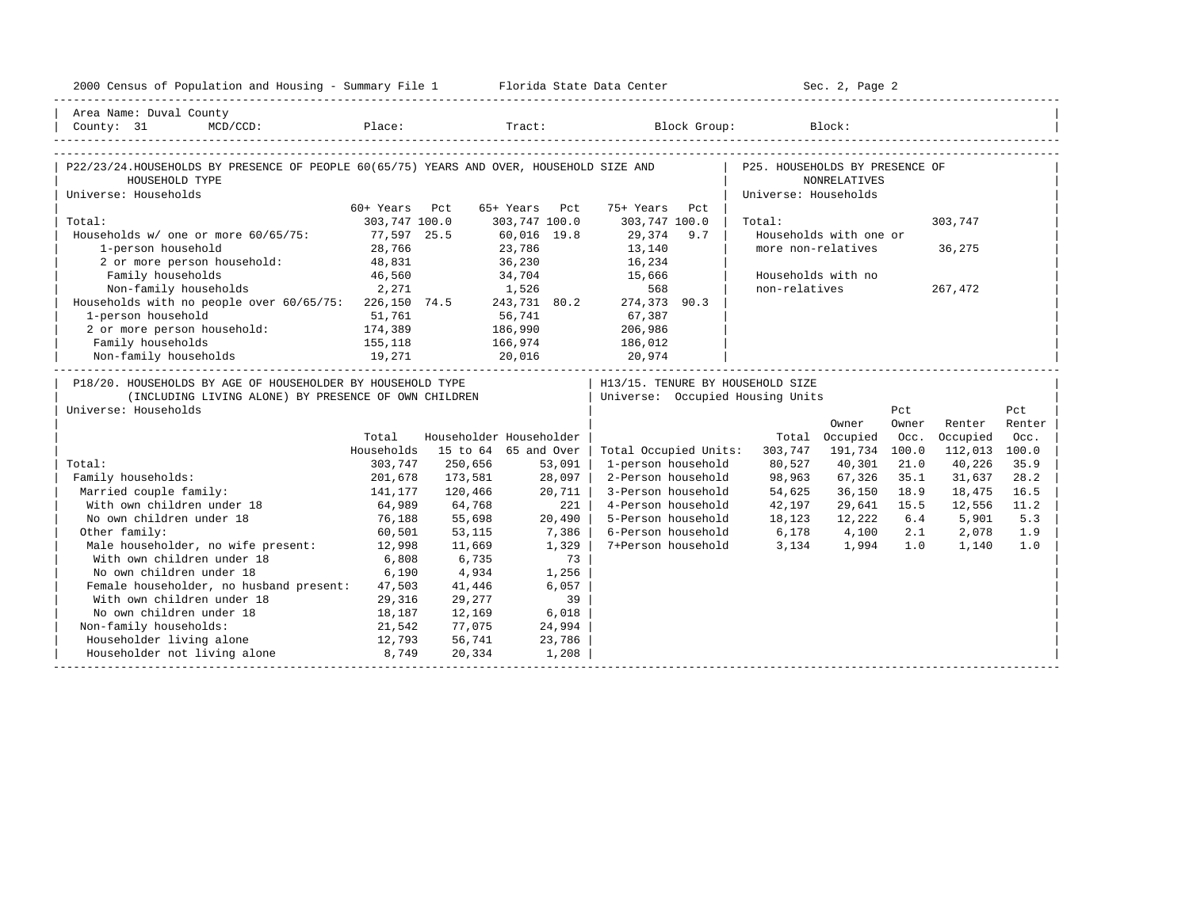2000 Census of Population and Housing - Summary File 1 — Florida State Data Center — Sec. 2, Page 2

Area Name: Duval County
County: 31 MCD/CCD: Place: Tract: Block Group: Block:

## P22/23/24. HOUSEHOLDS BY PRESENCE OF PEOPLE 60(65/75) YEARS AND OVER, HOUSEHOLD SIZE AND HOUSEHOLD TYPE

Universe: Households

| | 60+ Years | Pct | 65+ Years | Pct | 75+ Years | Pct |
|---|---|---|---|---|---|---|
| Total: | 303,747 | 100.0 | 303,747 | 100.0 | 303,747 | 100.0 |
| Households w/ one or more 60/65/75: | 77,597 | 25.5 | 60,016 | 19.8 | 29,374 | 9.7 |
| 1-person household | 28,766 | | 23,786 | | 13,140 | |
| 2 or more person household: | 48,831 | | 36,230 | | 16,234 | |
| Family households | 46,560 | | 34,704 | | 15,666 | |
| Non-family households | 2,271 | | 1,526 | | 568 | |
| Households with no people over 60/65/75: | 226,150 | 74.5 | 243,731 | 80.2 | 274,373 | 90.3 |
| 1-person household | 51,761 | | 56,741 | | 67,387 | |
| 2 or more person household: | 174,389 | | 186,990 | | 206,986 | |
| Family households | 155,118 | | 166,974 | | 186,012 | |
| Non-family households | 19,271 | | 20,016 | | 20,974 | |

## P25. HOUSEHOLDS BY PRESENCE OF NONRELATIVES

Universe: Households

| | |
|---|---|
| Total: | 303,747 |
| Households with one or more non-relatives | 36,275 |
| Households with no non-relatives | 267,472 |

## P18/20. HOUSEHOLDS BY AGE OF HOUSEHOLDER BY HOUSEHOLD TYPE (INCLUDING LIVING ALONE) BY PRESENCE OF OWN CHILDREN

Universe: Households

| | Total Households | Householder 15 to 64 | Householder 65 and Over |
|---|---|---|---|
| Total: | 303,747 | 250,656 | 53,091 |
| Family households: | 201,678 | 173,581 | 28,097 |
| Married couple family: | 141,177 | 120,466 | 20,711 |
| With own children under 18 | 64,989 | 64,768 | 221 |
| No own children under 18 | 76,188 | 55,698 | 20,490 |
| Other family: | 60,501 | 53,115 | 7,386 |
| Male householder, no wife present: | 12,998 | 11,669 | 1,329 |
| With own children under 18 | 6,808 | 6,735 | 73 |
| No own children under 18 | 6,190 | 4,934 | 1,256 |
| Female householder, no husband present: | 47,503 | 41,446 | 6,057 |
| With own children under 18 | 29,316 | 29,277 | 39 |
| No own children under 18 | 18,187 | 12,169 | 6,018 |
| Non-family households: | 21,542 | 77,075 | 24,994 |
| Householder living alone | 12,793 | 56,741 | 23,786 |
| Householder not living alone | 8,749 | 20,334 | 1,208 |

## H13/15. TENURE BY HOUSEHOLD SIZE

Universe: Occupied Housing Units

| | Total | Owner Occupied | Pct Owner Occ. | Renter Occupied | Pct Renter Occ. |
|---|---|---|---|---|---|
| Total Occupied Units: | 303,747 | 191,734 | 100.0 | 112,013 | 100.0 |
| 1-person household | 80,527 | 40,301 | 21.0 | 40,226 | 35.9 |
| 2-Person household | 98,963 | 67,326 | 35.1 | 31,637 | 28.2 |
| 3-Person household | 54,625 | 36,150 | 18.9 | 18,475 | 16.5 |
| 4-Person household | 42,197 | 29,641 | 15.5 | 12,556 | 11.2 |
| 5-Person household | 18,123 | 12,222 | 6.4 | 5,901 | 5.3 |
| 6-Person household | 6,178 | 4,100 | 2.1 | 2,078 | 1.9 |
| 7+Person household | 3,134 | 1,994 | 1.0 | 1,140 | 1.0 |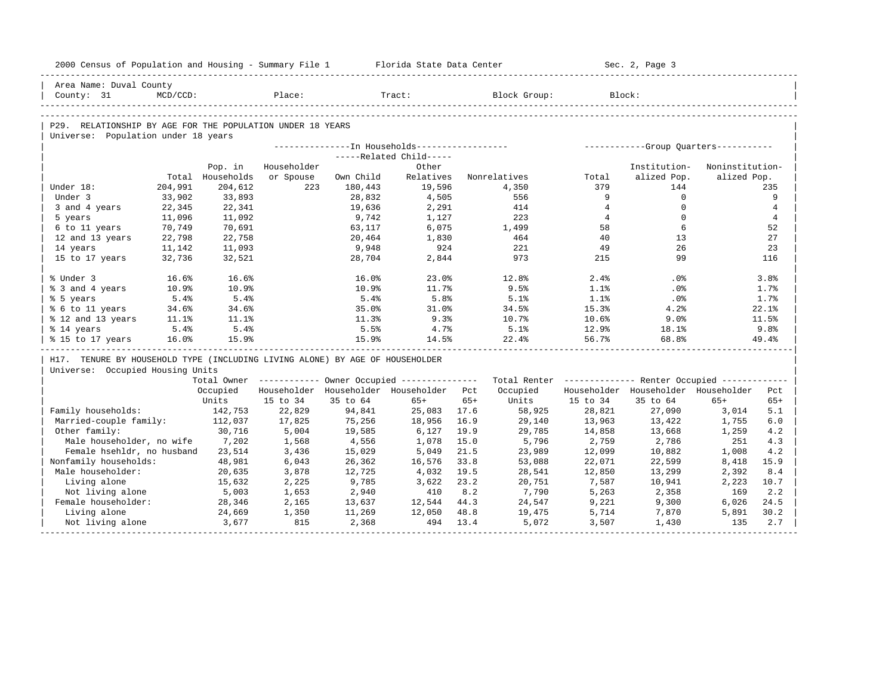2000 Census of Population and Housing - Summary File 1 — Florida State Data Center — Sec. 2, Page 3

Area Name: Duval County
County: 31 MCD/CCD: Place: Tract: Block Group: Block:

## P29. RELATIONSHIP BY AGE FOR THE POPULATION UNDER 18 YEARS

Universe: Population under 18 years

| | Total | In Households: Pop. in Households | In Households: Householder or Spouse | In Households: Related Child: Own Child | In Households: Related Child: Other Relatives | In Households: Nonrelatives | Group Quarters: Total | Group Quarters: Institutionalized Pop. | Group Quarters: Noninstitutionalized Pop. |
|---|---|---|---|---|---|---|---|---|---|
| Under 18: | 204,991 | 204,612 | 223 | 180,443 | 19,596 | 4,350 | 379 | 144 | 235 |
| Under 3 | 33,902 | 33,893 | | 28,832 | 4,505 | 556 | 9 | 0 | 9 |
| 3 and 4 years | 22,345 | 22,341 | | 19,636 | 2,291 | 414 | 4 | 0 | 4 |
| 5 years | 11,096 | 11,092 | | 9,742 | 1,127 | 223 | 4 | 0 | 4 |
| 6 to 11 years | 70,749 | 70,691 | | 63,117 | 6,075 | 1,499 | 58 | 6 | 52 |
| 12 and 13 years | 22,798 | 22,758 | | 20,464 | 1,830 | 464 | 40 | 13 | 27 |
| 14 years | 11,142 | 11,093 | | 9,948 | 924 | 221 | 49 | 26 | 23 |
| 15 to 17 years | 32,736 | 32,521 | | 28,704 | 2,844 | 973 | 215 | 99 | 116 |
| % Under 3 | 16.6% | 16.6% | | 16.0% | 23.0% | 12.8% | 2.4% | .0% | 3.8% |
| % 3 and 4 years | 10.9% | 10.9% | | 10.9% | 11.7% | 9.5% | 1.1% | .0% | 1.7% |
| % 5 years | 5.4% | 5.4% | | 5.4% | 5.8% | 5.1% | 1.1% | .0% | 1.7% |
| % 6 to 11 years | 34.6% | 34.6% | | 35.0% | 31.0% | 34.5% | 15.3% | 4.2% | 22.1% |
| % 12 and 13 years | 11.1% | 11.1% | | 11.3% | 9.3% | 10.7% | 10.6% | 9.0% | 11.5% |
| % 14 years | 5.4% | 5.4% | | 5.5% | 4.7% | 5.1% | 12.9% | 18.1% | 9.8% |
| % 15 to 17 years | 16.0% | 15.9% | | 15.9% | 14.5% | 22.4% | 56.7% | 68.8% | 49.4% |

## H17. TENURE BY HOUSEHOLD TYPE (INCLUDING LIVING ALONE) BY AGE OF HOUSEHOLDER

Universe: Occupied Housing Units

| | Total Owner Occupied Units | Owner Occupied: Householder 15 to 34 | Owner Occupied: Householder 35 to 64 | Owner Occupied: Householder 65+ | Owner Occupied: Pct 65+ | Total Renter Occupied Units | Renter Occupied: Householder 15 to 34 | Renter Occupied: Householder 35 to 64 | Renter Occupied: Householder 65+ | Renter Occupied: Pct 65+ |
|---|---|---|---|---|---|---|---|---|---|---|
| Family households: | 142,753 | 22,829 | 94,841 | 25,083 | 17.6 | 58,925 | 28,821 | 27,090 | 3,014 | 5.1 |
| Married-couple family: | 112,037 | 17,825 | 75,256 | 18,956 | 16.9 | 29,140 | 13,963 | 13,422 | 1,755 | 6.0 |
| Other family: | 30,716 | 5,004 | 19,585 | 6,127 | 19.9 | 29,785 | 14,858 | 13,668 | 1,259 | 4.2 |
| Male householder, no wife | 7,202 | 1,568 | 4,556 | 1,078 | 15.0 | 5,796 | 2,759 | 2,786 | 251 | 4.3 |
| Female hsehldr, no husband | 23,514 | 3,436 | 15,029 | 5,049 | 21.5 | 23,989 | 12,099 | 10,882 | 1,008 | 4.2 |
| Nonfamily households: | 48,981 | 6,043 | 26,362 | 16,576 | 33.8 | 53,088 | 22,071 | 22,599 | 8,418 | 15.9 |
| Male householder: | 20,635 | 3,878 | 12,725 | 4,032 | 19.5 | 28,541 | 12,850 | 13,299 | 2,392 | 8.4 |
| Living alone | 15,632 | 2,225 | 9,785 | 3,622 | 23.2 | 20,751 | 7,587 | 10,941 | 2,223 | 10.7 |
| Not living alone | 5,003 | 1,653 | 2,940 | 410 | 8.2 | 7,790 | 5,263 | 2,358 | 169 | 2.2 |
| Female householder: | 28,346 | 2,165 | 13,637 | 12,544 | 44.3 | 24,547 | 9,221 | 9,300 | 6,026 | 24.5 |
| Living alone | 24,669 | 1,350 | 11,269 | 12,050 | 48.8 | 19,475 | 5,714 | 7,870 | 5,891 | 30.2 |
| Not living alone | 3,677 | 815 | 2,368 | 494 | 13.4 | 5,072 | 3,507 | 1,430 | 135 | 2.7 |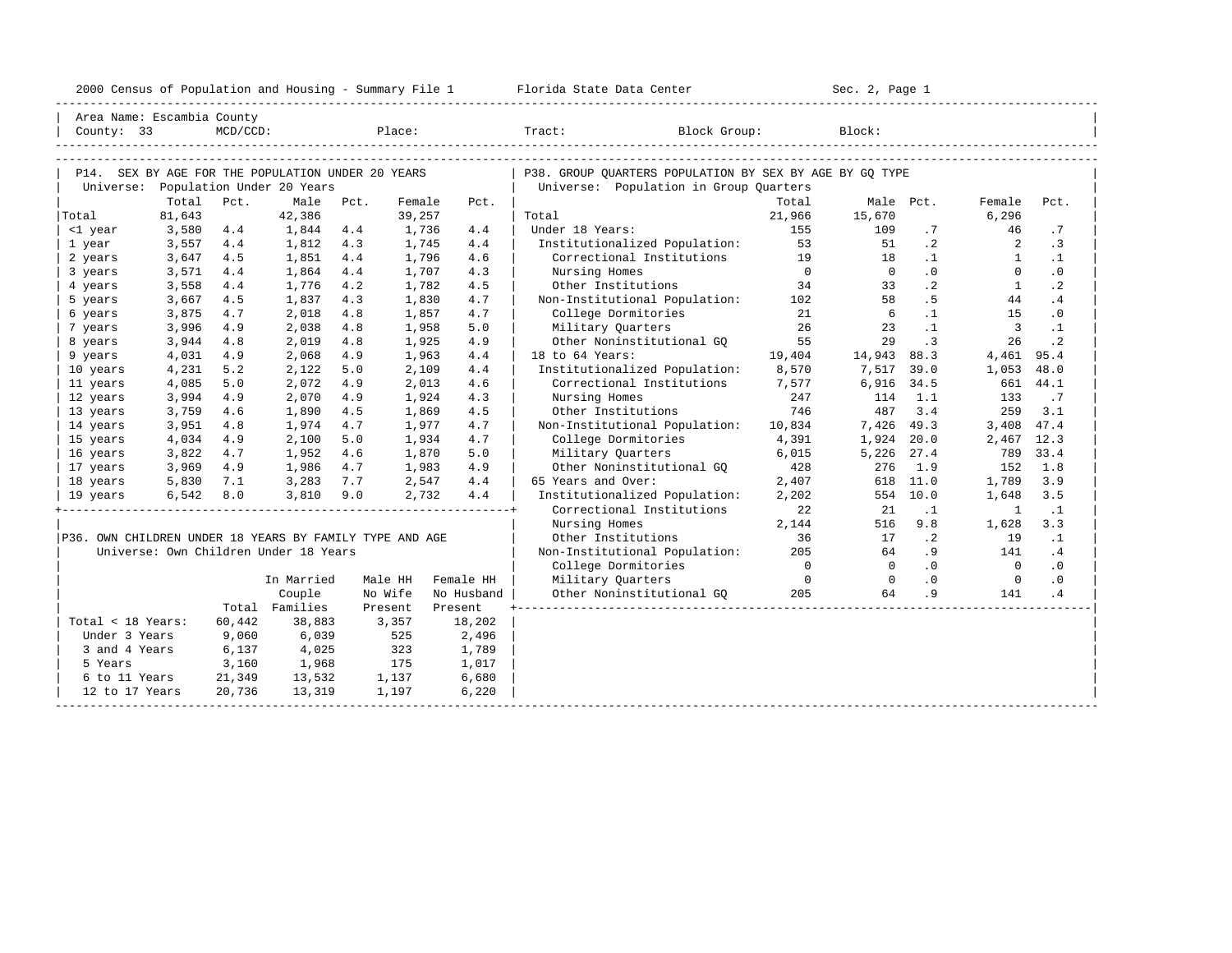2000 Census of Population and Housing - Summary File 1 Florida State Data Center Sec. 2, Page 1

Area Name: Escambia County
County: 33 MCD/CCD: Place: Tract: Block Group: Block:

## P14. SEX BY AGE FOR THE POPULATION UNDER 20 YEARS

Universe: Population Under 20 Years

| | Total | Pct. | Male | Pct. | Female | Pct. |
|---|---|---|---|---|---|---|
| Total | 81,643 | | 42,386 | | 39,257 | |
| <1 year | 3,580 | 4.4 | 1,844 | 4.4 | 1,736 | 4.4 |
| 1 year | 3,557 | 4.4 | 1,812 | 4.3 | 1,745 | 4.4 |
| 2 years | 3,647 | 4.5 | 1,851 | 4.4 | 1,796 | 4.6 |
| 3 years | 3,571 | 4.4 | 1,864 | 4.4 | 1,707 | 4.3 |
| 4 years | 3,558 | 4.4 | 1,776 | 4.2 | 1,782 | 4.5 |
| 5 years | 3,667 | 4.5 | 1,837 | 4.3 | 1,830 | 4.7 |
| 6 years | 3,875 | 4.7 | 2,018 | 4.8 | 1,857 | 4.7 |
| 7 years | 3,996 | 4.9 | 2,038 | 4.8 | 1,958 | 5.0 |
| 8 years | 3,944 | 4.8 | 2,019 | 4.8 | 1,925 | 4.9 |
| 9 years | 4,031 | 4.9 | 2,068 | 4.9 | 1,963 | 4.4 |
| 10 years | 4,231 | 5.2 | 2,122 | 5.0 | 2,109 | 4.4 |
| 11 years | 4,085 | 5.0 | 2,072 | 4.9 | 2,013 | 4.6 |
| 12 years | 3,994 | 4.9 | 2,070 | 4.9 | 1,924 | 4.3 |
| 13 years | 3,759 | 4.6 | 1,890 | 4.5 | 1,869 | 4.5 |
| 14 years | 3,951 | 4.8 | 1,974 | 4.7 | 1,977 | 4.7 |
| 15 years | 4,034 | 4.9 | 2,100 | 5.0 | 1,934 | 4.7 |
| 16 years | 3,822 | 4.7 | 1,952 | 4.6 | 1,870 | 5.0 |
| 17 years | 3,969 | 4.9 | 1,986 | 4.7 | 1,983 | 4.9 |
| 18 years | 5,830 | 7.1 | 3,283 | 7.7 | 2,547 | 4.4 |
| 19 years | 6,542 | 8.0 | 3,810 | 9.0 | 2,732 | 4.4 |

## P36. OWN CHILDREN UNDER 18 YEARS BY FAMILY TYPE AND AGE

Universe: Own Children Under 18 Years

| | Total | In Married Couple Families | Male HH No Wife Present | Female HH No Husband Present |
|---|---|---|---|---|
| Total < 18 Years: | 60,442 | 38,883 | 3,357 | 18,202 |
| Under 3 Years | 9,060 | 6,039 | 525 | 2,496 |
| 3 and 4 Years | 6,137 | 4,025 | 323 | 1,789 |
| 5 Years | 3,160 | 1,968 | 175 | 1,017 |
| 6 to 11 Years | 21,349 | 13,532 | 1,137 | 6,680 |
| 12 to 17 Years | 20,736 | 13,319 | 1,197 | 6,220 |

## P38. GROUP QUARTERS POPULATION BY SEX BY AGE BY GQ TYPE

Universe: Population in Group Quarters

| | Total | Male | Pct. | Female | Pct. |
|---|---|---|---|---|---|
| Total | 21,966 | 15,670 | | 6,296 | |
| Under 18 Years: | 155 | 109 | .7 | 46 | .7 |
| Institutionalized Population: | 53 | 51 | .2 | 2 | .3 |
| Correctional Institutions | 19 | 18 | .1 | 1 | .1 |
| Nursing Homes | 0 | 0 | .0 | 0 | .0 |
| Other Institutions | 34 | 33 | .2 | 1 | .2 |
| Non-Institutional Population: | 102 | 58 | .5 | 44 | .4 |
| College Dormitories | 21 | 6 | .1 | 15 | .0 |
| Military Quarters | 26 | 23 | .1 | 3 | .1 |
| Other Noninstitutional GQ | 55 | 29 | .3 | 26 | .2 |
| 18 to 64 Years: | 19,404 | 14,943 | 88.3 | 4,461 | 95.4 |
| Institutionalized Population: | 8,570 | 7,517 | 39.0 | 1,053 | 48.0 |
| Correctional Institutions | 7,577 | 6,916 | 34.5 | 661 | 44.1 |
| Nursing Homes | 247 | 114 | 1.1 | 133 | .7 |
| Other Institutions | 746 | 487 | 3.4 | 259 | 3.1 |
| Non-Institutional Population: | 10,834 | 7,426 | 49.3 | 3,408 | 47.4 |
| College Dormitories | 4,391 | 1,924 | 20.0 | 2,467 | 12.3 |
| Military Quarters | 6,015 | 5,226 | 27.4 | 789 | 33.4 |
| Other Noninstitutional GQ | 428 | 276 | 1.9 | 152 | 1.8 |
| 65 Years and Over: | 2,407 | 618 | 11.0 | 1,789 | 3.9 |
| Institutionalized Population: | 2,202 | 554 | 10.0 | 1,648 | 3.5 |
| Correctional Institutions | 22 | 21 | .1 | 1 | .1 |
| Nursing Homes | 2,144 | 516 | 9.8 | 1,628 | 3.3 |
| Other Institutions | 36 | 17 | .2 | 19 | .1 |
| Non-Institutional Population: | 205 | 64 | .9 | 141 | .4 |
| College Dormitories | 0 | 0 | .0 | 0 | .0 |
| Military Quarters | 0 | 0 | .0 | 0 | .0 |
| Other Noninstitutional GQ | 205 | 64 | .9 | 141 | .4 |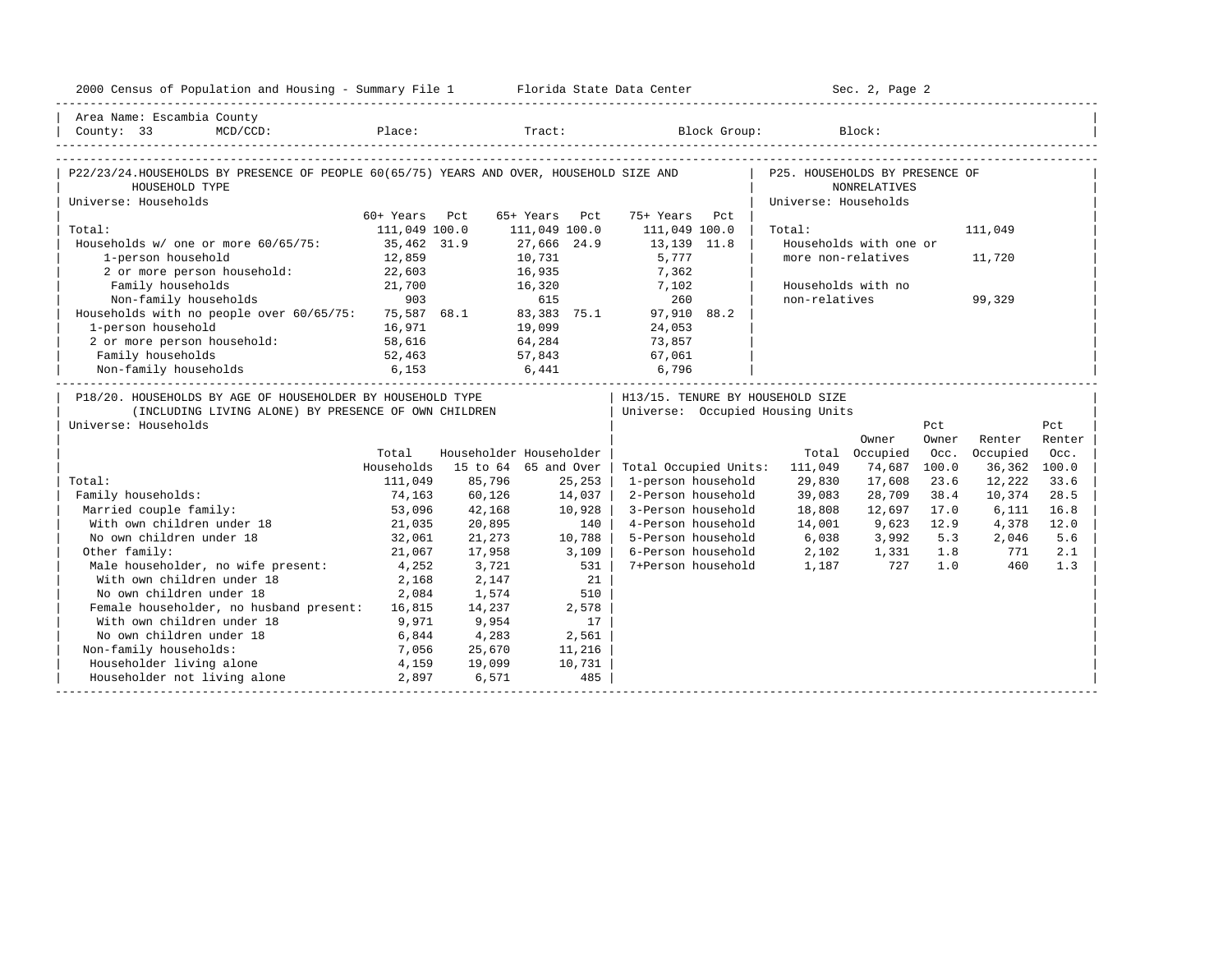2000 Census of Population and Housing - Summary File 1 Florida State Data Center Sec. 2, Page 2

Area Name: Escambia County
County: 33 MCD/CCD: Place: Tract: Block Group: Block:

## P22/23/24. HOUSEHOLDS BY PRESENCE OF PEOPLE 60(65/75) YEARS AND OVER, HOUSEHOLD SIZE AND HOUSEHOLD TYPE

Universe: Households

| | 60+ Years | Pct | 65+ Years | Pct | 75+ Years | Pct |
|---|---|---|---|---|---|---|
| Total: | 111,049 | 100.0 | 111,049 | 100.0 | 111,049 | 100.0 |
| Households w/ one or more 60/65/75: | 35,462 | 31.9 | 27,666 | 24.9 | 13,139 | 11.8 |
| 1-person household | 12,859 | | 10,731 | | 5,777 | |
| 2 or more person household: | 22,603 | | 16,935 | | 7,362 | |
| Family households | 21,700 | | 16,320 | | 7,102 | |
| Non-family households | 903 | | 615 | | 260 | |
| Households with no people over 60/65/75: | 75,587 | 68.1 | 83,383 | 75.1 | 97,910 | 88.2 |
| 1-person household | 16,971 | | 19,099 | | 24,053 | |
| 2 or more person household: | 58,616 | | 64,284 | | 73,857 | |
| Family households | 52,463 | | 57,843 | | 67,061 | |
| Non-family households | 6,153 | | 6,441 | | 6,796 | |

## P25. HOUSEHOLDS BY PRESENCE OF NONRELATIVES

Universe: Households

| | |
|---|---|
| Total: | 111,049 |
| Households with one or more non-relatives | 11,720 |
| Households with no non-relatives | 99,329 |

## P18/20. HOUSEHOLDS BY AGE OF HOUSEHOLDER BY HOUSEHOLD TYPE (INCLUDING LIVING ALONE) BY PRESENCE OF OWN CHILDREN

Universe: Households

| | Total Households | Householder 15 to 64 | Householder 65 and Over |
|---|---|---|---|
| Total: | 111,049 | 85,796 | 25,253 |
| Family households: | 74,163 | 60,126 | 14,037 |
| Married couple family: | 53,096 | 42,168 | 10,928 |
| With own children under 18 | 21,035 | 20,895 | 140 |
| No own children under 18 | 32,061 | 21,273 | 10,788 |
| Other family: | 21,067 | 17,958 | 3,109 |
| Male householder, no wife present: | 4,252 | 3,721 | 531 |
| With own children under 18 | 2,168 | 2,147 | 21 |
| No own children under 18 | 2,084 | 1,574 | 510 |
| Female householder, no husband present: | 16,815 | 14,237 | 2,578 |
| With own children under 18 | 9,971 | 9,954 | 17 |
| No own children under 18 | 6,844 | 4,283 | 2,561 |
| Non-family households: | 7,056 | 25,670 | 11,216 |
| Householder living alone | 4,159 | 19,099 | 10,731 |
| Householder not living alone | 2,897 | 6,571 | 485 |

## H13/15. TENURE BY HOUSEHOLD SIZE

Universe: Occupied Housing Units

| | Total | Owner Occupied | Pct Owner Occ. | Renter Occupied | Pct Renter Occ. |
|---|---|---|---|---|---|
| Total Occupied Units: | 111,049 | 74,687 | 100.0 | 36,362 | 100.0 |
| 1-person household | 29,830 | 17,608 | 23.6 | 12,222 | 33.6 |
| 2-Person household | 39,083 | 28,709 | 38.4 | 10,374 | 28.5 |
| 3-Person household | 18,808 | 12,697 | 17.0 | 6,111 | 16.8 |
| 4-Person household | 14,001 | 9,623 | 12.9 | 4,378 | 12.0 |
| 5-Person household | 6,038 | 3,992 | 5.3 | 2,046 | 5.6 |
| 6-Person household | 2,102 | 1,331 | 1.8 | 771 | 2.1 |
| 7+Person household | 1,187 | 727 | 1.0 | 460 | 1.3 |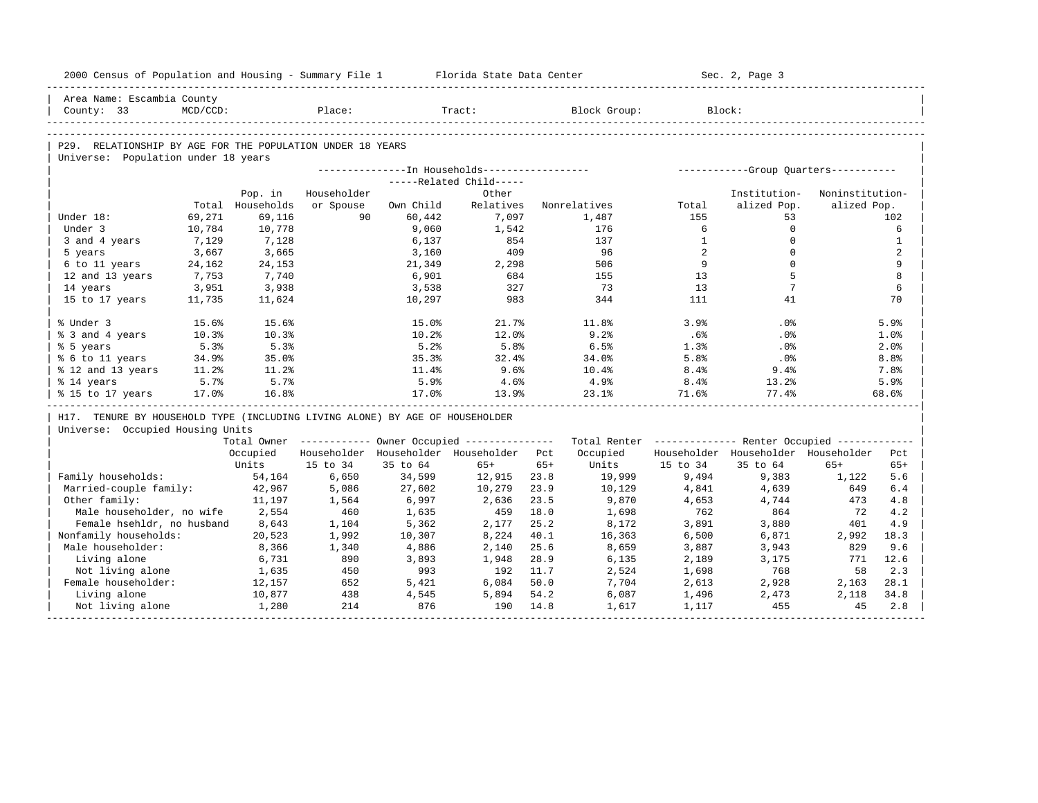Area Name: Escambia County
County: 33 MCD/CCD: Place: Tract: Block Group: Block:

## P29. RELATIONSHIP BY AGE FOR THE POPULATION UNDER 18 YEARS

Universe: Population under 18 years

| | Total | Pop. in Households | In Households: Householder or Spouse | Related Child: Own Child | Related Child: Other Relatives | Nonrelatives | Group Quarters: Total | Institutionalized Pop. | Noninstitutionalized Pop. |
|---|---|---|---|---|---|---|---|---|---|
| Under 18: | 69,271 | 69,116 | 90 | 60,442 | 7,097 | 1,487 | 155 | 53 | 102 |
| Under 3 | 10,784 | 10,778 | | 9,060 | 1,542 | 176 | 6 | 0 | 6 |
| 3 and 4 years | 7,129 | 7,128 | | 6,137 | 854 | 137 | 1 | 0 | 1 |
| 5 years | 3,667 | 3,665 | | 3,160 | 409 | 96 | 2 | 0 | 2 |
| 6 to 11 years | 24,162 | 24,153 | | 21,349 | 2,298 | 506 | 9 | 0 | 9 |
| 12 and 13 years | 7,753 | 7,740 | | 6,901 | 684 | 155 | 13 | 5 | 8 |
| 14 years | 3,951 | 3,938 | | 3,538 | 327 | 73 | 13 | 7 | 6 |
| 15 to 17 years | 11,735 | 11,624 | | 10,297 | 983 | 344 | 111 | 41 | 70 |
| % Under 3 | 15.6% | 15.6% | | 15.0% | 21.7% | 11.8% | 3.9% | .0% | 5.9% |
| % 3 and 4 years | 10.3% | 10.3% | | 10.2% | 12.0% | 9.2% | .6% | .0% | 1.0% |
| % 5 years | 5.3% | 5.3% | | 5.2% | 5.8% | 6.5% | 1.3% | .0% | 2.0% |
| % 6 to 11 years | 34.9% | 35.0% | | 35.3% | 32.4% | 34.0% | 5.8% | .0% | 8.8% |
| % 12 and 13 years | 11.2% | 11.2% | | 11.4% | 9.6% | 10.4% | 8.4% | 9.4% | 7.8% |
| % 14 years | 5.7% | 5.7% | | 5.9% | 4.6% | 4.9% | 8.4% | 13.2% | 5.9% |
| % 15 to 17 years | 17.0% | 16.8% | | 17.0% | 13.9% | 23.1% | 71.6% | 77.4% | 68.6% |

## H17. TENURE BY HOUSEHOLD TYPE (INCLUDING LIVING ALONE) BY AGE OF HOUSEHOLDER

Universe: Occupied Housing Units

| | Total Owner Occupied Units | Owner: Householder 15 to 34 | Owner: Householder 35 to 64 | Owner: Householder 65+ | Pct 65+ | Total Renter Occupied Units | Renter: Householder 15 to 34 | Renter: Householder 35 to 64 | Renter: Householder 65+ | Pct 65+ |
|---|---|---|---|---|---|---|---|---|---|---|
| Family households: | 54,164 | 6,650 | 34,599 | 12,915 | 23.8 | 19,999 | 9,494 | 9,383 | 1,122 | 5.6 |
| Married-couple family: | 42,967 | 5,086 | 27,602 | 10,279 | 23.9 | 10,129 | 4,841 | 4,639 | 649 | 6.4 |
| Other family: | 11,197 | 1,564 | 6,997 | 2,636 | 23.5 | 9,870 | 4,653 | 4,744 | 473 | 4.8 |
| Male householder, no wife | 2,554 | 460 | 1,635 | 459 | 18.0 | 1,698 | 762 | 864 | 72 | 4.2 |
| Female hsehldr, no husband | 8,643 | 1,104 | 5,362 | 2,177 | 25.2 | 8,172 | 3,891 | 3,880 | 401 | 4.9 |
| Nonfamily households: | 20,523 | 1,992 | 10,307 | 8,224 | 40.1 | 16,363 | 6,500 | 6,871 | 2,992 | 18.3 |
| Male householder: | 8,366 | 1,340 | 4,886 | 2,140 | 25.6 | 8,659 | 3,887 | 3,943 | 829 | 9.6 |
| Living alone | 6,731 | 890 | 3,893 | 1,948 | 28.9 | 6,135 | 2,189 | 3,175 | 771 | 12.6 |
| Not living alone | 1,635 | 450 | 993 | 192 | 11.7 | 2,524 | 1,698 | 768 | 58 | 2.3 |
| Female householder: | 12,157 | 652 | 5,421 | 6,084 | 50.0 | 7,704 | 2,613 | 2,928 | 2,163 | 28.1 |
| Living alone | 10,877 | 438 | 4,545 | 5,894 | 54.2 | 6,087 | 1,496 | 2,473 | 2,118 | 34.8 |
| Not living alone | 1,280 | 214 | 876 | 190 | 14.8 | 1,617 | 1,117 | 455 | 45 | 2.8 |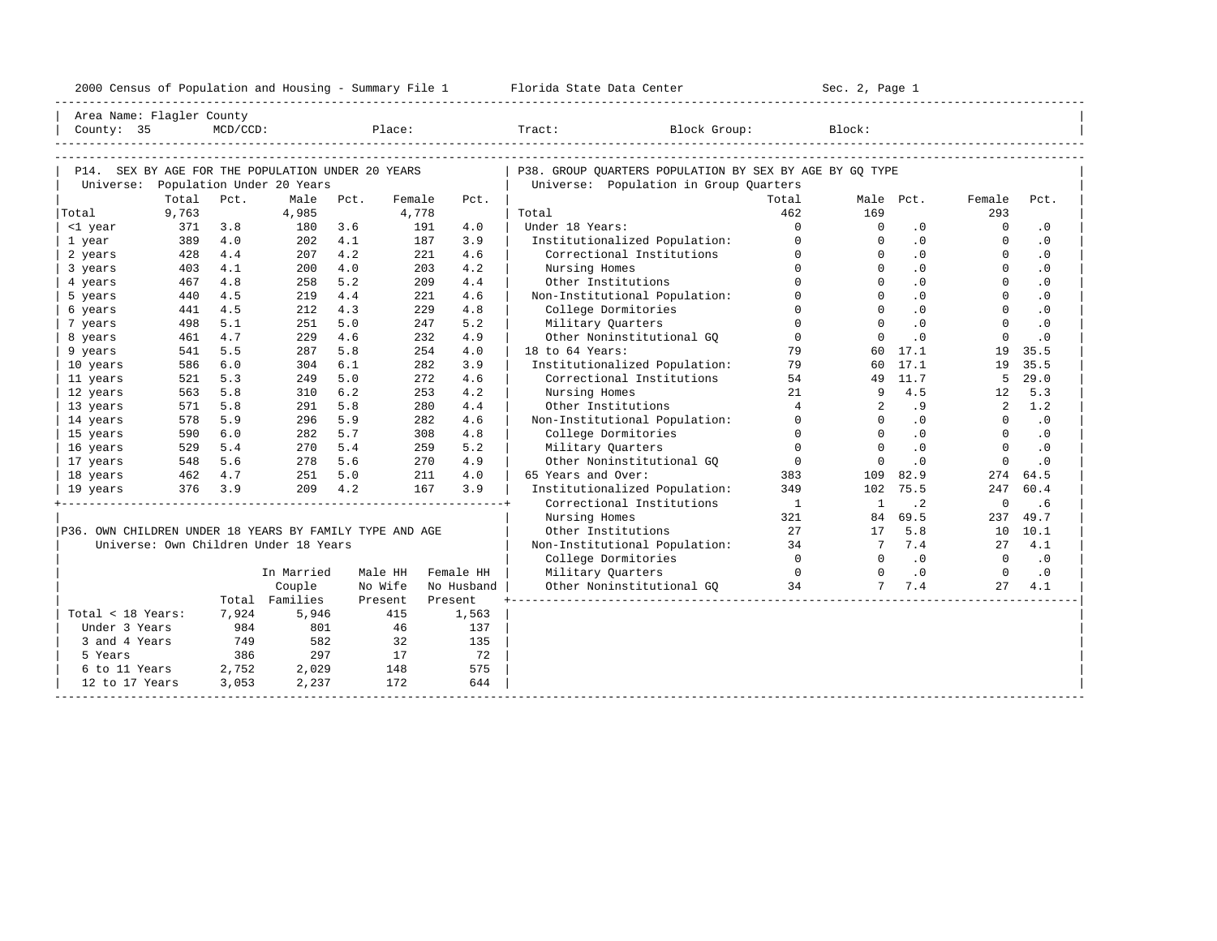Area Name: Flagler County
County: 35 MCD/CCD: Place: Tract: Block Group: Block:

## P14. SEX BY AGE FOR THE POPULATION UNDER 20 YEARS

Universe: Population Under 20 Years

| | Total | Pct. | Male | Pct. | Female | Pct. |
|---|---|---|---|---|---|---|
| Total | 9,763 | | 4,985 | | 4,778 | |
| <1 year | 371 | 3.8 | 180 | 3.6 | 191 | 4.0 |
| 1 year | 389 | 4.0 | 202 | 4.1 | 187 | 3.9 |
| 2 years | 428 | 4.4 | 207 | 4.2 | 221 | 4.6 |
| 3 years | 403 | 4.1 | 200 | 4.0 | 203 | 4.2 |
| 4 years | 467 | 4.8 | 258 | 5.2 | 209 | 4.4 |
| 5 years | 440 | 4.5 | 219 | 4.4 | 221 | 4.6 |
| 6 years | 441 | 4.5 | 212 | 4.3 | 229 | 4.8 |
| 7 years | 498 | 5.1 | 251 | 5.0 | 247 | 5.2 |
| 8 years | 461 | 4.7 | 229 | 4.6 | 232 | 4.9 |
| 9 years | 541 | 5.5 | 287 | 5.8 | 254 | 4.0 |
| 10 years | 586 | 6.0 | 304 | 6.1 | 282 | 3.9 |
| 11 years | 521 | 5.3 | 249 | 5.0 | 272 | 4.6 |
| 12 years | 563 | 5.8 | 310 | 6.2 | 253 | 4.2 |
| 13 years | 571 | 5.8 | 291 | 5.8 | 280 | 4.4 |
| 14 years | 578 | 5.9 | 296 | 5.9 | 282 | 4.6 |
| 15 years | 590 | 6.0 | 282 | 5.7 | 308 | 4.8 |
| 16 years | 529 | 5.4 | 270 | 5.4 | 259 | 5.2 |
| 17 years | 548 | 5.6 | 278 | 5.6 | 270 | 4.9 |
| 18 years | 462 | 4.7 | 251 | 5.0 | 211 | 4.0 |
| 19 years | 376 | 3.9 | 209 | 4.2 | 167 | 3.9 |

## P36. OWN CHILDREN UNDER 18 YEARS BY FAMILY TYPE AND AGE

Universe: Own Children Under 18 Years

| | Total | In Married Couple Families | Male HH No Wife Present | Female HH No Husband Present |
|---|---|---|---|---|
| Total < 18 Years: | 7,924 | 5,946 | 415 | 1,563 |
| Under 3 Years | 984 | 801 | 46 | 137 |
| 3 and 4 Years | 749 | 582 | 32 | 135 |
| 5 Years | 386 | 297 | 17 | 72 |
| 6 to 11 Years | 2,752 | 2,029 | 148 | 575 |
| 12 to 17 Years | 3,053 | 2,237 | 172 | 644 |

## P38. GROUP QUARTERS POPULATION BY SEX BY AGE BY GQ TYPE

Universe: Population in Group Quarters

| | Total | Male | Pct. | Female | Pct. |
|---|---|---|---|---|---|
| Total | 462 | 169 | | 293 | |
| Under 18 Years: | 0 | 0 | .0 | 0 | .0 |
| Institutionalized Population: | 0 | 0 | .0 | 0 | .0 |
| Correctional Institutions | 0 | 0 | .0 | 0 | .0 |
| Nursing Homes | 0 | 0 | .0 | 0 | .0 |
| Other Institutions | 0 | 0 | .0 | 0 | .0 |
| Non-Institutional Population: | 0 | 0 | .0 | 0 | .0 |
| College Dormitories | 0 | 0 | .0 | 0 | .0 |
| Military Quarters | 0 | 0 | .0 | 0 | .0 |
| Other Noninstitutional GQ | 0 | 0 | .0 | 0 | .0 |
| 18 to 64 Years: | 79 | 60 | 17.1 | 19 | 35.5 |
| Institutionalized Population: | 79 | 60 | 17.1 | 19 | 35.5 |
| Correctional Institutions | 54 | 49 | 11.7 | 5 | 29.0 |
| Nursing Homes | 21 | 9 | 4.5 | 12 | 5.3 |
| Other Institutions | 4 | 2 | .9 | 2 | 1.2 |
| Non-Institutional Population: | 0 | 0 | .0 | 0 | .0 |
| College Dormitories | 0 | 0 | .0 | 0 | .0 |
| Military Quarters | 0 | 0 | .0 | 0 | .0 |
| Other Noninstitutional GQ | 0 | 0 | .0 | 0 | .0 |
| 65 Years and Over: | 383 | 109 | 82.9 | 274 | 64.5 |
| Institutionalized Population: | 349 | 102 | 75.5 | 247 | 60.4 |
| Correctional Institutions | 1 | 1 | .2 | 0 | .6 |
| Nursing Homes | 321 | 84 | 69.5 | 237 | 49.7 |
| Other Institutions | 27 | 17 | 5.8 | 10 | 10.1 |
| Non-Institutional Population: | 34 | 7 | 7.4 | 27 | 4.1 |
| College Dormitories | 0 | 0 | .0 | 0 | .0 |
| Military Quarters | 0 | 0 | .0 | 0 | .0 |
| Other Noninstitutional GQ | 34 | 7 | 7.4 | 27 | 4.1 |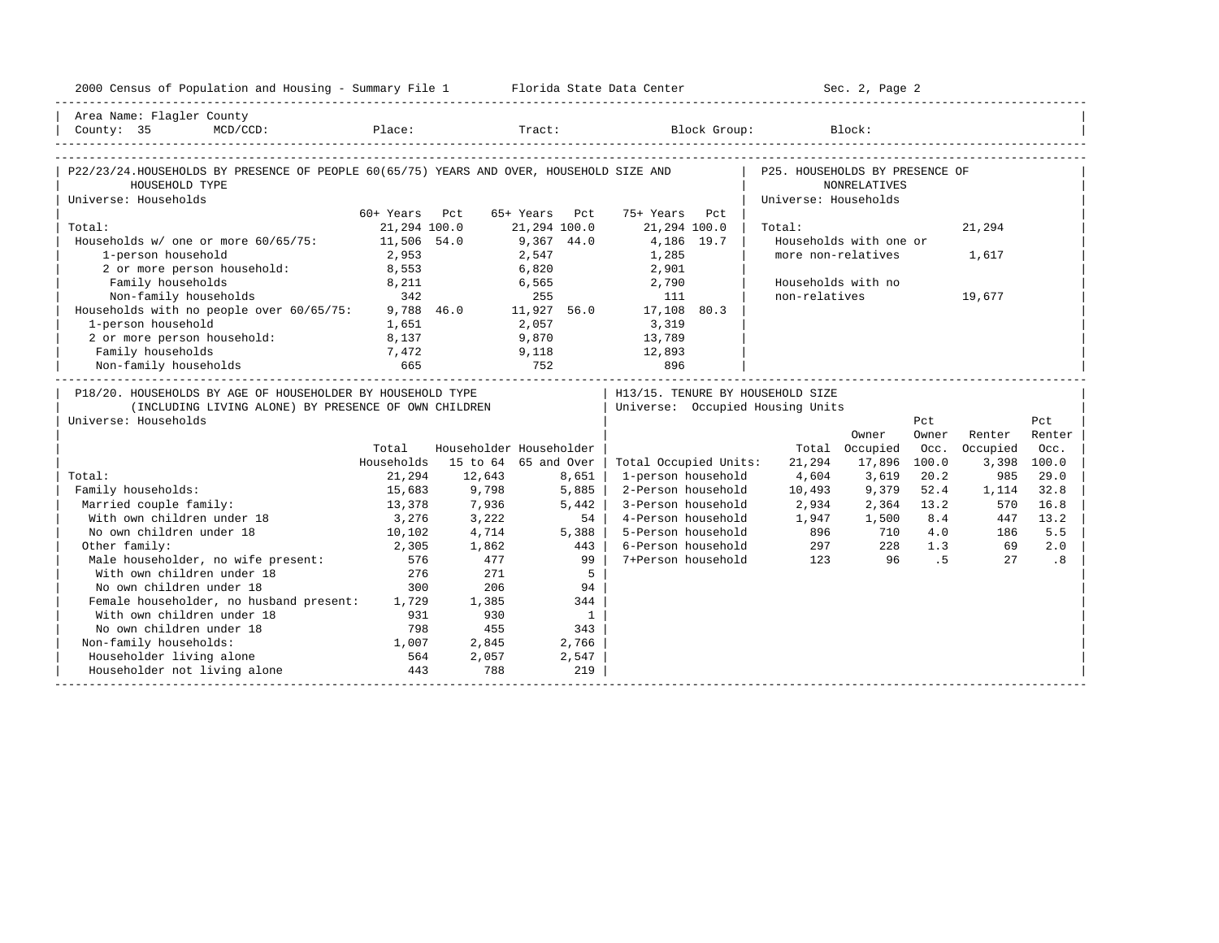2000 Census of Population and Housing - Summary File 1 Florida State Data Center Sec. 2, Page 2

Area Name: Flagler County
County: 35 MCD/CCD: Place: Tract: Block Group: Block:

## P22/23/24. HOUSEHOLDS BY PRESENCE OF PEOPLE 60(65/75) YEARS AND OVER, HOUSEHOLD SIZE AND HOUSEHOLD TYPE

Universe: Households

| | 60+ Years | Pct | 65+ Years | Pct | 75+ Years | Pct |
|---|---|---|---|---|---|---|
| Total: | 21,294 | 100.0 | 21,294 | 100.0 | 21,294 | 100.0 |
| Households w/ one or more 60/65/75: | 11,506 | 54.0 | 9,367 | 44.0 | 4,186 | 19.7 |
| 1-person household | 2,953 | | 2,547 | | 1,285 | |
| 2 or more person household: | 8,553 | | 6,820 | | 2,901 | |
| Family households | 8,211 | | 6,565 | | 2,790 | |
| Non-family households | 342 | | 255 | | 111 | |
| Households with no people over 60/65/75: | 9,788 | 46.0 | 11,927 | 56.0 | 17,108 | 80.3 |
| 1-person household | 1,651 | | 2,057 | | 3,319 | |
| 2 or more person household: | 8,137 | | 9,870 | | 13,789 | |
| Family households | 7,472 | | 9,118 | | 12,893 | |
| Non-family households | 665 | | 752 | | 896 | |

## P25. HOUSEHOLDS BY PRESENCE OF NONRELATIVES

Universe: Households

| | |
|---|---|
| Total: | 21,294 |
| Households with one or more non-relatives | 1,617 |
| Households with no non-relatives | 19,677 |

## P18/20. HOUSEHOLDS BY AGE OF HOUSEHOLDER BY HOUSEHOLD TYPE (INCLUDING LIVING ALONE) BY PRESENCE OF OWN CHILDREN

Universe: Households

| | Total Households | Householder 15 to 64 | Householder 65 and Over |
|---|---|---|---|
| Total: | 21,294 | 12,643 | 8,651 |
| Family households: | 15,683 | 9,798 | 5,885 |
| Married couple family: | 13,378 | 7,936 | 5,442 |
| With own children under 18 | 3,276 | 3,222 | 54 |
| No own children under 18 | 10,102 | 4,714 | 5,388 |
| Other family: | 2,305 | 1,862 | 443 |
| Male householder, no wife present: | 576 | 477 | 99 |
| With own children under 18 | 276 | 271 | 5 |
| No own children under 18 | 300 | 206 | 94 |
| Female householder, no husband present: | 1,729 | 1,385 | 344 |
| With own children under 18 | 931 | 930 | 1 |
| No own children under 18 | 798 | 455 | 343 |
| Non-family households: | 1,007 | 2,845 | 2,766 |
| Householder living alone | 564 | 2,057 | 2,547 |
| Householder not living alone | 443 | 788 | 219 |

## H13/15. TENURE BY HOUSEHOLD SIZE

Universe: Occupied Housing Units

| | Total | Owner Occupied | Pct Owner Occ. | Renter Occupied | Pct Renter Occ. |
|---|---|---|---|---|---|
| Total Occupied Units: | 21,294 | 17,896 | 100.0 | 3,398 | 100.0 |
| 1-person household | 4,604 | 3,619 | 20.2 | 985 | 29.0 |
| 2-Person household | 10,493 | 9,379 | 52.4 | 1,114 | 32.8 |
| 3-Person household | 2,934 | 2,364 | 13.2 | 570 | 16.8 |
| 4-Person household | 1,947 | 1,500 | 8.4 | 447 | 13.2 |
| 5-Person household | 896 | 710 | 4.0 | 186 | 5.5 |
| 6-Person household | 297 | 228 | 1.3 | 69 | 2.0 |
| 7+Person household | 123 | 96 | .5 | 27 | .8 |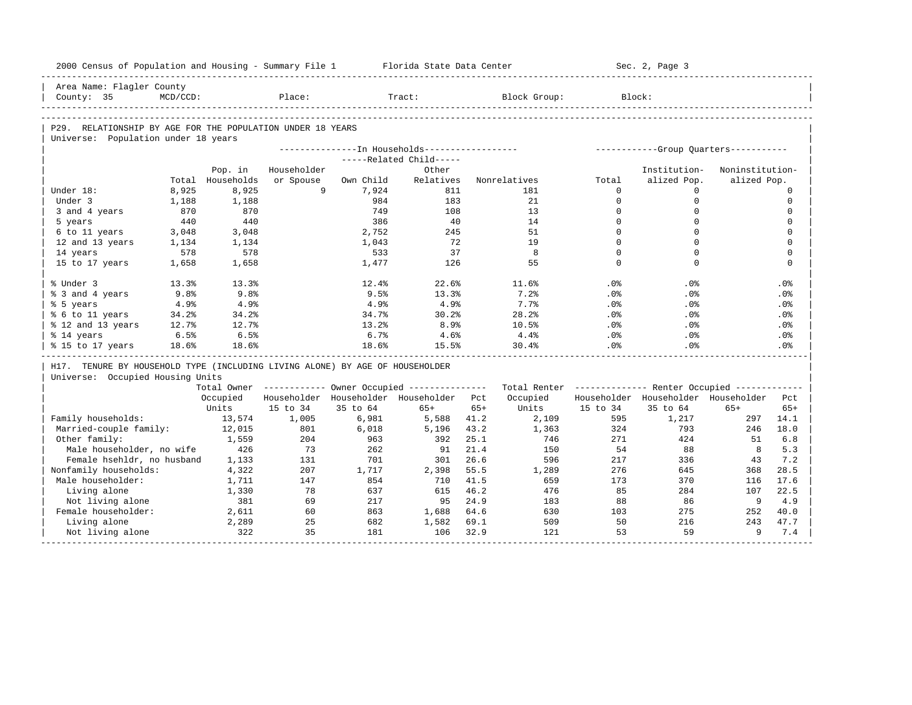Area Name: Flagler County
County: 35 MCD/CCD: Place: Tract: Block Group: Block:

## P29. RELATIONSHIP BY AGE FOR THE POPULATION UNDER 18 YEARS

Universe: Population under 18 years

| | Total | Pop. in Households | In Households: Householder or Spouse | Related Child: Own Child | Related Child: Other Relatives | Nonrelatives | Group Quarters: Total | Institutionalized Pop. | Noninstitutionalized Pop. |
|---|---|---|---|---|---|---|---|---|---|
| Under 18: | 8,925 | 8,925 | 9 | 7,924 | 811 | 181 | 0 | 0 | 0 |
| Under 3 | 1,188 | 1,188 | | 984 | 183 | 21 | 0 | 0 | 0 |
| 3 and 4 years | 870 | 870 | | 749 | 108 | 13 | 0 | 0 | 0 |
| 5 years | 440 | 440 | | 386 | 40 | 14 | 0 | 0 | 0 |
| 6 to 11 years | 3,048 | 3,048 | | 2,752 | 245 | 51 | 0 | 0 | 0 |
| 12 and 13 years | 1,134 | 1,134 | | 1,043 | 72 | 19 | 0 | 0 | 0 |
| 14 years | 578 | 578 | | 533 | 37 | 8 | 0 | 0 | 0 |
| 15 to 17 years | 1,658 | 1,658 | | 1,477 | 126 | 55 | 0 | 0 | 0 |
| % Under 3 | 13.3% | 13.3% | | 12.4% | 22.6% | 11.6% | .0% | .0% | .0% |
| % 3 and 4 years | 9.8% | 9.8% | | 9.5% | 13.3% | 7.2% | .0% | .0% | .0% |
| % 5 years | 4.9% | 4.9% | | 4.9% | 4.9% | 7.7% | .0% | .0% | .0% |
| % 6 to 11 years | 34.2% | 34.2% | | 34.7% | 30.2% | 28.2% | .0% | .0% | .0% |
| % 12 and 13 years | 12.7% | 12.7% | | 13.2% | 8.9% | 10.5% | .0% | .0% | .0% |
| % 14 years | 6.5% | 6.5% | | 6.7% | 4.6% | 4.4% | .0% | .0% | .0% |
| % 15 to 17 years | 18.6% | 18.6% | | 18.6% | 15.5% | 30.4% | .0% | .0% | .0% |

## H17. TENURE BY HOUSEHOLD TYPE (INCLUDING LIVING ALONE) BY AGE OF HOUSEHOLDER

Universe: Occupied Housing Units

| | Total Owner Occupied Units | Owner: Householder 15 to 34 | Owner: Householder 35 to 64 | Owner: Householder 65+ | Owner: Pct 65+ | Total Renter Occupied Units | Renter: Householder 15 to 34 | Renter: Householder 35 to 64 | Renter: Householder 65+ | Renter: Pct 65+ |
|---|---|---|---|---|---|---|---|---|---|---|
| Family households: | 13,574 | 1,005 | 6,981 | 5,588 | 41.2 | 2,109 | 595 | 1,217 | 297 | 14.1 |
| Married-couple family: | 12,015 | 801 | 6,018 | 5,196 | 43.2 | 1,363 | 324 | 793 | 246 | 18.0 |
| Other family: | 1,559 | 204 | 963 | 392 | 25.1 | 746 | 271 | 424 | 51 | 6.8 |
| Male householder, no wife | 426 | 73 | 262 | 91 | 21.4 | 150 | 54 | 88 | 8 | 5.3 |
| Female hsehldr, no husband | 1,133 | 131 | 701 | 301 | 26.6 | 596 | 217 | 336 | 43 | 7.2 |
| Nonfamily households: | 4,322 | 207 | 1,717 | 2,398 | 55.5 | 1,289 | 276 | 645 | 368 | 28.5 |
| Male householder: | 1,711 | 147 | 854 | 710 | 41.5 | 659 | 173 | 370 | 116 | 17.6 |
| Living alone | 1,330 | 78 | 637 | 615 | 46.2 | 476 | 85 | 284 | 107 | 22.5 |
| Not living alone | 381 | 69 | 217 | 95 | 24.9 | 183 | 88 | 86 | 9 | 4.9 |
| Female householder: | 2,611 | 60 | 863 | 1,688 | 64.6 | 630 | 103 | 275 | 252 | 40.0 |
| Living alone | 2,289 | 25 | 682 | 1,582 | 69.1 | 509 | 50 | 216 | 243 | 47.7 |
| Not living alone | 322 | 35 | 181 | 106 | 32.9 | 121 | 53 | 59 | 9 | 7.4 |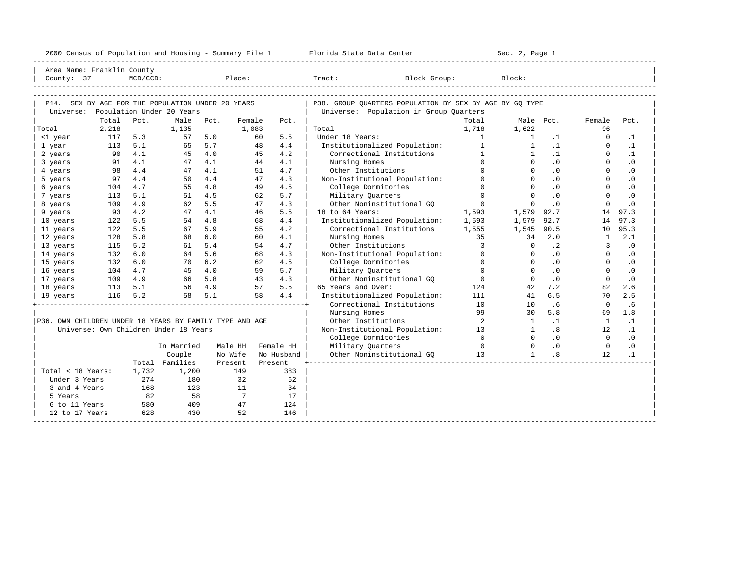2000 Census of Population and Housing - Summary File 1 Florida State Data Center Sec. 2, Page 1

Area Name: Franklin County
County: 37 MCD/CCD: Place: Tract: Block Group: Block:

## P14. SEX BY AGE FOR THE POPULATION UNDER 20 YEARS

Universe: Population Under 20 Years

| | Total | Pct. | Male | Pct. | Female | Pct. |
|---|---|---|---|---|---|---|
| Total | 2,218 | | 1,135 | | 1,083 | |
| <1 year | 117 | 5.3 | 57 | 5.0 | 60 | 5.5 |
| 1 year | 113 | 5.1 | 65 | 5.7 | 48 | 4.4 |
| 2 years | 90 | 4.1 | 45 | 4.0 | 45 | 4.2 |
| 3 years | 91 | 4.1 | 47 | 4.1 | 44 | 4.1 |
| 4 years | 98 | 4.4 | 47 | 4.1 | 51 | 4.7 |
| 5 years | 97 | 4.4 | 50 | 4.4 | 47 | 4.3 |
| 6 years | 104 | 4.7 | 55 | 4.8 | 49 | 4.5 |
| 7 years | 113 | 5.1 | 51 | 4.5 | 62 | 5.7 |
| 8 years | 109 | 4.9 | 62 | 5.5 | 47 | 4.3 |
| 9 years | 93 | 4.2 | 47 | 4.1 | 46 | 5.5 |
| 10 years | 122 | 5.5 | 54 | 4.8 | 68 | 4.4 |
| 11 years | 122 | 5.5 | 67 | 5.9 | 55 | 4.2 |
| 12 years | 128 | 5.8 | 68 | 6.0 | 60 | 4.1 |
| 13 years | 115 | 5.2 | 61 | 5.4 | 54 | 4.7 |
| 14 years | 132 | 6.0 | 64 | 5.6 | 68 | 4.3 |
| 15 years | 132 | 6.0 | 70 | 6.2 | 62 | 4.5 |
| 16 years | 104 | 4.7 | 45 | 4.0 | 59 | 5.7 |
| 17 years | 109 | 4.9 | 66 | 5.8 | 43 | 4.3 |
| 18 years | 113 | 5.1 | 56 | 4.9 | 57 | 5.5 |
| 19 years | 116 | 5.2 | 58 | 5.1 | 58 | 4.4 |

## P36. OWN CHILDREN UNDER 18 YEARS BY FAMILY TYPE AND AGE

Universe: Own Children Under 18 Years

| | Total | In Married Couple Families | Male HH No Wife Present | Female HH No Husband Present |
|---|---|---|---|---|
| Total < 18 Years: | 1,732 | 1,200 | 149 | 383 |
| Under 3 Years | 274 | 180 | 32 | 62 |
| 3 and 4 Years | 168 | 123 | 11 | 34 |
| 5 Years | 82 | 58 | 7 | 17 |
| 6 to 11 Years | 580 | 409 | 47 | 124 |
| 12 to 17 Years | 628 | 430 | 52 | 146 |

## P38. GROUP QUARTERS POPULATION BY SEX BY AGE BY GQ TYPE

Universe: Population in Group Quarters

| | Total | Male | Pct. | Female | Pct. |
|---|---|---|---|---|---|
| Total | 1,718 | 1,622 | | 96 | |
| Under 18 Years: | 1 | 1 | .1 | 0 | .1 |
| Institutionalized Population: | 1 | 1 | .1 | 0 | .1 |
| Correctional Institutions | 1 | 1 | .1 | 0 | .1 |
| Nursing Homes | 0 | 0 | .0 | 0 | .0 |
| Other Institutions | 0 | 0 | .0 | 0 | .0 |
| Non-Institutional Population: | 0 | 0 | .0 | 0 | .0 |
| College Dormitories | 0 | 0 | .0 | 0 | .0 |
| Military Quarters | 0 | 0 | .0 | 0 | .0 |
| Other Noninstitutional GQ | 0 | 0 | .0 | 0 | .0 |
| 18 to 64 Years: | 1,593 | 1,579 | 92.7 | 14 | 97.3 |
| Institutionalized Population: | 1,593 | 1,579 | 92.7 | 14 | 97.3 |
| Correctional Institutions | 1,555 | 1,545 | 90.5 | 10 | 95.3 |
| Nursing Homes | 35 | 34 | 2.0 | 1 | 2.1 |
| Other Institutions | 3 | 0 | .2 | 3 | .0 |
| Non-Institutional Population: | 0 | 0 | .0 | 0 | .0 |
| College Dormitories | 0 | 0 | .0 | 0 | .0 |
| Military Quarters | 0 | 0 | .0 | 0 | .0 |
| Other Noninstitutional GQ | 0 | 0 | .0 | 0 | .0 |
| 65 Years and Over: | 124 | 42 | 7.2 | 82 | 2.6 |
| Institutionalized Population: | 111 | 41 | 6.5 | 70 | 2.5 |
| Correctional Institutions | 10 | 10 | .6 | 0 | .6 |
| Nursing Homes | 99 | 30 | 5.8 | 69 | 1.8 |
| Other Institutions | 2 | 1 | .1 | 1 | .1 |
| Non-Institutional Population: | 13 | 1 | .8 | 12 | .1 |
| College Dormitories | 0 | 0 | .0 | 0 | .0 |
| Military Quarters | 0 | 0 | .0 | 0 | .0 |
| Other Noninstitutional GQ | 13 | 1 | .8 | 12 | .1 |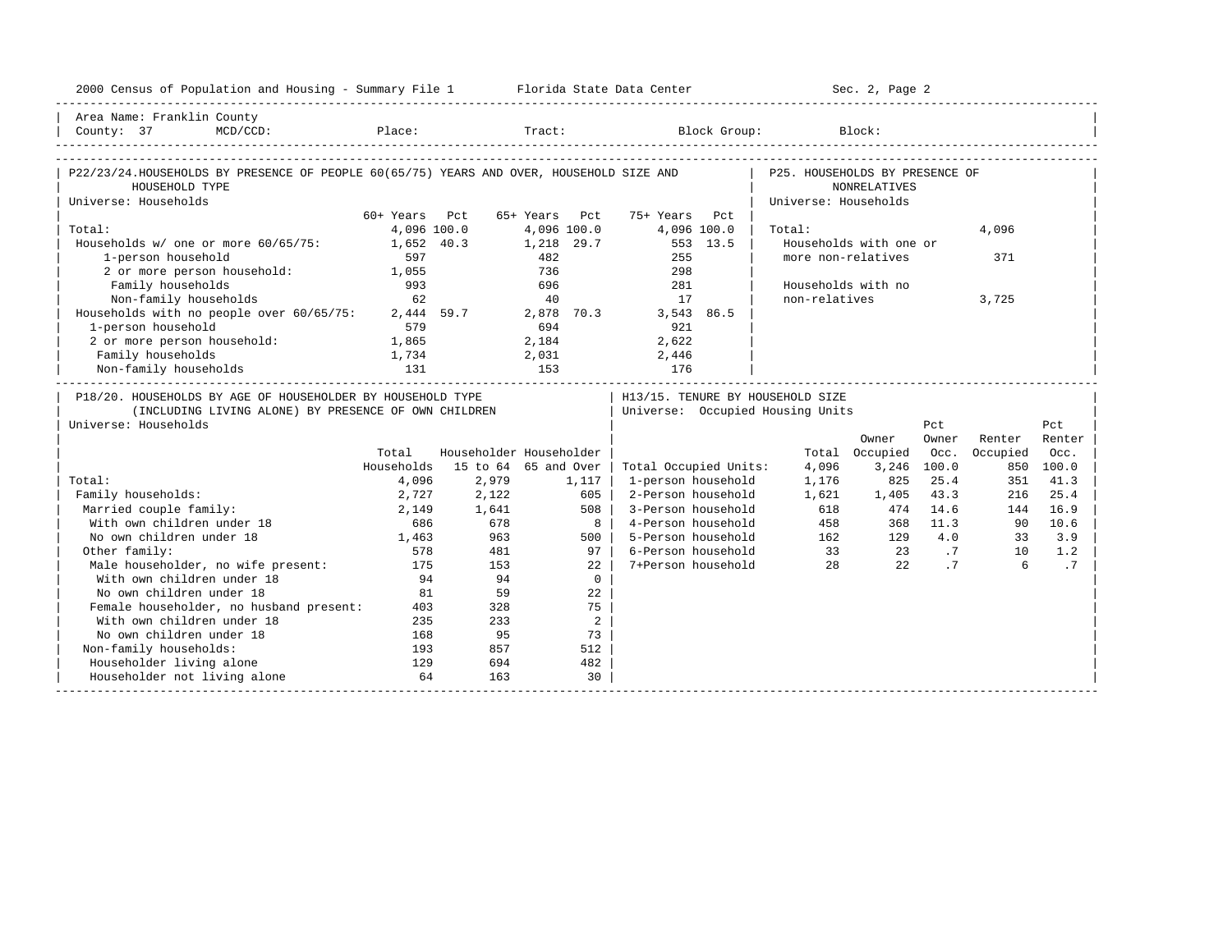Area Name: Franklin County
County: 37 MCD/CCD: Place: Tract: Block Group: Block:

## P22/23/24. HOUSEHOLDS BY PRESENCE OF PEOPLE 60(65/75) YEARS AND OVER, HOUSEHOLD SIZE AND HOUSEHOLD TYPE

Universe: Households

| | 60+ Years | Pct | 65+ Years | Pct | 75+ Years | Pct |
|---|---|---|---|---|---|---|
| Total: | 4,096 | 100.0 | 4,096 | 100.0 | 4,096 | 100.0 |
| Households w/ one or more 60/65/75: | 1,652 | 40.3 | 1,218 | 29.7 | 553 | 13.5 |
| 1-person household | 597 | | 482 | | 255 | |
| 2 or more person household: | 1,055 | | 736 | | 298 | |
| Family households | 993 | | 696 | | 281 | |
| Non-family households | 62 | | 40 | | 17 | |
| Households with no people over 60/65/75: | 2,444 | 59.7 | 2,878 | 70.3 | 3,543 | 86.5 |
| 1-person household | 579 | | 694 | | 921 | |
| 2 or more person household: | 1,865 | | 2,184 | | 2,622 | |
| Family households | 1,734 | | 2,031 | | 2,446 | |
| Non-family households | 131 | | 153 | | 176 | |

## P25. HOUSEHOLDS BY PRESENCE OF NONRELATIVES

Universe: Households

| | |
|---|---|
| Total: | 4,096 |
| Households with one or more non-relatives | 371 |
| Households with no non-relatives | 3,725 |

## P18/20. HOUSEHOLDS BY AGE OF HOUSEHOLDER BY HOUSEHOLD TYPE (INCLUDING LIVING ALONE) BY PRESENCE OF OWN CHILDREN

Universe: Households

| | Total Households | Householder 15 to 64 | Householder 65 and Over |
|---|---|---|---|
| Total: | 4,096 | 2,979 | 1,117 |
| Family households: | 2,727 | 2,122 | 605 |
| Married couple family: | 2,149 | 1,641 | 508 |
| With own children under 18 | 686 | 678 | 8 |
| No own children under 18 | 1,463 | 963 | 500 |
| Other family: | 578 | 481 | 97 |
| Male householder, no wife present: | 175 | 153 | 22 |
| With own children under 18 | 94 | 94 | 0 |
| No own children under 18 | 81 | 59 | 22 |
| Female householder, no husband present: | 403 | 328 | 75 |
| With own children under 18 | 235 | 233 | 2 |
| No own children under 18 | 168 | 95 | 73 |
| Non-family households: | 193 | 857 | 512 |
| Householder living alone | 129 | 694 | 482 |
| Householder not living alone | 64 | 163 | 30 |

## H13/15. TENURE BY HOUSEHOLD SIZE

Universe: Occupied Housing Units

| | Total | Owner Occupied | Pct Owner Occ. | Renter Occupied | Pct Renter Occ. |
|---|---|---|---|---|---|
| Total Occupied Units: | 4,096 | 3,246 | 100.0 | 850 | 100.0 |
| 1-person household | 1,176 | 825 | 25.4 | 351 | 41.3 |
| 2-Person household | 1,621 | 1,405 | 43.3 | 216 | 25.4 |
| 3-Person household | 618 | 474 | 14.6 | 144 | 16.9 |
| 4-Person household | 458 | 368 | 11.3 | 90 | 10.6 |
| 5-Person household | 162 | 129 | 4.0 | 33 | 3.9 |
| 6-Person household | 33 | 23 | .7 | 10 | 1.2 |
| 7+Person household | 28 | 22 | .7 | 6 | .7 |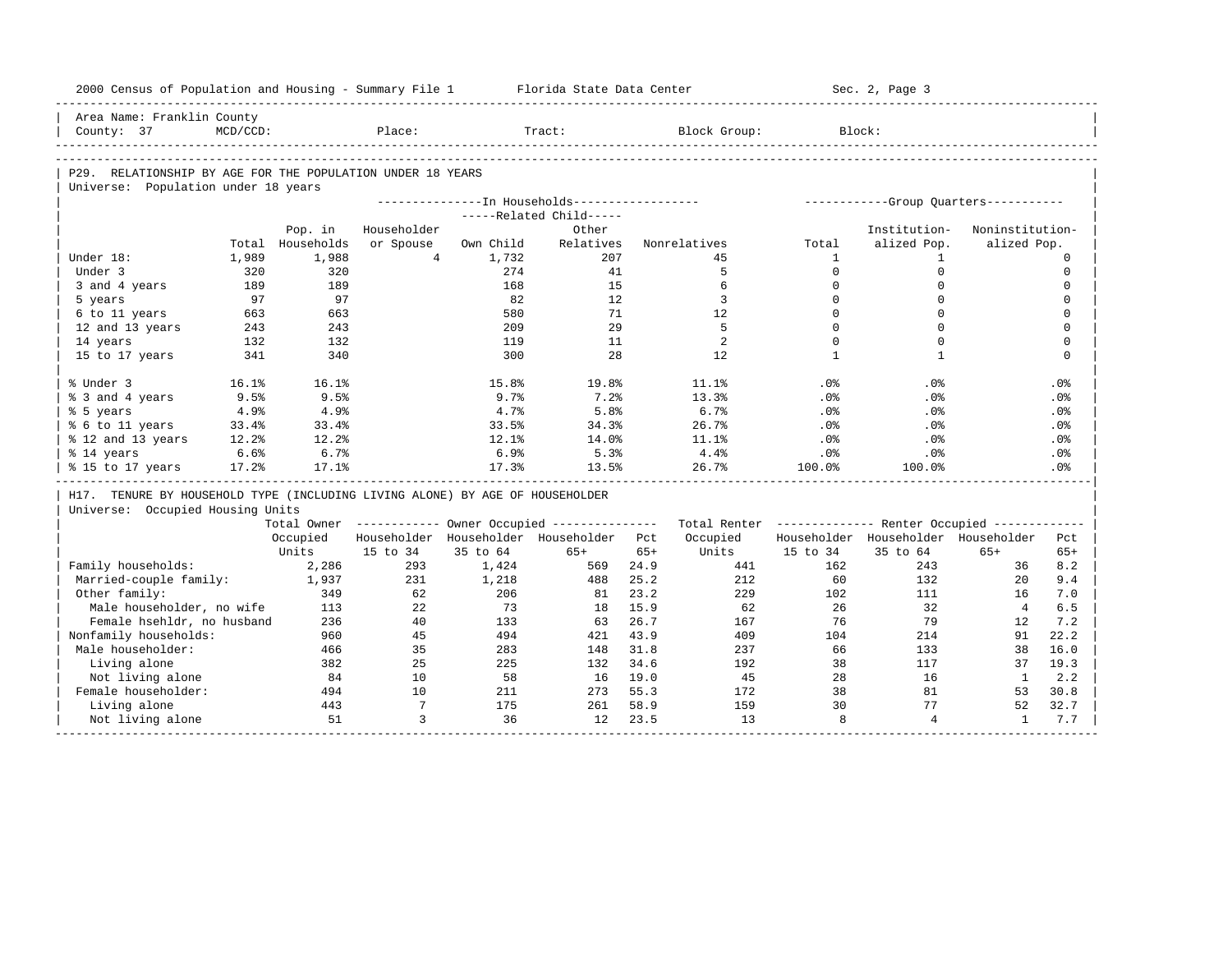Area Name: Franklin County
County: 37 MCD/CCD: Place: Tract: Block Group: Block:

## P29. RELATIONSHIP BY AGE FOR THE POPULATION UNDER 18 YEARS

Universe: Population under 18 years

| | Total | Pop. in Households | In Households: Householder or Spouse | Related Child: Own Child | Related Child: Other Relatives | Nonrelatives | Group Quarters: Total | Institutionalized Pop. | Noninstitutionalized Pop. |
|---|---|---|---|---|---|---|---|---|---|
| Under 18: | 1,989 | 1,988 | 4 | 1,732 | 207 | 45 | 1 | 1 | 0 |
| Under 3 | 320 | 320 | | 274 | 41 | 5 | 0 | 0 | 0 |
| 3 and 4 years | 189 | 189 | | 168 | 15 | 6 | 0 | 0 | 0 |
| 5 years | 97 | 97 | | 82 | 12 | 3 | 0 | 0 | 0 |
| 6 to 11 years | 663 | 663 | | 580 | 71 | 12 | 0 | 0 | 0 |
| 12 and 13 years | 243 | 243 | | 209 | 29 | 5 | 0 | 0 | 0 |
| 14 years | 132 | 132 | | 119 | 11 | 2 | 0 | 0 | 0 |
| 15 to 17 years | 341 | 340 | | 300 | 28 | 12 | 1 | 1 | 0 |
| % Under 3 | 16.1% | 16.1% | | 15.8% | 19.8% | 11.1% | .0% | .0% | .0% |
| % 3 and 4 years | 9.5% | 9.5% | | 9.7% | 7.2% | 13.3% | .0% | .0% | .0% |
| % 5 years | 4.9% | 4.9% | | 4.7% | 5.8% | 6.7% | .0% | .0% | .0% |
| % 6 to 11 years | 33.4% | 33.4% | | 33.5% | 34.3% | 26.7% | .0% | .0% | .0% |
| % 12 and 13 years | 12.2% | 12.2% | | 12.1% | 14.0% | 11.1% | .0% | .0% | .0% |
| % 14 years | 6.6% | 6.7% | | 6.9% | 5.3% | 4.4% | .0% | .0% | .0% |
| % 15 to 17 years | 17.2% | 17.1% | | 17.3% | 13.5% | 26.7% | 100.0% | 100.0% | .0% |

## H17. TENURE BY HOUSEHOLD TYPE (INCLUDING LIVING ALONE) BY AGE OF HOUSEHOLDER

Universe: Occupied Housing Units

| | Total Owner Occupied Units | Owner Occupied: Householder 15 to 34 | Householder 35 to 64 | Householder 65+ | Pct 65+ | Total Renter Occupied Units | Renter Occupied: Householder 15 to 34 | Householder 35 to 64 | Householder 65+ | Pct 65+ |
|---|---|---|---|---|---|---|---|---|---|---|
| Family households: | 2,286 | 293 | 1,424 | 569 | 24.9 | 441 | 162 | 243 | 36 | 8.2 |
| Married-couple family: | 1,937 | 231 | 1,218 | 488 | 25.2 | 212 | 60 | 132 | 20 | 9.4 |
| Other family: | 349 | 62 | 206 | 81 | 23.2 | 229 | 102 | 111 | 16 | 7.0 |
| Male householder, no wife | 113 | 22 | 73 | 18 | 15.9 | 62 | 26 | 32 | 4 | 6.5 |
| Female hsehldr, no husband | 236 | 40 | 133 | 63 | 26.7 | 167 | 76 | 79 | 12 | 7.2 |
| Nonfamily households: | 960 | 45 | 494 | 421 | 43.9 | 409 | 104 | 214 | 91 | 22.2 |
| Male householder: | 466 | 35 | 283 | 148 | 31.8 | 237 | 66 | 133 | 38 | 16.0 |
| Living alone | 382 | 25 | 225 | 132 | 34.6 | 192 | 38 | 117 | 37 | 19.3 |
| Not living alone | 84 | 10 | 58 | 16 | 19.0 | 45 | 28 | 16 | 1 | 2.2 |
| Female householder: | 494 | 10 | 211 | 273 | 55.3 | 172 | 38 | 81 | 53 | 30.8 |
| Living alone | 443 | 7 | 175 | 261 | 58.9 | 159 | 30 | 77 | 52 | 32.7 |
| Not living alone | 51 | 3 | 36 | 12 | 23.5 | 13 | 8 | 4 | 1 | 7.7 |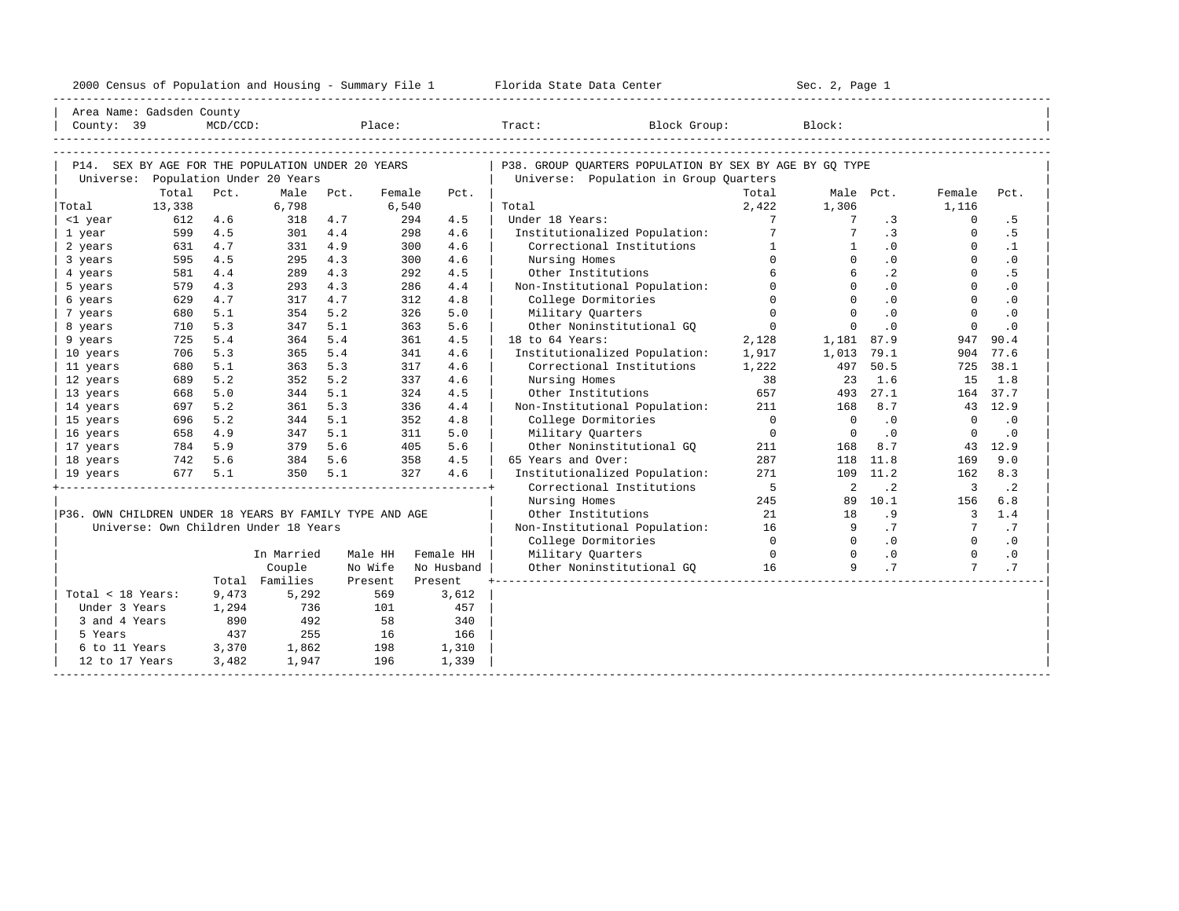Area Name: Gadsden County
County: 39 MCD/CCD: Place: Tract: Block Group: Block:

## P14. SEX BY AGE FOR THE POPULATION UNDER 20 YEARS

Universe: Population Under 20 Years

| | Total | Pct. | Male | Pct. | Female | Pct. |
|---|---|---|---|---|---|---|
| Total | 13,338 | | 6,798 | | 6,540 | |
| <1 year | 612 | 4.6 | 318 | 4.7 | 294 | 4.5 |
| 1 year | 599 | 4.5 | 301 | 4.4 | 298 | 4.6 |
| 2 years | 631 | 4.7 | 331 | 4.9 | 300 | 4.6 |
| 3 years | 595 | 4.5 | 295 | 4.3 | 300 | 4.6 |
| 4 years | 581 | 4.4 | 289 | 4.3 | 292 | 4.5 |
| 5 years | 579 | 4.3 | 293 | 4.3 | 286 | 4.4 |
| 6 years | 629 | 4.7 | 317 | 4.7 | 312 | 4.8 |
| 7 years | 680 | 5.1 | 354 | 5.2 | 326 | 5.0 |
| 8 years | 710 | 5.3 | 347 | 5.1 | 363 | 5.6 |
| 9 years | 725 | 5.4 | 364 | 5.4 | 361 | 4.5 |
| 10 years | 706 | 5.3 | 365 | 5.4 | 341 | 4.6 |
| 11 years | 680 | 5.1 | 363 | 5.3 | 317 | 4.6 |
| 12 years | 689 | 5.2 | 352 | 5.2 | 337 | 4.6 |
| 13 years | 668 | 5.0 | 344 | 5.1 | 324 | 4.5 |
| 14 years | 697 | 5.2 | 361 | 5.3 | 336 | 4.4 |
| 15 years | 696 | 5.2 | 344 | 5.1 | 352 | 4.8 |
| 16 years | 658 | 4.9 | 347 | 5.1 | 311 | 5.0 |
| 17 years | 784 | 5.9 | 379 | 5.6 | 405 | 5.6 |
| 18 years | 742 | 5.6 | 384 | 5.6 | 358 | 4.5 |
| 19 years | 677 | 5.1 | 350 | 5.1 | 327 | 4.6 |

## P36. OWN CHILDREN UNDER 18 YEARS BY FAMILY TYPE AND AGE

Universe: Own Children Under 18 Years

| | Total | In Married Couple Families | Male HH No Wife Present | Female HH No Husband Present |
|---|---|---|---|---|
| Total < 18 Years: | 9,473 | 5,292 | 569 | 3,612 |
| Under 3 Years | 1,294 | 736 | 101 | 457 |
| 3 and 4 Years | 890 | 492 | 58 | 340 |
| 5 Years | 437 | 255 | 16 | 166 |
| 6 to 11 Years | 3,370 | 1,862 | 198 | 1,310 |
| 12 to 17 Years | 3,482 | 1,947 | 196 | 1,339 |

## P38. GROUP QUARTERS POPULATION BY SEX BY AGE BY GQ TYPE

Universe: Population in Group Quarters

| | Total | Male | Pct. | Female | Pct. |
|---|---|---|---|---|---|
| Total | 2,422 | 1,306 | | 1,116 | |
| Under 18 Years: | 7 | 7 | .3 | 0 | .5 |
| Institutionalized Population: | 7 | 7 | .3 | 0 | .5 |
| Correctional Institutions | 1 | 1 | .0 | 0 | .1 |
| Nursing Homes | 0 | 0 | .0 | 0 | .0 |
| Other Institutions | 6 | 6 | .2 | 0 | .5 |
| Non-Institutional Population: | 0 | 0 | .0 | 0 | .0 |
| College Dormitories | 0 | 0 | .0 | 0 | .0 |
| Military Quarters | 0 | 0 | .0 | 0 | .0 |
| Other Noninstitutional GQ | 0 | 0 | .0 | 0 | .0 |
| 18 to 64 Years: | 2,128 | 1,181 | 87.9 | 947 | 90.4 |
| Institutionalized Population: | 1,917 | 1,013 | 79.1 | 904 | 77.6 |
| Correctional Institutions | 1,222 | 497 | 50.5 | 725 | 38.1 |
| Nursing Homes | 38 | 23 | 1.6 | 15 | 1.8 |
| Other Institutions | 657 | 493 | 27.1 | 164 | 37.7 |
| Non-Institutional Population: | 211 | 168 | 8.7 | 43 | 12.9 |
| College Dormitories | 0 | 0 | .0 | 0 | .0 |
| Military Quarters | 0 | 0 | .0 | 0 | .0 |
| Other Noninstitutional GQ | 211 | 168 | 8.7 | 43 | 12.9 |
| 65 Years and Over: | 287 | 118 | 11.8 | 169 | 9.0 |
| Institutionalized Population: | 271 | 109 | 11.2 | 162 | 8.3 |
| Correctional Institutions | 5 | 2 | .2 | 3 | .2 |
| Nursing Homes | 245 | 89 | 10.1 | 156 | 6.8 |
| Other Institutions | 21 | 18 | .9 | 3 | 1.4 |
| Non-Institutional Population: | 16 | 9 | .7 | 7 | .7 |
| College Dormitories | 0 | 0 | .0 | 0 | .0 |
| Military Quarters | 0 | 0 | .0 | 0 | .0 |
| Other Noninstitutional GQ | 16 | 9 | .7 | 7 | .7 |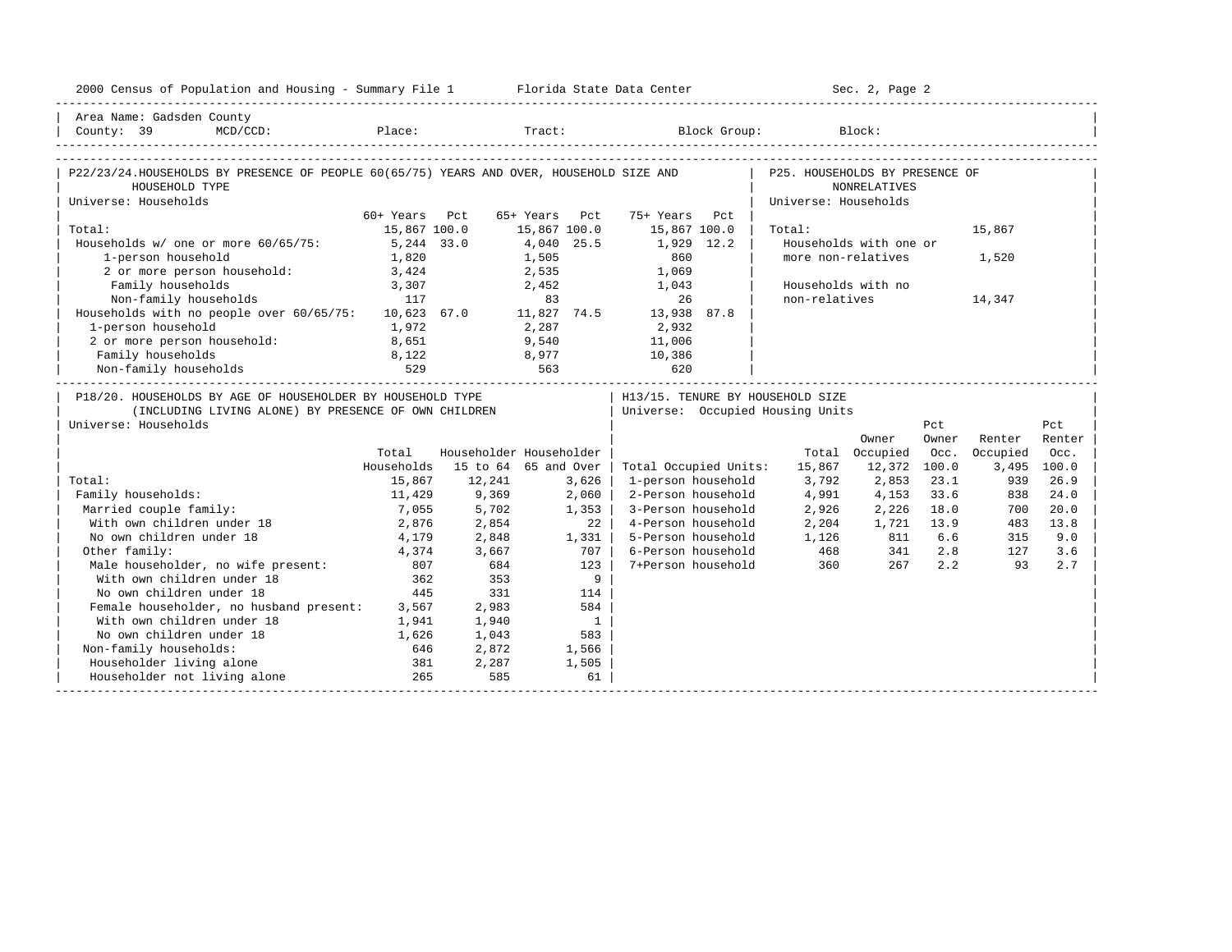Area Name: Gadsden County
County: 39 MCD/CCD: Place: Tract: Block Group: Block:

## P22/23/24. HOUSEHOLDS BY PRESENCE OF PEOPLE 60(65/75) YEARS AND OVER, HOUSEHOLD SIZE AND HOUSEHOLD TYPE

Universe: Households

| | 60+ Years | Pct | 65+ Years | Pct | 75+ Years | Pct |
|---|---|---|---|---|---|---|
| Total: | 15,867 | 100.0 | 15,867 | 100.0 | 15,867 | 100.0 |
| Households w/ one or more 60/65/75: | 5,244 | 33.0 | 4,040 | 25.5 | 1,929 | 12.2 |
| 1-person household | 1,820 | | 1,505 | | 860 | |
| 2 or more person household: | 3,424 | | 2,535 | | 1,069 | |
| Family households | 3,307 | | 2,452 | | 1,043 | |
| Non-family households | 117 | | 83 | | 26 | |
| Households with no people over 60/65/75: | 10,623 | 67.0 | 11,827 | 74.5 | 13,938 | 87.8 |
| 1-person household | 1,972 | | 2,287 | | 2,932 | |
| 2 or more person household: | 8,651 | | 9,540 | | 11,006 | |
| Family households | 8,122 | | 8,977 | | 10,386 | |
| Non-family households | 529 | | 563 | | 620 | |

## P25. HOUSEHOLDS BY PRESENCE OF NONRELATIVES

Universe: Households

| | |
|---|---|
| Total: | 15,867 |
| Households with one or more non-relatives | 1,520 |
| Households with no non-relatives | 14,347 |

## P18/20. HOUSEHOLDS BY AGE OF HOUSEHOLDER BY HOUSEHOLD TYPE (INCLUDING LIVING ALONE) BY PRESENCE OF OWN CHILDREN

Universe: Households

| | Total Households | Householder 15 to 64 | Householder 65 and Over |
|---|---|---|---|
| Total: | 15,867 | 12,241 | 3,626 |
| Family households: | 11,429 | 9,369 | 2,060 |
| Married couple family: | 7,055 | 5,702 | 1,353 |
| With own children under 18 | 2,876 | 2,854 | 22 |
| No own children under 18 | 4,179 | 2,848 | 1,331 |
| Other family: | 4,374 | 3,667 | 707 |
| Male householder, no wife present: | 807 | 684 | 123 |
| With own children under 18 | 362 | 353 | 9 |
| No own children under 18 | 445 | 331 | 114 |
| Female householder, no husband present: | 3,567 | 2,983 | 584 |
| With own children under 18 | 1,941 | 1,940 | 1 |
| No own children under 18 | 1,626 | 1,043 | 583 |
| Non-family households: | 646 | 2,872 | 1,566 |
| Householder living alone | 381 | 2,287 | 1,505 |
| Householder not living alone | 265 | 585 | 61 |

## H13/15. TENURE BY HOUSEHOLD SIZE

Universe: Occupied Housing Units

| | Total | Owner Occupied | Pct Owner Occ. | Renter Occupied | Pct Renter Occ. |
|---|---|---|---|---|---|
| Total Occupied Units: | 15,867 | 12,372 | 100.0 | 3,495 | 100.0 |
| 1-person household | 3,792 | 2,853 | 23.1 | 939 | 26.9 |
| 2-Person household | 4,991 | 4,153 | 33.6 | 838 | 24.0 |
| 3-Person household | 2,926 | 2,226 | 18.0 | 700 | 20.0 |
| 4-Person household | 2,204 | 1,721 | 13.9 | 483 | 13.8 |
| 5-Person household | 1,126 | 811 | 6.6 | 315 | 9.0 |
| 6-Person household | 468 | 341 | 2.8 | 127 | 3.6 |
| 7+Person household | 360 | 267 | 2.2 | 93 | 2.7 |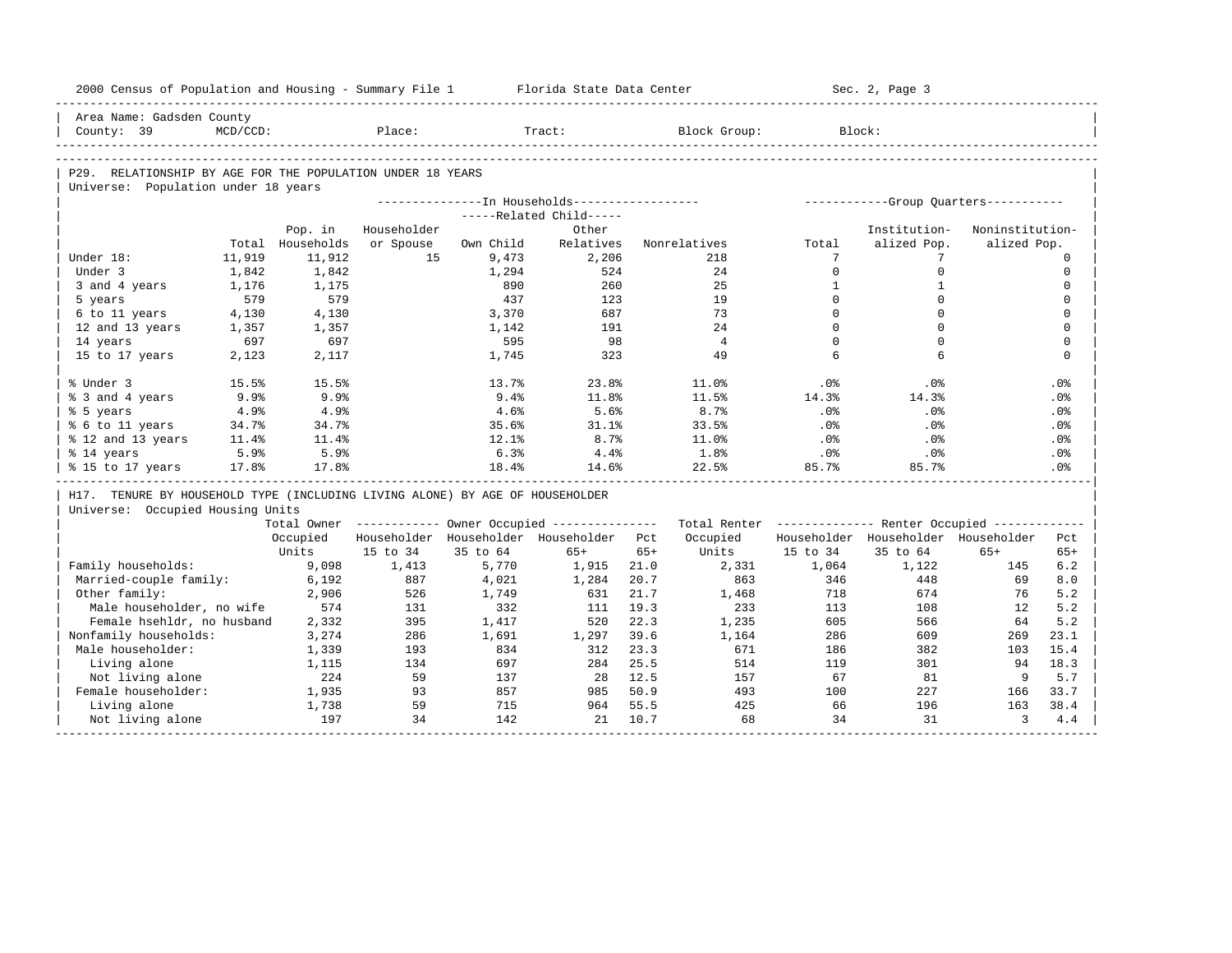Area Name: Gadsden County
County: 39 MCD/CCD: Place: Tract: Block Group: Block:

## P29. RELATIONSHIP BY AGE FOR THE POPULATION UNDER 18 YEARS

Universe: Population under 18 years

| | Total | Pop. in Households | In Households: Householder or Spouse | Related Child: Own Child | Related Child: Other Relatives | Nonrelatives | Group Quarters: Total | Institutionalized Pop. | Noninstitutionalized Pop. |
|---|---|---|---|---|---|---|---|---|---|
| Under 18: | 11,919 | 11,912 | 15 | 9,473 | 2,206 | 218 | 7 | 7 | 0 |
| Under 3 | 1,842 | 1,842 | | 1,294 | 524 | 24 | 0 | 0 | 0 |
| 3 and 4 years | 1,176 | 1,175 | | 890 | 260 | 25 | 1 | 1 | 0 |
| 5 years | 579 | 579 | | 437 | 123 | 19 | 0 | 0 | 0 |
| 6 to 11 years | 4,130 | 4,130 | | 3,370 | 687 | 73 | 0 | 0 | 0 |
| 12 and 13 years | 1,357 | 1,357 | | 1,142 | 191 | 24 | 0 | 0 | 0 |
| 14 years | 697 | 697 | | 595 | 98 | 4 | 0 | 0 | 0 |
| 15 to 17 years | 2,123 | 2,117 | | 1,745 | 323 | 49 | 6 | 6 | 0 |
| % Under 3 | 15.5% | 15.5% | | 13.7% | 23.8% | 11.0% | .0% | .0% | .0% |
| % 3 and 4 years | 9.9% | 9.9% | | 9.4% | 11.8% | 11.5% | 14.3% | 14.3% | .0% |
| % 5 years | 4.9% | 4.9% | | 4.6% | 5.6% | 8.7% | .0% | .0% | .0% |
| % 6 to 11 years | 34.7% | 34.7% | | 35.6% | 31.1% | 33.5% | .0% | .0% | .0% |
| % 12 and 13 years | 11.4% | 11.4% | | 12.1% | 8.7% | 11.0% | .0% | .0% | .0% |
| % 14 years | 5.9% | 5.9% | | 6.3% | 4.4% | 1.8% | .0% | .0% | .0% |
| % 15 to 17 years | 17.8% | 17.8% | | 18.4% | 14.6% | 22.5% | 85.7% | 85.7% | .0% |

## H17. TENURE BY HOUSEHOLD TYPE (INCLUDING LIVING ALONE) BY AGE OF HOUSEHOLDER

Universe: Occupied Housing Units

| | Total Owner Occupied Units | Owner: Householder 15 to 34 | Owner: Householder 35 to 64 | Owner: Householder 65+ | Owner: Pct 65+ | Total Renter Occupied Units | Renter: Householder 15 to 34 | Renter: Householder 35 to 64 | Renter: Householder 65+ | Renter: Pct 65+ |
|---|---|---|---|---|---|---|---|---|---|---|
| Family households: | 9,098 | 1,413 | 5,770 | 1,915 | 21.0 | 2,331 | 1,064 | 1,122 | 145 | 6.2 |
| Married-couple family: | 6,192 | 887 | 4,021 | 1,284 | 20.7 | 863 | 346 | 448 | 69 | 8.0 |
| Other family: | 2,906 | 526 | 1,749 | 631 | 21.7 | 1,468 | 718 | 674 | 76 | 5.2 |
| Male householder, no wife | 574 | 131 | 332 | 111 | 19.3 | 233 | 113 | 108 | 12 | 5.2 |
| Female hsehldr, no husband | 2,332 | 395 | 1,417 | 520 | 22.3 | 1,235 | 605 | 566 | 64 | 5.2 |
| Nonfamily households: | 3,274 | 286 | 1,691 | 1,297 | 39.6 | 1,164 | 286 | 609 | 269 | 23.1 |
| Male householder: | 1,339 | 193 | 834 | 312 | 23.3 | 671 | 186 | 382 | 103 | 15.4 |
| Living alone | 1,115 | 134 | 697 | 284 | 25.5 | 514 | 119 | 301 | 94 | 18.3 |
| Not living alone | 224 | 59 | 137 | 28 | 12.5 | 157 | 67 | 81 | 9 | 5.7 |
| Female householder: | 1,935 | 93 | 857 | 985 | 50.9 | 493 | 100 | 227 | 166 | 33.7 |
| Living alone | 1,738 | 59 | 715 | 964 | 55.5 | 425 | 66 | 196 | 163 | 38.4 |
| Not living alone | 197 | 34 | 142 | 21 | 10.7 | 68 | 34 | 31 | 3 | 4.4 |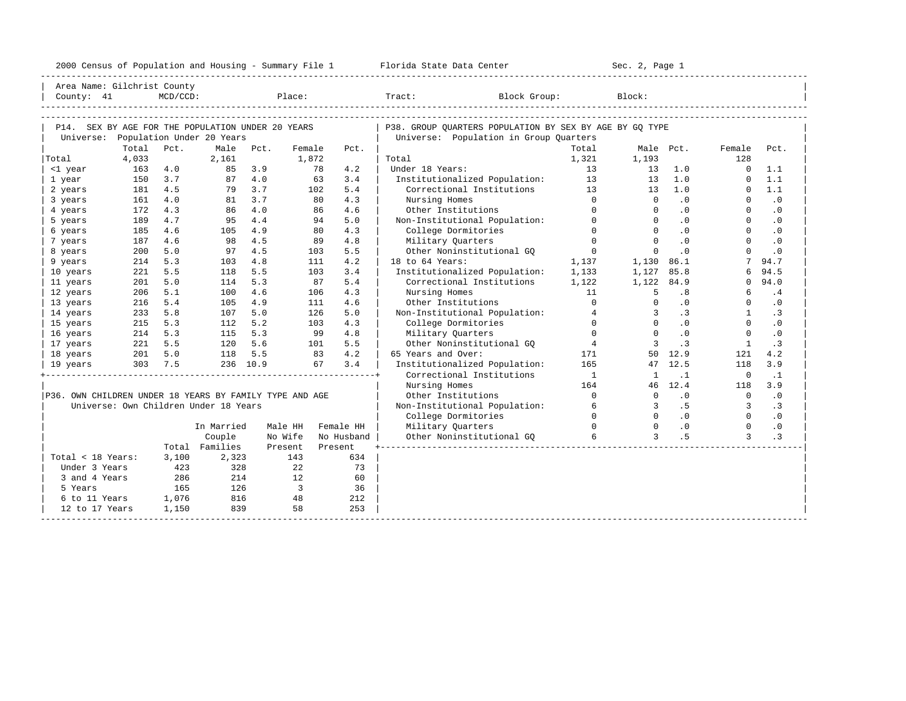2000 Census of Population and Housing - Summary File 1 Florida State Data Center Sec. 2, Page 1

Area Name: Gilchrist County
County: 41 MCD/CCD: Place: Tract: Block Group: Block:

## P14. SEX BY AGE FOR THE POPULATION UNDER 20 YEARS

Universe: Population Under 20 Years

| | Total | Pct. | Male | Pct. | Female | Pct. |
|---|---|---|---|---|---|---|
| Total | 4,033 | | 2,161 | | 1,872 | |
| <1 year | 163 | 4.0 | 85 | 3.9 | 78 | 4.2 |
| 1 year | 150 | 3.7 | 87 | 4.0 | 63 | 3.4 |
| 2 years | 181 | 4.5 | 79 | 3.7 | 102 | 5.4 |
| 3 years | 161 | 4.0 | 81 | 3.7 | 80 | 4.3 |
| 4 years | 172 | 4.3 | 86 | 4.0 | 86 | 4.6 |
| 5 years | 189 | 4.7 | 95 | 4.4 | 94 | 5.0 |
| 6 years | 185 | 4.6 | 105 | 4.9 | 80 | 4.3 |
| 7 years | 187 | 4.6 | 98 | 4.5 | 89 | 4.8 |
| 8 years | 200 | 5.0 | 97 | 4.5 | 103 | 5.5 |
| 9 years | 214 | 5.3 | 103 | 4.8 | 111 | 4.2 |
| 10 years | 221 | 5.5 | 118 | 5.5 | 103 | 3.4 |
| 11 years | 201 | 5.0 | 114 | 5.3 | 87 | 5.4 |
| 12 years | 206 | 5.1 | 100 | 4.6 | 106 | 4.3 |
| 13 years | 216 | 5.4 | 105 | 4.9 | 111 | 4.6 |
| 14 years | 233 | 5.8 | 107 | 5.0 | 126 | 5.0 |
| 15 years | 215 | 5.3 | 112 | 5.2 | 103 | 4.3 |
| 16 years | 214 | 5.3 | 115 | 5.3 | 99 | 4.8 |
| 17 years | 221 | 5.5 | 120 | 5.6 | 101 | 5.5 |
| 18 years | 201 | 5.0 | 118 | 5.5 | 83 | 4.2 |
| 19 years | 303 | 7.5 | 236 | 10.9 | 67 | 3.4 |

## P36. OWN CHILDREN UNDER 18 YEARS BY FAMILY TYPE AND AGE

Universe: Own Children Under 18 Years

| | Total | In Married Couple Families | Male HH No Wife Present | Female HH No Husband Present |
|---|---|---|---|---|
| Total < 18 Years: | 3,100 | 2,323 | 143 | 634 |
| Under 3 Years | 423 | 328 | 22 | 73 |
| 3 and 4 Years | 286 | 214 | 12 | 60 |
| 5 Years | 165 | 126 | 3 | 36 |
| 6 to 11 Years | 1,076 | 816 | 48 | 212 |
| 12 to 17 Years | 1,150 | 839 | 58 | 253 |

## P38. GROUP QUARTERS POPULATION BY SEX BY AGE BY GQ TYPE

Universe: Population in Group Quarters

| | Total | Male | Pct. | Female | Pct. |
|---|---|---|---|---|---|
| Total | 1,321 | 1,193 | | 128 | |
| Under 18 Years: | 13 | 13 | 1.0 | 0 | 1.1 |
| Institutionalized Population: | 13 | 13 | 1.0 | 0 | 1.1 |
| Correctional Institutions | 13 | 13 | 1.0 | 0 | 1.1 |
| Nursing Homes | 0 | 0 | .0 | 0 | .0 |
| Other Institutions | 0 | 0 | .0 | 0 | .0 |
| Non-Institutional Population: | 0 | 0 | .0 | 0 | .0 |
| College Dormitories | 0 | 0 | .0 | 0 | .0 |
| Military Quarters | 0 | 0 | .0 | 0 | .0 |
| Other Noninstitutional GQ | 0 | 0 | .0 | 0 | .0 |
| 18 to 64 Years: | 1,137 | 1,130 | 86.1 | 7 | 94.7 |
| Institutionalized Population: | 1,133 | 1,127 | 85.8 | 6 | 94.5 |
| Correctional Institutions | 1,122 | 1,122 | 84.9 | 0 | 94.0 |
| Nursing Homes | 11 | 5 | .8 | 6 | .4 |
| Other Institutions | 0 | 0 | .0 | 0 | .0 |
| Non-Institutional Population: | 4 | 3 | .3 | 1 | .3 |
| College Dormitories | 0 | 0 | .0 | 0 | .0 |
| Military Quarters | 0 | 0 | .0 | 0 | .0 |
| Other Noninstitutional GQ | 4 | 3 | .3 | 1 | .3 |
| 65 Years and Over: | 171 | 50 | 12.9 | 121 | 4.2 |
| Institutionalized Population: | 165 | 47 | 12.5 | 118 | 3.9 |
| Correctional Institutions | 1 | 1 | .1 | 0 | .1 |
| Nursing Homes | 164 | 46 | 12.4 | 118 | 3.9 |
| Other Institutions | 0 | 0 | .0 | 0 | .0 |
| Non-Institutional Population: | 6 | 3 | .5 | 3 | .3 |
| College Dormitories | 0 | 0 | .0 | 0 | .0 |
| Military Quarters | 0 | 0 | .0 | 0 | .0 |
| Other Noninstitutional GQ | 6 | 3 | .5 | 3 | .3 |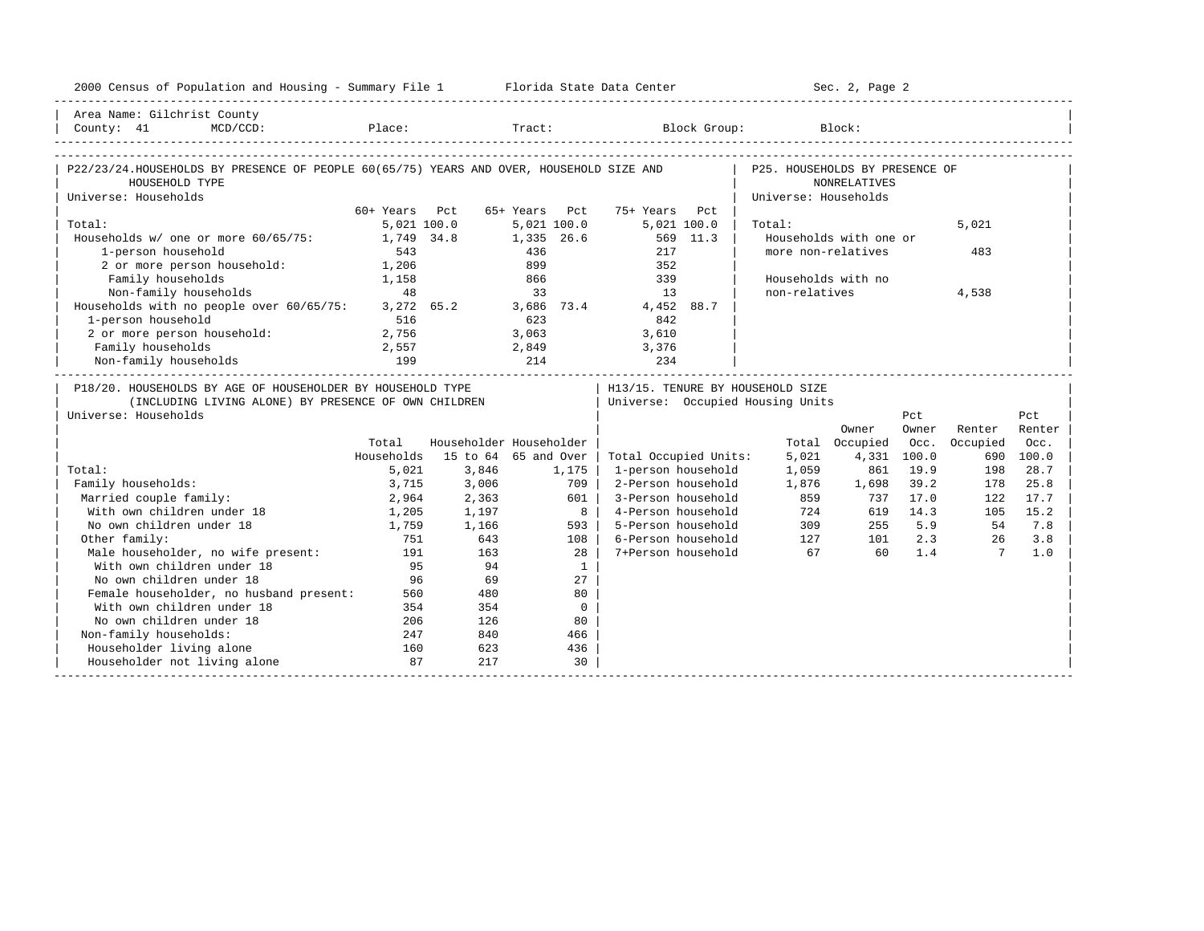Area Name: Gilchrist County
County: 41 MCD/CCD: Place: Tract: Block Group: Block:

## P22/23/24. HOUSEHOLDS BY PRESENCE OF PEOPLE 60(65/75) YEARS AND OVER, HOUSEHOLD SIZE AND HOUSEHOLD TYPE

Universe: Households

| | 60+ Years | Pct | 65+ Years | Pct | 75+ Years | Pct |
|---|---|---|---|---|---|---|
| Total: | 5,021 | 100.0 | 5,021 | 100.0 | 5,021 | 100.0 |
| Households w/ one or more 60/65/75: | 1,749 | 34.8 | 1,335 | 26.6 | 569 | 11.3 |
| 1-person household | 543 | | 436 | | 217 | |
| 2 or more person household: | 1,206 | | 899 | | 352 | |
| Family households | 1,158 | | 866 | | 339 | |
| Non-family households | 48 | | 33 | | 13 | |
| Households with no people over 60/65/75: | 3,272 | 65.2 | 3,686 | 73.4 | 4,452 | 88.7 |
| 1-person household | 516 | | 623 | | 842 | |
| 2 or more person household: | 2,756 | | 3,063 | | 3,610 | |
| Family households | 2,557 | | 2,849 | | 3,376 | |
| Non-family households | 199 | | 214 | | 234 | |

## P25. HOUSEHOLDS BY PRESENCE OF NONRELATIVES

Universe: Households

| | |
|---|---|
| Total: | 5,021 |
| Households with one or more non-relatives | 483 |
| Households with no non-relatives | 4,538 |

## P18/20. HOUSEHOLDS BY AGE OF HOUSEHOLDER BY HOUSEHOLD TYPE (INCLUDING LIVING ALONE) BY PRESENCE OF OWN CHILDREN

Universe: Households

| | Total Households | Householder 15 to 64 | Householder 65 and Over |
|---|---|---|---|
| Total: | 5,021 | 3,846 | 1,175 |
| Family households: | 3,715 | 3,006 | 709 |
| Married couple family: | 2,964 | 2,363 | 601 |
| With own children under 18 | 1,205 | 1,197 | 8 |
| No own children under 18 | 1,759 | 1,166 | 593 |
| Other family: | 751 | 643 | 108 |
| Male householder, no wife present: | 191 | 163 | 28 |
| With own children under 18 | 95 | 94 | 1 |
| No own children under 18 | 96 | 69 | 27 |
| Female householder, no husband present: | 560 | 480 | 80 |
| With own children under 18 | 354 | 354 | 0 |
| No own children under 18 | 206 | 126 | 80 |
| Non-family households: | 247 | 840 | 466 |
| Householder living alone | 160 | 623 | 436 |
| Householder not living alone | 87 | 217 | 30 |

## H13/15. TENURE BY HOUSEHOLD SIZE

Universe: Occupied Housing Units

| | Total | Owner Occupied | Pct Owner Occ. | Renter Occupied | Pct Renter Occ. |
|---|---|---|---|---|---|
| Total Occupied Units: | 5,021 | 4,331 | 100.0 | 690 | 100.0 |
| 1-person household | 1,059 | 861 | 19.9 | 198 | 28.7 |
| 2-Person household | 1,876 | 1,698 | 39.2 | 178 | 25.8 |
| 3-Person household | 859 | 737 | 17.0 | 122 | 17.7 |
| 4-Person household | 724 | 619 | 14.3 | 105 | 15.2 |
| 5-Person household | 309 | 255 | 5.9 | 54 | 7.8 |
| 6-Person household | 127 | 101 | 2.3 | 26 | 3.8 |
| 7+Person household | 67 | 60 | 1.4 | 7 | 1.0 |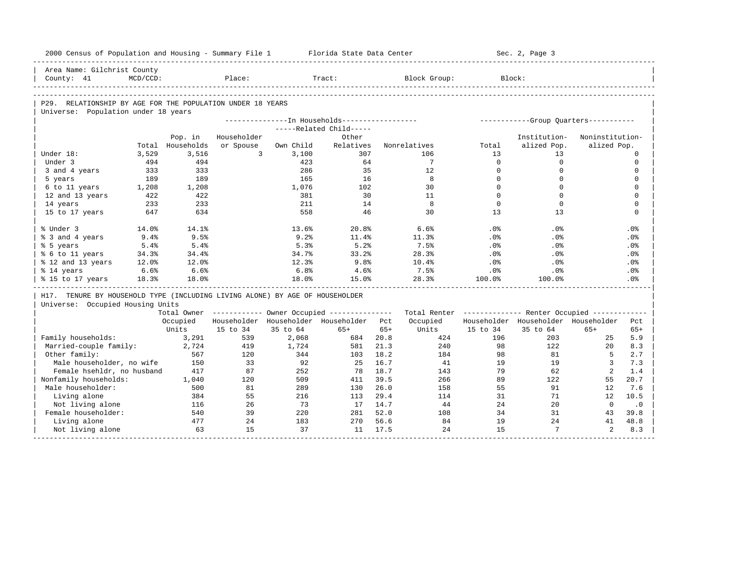2000 Census of Population and Housing - Summary File 1 Florida State Data Center Sec. 2, Page 3

Area Name: Gilchrist County
County: 41 MCD/CCD: Place: Tract: Block Group: Block:

## P29. RELATIONSHIP BY AGE FOR THE POPULATION UNDER 18 YEARS

Universe: Population under 18 years

| | Total | Pop. in Households | In Households: Householder or Spouse | Related Child: Own Child | Related Child: Other Relatives | Nonrelatives | Group Quarters: Total | Institutionalized Pop. | Noninstitutionalized Pop. |
|---|---|---|---|---|---|---|---|---|---|
| Under 18: | 3,529 | 3,516 | 3 | 3,100 | 307 | 106 | 13 | 13 | 0 |
| Under 3 | 494 | 494 | | 423 | 64 | 7 | 0 | 0 | 0 |
| 3 and 4 years | 333 | 333 | | 286 | 35 | 12 | 0 | 0 | 0 |
| 5 years | 189 | 189 | | 165 | 16 | 8 | 0 | 0 | 0 |
| 6 to 11 years | 1,208 | 1,208 | | 1,076 | 102 | 30 | 0 | 0 | 0 |
| 12 and 13 years | 422 | 422 | | 381 | 30 | 11 | 0 | 0 | 0 |
| 14 years | 233 | 233 | | 211 | 14 | 8 | 0 | 0 | 0 |
| 15 to 17 years | 647 | 634 | | 558 | 46 | 30 | 13 | 13 | 0 |
| % Under 3 | 14.0% | 14.1% | | 13.6% | 20.8% | 6.6% | .0% | .0% | .0% |
| % 3 and 4 years | 9.4% | 9.5% | | 9.2% | 11.4% | 11.3% | .0% | .0% | .0% |
| % 5 years | 5.4% | 5.4% | | 5.3% | 5.2% | 7.5% | .0% | .0% | .0% |
| % 6 to 11 years | 34.3% | 34.4% | | 34.7% | 33.2% | 28.3% | .0% | .0% | .0% |
| % 12 and 13 years | 12.0% | 12.0% | | 12.3% | 9.8% | 10.4% | .0% | .0% | .0% |
| % 14 years | 6.6% | 6.6% | | 6.8% | 4.6% | 7.5% | .0% | .0% | .0% |
| % 15 to 17 years | 18.3% | 18.0% | | 18.0% | 15.0% | 28.3% | 100.0% | 100.0% | .0% |

## H17. TENURE BY HOUSEHOLD TYPE (INCLUDING LIVING ALONE) BY AGE OF HOUSEHOLDER

Universe: Occupied Housing Units

| | Total Owner Occupied Units | Owner: Householder 15 to 34 | Owner: Householder 35 to 64 | Owner: Householder 65+ | Pct 65+ | Total Renter Occupied Units | Renter: Householder 15 to 34 | Renter: Householder 35 to 64 | Renter: Householder 65+ | Pct 65+ |
|---|---|---|---|---|---|---|---|---|---|---|
| Family households: | 3,291 | 539 | 2,068 | 684 | 20.8 | 424 | 196 | 203 | 25 | 5.9 |
| Married-couple family: | 2,724 | 419 | 1,724 | 581 | 21.3 | 240 | 98 | 122 | 20 | 8.3 |
| Other family: | 567 | 120 | 344 | 103 | 18.2 | 184 | 98 | 81 | 5 | 2.7 |
| Male householder, no wife | 150 | 33 | 92 | 25 | 16.7 | 41 | 19 | 19 | 3 | 7.3 |
| Female hsehldr, no husband | 417 | 87 | 252 | 78 | 18.7 | 143 | 79 | 62 | 2 | 1.4 |
| Nonfamily households: | 1,040 | 120 | 509 | 411 | 39.5 | 266 | 89 | 122 | 55 | 20.7 |
| Male householder: | 500 | 81 | 289 | 130 | 26.0 | 158 | 55 | 91 | 12 | 7.6 |
| Living alone | 384 | 55 | 216 | 113 | 29.4 | 114 | 31 | 71 | 12 | 10.5 |
| Not living alone | 116 | 26 | 73 | 17 | 14.7 | 44 | 24 | 20 | 0 | .0 |
| Female householder: | 540 | 39 | 220 | 281 | 52.0 | 108 | 34 | 31 | 43 | 39.8 |
| Living alone | 477 | 24 | 183 | 270 | 56.6 | 84 | 19 | 24 | 41 | 48.8 |
| Not living alone | 63 | 15 | 37 | 11 | 17.5 | 24 | 15 | 7 | 2 | 8.3 |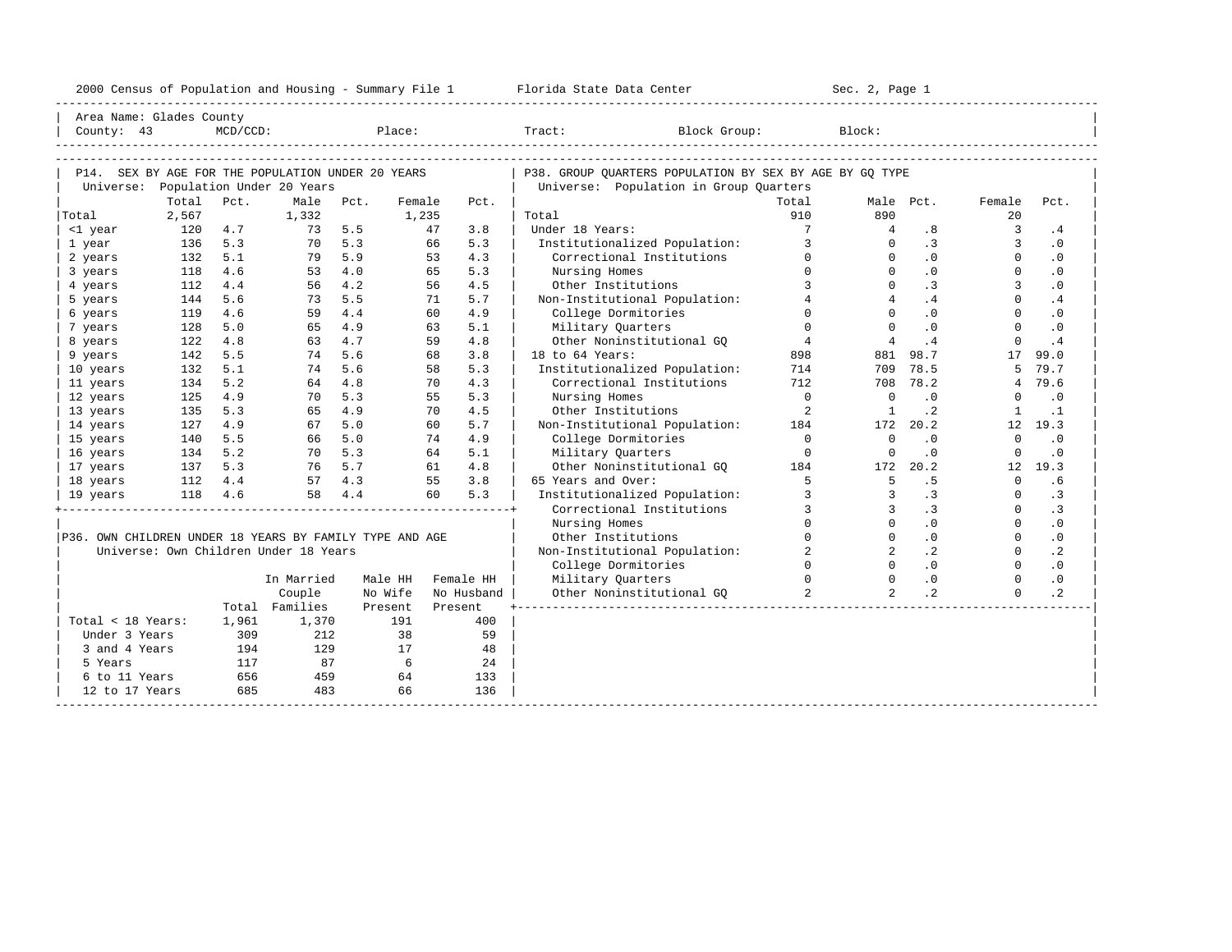2000 Census of Population and Housing - Summary File 1 — Florida State Data Center — Sec. 2, Page 1

Area Name: Glades County
County: 43 MCD/CCD: Place: Tract: Block Group: Block:

## P14. SEX BY AGE FOR THE POPULATION UNDER 20 YEARS

Universe: Population Under 20 Years

| | Total | Pct. | Male | Pct. | Female | Pct. |
|---|---|---|---|---|---|---|
| Total | 2,567 | | 1,332 | | 1,235 | |
| <1 year | 120 | 4.7 | 73 | 5.5 | 47 | 3.8 |
| 1 year | 136 | 5.3 | 70 | 5.3 | 66 | 5.3 |
| 2 years | 132 | 5.1 | 79 | 5.9 | 53 | 4.3 |
| 3 years | 118 | 4.6 | 53 | 4.0 | 65 | 5.3 |
| 4 years | 112 | 4.4 | 56 | 4.2 | 56 | 4.5 |
| 5 years | 144 | 5.6 | 73 | 5.5 | 71 | 5.7 |
| 6 years | 119 | 4.6 | 59 | 4.4 | 60 | 4.9 |
| 7 years | 128 | 5.0 | 65 | 4.9 | 63 | 5.1 |
| 8 years | 122 | 4.8 | 63 | 4.7 | 59 | 4.8 |
| 9 years | 142 | 5.5 | 74 | 5.6 | 68 | 3.8 |
| 10 years | 132 | 5.1 | 74 | 5.6 | 58 | 5.3 |
| 11 years | 134 | 5.2 | 64 | 4.8 | 70 | 4.3 |
| 12 years | 125 | 4.9 | 70 | 5.3 | 55 | 5.3 |
| 13 years | 135 | 5.3 | 65 | 4.9 | 70 | 4.5 |
| 14 years | 127 | 4.9 | 67 | 5.0 | 60 | 5.7 |
| 15 years | 140 | 5.5 | 66 | 5.0 | 74 | 4.9 |
| 16 years | 134 | 5.2 | 70 | 5.3 | 64 | 5.1 |
| 17 years | 137 | 5.3 | 76 | 5.7 | 61 | 4.8 |
| 18 years | 112 | 4.4 | 57 | 4.3 | 55 | 3.8 |
| 19 years | 118 | 4.6 | 58 | 4.4 | 60 | 5.3 |

## P36. OWN CHILDREN UNDER 18 YEARS BY FAMILY TYPE AND AGE

Universe: Own Children Under 18 Years

| | Total | In Married Couple Families | Male HH No Wife Present | Female HH No Husband Present |
|---|---|---|---|---|
| Total < 18 Years: | 1,961 | 1,370 | 191 | 400 |
| Under 3 Years | 309 | 212 | 38 | 59 |
| 3 and 4 Years | 194 | 129 | 17 | 48 |
| 5 Years | 117 | 87 | 6 | 24 |
| 6 to 11 Years | 656 | 459 | 64 | 133 |
| 12 to 17 Years | 685 | 483 | 66 | 136 |

## P38. GROUP QUARTERS POPULATION BY SEX BY AGE BY GQ TYPE

Universe: Population in Group Quarters

| | Total | Male | Pct. | Female | Pct. |
|---|---|---|---|---|---|
| Total | 910 | 890 | | 20 | |
| Under 18 Years: | 7 | 4 | .8 | 3 | .4 |
| Institutionalized Population: | 3 | 0 | .3 | 3 | .0 |
| Correctional Institutions | 0 | 0 | .0 | 0 | .0 |
| Nursing Homes | 0 | 0 | .0 | 0 | .0 |
| Other Institutions | 3 | 0 | .3 | 3 | .0 |
| Non-Institutional Population: | 4 | 4 | .4 | 0 | .4 |
| College Dormitories | 0 | 0 | .0 | 0 | .0 |
| Military Quarters | 0 | 0 | .0 | 0 | .0 |
| Other Noninstitutional GQ | 4 | 4 | .4 | 0 | .4 |
| 18 to 64 Years: | 898 | 881 | 98.7 | 17 | 99.0 |
| Institutionalized Population: | 714 | 709 | 78.5 | 5 | 79.7 |
| Correctional Institutions | 712 | 708 | 78.2 | 4 | 79.6 |
| Nursing Homes | 0 | 0 | .0 | 0 | .0 |
| Other Institutions | 2 | 1 | .2 | 1 | .1 |
| Non-Institutional Population: | 184 | 172 | 20.2 | 12 | 19.3 |
| College Dormitories | 0 | 0 | .0 | 0 | .0 |
| Military Quarters | 0 | 0 | .0 | 0 | .0 |
| Other Noninstitutional GQ | 184 | 172 | 20.2 | 12 | 19.3 |
| 65 Years and Over: | 5 | 5 | .5 | 0 | .6 |
| Institutionalized Population: | 3 | 3 | .3 | 0 | .3 |
| Correctional Institutions | 3 | 3 | .3 | 0 | .3 |
| Nursing Homes | 0 | 0 | .0 | 0 | .0 |
| Other Institutions | 0 | 0 | .0 | 0 | .0 |
| Non-Institutional Population: | 2 | 2 | .2 | 0 | .2 |
| College Dormitories | 0 | 0 | .0 | 0 | .0 |
| Military Quarters | 0 | 0 | .0 | 0 | .0 |
| Other Noninstitutional GQ | 2 | 2 | .2 | 0 | .2 |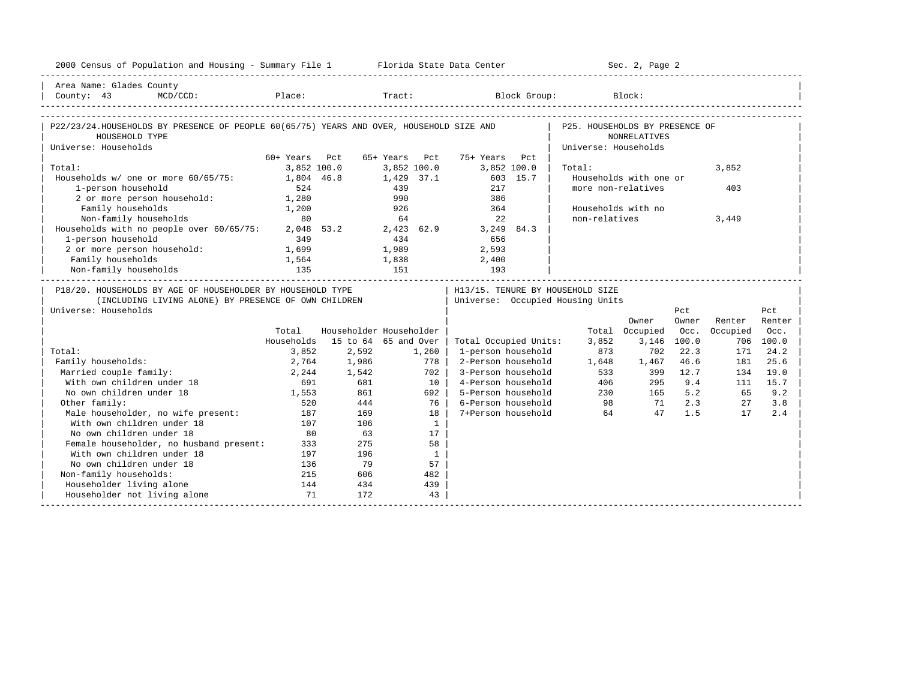Area Name: Glades County
County: 43 MCD/CCD: Place: Tract: Block Group: Block:

## P22/23/24. HOUSEHOLDS BY PRESENCE OF PEOPLE 60(65/75) YEARS AND OVER, HOUSEHOLD SIZE AND HOUSEHOLD TYPE

Universe: Households

| | 60+ Years | Pct | 65+ Years | Pct | 75+ Years | Pct |
|---|---|---|---|---|---|---|
| Total: | 3,852 | 100.0 | 3,852 | 100.0 | 3,852 | 100.0 |
| Households w/ one or more 60/65/75: | 1,804 | 46.8 | 1,429 | 37.1 | 603 | 15.7 |
| 1-person household | 524 | | 439 | | 217 | |
| 2 or more person household: | 1,280 | | 990 | | 386 | |
| Family households | 1,200 | | 926 | | 364 | |
| Non-family households | 80 | | 64 | | 22 | |
| Households with no people over 60/65/75: | 2,048 | 53.2 | 2,423 | 62.9 | 3,249 | 84.3 |
| 1-person household | 349 | | 434 | | 656 | |
| 2 or more person household: | 1,699 | | 1,989 | | 2,593 | |
| Family households | 1,564 | | 1,838 | | 2,400 | |
| Non-family households | 135 | | 151 | | 193 | |

## P25. HOUSEHOLDS BY PRESENCE OF NONRELATIVES

Universe: Households

| | |
|---|---|
| Total: | 3,852 |
| Households with one or more non-relatives | 403 |
| Households with no non-relatives | 3,449 |

## P18/20. HOUSEHOLDS BY AGE OF HOUSEHOLDER BY HOUSEHOLD TYPE (INCLUDING LIVING ALONE) BY PRESENCE OF OWN CHILDREN

Universe: Households

| | Total Households | Householder 15 to 64 | Householder 65 and Over |
|---|---|---|---|
| Total: | 3,852 | 2,592 | 1,260 |
| Family households: | 2,764 | 1,986 | 778 |
| Married couple family: | 2,244 | 1,542 | 702 |
| With own children under 18 | 691 | 681 | 10 |
| No own children under 18 | 1,553 | 861 | 692 |
| Other family: | 520 | 444 | 76 |
| Male householder, no wife present: | 187 | 169 | 18 |
| With own children under 18 | 107 | 106 | 1 |
| No own children under 18 | 80 | 63 | 17 |
| Female householder, no husband present: | 333 | 275 | 58 |
| With own children under 18 | 197 | 196 | 1 |
| No own children under 18 | 136 | 79 | 57 |
| Non-family households: | 215 | 606 | 482 |
| Householder living alone | 144 | 434 | 439 |
| Householder not living alone | 71 | 172 | 43 |

## H13/15. TENURE BY HOUSEHOLD SIZE

Universe: Occupied Housing Units

| | Total | Owner Occupied | Pct Owner Occ. | Renter Occupied | Pct Renter Occ. |
|---|---|---|---|---|---|
| Total Occupied Units: | 3,852 | 3,146 | 100.0 | 706 | 100.0 |
| 1-person household | 873 | 702 | 22.3 | 171 | 24.2 |
| 2-Person household | 1,648 | 1,467 | 46.6 | 181 | 25.6 |
| 3-Person household | 533 | 399 | 12.7 | 134 | 19.0 |
| 4-Person household | 406 | 295 | 9.4 | 111 | 15.7 |
| 5-Person household | 230 | 165 | 5.2 | 65 | 9.2 |
| 6-Person household | 98 | 71 | 2.3 | 27 | 3.8 |
| 7+Person household | 64 | 47 | 1.5 | 17 | 2.4 |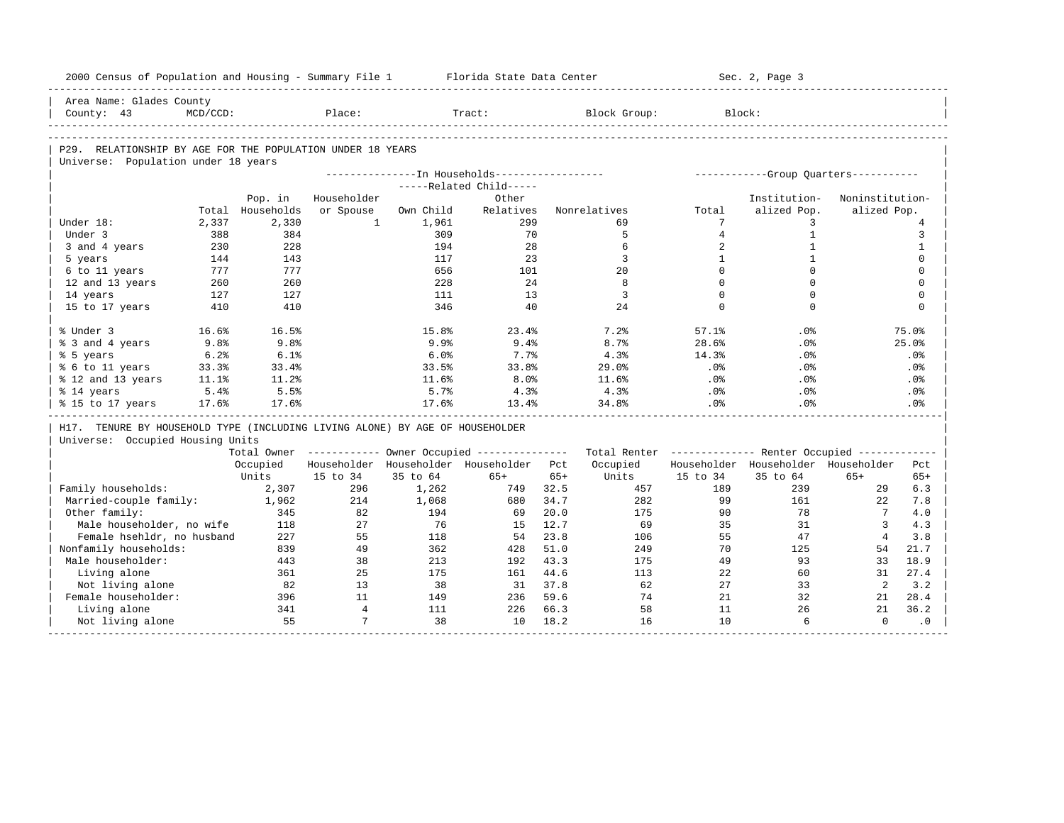Area Name: Glades County
County: 43 MCD/CCD: Place: Tract: Block Group: Block:

## P29. RELATIONSHIP BY AGE FOR THE POPULATION UNDER 18 YEARS

Universe: Population under 18 years

| | Total | Pop. in Households | In Households: Householder or Spouse | Related Child: Own Child | Related Child: Other Relatives | Nonrelatives | Group Quarters: Total | Institution-alized Pop. | Noninstitution-alized Pop. |
|---|---|---|---|---|---|---|---|---|---|
| Under 18: | 2,337 | 2,330 | 1 | 1,961 | 299 | 69 | 7 | 3 | 4 |
| Under 3 | 388 | 384 | | 309 | 70 | 5 | 4 | 1 | 3 |
| 3 and 4 years | 230 | 228 | | 194 | 28 | 6 | 2 | 1 | 1 |
| 5 years | 144 | 143 | | 117 | 23 | 3 | 1 | 1 | 0 |
| 6 to 11 years | 777 | 777 | | 656 | 101 | 20 | 0 | 0 | 0 |
| 12 and 13 years | 260 | 260 | | 228 | 24 | 8 | 0 | 0 | 0 |
| 14 years | 127 | 127 | | 111 | 13 | 3 | 0 | 0 | 0 |
| 15 to 17 years | 410 | 410 | | 346 | 40 | 24 | 0 | 0 | 0 |
| % Under 3 | 16.6% | 16.5% | | 15.8% | 23.4% | 7.2% | 57.1% | .0% | 75.0% |
| % 3 and 4 years | 9.8% | 9.8% | | 9.9% | 9.4% | 8.7% | 28.6% | .0% | 25.0% |
| % 5 years | 6.2% | 6.1% | | 6.0% | 7.7% | 4.3% | 14.3% | .0% | .0% |
| % 6 to 11 years | 33.3% | 33.4% | | 33.5% | 33.8% | 29.0% | .0% | .0% | .0% |
| % 12 and 13 years | 11.1% | 11.2% | | 11.6% | 8.0% | 11.6% | .0% | .0% | .0% |
| % 14 years | 5.4% | 5.5% | | 5.7% | 4.3% | 4.3% | .0% | .0% | .0% |
| % 15 to 17 years | 17.6% | 17.6% | | 17.6% | 13.4% | 34.8% | .0% | .0% | .0% |

## H17. TENURE BY HOUSEHOLD TYPE (INCLUDING LIVING ALONE) BY AGE OF HOUSEHOLDER

Universe: Occupied Housing Units

| | Total Owner Occupied Units | Owner: Householder 15 to 34 | Owner: Householder 35 to 64 | Owner: Householder 65+ | Pct 65+ | Total Renter Occupied Units | Renter: Householder 15 to 34 | Renter: Householder 35 to 64 | Renter: Householder 65+ | Pct 65+ |
|---|---|---|---|---|---|---|---|---|---|---|
| Family households: | 2,307 | 296 | 1,262 | 749 | 32.5 | 457 | 189 | 239 | 29 | 6.3 |
| Married-couple family: | 1,962 | 214 | 1,068 | 680 | 34.7 | 282 | 99 | 161 | 22 | 7.8 |
| Other family: | 345 | 82 | 194 | 69 | 20.0 | 175 | 90 | 78 | 7 | 4.0 |
| Male householder, no wife | 118 | 27 | 76 | 15 | 12.7 | 69 | 35 | 31 | 3 | 4.3 |
| Female hsehldr, no husband | 227 | 55 | 118 | 54 | 23.8 | 106 | 55 | 47 | 4 | 3.8 |
| Nonfamily households: | 839 | 49 | 362 | 428 | 51.0 | 249 | 70 | 125 | 54 | 21.7 |
| Male householder: | 443 | 38 | 213 | 192 | 43.3 | 175 | 49 | 93 | 33 | 18.9 |
| Living alone | 361 | 25 | 175 | 161 | 44.6 | 113 | 22 | 60 | 31 | 27.4 |
| Not living alone | 82 | 13 | 38 | 31 | 37.8 | 62 | 27 | 33 | 2 | 3.2 |
| Female householder: | 396 | 11 | 149 | 236 | 59.6 | 74 | 21 | 32 | 21 | 28.4 |
| Living alone | 341 | 4 | 111 | 226 | 66.3 | 58 | 11 | 26 | 21 | 36.2 |
| Not living alone | 55 | 7 | 38 | 10 | 18.2 | 16 | 10 | 6 | 0 | .0 |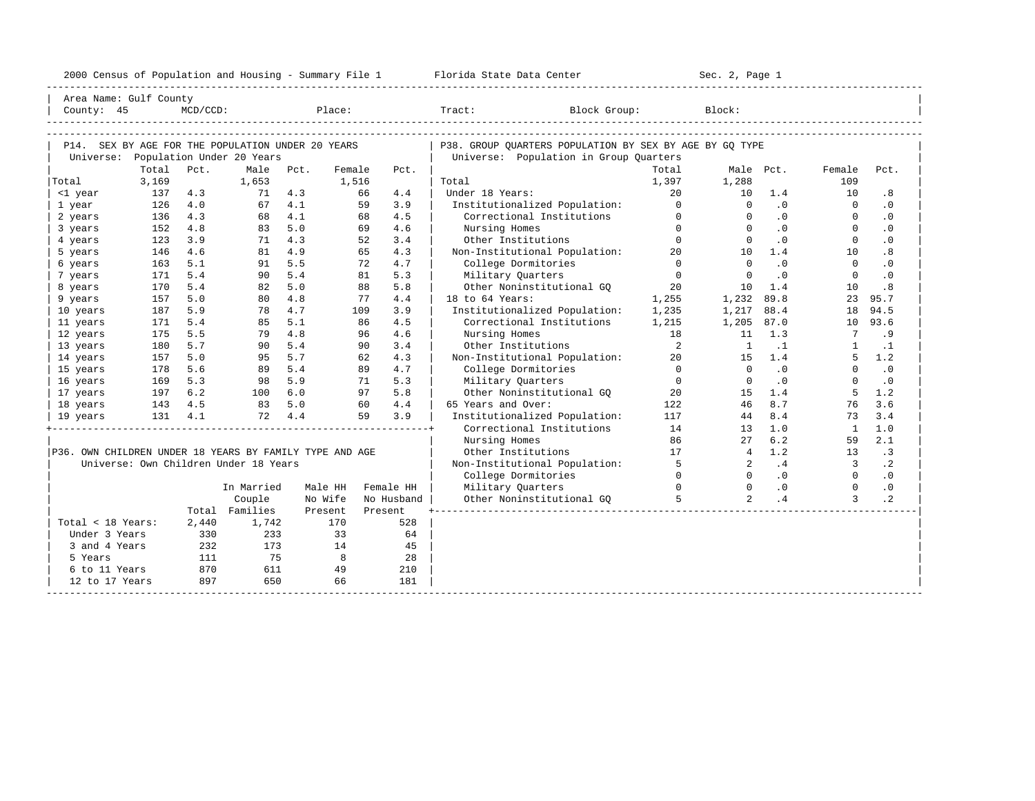2000 Census of Population and Housing - Summary File 1 Florida State Data Center Sec. 2, Page 1

Area Name: Gulf County
County: 45 MCD/CCD: Place: Tract: Block Group: Block:

## P14. SEX BY AGE FOR THE POPULATION UNDER 20 YEARS

Universe: Population Under 20 Years

| | Total | Pct. | Male | Pct. | Female | Pct. |
|---|---|---|---|---|---|---|
| Total | 3,169 | | 1,653 | | 1,516 | |
| <1 year | 137 | 4.3 | 71 | 4.3 | 66 | 4.4 |
| 1 year | 126 | 4.0 | 67 | 4.1 | 59 | 3.9 |
| 2 years | 136 | 4.3 | 68 | 4.1 | 68 | 4.5 |
| 3 years | 152 | 4.8 | 83 | 5.0 | 69 | 4.6 |
| 4 years | 123 | 3.9 | 71 | 4.3 | 52 | 3.4 |
| 5 years | 146 | 4.6 | 81 | 4.9 | 65 | 4.3 |
| 6 years | 163 | 5.1 | 91 | 5.5 | 72 | 4.7 |
| 7 years | 171 | 5.4 | 90 | 5.4 | 81 | 5.3 |
| 8 years | 170 | 5.4 | 82 | 5.0 | 88 | 5.8 |
| 9 years | 157 | 5.0 | 80 | 4.8 | 77 | 4.4 |
| 10 years | 187 | 5.9 | 78 | 4.7 | 109 | 3.9 |
| 11 years | 171 | 5.4 | 85 | 5.1 | 86 | 4.5 |
| 12 years | 175 | 5.5 | 79 | 4.8 | 96 | 4.6 |
| 13 years | 180 | 5.7 | 90 | 5.4 | 90 | 3.4 |
| 14 years | 157 | 5.0 | 95 | 5.7 | 62 | 4.3 |
| 15 years | 178 | 5.6 | 89 | 5.4 | 89 | 4.7 |
| 16 years | 169 | 5.3 | 98 | 5.9 | 71 | 5.3 |
| 17 years | 197 | 6.2 | 100 | 6.0 | 97 | 5.8 |
| 18 years | 143 | 4.5 | 83 | 5.0 | 60 | 4.4 |
| 19 years | 131 | 4.1 | 72 | 4.4 | 59 | 3.9 |

## P36. OWN CHILDREN UNDER 18 YEARS BY FAMILY TYPE AND AGE

Universe: Own Children Under 18 Years

| | Total | In Married Couple Families | Male HH No Wife Present | Female HH No Husband Present |
|---|---|---|---|---|
| Total < 18 Years: | 2,440 | 1,742 | 170 | 528 |
| Under 3 Years | 330 | 233 | 33 | 64 |
| 3 and 4 Years | 232 | 173 | 14 | 45 |
| 5 Years | 111 | 75 | 8 | 28 |
| 6 to 11 Years | 870 | 611 | 49 | 210 |
| 12 to 17 Years | 897 | 650 | 66 | 181 |

## P38. GROUP QUARTERS POPULATION BY SEX BY AGE BY GQ TYPE

Universe: Population in Group Quarters

| | Total | Male | Pct. | Female | Pct. |
|---|---|---|---|---|---|
| Total | 1,397 | 1,288 | | 109 | |
| Under 18 Years: | 20 | 10 | 1.4 | 10 | .8 |
| Institutionalized Population: | 0 | 0 | .0 | 0 | .0 |
| Correctional Institutions | 0 | 0 | .0 | 0 | .0 |
| Nursing Homes | 0 | 0 | .0 | 0 | .0 |
| Other Institutions | 0 | 0 | .0 | 0 | .0 |
| Non-Institutional Population: | 20 | 10 | 1.4 | 10 | .8 |
| College Dormitories | 0 | 0 | .0 | 0 | .0 |
| Military Quarters | 0 | 0 | .0 | 0 | .0 |
| Other Noninstitutional GQ | 20 | 10 | 1.4 | 10 | .8 |
| 18 to 64 Years: | 1,255 | 1,232 | 89.8 | 23 | 95.7 |
| Institutionalized Population: | 1,235 | 1,217 | 88.4 | 18 | 94.5 |
| Correctional Institutions | 1,215 | 1,205 | 87.0 | 10 | 93.6 |
| Nursing Homes | 18 | 11 | 1.3 | 7 | .9 |
| Other Institutions | 2 | 1 | .1 | 1 | .1 |
| Non-Institutional Population: | 20 | 15 | 1.4 | 5 | 1.2 |
| College Dormitories | 0 | 0 | .0 | 0 | .0 |
| Military Quarters | 0 | 0 | .0 | 0 | .0 |
| Other Noninstitutional GQ | 20 | 15 | 1.4 | 5 | 1.2 |
| 65 Years and Over: | 122 | 46 | 8.7 | 76 | 3.6 |
| Institutionalized Population: | 117 | 44 | 8.4 | 73 | 3.4 |
| Correctional Institutions | 14 | 13 | 1.0 | 1 | 1.0 |
| Nursing Homes | 86 | 27 | 6.2 | 59 | 2.1 |
| Other Institutions | 17 | 4 | 1.2 | 13 | .3 |
| Non-Institutional Population: | 5 | 2 | .4 | 3 | .2 |
| College Dormitories | 0 | 0 | .0 | 0 | .0 |
| Military Quarters | 0 | 0 | .0 | 0 | .0 |
| Other Noninstitutional GQ | 5 | 2 | .4 | 3 | .2 |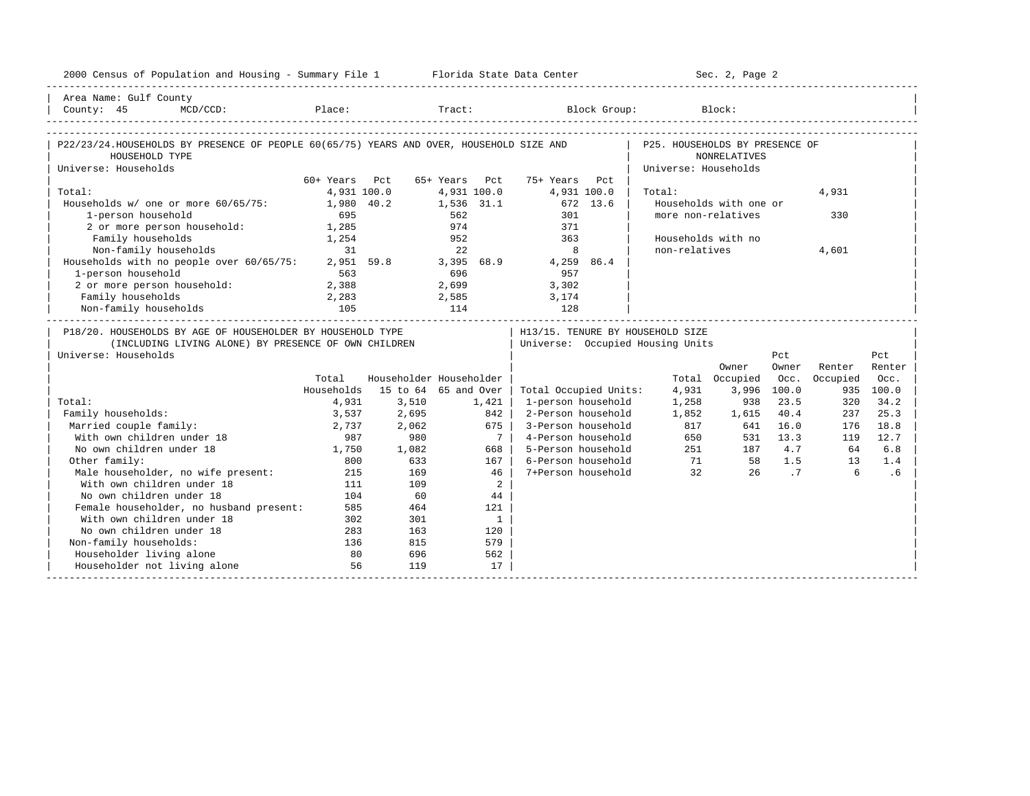Area Name: Gulf County
County: 45 MCD/CCD: Place: Tract: Block Group: Block:

## P22/23/24. HOUSEHOLDS BY PRESENCE OF PEOPLE 60(65/75) YEARS AND OVER, HOUSEHOLD SIZE AND HOUSEHOLD TYPE

Universe: Households

| | 60+ Years | Pct | 65+ Years | Pct | 75+ Years | Pct |
|---|---|---|---|---|---|---|
| Total: | 4,931 | 100.0 | 4,931 | 100.0 | 4,931 | 100.0 |
| Households w/ one or more 60/65/75: | 1,980 | 40.2 | 1,536 | 31.1 | 672 | 13.6 |
| 1-person household | 695 | | 562 | | 301 | |
| 2 or more person household: | 1,285 | | 974 | | 371 | |
| Family households | 1,254 | | 952 | | 363 | |
| Non-family households | 31 | | 22 | | 8 | |
| Households with no people over 60/65/75: | 2,951 | 59.8 | 3,395 | 68.9 | 4,259 | 86.4 |
| 1-person household | 563 | | 696 | | 957 | |
| 2 or more person household: | 2,388 | | 2,699 | | 3,302 | |
| Family households | 2,283 | | 2,585 | | 3,174 | |
| Non-family households | 105 | | 114 | | 128 | |

## P25. HOUSEHOLDS BY PRESENCE OF NONRELATIVES

Universe: Households

| | |
|---|---|
| Total: | 4,931 |
| Households with one or more non-relatives | 330 |
| Households with no non-relatives | 4,601 |

## P18/20. HOUSEHOLDS BY AGE OF HOUSEHOLDER BY HOUSEHOLD TYPE (INCLUDING LIVING ALONE) BY PRESENCE OF OWN CHILDREN

Universe: Households

| | Total Households | Householder 15 to 64 | Householder 65 and Over |
|---|---|---|---|
| Total: | 4,931 | 3,510 | 1,421 |
| Family households: | 3,537 | 2,695 | 842 |
| Married couple family: | 2,737 | 2,062 | 675 |
| With own children under 18 | 987 | 980 | 7 |
| No own children under 18 | 1,750 | 1,082 | 668 |
| Other family: | 800 | 633 | 167 |
| Male householder, no wife present: | 215 | 169 | 46 |
| With own children under 18 | 111 | 109 | 2 |
| No own children under 18 | 104 | 60 | 44 |
| Female householder, no husband present: | 585 | 464 | 121 |
| With own children under 18 | 302 | 301 | 1 |
| No own children under 18 | 283 | 163 | 120 |
| Non-family households: | 136 | 815 | 579 |
| Householder living alone | 80 | 696 | 562 |
| Householder not living alone | 56 | 119 | 17 |

## H13/15. TENURE BY HOUSEHOLD SIZE

Universe: Occupied Housing Units

| | Total | Owner Occupied | Pct Owner Occ. | Renter Occupied | Pct Renter Occ. |
|---|---|---|---|---|---|
| Total Occupied Units: | 4,931 | 3,996 | 100.0 | 935 | 100.0 |
| 1-person household | 1,258 | 938 | 23.5 | 320 | 34.2 |
| 2-Person household | 1,852 | 1,615 | 40.4 | 237 | 25.3 |
| 3-Person household | 817 | 641 | 16.0 | 176 | 18.8 |
| 4-Person household | 650 | 531 | 13.3 | 119 | 12.7 |
| 5-Person household | 251 | 187 | 4.7 | 64 | 6.8 |
| 6-Person household | 71 | 58 | 1.5 | 13 | 1.4 |
| 7+Person household | 32 | 26 | .7 | 6 | .6 |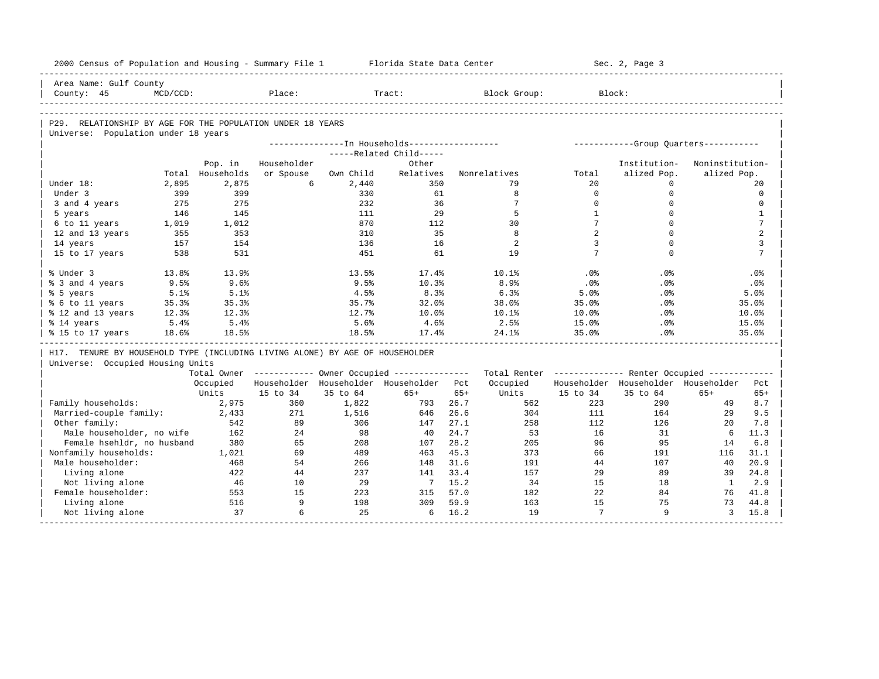2000 Census of Population and Housing - Summary File 1 Florida State Data Center Sec. 2, Page 3

Area Name: Gulf County
County: 45 MCD/CCD: Place: Tract: Block Group: Block:

## P29. RELATIONSHIP BY AGE FOR THE POPULATION UNDER 18 YEARS

Universe: Population under 18 years

| | Total | In Households: Pop. in Households | Householder or Spouse | Related Child: Own Child | Related Child: Other Relatives | Nonrelatives | Group Quarters: Total | Institutionalized Pop. | Noninstitutionalized Pop. |
|---|---|---|---|---|---|---|---|---|---|
| Under 18: | 2,895 | 2,875 | 6 | 2,440 | 350 | 79 | 20 | 0 | 20 |
| Under 3 | 399 | 399 | | 330 | 61 | 8 | 0 | 0 | 0 |
| 3 and 4 years | 275 | 275 | | 232 | 36 | 7 | 0 | 0 | 0 |
| 5 years | 146 | 145 | | 111 | 29 | 5 | 1 | 0 | 1 |
| 6 to 11 years | 1,019 | 1,012 | | 870 | 112 | 30 | 7 | 0 | 7 |
| 12 and 13 years | 355 | 353 | | 310 | 35 | 8 | 2 | 0 | 2 |
| 14 years | 157 | 154 | | 136 | 16 | 2 | 3 | 0 | 3 |
| 15 to 17 years | 538 | 531 | | 451 | 61 | 19 | 7 | 0 | 7 |
| % Under 3 | 13.8% | 13.9% | | 13.5% | 17.4% | 10.1% | .0% | .0% | .0% |
| % 3 and 4 years | 9.5% | 9.6% | | 9.5% | 10.3% | 8.9% | .0% | .0% | .0% |
| % 5 years | 5.1% | 5.1% | | 4.5% | 8.3% | 6.3% | 5.0% | .0% | 5.0% |
| % 6 to 11 years | 35.3% | 35.3% | | 35.7% | 32.0% | 38.0% | 35.0% | .0% | 35.0% |
| % 12 and 13 years | 12.3% | 12.3% | | 12.7% | 10.0% | 10.1% | 10.0% | .0% | 10.0% |
| % 14 years | 5.4% | 5.4% | | 5.6% | 4.6% | 2.5% | 15.0% | .0% | 15.0% |
| % 15 to 17 years | 18.6% | 18.5% | | 18.5% | 17.4% | 24.1% | 35.0% | .0% | 35.0% |

## H17. TENURE BY HOUSEHOLD TYPE (INCLUDING LIVING ALONE) BY AGE OF HOUSEHOLDER

Universe: Occupied Housing Units

| | Total Owner Occupied Units | Owner: Householder 15 to 34 | Owner: Householder 35 to 64 | Owner: Householder 65+ | Pct 65+ | Total Renter Occupied Units | Renter: Householder 15 to 34 | Renter: Householder 35 to 64 | Renter: Householder 65+ | Pct 65+ |
|---|---|---|---|---|---|---|---|---|---|---|
| Family households: | 2,975 | 360 | 1,822 | 793 | 26.7 | 562 | 223 | 290 | 49 | 8.7 |
| Married-couple family: | 2,433 | 271 | 1,516 | 646 | 26.6 | 304 | 111 | 164 | 29 | 9.5 |
| Other family: | 542 | 89 | 306 | 147 | 27.1 | 258 | 112 | 126 | 20 | 7.8 |
| Male householder, no wife | 162 | 24 | 98 | 40 | 24.7 | 53 | 16 | 31 | 6 | 11.3 |
| Female hsehldr, no husband | 380 | 65 | 208 | 107 | 28.2 | 205 | 96 | 95 | 14 | 6.8 |
| Nonfamily households: | 1,021 | 69 | 489 | 463 | 45.3 | 373 | 66 | 191 | 116 | 31.1 |
| Male householder: | 468 | 54 | 266 | 148 | 31.6 | 191 | 44 | 107 | 40 | 20.9 |
| Living alone | 422 | 44 | 237 | 141 | 33.4 | 157 | 29 | 89 | 39 | 24.8 |
| Not living alone | 46 | 10 | 29 | 7 | 15.2 | 34 | 15 | 18 | 1 | 2.9 |
| Female householder: | 553 | 15 | 223 | 315 | 57.0 | 182 | 22 | 84 | 76 | 41.8 |
| Living alone | 516 | 9 | 198 | 309 | 59.9 | 163 | 15 | 75 | 73 | 44.8 |
| Not living alone | 37 | 6 | 25 | 6 | 16.2 | 19 | 7 | 9 | 3 | 15.8 |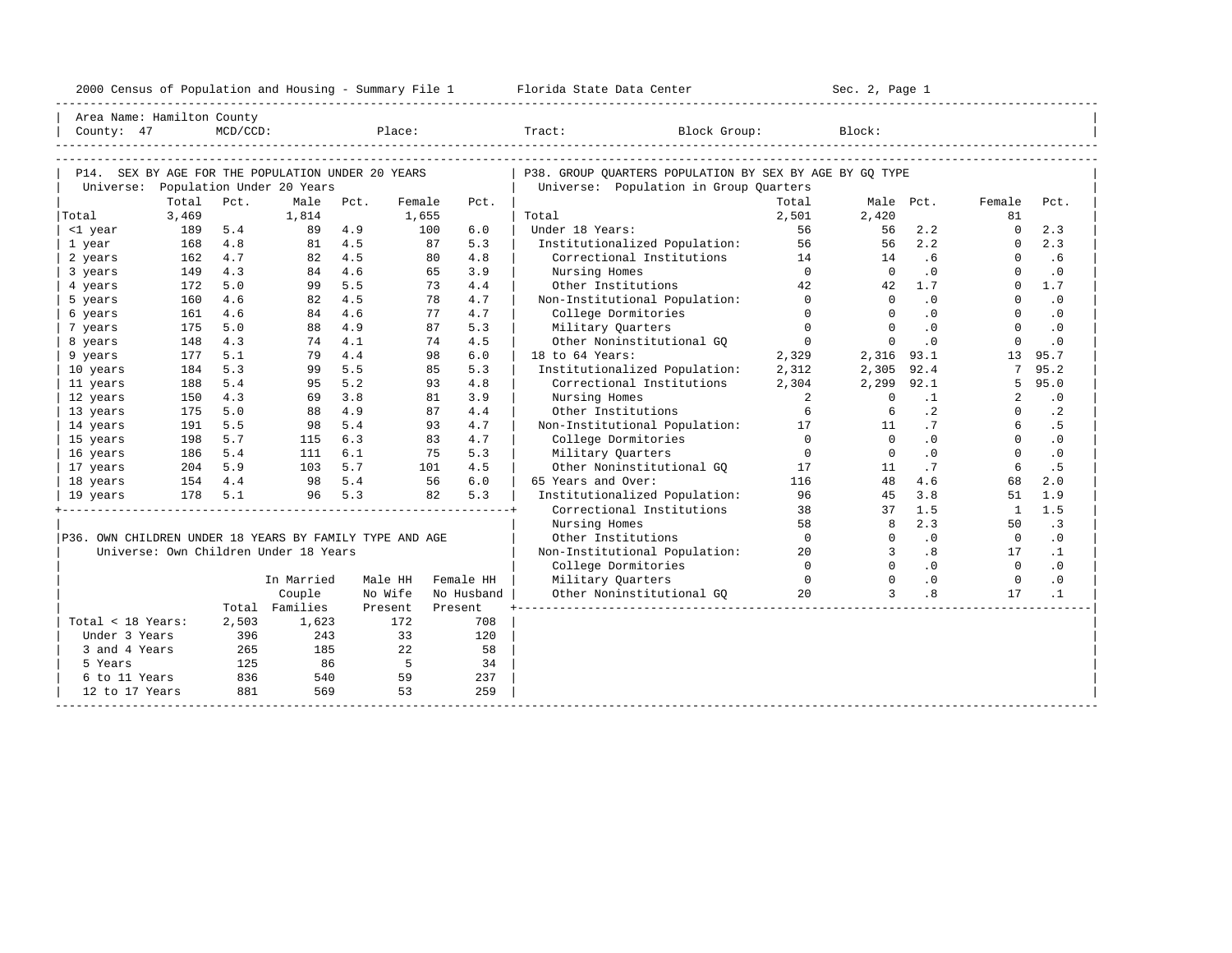2000 Census of Population and Housing - Summary File 1 Florida State Data Center Sec. 2, Page 1

Area Name: Hamilton County
County: 47 MCD/CCD: Place: Tract: Block Group: Block:

## P14. SEX BY AGE FOR THE POPULATION UNDER 20 YEARS

Universe: Population Under 20 Years

| | Total | Pct. | Male | Pct. | Female | Pct. |
|---|---|---|---|---|---|---|
| Total | 3,469 | | 1,814 | | 1,655 | |
| <1 year | 189 | 5.4 | 89 | 4.9 | 100 | 6.0 |
| 1 year | 168 | 4.8 | 81 | 4.5 | 87 | 5.3 |
| 2 years | 162 | 4.7 | 82 | 4.5 | 80 | 4.8 |
| 3 years | 149 | 4.3 | 84 | 4.6 | 65 | 3.9 |
| 4 years | 172 | 5.0 | 99 | 5.5 | 73 | 4.4 |
| 5 years | 160 | 4.6 | 82 | 4.5 | 78 | 4.7 |
| 6 years | 161 | 4.6 | 84 | 4.6 | 77 | 4.7 |
| 7 years | 175 | 5.0 | 88 | 4.9 | 87 | 5.3 |
| 8 years | 148 | 4.3 | 74 | 4.1 | 74 | 4.5 |
| 9 years | 177 | 5.1 | 79 | 4.4 | 98 | 6.0 |
| 10 years | 184 | 5.3 | 99 | 5.5 | 85 | 5.3 |
| 11 years | 188 | 5.4 | 95 | 5.2 | 93 | 4.8 |
| 12 years | 150 | 4.3 | 69 | 3.8 | 81 | 3.9 |
| 13 years | 175 | 5.0 | 88 | 4.9 | 87 | 4.4 |
| 14 years | 191 | 5.5 | 98 | 5.4 | 93 | 4.7 |
| 15 years | 198 | 5.7 | 115 | 6.3 | 83 | 4.7 |
| 16 years | 186 | 5.4 | 111 | 6.1 | 75 | 5.3 |
| 17 years | 204 | 5.9 | 103 | 5.7 | 101 | 4.5 |
| 18 years | 154 | 4.4 | 98 | 5.4 | 56 | 6.0 |
| 19 years | 178 | 5.1 | 96 | 5.3 | 82 | 5.3 |

## P36. OWN CHILDREN UNDER 18 YEARS BY FAMILY TYPE AND AGE

Universe: Own Children Under 18 Years

| | Total | In Married Couple Families | Male HH No Wife Present | Female HH No Husband Present |
|---|---|---|---|---|
| Total < 18 Years: | 2,503 | 1,623 | 172 | 708 |
| Under 3 Years | 396 | 243 | 33 | 120 |
| 3 and 4 Years | 265 | 185 | 22 | 58 |
| 5 Years | 125 | 86 | 5 | 34 |
| 6 to 11 Years | 836 | 540 | 59 | 237 |
| 12 to 17 Years | 881 | 569 | 53 | 259 |

## P38. GROUP QUARTERS POPULATION BY SEX BY AGE BY GQ TYPE

Universe: Population in Group Quarters

| | Total | Male | Pct. | Female | Pct. |
|---|---|---|---|---|---|
| Total | 2,501 | 2,420 | | 81 | |
| Under 18 Years: | 56 | 56 | 2.2 | 0 | 2.3 |
| Institutionalized Population: | 56 | 56 | 2.2 | 0 | 2.3 |
| Correctional Institutions | 14 | 14 | .6 | 0 | .6 |
| Nursing Homes | 0 | 0 | .0 | 0 | .0 |
| Other Institutions | 42 | 42 | 1.7 | 0 | 1.7 |
| Non-Institutional Population: | 0 | 0 | .0 | 0 | .0 |
| College Dormitories | 0 | 0 | .0 | 0 | .0 |
| Military Quarters | 0 | 0 | .0 | 0 | .0 |
| Other Noninstitutional GQ | 0 | 0 | .0 | 0 | .0 |
| 18 to 64 Years: | 2,329 | 2,316 | 93.1 | 13 | 95.7 |
| Institutionalized Population: | 2,312 | 2,305 | 92.4 | 7 | 95.2 |
| Correctional Institutions | 2,304 | 2,299 | 92.1 | 5 | 95.0 |
| Nursing Homes | 2 | 0 | .1 | 2 | .0 |
| Other Institutions | 6 | 6 | .2 | 0 | .2 |
| Non-Institutional Population: | 17 | 11 | .7 | 6 | .5 |
| College Dormitories | 0 | 0 | .0 | 0 | .0 |
| Military Quarters | 0 | 0 | .0 | 0 | .0 |
| Other Noninstitutional GQ | 17 | 11 | .7 | 6 | .5 |
| 65 Years and Over: | 116 | 48 | 4.6 | 68 | 2.0 |
| Institutionalized Population: | 96 | 45 | 3.8 | 51 | 1.9 |
| Correctional Institutions | 38 | 37 | 1.5 | 1 | 1.5 |
| Nursing Homes | 58 | 8 | 2.3 | 50 | .3 |
| Other Institutions | 0 | 0 | .0 | 0 | .0 |
| Non-Institutional Population: | 20 | 3 | .8 | 17 | .1 |
| College Dormitories | 0 | 0 | .0 | 0 | .0 |
| Military Quarters | 0 | 0 | .0 | 0 | .0 |
| Other Noninstitutional GQ | 20 | 3 | .8 | 17 | .1 |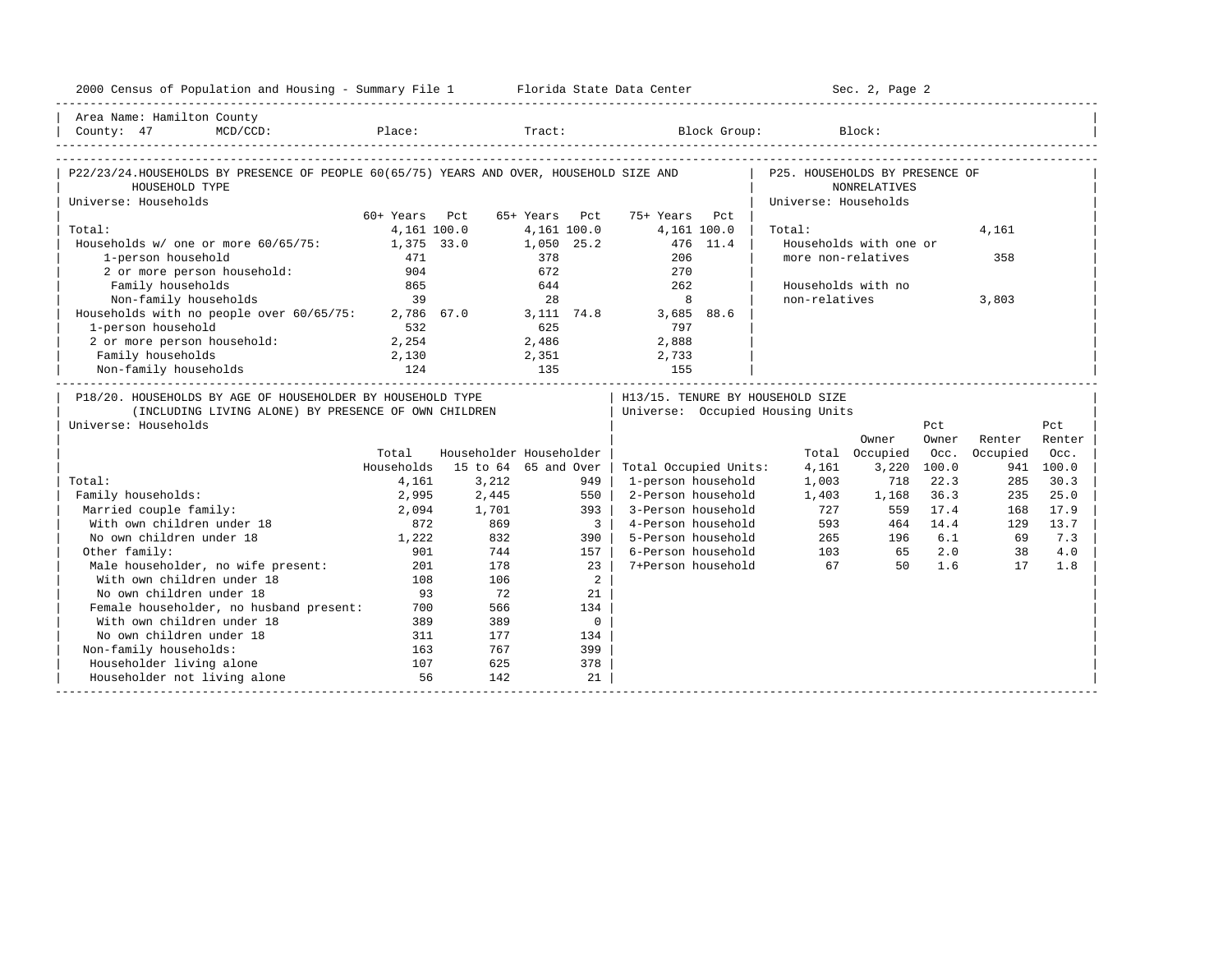Area Name: Hamilton County
County: 47 MCD/CCD: Place: Tract: Block Group: Block:

## P22/23/24. HOUSEHOLDS BY PRESENCE OF PEOPLE 60(65/75) YEARS AND OVER, HOUSEHOLD SIZE AND HOUSEHOLD TYPE

Universe: Households

| | 60+ Years | Pct | 65+ Years | Pct | 75+ Years | Pct |
|---|---|---|---|---|---|---|
| Total: | 4,161 | 100.0 | 4,161 | 100.0 | 4,161 | 100.0 |
| Households w/ one or more 60/65/75: | 1,375 | 33.0 | 1,050 | 25.2 | 476 | 11.4 |
| 1-person household | 471 | | 378 | | 206 | |
| 2 or more person household: | 904 | | 672 | | 270 | |
| Family households | 865 | | 644 | | 262 | |
| Non-family households | 39 | | 28 | | 8 | |
| Households with no people over 60/65/75: | 2,786 | 67.0 | 3,111 | 74.8 | 3,685 | 88.6 |
| 1-person household | 532 | | 625 | | 797 | |
| 2 or more person household: | 2,254 | | 2,486 | | 2,888 | |
| Family households | 2,130 | | 2,351 | | 2,733 | |
| Non-family households | 124 | | 135 | | 155 | |

## P25. HOUSEHOLDS BY PRESENCE OF NONRELATIVES

Universe: Households

| | |
|---|---|
| Total: | 4,161 |
| Households with one or more non-relatives | 358 |
| Households with no non-relatives | 3,803 |

## P18/20. HOUSEHOLDS BY AGE OF HOUSEHOLDER BY HOUSEHOLD TYPE (INCLUDING LIVING ALONE) BY PRESENCE OF OWN CHILDREN

Universe: Households

| | Total Households | Householder 15 to 64 | Householder 65 and Over |
|---|---|---|---|
| Total: | 4,161 | 3,212 | 949 |
| Family households: | 2,995 | 2,445 | 550 |
| Married couple family: | 2,094 | 1,701 | 393 |
| With own children under 18 | 872 | 869 | 3 |
| No own children under 18 | 1,222 | 832 | 390 |
| Other family: | 901 | 744 | 157 |
| Male householder, no wife present: | 201 | 178 | 23 |
| With own children under 18 | 108 | 106 | 2 |
| No own children under 18 | 93 | 72 | 21 |
| Female householder, no husband present: | 700 | 566 | 134 |
| With own children under 18 | 389 | 389 | 0 |
| No own children under 18 | 311 | 177 | 134 |
| Non-family households: | 163 | 767 | 399 |
| Householder living alone | 107 | 625 | 378 |
| Householder not living alone | 56 | 142 | 21 |

## H13/15. TENURE BY HOUSEHOLD SIZE

Universe: Occupied Housing Units

| | Total | Owner Occupied | Pct Owner Occ. | Renter Occupied | Pct Renter Occ. |
|---|---|---|---|---|---|
| Total Occupied Units: | 4,161 | 3,220 | 100.0 | 941 | 100.0 |
| 1-person household | 1,003 | 718 | 22.3 | 285 | 30.3 |
| 2-Person household | 1,403 | 1,168 | 36.3 | 235 | 25.0 |
| 3-Person household | 727 | 559 | 17.4 | 168 | 17.9 |
| 4-Person household | 593 | 464 | 14.4 | 129 | 13.7 |
| 5-Person household | 265 | 196 | 6.1 | 69 | 7.3 |
| 6-Person household | 103 | 65 | 2.0 | 38 | 4.0 |
| 7+Person household | 67 | 50 | 1.6 | 17 | 1.8 |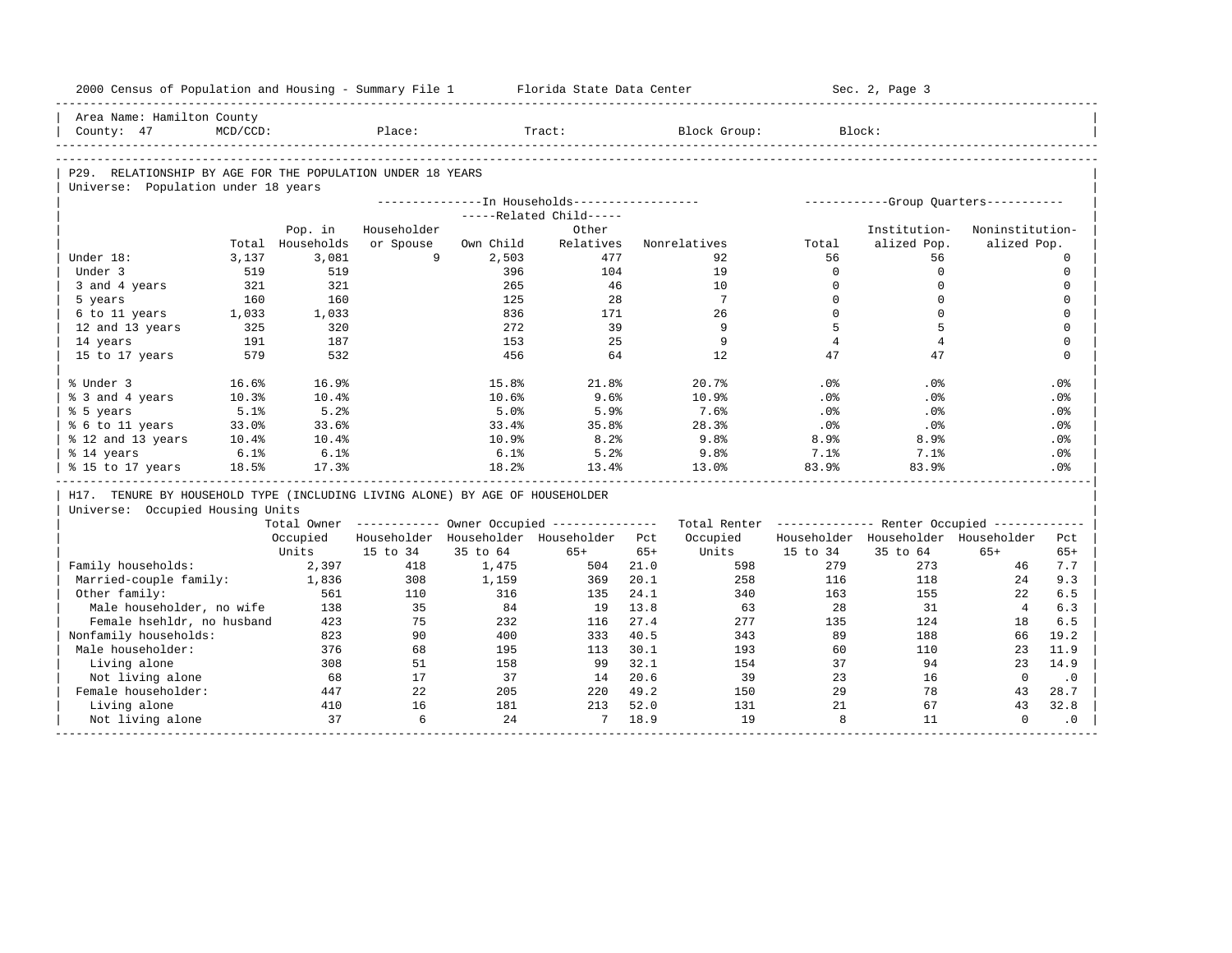Area Name: Hamilton County
County: 47 MCD/CCD: Place: Tract: Block Group: Block:

## P29. RELATIONSHIP BY AGE FOR THE POPULATION UNDER 18 YEARS

Universe: Population under 18 years

| | Total | In Households: Pop. in Households | Householder or Spouse | Related Child: Own Child | Related Child: Other Relatives | Nonrelatives | Group Quarters: Total | Institutionalized Pop. | Noninstitutionalized Pop. |
|---|---|---|---|---|---|---|---|---|---|
| Under 18: | 3,137 | 3,081 | 9 | 2,503 | 477 | 92 | 56 | 56 | 0 |
| Under 3 | 519 | 519 | | 396 | 104 | 19 | 0 | 0 | 0 |
| 3 and 4 years | 321 | 321 | | 265 | 46 | 10 | 0 | 0 | 0 |
| 5 years | 160 | 160 | | 125 | 28 | 7 | 0 | 0 | 0 |
| 6 to 11 years | 1,033 | 1,033 | | 836 | 171 | 26 | 0 | 0 | 0 |
| 12 and 13 years | 325 | 320 | | 272 | 39 | 9 | 5 | 5 | 0 |
| 14 years | 191 | 187 | | 153 | 25 | 9 | 4 | 4 | 0 |
| 15 to 17 years | 579 | 532 | | 456 | 64 | 12 | 47 | 47 | 0 |
| % Under 3 | 16.6% | 16.9% | | 15.8% | 21.8% | 20.7% | .0% | .0% | .0% |
| % 3 and 4 years | 10.3% | 10.4% | | 10.6% | 9.6% | 10.9% | .0% | .0% | .0% |
| % 5 years | 5.1% | 5.2% | | 5.0% | 5.9% | 7.6% | .0% | .0% | .0% |
| % 6 to 11 years | 33.0% | 33.6% | | 33.4% | 35.8% | 28.3% | .0% | .0% | .0% |
| % 12 and 13 years | 10.4% | 10.4% | | 10.9% | 8.2% | 9.8% | 8.9% | 8.9% | .0% |
| % 14 years | 6.1% | 6.1% | | 6.1% | 5.2% | 9.8% | 7.1% | 7.1% | .0% |
| % 15 to 17 years | 18.5% | 17.3% | | 18.2% | 13.4% | 13.0% | 83.9% | 83.9% | .0% |

## H17. TENURE BY HOUSEHOLD TYPE (INCLUDING LIVING ALONE) BY AGE OF HOUSEHOLDER

Universe: Occupied Housing Units

| | Total Owner Occupied Units | Owner: Householder 15 to 34 | Owner: Householder 35 to 64 | Owner: Householder 65+ | Pct 65+ | Total Renter Occupied Units | Renter: Householder 15 to 34 | Renter: Householder 35 to 64 | Renter: Householder 65+ | Pct 65+ |
|---|---|---|---|---|---|---|---|---|---|---|
| Family households: | 2,397 | 418 | 1,475 | 504 | 21.0 | 598 | 279 | 273 | 46 | 7.7 |
| Married-couple family: | 1,836 | 308 | 1,159 | 369 | 20.1 | 258 | 116 | 118 | 24 | 9.3 |
| Other family: | 561 | 110 | 316 | 135 | 24.1 | 340 | 163 | 155 | 22 | 6.5 |
| Male householder, no wife | 138 | 35 | 84 | 19 | 13.8 | 63 | 28 | 31 | 4 | 6.3 |
| Female hsehldr, no husband | 423 | 75 | 232 | 116 | 27.4 | 277 | 135 | 124 | 18 | 6.5 |
| Nonfamily households: | 823 | 90 | 400 | 333 | 40.5 | 343 | 89 | 188 | 66 | 19.2 |
| Male householder: | 376 | 68 | 195 | 113 | 30.1 | 193 | 60 | 110 | 23 | 11.9 |
| Living alone | 308 | 51 | 158 | 99 | 32.1 | 154 | 37 | 94 | 23 | 14.9 |
| Not living alone | 68 | 17 | 37 | 14 | 20.6 | 39 | 23 | 16 | 0 | .0 |
| Female householder: | 447 | 22 | 205 | 220 | 49.2 | 150 | 29 | 78 | 43 | 28.7 |
| Living alone | 410 | 16 | 181 | 213 | 52.0 | 131 | 21 | 67 | 43 | 32.8 |
| Not living alone | 37 | 6 | 24 | 7 | 18.9 | 19 | 8 | 11 | 0 | .0 |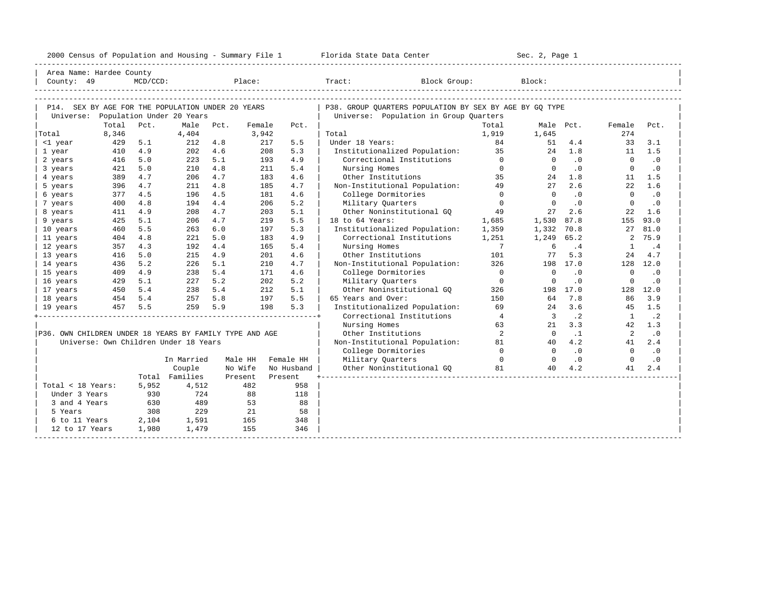2000 Census of Population and Housing - Summary File 1    Florida State Data Center    Sec. 2, Page 1

Area Name: Hardee County
County: 49    MCD/CCD:    Place:    Tract:    Block Group:    Block:

## P14. SEX BY AGE FOR THE POPULATION UNDER 20 YEARS

Universe: Population Under 20 Years

| | Total | Pct. | Male | Pct. | Female | Pct. |
|---|---|---|---|---|---|---|
| Total | 8,346 | | 4,404 | | 3,942 | |
| <1 year | 429 | 5.1 | 212 | 4.8 | 217 | 5.5 |
| 1 year | 410 | 4.9 | 202 | 4.6 | 208 | 5.3 |
| 2 years | 416 | 5.0 | 223 | 5.1 | 193 | 4.9 |
| 3 years | 421 | 5.0 | 210 | 4.8 | 211 | 5.4 |
| 4 years | 389 | 4.7 | 206 | 4.7 | 183 | 4.6 |
| 5 years | 396 | 4.7 | 211 | 4.8 | 185 | 4.7 |
| 6 years | 377 | 4.5 | 196 | 4.5 | 181 | 4.6 |
| 7 years | 400 | 4.8 | 194 | 4.4 | 206 | 5.2 |
| 8 years | 411 | 4.9 | 208 | 4.7 | 203 | 5.1 |
| 9 years | 425 | 5.1 | 206 | 4.7 | 219 | 5.5 |
| 10 years | 460 | 5.5 | 263 | 6.0 | 197 | 5.3 |
| 11 years | 404 | 4.8 | 221 | 5.0 | 183 | 4.9 |
| 12 years | 357 | 4.3 | 192 | 4.4 | 165 | 5.4 |
| 13 years | 416 | 5.0 | 215 | 4.9 | 201 | 4.6 |
| 14 years | 436 | 5.2 | 226 | 5.1 | 210 | 4.7 |
| 15 years | 409 | 4.9 | 238 | 5.4 | 171 | 4.6 |
| 16 years | 429 | 5.1 | 227 | 5.2 | 202 | 5.2 |
| 17 years | 450 | 5.4 | 238 | 5.4 | 212 | 5.1 |
| 18 years | 454 | 5.4 | 257 | 5.8 | 197 | 5.5 |
| 19 years | 457 | 5.5 | 259 | 5.9 | 198 | 5.3 |

## P36. OWN CHILDREN UNDER 18 YEARS BY FAMILY TYPE AND AGE

Universe: Own Children Under 18 Years

| | Total | In Married Couple Families | Male HH No Wife Present | Female HH No Husband Present |
|---|---|---|---|---|
| Total < 18 Years: | 5,952 | 4,512 | 482 | 958 |
| Under 3 Years | 930 | 724 | 88 | 118 |
| 3 and 4 Years | 630 | 489 | 53 | 88 |
| 5 Years | 308 | 229 | 21 | 58 |
| 6 to 11 Years | 2,104 | 1,591 | 165 | 348 |
| 12 to 17 Years | 1,980 | 1,479 | 155 | 346 |

## P38. GROUP QUARTERS POPULATION BY SEX BY AGE BY GQ TYPE

Universe: Population in Group Quarters

| | Total | Male | Pct. | Female | Pct. |
|---|---|---|---|---|---|
| Total | 1,919 | 1,645 | | 274 | |
| Under 18 Years: | 84 | 51 | 4.4 | 33 | 3.1 |
| Institutionalized Population: | 35 | 24 | 1.8 | 11 | 1.5 |
| Correctional Institutions | 0 | 0 | .0 | 0 | .0 |
| Nursing Homes | 0 | 0 | .0 | 0 | .0 |
| Other Institutions | 35 | 24 | 1.8 | 11 | 1.5 |
| Non-Institutional Population: | 49 | 27 | 2.6 | 22 | 1.6 |
| College Dormitories | 0 | 0 | .0 | 0 | .0 |
| Military Quarters | 0 | 0 | .0 | 0 | .0 |
| Other Noninstitutional GQ | 49 | 27 | 2.6 | 22 | 1.6 |
| 18 to 64 Years: | 1,685 | 1,530 | 87.8 | 155 | 93.0 |
| Institutionalized Population: | 1,359 | 1,332 | 70.8 | 27 | 81.0 |
| Correctional Institutions | 1,251 | 1,249 | 65.2 | 2 | 75.9 |
| Nursing Homes | 7 | 6 | .4 | 1 | .4 |
| Other Institutions | 101 | 77 | 5.3 | 24 | 4.7 |
| Non-Institutional Population: | 326 | 198 | 17.0 | 128 | 12.0 |
| College Dormitories | 0 | 0 | .0 | 0 | .0 |
| Military Quarters | 0 | 0 | .0 | 0 | .0 |
| Other Noninstitutional GQ | 326 | 198 | 17.0 | 128 | 12.0 |
| 65 Years and Over: | 150 | 64 | 7.8 | 86 | 3.9 |
| Institutionalized Population: | 69 | 24 | 3.6 | 45 | 1.5 |
| Correctional Institutions | 4 | 3 | .2 | 1 | .2 |
| Nursing Homes | 63 | 21 | 3.3 | 42 | 1.3 |
| Other Institutions | 2 | 0 | .1 | 2 | .0 |
| Non-Institutional Population: | 81 | 40 | 4.2 | 41 | 2.4 |
| College Dormitories | 0 | 0 | .0 | 0 | .0 |
| Military Quarters | 0 | 0 | .0 | 0 | .0 |
| Other Noninstitutional GQ | 81 | 40 | 4.2 | 41 | 2.4 |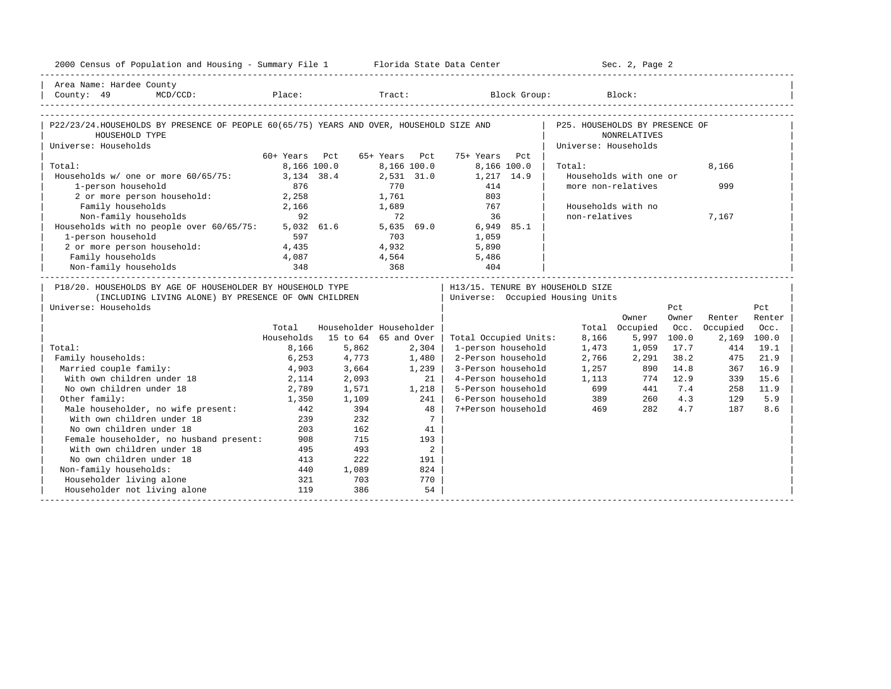2000 Census of Population and Housing - Summary File 1 Florida State Data Center Sec. 2, Page 2

Area Name: Hardee County
County: 49 MCD/CCD: Place: Tract: Block Group: Block:

## P22/23/24. HOUSEHOLDS BY PRESENCE OF PEOPLE 60(65/75) YEARS AND OVER, HOUSEHOLD SIZE AND HOUSEHOLD TYPE

Universe: Households

| | 60+ Years | Pct | 65+ Years | Pct | 75+ Years | Pct |
|---|---|---|---|---|---|---|
| Total: | 8,166 | 100.0 | 8,166 | 100.0 | 8,166 | 100.0 |
| Households w/ one or more 60/65/75: | 3,134 | 38.4 | 2,531 | 31.0 | 1,217 | 14.9 |
| 1-person household | 876 | | 770 | | 414 | |
| 2 or more person household: | 2,258 | | 1,761 | | 803 | |
| Family households | 2,166 | | 1,689 | | 767 | |
| Non-family households | 92 | | 72 | | 36 | |
| Households with no people over 60/65/75: | 5,032 | 61.6 | 5,635 | 69.0 | 6,949 | 85.1 |
| 1-person household | 597 | | 703 | | 1,059 | |
| 2 or more person household: | 4,435 | | 4,932 | | 5,890 | |
| Family households | 4,087 | | 4,564 | | 5,486 | |
| Non-family households | 348 | | 368 | | 404 | |

## P25. HOUSEHOLDS BY PRESENCE OF NONRELATIVES

Universe: Households

| | |
|---|---|
| Total: | 8,166 |
| Households with one or more non-relatives | 999 |
| Households with no non-relatives | 7,167 |

## P18/20. HOUSEHOLDS BY AGE OF HOUSEHOLDER BY HOUSEHOLD TYPE (INCLUDING LIVING ALONE) BY PRESENCE OF OWN CHILDREN

Universe: Households

| | Total Households | Householder 15 to 64 | Householder 65 and Over |
|---|---|---|---|
| Total: | 8,166 | 5,862 | 2,304 |
| Family households: | 6,253 | 4,773 | 1,480 |
| Married couple family: | 4,903 | 3,664 | 1,239 |
| With own children under 18 | 2,114 | 2,093 | 21 |
| No own children under 18 | 2,789 | 1,571 | 1,218 |
| Other family: | 1,350 | 1,109 | 241 |
| Male householder, no wife present: | 442 | 394 | 48 |
| With own children under 18 | 239 | 232 | 7 |
| No own children under 18 | 203 | 162 | 41 |
| Female householder, no husband present: | 908 | 715 | 193 |
| With own children under 18 | 495 | 493 | 2 |
| No own children under 18 | 413 | 222 | 191 |
| Non-family households: | 440 | 1,089 | 824 |
| Householder living alone | 321 | 703 | 770 |
| Householder not living alone | 119 | 386 | 54 |

## H13/15. TENURE BY HOUSEHOLD SIZE

Universe: Occupied Housing Units

| | Total | Owner Occupied | Pct Owner Occ. | Renter Occupied | Pct Renter Occ. |
|---|---|---|---|---|---|
| Total Occupied Units: | 8,166 | 5,997 | 100.0 | 2,169 | 100.0 |
| 1-person household | 1,473 | 1,059 | 17.7 | 414 | 19.1 |
| 2-Person household | 2,766 | 2,291 | 38.2 | 475 | 21.9 |
| 3-Person household | 1,257 | 890 | 14.8 | 367 | 16.9 |
| 4-Person household | 1,113 | 774 | 12.9 | 339 | 15.6 |
| 5-Person household | 699 | 441 | 7.4 | 258 | 11.9 |
| 6-Person household | 389 | 260 | 4.3 | 129 | 5.9 |
| 7+Person household | 469 | 282 | 4.7 | 187 | 8.6 |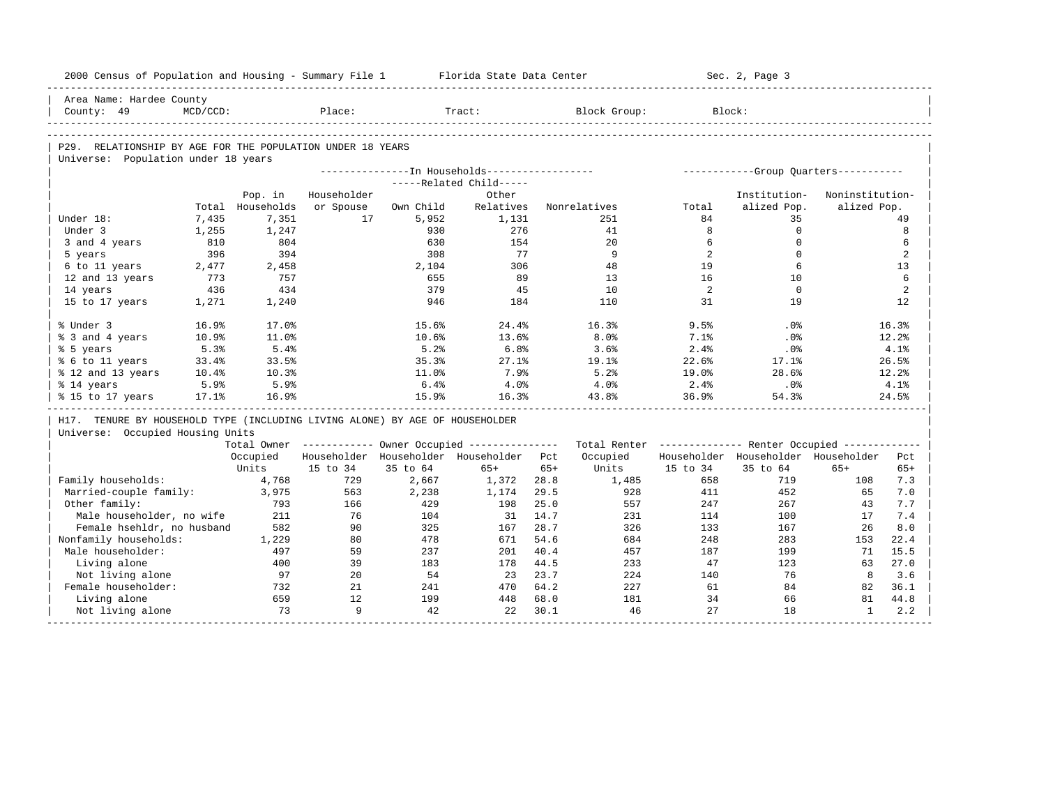Area Name: Hardee County
County: 49 MCD/CCD: Place: Tract: Block Group: Block:

## P29. RELATIONSHIP BY AGE FOR THE POPULATION UNDER 18 YEARS

Universe: Population under 18 years

| | Total | Pop. in Households | In Households: Householder or Spouse | Related Child: Own Child | Related Child: Other Relatives | Nonrelatives | Group Quarters: Total | Institution-alized Pop. | Noninstitution-alized Pop. |
|---|---|---|---|---|---|---|---|---|---|
| Under 18: | 7,435 | 7,351 | 17 | 5,952 | 1,131 | 251 | 84 | 35 | 49 |
| Under 3 | 1,255 | 1,247 | | 930 | 276 | 41 | 8 | 0 | 8 |
| 3 and 4 years | 810 | 804 | | 630 | 154 | 20 | 6 | 0 | 6 |
| 5 years | 396 | 394 | | 308 | 77 | 9 | 2 | 0 | 2 |
| 6 to 11 years | 2,477 | 2,458 | | 2,104 | 306 | 48 | 19 | 6 | 13 |
| 12 and 13 years | 773 | 757 | | 655 | 89 | 13 | 16 | 10 | 6 |
| 14 years | 436 | 434 | | 379 | 45 | 10 | 2 | 0 | 2 |
| 15 to 17 years | 1,271 | 1,240 | | 946 | 184 | 110 | 31 | 19 | 12 |
| % Under 3 | 16.9% | 17.0% | | 15.6% | 24.4% | 16.3% | 9.5% | .0% | 16.3% |
| % 3 and 4 years | 10.9% | 11.0% | | 10.6% | 13.6% | 8.0% | 7.1% | .0% | 12.2% |
| % 5 years | 5.3% | 5.4% | | 5.2% | 6.8% | 3.6% | 2.4% | .0% | 4.1% |
| % 6 to 11 years | 33.4% | 33.5% | | 35.3% | 27.1% | 19.1% | 22.6% | 17.1% | 26.5% |
| % 12 and 13 years | 10.4% | 10.3% | | 11.0% | 7.9% | 5.2% | 19.0% | 28.6% | 12.2% |
| % 14 years | 5.9% | 5.9% | | 6.4% | 4.0% | 4.0% | 2.4% | .0% | 4.1% |
| % 15 to 17 years | 17.1% | 16.9% | | 15.9% | 16.3% | 43.8% | 36.9% | 54.3% | 24.5% |

## H17. TENURE BY HOUSEHOLD TYPE (INCLUDING LIVING ALONE) BY AGE OF HOUSEHOLDER

Universe: Occupied Housing Units

| | Total Owner Occupied Units | Owner Occupied: Householder 15 to 34 | Householder 35 to 64 | Householder 65+ | Pct 65+ | Total Renter Occupied Units | Renter Occupied: Householder 15 to 34 | Householder 35 to 64 | Householder 65+ | Pct 65+ |
|---|---|---|---|---|---|---|---|---|---|---|
| Family households: | 4,768 | 729 | 2,667 | 1,372 | 28.8 | 1,485 | 658 | 719 | 108 | 7.3 |
| Married-couple family: | 3,975 | 563 | 2,238 | 1,174 | 29.5 | 928 | 411 | 452 | 65 | 7.0 |
| Other family: | 793 | 166 | 429 | 198 | 25.0 | 557 | 247 | 267 | 43 | 7.7 |
| Male householder, no wife | 211 | 76 | 104 | 31 | 14.7 | 231 | 114 | 100 | 17 | 7.4 |
| Female hsehldr, no husband | 582 | 90 | 325 | 167 | 28.7 | 326 | 133 | 167 | 26 | 8.0 |
| Nonfamily households: | 1,229 | 80 | 478 | 671 | 54.6 | 684 | 248 | 283 | 153 | 22.4 |
| Male householder: | 497 | 59 | 237 | 201 | 40.4 | 457 | 187 | 199 | 71 | 15.5 |
| Living alone | 400 | 39 | 183 | 178 | 44.5 | 233 | 47 | 123 | 63 | 27.0 |
| Not living alone | 97 | 20 | 54 | 23 | 23.7 | 224 | 140 | 76 | 8 | 3.6 |
| Female householder: | 732 | 21 | 241 | 470 | 64.2 | 227 | 61 | 84 | 82 | 36.1 |
| Living alone | 659 | 12 | 199 | 448 | 68.0 | 181 | 34 | 66 | 81 | 44.8 |
| Not living alone | 73 | 9 | 42 | 22 | 30.1 | 46 | 27 | 18 | 1 | 2.2 |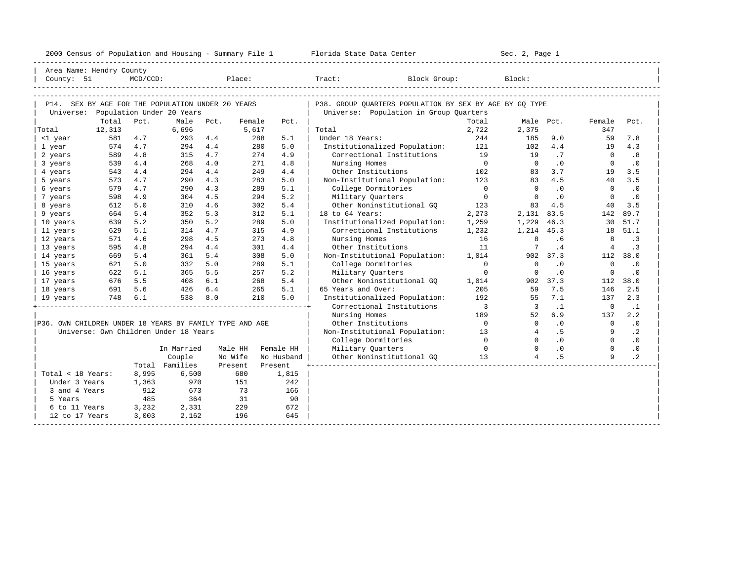Area Name: Hendry County
County: 51 MCD/CCD: Place: Tract: Block Group: Block:

## P14. SEX BY AGE FOR THE POPULATION UNDER 20 YEARS

Universe: Population Under 20 Years

| | Total | Pct. | Male | Pct. | Female | Pct. |
|---|---|---|---|---|---|---|
| Total | 12,313 | | 6,696 | | 5,617 | |
| <1 year | 581 | 4.7 | 293 | 4.4 | 288 | 5.1 |
| 1 year | 574 | 4.7 | 294 | 4.4 | 280 | 5.0 |
| 2 years | 589 | 4.8 | 315 | 4.7 | 274 | 4.9 |
| 3 years | 539 | 4.4 | 268 | 4.0 | 271 | 4.8 |
| 4 years | 543 | 4.4 | 294 | 4.4 | 249 | 4.4 |
| 5 years | 573 | 4.7 | 290 | 4.3 | 283 | 5.0 |
| 6 years | 579 | 4.7 | 290 | 4.3 | 289 | 5.1 |
| 7 years | 598 | 4.9 | 304 | 4.5 | 294 | 5.2 |
| 8 years | 612 | 5.0 | 310 | 4.6 | 302 | 5.4 |
| 9 years | 664 | 5.4 | 352 | 5.3 | 312 | 5.1 |
| 10 years | 639 | 5.2 | 350 | 5.2 | 289 | 5.0 |
| 11 years | 629 | 5.1 | 314 | 4.7 | 315 | 4.9 |
| 12 years | 571 | 4.6 | 298 | 4.5 | 273 | 4.8 |
| 13 years | 595 | 4.8 | 294 | 4.4 | 301 | 4.4 |
| 14 years | 669 | 5.4 | 361 | 5.4 | 308 | 5.0 |
| 15 years | 621 | 5.0 | 332 | 5.0 | 289 | 5.1 |
| 16 years | 622 | 5.1 | 365 | 5.5 | 257 | 5.2 |
| 17 years | 676 | 5.5 | 408 | 6.1 | 268 | 5.4 |
| 18 years | 691 | 5.6 | 426 | 6.4 | 265 | 5.1 |
| 19 years | 748 | 6.1 | 538 | 8.0 | 210 | 5.0 |

## P36. OWN CHILDREN UNDER 18 YEARS BY FAMILY TYPE AND AGE

Universe: Own Children Under 18 Years

| | Total | In Married Couple Families | Male HH No Wife Present | Female HH No Husband Present |
|---|---|---|---|---|
| Total < 18 Years: | 8,995 | 6,500 | 680 | 1,815 |
| Under 3 Years | 1,363 | 970 | 151 | 242 |
| 3 and 4 Years | 912 | 673 | 73 | 166 |
| 5 Years | 485 | 364 | 31 | 90 |
| 6 to 11 Years | 3,232 | 2,331 | 229 | 672 |
| 12 to 17 Years | 3,003 | 2,162 | 196 | 645 |

## P38. GROUP QUARTERS POPULATION BY SEX BY AGE BY GQ TYPE

Universe: Population in Group Quarters

| | Total | Male | Pct. | Female | Pct. |
|---|---|---|---|---|---|
| Total | 2,722 | 2,375 | | 347 | |
| Under 18 Years: | 244 | 185 | 9.0 | 59 | 7.8 |
| Institutionalized Population: | 121 | 102 | 4.4 | 19 | 4.3 |
| Correctional Institutions | 19 | 19 | .7 | 0 | .8 |
| Nursing Homes | 0 | 0 | .0 | 0 | .0 |
| Other Institutions | 102 | 83 | 3.7 | 19 | 3.5 |
| Non-Institutional Population: | 123 | 83 | 4.5 | 40 | 3.5 |
| College Dormitories | 0 | 0 | .0 | 0 | .0 |
| Military Quarters | 0 | 0 | .0 | 0 | .0 |
| Other Noninstitutional GQ | 123 | 83 | 4.5 | 40 | 3.5 |
| 18 to 64 Years: | 2,273 | 2,131 | 83.5 | 142 | 89.7 |
| Institutionalized Population: | 1,259 | 1,229 | 46.3 | 30 | 51.7 |
| Correctional Institutions | 1,232 | 1,214 | 45.3 | 18 | 51.1 |
| Nursing Homes | 16 | 8 | .6 | 8 | .3 |
| Other Institutions | 11 | 7 | .4 | 4 | .3 |
| Non-Institutional Population: | 1,014 | 902 | 37.3 | 112 | 38.0 |
| College Dormitories | 0 | 0 | .0 | 0 | .0 |
| Military Quarters | 0 | 0 | .0 | 0 | .0 |
| Other Noninstitutional GQ | 1,014 | 902 | 37.3 | 112 | 38.0 |
| 65 Years and Over: | 205 | 59 | 7.5 | 146 | 2.5 |
| Institutionalized Population: | 192 | 55 | 7.1 | 137 | 2.3 |
| Correctional Institutions | 3 | 3 | .1 | 0 | .1 |
| Nursing Homes | 189 | 52 | 6.9 | 137 | 2.2 |
| Other Institutions | 0 | 0 | .0 | 0 | .0 |
| Non-Institutional Population: | 13 | 4 | .5 | 9 | .2 |
| College Dormitories | 0 | 0 | .0 | 0 | .0 |
| Military Quarters | 0 | 0 | .0 | 0 | .0 |
| Other Noninstitutional GQ | 13 | 4 | .5 | 9 | .2 |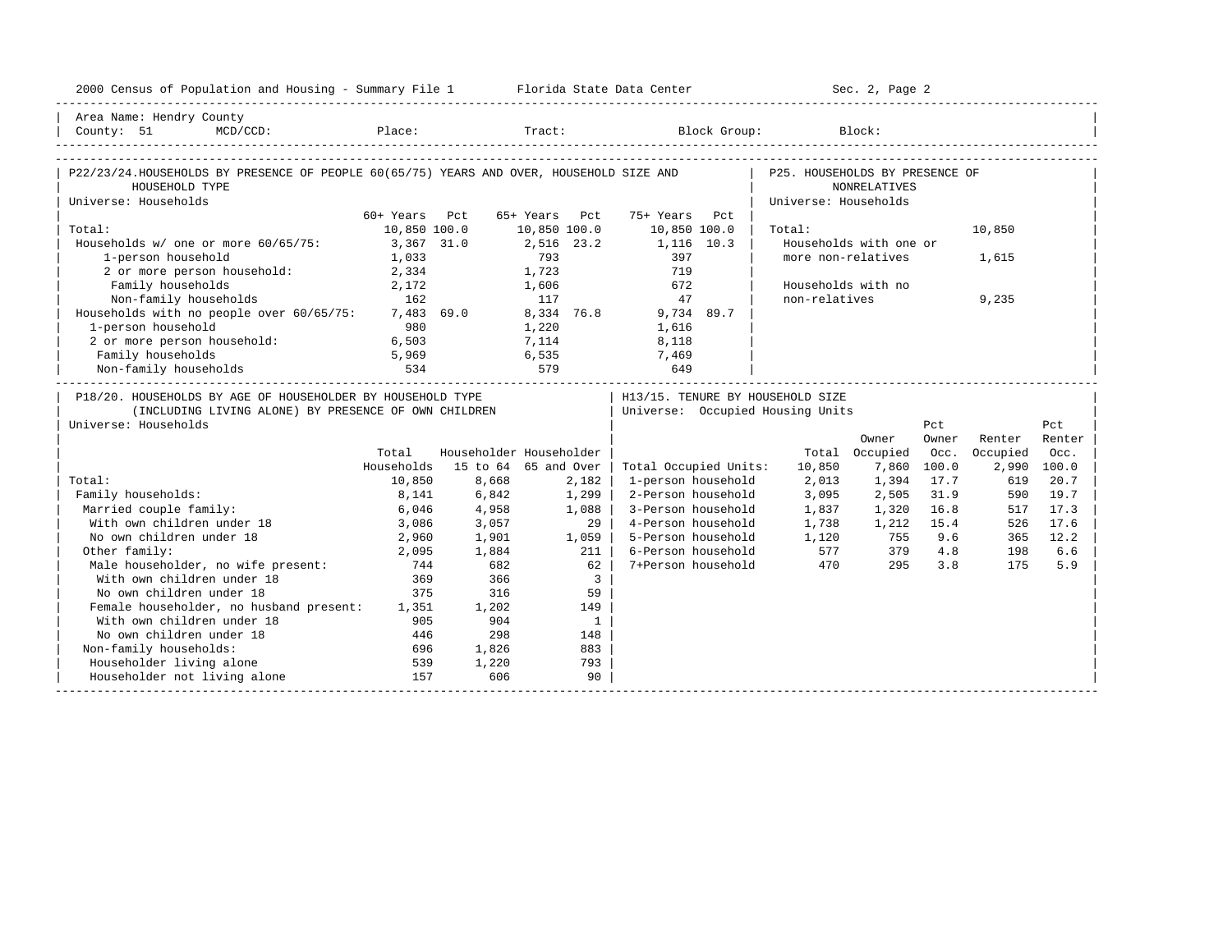Area Name: Hendry County
County: 51 MCD/CCD: Place: Tract: Block Group: Block:

## P22/23/24. HOUSEHOLDS BY PRESENCE OF PEOPLE 60(65/75) YEARS AND OVER, HOUSEHOLD SIZE AND HOUSEHOLD TYPE

Universe: Households

| | 60+ Years | Pct | 65+ Years | Pct | 75+ Years | Pct |
|---|---|---|---|---|---|---|
| Total: | 10,850 | 100.0 | 10,850 | 100.0 | 10,850 | 100.0 |
| Households w/ one or more 60/65/75: | 3,367 | 31.0 | 2,516 | 23.2 | 1,116 | 10.3 |
| 1-person household | 1,033 | | 793 | | 397 | |
| 2 or more person household: | 2,334 | | 1,723 | | 719 | |
| Family households | 2,172 | | 1,606 | | 672 | |
| Non-family households | 162 | | 117 | | 47 | |
| Households with no people over 60/65/75: | 7,483 | 69.0 | 8,334 | 76.8 | 9,734 | 89.7 |
| 1-person household | 980 | | 1,220 | | 1,616 | |
| 2 or more person household: | 6,503 | | 7,114 | | 8,118 | |
| Family households | 5,969 | | 6,535 | | 7,469 | |
| Non-family households | 534 | | 579 | | 649 | |

## P25. HOUSEHOLDS BY PRESENCE OF NONRELATIVES

Universe: Households

| | |
|---|---|
| Total: | 10,850 |
| Households with one or more non-relatives | 1,615 |
| Households with no non-relatives | 9,235 |

## P18/20. HOUSEHOLDS BY AGE OF HOUSEHOLDER BY HOUSEHOLD TYPE (INCLUDING LIVING ALONE) BY PRESENCE OF OWN CHILDREN

Universe: Households

| | Total Households | Householder 15 to 64 | Householder 65 and Over |
|---|---|---|---|
| Total: | 10,850 | 8,668 | 2,182 |
| Family households: | 8,141 | 6,842 | 1,299 |
| Married couple family: | 6,046 | 4,958 | 1,088 |
| With own children under 18 | 3,086 | 3,057 | 29 |
| No own children under 18 | 2,960 | 1,901 | 1,059 |
| Other family: | 2,095 | 1,884 | 211 |
| Male householder, no wife present: | 744 | 682 | 62 |
| With own children under 18 | 369 | 366 | 3 |
| No own children under 18 | 375 | 316 | 59 |
| Female householder, no husband present: | 1,351 | 1,202 | 149 |
| With own children under 18 | 905 | 904 | 1 |
| No own children under 18 | 446 | 298 | 148 |
| Non-family households: | 696 | 1,826 | 883 |
| Householder living alone | 539 | 1,220 | 793 |
| Householder not living alone | 157 | 606 | 90 |

## H13/15. TENURE BY HOUSEHOLD SIZE

Universe: Occupied Housing Units

| | Total | Owner Occupied | Pct Owner Occ. | Renter Occupied | Pct Renter Occ. |
|---|---|---|---|---|---|
| Total Occupied Units: | 10,850 | 7,860 | 100.0 | 2,990 | 100.0 |
| 1-person household | 2,013 | 1,394 | 17.7 | 619 | 20.7 |
| 2-Person household | 3,095 | 2,505 | 31.9 | 590 | 19.7 |
| 3-Person household | 1,837 | 1,320 | 16.8 | 517 | 17.3 |
| 4-Person household | 1,738 | 1,212 | 15.4 | 526 | 17.6 |
| 5-Person household | 1,120 | 755 | 9.6 | 365 | 12.2 |
| 6-Person household | 577 | 379 | 4.8 | 198 | 6.6 |
| 7+Person household | 470 | 295 | 3.8 | 175 | 5.9 |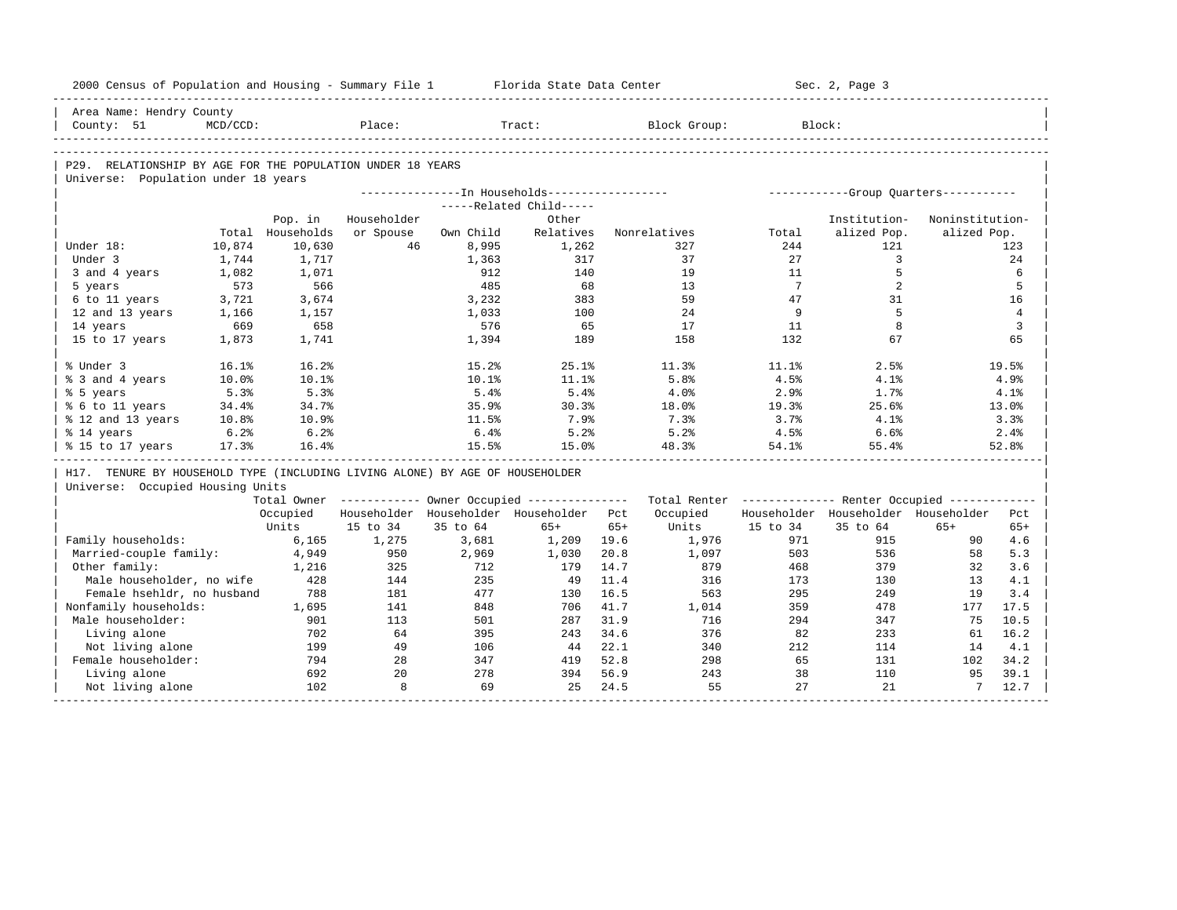Area Name: Hendry County
County: 51 MCD/CCD: Place: Tract: Block Group: Block:

## P29. RELATIONSHIP BY AGE FOR THE POPULATION UNDER 18 YEARS

Universe: Population under 18 years

| | Total | Pop. in Households | In Households: Householder or Spouse | Related Child: Own Child | Related Child: Other Relatives | Nonrelatives | Group Quarters: Total | Institutionalized Pop. | Noninstitutionalized Pop. |
|---|---|---|---|---|---|---|---|---|---|
| Under 18: | 10,874 | 10,630 | 46 | 8,995 | 1,262 | 327 | 244 | 121 | 123 |
| Under 3 | 1,744 | 1,717 | | 1,363 | 317 | 37 | 27 | 3 | 24 |
| 3 and 4 years | 1,082 | 1,071 | | 912 | 140 | 19 | 11 | 5 | 6 |
| 5 years | 573 | 566 | | 485 | 68 | 13 | 7 | 2 | 5 |
| 6 to 11 years | 3,721 | 3,674 | | 3,232 | 383 | 59 | 47 | 31 | 16 |
| 12 and 13 years | 1,166 | 1,157 | | 1,033 | 100 | 24 | 9 | 5 | 4 |
| 14 years | 669 | 658 | | 576 | 65 | 17 | 11 | 8 | 3 |
| 15 to 17 years | 1,873 | 1,741 | | 1,394 | 189 | 158 | 132 | 67 | 65 |
| % Under 3 | 16.1% | 16.2% | | 15.2% | 25.1% | 11.3% | 11.1% | 2.5% | 19.5% |
| % 3 and 4 years | 10.0% | 10.1% | | 10.1% | 11.1% | 5.8% | 4.5% | 4.1% | 4.9% |
| % 5 years | 5.3% | 5.3% | | 5.4% | 5.4% | 4.0% | 2.9% | 1.7% | 4.1% |
| % 6 to 11 years | 34.4% | 34.7% | | 35.9% | 30.3% | 18.0% | 19.3% | 25.6% | 13.0% |
| % 12 and 13 years | 10.8% | 10.9% | | 11.5% | 7.9% | 7.3% | 3.7% | 4.1% | 3.3% |
| % 14 years | 6.2% | 6.2% | | 6.4% | 5.2% | 5.2% | 4.5% | 6.6% | 2.4% |
| % 15 to 17 years | 17.3% | 16.4% | | 15.5% | 15.0% | 48.3% | 54.1% | 55.4% | 52.8% |

## H17. TENURE BY HOUSEHOLD TYPE (INCLUDING LIVING ALONE) BY AGE OF HOUSEHOLDER

Universe: Occupied Housing Units

| | Total Owner Occupied Units | Owner Occupied: Householder 15 to 34 | Householder 35 to 64 | Householder 65+ | Pct 65+ | Total Renter Occupied Units | Renter Occupied: Householder 15 to 34 | Householder 35 to 64 | Householder 65+ | Pct 65+ |
|---|---|---|---|---|---|---|---|---|---|---|
| Family households: | 6,165 | 1,275 | 3,681 | 1,209 | 19.6 | 1,976 | 971 | 915 | 90 | 4.6 |
| Married-couple family: | 4,949 | 950 | 2,969 | 1,030 | 20.8 | 1,097 | 503 | 536 | 58 | 5.3 |
| Other family: | 1,216 | 325 | 712 | 179 | 14.7 | 879 | 468 | 379 | 32 | 3.6 |
| Male householder, no wife | 428 | 144 | 235 | 49 | 11.4 | 316 | 173 | 130 | 13 | 4.1 |
| Female hsehldr, no husband | 788 | 181 | 477 | 130 | 16.5 | 563 | 295 | 249 | 19 | 3.4 |
| Nonfamily households: | 1,695 | 141 | 848 | 706 | 41.7 | 1,014 | 359 | 478 | 177 | 17.5 |
| Male householder: | 901 | 113 | 501 | 287 | 31.9 | 716 | 294 | 347 | 75 | 10.5 |
| Living alone | 702 | 64 | 395 | 243 | 34.6 | 376 | 82 | 233 | 61 | 16.2 |
| Not living alone | 199 | 49 | 106 | 44 | 22.1 | 340 | 212 | 114 | 14 | 4.1 |
| Female householder: | 794 | 28 | 347 | 419 | 52.8 | 298 | 65 | 131 | 102 | 34.2 |
| Living alone | 692 | 20 | 278 | 394 | 56.9 | 243 | 38 | 110 | 95 | 39.1 |
| Not living alone | 102 | 8 | 69 | 25 | 24.5 | 55 | 27 | 21 | 7 | 12.7 |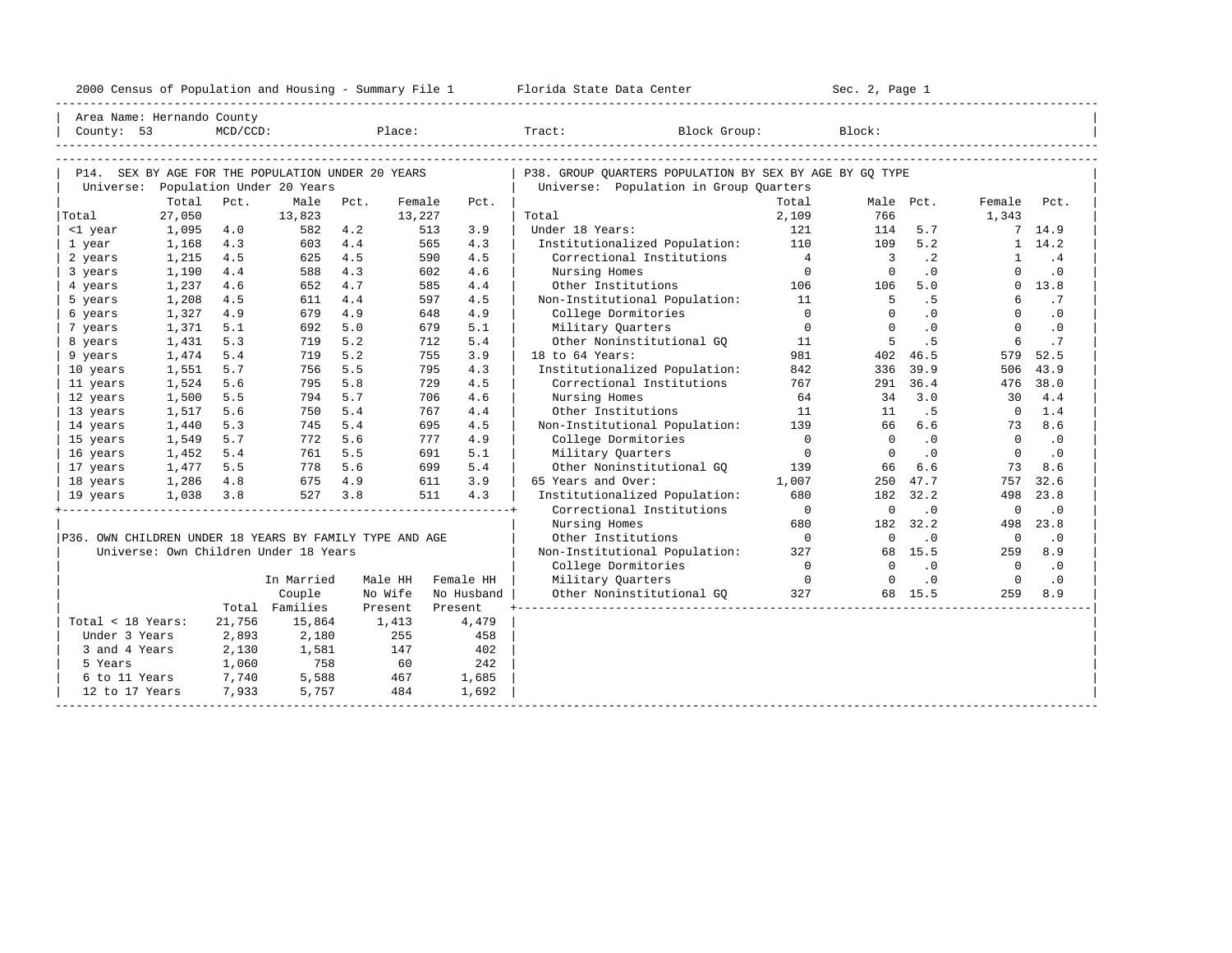2000 Census of Population and Housing - Summary File 1 Florida State Data Center Sec. 2, Page 1

Area Name: Hernando County
County: 53 MCD/CCD: Place: Tract: Block Group: Block:

## P14. SEX BY AGE FOR THE POPULATION UNDER 20 YEARS

Universe: Population Under 20 Years

| | Total | Pct. | Male | Pct. | Female | Pct. |
|---|---|---|---|---|---|---|
| Total | 27,050 | | 13,823 | | 13,227 | |
| <1 year | 1,095 | 4.0 | 582 | 4.2 | 513 | 3.9 |
| 1 year | 1,168 | 4.3 | 603 | 4.4 | 565 | 4.3 |
| 2 years | 1,215 | 4.5 | 625 | 4.5 | 590 | 4.5 |
| 3 years | 1,190 | 4.4 | 588 | 4.3 | 602 | 4.6 |
| 4 years | 1,237 | 4.6 | 652 | 4.7 | 585 | 4.4 |
| 5 years | 1,208 | 4.5 | 611 | 4.4 | 597 | 4.5 |
| 6 years | 1,327 | 4.9 | 679 | 4.9 | 648 | 4.9 |
| 7 years | 1,371 | 5.1 | 692 | 5.0 | 679 | 5.1 |
| 8 years | 1,431 | 5.3 | 719 | 5.2 | 712 | 5.4 |
| 9 years | 1,474 | 5.4 | 719 | 5.2 | 755 | 3.9 |
| 10 years | 1,551 | 5.7 | 756 | 5.5 | 795 | 4.3 |
| 11 years | 1,524 | 5.6 | 795 | 5.8 | 729 | 4.5 |
| 12 years | 1,500 | 5.5 | 794 | 5.7 | 706 | 4.6 |
| 13 years | 1,517 | 5.6 | 750 | 5.4 | 767 | 4.4 |
| 14 years | 1,440 | 5.3 | 745 | 5.4 | 695 | 4.5 |
| 15 years | 1,549 | 5.7 | 772 | 5.6 | 777 | 4.9 |
| 16 years | 1,452 | 5.4 | 761 | 5.5 | 691 | 5.1 |
| 17 years | 1,477 | 5.5 | 778 | 5.6 | 699 | 5.4 |
| 18 years | 1,286 | 4.8 | 675 | 4.9 | 611 | 3.9 |
| 19 years | 1,038 | 3.8 | 527 | 3.8 | 511 | 4.3 |

## P36. OWN CHILDREN UNDER 18 YEARS BY FAMILY TYPE AND AGE

Universe: Own Children Under 18 Years

| | Total | In Married Couple Families | Male HH No Wife Present | Female HH No Husband Present |
|---|---|---|---|---|
| Total < 18 Years: | 21,756 | 15,864 | 1,413 | 4,479 |
| Under 3 Years | 2,893 | 2,180 | 255 | 458 |
| 3 and 4 Years | 2,130 | 1,581 | 147 | 402 |
| 5 Years | 1,060 | 758 | 60 | 242 |
| 6 to 11 Years | 7,740 | 5,588 | 467 | 1,685 |
| 12 to 17 Years | 7,933 | 5,757 | 484 | 1,692 |

## P38. GROUP QUARTERS POPULATION BY SEX BY AGE BY GQ TYPE

Universe: Population in Group Quarters

| | Total | Male | Pct. | Female | Pct. |
|---|---|---|---|---|---|
| Total | 2,109 | 766 | | 1,343 | |
| Under 18 Years: | 121 | 114 | 5.7 | 7 | 14.9 |
| Institutionalized Population: | 110 | 109 | 5.2 | 1 | 14.2 |
| Correctional Institutions | 4 | 3 | .2 | 1 | .4 |
| Nursing Homes | 0 | 0 | .0 | 0 | .0 |
| Other Institutions | 106 | 106 | 5.0 | 0 | 13.8 |
| Non-Institutional Population: | 11 | 5 | .5 | 6 | .7 |
| College Dormitories | 0 | 0 | .0 | 0 | .0 |
| Military Quarters | 0 | 0 | .0 | 0 | .0 |
| Other Noninstitutional GQ | 11 | 5 | .5 | 6 | .7 |
| 18 to 64 Years: | 981 | 402 | 46.5 | 579 | 52.5 |
| Institutionalized Population: | 842 | 336 | 39.9 | 506 | 43.9 |
| Correctional Institutions | 767 | 291 | 36.4 | 476 | 38.0 |
| Nursing Homes | 64 | 34 | 3.0 | 30 | 4.4 |
| Other Institutions | 11 | 11 | .5 | 0 | 1.4 |
| Non-Institutional Population: | 139 | 66 | 6.6 | 73 | 8.6 |
| College Dormitories | 0 | 0 | .0 | 0 | .0 |
| Military Quarters | 0 | 0 | .0 | 0 | .0 |
| Other Noninstitutional GQ | 139 | 66 | 6.6 | 73 | 8.6 |
| 65 Years and Over: | 1,007 | 250 | 47.7 | 757 | 32.6 |
| Institutionalized Population: | 680 | 182 | 32.2 | 498 | 23.8 |
| Correctional Institutions | 0 | 0 | .0 | 0 | .0 |
| Nursing Homes | 680 | 182 | 32.2 | 498 | 23.8 |
| Other Institutions | 0 | 0 | .0 | 0 | .0 |
| Non-Institutional Population: | 327 | 68 | 15.5 | 259 | 8.9 |
| College Dormitories | 0 | 0 | .0 | 0 | .0 |
| Military Quarters | 0 | 0 | .0 | 0 | .0 |
| Other Noninstitutional GQ | 327 | 68 | 15.5 | 259 | 8.9 |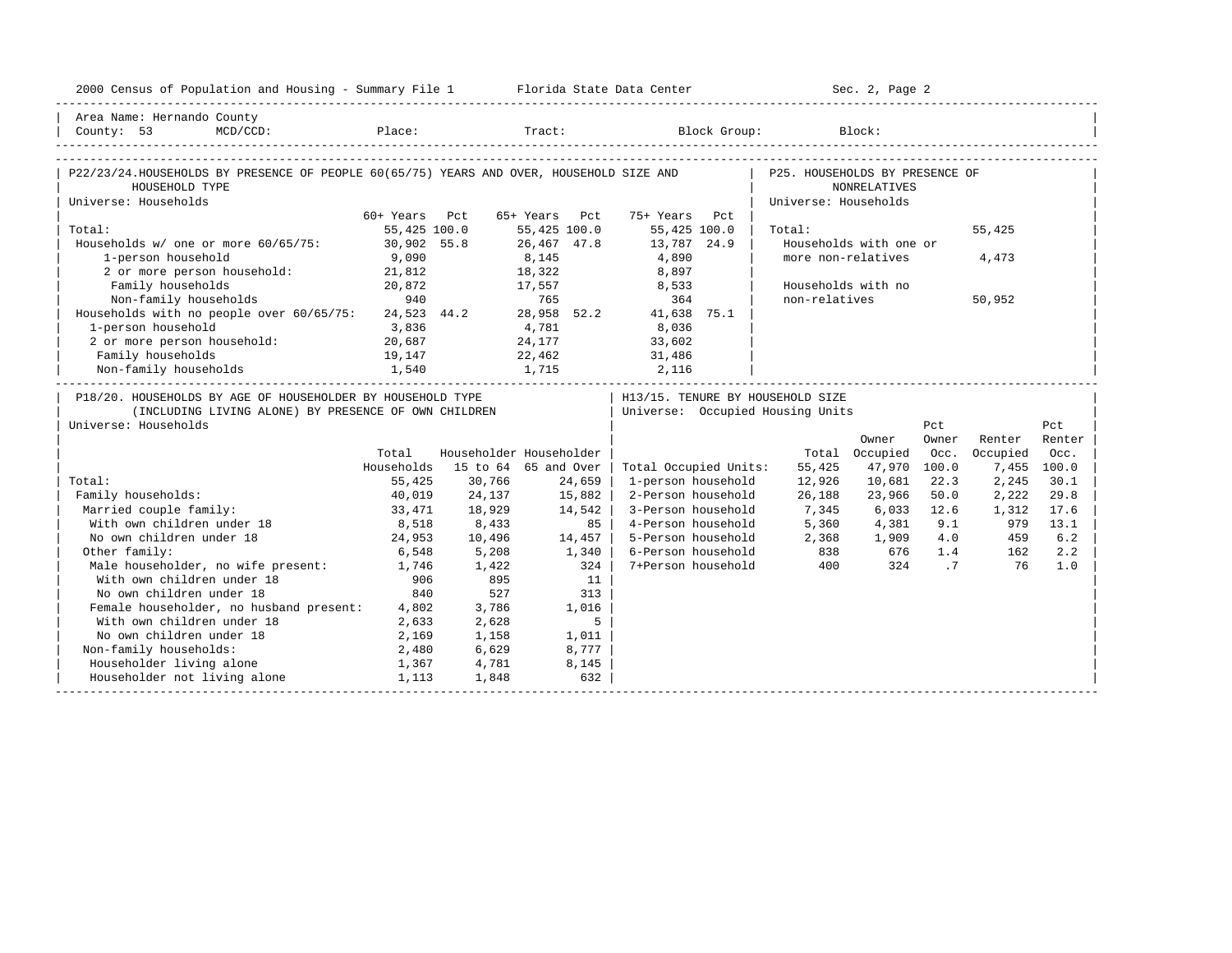Area Name: Hernando County
County: 53 MCD/CCD: Place: Tract: Block Group: Block:

## P22/23/24. HOUSEHOLDS BY PRESENCE OF PEOPLE 60(65/75) YEARS AND OVER, HOUSEHOLD SIZE AND HOUSEHOLD TYPE

Universe: Households

| | 60+ Years | Pct | 65+ Years | Pct | 75+ Years | Pct |
|---|---|---|---|---|---|---|
| Total: | 55,425 | 100.0 | 55,425 | 100.0 | 55,425 | 100.0 |
| Households w/ one or more 60/65/75: | 30,902 | 55.8 | 26,467 | 47.8 | 13,787 | 24.9 |
| 1-person household | 9,090 | | 8,145 | | 4,890 | |
| 2 or more person household: | 21,812 | | 18,322 | | 8,897 | |
| Family households | 20,872 | | 17,557 | | 8,533 | |
| Non-family households | 940 | | 765 | | 364 | |
| Households with no people over 60/65/75: | 24,523 | 44.2 | 28,958 | 52.2 | 41,638 | 75.1 |
| 1-person household | 3,836 | | 4,781 | | 8,036 | |
| 2 or more person household: | 20,687 | | 24,177 | | 33,602 | |
| Family households | 19,147 | | 22,462 | | 31,486 | |
| Non-family households | 1,540 | | 1,715 | | 2,116 | |

## P25. HOUSEHOLDS BY PRESENCE OF NONRELATIVES

Universe: Households

| | |
|---|---|
| Total: | 55,425 |
| Households with one or more non-relatives | 4,473 |
| Households with no non-relatives | 50,952 |

## P18/20. HOUSEHOLDS BY AGE OF HOUSEHOLDER BY HOUSEHOLD TYPE (INCLUDING LIVING ALONE) BY PRESENCE OF OWN CHILDREN

Universe: Households

| | Total Households | Householder 15 to 64 | Householder 65 and Over |
|---|---|---|---|
| Total: | 55,425 | 30,766 | 24,659 |
| Family households: | 40,019 | 24,137 | 15,882 |
| Married couple family: | 33,471 | 18,929 | 14,542 |
| With own children under 18 | 8,518 | 8,433 | 85 |
| No own children under 18 | 24,953 | 10,496 | 14,457 |
| Other family: | 6,548 | 5,208 | 1,340 |
| Male householder, no wife present: | 1,746 | 1,422 | 324 |
| With own children under 18 | 906 | 895 | 11 |
| No own children under 18 | 840 | 527 | 313 |
| Female householder, no husband present: | 4,802 | 3,786 | 1,016 |
| With own children under 18 | 2,633 | 2,628 | 5 |
| No own children under 18 | 2,169 | 1,158 | 1,011 |
| Non-family households: | 2,480 | 6,629 | 8,777 |
| Householder living alone | 1,367 | 4,781 | 8,145 |
| Householder not living alone | 1,113 | 1,848 | 632 |

## H13/15. TENURE BY HOUSEHOLD SIZE

Universe: Occupied Housing Units

| | Total | Owner Occupied | Pct Owner Occ. | Renter Occupied | Pct Renter Occ. |
|---|---|---|---|---|---|
| Total Occupied Units: | 55,425 | 47,970 | 100.0 | 7,455 | 100.0 |
| 1-person household | 12,926 | 10,681 | 22.3 | 2,245 | 30.1 |
| 2-Person household | 26,188 | 23,966 | 50.0 | 2,222 | 29.8 |
| 3-Person household | 7,345 | 6,033 | 12.6 | 1,312 | 17.6 |
| 4-Person household | 5,360 | 4,381 | 9.1 | 979 | 13.1 |
| 5-Person household | 2,368 | 1,909 | 4.0 | 459 | 6.2 |
| 6-Person household | 838 | 676 | 1.4 | 162 | 2.2 |
| 7+Person household | 400 | 324 | .7 | 76 | 1.0 |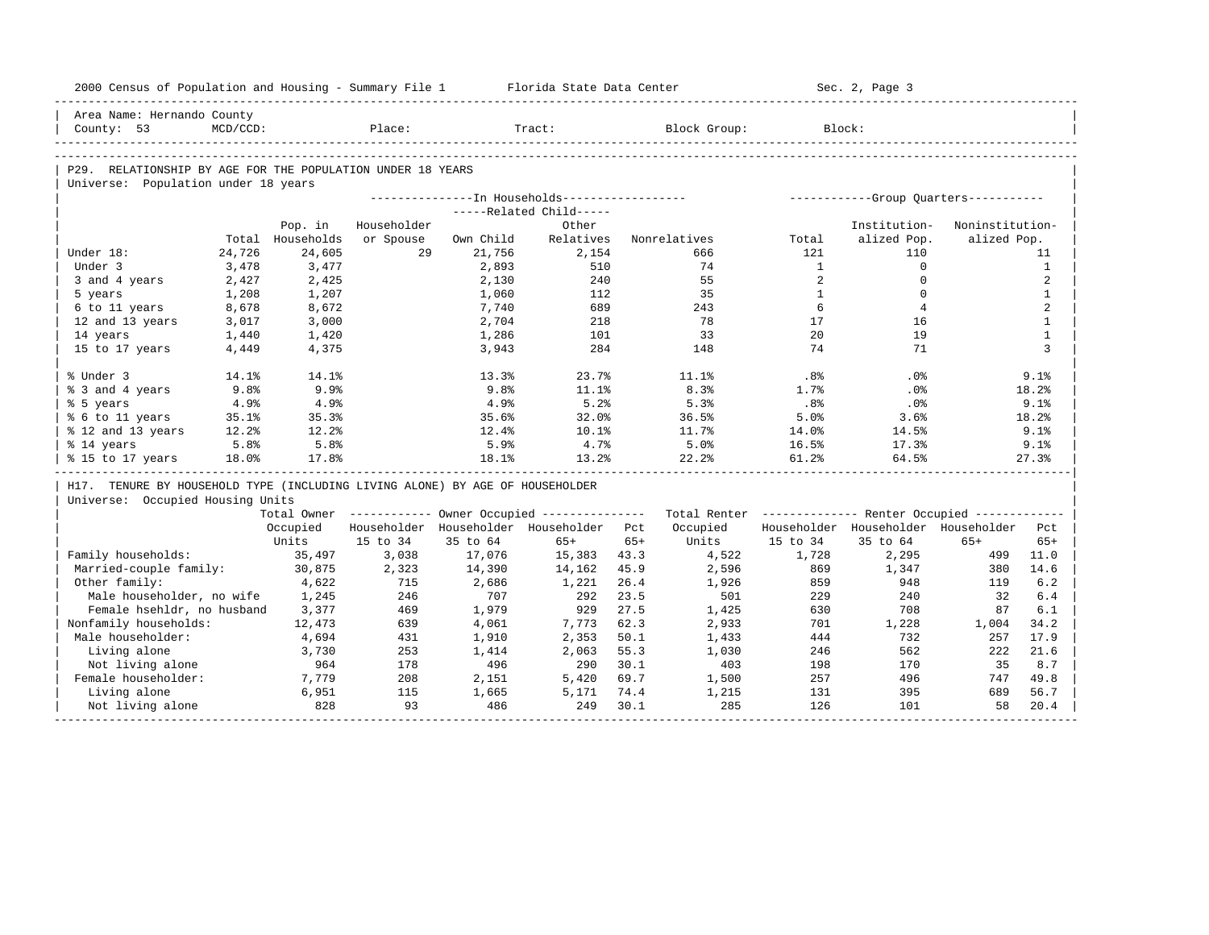Area Name: Hernando County
County: 53 MCD/CCD: Place: Tract: Block Group: Block:

## P29. RELATIONSHIP BY AGE FOR THE POPULATION UNDER 18 YEARS

Universe: Population under 18 years

| | Total | Pop. in Households | In Households: Householder or Spouse | Related Child: Own Child | Related Child: Other Relatives | Nonrelatives | Group Quarters: Total | Institutionalized Pop. | Noninstitutionalized Pop. |
|---|---|---|---|---|---|---|---|---|---|
| Under 18: | 24,726 | 24,605 | 29 | 21,756 | 2,154 | 666 | 121 | 110 | 11 |
| Under 3 | 3,478 | 3,477 | | 2,893 | 510 | 74 | 1 | 0 | 1 |
| 3 and 4 years | 2,427 | 2,425 | | 2,130 | 240 | 55 | 2 | 0 | 2 |
| 5 years | 1,208 | 1,207 | | 1,060 | 112 | 35 | 1 | 0 | 1 |
| 6 to 11 years | 8,678 | 8,672 | | 7,740 | 689 | 243 | 6 | 4 | 2 |
| 12 and 13 years | 3,017 | 3,000 | | 2,704 | 218 | 78 | 17 | 16 | 1 |
| 14 years | 1,440 | 1,420 | | 1,286 | 101 | 33 | 20 | 19 | 1 |
| 15 to 17 years | 4,449 | 4,375 | | 3,943 | 284 | 148 | 74 | 71 | 3 |
| % Under 3 | 14.1% | 14.1% | | 13.3% | 23.7% | 11.1% | .8% | .0% | 9.1% |
| % 3 and 4 years | 9.8% | 9.9% | | 9.8% | 11.1% | 8.3% | 1.7% | .0% | 18.2% |
| % 5 years | 4.9% | 4.9% | | 4.9% | 5.2% | 5.3% | .8% | .0% | 9.1% |
| % 6 to 11 years | 35.1% | 35.3% | | 35.6% | 32.0% | 36.5% | 5.0% | 3.6% | 18.2% |
| % 12 and 13 years | 12.2% | 12.2% | | 12.4% | 10.1% | 11.7% | 14.0% | 14.5% | 9.1% |
| % 14 years | 5.8% | 5.8% | | 5.9% | 4.7% | 5.0% | 16.5% | 17.3% | 9.1% |
| % 15 to 17 years | 18.0% | 17.8% | | 18.1% | 13.2% | 22.2% | 61.2% | 64.5% | 27.3% |

## H17. TENURE BY HOUSEHOLD TYPE (INCLUDING LIVING ALONE) BY AGE OF HOUSEHOLDER

Universe: Occupied Housing Units

| | Total Owner Occupied Units | Owner: Householder 15 to 34 | Owner: Householder 35 to 64 | Owner: Householder 65+ | Pct 65+ | Total Renter Occupied Units | Renter: Householder 15 to 34 | Renter: Householder 35 to 64 | Renter: Householder 65+ | Pct 65+ |
|---|---|---|---|---|---|---|---|---|---|---|
| Family households: | 35,497 | 3,038 | 17,076 | 15,383 | 43.3 | 4,522 | 1,728 | 2,295 | 499 | 11.0 |
| Married-couple family: | 30,875 | 2,323 | 14,390 | 14,162 | 45.9 | 2,596 | 869 | 1,347 | 380 | 14.6 |
| Other family: | 4,622 | 715 | 2,686 | 1,221 | 26.4 | 1,926 | 859 | 948 | 119 | 6.2 |
| Male householder, no wife | 1,245 | 246 | 707 | 292 | 23.5 | 501 | 229 | 240 | 32 | 6.4 |
| Female hsehldr, no husband | 3,377 | 469 | 1,979 | 929 | 27.5 | 1,425 | 630 | 708 | 87 | 6.1 |
| Nonfamily households: | 12,473 | 639 | 4,061 | 7,773 | 62.3 | 2,933 | 701 | 1,228 | 1,004 | 34.2 |
| Male householder: | 4,694 | 431 | 1,910 | 2,353 | 50.1 | 1,433 | 444 | 732 | 257 | 17.9 |
| Living alone | 3,730 | 253 | 1,414 | 2,063 | 55.3 | 1,030 | 246 | 562 | 222 | 21.6 |
| Not living alone | 964 | 178 | 496 | 290 | 30.1 | 403 | 198 | 170 | 35 | 8.7 |
| Female householder: | 7,779 | 208 | 2,151 | 5,420 | 69.7 | 1,500 | 257 | 496 | 747 | 49.8 |
| Living alone | 6,951 | 115 | 1,665 | 5,171 | 74.4 | 1,215 | 131 | 395 | 689 | 56.7 |
| Not living alone | 828 | 93 | 486 | 249 | 30.1 | 285 | 126 | 101 | 58 | 20.4 |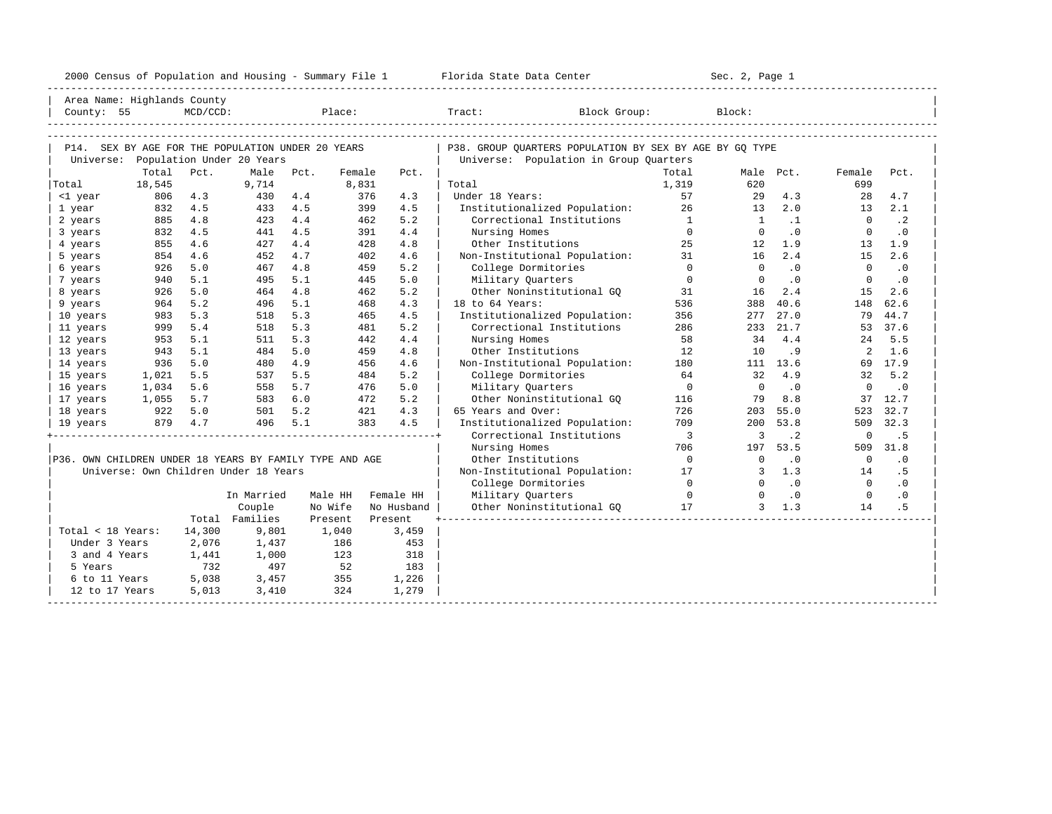2000 Census of Population and Housing - Summary File 1 Florida State Data Center Sec. 2, Page 1

Area Name: Highlands County
County: 55 MCD/CCD: Place: Tract: Block Group: Block:

## P14. SEX BY AGE FOR THE POPULATION UNDER 20 YEARS

Universe: Population Under 20 Years

| | Total | Pct. | Male | Pct. | Female | Pct. |
|---|---|---|---|---|---|---|
| Total | 18,545 | | 9,714 | | 8,831 | |
| <1 year | 806 | 4.3 | 430 | 4.4 | 376 | 4.3 |
| 1 year | 832 | 4.5 | 433 | 4.5 | 399 | 4.5 |
| 2 years | 885 | 4.8 | 423 | 4.4 | 462 | 5.2 |
| 3 years | 832 | 4.5 | 441 | 4.5 | 391 | 4.4 |
| 4 years | 855 | 4.6 | 427 | 4.4 | 428 | 4.8 |
| 5 years | 854 | 4.6 | 452 | 4.7 | 402 | 4.6 |
| 6 years | 926 | 5.0 | 467 | 4.8 | 459 | 5.2 |
| 7 years | 940 | 5.1 | 495 | 5.1 | 445 | 5.0 |
| 8 years | 926 | 5.0 | 464 | 4.8 | 462 | 5.2 |
| 9 years | 964 | 5.2 | 496 | 5.1 | 468 | 4.3 |
| 10 years | 983 | 5.3 | 518 | 5.3 | 465 | 4.5 |
| 11 years | 999 | 5.4 | 518 | 5.3 | 481 | 5.2 |
| 12 years | 953 | 5.1 | 511 | 5.3 | 442 | 4.4 |
| 13 years | 943 | 5.1 | 484 | 5.0 | 459 | 4.8 |
| 14 years | 936 | 5.0 | 480 | 4.9 | 456 | 4.6 |
| 15 years | 1,021 | 5.5 | 537 | 5.5 | 484 | 5.2 |
| 16 years | 1,034 | 5.6 | 558 | 5.7 | 476 | 5.0 |
| 17 years | 1,055 | 5.7 | 583 | 6.0 | 472 | 5.2 |
| 18 years | 922 | 5.0 | 501 | 5.2 | 421 | 4.3 |
| 19 years | 879 | 4.7 | 496 | 5.1 | 383 | 4.5 |

## P36. OWN CHILDREN UNDER 18 YEARS BY FAMILY TYPE AND AGE

Universe: Own Children Under 18 Years

| | Total | In Married Couple Families | Male HH No Wife Present | Female HH No Husband Present |
|---|---|---|---|---|
| Total < 18 Years: | 14,300 | 9,801 | 1,040 | 3,459 |
| Under 3 Years | 2,076 | 1,437 | 186 | 453 |
| 3 and 4 Years | 1,441 | 1,000 | 123 | 318 |
| 5 Years | 732 | 497 | 52 | 183 |
| 6 to 11 Years | 5,038 | 3,457 | 355 | 1,226 |
| 12 to 17 Years | 5,013 | 3,410 | 324 | 1,279 |

## P38. GROUP QUARTERS POPULATION BY SEX BY AGE BY GQ TYPE

Universe: Population in Group Quarters

| | Total | Male | Pct. | Female | Pct. |
|---|---|---|---|---|---|
| Total | 1,319 | 620 | | 699 | |
| Under 18 Years: | 57 | 29 | 4.3 | 28 | 4.7 |
| Institutionalized Population: | 26 | 13 | 2.0 | 13 | 2.1 |
| Correctional Institutions | 1 | 1 | .1 | 0 | .2 |
| Nursing Homes | 0 | 0 | .0 | 0 | .0 |
| Other Institutions | 25 | 12 | 1.9 | 13 | 1.9 |
| Non-Institutional Population: | 31 | 16 | 2.4 | 15 | 2.6 |
| College Dormitories | 0 | 0 | .0 | 0 | .0 |
| Military Quarters | 0 | 0 | .0 | 0 | .0 |
| Other Noninstitutional GQ | 31 | 16 | 2.4 | 15 | 2.6 |
| 18 to 64 Years: | 536 | 388 | 40.6 | 148 | 62.6 |
| Institutionalized Population: | 356 | 277 | 27.0 | 79 | 44.7 |
| Correctional Institutions | 286 | 233 | 21.7 | 53 | 37.6 |
| Nursing Homes | 58 | 34 | 4.4 | 24 | 5.5 |
| Other Institutions | 12 | 10 | .9 | 2 | 1.6 |
| Non-Institutional Population: | 180 | 111 | 13.6 | 69 | 17.9 |
| College Dormitories | 64 | 32 | 4.9 | 32 | 5.2 |
| Military Quarters | 0 | 0 | .0 | 0 | .0 |
| Other Noninstitutional GQ | 116 | 79 | 8.8 | 37 | 12.7 |
| 65 Years and Over: | 726 | 203 | 55.0 | 523 | 32.7 |
| Institutionalized Population: | 709 | 200 | 53.8 | 509 | 32.3 |
| Correctional Institutions | 3 | 3 | .2 | 0 | .5 |
| Nursing Homes | 706 | 197 | 53.5 | 509 | 31.8 |
| Other Institutions | 0 | 0 | .0 | 0 | .0 |
| Non-Institutional Population: | 17 | 3 | 1.3 | 14 | .5 |
| College Dormitories | 0 | 0 | .0 | 0 | .0 |
| Military Quarters | 0 | 0 | .0 | 0 | .0 |
| Other Noninstitutional GQ | 17 | 3 | 1.3 | 14 | .5 |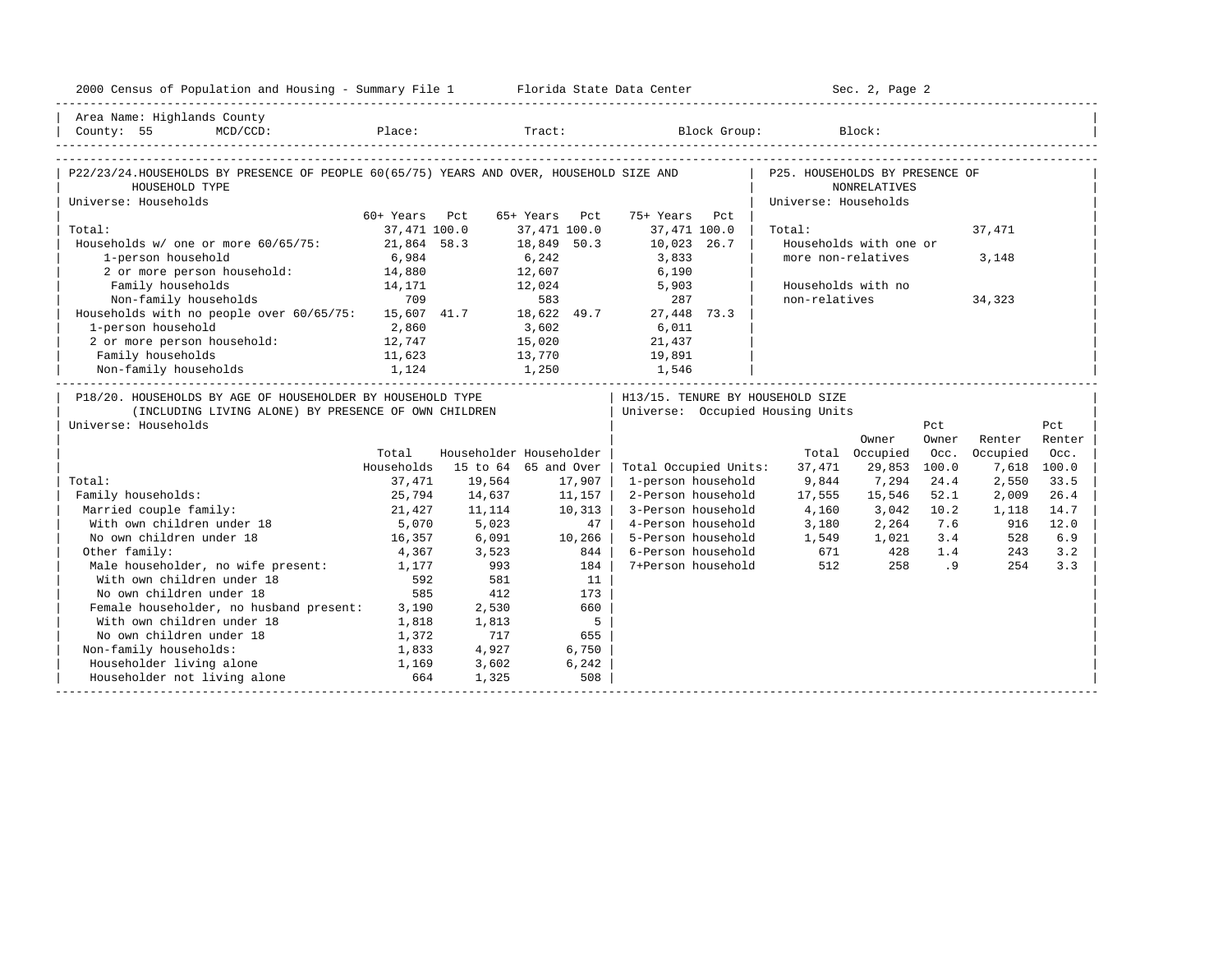Area Name: Highlands County
County: 55 MCD/CCD: Place: Tract: Block Group: Block:

## P22/23/24. HOUSEHOLDS BY PRESENCE OF PEOPLE 60(65/75) YEARS AND OVER, HOUSEHOLD SIZE AND HOUSEHOLD TYPE

Universe: Households

| | 60+ Years | Pct | 65+ Years | Pct | 75+ Years | Pct |
|---|---|---|---|---|---|---|
| Total: | 37,471 | 100.0 | 37,471 | 100.0 | 37,471 | 100.0 |
| Households w/ one or more 60/65/75: | 21,864 | 58.3 | 18,849 | 50.3 | 10,023 | 26.7 |
| 1-person household | 6,984 | | 6,242 | | 3,833 | |
| 2 or more person household: | 14,880 | | 12,607 | | 6,190 | |
| Family households | 14,171 | | 12,024 | | 5,903 | |
| Non-family households | 709 | | 583 | | 287 | |
| Households with no people over 60/65/75: | 15,607 | 41.7 | 18,622 | 49.7 | 27,448 | 73.3 |
| 1-person household | 2,860 | | 3,602 | | 6,011 | |
| 2 or more person household: | 12,747 | | 15,020 | | 21,437 | |
| Family households | 11,623 | | 13,770 | | 19,891 | |
| Non-family households | 1,124 | | 1,250 | | 1,546 | |

## P25. HOUSEHOLDS BY PRESENCE OF NONRELATIVES

Universe: Households

| | |
|---|---|
| Total: | 37,471 |
| Households with one or more non-relatives | 3,148 |
| Households with no non-relatives | 34,323 |

## P18/20. HOUSEHOLDS BY AGE OF HOUSEHOLDER BY HOUSEHOLD TYPE (INCLUDING LIVING ALONE) BY PRESENCE OF OWN CHILDREN

Universe: Households

| | Total Households | Householder 15 to 64 | Householder 65 and Over |
|---|---|---|---|
| Total: | 37,471 | 19,564 | 17,907 |
| Family households: | 25,794 | 14,637 | 11,157 |
| Married couple family: | 21,427 | 11,114 | 10,313 |
| With own children under 18 | 5,070 | 5,023 | 47 |
| No own children under 18 | 16,357 | 6,091 | 10,266 |
| Other family: | 4,367 | 3,523 | 844 |
| Male householder, no wife present: | 1,177 | 993 | 184 |
| With own children under 18 | 592 | 581 | 11 |
| No own children under 18 | 585 | 412 | 173 |
| Female householder, no husband present: | 3,190 | 2,530 | 660 |
| With own children under 18 | 1,818 | 1,813 | 5 |
| No own children under 18 | 1,372 | 717 | 655 |
| Non-family households: | 1,833 | 4,927 | 6,750 |
| Householder living alone | 1,169 | 3,602 | 6,242 |
| Householder not living alone | 664 | 1,325 | 508 |

## H13/15. TENURE BY HOUSEHOLD SIZE

Universe: Occupied Housing Units

| | Total | Owner Occupied | Pct Owner Occ. | Renter Occupied | Pct Renter Occ. |
|---|---|---|---|---|---|
| Total Occupied Units: | 37,471 | 29,853 | 100.0 | 7,618 | 100.0 |
| 1-person household | 9,844 | 7,294 | 24.4 | 2,550 | 33.5 |
| 2-Person household | 17,555 | 15,546 | 52.1 | 2,009 | 26.4 |
| 3-Person household | 4,160 | 3,042 | 10.2 | 1,118 | 14.7 |
| 4-Person household | 3,180 | 2,264 | 7.6 | 916 | 12.0 |
| 5-Person household | 1,549 | 1,021 | 3.4 | 528 | 6.9 |
| 6-Person household | 671 | 428 | 1.4 | 243 | 3.2 |
| 7+Person household | 512 | 258 | .9 | 254 | 3.3 |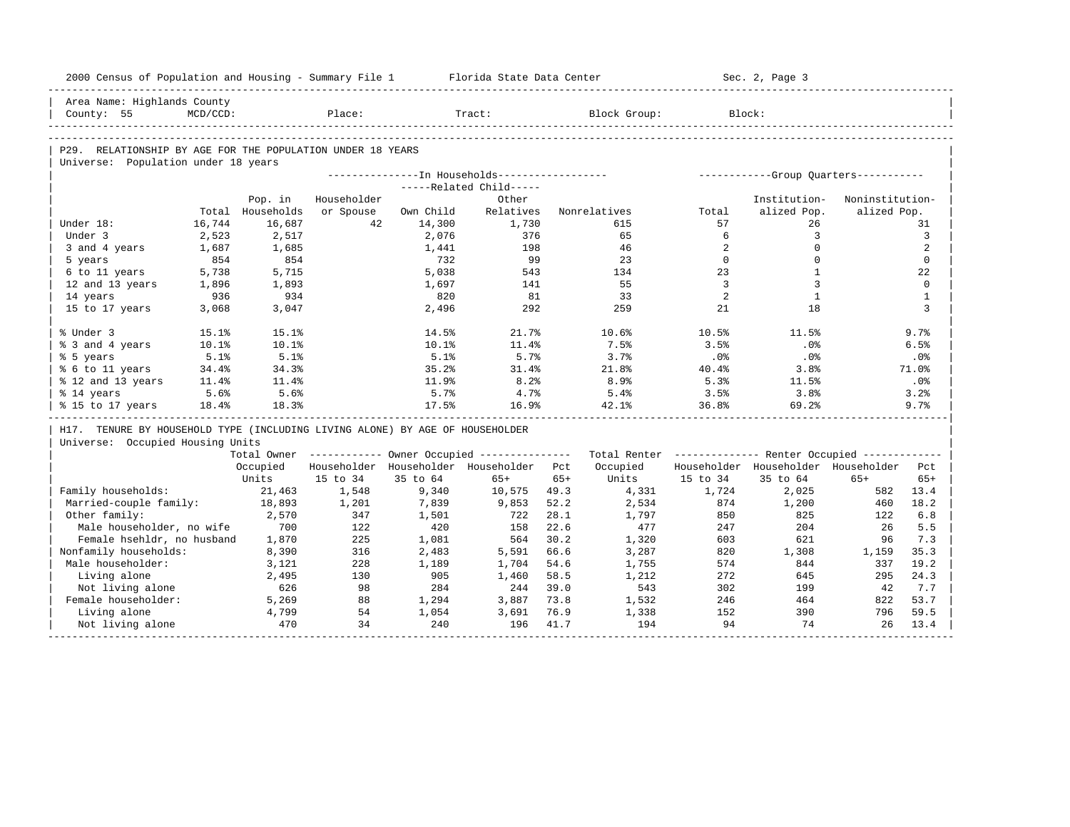Area Name: Highlands County
County: 55 MCD/CCD: Place: Tract: Block Group: Block:

## P29. RELATIONSHIP BY AGE FOR THE POPULATION UNDER 18 YEARS

Universe: Population under 18 years

| | Total | Pop. in Households | In Households: Householder or Spouse | Related Child: Own Child | Related Child: Other Relatives | Nonrelatives | Group Quarters: Total | Institutionalized Pop. | Noninstitutionalized Pop. |
|---|---|---|---|---|---|---|---|---|---|
| Under 18: | 16,744 | 16,687 | 42 | 14,300 | 1,730 | 615 | 57 | 26 | 31 |
| Under 3 | 2,523 | 2,517 | | 2,076 | 376 | 65 | 6 | 3 | 3 |
| 3 and 4 years | 1,687 | 1,685 | | 1,441 | 198 | 46 | 2 | 0 | 2 |
| 5 years | 854 | 854 | | 732 | 99 | 23 | 0 | 0 | 0 |
| 6 to 11 years | 5,738 | 5,715 | | 5,038 | 543 | 134 | 23 | 1 | 22 |
| 12 and 13 years | 1,896 | 1,893 | | 1,697 | 141 | 55 | 3 | 3 | 0 |
| 14 years | 936 | 934 | | 820 | 81 | 33 | 2 | 1 | 1 |
| 15 to 17 years | 3,068 | 3,047 | | 2,496 | 292 | 259 | 21 | 18 | 3 |
| % Under 3 | 15.1% | 15.1% | | 14.5% | 21.7% | 10.6% | 10.5% | 11.5% | 9.7% |
| % 3 and 4 years | 10.1% | 10.1% | | 10.1% | 11.4% | 7.5% | 3.5% | .0% | 6.5% |
| % 5 years | 5.1% | 5.1% | | 5.1% | 5.7% | 3.7% | .0% | .0% | .0% |
| % 6 to 11 years | 34.4% | 34.3% | | 35.2% | 31.4% | 21.8% | 40.4% | 3.8% | 71.0% |
| % 12 and 13 years | 11.4% | 11.4% | | 11.9% | 8.2% | 8.9% | 5.3% | 11.5% | .0% |
| % 14 years | 5.6% | 5.6% | | 5.7% | 4.7% | 5.4% | 3.5% | 3.8% | 3.2% |
| % 15 to 17 years | 18.4% | 18.3% | | 17.5% | 16.9% | 42.1% | 36.8% | 69.2% | 9.7% |

## H17. TENURE BY HOUSEHOLD TYPE (INCLUDING LIVING ALONE) BY AGE OF HOUSEHOLDER

Universe: Occupied Housing Units

| | Total Owner Occupied Units | Owner: Householder 15 to 34 | Owner: Householder 35 to 64 | Owner: Householder 65+ | Pct 65+ | Total Renter Occupied Units | Renter: Householder 15 to 34 | Renter: Householder 35 to 64 | Renter: Householder 65+ | Pct 65+ |
|---|---|---|---|---|---|---|---|---|---|---|
| Family households: | 21,463 | 1,548 | 9,340 | 10,575 | 49.3 | 4,331 | 1,724 | 2,025 | 582 | 13.4 |
| Married-couple family: | 18,893 | 1,201 | 7,839 | 9,853 | 52.2 | 2,534 | 874 | 1,200 | 460 | 18.2 |
| Other family: | 2,570 | 347 | 1,501 | 722 | 28.1 | 1,797 | 850 | 825 | 122 | 6.8 |
| Male householder, no wife | 700 | 122 | 420 | 158 | 22.6 | 477 | 247 | 204 | 26 | 5.5 |
| Female hsehldr, no husband | 1,870 | 225 | 1,081 | 564 | 30.2 | 1,320 | 603 | 621 | 96 | 7.3 |
| Nonfamily households: | 8,390 | 316 | 2,483 | 5,591 | 66.6 | 3,287 | 820 | 1,308 | 1,159 | 35.3 |
| Male householder: | 3,121 | 228 | 1,189 | 1,704 | 54.6 | 1,755 | 574 | 844 | 337 | 19.2 |
| Living alone | 2,495 | 130 | 905 | 1,460 | 58.5 | 1,212 | 272 | 645 | 295 | 24.3 |
| Not living alone | 626 | 98 | 284 | 244 | 39.0 | 543 | 302 | 199 | 42 | 7.7 |
| Female householder: | 5,269 | 88 | 1,294 | 3,887 | 73.8 | 1,532 | 246 | 464 | 822 | 53.7 |
| Living alone | 4,799 | 54 | 1,054 | 3,691 | 76.9 | 1,338 | 152 | 390 | 796 | 59.5 |
| Not living alone | 470 | 34 | 240 | 196 | 41.7 | 194 | 94 | 74 | 26 | 13.4 |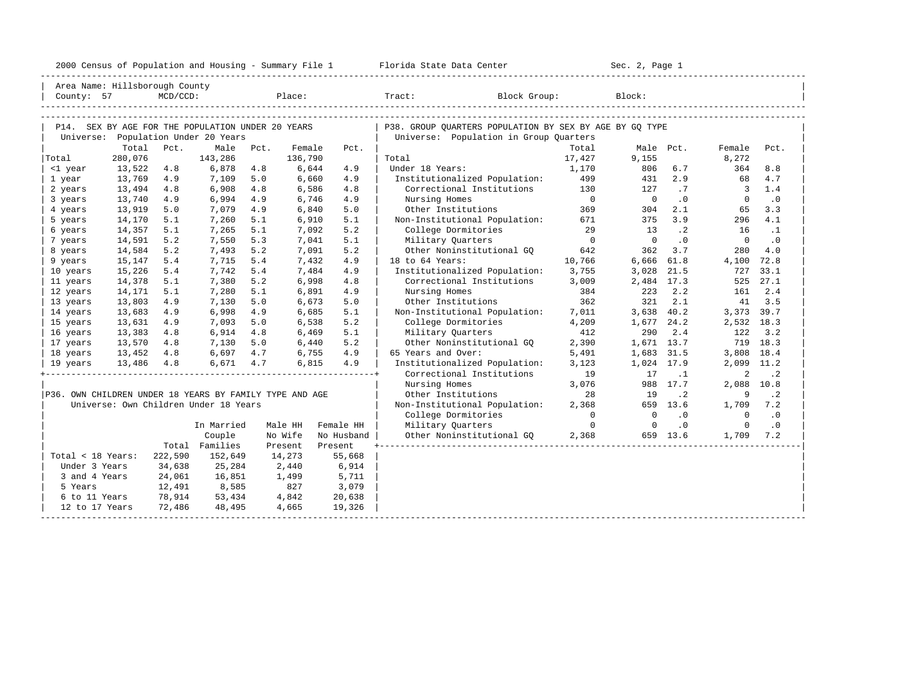2000 Census of Population and Housing - Summary File 1 Florida State Data Center Sec. 2, Page 1

Area Name: Hillsborough County
County: 57 MCD/CCD: Place: Tract: Block Group: Block:

## P14. SEX BY AGE FOR THE POPULATION UNDER 20 YEARS

Universe: Population Under 20 Years

| | Total | Pct. | Male | Pct. | Female | Pct. |
|---|---|---|---|---|---|---|
| Total | 280,076 | | 143,286 | | 136,790 | |
| <1 year | 13,522 | 4.8 | 6,878 | 4.8 | 6,644 | 4.9 |
| 1 year | 13,769 | 4.9 | 7,109 | 5.0 | 6,660 | 4.9 |
| 2 years | 13,494 | 4.8 | 6,908 | 4.8 | 6,586 | 4.8 |
| 3 years | 13,740 | 4.9 | 6,994 | 4.9 | 6,746 | 4.9 |
| 4 years | 13,919 | 5.0 | 7,079 | 4.9 | 6,840 | 5.0 |
| 5 years | 14,170 | 5.1 | 7,260 | 5.1 | 6,910 | 5.1 |
| 6 years | 14,357 | 5.1 | 7,265 | 5.1 | 7,092 | 5.2 |
| 7 years | 14,591 | 5.2 | 7,550 | 5.3 | 7,041 | 5.1 |
| 8 years | 14,584 | 5.2 | 7,493 | 5.2 | 7,091 | 5.2 |
| 9 years | 15,147 | 5.4 | 7,715 | 5.4 | 7,432 | 4.9 |
| 10 years | 15,226 | 5.4 | 7,742 | 5.4 | 7,484 | 4.9 |
| 11 years | 14,378 | 5.1 | 7,380 | 5.2 | 6,998 | 4.8 |
| 12 years | 14,171 | 5.1 | 7,280 | 5.1 | 6,891 | 4.9 |
| 13 years | 13,803 | 4.9 | 7,130 | 5.0 | 6,673 | 5.0 |
| 14 years | 13,683 | 4.9 | 6,998 | 4.9 | 6,685 | 5.1 |
| 15 years | 13,631 | 4.9 | 7,093 | 5.0 | 6,538 | 5.2 |
| 16 years | 13,383 | 4.8 | 6,914 | 4.8 | 6,469 | 5.1 |
| 17 years | 13,570 | 4.8 | 7,130 | 5.0 | 6,440 | 5.2 |
| 18 years | 13,452 | 4.8 | 6,697 | 4.7 | 6,755 | 4.9 |
| 19 years | 13,486 | 4.8 | 6,671 | 4.7 | 6,815 | 4.9 |

## P36. OWN CHILDREN UNDER 18 YEARS BY FAMILY TYPE AND AGE

Universe: Own Children Under 18 Years

| | Total | In Married Couple Families | Male HH No Wife Present | Female HH No Husband Present |
|---|---|---|---|---|
| Total < 18 Years: | 222,590 | 152,649 | 14,273 | 55,668 |
| Under 3 Years | 34,638 | 25,284 | 2,440 | 6,914 |
| 3 and 4 Years | 24,061 | 16,851 | 1,499 | 5,711 |
| 5 Years | 12,491 | 8,585 | 827 | 3,079 |
| 6 to 11 Years | 78,914 | 53,434 | 4,842 | 20,638 |
| 12 to 17 Years | 72,486 | 48,495 | 4,665 | 19,326 |

## P38. GROUP QUARTERS POPULATION BY SEX BY AGE BY GQ TYPE

Universe: Population in Group Quarters

| | Total | Male | Pct. | Female | Pct. |
|---|---|---|---|---|---|
| Total | 17,427 | 9,155 | | 8,272 | |
| Under 18 Years: | 1,170 | 806 | 6.7 | 364 | 8.8 |
| Institutionalized Population: | 499 | 431 | 2.9 | 68 | 4.7 |
| Correctional Institutions | 130 | 127 | .7 | 3 | 1.4 |
| Nursing Homes | 0 | 0 | .0 | 0 | .0 |
| Other Institutions | 369 | 304 | 2.1 | 65 | 3.3 |
| Non-Institutional Population: | 671 | 375 | 3.9 | 296 | 4.1 |
| College Dormitories | 29 | 13 | .2 | 16 | .1 |
| Military Quarters | 0 | 0 | .0 | 0 | .0 |
| Other Noninstitutional GQ | 642 | 362 | 3.7 | 280 | 4.0 |
| 18 to 64 Years: | 10,766 | 6,666 | 61.8 | 4,100 | 72.8 |
| Institutionalized Population: | 3,755 | 3,028 | 21.5 | 727 | 33.1 |
| Correctional Institutions | 3,009 | 2,484 | 17.3 | 525 | 27.1 |
| Nursing Homes | 384 | 223 | 2.2 | 161 | 2.4 |
| Other Institutions | 362 | 321 | 2.1 | 41 | 3.5 |
| Non-Institutional Population: | 7,011 | 3,638 | 40.2 | 3,373 | 39.7 |
| College Dormitories | 4,209 | 1,677 | 24.2 | 2,532 | 18.3 |
| Military Quarters | 412 | 290 | 2.4 | 122 | 3.2 |
| Other Noninstitutional GQ | 2,390 | 1,671 | 13.7 | 719 | 18.3 |
| 65 Years and Over: | 5,491 | 1,683 | 31.5 | 3,808 | 18.4 |
| Institutionalized Population: | 3,123 | 1,024 | 17.9 | 2,099 | 11.2 |
| Correctional Institutions | 19 | 17 | .1 | 2 | .2 |
| Nursing Homes | 3,076 | 988 | 17.7 | 2,088 | 10.8 |
| Other Institutions | 28 | 19 | .2 | 9 | .2 |
| Non-Institutional Population: | 2,368 | 659 | 13.6 | 1,709 | 7.2 |
| College Dormitories | 0 | 0 | .0 | 0 | .0 |
| Military Quarters | 0 | 0 | .0 | 0 | .0 |
| Other Noninstitutional GQ | 2,368 | 659 | 13.6 | 1,709 | 7.2 |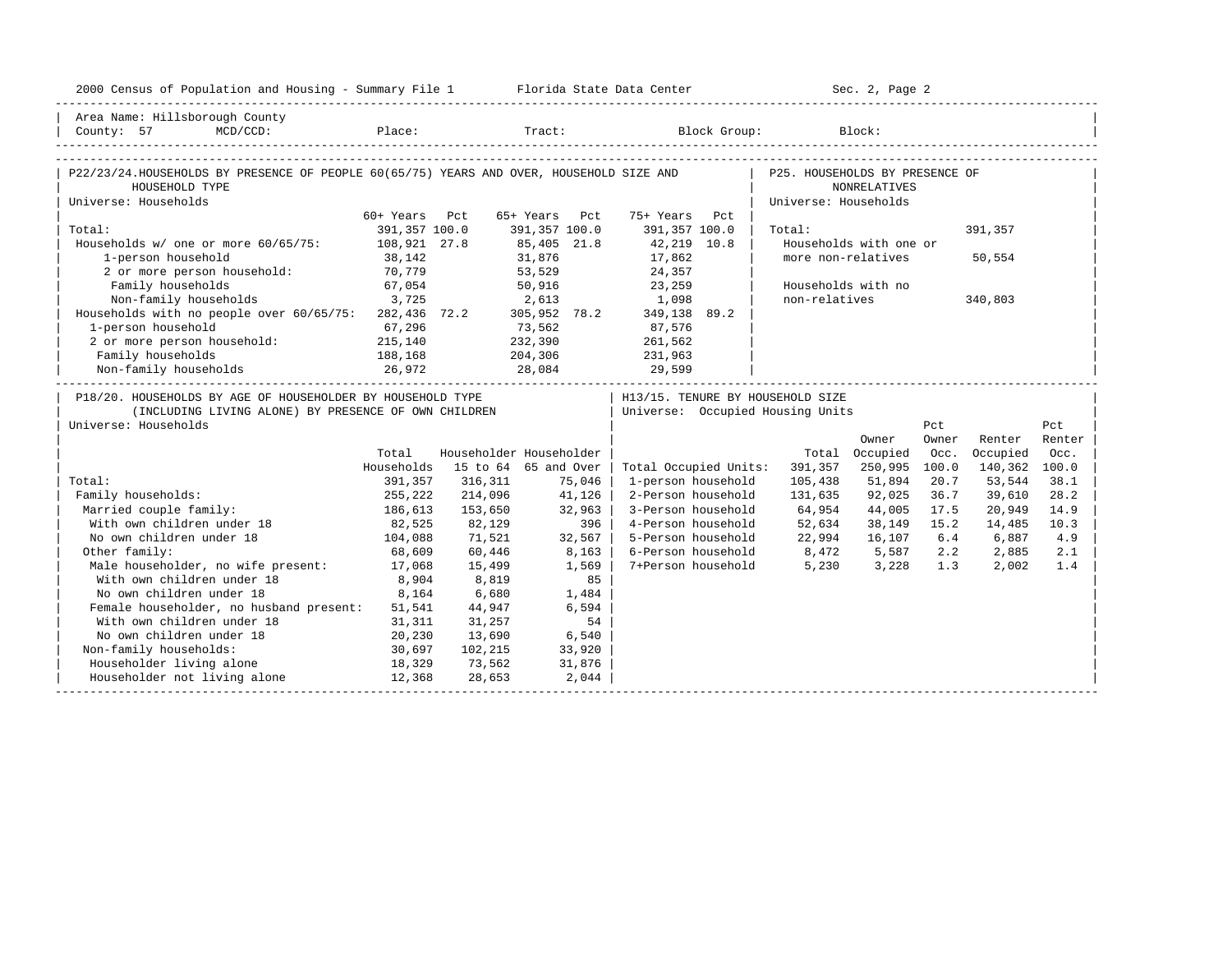Area Name: Hillsborough County
County: 57 MCD/CCD: Place: Tract: Block Group: Block:

## P22/23/24. HOUSEHOLDS BY PRESENCE OF PEOPLE 60(65/75) YEARS AND OVER, HOUSEHOLD SIZE AND HOUSEHOLD TYPE

Universe: Households

| | 60+ Years | Pct | 65+ Years | Pct | 75+ Years | Pct |
|---|---|---|---|---|---|---|
| Total: | 391,357 | 100.0 | 391,357 | 100.0 | 391,357 | 100.0 |
| Households w/ one or more 60/65/75: | 108,921 | 27.8 | 85,405 | 21.8 | 42,219 | 10.8 |
| 1-person household | 38,142 | | 31,876 | | 17,862 | |
| 2 or more person household: | 70,779 | | 53,529 | | 24,357 | |
| Family households | 67,054 | | 50,916 | | 23,259 | |
| Non-family households | 3,725 | | 2,613 | | 1,098 | |
| Households with no people over 60/65/75: | 282,436 | 72.2 | 305,952 | 78.2 | 349,138 | 89.2 |
| 1-person household | 67,296 | | 73,562 | | 87,576 | |
| 2 or more person household: | 215,140 | | 232,390 | | 261,562 | |
| Family households | 188,168 | | 204,306 | | 231,963 | |
| Non-family households | 26,972 | | 28,084 | | 29,599 | |

## P25. HOUSEHOLDS BY PRESENCE OF NONRELATIVES

Universe: Households

| | |
|---|---|
| Total: | 391,357 |
| Households with one or more non-relatives | 50,554 |
| Households with no non-relatives | 340,803 |

## P18/20. HOUSEHOLDS BY AGE OF HOUSEHOLDER BY HOUSEHOLD TYPE (INCLUDING LIVING ALONE) BY PRESENCE OF OWN CHILDREN

Universe: Households

| | Total Households | Householder 15 to 64 | Householder 65 and Over |
|---|---|---|---|
| Total: | 391,357 | 316,311 | 75,046 |
| Family households: | 255,222 | 214,096 | 41,126 |
| Married couple family: | 186,613 | 153,650 | 32,963 |
| With own children under 18 | 82,525 | 82,129 | 396 |
| No own children under 18 | 104,088 | 71,521 | 32,567 |
| Other family: | 68,609 | 60,446 | 8,163 |
| Male householder, no wife present: | 17,068 | 15,499 | 1,569 |
| With own children under 18 | 8,904 | 8,819 | 85 |
| No own children under 18 | 8,164 | 6,680 | 1,484 |
| Female householder, no husband present: | 51,541 | 44,947 | 6,594 |
| With own children under 18 | 31,311 | 31,257 | 54 |
| No own children under 18 | 20,230 | 13,690 | 6,540 |
| Non-family households: | 30,697 | 102,215 | 33,920 |
| Householder living alone | 18,329 | 73,562 | 31,876 |
| Householder not living alone | 12,368 | 28,653 | 2,044 |

## H13/15. TENURE BY HOUSEHOLD SIZE

Universe: Occupied Housing Units

| | Total | Owner Occupied | Pct Owner Occ. | Renter Occupied | Pct Renter Occ. |
|---|---|---|---|---|---|
| Total Occupied Units: | 391,357 | 250,995 | 100.0 | 140,362 | 100.0 |
| 1-person household | 105,438 | 51,894 | 20.7 | 53,544 | 38.1 |
| 2-Person household | 131,635 | 92,025 | 36.7 | 39,610 | 28.2 |
| 3-Person household | 64,954 | 44,005 | 17.5 | 20,949 | 14.9 |
| 4-Person household | 52,634 | 38,149 | 15.2 | 14,485 | 10.3 |
| 5-Person household | 22,994 | 16,107 | 6.4 | 6,887 | 4.9 |
| 6-Person household | 8,472 | 5,587 | 2.2 | 2,885 | 2.1 |
| 7+Person household | 5,230 | 3,228 | 1.3 | 2,002 | 1.4 |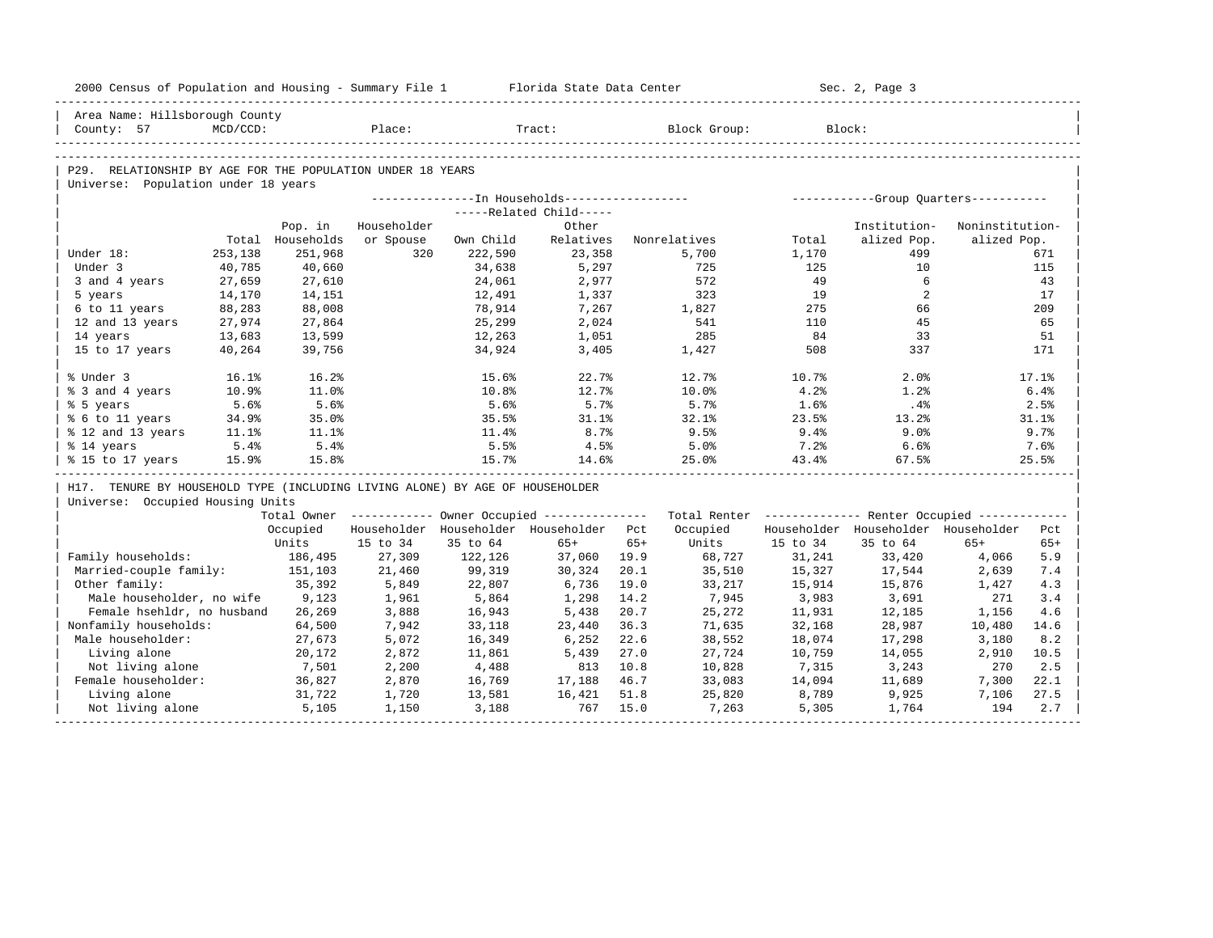2000 Census of Population and Housing - Summary File 1 Florida State Data Center Sec. 2, Page 3

Area Name: Hillsborough County
County: 57 MCD/CCD: Place: Tract: Block Group: Block:

## P29. RELATIONSHIP BY AGE FOR THE POPULATION UNDER 18 YEARS

Universe: Population under 18 years

| | Total | Pop. in Households | In Households: Householder or Spouse | In Households: Related Child: Own Child | In Households: Related Child: Other Relatives | In Households: Nonrelatives | Group Quarters: Total | Group Quarters: Institutionalized Pop. | Group Quarters: Noninstitutionalized Pop. |
|---|---|---|---|---|---|---|---|---|---|
| Under 18: | 253,138 | 251,968 | 320 | 222,590 | 23,358 | 5,700 | 1,170 | 499 | 671 |
| Under 3 | 40,785 | 40,660 | | 34,638 | 5,297 | 725 | 125 | 10 | 115 |
| 3 and 4 years | 27,659 | 27,610 | | 24,061 | 2,977 | 572 | 49 | 6 | 43 |
| 5 years | 14,170 | 14,151 | | 12,491 | 1,337 | 323 | 19 | 2 | 17 |
| 6 to 11 years | 88,283 | 88,008 | | 78,914 | 7,267 | 1,827 | 275 | 66 | 209 |
| 12 and 13 years | 27,974 | 27,864 | | 25,299 | 2,024 | 541 | 110 | 45 | 65 |
| 14 years | 13,683 | 13,599 | | 12,263 | 1,051 | 285 | 84 | 33 | 51 |
| 15 to 17 years | 40,264 | 39,756 | | 34,924 | 3,405 | 1,427 | 508 | 337 | 171 |
| % Under 3 | 16.1% | 16.2% | | 15.6% | 22.7% | 12.7% | 10.7% | 2.0% | 17.1% |
| % 3 and 4 years | 10.9% | 11.0% | | 10.8% | 12.7% | 10.0% | 4.2% | 1.2% | 6.4% |
| % 5 years | 5.6% | 5.6% | | 5.6% | 5.7% | 5.7% | 1.6% | .4% | 2.5% |
| % 6 to 11 years | 34.9% | 35.0% | | 35.5% | 31.1% | 32.1% | 23.5% | 13.2% | 31.1% |
| % 12 and 13 years | 11.1% | 11.1% | | 11.4% | 8.7% | 9.5% | 9.4% | 9.0% | 9.7% |
| % 14 years | 5.4% | 5.4% | | 5.5% | 4.5% | 5.0% | 7.2% | 6.6% | 7.6% |
| % 15 to 17 years | 15.9% | 15.8% | | 15.7% | 14.6% | 25.0% | 43.4% | 67.5% | 25.5% |

## H17. TENURE BY HOUSEHOLD TYPE (INCLUDING LIVING ALONE) BY AGE OF HOUSEHOLDER

Universe: Occupied Housing Units

| | Total Owner Occupied Units | Owner Occupied: Householder 15 to 34 | Owner Occupied: Householder 35 to 64 | Owner Occupied: Householder 65+ | Owner Occupied: Pct 65+ | Total Renter Occupied Units | Renter Occupied: Householder 15 to 34 | Renter Occupied: Householder 35 to 64 | Renter Occupied: Householder 65+ | Renter Occupied: Pct 65+ |
|---|---|---|---|---|---|---|---|---|---|---|
| Family households: | 186,495 | 27,309 | 122,126 | 37,060 | 19.9 | 68,727 | 31,241 | 33,420 | 4,066 | 5.9 |
| Married-couple family: | 151,103 | 21,460 | 99,319 | 30,324 | 20.1 | 35,510 | 15,327 | 17,544 | 2,639 | 7.4 |
| Other family: | 35,392 | 5,849 | 22,807 | 6,736 | 19.0 | 33,217 | 15,914 | 15,876 | 1,427 | 4.3 |
| Male householder, no wife | 9,123 | 1,961 | 5,864 | 1,298 | 14.2 | 7,945 | 3,983 | 3,691 | 271 | 3.4 |
| Female hsehldr, no husband | 26,269 | 3,888 | 16,943 | 5,438 | 20.7 | 25,272 | 11,931 | 12,185 | 1,156 | 4.6 |
| Nonfamily households: | 64,500 | 7,942 | 33,118 | 23,440 | 36.3 | 71,635 | 32,168 | 28,987 | 10,480 | 14.6 |
| Male householder: | 27,673 | 5,072 | 16,349 | 6,252 | 22.6 | 38,552 | 18,074 | 17,298 | 3,180 | 8.2 |
| Living alone | 20,172 | 2,872 | 11,861 | 5,439 | 27.0 | 27,724 | 10,759 | 14,055 | 2,910 | 10.5 |
| Not living alone | 7,501 | 2,200 | 4,488 | 813 | 10.8 | 10,828 | 7,315 | 3,243 | 270 | 2.5 |
| Female householder: | 36,827 | 2,870 | 16,769 | 17,188 | 46.7 | 33,083 | 14,094 | 11,689 | 7,300 | 22.1 |
| Living alone | 31,722 | 1,720 | 13,581 | 16,421 | 51.8 | 25,820 | 8,789 | 9,925 | 7,106 | 27.5 |
| Not living alone | 5,105 | 1,150 | 3,188 | 767 | 15.0 | 7,263 | 5,305 | 1,764 | 194 | 2.7 |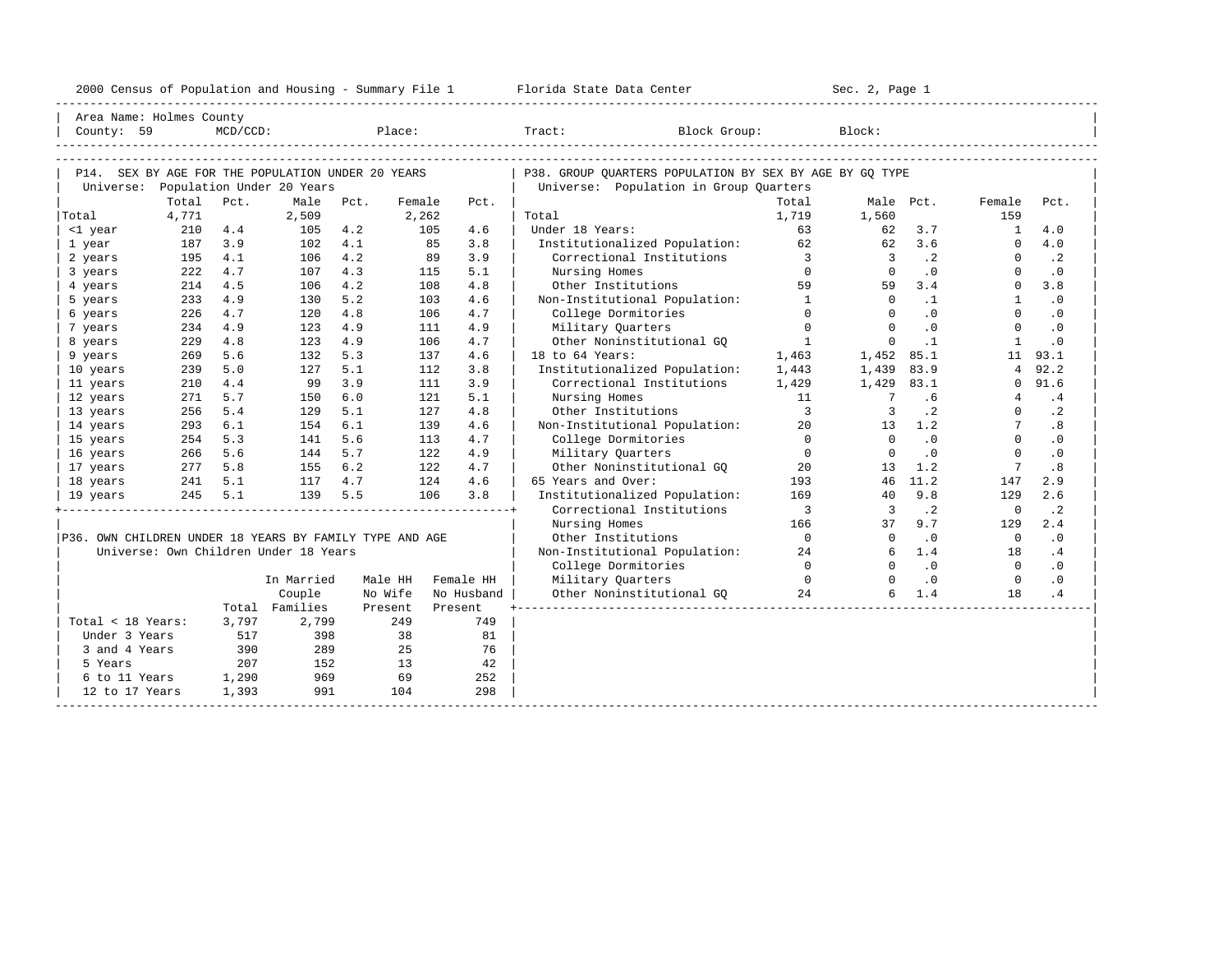2000 Census of Population and Housing - Summary File 1 — Florida State Data Center — Sec. 2, Page 1

Area Name: Holmes County
County: 59 MCD/CCD: Place: Tract: Block Group: Block:

## P14. SEX BY AGE FOR THE POPULATION UNDER 20 YEARS

Universe: Population Under 20 Years

| | Total | Pct. | Male | Pct. | Female | Pct. |
|---|---|---|---|---|---|---|
| Total | 4,771 | | 2,509 | | 2,262 | |
| <1 year | 210 | 4.4 | 105 | 4.2 | 105 | 4.6 |
| 1 year | 187 | 3.9 | 102 | 4.1 | 85 | 3.8 |
| 2 years | 195 | 4.1 | 106 | 4.2 | 89 | 3.9 |
| 3 years | 222 | 4.7 | 107 | 4.3 | 115 | 5.1 |
| 4 years | 214 | 4.5 | 106 | 4.2 | 108 | 4.8 |
| 5 years | 233 | 4.9 | 130 | 5.2 | 103 | 4.6 |
| 6 years | 226 | 4.7 | 120 | 4.8 | 106 | 4.7 |
| 7 years | 234 | 4.9 | 123 | 4.9 | 111 | 4.9 |
| 8 years | 229 | 4.8 | 123 | 4.9 | 106 | 4.7 |
| 9 years | 269 | 5.6 | 132 | 5.3 | 137 | 4.6 |
| 10 years | 239 | 5.0 | 127 | 5.1 | 112 | 3.8 |
| 11 years | 210 | 4.4 | 99 | 3.9 | 111 | 3.9 |
| 12 years | 271 | 5.7 | 150 | 6.0 | 121 | 5.1 |
| 13 years | 256 | 5.4 | 129 | 5.1 | 127 | 4.8 |
| 14 years | 293 | 6.1 | 154 | 6.1 | 139 | 4.6 |
| 15 years | 254 | 5.3 | 141 | 5.6 | 113 | 4.7 |
| 16 years | 266 | 5.6 | 144 | 5.7 | 122 | 4.9 |
| 17 years | 277 | 5.8 | 155 | 6.2 | 122 | 4.7 |
| 18 years | 241 | 5.1 | 117 | 4.7 | 124 | 4.6 |
| 19 years | 245 | 5.1 | 139 | 5.5 | 106 | 3.8 |

## P36. OWN CHILDREN UNDER 18 YEARS BY FAMILY TYPE AND AGE

Universe: Own Children Under 18 Years

| | Total | In Married Couple Families | Male HH No Wife Present | Female HH No Husband Present |
|---|---|---|---|---|
| Total < 18 Years: | 3,797 | 2,799 | 249 | 749 |
| Under 3 Years | 517 | 398 | 38 | 81 |
| 3 and 4 Years | 390 | 289 | 25 | 76 |
| 5 Years | 207 | 152 | 13 | 42 |
| 6 to 11 Years | 1,290 | 969 | 69 | 252 |
| 12 to 17 Years | 1,393 | 991 | 104 | 298 |

## P38. GROUP QUARTERS POPULATION BY SEX BY AGE BY GQ TYPE

Universe: Population in Group Quarters

| | Total | Male | Pct. | Female | Pct. |
|---|---|---|---|---|---|
| Total | 1,719 | 1,560 | | 159 | |
| Under 18 Years: | 63 | 62 | 3.7 | 1 | 4.0 |
| Institutionalized Population: | 62 | 62 | 3.6 | 0 | 4.0 |
| Correctional Institutions | 3 | 3 | .2 | 0 | .2 |
| Nursing Homes | 0 | 0 | .0 | 0 | .0 |
| Other Institutions | 59 | 59 | 3.4 | 0 | 3.8 |
| Non-Institutional Population: | 1 | 0 | .1 | 1 | .0 |
| College Dormitories | 0 | 0 | .0 | 0 | .0 |
| Military Quarters | 0 | 0 | .0 | 0 | .0 |
| Other Noninstitutional GQ | 1 | 0 | .1 | 1 | .0 |
| 18 to 64 Years: | 1,463 | 1,452 | 85.1 | 11 | 93.1 |
| Institutionalized Population: | 1,443 | 1,439 | 83.9 | 4 | 92.2 |
| Correctional Institutions | 1,429 | 1,429 | 83.1 | 0 | 91.6 |
| Nursing Homes | 11 | 7 | .6 | 4 | .4 |
| Other Institutions | 3 | 3 | .2 | 0 | .2 |
| Non-Institutional Population: | 20 | 13 | 1.2 | 7 | .8 |
| College Dormitories | 0 | 0 | .0 | 0 | .0 |
| Military Quarters | 0 | 0 | .0 | 0 | .0 |
| Other Noninstitutional GQ | 20 | 13 | 1.2 | 7 | .8 |
| 65 Years and Over: | 193 | 46 | 11.2 | 147 | 2.9 |
| Institutionalized Population: | 169 | 40 | 9.8 | 129 | 2.6 |
| Correctional Institutions | 3 | 3 | .2 | 0 | .2 |
| Nursing Homes | 166 | 37 | 9.7 | 129 | 2.4 |
| Other Institutions | 0 | 0 | .0 | 0 | .0 |
| Non-Institutional Population: | 24 | 6 | 1.4 | 18 | .4 |
| College Dormitories | 0 | 0 | .0 | 0 | .0 |
| Military Quarters | 0 | 0 | .0 | 0 | .0 |
| Other Noninstitutional GQ | 24 | 6 | 1.4 | 18 | .4 |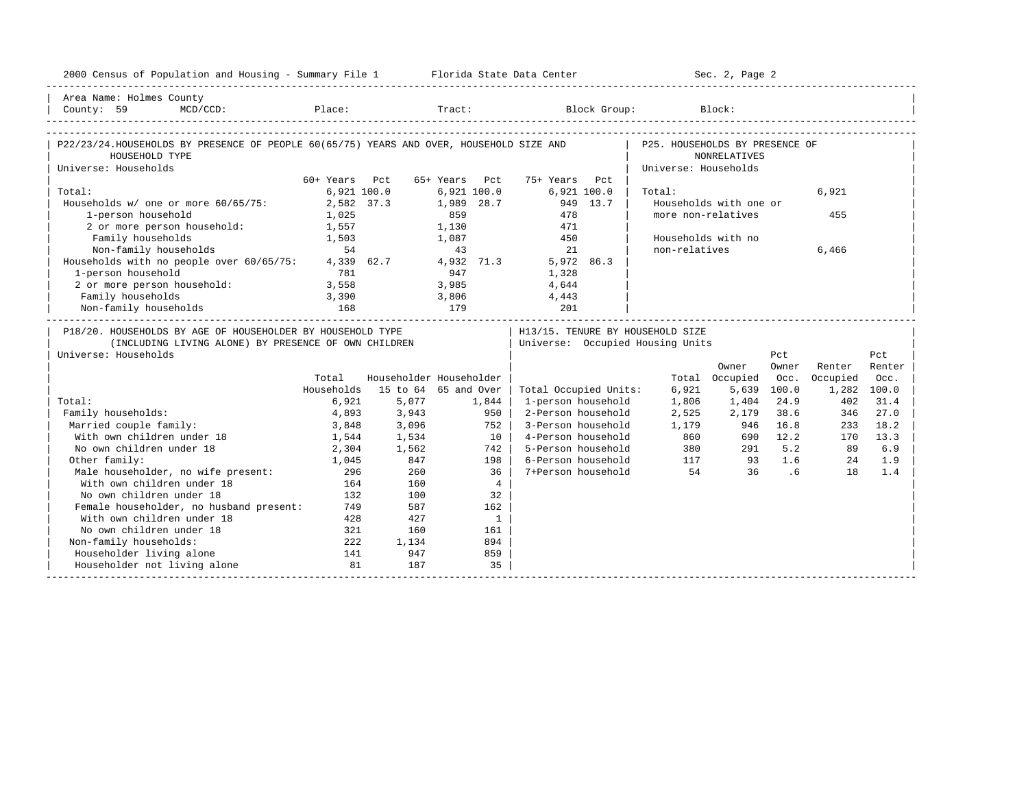2000 Census of Population and Housing - Summary File 1 Florida State Data Center Sec. 2, Page 2

Area Name: Holmes County
County: 59 MCD/CCD: Place: Tract: Block Group: Block:

## P22/23/24. HOUSEHOLDS BY PRESENCE OF PEOPLE 60(65/75) YEARS AND OVER, HOUSEHOLD SIZE AND HOUSEHOLD TYPE

Universe: Households

| | 60+ Years | Pct | 65+ Years | Pct | 75+ Years | Pct |
|---|---|---|---|---|---|---|
| Total: | 6,921 | 100.0 | 6,921 | 100.0 | 6,921 | 100.0 |
| Households w/ one or more 60/65/75: | 2,582 | 37.3 | 1,989 | 28.7 | 949 | 13.7 |
| 1-person household | 1,025 | | 859 | | 478 | |
| 2 or more person household: | 1,557 | | 1,130 | | 471 | |
| Family households | 1,503 | | 1,087 | | 450 | |
| Non-family households | 54 | | 43 | | 21 | |
| Households with no people over 60/65/75: | 4,339 | 62.7 | 4,932 | 71.3 | 5,972 | 86.3 |
| 1-person household | 781 | | 947 | | 1,328 | |
| 2 or more person household: | 3,558 | | 3,985 | | 4,644 | |
| Family households | 3,390 | | 3,806 | | 4,443 | |
| Non-family households | 168 | | 179 | | 201 | |

## P25. HOUSEHOLDS BY PRESENCE OF NONRELATIVES

Universe: Households

| | |
|---|---|
| Total: | 6,921 |
| Households with one or more non-relatives | 455 |
| Households with no non-relatives | 6,466 |

## P18/20. HOUSEHOLDS BY AGE OF HOUSEHOLDER BY HOUSEHOLD TYPE (INCLUDING LIVING ALONE) BY PRESENCE OF OWN CHILDREN

Universe: Households

| | Total Households | Householder 15 to 64 | Householder 65 and Over |
|---|---|---|---|
| Total: | 6,921 | 5,077 | 1,844 |
| Family households: | 4,893 | 3,943 | 950 |
| Married couple family: | 3,848 | 3,096 | 752 |
| With own children under 18 | 1,544 | 1,534 | 10 |
| No own children under 18 | 2,304 | 1,562 | 742 |
| Other family: | 1,045 | 847 | 198 |
| Male householder, no wife present: | 296 | 260 | 36 |
| With own children under 18 | 164 | 160 | 4 |
| No own children under 18 | 132 | 100 | 32 |
| Female householder, no husband present: | 749 | 587 | 162 |
| With own children under 18 | 428 | 427 | 1 |
| No own children under 18 | 321 | 160 | 161 |
| Non-family households: | 222 | 1,134 | 894 |
| Householder living alone | 141 | 947 | 859 |
| Householder not living alone | 81 | 187 | 35 |

## H13/15. TENURE BY HOUSEHOLD SIZE

Universe: Occupied Housing Units

| | Total | Owner Occupied | Pct Owner Occ. | Renter Occupied | Pct Renter Occ. |
|---|---|---|---|---|---|
| Total Occupied Units: | 6,921 | 5,639 | 100.0 | 1,282 | 100.0 |
| 1-person household | 1,806 | 1,404 | 24.9 | 402 | 31.4 |
| 2-Person household | 2,525 | 2,179 | 38.6 | 346 | 27.0 |
| 3-Person household | 1,179 | 946 | 16.8 | 233 | 18.2 |
| 4-Person household | 860 | 690 | 12.2 | 170 | 13.3 |
| 5-Person household | 380 | 291 | 5.2 | 89 | 6.9 |
| 6-Person household | 117 | 93 | 1.6 | 24 | 1.9 |
| 7+Person household | 54 | 36 | .6 | 18 | 1.4 |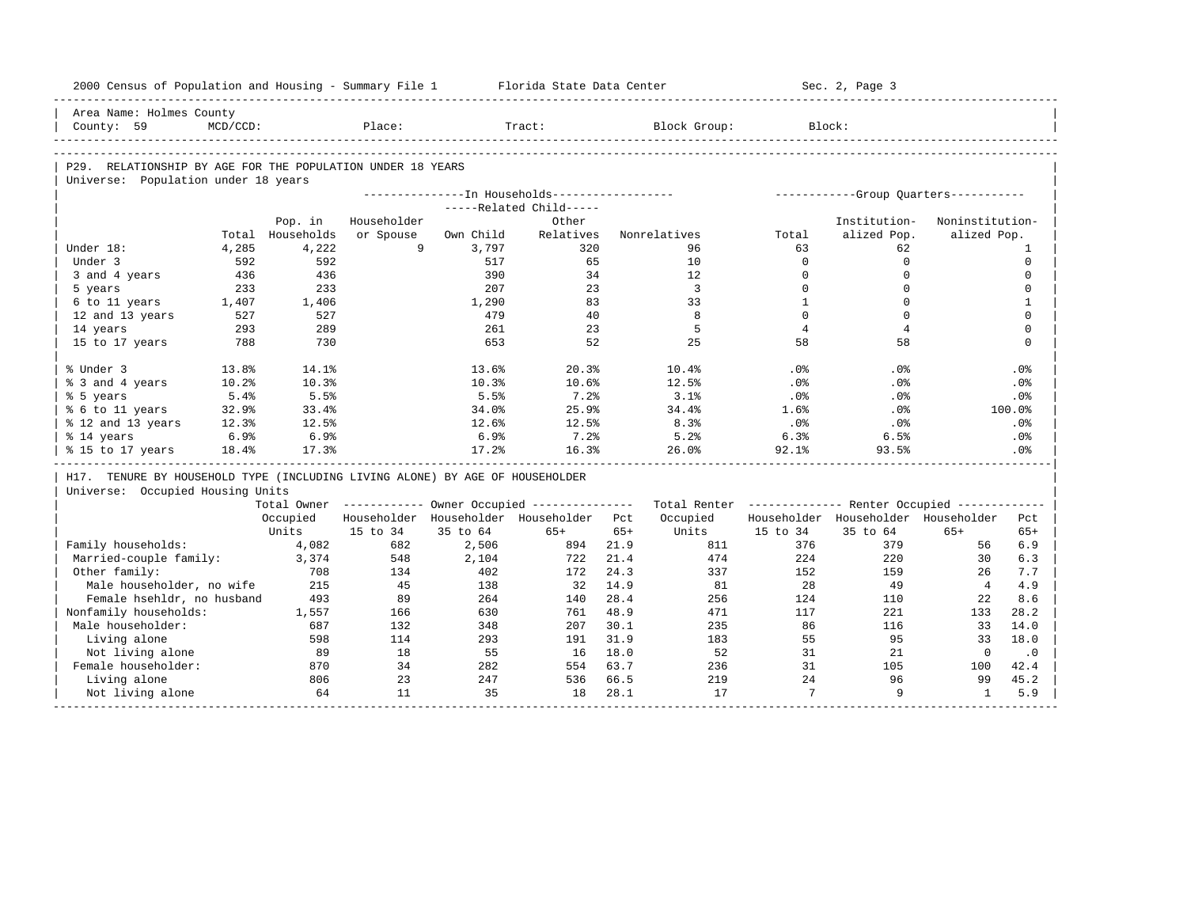Area Name: Holmes County
County: 59 MCD/CCD: Place: Tract: Block Group: Block:

## P29. RELATIONSHIP BY AGE FOR THE POPULATION UNDER 18 YEARS

Universe: Population under 18 years

| | Total | Pop. in Households | In Households: Householder or Spouse | Related Child: Own Child | Related Child: Other Relatives | Nonrelatives | Group Quarters: Total | Institutionalized Pop. | Noninstitutionalized Pop. |
|---|---|---|---|---|---|---|---|---|---|
| Under 18: | 4,285 | 4,222 | 9 | 3,797 | 320 | 96 | 63 | 62 | 1 |
| Under 3 | 592 | 592 | | 517 | 65 | 10 | 0 | 0 | 0 |
| 3 and 4 years | 436 | 436 | | 390 | 34 | 12 | 0 | 0 | 0 |
| 5 years | 233 | 233 | | 207 | 23 | 3 | 0 | 0 | 0 |
| 6 to 11 years | 1,407 | 1,406 | | 1,290 | 83 | 33 | 1 | 0 | 1 |
| 12 and 13 years | 527 | 527 | | 479 | 40 | 8 | 0 | 0 | 0 |
| 14 years | 293 | 289 | | 261 | 23 | 5 | 4 | 4 | 0 |
| 15 to 17 years | 788 | 730 | | 653 | 52 | 25 | 58 | 58 | 0 |
| % Under 3 | 13.8% | 14.1% | | 13.6% | 20.3% | 10.4% | .0% | .0% | .0% |
| % 3 and 4 years | 10.2% | 10.3% | | 10.3% | 10.6% | 12.5% | .0% | .0% | .0% |
| % 5 years | 5.4% | 5.5% | | 5.5% | 7.2% | 3.1% | .0% | .0% | .0% |
| % 6 to 11 years | 32.9% | 33.4% | | 34.0% | 25.9% | 34.4% | 1.6% | .0% | 100.0% |
| % 12 and 13 years | 12.3% | 12.5% | | 12.6% | 12.5% | 8.3% | .0% | .0% | .0% |
| % 14 years | 6.9% | 6.9% | | 6.9% | 7.2% | 5.2% | 6.3% | 6.5% | .0% |
| % 15 to 17 years | 18.4% | 17.3% | | 17.2% | 16.3% | 26.0% | 92.1% | 93.5% | .0% |

## H17. TENURE BY HOUSEHOLD TYPE (INCLUDING LIVING ALONE) BY AGE OF HOUSEHOLDER

Universe: Occupied Housing Units

| | Total Owner Occupied Units | Owner Occupied: Householder 15 to 34 | Householder 35 to 64 | Householder 65+ | Pct 65+ | Total Renter Occupied Units | Renter Occupied: Householder 15 to 34 | Householder 35 to 64 | Householder 65+ | Pct 65+ |
|---|---|---|---|---|---|---|---|---|---|---|
| Family households: | 4,082 | 682 | 2,506 | 894 | 21.9 | 811 | 376 | 379 | 56 | 6.9 |
| Married-couple family: | 3,374 | 548 | 2,104 | 722 | 21.4 | 474 | 224 | 220 | 30 | 6.3 |
| Other family: | 708 | 134 | 402 | 172 | 24.3 | 337 | 152 | 159 | 26 | 7.7 |
| Male householder, no wife | 215 | 45 | 138 | 32 | 14.9 | 81 | 28 | 49 | 4 | 4.9 |
| Female hsehldr, no husband | 493 | 89 | 264 | 140 | 28.4 | 256 | 124 | 110 | 22 | 8.6 |
| Nonfamily households: | 1,557 | 166 | 630 | 761 | 48.9 | 471 | 117 | 221 | 133 | 28.2 |
| Male householder: | 687 | 132 | 348 | 207 | 30.1 | 235 | 86 | 116 | 33 | 14.0 |
| Living alone | 598 | 114 | 293 | 191 | 31.9 | 183 | 55 | 95 | 33 | 18.0 |
| Not living alone | 89 | 18 | 55 | 16 | 18.0 | 52 | 31 | 21 | 0 | .0 |
| Female householder: | 870 | 34 | 282 | 554 | 63.7 | 236 | 31 | 105 | 100 | 42.4 |
| Living alone | 806 | 23 | 247 | 536 | 66.5 | 219 | 24 | 96 | 99 | 45.2 |
| Not living alone | 64 | 11 | 35 | 18 | 28.1 | 17 | 7 | 9 | 1 | 5.9 |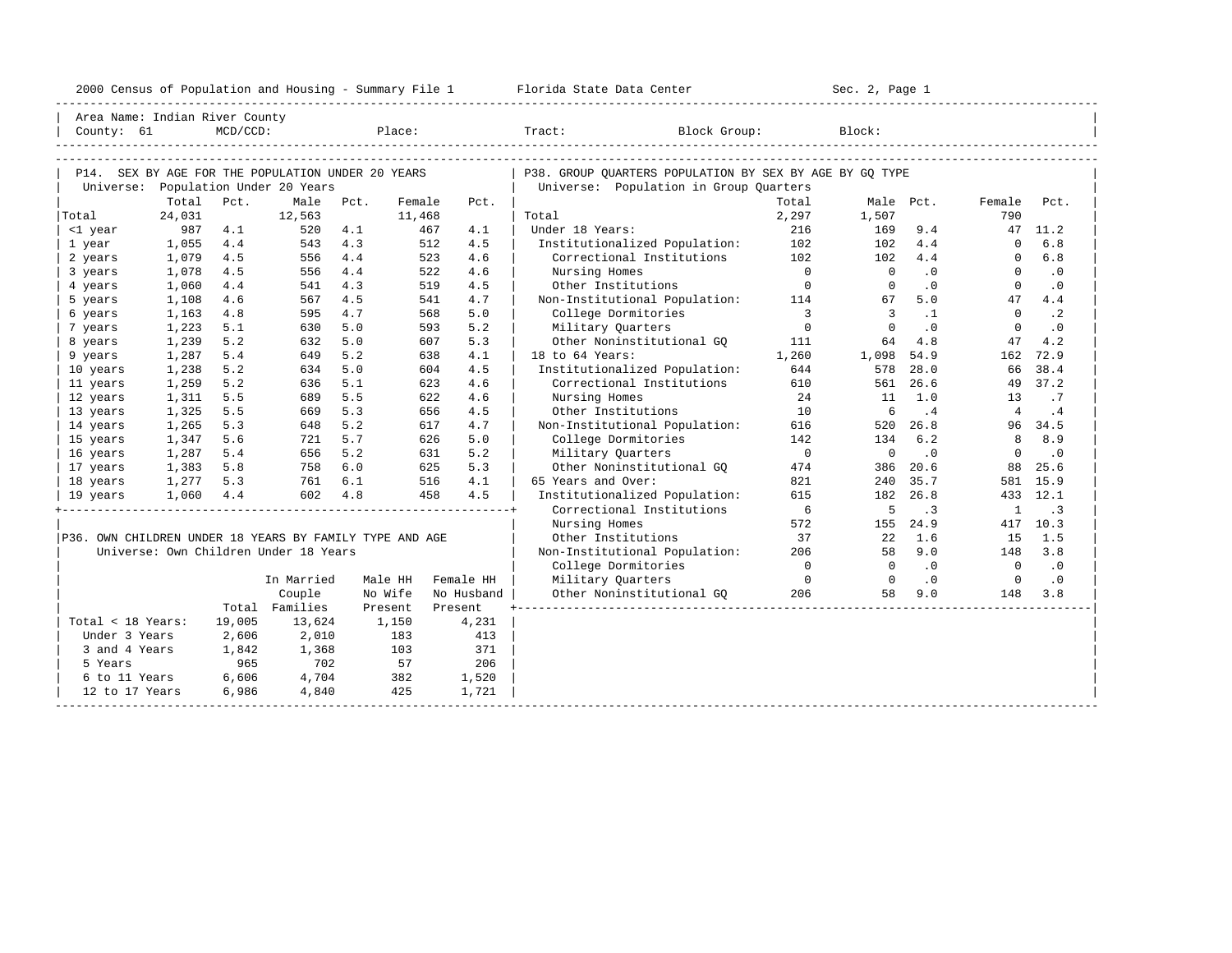Area Name: Indian River County
County: 61 MCD/CCD: Place: Tract: Block Group: Block:

## P14. SEX BY AGE FOR THE POPULATION UNDER 20 YEARS

Universe: Population Under 20 Years

| | Total | Pct. | Male | Pct. | Female | Pct. |
|---|---|---|---|---|---|---|
| Total | 24,031 | | 12,563 | | 11,468 | |
| <1 year | 987 | 4.1 | 520 | 4.1 | 467 | 4.1 |
| 1 year | 1,055 | 4.4 | 543 | 4.3 | 512 | 4.5 |
| 2 years | 1,079 | 4.5 | 556 | 4.4 | 523 | 4.6 |
| 3 years | 1,078 | 4.5 | 556 | 4.4 | 522 | 4.6 |
| 4 years | 1,060 | 4.4 | 541 | 4.3 | 519 | 4.5 |
| 5 years | 1,108 | 4.6 | 567 | 4.5 | 541 | 4.7 |
| 6 years | 1,163 | 4.8 | 595 | 4.7 | 568 | 5.0 |
| 7 years | 1,223 | 5.1 | 630 | 5.0 | 593 | 5.2 |
| 8 years | 1,239 | 5.2 | 632 | 5.0 | 607 | 5.3 |
| 9 years | 1,287 | 5.4 | 649 | 5.2 | 638 | 4.1 |
| 10 years | 1,238 | 5.2 | 634 | 5.0 | 604 | 4.5 |
| 11 years | 1,259 | 5.2 | 636 | 5.1 | 623 | 4.6 |
| 12 years | 1,311 | 5.5 | 689 | 5.5 | 622 | 4.6 |
| 13 years | 1,325 | 5.5 | 669 | 5.3 | 656 | 4.5 |
| 14 years | 1,265 | 5.3 | 648 | 5.2 | 617 | 4.7 |
| 15 years | 1,347 | 5.6 | 721 | 5.7 | 626 | 5.0 |
| 16 years | 1,287 | 5.4 | 656 | 5.2 | 631 | 5.2 |
| 17 years | 1,383 | 5.8 | 758 | 6.0 | 625 | 5.3 |
| 18 years | 1,277 | 5.3 | 761 | 6.1 | 516 | 4.1 |
| 19 years | 1,060 | 4.4 | 602 | 4.8 | 458 | 4.5 |

## P36. OWN CHILDREN UNDER 18 YEARS BY FAMILY TYPE AND AGE

Universe: Own Children Under 18 Years

| | Total | In Married Couple Families | Male HH No Wife Present | Female HH No Husband Present |
|---|---|---|---|---|
| Total < 18 Years: | 19,005 | 13,624 | 1,150 | 4,231 |
| Under 3 Years | 2,606 | 2,010 | 183 | 413 |
| 3 and 4 Years | 1,842 | 1,368 | 103 | 371 |
| 5 Years | 965 | 702 | 57 | 206 |
| 6 to 11 Years | 6,606 | 4,704 | 382 | 1,520 |
| 12 to 17 Years | 6,986 | 4,840 | 425 | 1,721 |

## P38. GROUP QUARTERS POPULATION BY SEX BY AGE BY GQ TYPE

Universe: Population in Group Quarters

| | Total | Male | Pct. | Female | Pct. |
|---|---|---|---|---|---|
| Total | 2,297 | 1,507 | | 790 | |
| Under 18 Years: | 216 | 169 | 9.4 | 47 | 11.2 |
| Institutionalized Population: | 102 | 102 | 4.4 | 0 | 6.8 |
| Correctional Institutions | 102 | 102 | 4.4 | 0 | 6.8 |
| Nursing Homes | 0 | 0 | .0 | 0 | .0 |
| Other Institutions | 0 | 0 | .0 | 0 | .0 |
| Non-Institutional Population: | 114 | 67 | 5.0 | 47 | 4.4 |
| College Dormitories | 3 | 3 | .1 | 0 | .2 |
| Military Quarters | 0 | 0 | .0 | 0 | .0 |
| Other Noninstitutional GQ | 111 | 64 | 4.8 | 47 | 4.2 |
| 18 to 64 Years: | 1,260 | 1,098 | 54.9 | 162 | 72.9 |
| Institutionalized Population: | 644 | 578 | 28.0 | 66 | 38.4 |
| Correctional Institutions | 610 | 561 | 26.6 | 49 | 37.2 |
| Nursing Homes | 24 | 11 | 1.0 | 13 | .7 |
| Other Institutions | 10 | 6 | .4 | 4 | .4 |
| Non-Institutional Population: | 616 | 520 | 26.8 | 96 | 34.5 |
| College Dormitories | 142 | 134 | 6.2 | 8 | 8.9 |
| Military Quarters | 0 | 0 | .0 | 0 | .0 |
| Other Noninstitutional GQ | 474 | 386 | 20.6 | 88 | 25.6 |
| 65 Years and Over: | 821 | 240 | 35.7 | 581 | 15.9 |
| Institutionalized Population: | 615 | 182 | 26.8 | 433 | 12.1 |
| Correctional Institutions | 6 | 5 | .3 | 1 | .3 |
| Nursing Homes | 572 | 155 | 24.9 | 417 | 10.3 |
| Other Institutions | 37 | 22 | 1.6 | 15 | 1.5 |
| Non-Institutional Population: | 206 | 58 | 9.0 | 148 | 3.8 |
| College Dormitories | 0 | 0 | .0 | 0 | .0 |
| Military Quarters | 0 | 0 | .0 | 0 | .0 |
| Other Noninstitutional GQ | 206 | 58 | 9.0 | 148 | 3.8 |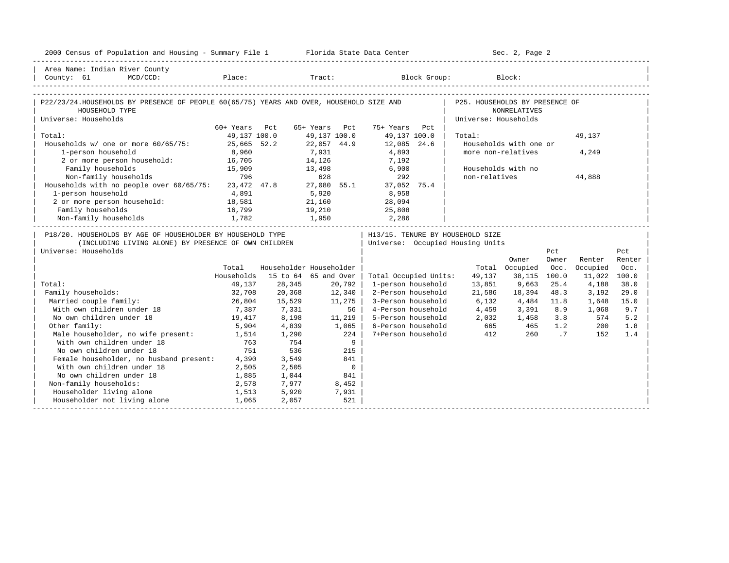2000 Census of Population and Housing - Summary File 1 — Florida State Data Center — Sec. 2, Page 2

Area Name: Indian River County
County: 61 MCD/CCD: Place: Tract: Block Group: Block:

## P22/23/24. HOUSEHOLDS BY PRESENCE OF PEOPLE 60(65/75) YEARS AND OVER, HOUSEHOLD SIZE AND HOUSEHOLD TYPE

Universe: Households

| | 60+ Years | Pct | 65+ Years | Pct | 75+ Years | Pct |
|---|---|---|---|---|---|---|
| Total: | 49,137 | 100.0 | 49,137 | 100.0 | 49,137 | 100.0 |
| Households w/ one or more 60/65/75: | 25,665 | 52.2 | 22,057 | 44.9 | 12,085 | 24.6 |
| 1-person household | 8,960 | | 7,931 | | 4,893 | |
| 2 or more person household: | 16,705 | | 14,126 | | 7,192 | |
| Family households | 15,909 | | 13,498 | | 6,900 | |
| Non-family households | 796 | | 628 | | 292 | |
| Households with no people over 60/65/75: | 23,472 | 47.8 | 27,080 | 55.1 | 37,052 | 75.4 |
| 1-person household | 4,891 | | 5,920 | | 8,958 | |
| 2 or more person household: | 18,581 | | 21,160 | | 28,094 | |
| Family households | 16,799 | | 19,210 | | 25,808 | |
| Non-family households | 1,782 | | 1,950 | | 2,286 | |

## P25. HOUSEHOLDS BY PRESENCE OF NONRELATIVES

Universe: Households

| | |
|---|---|
| Total: | 49,137 |
| Households with one or more non-relatives | 4,249 |
| Households with no non-relatives | 44,888 |

## P18/20. HOUSEHOLDS BY AGE OF HOUSEHOLDER BY HOUSEHOLD TYPE (INCLUDING LIVING ALONE) BY PRESENCE OF OWN CHILDREN

Universe: Households

| | Total Households | Householder 15 to 64 | Householder 65 and Over |
|---|---|---|---|
| Total: | 49,137 | 28,345 | 20,792 |
| Family households: | 32,708 | 20,368 | 12,340 |
| Married couple family: | 26,804 | 15,529 | 11,275 |
| With own children under 18 | 7,387 | 7,331 | 56 |
| No own children under 18 | 19,417 | 8,198 | 11,219 |
| Other family: | 5,904 | 4,839 | 1,065 |
| Male householder, no wife present: | 1,514 | 1,290 | 224 |
| With own children under 18 | 763 | 754 | 9 |
| No own children under 18 | 751 | 536 | 215 |
| Female householder, no husband present: | 4,390 | 3,549 | 841 |
| With own children under 18 | 2,505 | 2,505 | 0 |
| No own children under 18 | 1,885 | 1,044 | 841 |
| Non-family households: | 2,578 | 7,977 | 8,452 |
| Householder living alone | 1,513 | 5,920 | 7,931 |
| Householder not living alone | 1,065 | 2,057 | 521 |

## H13/15. TENURE BY HOUSEHOLD SIZE

Universe: Occupied Housing Units

| | Total | Owner Occupied | Pct Owner Occ. | Renter Occupied | Pct Renter Occ. |
|---|---|---|---|---|---|
| Total Occupied Units: | 49,137 | 38,115 | 100.0 | 11,022 | 100.0 |
| 1-person household | 13,851 | 9,663 | 25.4 | 4,188 | 38.0 |
| 2-Person household | 21,586 | 18,394 | 48.3 | 3,192 | 29.0 |
| 3-Person household | 6,132 | 4,484 | 11.8 | 1,648 | 15.0 |
| 4-Person household | 4,459 | 3,391 | 8.9 | 1,068 | 9.7 |
| 5-Person household | 2,032 | 1,458 | 3.8 | 574 | 5.2 |
| 6-Person household | 665 | 465 | 1.2 | 200 | 1.8 |
| 7+Person household | 412 | 260 | .7 | 152 | 1.4 |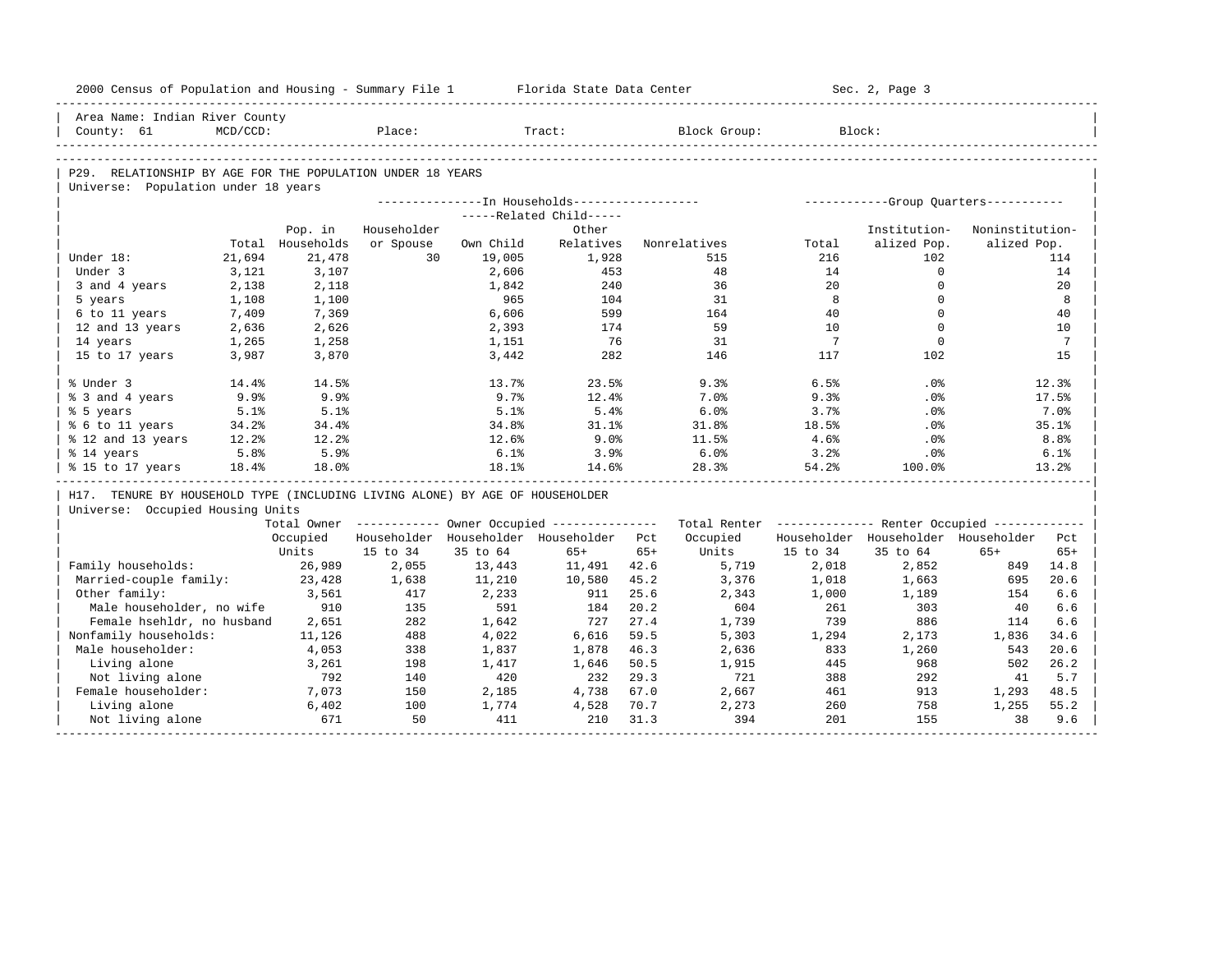Area Name: Indian River County
County: 61 MCD/CCD: Place: Tract: Block Group: Block:

## P29. RELATIONSHIP BY AGE FOR THE POPULATION UNDER 18 YEARS

Universe: Population under 18 years

| | Total | Pop. in Households | In Households: Householder or Spouse | Related Child: Own Child | Related Child: Other Relatives | Nonrelatives | Group Quarters: Total | Institutionalized Pop. | Noninstitutionalized Pop. |
|---|---|---|---|---|---|---|---|---|---|
| Under 18: | 21,694 | 21,478 | 30 | 19,005 | 1,928 | 515 | 216 | 102 | 114 |
| Under 3 | 3,121 | 3,107 | | 2,606 | 453 | 48 | 14 | 0 | 14 |
| 3 and 4 years | 2,138 | 2,118 | | 1,842 | 240 | 36 | 20 | 0 | 20 |
| 5 years | 1,108 | 1,100 | | 965 | 104 | 31 | 8 | 0 | 8 |
| 6 to 11 years | 7,409 | 7,369 | | 6,606 | 599 | 164 | 40 | 0 | 40 |
| 12 and 13 years | 2,636 | 2,626 | | 2,393 | 174 | 59 | 10 | 0 | 10 |
| 14 years | 1,265 | 1,258 | | 1,151 | 76 | 31 | 7 | 0 | 7 |
| 15 to 17 years | 3,987 | 3,870 | | 3,442 | 282 | 146 | 117 | 102 | 15 |
| % Under 3 | 14.4% | 14.5% | | 13.7% | 23.5% | 9.3% | 6.5% | .0% | 12.3% |
| % 3 and 4 years | 9.9% | 9.9% | | 9.7% | 12.4% | 7.0% | 9.3% | .0% | 17.5% |
| % 5 years | 5.1% | 5.1% | | 5.1% | 5.4% | 6.0% | 3.7% | .0% | 7.0% |
| % 6 to 11 years | 34.2% | 34.4% | | 34.8% | 31.1% | 31.8% | 18.5% | .0% | 35.1% |
| % 12 and 13 years | 12.2% | 12.2% | | 12.6% | 9.0% | 11.5% | 4.6% | .0% | 8.8% |
| % 14 years | 5.8% | 5.9% | | 6.1% | 3.9% | 6.0% | 3.2% | .0% | 6.1% |
| % 15 to 17 years | 18.4% | 18.0% | | 18.1% | 14.6% | 28.3% | 54.2% | 100.0% | 13.2% |

## H17. TENURE BY HOUSEHOLD TYPE (INCLUDING LIVING ALONE) BY AGE OF HOUSEHOLDER

Universe: Occupied Housing Units

| | Total Owner Occupied Units | Owner: Householder 15 to 34 | Owner: Householder 35 to 64 | Owner: Householder 65+ | Owner: Pct 65+ | Total Renter Occupied Units | Renter: Householder 15 to 34 | Renter: Householder 35 to 64 | Renter: Householder 65+ | Renter: Pct 65+ |
|---|---|---|---|---|---|---|---|---|---|---|
| Family households: | 26,989 | 2,055 | 13,443 | 11,491 | 42.6 | 5,719 | 2,018 | 2,852 | 849 | 14.8 |
| Married-couple family: | 23,428 | 1,638 | 11,210 | 10,580 | 45.2 | 3,376 | 1,018 | 1,663 | 695 | 20.6 |
| Other family: | 3,561 | 417 | 2,233 | 911 | 25.6 | 2,343 | 1,000 | 1,189 | 154 | 6.6 |
| Male householder, no wife | 910 | 135 | 591 | 184 | 20.2 | 604 | 261 | 303 | 40 | 6.6 |
| Female hsehldr, no husband | 2,651 | 282 | 1,642 | 727 | 27.4 | 1,739 | 739 | 886 | 114 | 6.6 |
| Nonfamily households: | 11,126 | 488 | 4,022 | 6,616 | 59.5 | 5,303 | 1,294 | 2,173 | 1,836 | 34.6 |
| Male householder: | 4,053 | 338 | 1,837 | 1,878 | 46.3 | 2,636 | 833 | 1,260 | 543 | 20.6 |
| Living alone | 3,261 | 198 | 1,417 | 1,646 | 50.5 | 1,915 | 445 | 968 | 502 | 26.2 |
| Not living alone | 792 | 140 | 420 | 232 | 29.3 | 721 | 388 | 292 | 41 | 5.7 |
| Female householder: | 7,073 | 150 | 2,185 | 4,738 | 67.0 | 2,667 | 461 | 913 | 1,293 | 48.5 |
| Living alone | 6,402 | 100 | 1,774 | 4,528 | 70.7 | 2,273 | 260 | 758 | 1,255 | 55.2 |
| Not living alone | 671 | 50 | 411 | 210 | 31.3 | 394 | 201 | 155 | 38 | 9.6 |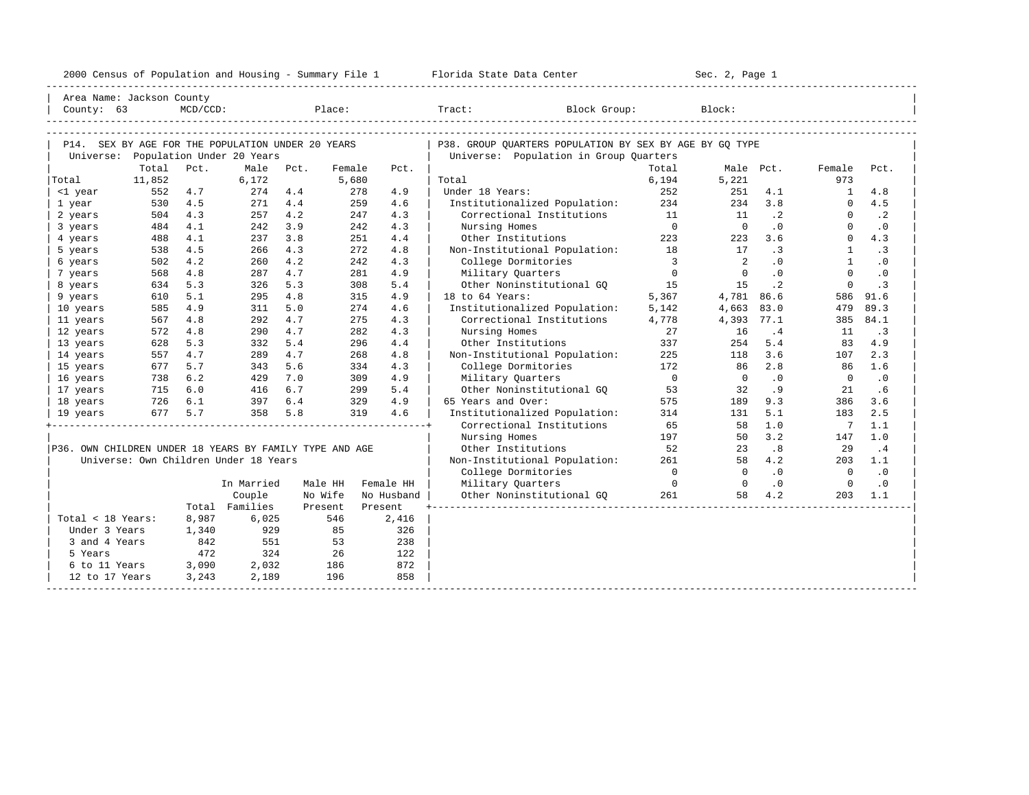2000 Census of Population and Housing - Summary File 1 Florida State Data Center Sec. 2, Page 1

Area Name: Jackson County
County: 63 MCD/CCD: Place: Tract: Block Group: Block:

## P14. SEX BY AGE FOR THE POPULATION UNDER 20 YEARS

Universe: Population Under 20 Years

| | Total | Pct. | Male | Pct. | Female | Pct. |
|---|---|---|---|---|---|---|
| Total | 11,852 | | 6,172 | | 5,680 | |
| <1 year | 552 | 4.7 | 274 | 4.4 | 278 | 4.9 |
| 1 year | 530 | 4.5 | 271 | 4.4 | 259 | 4.6 |
| 2 years | 504 | 4.3 | 257 | 4.2 | 247 | 4.3 |
| 3 years | 484 | 4.1 | 242 | 3.9 | 242 | 4.3 |
| 4 years | 488 | 4.1 | 237 | 3.8 | 251 | 4.4 |
| 5 years | 538 | 4.5 | 266 | 4.3 | 272 | 4.8 |
| 6 years | 502 | 4.2 | 260 | 4.2 | 242 | 4.3 |
| 7 years | 568 | 4.8 | 287 | 4.7 | 281 | 4.9 |
| 8 years | 634 | 5.3 | 326 | 5.3 | 308 | 5.4 |
| 9 years | 610 | 5.1 | 295 | 4.8 | 315 | 4.9 |
| 10 years | 585 | 4.9 | 311 | 5.0 | 274 | 4.6 |
| 11 years | 567 | 4.8 | 292 | 4.7 | 275 | 4.3 |
| 12 years | 572 | 4.8 | 290 | 4.7 | 282 | 4.3 |
| 13 years | 628 | 5.3 | 332 | 5.4 | 296 | 4.4 |
| 14 years | 557 | 4.7 | 289 | 4.7 | 268 | 4.8 |
| 15 years | 677 | 5.7 | 343 | 5.6 | 334 | 4.3 |
| 16 years | 738 | 6.2 | 429 | 7.0 | 309 | 4.9 |
| 17 years | 715 | 6.0 | 416 | 6.7 | 299 | 5.4 |
| 18 years | 726 | 6.1 | 397 | 6.4 | 329 | 4.9 |
| 19 years | 677 | 5.7 | 358 | 5.8 | 319 | 4.6 |

## P36. OWN CHILDREN UNDER 18 YEARS BY FAMILY TYPE AND AGE

Universe: Own Children Under 18 Years

| | Total | In Married Couple Families | Male HH No Wife Present | Female HH No Husband Present |
|---|---|---|---|---|
| Total < 18 Years: | 8,987 | 6,025 | 546 | 2,416 |
| Under 3 Years | 1,340 | 929 | 85 | 326 |
| 3 and 4 Years | 842 | 551 | 53 | 238 |
| 5 Years | 472 | 324 | 26 | 122 |
| 6 to 11 Years | 3,090 | 2,032 | 186 | 872 |
| 12 to 17 Years | 3,243 | 2,189 | 196 | 858 |

## P38. GROUP QUARTERS POPULATION BY SEX BY AGE BY GQ TYPE

Universe: Population in Group Quarters

| | Total | Male | Pct. | Female | Pct. |
|---|---|---|---|---|---|
| Total | 6,194 | 5,221 | | 973 | |
| Under 18 Years: | 252 | 251 | 4.1 | 1 | 4.8 |
| Institutionalized Population: | 234 | 234 | 3.8 | 0 | 4.5 |
| Correctional Institutions | 11 | 11 | .2 | 0 | .2 |
| Nursing Homes | 0 | 0 | .0 | 0 | .0 |
| Other Institutions | 223 | 223 | 3.6 | 0 | 4.3 |
| Non-Institutional Population: | 18 | 17 | .3 | 1 | .3 |
| College Dormitories | 3 | 2 | .0 | 1 | .0 |
| Military Quarters | 0 | 0 | .0 | 0 | .0 |
| Other Noninstitutional GQ | 15 | 15 | .2 | 0 | .3 |
| 18 to 64 Years: | 5,367 | 4,781 | 86.6 | 586 | 91.6 |
| Institutionalized Population: | 5,142 | 4,663 | 83.0 | 479 | 89.3 |
| Correctional Institutions | 4,778 | 4,393 | 77.1 | 385 | 84.1 |
| Nursing Homes | 27 | 16 | .4 | 11 | .3 |
| Other Institutions | 337 | 254 | 5.4 | 83 | 4.9 |
| Non-Institutional Population: | 225 | 118 | 3.6 | 107 | 2.3 |
| College Dormitories | 172 | 86 | 2.8 | 86 | 1.6 |
| Military Quarters | 0 | 0 | .0 | 0 | .0 |
| Other Noninstitutional GQ | 53 | 32 | .9 | 21 | .6 |
| 65 Years and Over: | 575 | 189 | 9.3 | 386 | 3.6 |
| Institutionalized Population: | 314 | 131 | 5.1 | 183 | 2.5 |
| Correctional Institutions | 65 | 58 | 1.0 | 7 | 1.1 |
| Nursing Homes | 197 | 50 | 3.2 | 147 | 1.0 |
| Other Institutions | 52 | 23 | .8 | 29 | .4 |
| Non-Institutional Population: | 261 | 58 | 4.2 | 203 | 1.1 |
| College Dormitories | 0 | 0 | .0 | 0 | .0 |
| Military Quarters | 0 | 0 | .0 | 0 | .0 |
| Other Noninstitutional GQ | 261 | 58 | 4.2 | 203 | 1.1 |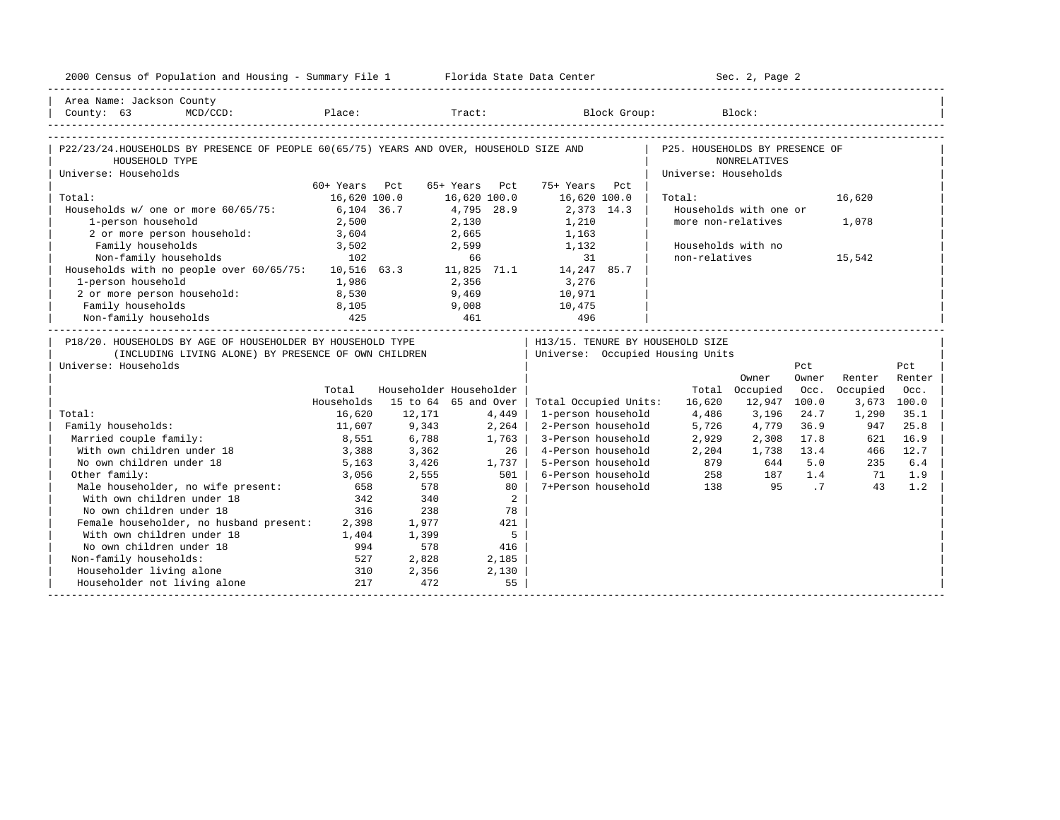2000 Census of Population and Housing - Summary File 1 Florida State Data Center Sec. 2, Page 2

Area Name: Jackson County
County: 63 MCD/CCD: Place: Tract: Block Group: Block:

## P22/23/24. HOUSEHOLDS BY PRESENCE OF PEOPLE 60(65/75) YEARS AND OVER, HOUSEHOLD SIZE AND HOUSEHOLD TYPE

Universe: Households

| | 60+ Years | Pct | 65+ Years | Pct | 75+ Years | Pct |
|---|---|---|---|---|---|---|
| Total: | 16,620 | 100.0 | 16,620 | 100.0 | 16,620 | 100.0 |
| Households w/ one or more 60/65/75: | 6,104 | 36.7 | 4,795 | 28.9 | 2,373 | 14.3 |
| 1-person household | 2,500 | | 2,130 | | 1,210 | |
| 2 or more person household: | 3,604 | | 2,665 | | 1,163 | |
| Family households | 3,502 | | 2,599 | | 1,132 | |
| Non-family households | 102 | | 66 | | 31 | |
| Households with no people over 60/65/75: | 10,516 | 63.3 | 11,825 | 71.1 | 14,247 | 85.7 |
| 1-person household | 1,986 | | 2,356 | | 3,276 | |
| 2 or more person household: | 8,530 | | 9,469 | | 10,971 | |
| Family households | 8,105 | | 9,008 | | 10,475 | |
| Non-family households | 425 | | 461 | | 496 | |

## P25. HOUSEHOLDS BY PRESENCE OF NONRELATIVES

Universe: Households

| | |
|---|---|
| Total: | 16,620 |
| Households with one or more non-relatives | 1,078 |
| Households with no non-relatives | 15,542 |

## P18/20. HOUSEHOLDS BY AGE OF HOUSEHOLDER BY HOUSEHOLD TYPE (INCLUDING LIVING ALONE) BY PRESENCE OF OWN CHILDREN

Universe: Households

| | Total Households | Householder 15 to 64 | Householder 65 and Over |
|---|---|---|---|
| Total: | 16,620 | 12,171 | 4,449 |
| Family households: | 11,607 | 9,343 | 2,264 |
| Married couple family: | 8,551 | 6,788 | 1,763 |
| With own children under 18 | 3,388 | 3,362 | 26 |
| No own children under 18 | 5,163 | 3,426 | 1,737 |
| Other family: | 3,056 | 2,555 | 501 |
| Male householder, no wife present: | 658 | 578 | 80 |
| With own children under 18 | 342 | 340 | 2 |
| No own children under 18 | 316 | 238 | 78 |
| Female householder, no husband present: | 2,398 | 1,977 | 421 |
| With own children under 18 | 1,404 | 1,399 | 5 |
| No own children under 18 | 994 | 578 | 416 |
| Non-family households: | 527 | 2,828 | 2,185 |
| Householder living alone | 310 | 2,356 | 2,130 |
| Householder not living alone | 217 | 472 | 55 |

## H13/15. TENURE BY HOUSEHOLD SIZE

Universe: Occupied Housing Units

| | Total | Owner Occupied | Pct Owner Occ. | Renter Occupied | Pct Renter Occ. |
|---|---|---|---|---|---|
| Total Occupied Units: | 16,620 | 12,947 | 100.0 | 3,673 | 100.0 |
| 1-person household | 4,486 | 3,196 | 24.7 | 1,290 | 35.1 |
| 2-Person household | 5,726 | 4,779 | 36.9 | 947 | 25.8 |
| 3-Person household | 2,929 | 2,308 | 17.8 | 621 | 16.9 |
| 4-Person household | 2,204 | 1,738 | 13.4 | 466 | 12.7 |
| 5-Person household | 879 | 644 | 5.0 | 235 | 6.4 |
| 6-Person household | 258 | 187 | 1.4 | 71 | 1.9 |
| 7+Person household | 138 | 95 | .7 | 43 | 1.2 |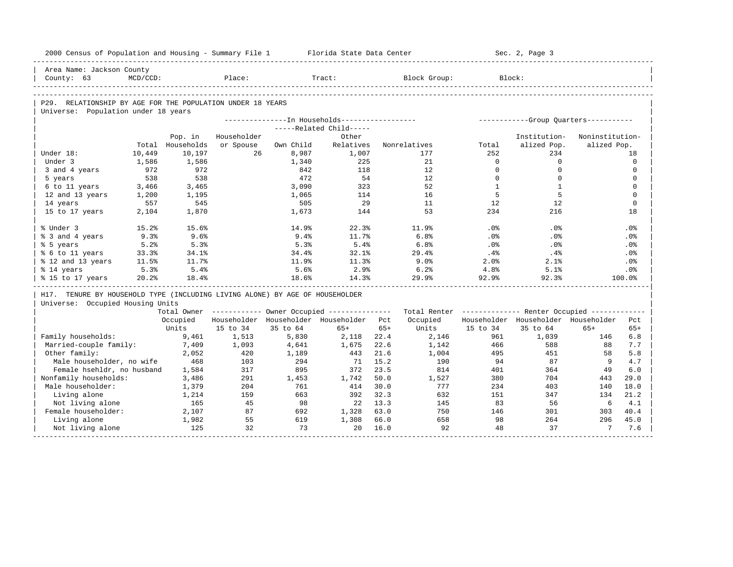2000 Census of Population and Housing - Summary File 1 Florida State Data Center Sec. 2, Page 3

Area Name: Jackson County
County: 63 MCD/CCD: Place: Tract: Block Group: Block:

## P29. RELATIONSHIP BY AGE FOR THE POPULATION UNDER 18 YEARS

Universe: Population under 18 years

| | | In Households | | | | | Group Quarters | | |
|---|---|---|---|---|---|---|---|---|---|
| | | | | Related Child | | | | | |
| | Total | Pop. in Households | Householder or Spouse | Own Child | Other Relatives | Nonrelatives | Total | Institutionalized Pop. | Noninstitutionalized Pop. |
| Under 18: | 10,449 | 10,197 | 26 | 8,987 | 1,007 | 177 | 252 | 234 | 18 |
| Under 3 | 1,586 | 1,586 | | 1,340 | 225 | 21 | 0 | 0 | 0 |
| 3 and 4 years | 972 | 972 | | 842 | 118 | 12 | 0 | 0 | 0 |
| 5 years | 538 | 538 | | 472 | 54 | 12 | 0 | 0 | 0 |
| 6 to 11 years | 3,466 | 3,465 | | 3,090 | 323 | 52 | 1 | 1 | 0 |
| 12 and 13 years | 1,200 | 1,195 | | 1,065 | 114 | 16 | 5 | 5 | 0 |
| 14 years | 557 | 545 | | 505 | 29 | 11 | 12 | 12 | 0 |
| 15 to 17 years | 2,104 | 1,870 | | 1,673 | 144 | 53 | 234 | 216 | 18 |
| % Under 3 | 15.2% | 15.6% | | 14.9% | 22.3% | 11.9% | .0% | .0% | .0% |
| % 3 and 4 years | 9.3% | 9.6% | | 9.4% | 11.7% | 6.8% | .0% | .0% | .0% |
| % 5 years | 5.2% | 5.3% | | 5.3% | 5.4% | 6.8% | .0% | .0% | .0% |
| % 6 to 11 years | 33.3% | 34.1% | | 34.4% | 32.1% | 29.4% | .4% | .4% | .0% |
| % 12 and 13 years | 11.5% | 11.7% | | 11.9% | 11.3% | 9.0% | 2.0% | 2.1% | .0% |
| % 14 years | 5.3% | 5.4% | | 5.6% | 2.9% | 6.2% | 4.8% | 5.1% | .0% |
| % 15 to 17 years | 20.2% | 18.4% | | 18.6% | 14.3% | 29.9% | 92.9% | 92.3% | 100.0% |

## H17. TENURE BY HOUSEHOLD TYPE (INCLUDING LIVING ALONE) BY AGE OF HOUSEHOLDER

Universe: Occupied Housing Units

| | Total Owner Occupied Units | Owner Occupied | | | | Total Renter Occupied Units | Renter Occupied | | | |
|---|---|---|---|---|---|---|---|---|---|---|
| | | Householder 15 to 34 | Householder 35 to 64 | Householder 65+ | Pct 65+ | | Householder 15 to 34 | Householder 35 to 64 | Householder 65+ | Pct 65+ |
| Family households: | 9,461 | 1,513 | 5,830 | 2,118 | 22.4 | 2,146 | 961 | 1,039 | 146 | 6.8 |
| Married-couple family: | 7,409 | 1,093 | 4,641 | 1,675 | 22.6 | 1,142 | 466 | 588 | 88 | 7.7 |
| Other family: | 2,052 | 420 | 1,189 | 443 | 21.6 | 1,004 | 495 | 451 | 58 | 5.8 |
| Male householder, no wife | 468 | 103 | 294 | 71 | 15.2 | 190 | 94 | 87 | 9 | 4.7 |
| Female hsehldr, no husband | 1,584 | 317 | 895 | 372 | 23.5 | 814 | 401 | 364 | 49 | 6.0 |
| Nonfamily households: | 3,486 | 291 | 1,453 | 1,742 | 50.0 | 1,527 | 380 | 704 | 443 | 29.0 |
| Male householder: | 1,379 | 204 | 761 | 414 | 30.0 | 777 | 234 | 403 | 140 | 18.0 |
| Living alone | 1,214 | 159 | 663 | 392 | 32.3 | 632 | 151 | 347 | 134 | 21.2 |
| Not living alone | 165 | 45 | 98 | 22 | 13.3 | 145 | 83 | 56 | 6 | 4.1 |
| Female householder: | 2,107 | 87 | 692 | 1,328 | 63.0 | 750 | 146 | 301 | 303 | 40.4 |
| Living alone | 1,982 | 55 | 619 | 1,308 | 66.0 | 658 | 98 | 264 | 296 | 45.0 |
| Not living alone | 125 | 32 | 73 | 20 | 16.0 | 92 | 48 | 37 | 7 | 7.6 |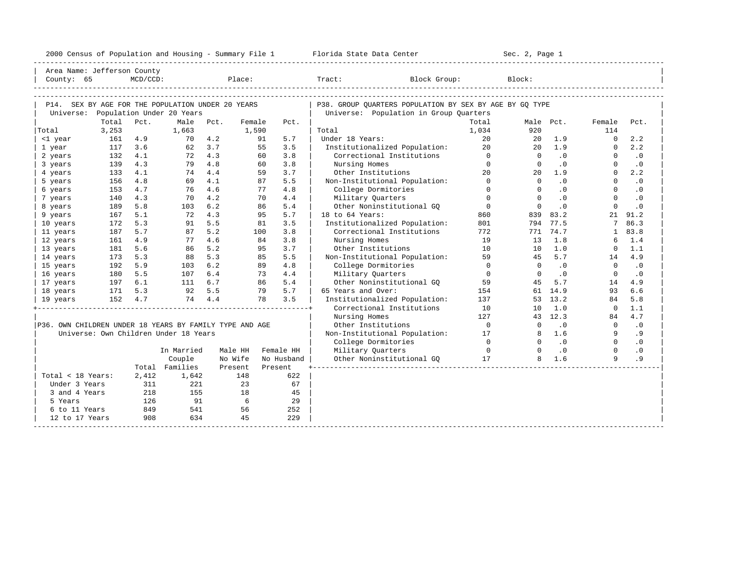2000 Census of Population and Housing - Summary File 1 Florida State Data Center

Area Name: Jefferson County
County: 65 MCD/CCD: Place: Tract: Block Group: Block:

## P14. SEX BY AGE FOR THE POPULATION UNDER 20 YEARS

Universe: Population Under 20 Years

| | Total | Pct. | Male | Pct. | Female | Pct. |
|---|---|---|---|---|---|---|
| Total | 3,253 | | 1,663 | | 1,590 | |
| <1 year | 161 | 4.9 | 70 | 4.2 | 91 | 5.7 |
| 1 year | 117 | 3.6 | 62 | 3.7 | 55 | 3.5 |
| 2 years | 132 | 4.1 | 72 | 4.3 | 60 | 3.8 |
| 3 years | 139 | 4.3 | 79 | 4.8 | 60 | 3.8 |
| 4 years | 133 | 4.1 | 74 | 4.4 | 59 | 3.7 |
| 5 years | 156 | 4.8 | 69 | 4.1 | 87 | 5.5 |
| 6 years | 153 | 4.7 | 76 | 4.6 | 77 | 4.8 |
| 7 years | 140 | 4.3 | 70 | 4.2 | 70 | 4.4 |
| 8 years | 189 | 5.8 | 103 | 6.2 | 86 | 5.4 |
| 9 years | 167 | 5.1 | 72 | 4.3 | 95 | 5.7 |
| 10 years | 172 | 5.3 | 91 | 5.5 | 81 | 3.5 |
| 11 years | 187 | 5.7 | 87 | 5.2 | 100 | 3.8 |
| 12 years | 161 | 4.9 | 77 | 4.6 | 84 | 3.8 |
| 13 years | 181 | 5.6 | 86 | 5.2 | 95 | 3.7 |
| 14 years | 173 | 5.3 | 88 | 5.3 | 85 | 5.5 |
| 15 years | 192 | 5.9 | 103 | 6.2 | 89 | 4.8 |
| 16 years | 180 | 5.5 | 107 | 6.4 | 73 | 4.4 |
| 17 years | 197 | 6.1 | 111 | 6.7 | 86 | 5.4 |
| 18 years | 171 | 5.3 | 92 | 5.5 | 79 | 5.7 |
| 19 years | 152 | 4.7 | 74 | 4.4 | 78 | 3.5 |

## P36. OWN CHILDREN UNDER 18 YEARS BY FAMILY TYPE AND AGE

Universe: Own Children Under 18 Years

| | Total | In Married Couple Families | Male HH No Wife Present | Female HH No Husband Present |
|---|---|---|---|---|
| Total < 18 Years: | 2,412 | 1,642 | 148 | 622 |
| Under 3 Years | 311 | 221 | 23 | 67 |
| 3 and 4 Years | 218 | 155 | 18 | 45 |
| 5 Years | 126 | 91 | 6 | 29 |
| 6 to 11 Years | 849 | 541 | 56 | 252 |
| 12 to 17 Years | 908 | 634 | 45 | 229 |

## P38. GROUP QUARTERS POPULATION BY SEX BY AGE BY GQ TYPE

Universe: Population in Group Quarters

| | Total | Male | Pct. | Female | Pct. |
|---|---|---|---|---|---|
| Total | 1,034 | 920 | | 114 | |
| Under 18 Years: | 20 | 20 | 1.9 | 0 | 2.2 |
| Institutionalized Population: | 20 | 20 | 1.9 | 0 | 2.2 |
| Correctional Institutions | 0 | 0 | .0 | 0 | .0 |
| Nursing Homes | 0 | 0 | .0 | 0 | .0 |
| Other Institutions | 20 | 20 | 1.9 | 0 | 2.2 |
| Non-Institutional Population: | 0 | 0 | .0 | 0 | .0 |
| College Dormitories | 0 | 0 | .0 | 0 | .0 |
| Military Quarters | 0 | 0 | .0 | 0 | .0 |
| Other Noninstitutional GQ | 0 | 0 | .0 | 0 | .0 |
| 18 to 64 Years: | 860 | 839 | 83.2 | 21 | 91.2 |
| Institutionalized Population: | 801 | 794 | 77.5 | 7 | 86.3 |
| Correctional Institutions | 772 | 771 | 74.7 | 1 | 83.8 |
| Nursing Homes | 19 | 13 | 1.8 | 6 | 1.4 |
| Other Institutions | 10 | 10 | 1.0 | 0 | 1.1 |
| Non-Institutional Population: | 59 | 45 | 5.7 | 14 | 4.9 |
| College Dormitories | 0 | 0 | .0 | 0 | .0 |
| Military Quarters | 0 | 0 | .0 | 0 | .0 |
| Other Noninstitutional GQ | 59 | 45 | 5.7 | 14 | 4.9 |
| 65 Years and Over: | 154 | 61 | 14.9 | 93 | 6.6 |
| Institutionalized Population: | 137 | 53 | 13.2 | 84 | 5.8 |
| Correctional Institutions | 10 | 10 | 1.0 | 0 | 1.1 |
| Nursing Homes | 127 | 43 | 12.3 | 84 | 4.7 |
| Other Institutions | 0 | 0 | .0 | 0 | .0 |
| Non-Institutional Population: | 17 | 8 | 1.6 | 9 | .9 |
| College Dormitories | 0 | 0 | .0 | 0 | .0 |
| Military Quarters | 0 | 0 | .0 | 0 | .0 |
| Other Noninstitutional GQ | 17 | 8 | 1.6 | 9 | .9 |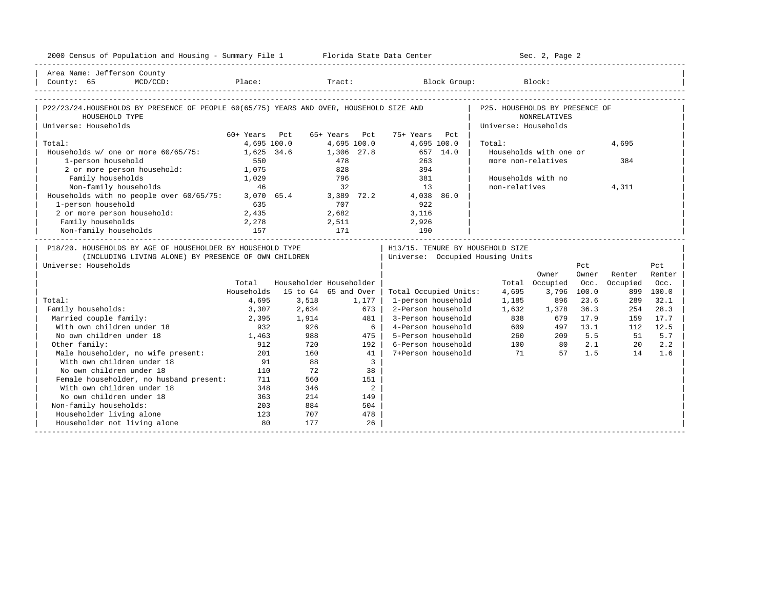Area Name: Jefferson County
County: 65 MCD/CCD: Place: Tract: Block Group: Block:

## P22/23/24. HOUSEHOLDS BY PRESENCE OF PEOPLE 60(65/75) YEARS AND OVER, HOUSEHOLD SIZE AND HOUSEHOLD TYPE

Universe: Households

| | 60+ Years | Pct | 65+ Years | Pct | 75+ Years | Pct |
|---|---|---|---|---|---|---|
| Total: | 4,695 | 100.0 | 4,695 | 100.0 | 4,695 | 100.0 |
| Households w/ one or more 60/65/75: | 1,625 | 34.6 | 1,306 | 27.8 | 657 | 14.0 |
| 1-person household | 550 | | 478 | | 263 | |
| 2 or more person household: | 1,075 | | 828 | | 394 | |
| Family households | 1,029 | | 796 | | 381 | |
| Non-family households | 46 | | 32 | | 13 | |
| Households with no people over 60/65/75: | 3,070 | 65.4 | 3,389 | 72.2 | 4,038 | 86.0 |
| 1-person household | 635 | | 707 | | 922 | |
| 2 or more person household: | 2,435 | | 2,682 | | 3,116 | |
| Family households | 2,278 | | 2,511 | | 2,926 | |
| Non-family households | 157 | | 171 | | 190 | |

## P25. HOUSEHOLDS BY PRESENCE OF NONRELATIVES

Universe: Households

| | |
|---|---|
| Total: | 4,695 |
| Households with one or more non-relatives | 384 |
| Households with no non-relatives | 4,311 |

## P18/20. HOUSEHOLDS BY AGE OF HOUSEHOLDER BY HOUSEHOLD TYPE (INCLUDING LIVING ALONE) BY PRESENCE OF OWN CHILDREN

Universe: Households

| | Total Households | Householder 15 to 64 | Householder 65 and Over |
|---|---|---|---|
| Total: | 4,695 | 3,518 | 1,177 |
| Family households: | 3,307 | 2,634 | 673 |
| Married couple family: | 2,395 | 1,914 | 481 |
| With own children under 18 | 932 | 926 | 6 |
| No own children under 18 | 1,463 | 988 | 475 |
| Other family: | 912 | 720 | 192 |
| Male householder, no wife present: | 201 | 160 | 41 |
| With own children under 18 | 91 | 88 | 3 |
| No own children under 18 | 110 | 72 | 38 |
| Female householder, no husband present: | 711 | 560 | 151 |
| With own children under 18 | 348 | 346 | 2 |
| No own children under 18 | 363 | 214 | 149 |
| Non-family households: | 203 | 884 | 504 |
| Householder living alone | 123 | 707 | 478 |
| Householder not living alone | 80 | 177 | 26 |

## H13/15. TENURE BY HOUSEHOLD SIZE

Universe: Occupied Housing Units

| | Total | Owner Occupied | Pct Owner Occ. | Renter Occupied | Pct Renter Occ. |
|---|---|---|---|---|---|
| Total Occupied Units: | 4,695 | 3,796 | 100.0 | 899 | 100.0 |
| 1-person household | 1,185 | 896 | 23.6 | 289 | 32.1 |
| 2-Person household | 1,632 | 1,378 | 36.3 | 254 | 28.3 |
| 3-Person household | 838 | 679 | 17.9 | 159 | 17.7 |
| 4-Person household | 609 | 497 | 13.1 | 112 | 12.5 |
| 5-Person household | 260 | 209 | 5.5 | 51 | 5.7 |
| 6-Person household | 100 | 80 | 2.1 | 20 | 2.2 |
| 7+Person household | 71 | 57 | 1.5 | 14 | 1.6 |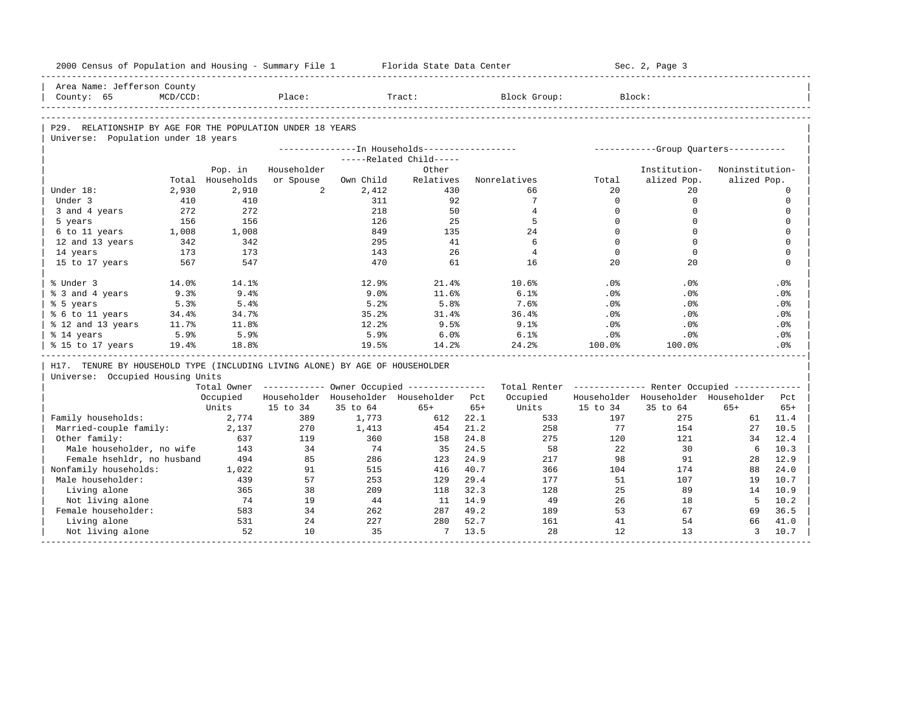2000 Census of Population and Housing - Summary File 1 Florida State Data Center Sec. 2, Page 3

Area Name: Jefferson County
County: 65 MCD/CCD: Place: Tract: Block Group: Block:

## P29. RELATIONSHIP BY AGE FOR THE POPULATION UNDER 18 YEARS

Universe: Population under 18 years

| | | In Households | | | | | Group Quarters | | |
|---|---|---|---|---|---|---|---|---|---|
| | | | | Related Child | | | | | |
| | Total | Pop. in Households | Householder or Spouse | Own Child | Other Relatives | Nonrelatives | Total | Institutionalized Pop. | Noninstitutionalized Pop. |
| Under 18: | 2,930 | 2,910 | 2 | 2,412 | 430 | 66 | 20 | 20 | 0 |
| Under 3 | 410 | 410 | | 311 | 92 | 7 | 0 | 0 | 0 |
| 3 and 4 years | 272 | 272 | | 218 | 50 | 4 | 0 | 0 | 0 |
| 5 years | 156 | 156 | | 126 | 25 | 5 | 0 | 0 | 0 |
| 6 to 11 years | 1,008 | 1,008 | | 849 | 135 | 24 | 0 | 0 | 0 |
| 12 and 13 years | 342 | 342 | | 295 | 41 | 6 | 0 | 0 | 0 |
| 14 years | 173 | 173 | | 143 | 26 | 4 | 0 | 0 | 0 |
| 15 to 17 years | 567 | 547 | | 470 | 61 | 16 | 20 | 20 | 0 |
| % Under 3 | 14.0% | 14.1% | | 12.9% | 21.4% | 10.6% | .0% | .0% | .0% |
| % 3 and 4 years | 9.3% | 9.4% | | 9.0% | 11.6% | 6.1% | .0% | .0% | .0% |
| % 5 years | 5.3% | 5.4% | | 5.2% | 5.8% | 7.6% | .0% | .0% | .0% |
| % 6 to 11 years | 34.4% | 34.7% | | 35.2% | 31.4% | 36.4% | .0% | .0% | .0% |
| % 12 and 13 years | 11.7% | 11.8% | | 12.2% | 9.5% | 9.1% | .0% | .0% | .0% |
| % 14 years | 5.9% | 5.9% | | 5.9% | 6.0% | 6.1% | .0% | .0% | .0% |
| % 15 to 17 years | 19.4% | 18.8% | | 19.5% | 14.2% | 24.2% | 100.0% | 100.0% | .0% |

## H17. TENURE BY HOUSEHOLD TYPE (INCLUDING LIVING ALONE) BY AGE OF HOUSEHOLDER

Universe: Occupied Housing Units

| | Total Owner Occupied Units | Owner Occupied | | | | Total Renter Occupied Units | Renter Occupied | | | |
|---|---|---|---|---|---|---|---|---|---|---|
| | | Householder 15 to 34 | Householder 35 to 64 | Householder 65+ | Pct 65+ | | Householder 15 to 34 | Householder 35 to 64 | Householder 65+ | Pct 65+ |
| Family households: | 2,774 | 389 | 1,773 | 612 | 22.1 | 533 | 197 | 275 | 61 | 11.4 |
| Married-couple family: | 2,137 | 270 | 1,413 | 454 | 21.2 | 258 | 77 | 154 | 27 | 10.5 |
| Other family: | 637 | 119 | 360 | 158 | 24.8 | 275 | 120 | 121 | 34 | 12.4 |
| Male householder, no wife | 143 | 34 | 74 | 35 | 24.5 | 58 | 22 | 30 | 6 | 10.3 |
| Female hsehldr, no husband | 494 | 85 | 286 | 123 | 24.9 | 217 | 98 | 91 | 28 | 12.9 |
| Nonfamily households: | 1,022 | 91 | 515 | 416 | 40.7 | 366 | 104 | 174 | 88 | 24.0 |
| Male householder: | 439 | 57 | 253 | 129 | 29.4 | 177 | 51 | 107 | 19 | 10.7 |
| Living alone | 365 | 38 | 209 | 118 | 32.3 | 128 | 25 | 89 | 14 | 10.9 |
| Not living alone | 74 | 19 | 44 | 11 | 14.9 | 49 | 26 | 18 | 5 | 10.2 |
| Female householder: | 583 | 34 | 262 | 287 | 49.2 | 189 | 53 | 67 | 69 | 36.5 |
| Living alone | 531 | 24 | 227 | 280 | 52.7 | 161 | 41 | 54 | 66 | 41.0 |
| Not living alone | 52 | 10 | 35 | 7 | 13.5 | 28 | 12 | 13 | 3 | 10.7 |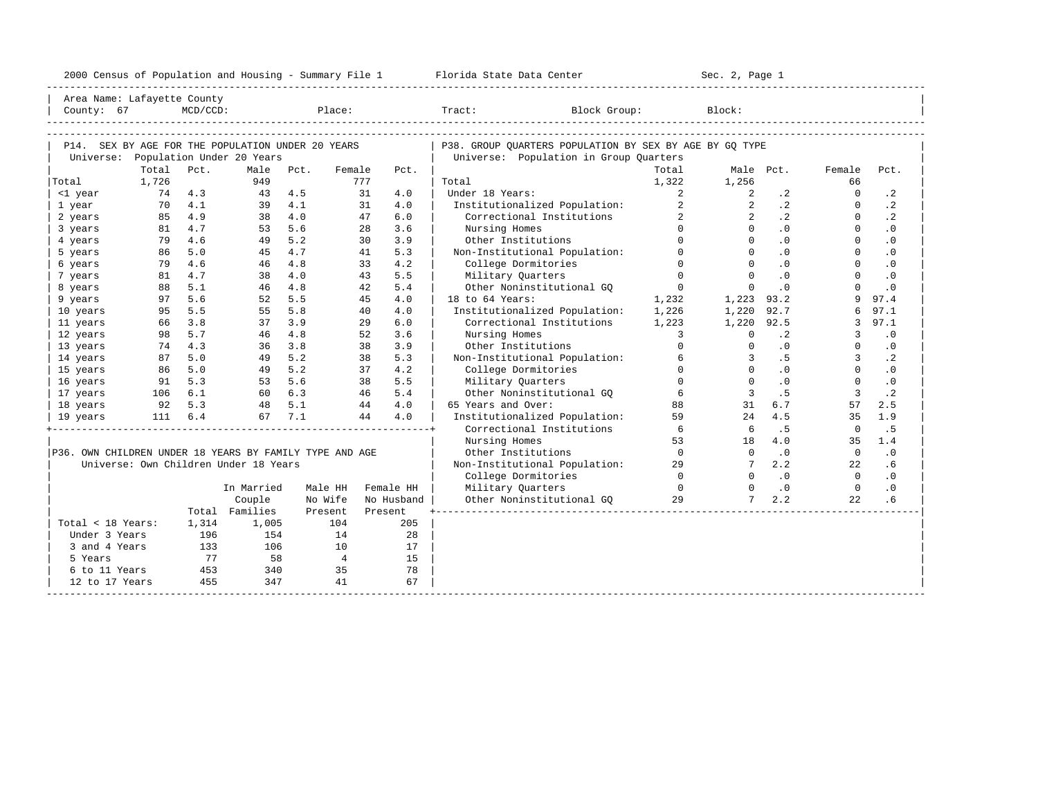2000 Census of Population and Housing - Summary File 1 Florida State Data Center

Area Name: Lafayette County
County: 67 MCD/CCD: Place: Tract: Block Group: Block:

## P14. SEX BY AGE FOR THE POPULATION UNDER 20 YEARS

Universe: Population Under 20 Years

| | Total | Pct. | Male | Pct. | Female | Pct. |
|---|---|---|---|---|---|---|
| Total | 1,726 | | 949 | | 777 | |
| <1 year | 74 | 4.3 | 43 | 4.5 | 31 | 4.0 |
| 1 year | 70 | 4.1 | 39 | 4.1 | 31 | 4.0 |
| 2 years | 85 | 4.9 | 38 | 4.0 | 47 | 6.0 |
| 3 years | 81 | 4.7 | 53 | 5.6 | 28 | 3.6 |
| 4 years | 79 | 4.6 | 49 | 5.2 | 30 | 3.9 |
| 5 years | 86 | 5.0 | 45 | 4.7 | 41 | 5.3 |
| 6 years | 79 | 4.6 | 46 | 4.8 | 33 | 4.2 |
| 7 years | 81 | 4.7 | 38 | 4.0 | 43 | 5.5 |
| 8 years | 88 | 5.1 | 46 | 4.8 | 42 | 5.4 |
| 9 years | 97 | 5.6 | 52 | 5.5 | 45 | 4.0 |
| 10 years | 95 | 5.5 | 55 | 5.8 | 40 | 4.0 |
| 11 years | 66 | 3.8 | 37 | 3.9 | 29 | 6.0 |
| 12 years | 98 | 5.7 | 46 | 4.8 | 52 | 3.6 |
| 13 years | 74 | 4.3 | 36 | 3.8 | 38 | 3.9 |
| 14 years | 87 | 5.0 | 49 | 5.2 | 38 | 5.3 |
| 15 years | 86 | 5.0 | 49 | 5.2 | 37 | 4.2 |
| 16 years | 91 | 5.3 | 53 | 5.6 | 38 | 5.5 |
| 17 years | 106 | 6.1 | 60 | 6.3 | 46 | 5.4 |
| 18 years | 92 | 5.3 | 48 | 5.1 | 44 | 4.0 |
| 19 years | 111 | 6.4 | 67 | 7.1 | 44 | 4.0 |

## P36. OWN CHILDREN UNDER 18 YEARS BY FAMILY TYPE AND AGE

Universe: Own Children Under 18 Years

| | Total | In Married Couple Families | Male HH No Wife Present | Female HH No Husband Present |
|---|---|---|---|---|
| Total < 18 Years: | 1,314 | 1,005 | 104 | 205 |
| Under 3 Years | 196 | 154 | 14 | 28 |
| 3 and 4 Years | 133 | 106 | 10 | 17 |
| 5 Years | 77 | 58 | 4 | 15 |
| 6 to 11 Years | 453 | 340 | 35 | 78 |
| 12 to 17 Years | 455 | 347 | 41 | 67 |

## P38. GROUP QUARTERS POPULATION BY SEX BY AGE BY GQ TYPE

Universe: Population in Group Quarters

| | Total | Male | Pct. | Female | Pct. |
|---|---|---|---|---|---|
| Total | 1,322 | 1,256 | | 66 | |
| Under 18 Years: | 2 | 2 | .2 | 0 | .2 |
| Institutionalized Population: | 2 | 2 | .2 | 0 | .2 |
| Correctional Institutions | 2 | 2 | .2 | 0 | .2 |
| Nursing Homes | 0 | 0 | .0 | 0 | .0 |
| Other Institutions | 0 | 0 | .0 | 0 | .0 |
| Non-Institutional Population: | 0 | 0 | .0 | 0 | .0 |
| College Dormitories | 0 | 0 | .0 | 0 | .0 |
| Military Quarters | 0 | 0 | .0 | 0 | .0 |
| Other Noninstitutional GQ | 0 | 0 | .0 | 0 | .0 |
| 18 to 64 Years: | 1,232 | 1,223 | 93.2 | 9 | 97.4 |
| Institutionalized Population: | 1,226 | 1,220 | 92.7 | 6 | 97.1 |
| Correctional Institutions | 1,223 | 1,220 | 92.5 | 3 | 97.1 |
| Nursing Homes | 3 | 0 | .2 | 3 | .0 |
| Other Institutions | 0 | 0 | .0 | 0 | .0 |
| Non-Institutional Population: | 6 | 3 | .5 | 3 | .2 |
| College Dormitories | 0 | 0 | .0 | 0 | .0 |
| Military Quarters | 0 | 0 | .0 | 0 | .0 |
| Other Noninstitutional GQ | 6 | 3 | .5 | 3 | .2 |
| 65 Years and Over: | 88 | 31 | 6.7 | 57 | 2.5 |
| Institutionalized Population: | 59 | 24 | 4.5 | 35 | 1.9 |
| Correctional Institutions | 6 | 6 | .5 | 0 | .5 |
| Nursing Homes | 53 | 18 | 4.0 | 35 | 1.4 |
| Other Institutions | 0 | 0 | .0 | 0 | .0 |
| Non-Institutional Population: | 29 | 7 | 2.2 | 22 | .6 |
| College Dormitories | 0 | 0 | .0 | 0 | .0 |
| Military Quarters | 0 | 0 | .0 | 0 | .0 |
| Other Noninstitutional GQ | 29 | 7 | 2.2 | 22 | .6 |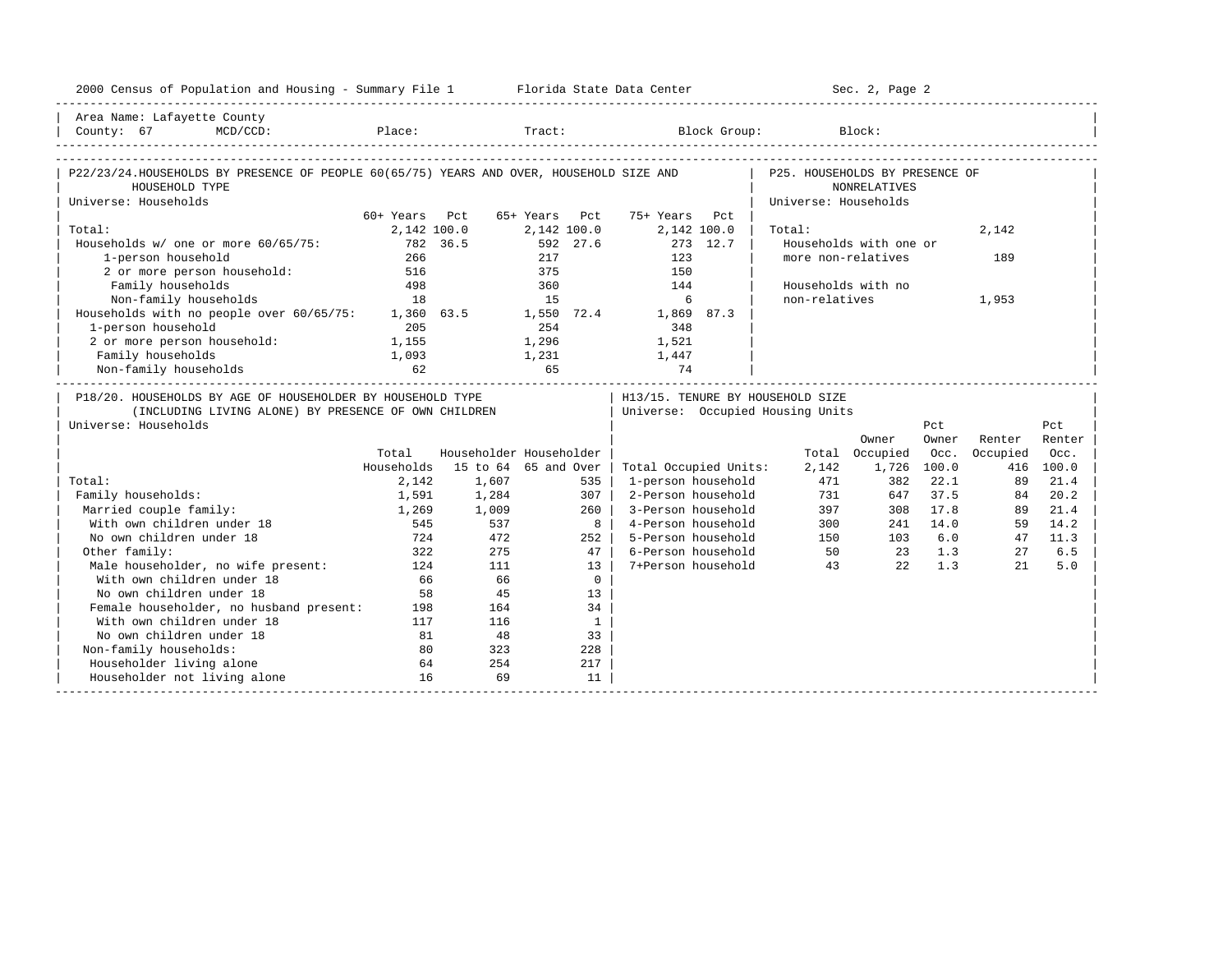Area Name: Lafayette County
County: 67 MCD/CCD: Place: Tract: Block Group: Block:

## P22/23/24. HOUSEHOLDS BY PRESENCE OF PEOPLE 60(65/75) YEARS AND OVER, HOUSEHOLD SIZE AND HOUSEHOLD TYPE

Universe: Households

| | 60+ Years | Pct | 65+ Years | Pct | 75+ Years | Pct |
|---|---|---|---|---|---|---|
| Total: | 2,142 | 100.0 | 2,142 | 100.0 | 2,142 | 100.0 |
| Households w/ one or more 60/65/75: | 782 | 36.5 | 592 | 27.6 | 273 | 12.7 |
| 1-person household | 266 | | 217 | | 123 | |
| 2 or more person household: | 516 | | 375 | | 150 | |
| Family households | 498 | | 360 | | 144 | |
| Non-family households | 18 | | 15 | | 6 | |
| Households with no people over 60/65/75: | 1,360 | 63.5 | 1,550 | 72.4 | 1,869 | 87.3 |
| 1-person household | 205 | | 254 | | 348 | |
| 2 or more person household: | 1,155 | | 1,296 | | 1,521 | |
| Family households | 1,093 | | 1,231 | | 1,447 | |
| Non-family households | 62 | | 65 | | 74 | |

## P25. HOUSEHOLDS BY PRESENCE OF NONRELATIVES

Universe: Households

| | |
|---|---|
| Total: | 2,142 |
| Households with one or more non-relatives | 189 |
| Households with no non-relatives | 1,953 |

## P18/20. HOUSEHOLDS BY AGE OF HOUSEHOLDER BY HOUSEHOLD TYPE (INCLUDING LIVING ALONE) BY PRESENCE OF OWN CHILDREN

Universe: Households

| | Total Households | Householder 15 to 64 | Householder 65 and Over |
|---|---|---|---|
| Total: | 2,142 | 1,607 | 535 |
| Family households: | 1,591 | 1,284 | 307 |
| Married couple family: | 1,269 | 1,009 | 260 |
| With own children under 18 | 545 | 537 | 8 |
| No own children under 18 | 724 | 472 | 252 |
| Other family: | 322 | 275 | 47 |
| Male householder, no wife present: | 124 | 111 | 13 |
| With own children under 18 | 66 | 66 | 0 |
| No own children under 18 | 58 | 45 | 13 |
| Female householder, no husband present: | 198 | 164 | 34 |
| With own children under 18 | 117 | 116 | 1 |
| No own children under 18 | 81 | 48 | 33 |
| Non-family households: | 80 | 323 | 228 |
| Householder living alone | 64 | 254 | 217 |
| Householder not living alone | 16 | 69 | 11 |

## H13/15. TENURE BY HOUSEHOLD SIZE

Universe: Occupied Housing Units

| | Total | Owner Occupied | Pct Owner Occ. | Renter Occupied | Pct Renter Occ. |
|---|---|---|---|---|---|
| Total Occupied Units: | 2,142 | 1,726 | 100.0 | 416 | 100.0 |
| 1-person household | 471 | 382 | 22.1 | 89 | 21.4 |
| 2-Person household | 731 | 647 | 37.5 | 84 | 20.2 |
| 3-Person household | 397 | 308 | 17.8 | 89 | 21.4 |
| 4-Person household | 300 | 241 | 14.0 | 59 | 14.2 |
| 5-Person household | 150 | 103 | 6.0 | 47 | 11.3 |
| 6-Person household | 50 | 23 | 1.3 | 27 | 6.5 |
| 7+Person household | 43 | 22 | 1.3 | 21 | 5.0 |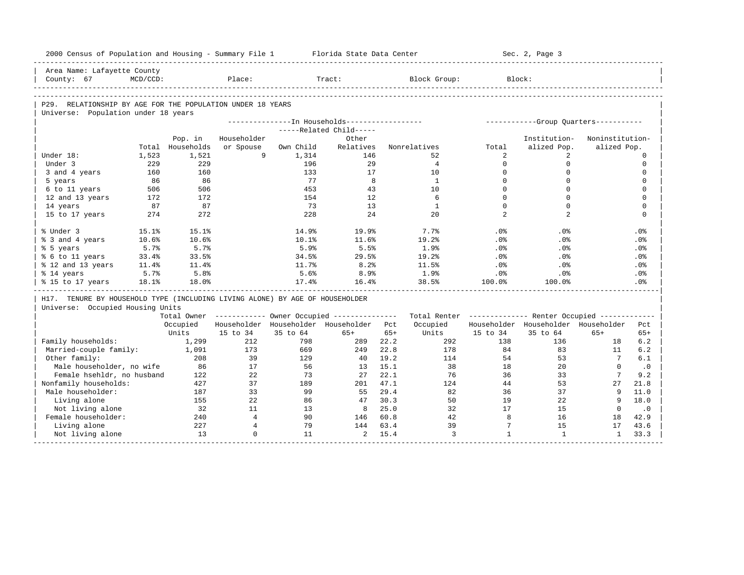2000 Census of Population and Housing - Summary File 1 Florida State Data Center Sec. 2, Page 3

Area Name: Lafayette County
County: 67 MCD/CCD: Place: Tract: Block Group: Block:

## P29. RELATIONSHIP BY AGE FOR THE POPULATION UNDER 18 YEARS

Universe: Population under 18 years

| | Total | Pop. in Households | In Households: Householder or Spouse | Related Child: Own Child | Related Child: Other Relatives | Nonrelatives | Group Quarters: Total | Institutionalized Pop. | Noninstitutionalized Pop. |
|---|---|---|---|---|---|---|---|---|---|
| Under 18: | 1,523 | 1,521 | 9 | 1,314 | 146 | 52 | 2 | 2 | 0 |
| Under 3 | 229 | 229 | | 196 | 29 | 4 | 0 | 0 | 0 |
| 3 and 4 years | 160 | 160 | | 133 | 17 | 10 | 0 | 0 | 0 |
| 5 years | 86 | 86 | | 77 | 8 | 1 | 0 | 0 | 0 |
| 6 to 11 years | 506 | 506 | | 453 | 43 | 10 | 0 | 0 | 0 |
| 12 and 13 years | 172 | 172 | | 154 | 12 | 6 | 0 | 0 | 0 |
| 14 years | 87 | 87 | | 73 | 13 | 1 | 0 | 0 | 0 |
| 15 to 17 years | 274 | 272 | | 228 | 24 | 20 | 2 | 2 | 0 |
| % Under 3 | 15.1% | 15.1% | | 14.9% | 19.9% | 7.7% | .0% | .0% | .0% |
| % 3 and 4 years | 10.6% | 10.6% | | 10.1% | 11.6% | 19.2% | .0% | .0% | .0% |
| % 5 years | 5.7% | 5.7% | | 5.9% | 5.5% | 1.9% | .0% | .0% | .0% |
| % 6 to 11 years | 33.4% | 33.5% | | 34.5% | 29.5% | 19.2% | .0% | .0% | .0% |
| % 12 and 13 years | 11.4% | 11.4% | | 11.7% | 8.2% | 11.5% | .0% | .0% | .0% |
| % 14 years | 5.7% | 5.8% | | 5.6% | 8.9% | 1.9% | .0% | .0% | .0% |
| % 15 to 17 years | 18.1% | 18.0% | | 17.4% | 16.4% | 38.5% | 100.0% | 100.0% | .0% |

## H17. TENURE BY HOUSEHOLD TYPE (INCLUDING LIVING ALONE) BY AGE OF HOUSEHOLDER

Universe: Occupied Housing Units

| | Total Owner Occupied Units | Owner: Householder 15 to 34 | Owner: Householder 35 to 64 | Owner: Householder 65+ | Owner: Pct 65+ | Total Renter Occupied Units | Renter: Householder 15 to 34 | Renter: Householder 35 to 64 | Renter: Householder 65+ | Renter: Pct 65+ |
|---|---|---|---|---|---|---|---|---|---|---|
| Family households: | 1,299 | 212 | 798 | 289 | 22.2 | 292 | 138 | 136 | 18 | 6.2 |
| Married-couple family: | 1,091 | 173 | 669 | 249 | 22.8 | 178 | 84 | 83 | 11 | 6.2 |
| Other family: | 208 | 39 | 129 | 40 | 19.2 | 114 | 54 | 53 | 7 | 6.1 |
| Male householder, no wife | 86 | 17 | 56 | 13 | 15.1 | 38 | 18 | 20 | 0 | .0 |
| Female hsehldr, no husband | 122 | 22 | 73 | 27 | 22.1 | 76 | 36 | 33 | 7 | 9.2 |
| Nonfamily households: | 427 | 37 | 189 | 201 | 47.1 | 124 | 44 | 53 | 27 | 21.8 |
| Male householder: | 187 | 33 | 99 | 55 | 29.4 | 82 | 36 | 37 | 9 | 11.0 |
| Living alone | 155 | 22 | 86 | 47 | 30.3 | 50 | 19 | 22 | 9 | 18.0 |
| Not living alone | 32 | 11 | 13 | 8 | 25.0 | 32 | 17 | 15 | 0 | .0 |
| Female householder: | 240 | 4 | 90 | 146 | 60.8 | 42 | 8 | 16 | 18 | 42.9 |
| Living alone | 227 | 4 | 79 | 144 | 63.4 | 39 | 7 | 15 | 17 | 43.6 |
| Not living alone | 13 | 0 | 11 | 2 | 15.4 | 3 | 1 | 1 | 1 | 33.3 |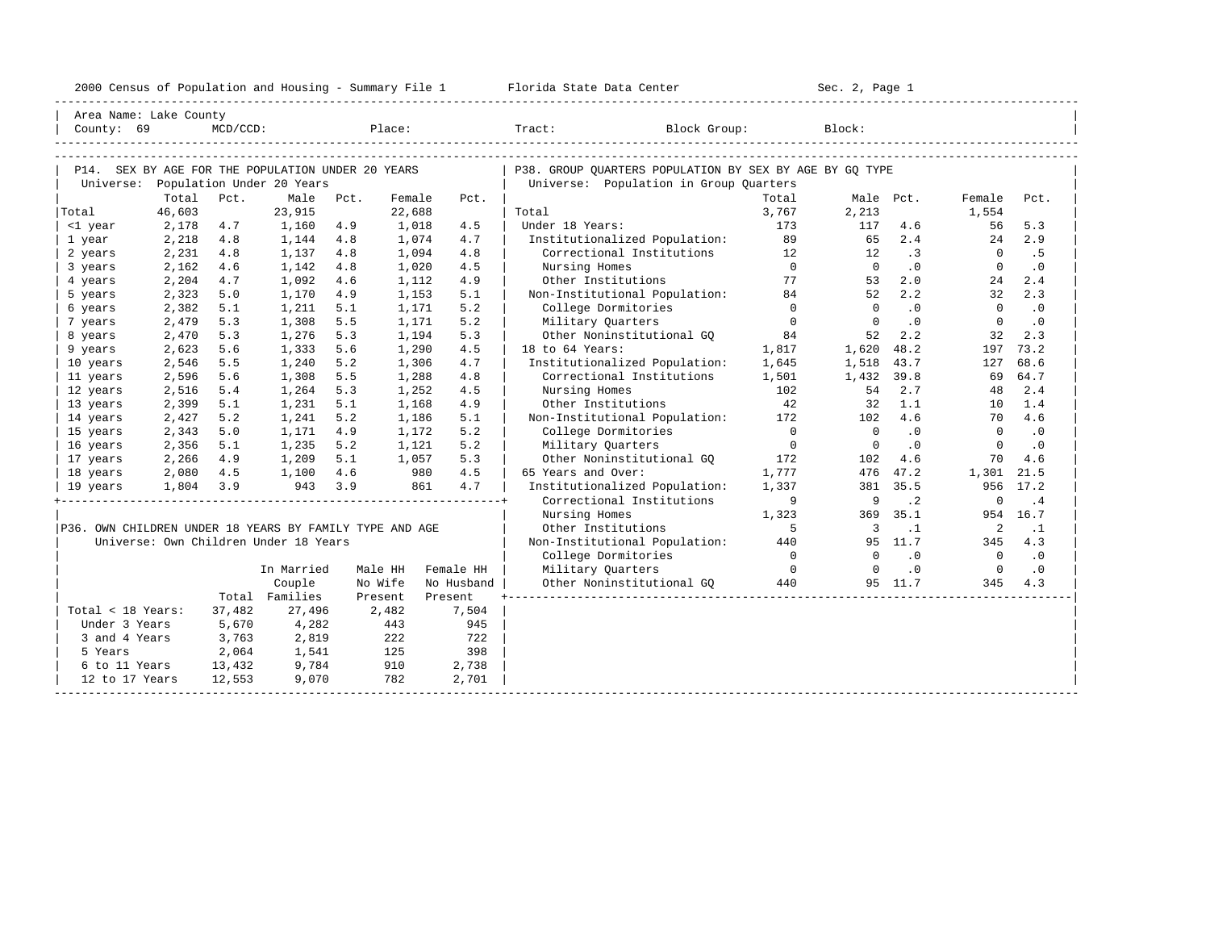Area Name: Lake County
County: 69 MCD/CCD: Place: Tract: Block Group: Block:

## P14. SEX BY AGE FOR THE POPULATION UNDER 20 YEARS

Universe: Population Under 20 Years

| | Total | Pct. | Male | Pct. | Female | Pct. |
|---|---|---|---|---|---|---|
| Total | 46,603 | | 23,915 | | 22,688 | |
| <1 year | 2,178 | 4.7 | 1,160 | 4.9 | 1,018 | 4.5 |
| 1 year | 2,218 | 4.8 | 1,144 | 4.8 | 1,074 | 4.7 |
| 2 years | 2,231 | 4.8 | 1,137 | 4.8 | 1,094 | 4.8 |
| 3 years | 2,162 | 4.6 | 1,142 | 4.8 | 1,020 | 4.5 |
| 4 years | 2,204 | 4.7 | 1,092 | 4.6 | 1,112 | 4.9 |
| 5 years | 2,323 | 5.0 | 1,170 | 4.9 | 1,153 | 5.1 |
| 6 years | 2,382 | 5.1 | 1,211 | 5.1 | 1,171 | 5.2 |
| 7 years | 2,479 | 5.3 | 1,308 | 5.5 | 1,171 | 5.2 |
| 8 years | 2,470 | 5.3 | 1,276 | 5.3 | 1,194 | 5.3 |
| 9 years | 2,623 | 5.6 | 1,333 | 5.6 | 1,290 | 4.5 |
| 10 years | 2,546 | 5.5 | 1,240 | 5.2 | 1,306 | 4.7 |
| 11 years | 2,596 | 5.6 | 1,308 | 5.5 | 1,288 | 4.8 |
| 12 years | 2,516 | 5.4 | 1,264 | 5.3 | 1,252 | 4.5 |
| 13 years | 2,399 | 5.1 | 1,231 | 5.1 | 1,168 | 4.9 |
| 14 years | 2,427 | 5.2 | 1,241 | 5.2 | 1,186 | 5.1 |
| 15 years | 2,343 | 5.0 | 1,171 | 4.9 | 1,172 | 5.2 |
| 16 years | 2,356 | 5.1 | 1,235 | 5.2 | 1,121 | 5.2 |
| 17 years | 2,266 | 4.9 | 1,209 | 5.1 | 1,057 | 5.3 |
| 18 years | 2,080 | 4.5 | 1,100 | 4.6 | 980 | 4.5 |
| 19 years | 1,804 | 3.9 | 943 | 3.9 | 861 | 4.7 |

## P36. OWN CHILDREN UNDER 18 YEARS BY FAMILY TYPE AND AGE

Universe: Own Children Under 18 Years

| | Total | In Married Couple Families | Male HH No Wife Present | Female HH No Husband Present |
|---|---|---|---|---|
| Total < 18 Years: | 37,482 | 27,496 | 2,482 | 7,504 |
| Under 3 Years | 5,670 | 4,282 | 443 | 945 |
| 3 and 4 Years | 3,763 | 2,819 | 222 | 722 |
| 5 Years | 2,064 | 1,541 | 125 | 398 |
| 6 to 11 Years | 13,432 | 9,784 | 910 | 2,738 |
| 12 to 17 Years | 12,553 | 9,070 | 782 | 2,701 |

## P38. GROUP QUARTERS POPULATION BY SEX BY AGE BY GQ TYPE

Universe: Population in Group Quarters

| | Total | Male | Pct. | Female | Pct. |
|---|---|---|---|---|---|
| Total | 3,767 | 2,213 | | 1,554 | |
| Under 18 Years: | 173 | 117 | 4.6 | 56 | 5.3 |
| Institutionalized Population: | 89 | 65 | 2.4 | 24 | 2.9 |
| Correctional Institutions | 12 | 12 | .3 | 0 | .5 |
| Nursing Homes | 0 | 0 | .0 | 0 | .0 |
| Other Institutions | 77 | 53 | 2.0 | 24 | 2.4 |
| Non-Institutional Population: | 84 | 52 | 2.2 | 32 | 2.3 |
| College Dormitories | 0 | 0 | .0 | 0 | .0 |
| Military Quarters | 0 | 0 | .0 | 0 | .0 |
| Other Noninstitutional GQ | 84 | 52 | 2.2 | 32 | 2.3 |
| 18 to 64 Years: | 1,817 | 1,620 | 48.2 | 197 | 73.2 |
| Institutionalized Population: | 1,645 | 1,518 | 43.7 | 127 | 68.6 |
| Correctional Institutions | 1,501 | 1,432 | 39.8 | 69 | 64.7 |
| Nursing Homes | 102 | 54 | 2.7 | 48 | 2.4 |
| Other Institutions | 42 | 32 | 1.1 | 10 | 1.4 |
| Non-Institutional Population: | 172 | 102 | 4.6 | 70 | 4.6 |
| College Dormitories | 0 | 0 | .0 | 0 | .0 |
| Military Quarters | 0 | 0 | .0 | 0 | .0 |
| Other Noninstitutional GQ | 172 | 102 | 4.6 | 70 | 4.6 |
| 65 Years and Over: | 1,777 | 476 | 47.2 | 1,301 | 21.5 |
| Institutionalized Population: | 1,337 | 381 | 35.5 | 956 | 17.2 |
| Correctional Institutions | 9 | 9 | .2 | 0 | .4 |
| Nursing Homes | 1,323 | 369 | 35.1 | 954 | 16.7 |
| Other Institutions | 5 | 3 | .1 | 2 | .1 |
| Non-Institutional Population: | 440 | 95 | 11.7 | 345 | 4.3 |
| College Dormitories | 0 | 0 | .0 | 0 | .0 |
| Military Quarters | 0 | 0 | .0 | 0 | .0 |
| Other Noninstitutional GQ | 440 | 95 | 11.7 | 345 | 4.3 |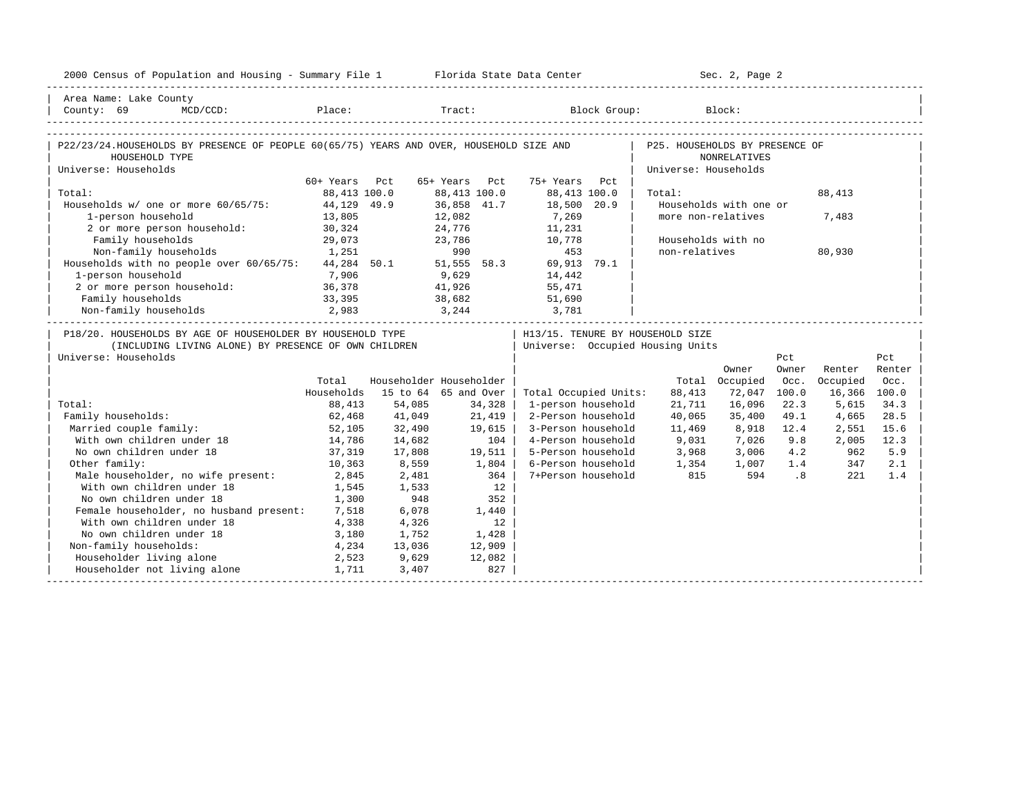Area Name: Lake County
County: 69 MCD/CCD: Place: Tract: Block Group: Block:

## P22/23/24. HOUSEHOLDS BY PRESENCE OF PEOPLE 60(65/75) YEARS AND OVER, HOUSEHOLD SIZE AND HOUSEHOLD TYPE

Universe: Households

| | 60+ Years | Pct | 65+ Years | Pct | 75+ Years | Pct |
|---|---|---|---|---|---|---|
| Total: | 88,413 | 100.0 | 88,413 | 100.0 | 88,413 | 100.0 |
| Households w/ one or more 60/65/75: | 44,129 | 49.9 | 36,858 | 41.7 | 18,500 | 20.9 |
| 1-person household | 13,805 | | 12,082 | | 7,269 | |
| 2 or more person household: | 30,324 | | 24,776 | | 11,231 | |
| Family households | 29,073 | | 23,786 | | 10,778 | |
| Non-family households | 1,251 | | 990 | | 453 | |
| Households with no people over 60/65/75: | 44,284 | 50.1 | 51,555 | 58.3 | 69,913 | 79.1 |
| 1-person household | 7,906 | | 9,629 | | 14,442 | |
| 2 or more person household: | 36,378 | | 41,926 | | 55,471 | |
| Family households | 33,395 | | 38,682 | | 51,690 | |
| Non-family households | 2,983 | | 3,244 | | 3,781 | |

## P25. HOUSEHOLDS BY PRESENCE OF NONRELATIVES

Universe: Households

| | |
|---|---|
| Total: | 88,413 |
| Households with one or more non-relatives | 7,483 |
| Households with no non-relatives | 80,930 |

## P18/20. HOUSEHOLDS BY AGE OF HOUSEHOLDER BY HOUSEHOLD TYPE (INCLUDING LIVING ALONE) BY PRESENCE OF OWN CHILDREN

Universe: Households

| | Total Households | Householder 15 to 64 | Householder 65 and Over |
|---|---|---|---|
| Total: | 88,413 | 54,085 | 34,328 |
| Family households: | 62,468 | 41,049 | 21,419 |
| Married couple family: | 52,105 | 32,490 | 19,615 |
| With own children under 18 | 14,786 | 14,682 | 104 |
| No own children under 18 | 37,319 | 17,808 | 19,511 |
| Other family: | 10,363 | 8,559 | 1,804 |
| Male householder, no wife present: | 2,845 | 2,481 | 364 |
| With own children under 18 | 1,545 | 1,533 | 12 |
| No own children under 18 | 1,300 | 948 | 352 |
| Female householder, no husband present: | 7,518 | 6,078 | 1,440 |
| With own children under 18 | 4,338 | 4,326 | 12 |
| No own children under 18 | 3,180 | 1,752 | 1,428 |
| Non-family households: | 4,234 | 13,036 | 12,909 |
| Householder living alone | 2,523 | 9,629 | 12,082 |
| Householder not living alone | 1,711 | 3,407 | 827 |

## H13/15. TENURE BY HOUSEHOLD SIZE

Universe: Occupied Housing Units

| | Total | Owner Occupied | Pct Owner Occ. | Renter Occupied | Pct Renter Occ. |
|---|---|---|---|---|---|
| Total Occupied Units: | 88,413 | 72,047 | 100.0 | 16,366 | 100.0 |
| 1-person household | 21,711 | 16,096 | 22.3 | 5,615 | 34.3 |
| 2-Person household | 40,065 | 35,400 | 49.1 | 4,665 | 28.5 |
| 3-Person household | 11,469 | 8,918 | 12.4 | 2,551 | 15.6 |
| 4-Person household | 9,031 | 7,026 | 9.8 | 2,005 | 12.3 |
| 5-Person household | 3,968 | 3,006 | 4.2 | 962 | 5.9 |
| 6-Person household | 1,354 | 1,007 | 1.4 | 347 | 2.1 |
| 7+Person household | 815 | 594 | .8 | 221 | 1.4 |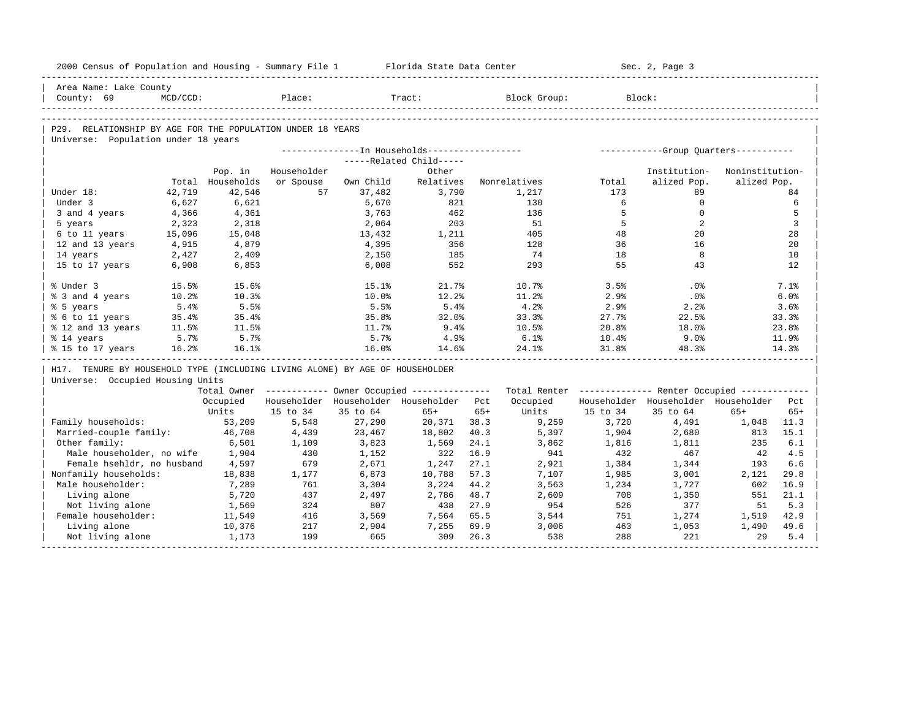2000 Census of Population and Housing - Summary File 1 Florida State Data Center Sec. 2, Page 3

Area Name: Lake County
County: 69 MCD/CCD: Place: Tract: Block Group: Block:

## P29. RELATIONSHIP BY AGE FOR THE POPULATION UNDER 18 YEARS

Universe: Population under 18 years

| | Total | In Households: Pop. in Households | In Households: Householder or Spouse | In Households: Related Child: Own Child | In Households: Related Child: Other Relatives | In Households: Nonrelatives | Group Quarters: Total | Group Quarters: Institution-alized Pop. | Group Quarters: Noninstitution-alized Pop. |
|---|---|---|---|---|---|---|---|---|---|
| Under 18: | 42,719 | 42,546 | 57 | 37,482 | 3,790 | 1,217 | 173 | 89 | 84 |
| Under 3 | 6,627 | 6,621 | | 5,670 | 821 | 130 | 6 | 0 | 6 |
| 3 and 4 years | 4,366 | 4,361 | | 3,763 | 462 | 136 | 5 | 0 | 5 |
| 5 years | 2,323 | 2,318 | | 2,064 | 203 | 51 | 5 | 2 | 3 |
| 6 to 11 years | 15,096 | 15,048 | | 13,432 | 1,211 | 405 | 48 | 20 | 28 |
| 12 and 13 years | 4,915 | 4,879 | | 4,395 | 356 | 128 | 36 | 16 | 20 |
| 14 years | 2,427 | 2,409 | | 2,150 | 185 | 74 | 18 | 8 | 10 |
| 15 to 17 years | 6,908 | 6,853 | | 6,008 | 552 | 293 | 55 | 43 | 12 |
| % Under 3 | 15.5% | 15.6% | | 15.1% | 21.7% | 10.7% | 3.5% | .0% | 7.1% |
| % 3 and 4 years | 10.2% | 10.3% | | 10.0% | 12.2% | 11.2% | 2.9% | .0% | 6.0% |
| % 5 years | 5.4% | 5.5% | | 5.5% | 5.4% | 4.2% | 2.9% | 2.2% | 3.6% |
| % 6 to 11 years | 35.4% | 35.4% | | 35.8% | 32.0% | 33.3% | 27.7% | 22.5% | 33.3% |
| % 12 and 13 years | 11.5% | 11.5% | | 11.7% | 9.4% | 10.5% | 20.8% | 18.0% | 23.8% |
| % 14 years | 5.7% | 5.7% | | 5.7% | 4.9% | 6.1% | 10.4% | 9.0% | 11.9% |
| % 15 to 17 years | 16.2% | 16.1% | | 16.0% | 14.6% | 24.1% | 31.8% | 48.3% | 14.3% |

## H17. TENURE BY HOUSEHOLD TYPE (INCLUDING LIVING ALONE) BY AGE OF HOUSEHOLDER

Universe: Occupied Housing Units

| | Total Owner Occupied Units | Owner Occupied: Householder 15 to 34 | Owner Occupied: Householder 35 to 64 | Owner Occupied: Householder 65+ | Owner Occupied: Pct 65+ | Total Renter Occupied Units | Renter Occupied: Householder 15 to 34 | Renter Occupied: Householder 35 to 64 | Renter Occupied: Householder 65+ | Renter Occupied: Pct 65+ |
|---|---|---|---|---|---|---|---|---|---|---|
| Family households: | 53,209 | 5,548 | 27,290 | 20,371 | 38.3 | 9,259 | 3,720 | 4,491 | 1,048 | 11.3 |
| Married-couple family: | 46,708 | 4,439 | 23,467 | 18,802 | 40.3 | 5,397 | 1,904 | 2,680 | 813 | 15.1 |
| Other family: | 6,501 | 1,109 | 3,823 | 1,569 | 24.1 | 3,862 | 1,816 | 1,811 | 235 | 6.1 |
| Male householder, no wife | 1,904 | 430 | 1,152 | 322 | 16.9 | 941 | 432 | 467 | 42 | 4.5 |
| Female hsehldr, no husband | 4,597 | 679 | 2,671 | 1,247 | 27.1 | 2,921 | 1,384 | 1,344 | 193 | 6.6 |
| Nonfamily households: | 18,838 | 1,177 | 6,873 | 10,788 | 57.3 | 7,107 | 1,985 | 3,001 | 2,121 | 29.8 |
| Male householder: | 7,289 | 761 | 3,304 | 3,224 | 44.2 | 3,563 | 1,234 | 1,727 | 602 | 16.9 |
| Living alone | 5,720 | 437 | 2,497 | 2,786 | 48.7 | 2,609 | 708 | 1,350 | 551 | 21.1 |
| Not living alone | 1,569 | 324 | 807 | 438 | 27.9 | 954 | 526 | 377 | 51 | 5.3 |
| Female householder: | 11,549 | 416 | 3,569 | 7,564 | 65.5 | 3,544 | 751 | 1,274 | 1,519 | 42.9 |
| Living alone | 10,376 | 217 | 2,904 | 7,255 | 69.9 | 3,006 | 463 | 1,053 | 1,490 | 49.6 |
| Not living alone | 1,173 | 199 | 665 | 309 | 26.3 | 538 | 288 | 221 | 29 | 5.4 |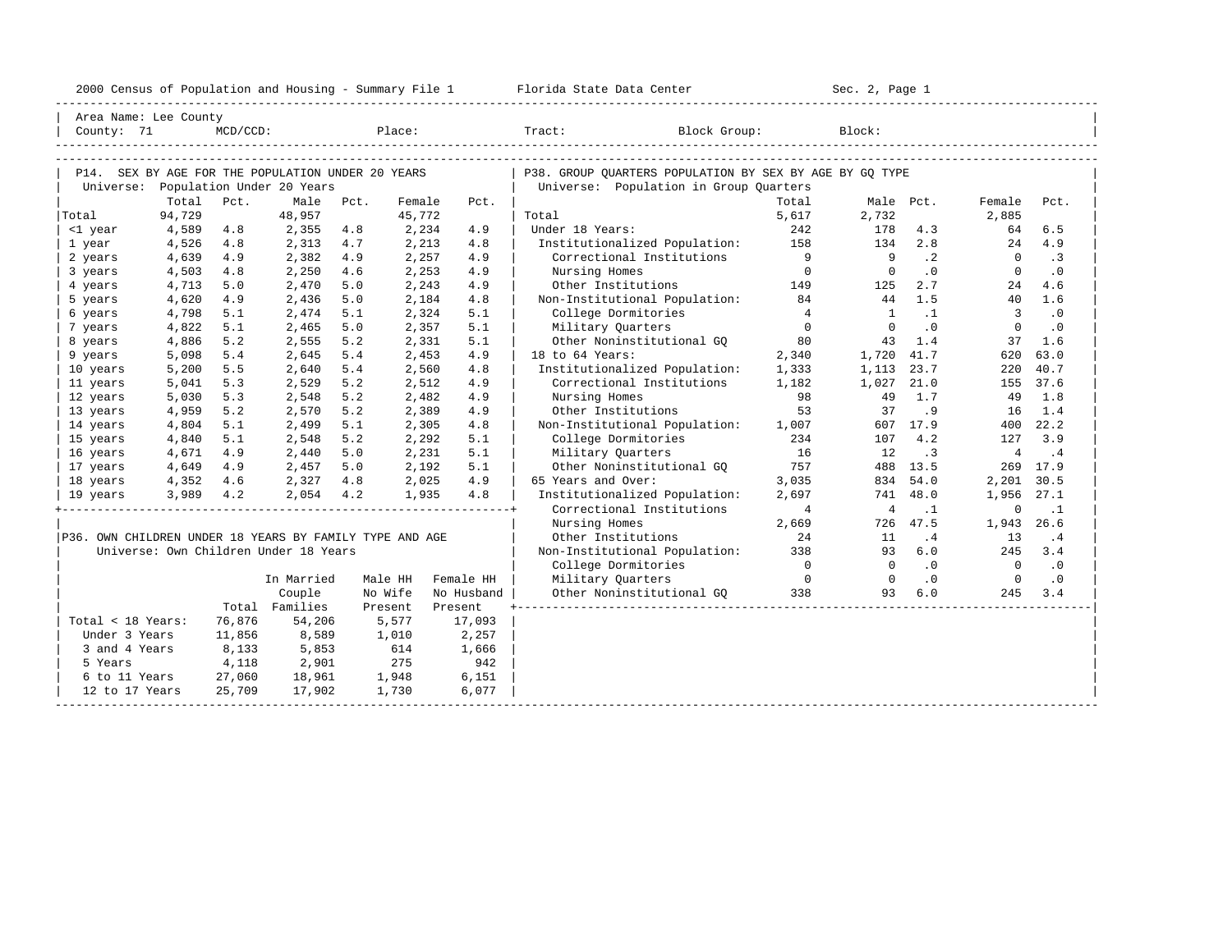2000 Census of Population and Housing - Summary File 1 — Florida State Data Center — Sec. 2, Page 1

Area Name: Lee County
County: 71 MCD/CCD: Place: Tract: Block Group: Block:

## P14. SEX BY AGE FOR THE POPULATION UNDER 20 YEARS

Universe: Population Under 20 Years

| | Total | Pct. | Male | Pct. | Female | Pct. |
|---|---|---|---|---|---|---|
| Total | 94,729 | | 48,957 | | 45,772 | |
| <1 year | 4,589 | 4.8 | 2,355 | 4.8 | 2,234 | 4.9 |
| 1 year | 4,526 | 4.8 | 2,313 | 4.7 | 2,213 | 4.8 |
| 2 years | 4,639 | 4.9 | 2,382 | 4.9 | 2,257 | 4.9 |
| 3 years | 4,503 | 4.8 | 2,250 | 4.6 | 2,253 | 4.9 |
| 4 years | 4,713 | 5.0 | 2,470 | 5.0 | 2,243 | 4.9 |
| 5 years | 4,620 | 4.9 | 2,436 | 5.0 | 2,184 | 4.8 |
| 6 years | 4,798 | 5.1 | 2,474 | 5.1 | 2,324 | 5.1 |
| 7 years | 4,822 | 5.1 | 2,465 | 5.0 | 2,357 | 5.1 |
| 8 years | 4,886 | 5.2 | 2,555 | 5.2 | 2,331 | 5.1 |
| 9 years | 5,098 | 5.4 | 2,645 | 5.4 | 2,453 | 4.9 |
| 10 years | 5,200 | 5.5 | 2,640 | 5.4 | 2,560 | 4.8 |
| 11 years | 5,041 | 5.3 | 2,529 | 5.2 | 2,512 | 4.9 |
| 12 years | 5,030 | 5.3 | 2,548 | 5.2 | 2,482 | 4.9 |
| 13 years | 4,959 | 5.2 | 2,570 | 5.2 | 2,389 | 4.9 |
| 14 years | 4,804 | 5.1 | 2,499 | 5.1 | 2,305 | 4.8 |
| 15 years | 4,840 | 5.1 | 2,548 | 5.2 | 2,292 | 5.1 |
| 16 years | 4,671 | 4.9 | 2,440 | 5.0 | 2,231 | 5.1 |
| 17 years | 4,649 | 4.9 | 2,457 | 5.0 | 2,192 | 5.1 |
| 18 years | 4,352 | 4.6 | 2,327 | 4.8 | 2,025 | 4.9 |
| 19 years | 3,989 | 4.2 | 2,054 | 4.2 | 1,935 | 4.8 |

## P36. OWN CHILDREN UNDER 18 YEARS BY FAMILY TYPE AND AGE

Universe: Own Children Under 18 Years

| | Total | In Married Couple Families | Male HH No Wife Present | Female HH No Husband Present |
|---|---|---|---|---|
| Total < 18 Years: | 76,876 | 54,206 | 5,577 | 17,093 |
| Under 3 Years | 11,856 | 8,589 | 1,010 | 2,257 |
| 3 and 4 Years | 8,133 | 5,853 | 614 | 1,666 |
| 5 Years | 4,118 | 2,901 | 275 | 942 |
| 6 to 11 Years | 27,060 | 18,961 | 1,948 | 6,151 |
| 12 to 17 Years | 25,709 | 17,902 | 1,730 | 6,077 |

## P38. GROUP QUARTERS POPULATION BY SEX BY AGE BY GQ TYPE

Universe: Population in Group Quarters

| | Total | Male | Pct. | Female | Pct. |
|---|---|---|---|---|---|
| Total | 5,617 | 2,732 | | 2,885 | |
| Under 18 Years: | 242 | 178 | 4.3 | 64 | 6.5 |
| Institutionalized Population: | 158 | 134 | 2.8 | 24 | 4.9 |
| Correctional Institutions | 9 | 9 | .2 | 0 | .3 |
| Nursing Homes | 0 | 0 | .0 | 0 | .0 |
| Other Institutions | 149 | 125 | 2.7 | 24 | 4.6 |
| Non-Institutional Population: | 84 | 44 | 1.5 | 40 | 1.6 |
| College Dormitories | 4 | 1 | .1 | 3 | .0 |
| Military Quarters | 0 | 0 | .0 | 0 | .0 |
| Other Noninstitutional GQ | 80 | 43 | 1.4 | 37 | 1.6 |
| 18 to 64 Years: | 2,340 | 1,720 | 41.7 | 620 | 63.0 |
| Institutionalized Population: | 1,333 | 1,113 | 23.7 | 220 | 40.7 |
| Correctional Institutions | 1,182 | 1,027 | 21.0 | 155 | 37.6 |
| Nursing Homes | 98 | 49 | 1.7 | 49 | 1.8 |
| Other Institutions | 53 | 37 | .9 | 16 | 1.4 |
| Non-Institutional Population: | 1,007 | 607 | 17.9 | 400 | 22.2 |
| College Dormitories | 234 | 107 | 4.2 | 127 | 3.9 |
| Military Quarters | 16 | 12 | .3 | 4 | .4 |
| Other Noninstitutional GQ | 757 | 488 | 13.5 | 269 | 17.9 |
| 65 Years and Over: | 3,035 | 834 | 54.0 | 2,201 | 30.5 |
| Institutionalized Population: | 2,697 | 741 | 48.0 | 1,956 | 27.1 |
| Correctional Institutions | 4 | 4 | .1 | 0 | .1 |
| Nursing Homes | 2,669 | 726 | 47.5 | 1,943 | 26.6 |
| Other Institutions | 24 | 11 | .4 | 13 | .4 |
| Non-Institutional Population: | 338 | 93 | 6.0 | 245 | 3.4 |
| College Dormitories | 0 | 0 | .0 | 0 | .0 |
| Military Quarters | 0 | 0 | .0 | 0 | .0 |
| Other Noninstitutional GQ | 338 | 93 | 6.0 | 245 | 3.4 |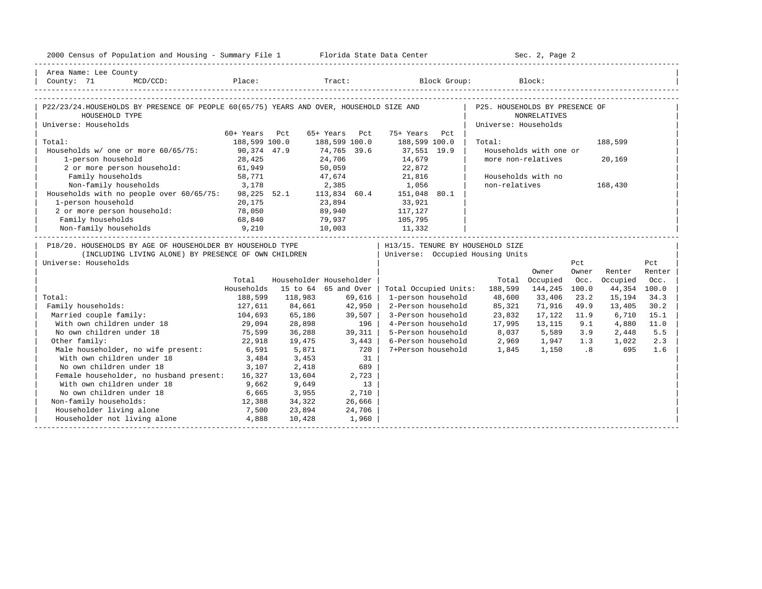2000 Census of Population and Housing - Summary File 1 | Florida State Data Center | Sec. 2, Page 2

Area Name: Lee County
County: 71 MCD/CCD: Place: Tract: Block Group: Block:

## P22/23/24. HOUSEHOLDS BY PRESENCE OF PEOPLE 60(65/75) YEARS AND OVER, HOUSEHOLD SIZE AND HOUSEHOLD TYPE

Universe: Households

| | 60+ Years | Pct | 65+ Years | Pct | 75+ Years | Pct |
|---|---|---|---|---|---|---|
| Total: | 188,599 | 100.0 | 188,599 | 100.0 | 188,599 | 100.0 |
| Households w/ one or more 60/65/75: | 90,374 | 47.9 | 74,765 | 39.6 | 37,551 | 19.9 |
| 1-person household | 28,425 | | 24,706 | | 14,679 | |
| 2 or more person household: | 61,949 | | 50,059 | | 22,872 | |
| Family households | 58,771 | | 47,674 | | 21,816 | |
| Non-family households | 3,178 | | 2,385 | | 1,056 | |
| Households with no people over 60/65/75: | 98,225 | 52.1 | 113,834 | 60.4 | 151,048 | 80.1 |
| 1-person household | 20,175 | | 23,894 | | 33,921 | |
| 2 or more person household: | 78,050 | | 89,940 | | 117,127 | |
| Family households | 68,840 | | 79,937 | | 105,795 | |
| Non-family households | 9,210 | | 10,003 | | 11,332 | |

## P25. HOUSEHOLDS BY PRESENCE OF NONRELATIVES

Universe: Households

| | |
|---|---|
| Total: | 188,599 |
| Households with one or more non-relatives | 20,169 |
| Households with no non-relatives | 168,430 |

## P18/20. HOUSEHOLDS BY AGE OF HOUSEHOLDER BY HOUSEHOLD TYPE (INCLUDING LIVING ALONE) BY PRESENCE OF OWN CHILDREN

Universe: Households

| | Total Households | Householder 15 to 64 | Householder 65 and Over |
|---|---|---|---|
| Total: | 188,599 | 118,983 | 69,616 |
| Family households: | 127,611 | 84,661 | 42,950 |
| Married couple family: | 104,693 | 65,186 | 39,507 |
| With own children under 18 | 29,094 | 28,898 | 196 |
| No own children under 18 | 75,599 | 36,288 | 39,311 |
| Other family: | 22,918 | 19,475 | 3,443 |
| Male householder, no wife present: | 6,591 | 5,871 | 720 |
| With own children under 18 | 3,484 | 3,453 | 31 |
| No own children under 18 | 3,107 | 2,418 | 689 |
| Female householder, no husband present: | 16,327 | 13,604 | 2,723 |
| With own children under 18 | 9,662 | 9,649 | 13 |
| No own children under 18 | 6,665 | 3,955 | 2,710 |
| Non-family households: | 12,388 | 34,322 | 26,666 |
| Householder living alone | 7,500 | 23,894 | 24,706 |
| Householder not living alone | 4,888 | 10,428 | 1,960 |

## H13/15. TENURE BY HOUSEHOLD SIZE

Universe: Occupied Housing Units

| | Total | Owner Occupied | Pct Owner Occ. | Renter Occupied | Pct Renter Occ. |
|---|---|---|---|---|---|
| Total Occupied Units: | 188,599 | 144,245 | 100.0 | 44,354 | 100.0 |
| 1-person household | 48,600 | 33,406 | 23.2 | 15,194 | 34.3 |
| 2-Person household | 85,321 | 71,916 | 49.9 | 13,405 | 30.2 |
| 3-Person household | 23,832 | 17,122 | 11.9 | 6,710 | 15.1 |
| 4-Person household | 17,995 | 13,115 | 9.1 | 4,880 | 11.0 |
| 5-Person household | 8,037 | 5,589 | 3.9 | 2,448 | 5.5 |
| 6-Person household | 2,969 | 1,947 | 1.3 | 1,022 | 2.3 |
| 7+Person household | 1,845 | 1,150 | .8 | 695 | 1.6 |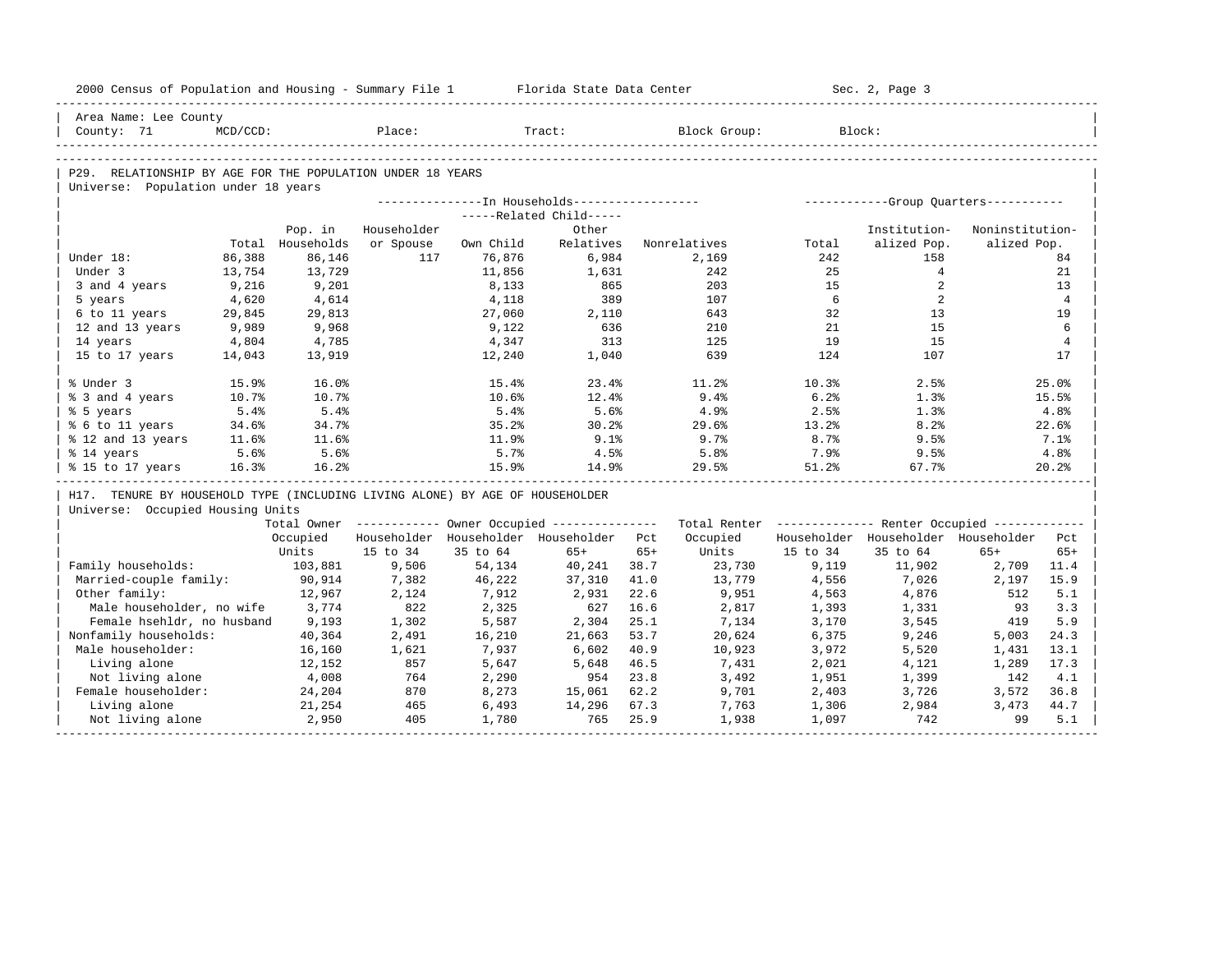2000 Census of Population and Housing - Summary File 1 Florida State Data Center Sec. 2, Page 3

Area Name: Lee County
County: 71 MCD/CCD: Place: Tract: Block Group: Block:

## P29. RELATIONSHIP BY AGE FOR THE POPULATION UNDER 18 YEARS

Universe: Population under 18 years

| | Total | Pop. in Households | In Households: Householder or Spouse | Related Child: Own Child | Related Child: Other Relatives | Nonrelatives | Group Quarters: Total | Institutionalized Pop. | Noninstitutionalized Pop. |
|---|---|---|---|---|---|---|---|---|---|
| Under 18: | 86,388 | 86,146 | 117 | 76,876 | 6,984 | 2,169 | 242 | 158 | 84 |
| Under 3 | 13,754 | 13,729 | | 11,856 | 1,631 | 242 | 25 | 4 | 21 |
| 3 and 4 years | 9,216 | 9,201 | | 8,133 | 865 | 203 | 15 | 2 | 13 |
| 5 years | 4,620 | 4,614 | | 4,118 | 389 | 107 | 6 | 2 | 4 |
| 6 to 11 years | 29,845 | 29,813 | | 27,060 | 2,110 | 643 | 32 | 13 | 19 |
| 12 and 13 years | 9,989 | 9,968 | | 9,122 | 636 | 210 | 21 | 15 | 6 |
| 14 years | 4,804 | 4,785 | | 4,347 | 313 | 125 | 19 | 15 | 4 |
| 15 to 17 years | 14,043 | 13,919 | | 12,240 | 1,040 | 639 | 124 | 107 | 17 |
| % Under 3 | 15.9% | 16.0% | | 15.4% | 23.4% | 11.2% | 10.3% | 2.5% | 25.0% |
| % 3 and 4 years | 10.7% | 10.7% | | 10.6% | 12.4% | 9.4% | 6.2% | 1.3% | 15.5% |
| % 5 years | 5.4% | 5.4% | | 5.4% | 5.6% | 4.9% | 2.5% | 1.3% | 4.8% |
| % 6 to 11 years | 34.6% | 34.7% | | 35.2% | 30.2% | 29.6% | 13.2% | 8.2% | 22.6% |
| % 12 and 13 years | 11.6% | 11.6% | | 11.9% | 9.1% | 9.7% | 8.7% | 9.5% | 7.1% |
| % 14 years | 5.6% | 5.6% | | 5.7% | 4.5% | 5.8% | 7.9% | 9.5% | 4.8% |
| % 15 to 17 years | 16.3% | 16.2% | | 15.9% | 14.9% | 29.5% | 51.2% | 67.7% | 20.2% |

## H17. TENURE BY HOUSEHOLD TYPE (INCLUDING LIVING ALONE) BY AGE OF HOUSEHOLDER

Universe: Occupied Housing Units

| | Total Owner Occupied Units | Owner Occupied: Householder 15 to 34 | Householder 35 to 64 | Householder 65+ | Pct 65+ | Total Renter Occupied Units | Renter Occupied: Householder 15 to 34 | Householder 35 to 64 | Householder 65+ | Pct 65+ |
|---|---|---|---|---|---|---|---|---|---|---|
| Family households: | 103,881 | 9,506 | 54,134 | 40,241 | 38.7 | 23,730 | 9,119 | 11,902 | 2,709 | 11.4 |
| Married-couple family: | 90,914 | 7,382 | 46,222 | 37,310 | 41.0 | 13,779 | 4,556 | 7,026 | 2,197 | 15.9 |
| Other family: | 12,967 | 2,124 | 7,912 | 2,931 | 22.6 | 9,951 | 4,563 | 4,876 | 512 | 5.1 |
| Male householder, no wife | 3,774 | 822 | 2,325 | 627 | 16.6 | 2,817 | 1,393 | 1,331 | 93 | 3.3 |
| Female hsehldr, no husband | 9,193 | 1,302 | 5,587 | 2,304 | 25.1 | 7,134 | 3,170 | 3,545 | 419 | 5.9 |
| Nonfamily households: | 40,364 | 2,491 | 16,210 | 21,663 | 53.7 | 20,624 | 6,375 | 9,246 | 5,003 | 24.3 |
| Male householder: | 16,160 | 1,621 | 7,937 | 6,602 | 40.9 | 10,923 | 3,972 | 5,520 | 1,431 | 13.1 |
| Living alone | 12,152 | 857 | 5,647 | 5,648 | 46.5 | 7,431 | 2,021 | 4,121 | 1,289 | 17.3 |
| Not living alone | 4,008 | 764 | 2,290 | 954 | 23.8 | 3,492 | 1,951 | 1,399 | 142 | 4.1 |
| Female householder: | 24,204 | 870 | 8,273 | 15,061 | 62.2 | 9,701 | 2,403 | 3,726 | 3,572 | 36.8 |
| Living alone | 21,254 | 465 | 6,493 | 14,296 | 67.3 | 7,763 | 1,306 | 2,984 | 3,473 | 44.7 |
| Not living alone | 2,950 | 405 | 1,780 | 765 | 25.9 | 1,938 | 1,097 | 742 | 99 | 5.1 |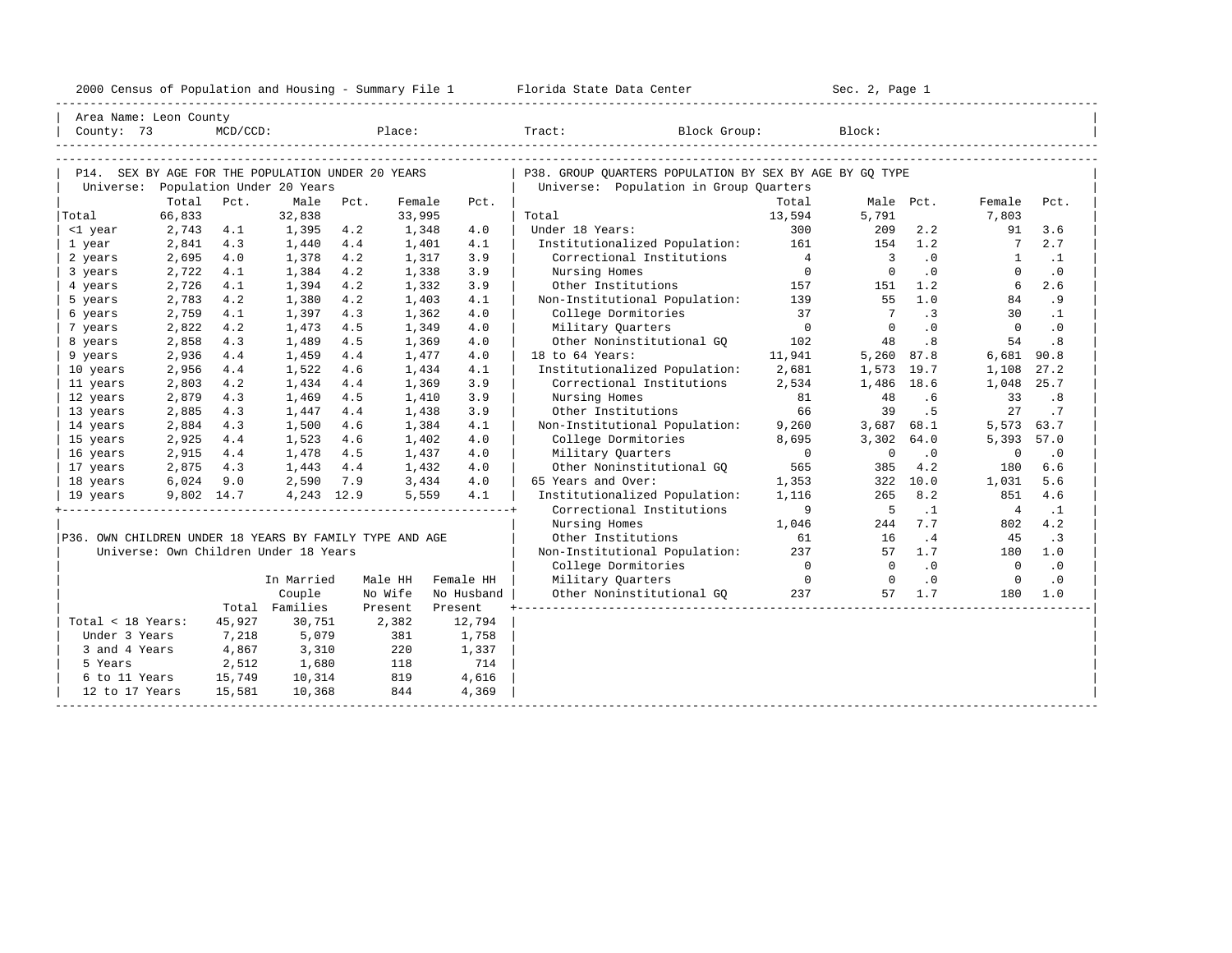2000 Census of Population and Housing - Summary File 1 Florida State Data Center Sec. 2, Page 1

Area Name: Leon County
County: 73 MCD/CCD: Place: Tract: Block Group: Block:

## P14. SEX BY AGE FOR THE POPULATION UNDER 20 YEARS

Universe: Population Under 20 Years

| | Total | Pct. | Male | Pct. | Female | Pct. |
|---|---|---|---|---|---|---|
| Total | 66,833 | | 32,838 | | 33,995 | |
| <1 year | 2,743 | 4.1 | 1,395 | 4.2 | 1,348 | 4.0 |
| 1 year | 2,841 | 4.3 | 1,440 | 4.4 | 1,401 | 4.1 |
| 2 years | 2,695 | 4.0 | 1,378 | 4.2 | 1,317 | 3.9 |
| 3 years | 2,722 | 4.1 | 1,384 | 4.2 | 1,338 | 3.9 |
| 4 years | 2,726 | 4.1 | 1,394 | 4.2 | 1,332 | 3.9 |
| 5 years | 2,783 | 4.2 | 1,380 | 4.2 | 1,403 | 4.1 |
| 6 years | 2,759 | 4.1 | 1,397 | 4.3 | 1,362 | 4.0 |
| 7 years | 2,822 | 4.2 | 1,473 | 4.5 | 1,349 | 4.0 |
| 8 years | 2,858 | 4.3 | 1,489 | 4.5 | 1,369 | 4.0 |
| 9 years | 2,936 | 4.4 | 1,459 | 4.4 | 1,477 | 4.0 |
| 10 years | 2,956 | 4.4 | 1,522 | 4.6 | 1,434 | 4.1 |
| 11 years | 2,803 | 4.2 | 1,434 | 4.4 | 1,369 | 3.9 |
| 12 years | 2,879 | 4.3 | 1,469 | 4.5 | 1,410 | 3.9 |
| 13 years | 2,885 | 4.3 | 1,447 | 4.4 | 1,438 | 3.9 |
| 14 years | 2,884 | 4.3 | 1,500 | 4.6 | 1,384 | 4.1 |
| 15 years | 2,925 | 4.4 | 1,523 | 4.6 | 1,402 | 4.0 |
| 16 years | 2,915 | 4.4 | 1,478 | 4.5 | 1,437 | 4.0 |
| 17 years | 2,875 | 4.3 | 1,443 | 4.4 | 1,432 | 4.0 |
| 18 years | 6,024 | 9.0 | 2,590 | 7.9 | 3,434 | 4.0 |
| 19 years | 9,802 | 14.7 | 4,243 | 12.9 | 5,559 | 4.1 |

## P36. OWN CHILDREN UNDER 18 YEARS BY FAMILY TYPE AND AGE

Universe: Own Children Under 18 Years

| | Total | In Married Couple Families | Male HH No Wife Present | Female HH No Husband Present |
|---|---|---|---|---|
| Total < 18 Years: | 45,927 | 30,751 | 2,382 | 12,794 |
| Under 3 Years | 7,218 | 5,079 | 381 | 1,758 |
| 3 and 4 Years | 4,867 | 3,310 | 220 | 1,337 |
| 5 Years | 2,512 | 1,680 | 118 | 714 |
| 6 to 11 Years | 15,749 | 10,314 | 819 | 4,616 |
| 12 to 17 Years | 15,581 | 10,368 | 844 | 4,369 |

## P38. GROUP QUARTERS POPULATION BY SEX BY AGE BY GQ TYPE

Universe: Population in Group Quarters

| | Total | Male | Pct. | Female | Pct. |
|---|---|---|---|---|---|
| Total | 13,594 | 5,791 | | 7,803 | |
| Under 18 Years: | 300 | 209 | 2.2 | 91 | 3.6 |
| Institutionalized Population: | 161 | 154 | 1.2 | 7 | 2.7 |
| Correctional Institutions | 4 | 3 | .0 | 1 | .1 |
| Nursing Homes | 0 | 0 | .0 | 0 | .0 |
| Other Institutions | 157 | 151 | 1.2 | 6 | 2.6 |
| Non-Institutional Population: | 139 | 55 | 1.0 | 84 | .9 |
| College Dormitories | 37 | 7 | .3 | 30 | .1 |
| Military Quarters | 0 | 0 | .0 | 0 | .0 |
| Other Noninstitutional GQ | 102 | 48 | .8 | 54 | .8 |
| 18 to 64 Years: | 11,941 | 5,260 | 87.8 | 6,681 | 90.8 |
| Institutionalized Population: | 2,681 | 1,573 | 19.7 | 1,108 | 27.2 |
| Correctional Institutions | 2,534 | 1,486 | 18.6 | 1,048 | 25.7 |
| Nursing Homes | 81 | 48 | .6 | 33 | .8 |
| Other Institutions | 66 | 39 | .5 | 27 | .7 |
| Non-Institutional Population: | 9,260 | 3,687 | 68.1 | 5,573 | 63.7 |
| College Dormitories | 8,695 | 3,302 | 64.0 | 5,393 | 57.0 |
| Military Quarters | 0 | 0 | .0 | 0 | .0 |
| Other Noninstitutional GQ | 565 | 385 | 4.2 | 180 | 6.6 |
| 65 Years and Over: | 1,353 | 322 | 10.0 | 1,031 | 5.6 |
| Institutionalized Population: | 1,116 | 265 | 8.2 | 851 | 4.6 |
| Correctional Institutions | 9 | 5 | .1 | 4 | .1 |
| Nursing Homes | 1,046 | 244 | 7.7 | 802 | 4.2 |
| Other Institutions | 61 | 16 | .4 | 45 | .3 |
| Non-Institutional Population: | 237 | 57 | 1.7 | 180 | 1.0 |
| College Dormitories | 0 | 0 | .0 | 0 | .0 |
| Military Quarters | 0 | 0 | .0 | 0 | .0 |
| Other Noninstitutional GQ | 237 | 57 | 1.7 | 180 | 1.0 |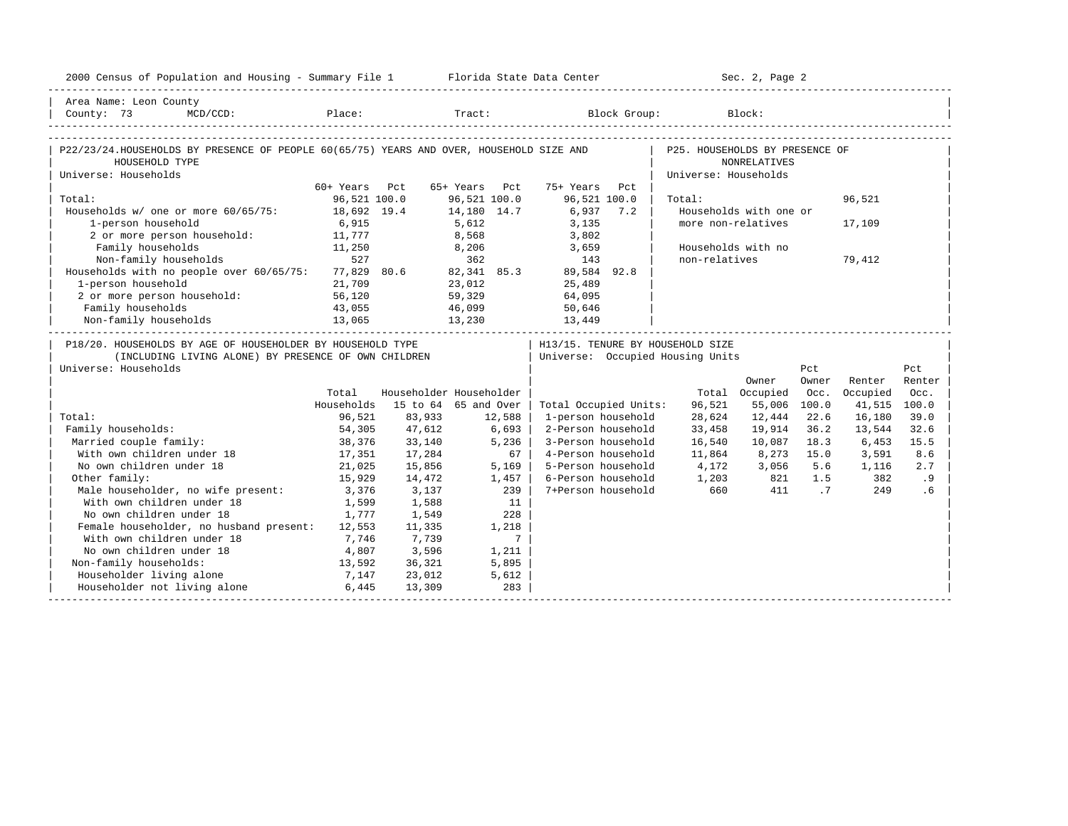Area Name: Leon County
County: 73 MCD/CCD: Place: Tract: Block Group: Block:

## P22/23/24. HOUSEHOLDS BY PRESENCE OF PEOPLE 60(65/75) YEARS AND OVER, HOUSEHOLD SIZE AND HOUSEHOLD TYPE

Universe: Households

| | 60+ Years | Pct | 65+ Years | Pct | 75+ Years | Pct |
|---|---|---|---|---|---|---|
| Total: | 96,521 | 100.0 | 96,521 | 100.0 | 96,521 | 100.0 |
| Households w/ one or more 60/65/75: | 18,692 | 19.4 | 14,180 | 14.7 | 6,937 | 7.2 |
| 1-person household | 6,915 | | 5,612 | | 3,135 | |
| 2 or more person household: | 11,777 | | 8,568 | | 3,802 | |
| Family households | 11,250 | | 8,206 | | 3,659 | |
| Non-family households | 527 | | 362 | | 143 | |
| Households with no people over 60/65/75: | 77,829 | 80.6 | 82,341 | 85.3 | 89,584 | 92.8 |
| 1-person household | 21,709 | | 23,012 | | 25,489 | |
| 2 or more person household: | 56,120 | | 59,329 | | 64,095 | |
| Family households | 43,055 | | 46,099 | | 50,646 | |
| Non-family households | 13,065 | | 13,230 | | 13,449 | |

## P25. HOUSEHOLDS BY PRESENCE OF NONRELATIVES

Universe: Households

| | |
|---|---|
| Total: | 96,521 |
| Households with one or more non-relatives | 17,109 |
| Households with no non-relatives | 79,412 |

## P18/20. HOUSEHOLDS BY AGE OF HOUSEHOLDER BY HOUSEHOLD TYPE (INCLUDING LIVING ALONE) BY PRESENCE OF OWN CHILDREN

Universe: Households

| | Total Households | Householder 15 to 64 | Householder 65 and Over |
|---|---|---|---|
| Total: | 96,521 | 83,933 | 12,588 |
| Family households: | 54,305 | 47,612 | 6,693 |
| Married couple family: | 38,376 | 33,140 | 5,236 |
| With own children under 18 | 17,351 | 17,284 | 67 |
| No own children under 18 | 21,025 | 15,856 | 5,169 |
| Other family: | 15,929 | 14,472 | 1,457 |
| Male householder, no wife present: | 3,376 | 3,137 | 239 |
| With own children under 18 | 1,599 | 1,588 | 11 |
| No own children under 18 | 1,777 | 1,549 | 228 |
| Female householder, no husband present: | 12,553 | 11,335 | 1,218 |
| With own children under 18 | 7,746 | 7,739 | 7 |
| No own children under 18 | 4,807 | 3,596 | 1,211 |
| Non-family households: | 13,592 | 36,321 | 5,895 |
| Householder living alone | 7,147 | 23,012 | 5,612 |
| Householder not living alone | 6,445 | 13,309 | 283 |

## H13/15. TENURE BY HOUSEHOLD SIZE

Universe: Occupied Housing Units

| | Total | Owner Occupied | Pct Owner Occ. | Renter Occupied | Pct Renter Occ. |
|---|---|---|---|---|---|
| Total Occupied Units: | 96,521 | 55,006 | 100.0 | 41,515 | 100.0 |
| 1-person household | 28,624 | 12,444 | 22.6 | 16,180 | 39.0 |
| 2-Person household | 33,458 | 19,914 | 36.2 | 13,544 | 32.6 |
| 3-Person household | 16,540 | 10,087 | 18.3 | 6,453 | 15.5 |
| 4-Person household | 11,864 | 8,273 | 15.0 | 3,591 | 8.6 |
| 5-Person household | 4,172 | 3,056 | 5.6 | 1,116 | 2.7 |
| 6-Person household | 1,203 | 821 | 1.5 | 382 | .9 |
| 7+Person household | 660 | 411 | .7 | 249 | .6 |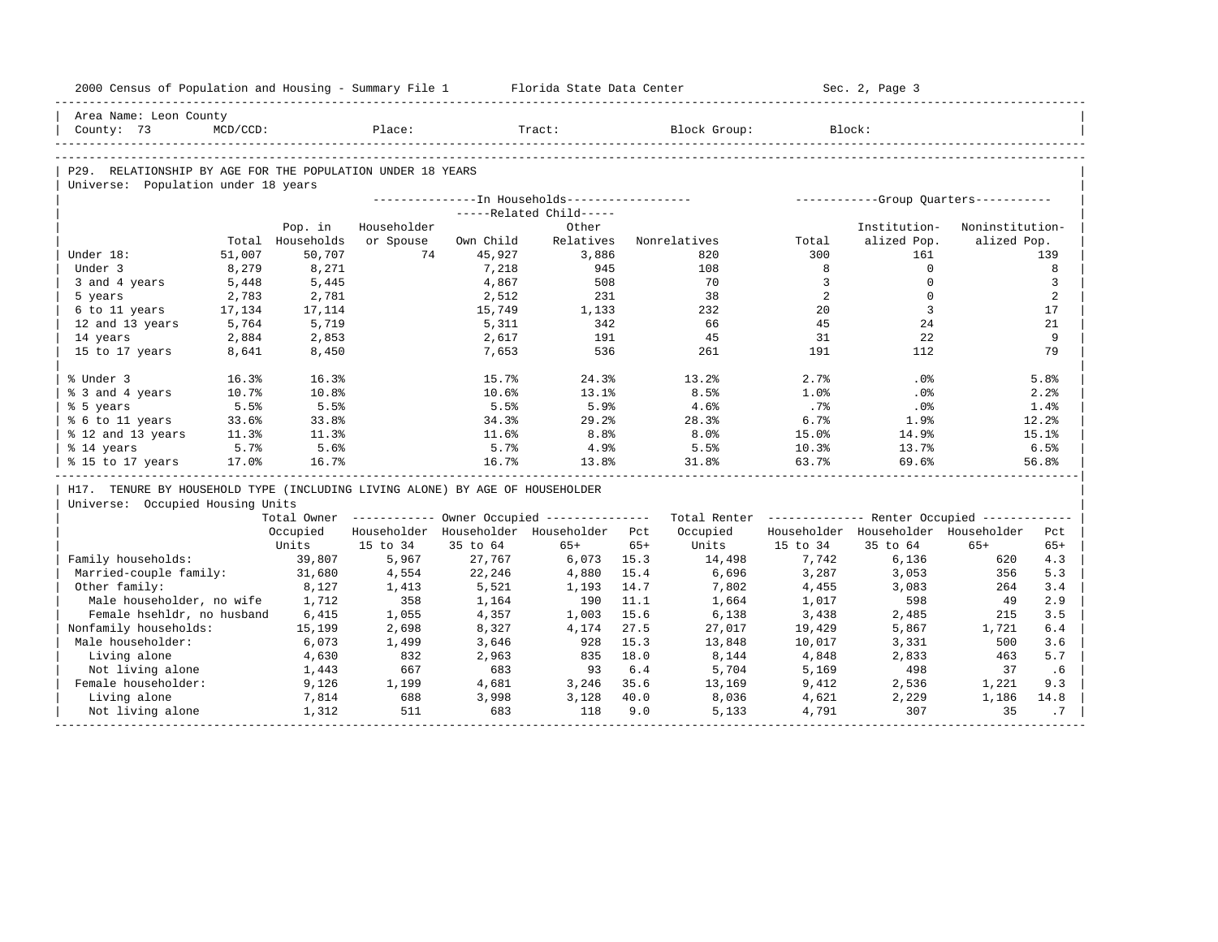Area Name: Leon County
County: 73 MCD/CCD: Place: Tract: Block Group: Block:

## P29. RELATIONSHIP BY AGE FOR THE POPULATION UNDER 18 YEARS

Universe: Population under 18 years

| | Total | In Households: Pop. in Households | Related Child: Householder or Spouse | Related Child: Own Child | Related Child: Other Relatives | Nonrelatives | Group Quarters: Total | Group Quarters: Institution-alized Pop. | Group Quarters: Noninstitution-alized Pop. |
|---|---|---|---|---|---|---|---|---|---|
| Under 18: | 51,007 | 50,707 | 74 | 45,927 | 3,886 | 820 | 300 | 161 | 139 |
| Under 3 | 8,279 | 8,271 | | 7,218 | 945 | 108 | 8 | 0 | 8 |
| 3 and 4 years | 5,448 | 5,445 | | 4,867 | 508 | 70 | 3 | 0 | 3 |
| 5 years | 2,783 | 2,781 | | 2,512 | 231 | 38 | 2 | 0 | 2 |
| 6 to 11 years | 17,134 | 17,114 | | 15,749 | 1,133 | 232 | 20 | 3 | 17 |
| 12 and 13 years | 5,764 | 5,719 | | 5,311 | 342 | 66 | 45 | 24 | 21 |
| 14 years | 2,884 | 2,853 | | 2,617 | 191 | 45 | 31 | 22 | 9 |
| 15 to 17 years | 8,641 | 8,450 | | 7,653 | 536 | 261 | 191 | 112 | 79 |
| % Under 3 | 16.3% | 16.3% | | 15.7% | 24.3% | 13.2% | 2.7% | .0% | 5.8% |
| % 3 and 4 years | 10.7% | 10.8% | | 10.6% | 13.1% | 8.5% | 1.0% | .0% | 2.2% |
| % 5 years | 5.5% | 5.5% | | 5.5% | 5.9% | 4.6% | .7% | .0% | 1.4% |
| % 6 to 11 years | 33.6% | 33.8% | | 34.3% | 29.2% | 28.3% | 6.7% | 1.9% | 12.2% |
| % 12 and 13 years | 11.3% | 11.3% | | 11.6% | 8.8% | 8.0% | 15.0% | 14.9% | 15.1% |
| % 14 years | 5.7% | 5.6% | | 5.7% | 4.9% | 5.5% | 10.3% | 13.7% | 6.5% |
| % 15 to 17 years | 17.0% | 16.7% | | 16.7% | 13.8% | 31.8% | 63.7% | 69.6% | 56.8% |

## H17. TENURE BY HOUSEHOLD TYPE (INCLUDING LIVING ALONE) BY AGE OF HOUSEHOLDER

Universe: Occupied Housing Units

| | Total Owner Occupied Units | Owner Occupied: Householder 15 to 34 | Owner Occupied: Householder 35 to 64 | Owner Occupied: Householder 65+ | Pct 65+ | Total Renter Occupied Units | Renter Occupied: Householder 15 to 34 | Renter Occupied: Householder 35 to 64 | Renter Occupied: Householder 65+ | Pct 65+ |
|---|---|---|---|---|---|---|---|---|---|---|
| Family households: | 39,807 | 5,967 | 27,767 | 6,073 | 15.3 | 14,498 | 7,742 | 6,136 | 620 | 4.3 |
| Married-couple family: | 31,680 | 4,554 | 22,246 | 4,880 | 15.4 | 6,696 | 3,287 | 3,053 | 356 | 5.3 |
| Other family: | 8,127 | 1,413 | 5,521 | 1,193 | 14.7 | 7,802 | 4,455 | 3,083 | 264 | 3.4 |
| Male householder, no wife | 1,712 | 358 | 1,164 | 190 | 11.1 | 1,664 | 1,017 | 598 | 49 | 2.9 |
| Female hsehldr, no husband | 6,415 | 1,055 | 4,357 | 1,003 | 15.6 | 6,138 | 3,438 | 2,485 | 215 | 3.5 |
| Nonfamily households: | 15,199 | 2,698 | 8,327 | 4,174 | 27.5 | 27,017 | 19,429 | 5,867 | 1,721 | 6.4 |
| Male householder: | 6,073 | 1,499 | 3,646 | 928 | 15.3 | 13,848 | 10,017 | 3,331 | 500 | 3.6 |
| Living alone | 4,630 | 832 | 2,963 | 835 | 18.0 | 8,144 | 4,848 | 2,833 | 463 | 5.7 |
| Not living alone | 1,443 | 667 | 683 | 93 | 6.4 | 5,704 | 5,169 | 498 | 37 | .6 |
| Female householder: | 9,126 | 1,199 | 4,681 | 3,246 | 35.6 | 13,169 | 9,412 | 2,536 | 1,221 | 9.3 |
| Living alone | 7,814 | 688 | 3,998 | 3,128 | 40.0 | 8,036 | 4,621 | 2,229 | 1,186 | 14.8 |
| Not living alone | 1,312 | 511 | 683 | 118 | 9.0 | 5,133 | 4,791 | 307 | 35 | .7 |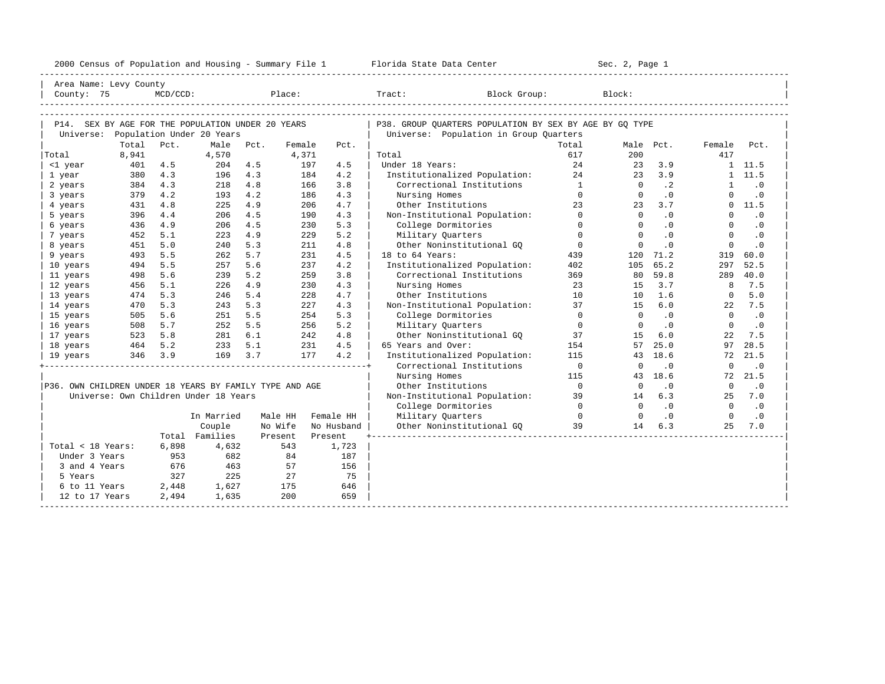2000 Census of Population and Housing - Summary File 1 Florida State Data Center Sec. 2, Page 1

Area Name: Levy County
County: 75 MCD/CCD: Place: Tract: Block Group: Block:

## P14. SEX BY AGE FOR THE POPULATION UNDER 20 YEARS

Universe: Population Under 20 Years

| | Total | Pct. | Male | Pct. | Female | Pct. |
|---|---|---|---|---|---|---|
| Total | 8,941 | | 4,570 | | 4,371 | |
| <1 year | 401 | 4.5 | 204 | 4.5 | 197 | 4.5 |
| 1 year | 380 | 4.3 | 196 | 4.3 | 184 | 4.2 |
| 2 years | 384 | 4.3 | 218 | 4.8 | 166 | 3.8 |
| 3 years | 379 | 4.2 | 193 | 4.2 | 186 | 4.3 |
| 4 years | 431 | 4.8 | 225 | 4.9 | 206 | 4.7 |
| 5 years | 396 | 4.4 | 206 | 4.5 | 190 | 4.3 |
| 6 years | 436 | 4.9 | 206 | 4.5 | 230 | 5.3 |
| 7 years | 452 | 5.1 | 223 | 4.9 | 229 | 5.2 |
| 8 years | 451 | 5.0 | 240 | 5.3 | 211 | 4.8 |
| 9 years | 493 | 5.5 | 262 | 5.7 | 231 | 4.5 |
| 10 years | 494 | 5.5 | 257 | 5.6 | 237 | 4.2 |
| 11 years | 498 | 5.6 | 239 | 5.2 | 259 | 3.8 |
| 12 years | 456 | 5.1 | 226 | 4.9 | 230 | 4.3 |
| 13 years | 474 | 5.3 | 246 | 5.4 | 228 | 4.7 |
| 14 years | 470 | 5.3 | 243 | 5.3 | 227 | 4.3 |
| 15 years | 505 | 5.6 | 251 | 5.5 | 254 | 5.3 |
| 16 years | 508 | 5.7 | 252 | 5.5 | 256 | 5.2 |
| 17 years | 523 | 5.8 | 281 | 6.1 | 242 | 4.8 |
| 18 years | 464 | 5.2 | 233 | 5.1 | 231 | 4.5 |
| 19 years | 346 | 3.9 | 169 | 3.7 | 177 | 4.2 |

## P36. OWN CHILDREN UNDER 18 YEARS BY FAMILY TYPE AND AGE

Universe: Own Children Under 18 Years

| | Total | In Married Couple Families | Male HH No Wife Present | Female HH No Husband Present |
|---|---|---|---|---|
| Total < 18 Years: | 6,898 | 4,632 | 543 | 1,723 |
| Under 3 Years | 953 | 682 | 84 | 187 |
| 3 and 4 Years | 676 | 463 | 57 | 156 |
| 5 Years | 327 | 225 | 27 | 75 |
| 6 to 11 Years | 2,448 | 1,627 | 175 | 646 |
| 12 to 17 Years | 2,494 | 1,635 | 200 | 659 |

## P38. GROUP QUARTERS POPULATION BY SEX BY AGE BY GQ TYPE

Universe: Population in Group Quarters

| | Total | Male | Pct. | Female | Pct. |
|---|---|---|---|---|---|
| Total | 617 | 200 | | 417 | |
| Under 18 Years: | 24 | 23 | 3.9 | 1 | 11.5 |
| Institutionalized Population: | 24 | 23 | 3.9 | 1 | 11.5 |
| Correctional Institutions | 1 | 0 | .2 | 1 | .0 |
| Nursing Homes | 0 | 0 | .0 | 0 | .0 |
| Other Institutions | 23 | 23 | 3.7 | 0 | 11.5 |
| Non-Institutional Population: | 0 | 0 | .0 | 0 | .0 |
| College Dormitories | 0 | 0 | .0 | 0 | .0 |
| Military Quarters | 0 | 0 | .0 | 0 | .0 |
| Other Noninstitutional GQ | 0 | 0 | .0 | 0 | .0 |
| 18 to 64 Years: | 439 | 120 | 71.2 | 319 | 60.0 |
| Institutionalized Population: | 402 | 105 | 65.2 | 297 | 52.5 |
| Correctional Institutions | 369 | 80 | 59.8 | 289 | 40.0 |
| Nursing Homes | 23 | 15 | 3.7 | 8 | 7.5 |
| Other Institutions | 10 | 10 | 1.6 | 0 | 5.0 |
| Non-Institutional Population: | 37 | 15 | 6.0 | 22 | 7.5 |
| College Dormitories | 0 | 0 | .0 | 0 | .0 |
| Military Quarters | 0 | 0 | .0 | 0 | .0 |
| Other Noninstitutional GQ | 37 | 15 | 6.0 | 22 | 7.5 |
| 65 Years and Over: | 154 | 57 | 25.0 | 97 | 28.5 |
| Institutionalized Population: | 115 | 43 | 18.6 | 72 | 21.5 |
| Correctional Institutions | 0 | 0 | .0 | 0 | .0 |
| Nursing Homes | 115 | 43 | 18.6 | 72 | 21.5 |
| Other Institutions | 0 | 0 | .0 | 0 | .0 |
| Non-Institutional Population: | 39 | 14 | 6.3 | 25 | 7.0 |
| College Dormitories | 0 | 0 | .0 | 0 | .0 |
| Military Quarters | 0 | 0 | .0 | 0 | .0 |
| Other Noninstitutional GQ | 39 | 14 | 6.3 | 25 | 7.0 |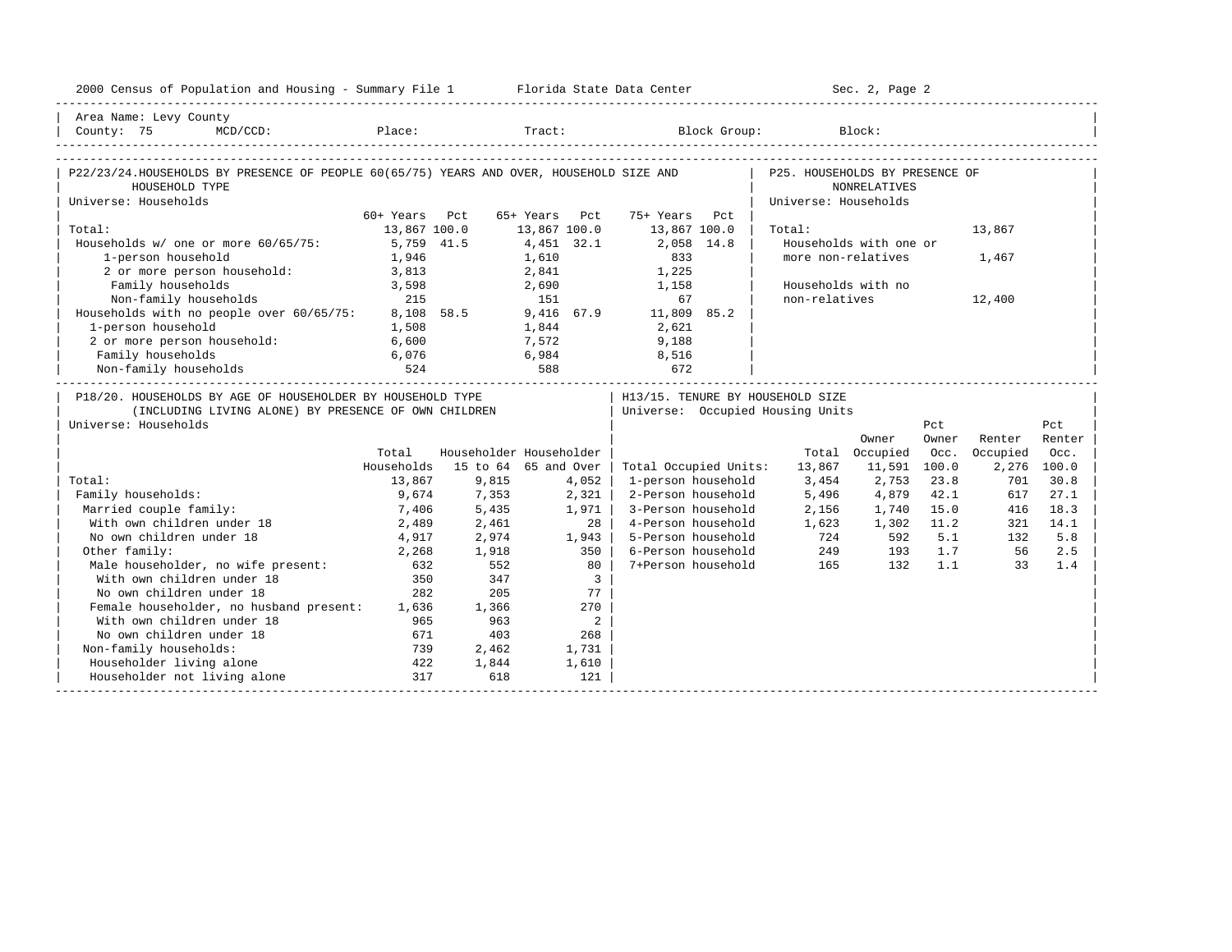Area Name: Levy County
County: 75 MCD/CCD: Place: Tract: Block Group: Block:

## P22/23/24. HOUSEHOLDS BY PRESENCE OF PEOPLE 60(65/75) YEARS AND OVER, HOUSEHOLD SIZE AND HOUSEHOLD TYPE

Universe: Households

| | 60+ Years | Pct | 65+ Years | Pct | 75+ Years | Pct |
|---|---|---|---|---|---|---|
| Total: | 13,867 | 100.0 | 13,867 | 100.0 | 13,867 | 100.0 |
| Households w/ one or more 60/65/75: | 5,759 | 41.5 | 4,451 | 32.1 | 2,058 | 14.8 |
| 1-person household | 1,946 | | 1,610 | | 833 | |
| 2 or more person household: | 3,813 | | 2,841 | | 1,225 | |
| Family households | 3,598 | | 2,690 | | 1,158 | |
| Non-family households | 215 | | 151 | | 67 | |
| Households with no people over 60/65/75: | 8,108 | 58.5 | 9,416 | 67.9 | 11,809 | 85.2 |
| 1-person household | 1,508 | | 1,844 | | 2,621 | |
| 2 or more person household: | 6,600 | | 7,572 | | 9,188 | |
| Family households | 6,076 | | 6,984 | | 8,516 | |
| Non-family households | 524 | | 588 | | 672 | |

## P25. HOUSEHOLDS BY PRESENCE OF NONRELATIVES

Universe: Households

| | |
|---|---|
| Total: | 13,867 |
| Households with one or more non-relatives | 1,467 |
| Households with no non-relatives | 12,400 |

## P18/20. HOUSEHOLDS BY AGE OF HOUSEHOLDER BY HOUSEHOLD TYPE (INCLUDING LIVING ALONE) BY PRESENCE OF OWN CHILDREN

Universe: Households

| | Total Households | Householder 15 to 64 | Householder 65 and Over |
|---|---|---|---|
| Total: | 13,867 | 9,815 | 4,052 |
| Family households: | 9,674 | 7,353 | 2,321 |
| Married couple family: | 7,406 | 5,435 | 1,971 |
| With own children under 18 | 2,489 | 2,461 | 28 |
| No own children under 18 | 4,917 | 2,974 | 1,943 |
| Other family: | 2,268 | 1,918 | 350 |
| Male householder, no wife present: | 632 | 552 | 80 |
| With own children under 18 | 350 | 347 | 3 |
| No own children under 18 | 282 | 205 | 77 |
| Female householder, no husband present: | 1,636 | 1,366 | 270 |
| With own children under 18 | 965 | 963 | 2 |
| No own children under 18 | 671 | 403 | 268 |
| Non-family households: | 739 | 2,462 | 1,731 |
| Householder living alone | 422 | 1,844 | 1,610 |
| Householder not living alone | 317 | 618 | 121 |

## H13/15. TENURE BY HOUSEHOLD SIZE

Universe: Occupied Housing Units

| | Total | Owner Occupied | Pct Owner Occ. | Renter Occupied | Pct Renter Occ. |
|---|---|---|---|---|---|
| Total Occupied Units: | 13,867 | 11,591 | 100.0 | 2,276 | 100.0 |
| 1-person household | 3,454 | 2,753 | 23.8 | 701 | 30.8 |
| 2-Person household | 5,496 | 4,879 | 42.1 | 617 | 27.1 |
| 3-Person household | 2,156 | 1,740 | 15.0 | 416 | 18.3 |
| 4-Person household | 1,623 | 1,302 | 11.2 | 321 | 14.1 |
| 5-Person household | 724 | 592 | 5.1 | 132 | 5.8 |
| 6-Person household | 249 | 193 | 1.7 | 56 | 2.5 |
| 7+Person household | 165 | 132 | 1.1 | 33 | 1.4 |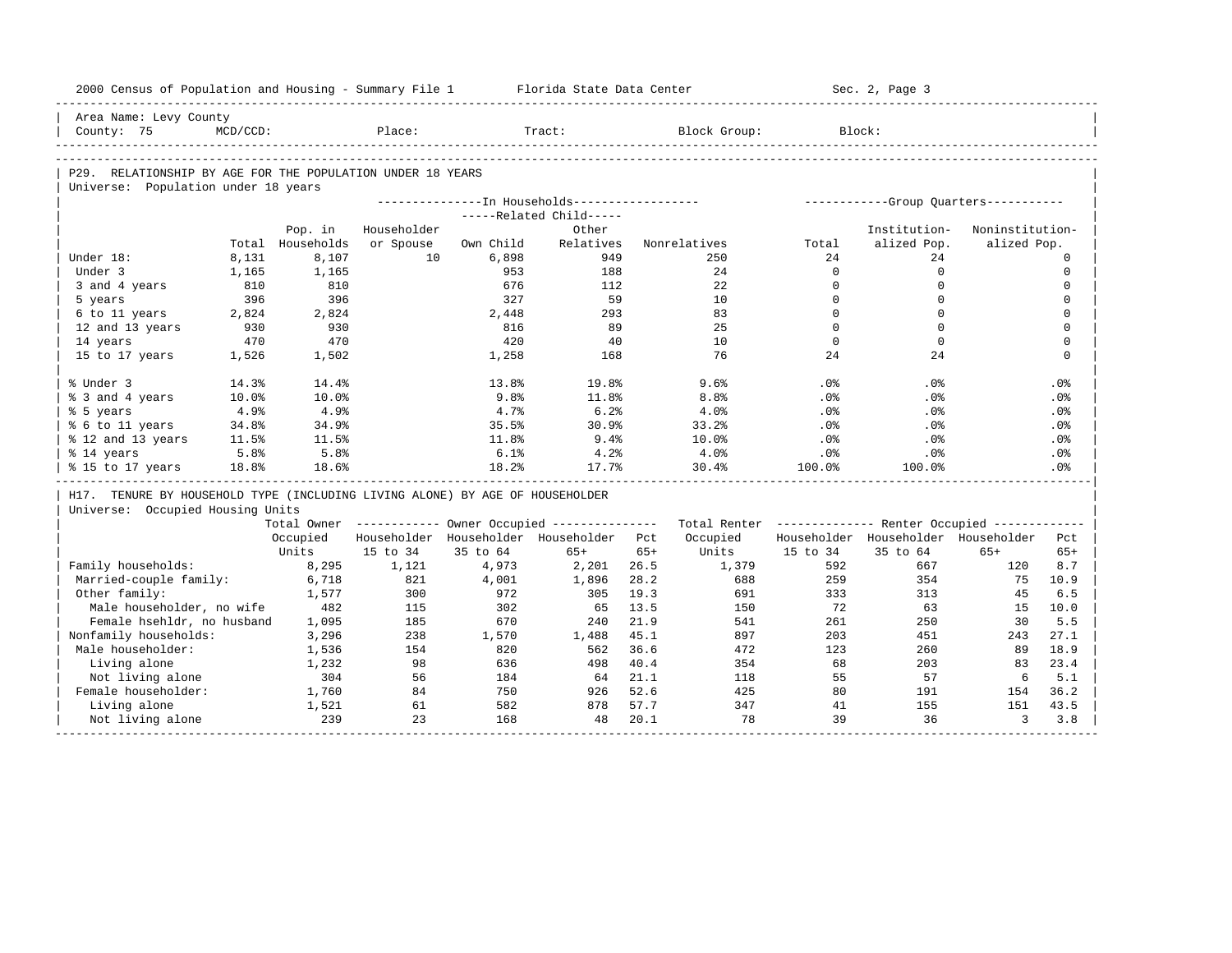Area Name: Levy County
County: 75 MCD/CCD: Place: Tract: Block Group: Block:

## P29. RELATIONSHIP BY AGE FOR THE POPULATION UNDER 18 YEARS

Universe: Population under 18 years

| | Total | Pop. in Households | In Households: Householder or Spouse | Related Child: Own Child | Related Child: Other Relatives | Nonrelatives | Group Quarters: Total | Institutionalized Pop. | Noninstitutionalized Pop. |
|---|---|---|---|---|---|---|---|---|---|
| Under 18: | 8,131 | 8,107 | 10 | 6,898 | 949 | 250 | 24 | 24 | 0 |
| Under 3 | 1,165 | 1,165 | | 953 | 188 | 24 | 0 | 0 | 0 |
| 3 and 4 years | 810 | 810 | | 676 | 112 | 22 | 0 | 0 | 0 |
| 5 years | 396 | 396 | | 327 | 59 | 10 | 0 | 0 | 0 |
| 6 to 11 years | 2,824 | 2,824 | | 2,448 | 293 | 83 | 0 | 0 | 0 |
| 12 and 13 years | 930 | 930 | | 816 | 89 | 25 | 0 | 0 | 0 |
| 14 years | 470 | 470 | | 420 | 40 | 10 | 0 | 0 | 0 |
| 15 to 17 years | 1,526 | 1,502 | | 1,258 | 168 | 76 | 24 | 24 | 0 |
| % Under 3 | 14.3% | 14.4% | | 13.8% | 19.8% | 9.6% | .0% | .0% | .0% |
| % 3 and 4 years | 10.0% | 10.0% | | 9.8% | 11.8% | 8.8% | .0% | .0% | .0% |
| % 5 years | 4.9% | 4.9% | | 4.7% | 6.2% | 4.0% | .0% | .0% | .0% |
| % 6 to 11 years | 34.8% | 34.9% | | 35.5% | 30.9% | 33.2% | .0% | .0% | .0% |
| % 12 and 13 years | 11.5% | 11.5% | | 11.8% | 9.4% | 10.0% | .0% | .0% | .0% |
| % 14 years | 5.8% | 5.8% | | 6.1% | 4.2% | 4.0% | .0% | .0% | .0% |
| % 15 to 17 years | 18.8% | 18.6% | | 18.2% | 17.7% | 30.4% | 100.0% | 100.0% | .0% |

## H17. TENURE BY HOUSEHOLD TYPE (INCLUDING LIVING ALONE) BY AGE OF HOUSEHOLDER

Universe: Occupied Housing Units

| | Total Owner Occupied Units | Owner: Householder 15 to 34 | Owner: Householder 35 to 64 | Owner: Householder 65+ | Owner: Pct 65+ | Total Renter Occupied Units | Renter: Householder 15 to 34 | Renter: Householder 35 to 64 | Renter: Householder 65+ | Renter: Pct 65+ |
|---|---|---|---|---|---|---|---|---|---|---|
| Family households: | 8,295 | 1,121 | 4,973 | 2,201 | 26.5 | 1,379 | 592 | 667 | 120 | 8.7 |
| Married-couple family: | 6,718 | 821 | 4,001 | 1,896 | 28.2 | 688 | 259 | 354 | 75 | 10.9 |
| Other family: | 1,577 | 300 | 972 | 305 | 19.3 | 691 | 333 | 313 | 45 | 6.5 |
| Male householder, no wife | 482 | 115 | 302 | 65 | 13.5 | 150 | 72 | 63 | 15 | 10.0 |
| Female hsehldr, no husband | 1,095 | 185 | 670 | 240 | 21.9 | 541 | 261 | 250 | 30 | 5.5 |
| Nonfamily households: | 3,296 | 238 | 1,570 | 1,488 | 45.1 | 897 | 203 | 451 | 243 | 27.1 |
| Male householder: | 1,536 | 154 | 820 | 562 | 36.6 | 472 | 123 | 260 | 89 | 18.9 |
| Living alone | 1,232 | 98 | 636 | 498 | 40.4 | 354 | 68 | 203 | 83 | 23.4 |
| Not living alone | 304 | 56 | 184 | 64 | 21.1 | 118 | 55 | 57 | 6 | 5.1 |
| Female householder: | 1,760 | 84 | 750 | 926 | 52.6 | 425 | 80 | 191 | 154 | 36.2 |
| Living alone | 1,521 | 61 | 582 | 878 | 57.7 | 347 | 41 | 155 | 151 | 43.5 |
| Not living alone | 239 | 23 | 168 | 48 | 20.1 | 78 | 39 | 36 | 3 | 3.8 |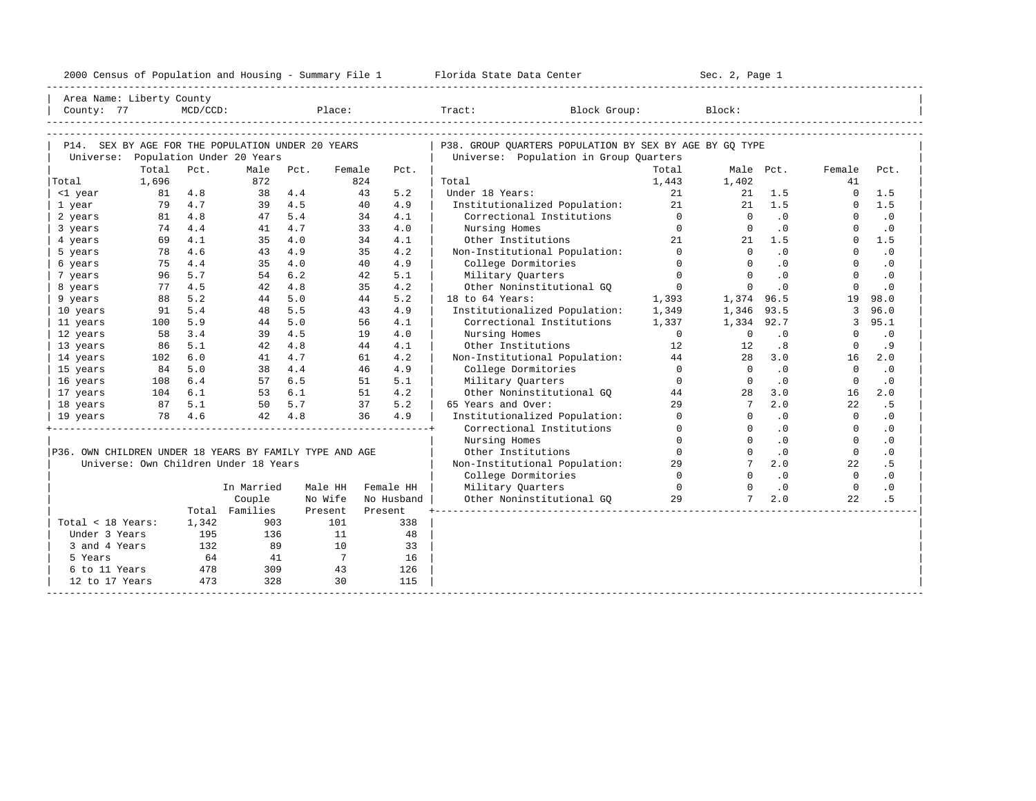2000 Census of Population and Housing - Summary File 1 — Florida State Data Center — Sec. 2, Page 1

Area Name: Liberty County
County: 77 MCD/CCD: Place: Tract: Block Group: Block:

## P14. SEX BY AGE FOR THE POPULATION UNDER 20 YEARS

Universe: Population Under 20 Years

| | Total | Pct. | Male | Pct. | Female | Pct. |
|---|---|---|---|---|---|---|
| Total | 1,696 | | 872 | | 824 | |
| <1 year | 81 | 4.8 | 38 | 4.4 | 43 | 5.2 |
| 1 year | 79 | 4.7 | 39 | 4.5 | 40 | 4.9 |
| 2 years | 81 | 4.8 | 47 | 5.4 | 34 | 4.1 |
| 3 years | 74 | 4.4 | 41 | 4.7 | 33 | 4.0 |
| 4 years | 69 | 4.1 | 35 | 4.0 | 34 | 4.1 |
| 5 years | 78 | 4.6 | 43 | 4.9 | 35 | 4.2 |
| 6 years | 75 | 4.4 | 35 | 4.0 | 40 | 4.9 |
| 7 years | 96 | 5.7 | 54 | 6.2 | 42 | 5.1 |
| 8 years | 77 | 4.5 | 42 | 4.8 | 35 | 4.2 |
| 9 years | 88 | 5.2 | 44 | 5.0 | 44 | 5.2 |
| 10 years | 91 | 5.4 | 48 | 5.5 | 43 | 4.9 |
| 11 years | 100 | 5.9 | 44 | 5.0 | 56 | 4.1 |
| 12 years | 58 | 3.4 | 39 | 4.5 | 19 | 4.0 |
| 13 years | 86 | 5.1 | 42 | 4.8 | 44 | 4.1 |
| 14 years | 102 | 6.0 | 41 | 4.7 | 61 | 4.2 |
| 15 years | 84 | 5.0 | 38 | 4.4 | 46 | 4.9 |
| 16 years | 108 | 6.4 | 57 | 6.5 | 51 | 5.1 |
| 17 years | 104 | 6.1 | 53 | 6.1 | 51 | 4.2 |
| 18 years | 87 | 5.1 | 50 | 5.7 | 37 | 5.2 |
| 19 years | 78 | 4.6 | 42 | 4.8 | 36 | 4.9 |

## P36. OWN CHILDREN UNDER 18 YEARS BY FAMILY TYPE AND AGE

Universe: Own Children Under 18 Years

| | Total | In Married Couple Families | Male HH No Wife Present | Female HH No Husband Present |
|---|---|---|---|---|
| Total < 18 Years: | 1,342 | 903 | 101 | 338 |
| Under 3 Years | 195 | 136 | 11 | 48 |
| 3 and 4 Years | 132 | 89 | 10 | 33 |
| 5 Years | 64 | 41 | 7 | 16 |
| 6 to 11 Years | 478 | 309 | 43 | 126 |
| 12 to 17 Years | 473 | 328 | 30 | 115 |

## P38. GROUP QUARTERS POPULATION BY SEX BY AGE BY GQ TYPE

Universe: Population in Group Quarters

| | Total | Male | Pct. | Female | Pct. |
|---|---|---|---|---|---|
| Total | 1,443 | 1,402 | | 41 | |
| Under 18 Years: | 21 | 21 | 1.5 | 0 | 1.5 |
| Institutionalized Population: | 21 | 21 | 1.5 | 0 | 1.5 |
| Correctional Institutions | 0 | 0 | .0 | 0 | .0 |
| Nursing Homes | 0 | 0 | .0 | 0 | .0 |
| Other Institutions | 21 | 21 | 1.5 | 0 | 1.5 |
| Non-Institutional Population: | 0 | 0 | .0 | 0 | .0 |
| College Dormitories | 0 | 0 | .0 | 0 | .0 |
| Military Quarters | 0 | 0 | .0 | 0 | .0 |
| Other Noninstitutional GQ | 0 | 0 | .0 | 0 | .0 |
| 18 to 64 Years: | 1,393 | 1,374 | 96.5 | 19 | 98.0 |
| Institutionalized Population: | 1,349 | 1,346 | 93.5 | 3 | 96.0 |
| Correctional Institutions | 1,337 | 1,334 | 92.7 | 3 | 95.1 |
| Nursing Homes | 0 | 0 | .0 | 0 | .0 |
| Other Institutions | 12 | 12 | .8 | 0 | .9 |
| Non-Institutional Population: | 44 | 28 | 3.0 | 16 | 2.0 |
| College Dormitories | 0 | 0 | .0 | 0 | .0 |
| Military Quarters | 0 | 0 | .0 | 0 | .0 |
| Other Noninstitutional GQ | 44 | 28 | 3.0 | 16 | 2.0 |
| 65 Years and Over: | 29 | 7 | 2.0 | 22 | .5 |
| Institutionalized Population: | 0 | 0 | .0 | 0 | .0 |
| Correctional Institutions | 0 | 0 | .0 | 0 | .0 |
| Nursing Homes | 0 | 0 | .0 | 0 | .0 |
| Other Institutions | 0 | 0 | .0 | 0 | .0 |
| Non-Institutional Population: | 29 | 7 | 2.0 | 22 | .5 |
| College Dormitories | 0 | 0 | .0 | 0 | .0 |
| Military Quarters | 0 | 0 | .0 | 0 | .0 |
| Other Noninstitutional GQ | 29 | 7 | 2.0 | 22 | .5 |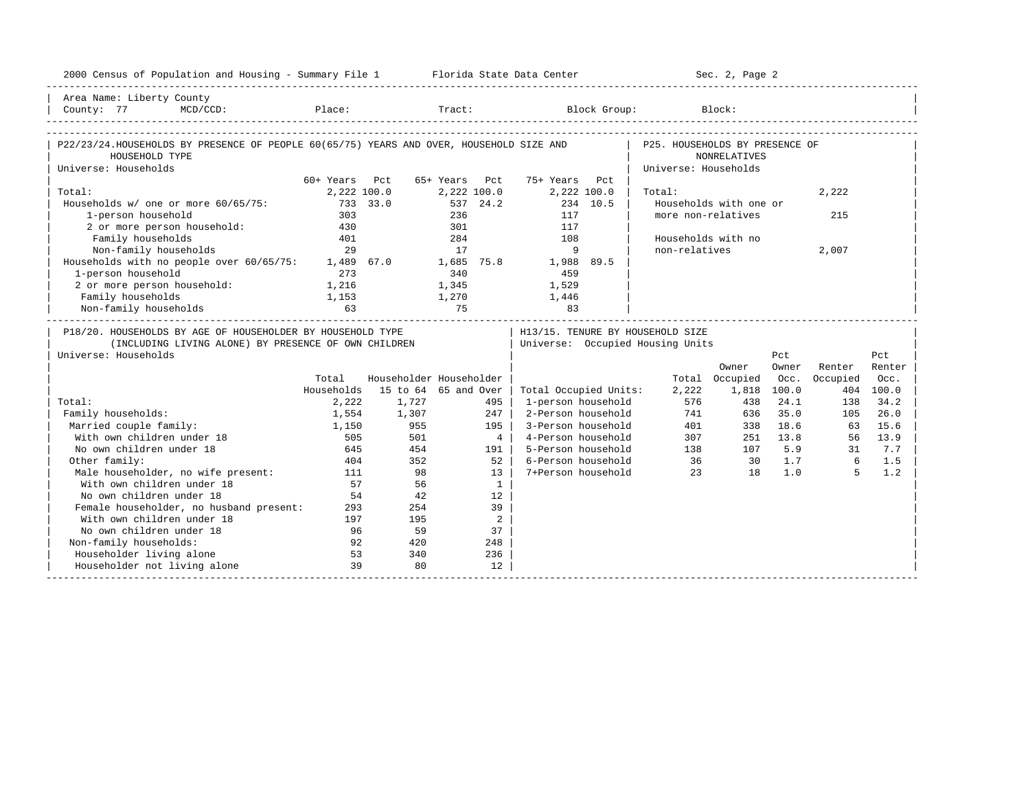2000 Census of Population and Housing - Summary File 1 Florida State Data Center Sec. 2, Page 2

Area Name: Liberty County
County: 77 MCD/CCD: Place: Tract: Block Group: Block:

## P22/23/24. HOUSEHOLDS BY PRESENCE OF PEOPLE 60(65/75) YEARS AND OVER, HOUSEHOLD SIZE AND HOUSEHOLD TYPE

Universe: Households

| | 60+ Years | Pct | 65+ Years | Pct | 75+ Years | Pct |
|---|---|---|---|---|---|---|
| Total: | 2,222 | 100.0 | 2,222 | 100.0 | 2,222 | 100.0 |
| Households w/ one or more 60/65/75: | 733 | 33.0 | 537 | 24.2 | 234 | 10.5 |
| 1-person household | 303 | | 236 | | 117 | |
| 2 or more person household: | 430 | | 301 | | 117 | |
| Family households | 401 | | 284 | | 108 | |
| Non-family households | 29 | | 17 | | 9 | |
| Households with no people over 60/65/75: | 1,489 | 67.0 | 1,685 | 75.8 | 1,988 | 89.5 |
| 1-person household | 273 | | 340 | | 459 | |
| 2 or more person household: | 1,216 | | 1,345 | | 1,529 | |
| Family households | 1,153 | | 1,270 | | 1,446 | |
| Non-family households | 63 | | 75 | | 83 | |

## P25. HOUSEHOLDS BY PRESENCE OF NONRELATIVES

Universe: Households

| | |
|---|---|
| Total: | 2,222 |
| Households with one or more non-relatives | 215 |
| Households with no non-relatives | 2,007 |

## P18/20. HOUSEHOLDS BY AGE OF HOUSEHOLDER BY HOUSEHOLD TYPE (INCLUDING LIVING ALONE) BY PRESENCE OF OWN CHILDREN

Universe: Households

| | Total Households | Householder 15 to 64 | Householder 65 and Over |
|---|---|---|---|
| Total: | 2,222 | 1,727 | 495 |
| Family households: | 1,554 | 1,307 | 247 |
| Married couple family: | 1,150 | 955 | 195 |
| With own children under 18 | 505 | 501 | 4 |
| No own children under 18 | 645 | 454 | 191 |
| Other family: | 404 | 352 | 52 |
| Male householder, no wife present: | 111 | 98 | 13 |
| With own children under 18 | 57 | 56 | 1 |
| No own children under 18 | 54 | 42 | 12 |
| Female householder, no husband present: | 293 | 254 | 39 |
| With own children under 18 | 197 | 195 | 2 |
| No own children under 18 | 96 | 59 | 37 |
| Non-family households: | 92 | 420 | 248 |
| Householder living alone | 53 | 340 | 236 |
| Householder not living alone | 39 | 80 | 12 |

## H13/15. TENURE BY HOUSEHOLD SIZE

Universe: Occupied Housing Units

| | Total | Owner Occupied | Pct Owner Occ. | Renter Occupied | Pct Renter Occ. |
|---|---|---|---|---|---|
| Total Occupied Units: | 2,222 | 1,818 | 100.0 | 404 | 100.0 |
| 1-person household | 576 | 438 | 24.1 | 138 | 34.2 |
| 2-Person household | 741 | 636 | 35.0 | 105 | 26.0 |
| 3-Person household | 401 | 338 | 18.6 | 63 | 15.6 |
| 4-Person household | 307 | 251 | 13.8 | 56 | 13.9 |
| 5-Person household | 138 | 107 | 5.9 | 31 | 7.7 |
| 6-Person household | 36 | 30 | 1.7 | 6 | 1.5 |
| 7+Person household | 23 | 18 | 1.0 | 5 | 1.2 |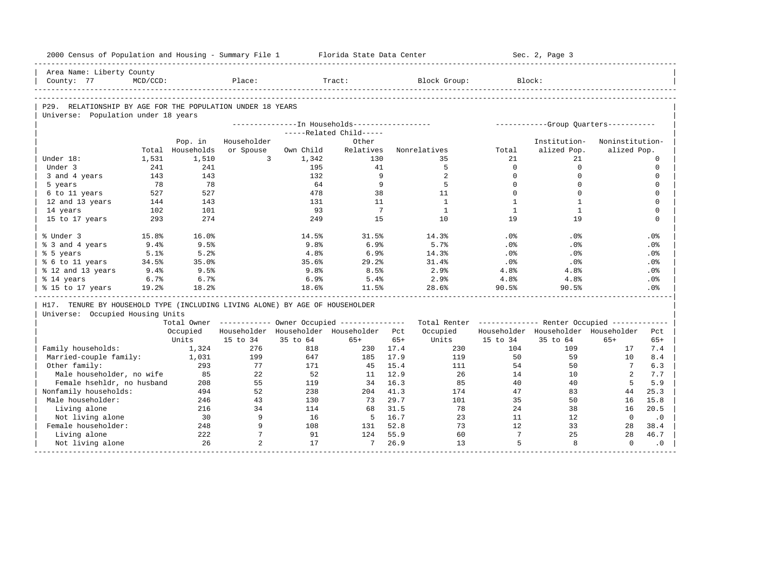Area Name: Liberty County
County: 77 MCD/CCD: Place: Tract: Block Group: Block:

## P29. RELATIONSHIP BY AGE FOR THE POPULATION UNDER 18 YEARS

Universe: Population under 18 years

| | Total | Pop. in Households | In Households: Householder or Spouse | Related Child: Own Child | Related Child: Other Relatives | Nonrelatives | Group Quarters: Total | Institutionalized Pop. | Noninstitutionalized Pop. |
|---|---|---|---|---|---|---|---|---|---|
| Under 18: | 1,531 | 1,510 | 3 | 1,342 | 130 | 35 | 21 | 21 | 0 |
| Under 3 | 241 | 241 | | 195 | 41 | 5 | 0 | 0 | 0 |
| 3 and 4 years | 143 | 143 | | 132 | 9 | 2 | 0 | 0 | 0 |
| 5 years | 78 | 78 | | 64 | 9 | 5 | 0 | 0 | 0 |
| 6 to 11 years | 527 | 527 | | 478 | 38 | 11 | 0 | 0 | 0 |
| 12 and 13 years | 144 | 143 | | 131 | 11 | 1 | 1 | 1 | 0 |
| 14 years | 102 | 101 | | 93 | 7 | 1 | 1 | 1 | 0 |
| 15 to 17 years | 293 | 274 | | 249 | 15 | 10 | 19 | 19 | 0 |
| % Under 3 | 15.8% | 16.0% | | 14.5% | 31.5% | 14.3% | .0% | .0% | .0% |
| % 3 and 4 years | 9.4% | 9.5% | | 9.8% | 6.9% | 5.7% | .0% | .0% | .0% |
| % 5 years | 5.1% | 5.2% | | 4.8% | 6.9% | 14.3% | .0% | .0% | .0% |
| % 6 to 11 years | 34.5% | 35.0% | | 35.6% | 29.2% | 31.4% | .0% | .0% | .0% |
| % 12 and 13 years | 9.4% | 9.5% | | 9.8% | 8.5% | 2.9% | 4.8% | 4.8% | .0% |
| % 14 years | 6.7% | 6.7% | | 6.9% | 5.4% | 2.9% | 4.8% | 4.8% | .0% |
| % 15 to 17 years | 19.2% | 18.2% | | 18.6% | 11.5% | 28.6% | 90.5% | 90.5% | .0% |

## H17. TENURE BY HOUSEHOLD TYPE (INCLUDING LIVING ALONE) BY AGE OF HOUSEHOLDER

Universe: Occupied Housing Units

| | Total Owner Occupied Units | Owner: Householder 15 to 34 | Owner: Householder 35 to 64 | Owner: Householder 65+ | Owner: Pct 65+ | Total Renter Occupied Units | Renter: Householder 15 to 34 | Renter: Householder 35 to 64 | Renter: Householder 65+ | Renter: Pct 65+ |
|---|---|---|---|---|---|---|---|---|---|---|
| Family households: | 1,324 | 276 | 818 | 230 | 17.4 | 230 | 104 | 109 | 17 | 7.4 |
| Married-couple family: | 1,031 | 199 | 647 | 185 | 17.9 | 119 | 50 | 59 | 10 | 8.4 |
| Other family: | 293 | 77 | 171 | 45 | 15.4 | 111 | 54 | 50 | 7 | 6.3 |
| Male householder, no wife | 85 | 22 | 52 | 11 | 12.9 | 26 | 14 | 10 | 2 | 7.7 |
| Female hsehldr, no husband | 208 | 55 | 119 | 34 | 16.3 | 85 | 40 | 40 | 5 | 5.9 |
| Nonfamily households: | 494 | 52 | 238 | 204 | 41.3 | 174 | 47 | 83 | 44 | 25.3 |
| Male householder: | 246 | 43 | 130 | 73 | 29.7 | 101 | 35 | 50 | 16 | 15.8 |
| Living alone | 216 | 34 | 114 | 68 | 31.5 | 78 | 24 | 38 | 16 | 20.5 |
| Not living alone | 30 | 9 | 16 | 5 | 16.7 | 23 | 11 | 12 | 0 | .0 |
| Female householder: | 248 | 9 | 108 | 131 | 52.8 | 73 | 12 | 33 | 28 | 38.4 |
| Living alone | 222 | 7 | 91 | 124 | 55.9 | 60 | 7 | 25 | 28 | 46.7 |
| Not living alone | 26 | 2 | 17 | 7 | 26.9 | 13 | 5 | 8 | 0 | .0 |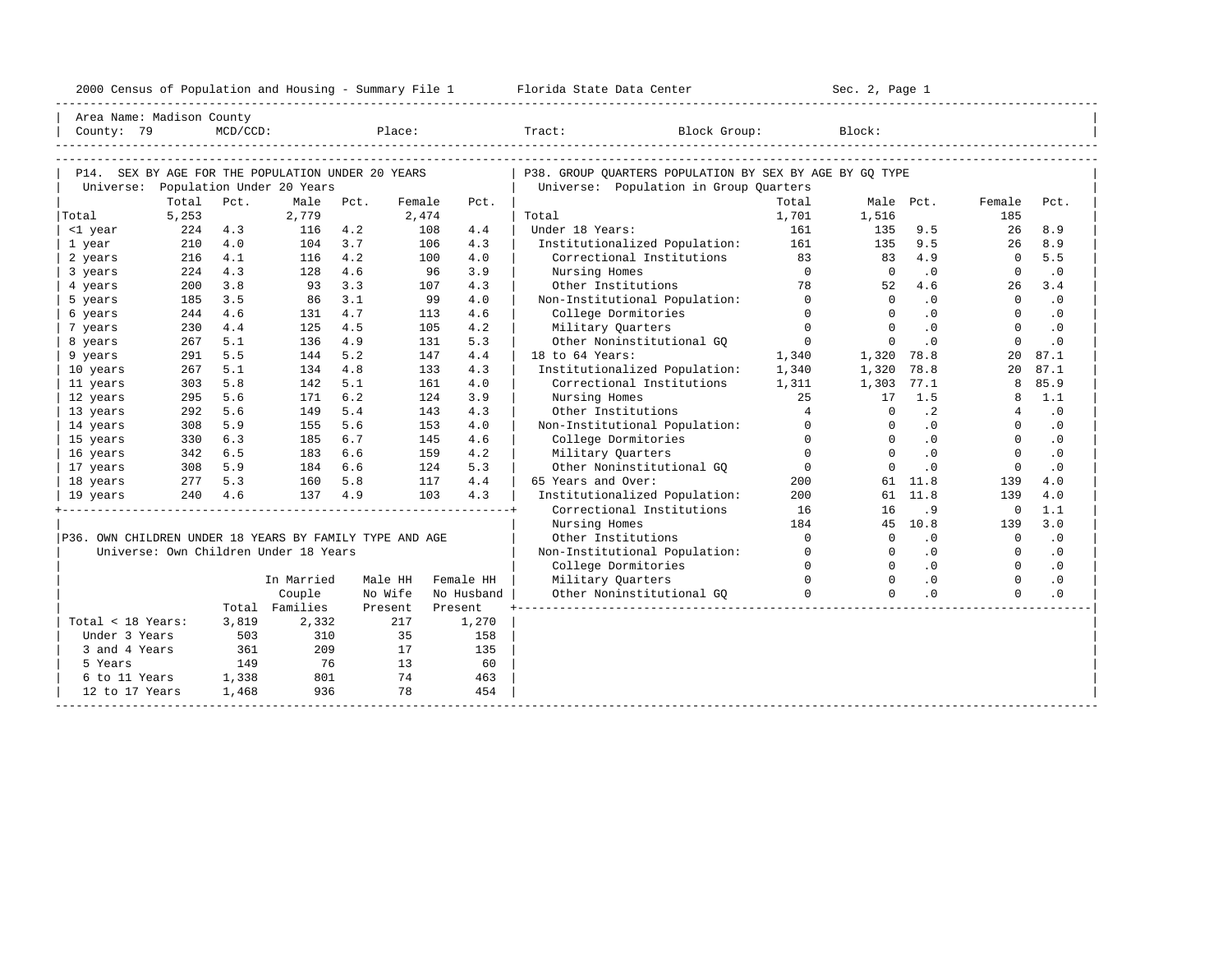2000 Census of Population and Housing - Summary File 1 Florida State Data Center Sec. 2, Page 1

Area Name: Madison County
County: 79 MCD/CCD: Place: Tract: Block Group: Block:

## P14. SEX BY AGE FOR THE POPULATION UNDER 20 YEARS

Universe: Population Under 20 Years

| | Total | Pct. | Male | Pct. | Female | Pct. |
|---|---|---|---|---|---|---|
| Total | 5,253 | | 2,779 | | 2,474 | |
| <1 year | 224 | 4.3 | 116 | 4.2 | 108 | 4.4 |
| 1 year | 210 | 4.0 | 104 | 3.7 | 106 | 4.3 |
| 2 years | 216 | 4.1 | 116 | 4.2 | 100 | 4.0 |
| 3 years | 224 | 4.3 | 128 | 4.6 | 96 | 3.9 |
| 4 years | 200 | 3.8 | 93 | 3.3 | 107 | 4.3 |
| 5 years | 185 | 3.5 | 86 | 3.1 | 99 | 4.0 |
| 6 years | 244 | 4.6 | 131 | 4.7 | 113 | 4.6 |
| 7 years | 230 | 4.4 | 125 | 4.5 | 105 | 4.2 |
| 8 years | 267 | 5.1 | 136 | 4.9 | 131 | 5.3 |
| 9 years | 291 | 5.5 | 144 | 5.2 | 147 | 4.4 |
| 10 years | 267 | 5.1 | 134 | 4.8 | 133 | 4.3 |
| 11 years | 303 | 5.8 | 142 | 5.1 | 161 | 4.0 |
| 12 years | 295 | 5.6 | 171 | 6.2 | 124 | 3.9 |
| 13 years | 292 | 5.6 | 149 | 5.4 | 143 | 4.3 |
| 14 years | 308 | 5.9 | 155 | 5.6 | 153 | 4.0 |
| 15 years | 330 | 6.3 | 185 | 6.7 | 145 | 4.6 |
| 16 years | 342 | 6.5 | 183 | 6.6 | 159 | 4.2 |
| 17 years | 308 | 5.9 | 184 | 6.6 | 124 | 5.3 |
| 18 years | 277 | 5.3 | 160 | 5.8 | 117 | 4.4 |
| 19 years | 240 | 4.6 | 137 | 4.9 | 103 | 4.3 |

## P36. OWN CHILDREN UNDER 18 YEARS BY FAMILY TYPE AND AGE

Universe: Own Children Under 18 Years

| | Total | In Married Couple Families | Male HH No Wife Present | Female HH No Husband Present |
|---|---|---|---|---|
| Total < 18 Years: | 3,819 | 2,332 | 217 | 1,270 |
| Under 3 Years | 503 | 310 | 35 | 158 |
| 3 and 4 Years | 361 | 209 | 17 | 135 |
| 5 Years | 149 | 76 | 13 | 60 |
| 6 to 11 Years | 1,338 | 801 | 74 | 463 |
| 12 to 17 Years | 1,468 | 936 | 78 | 454 |

## P38. GROUP QUARTERS POPULATION BY SEX BY AGE BY GQ TYPE

Universe: Population in Group Quarters

| | Total | Male | Pct. | Female | Pct. |
|---|---|---|---|---|---|
| Total | 1,701 | 1,516 | | 185 | |
| Under 18 Years: | 161 | 135 | 9.5 | 26 | 8.9 |
| Institutionalized Population: | 161 | 135 | 9.5 | 26 | 8.9 |
| Correctional Institutions | 83 | 83 | 4.9 | 0 | 5.5 |
| Nursing Homes | 0 | 0 | .0 | 0 | .0 |
| Other Institutions | 78 | 52 | 4.6 | 26 | 3.4 |
| Non-Institutional Population: | 0 | 0 | .0 | 0 | .0 |
| College Dormitories | 0 | 0 | .0 | 0 | .0 |
| Military Quarters | 0 | 0 | .0 | 0 | .0 |
| Other Noninstitutional GQ | 0 | 0 | .0 | 0 | .0 |
| 18 to 64 Years: | 1,340 | 1,320 | 78.8 | 20 | 87.1 |
| Institutionalized Population: | 1,340 | 1,320 | 78.8 | 20 | 87.1 |
| Correctional Institutions | 1,311 | 1,303 | 77.1 | 8 | 85.9 |
| Nursing Homes | 25 | 17 | 1.5 | 8 | 1.1 |
| Other Institutions | 4 | 0 | .2 | 4 | .0 |
| Non-Institutional Population: | 0 | 0 | .0 | 0 | .0 |
| College Dormitories | 0 | 0 | .0 | 0 | .0 |
| Military Quarters | 0 | 0 | .0 | 0 | .0 |
| Other Noninstitutional GQ | 0 | 0 | .0 | 0 | .0 |
| 65 Years and Over: | 200 | 61 | 11.8 | 139 | 4.0 |
| Institutionalized Population: | 200 | 61 | 11.8 | 139 | 4.0 |
| Correctional Institutions | 16 | 16 | .9 | 0 | 1.1 |
| Nursing Homes | 184 | 45 | 10.8 | 139 | 3.0 |
| Other Institutions | 0 | 0 | .0 | 0 | .0 |
| Non-Institutional Population: | 0 | 0 | .0 | 0 | .0 |
| College Dormitories | 0 | 0 | .0 | 0 | .0 |
| Military Quarters | 0 | 0 | .0 | 0 | .0 |
| Other Noninstitutional GQ | 0 | 0 | .0 | 0 | .0 |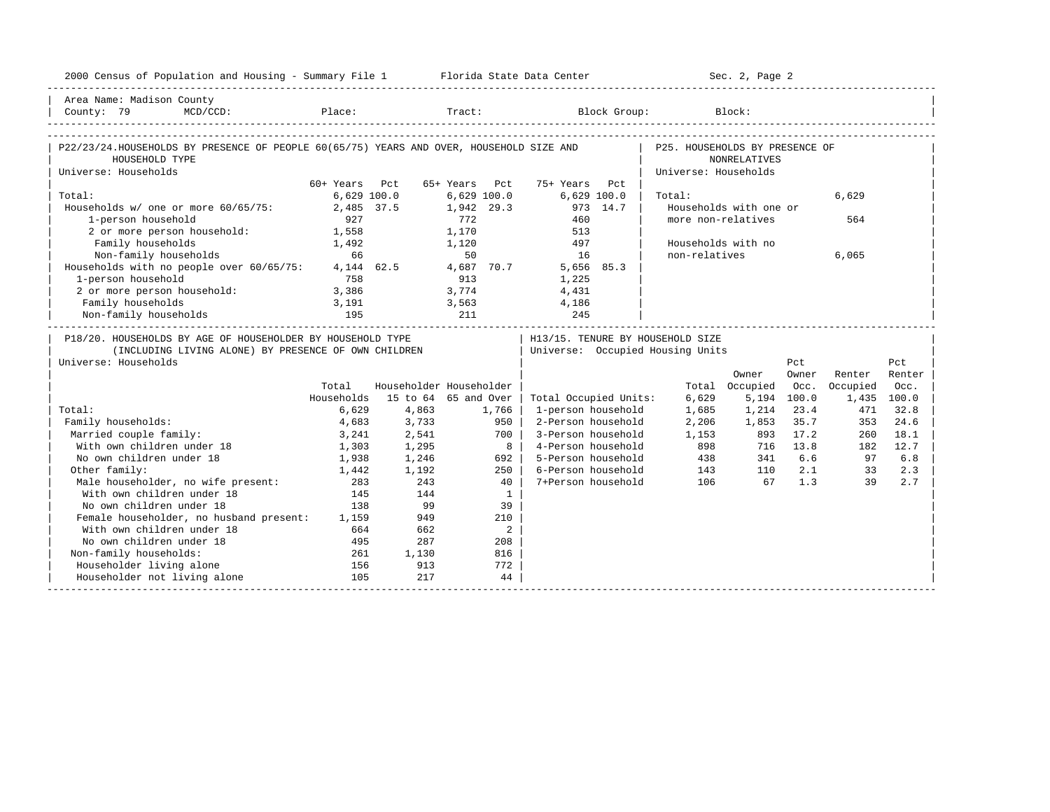2000 Census of Population and Housing - Summary File 1 — Florida State Data Center — Sec. 2, Page 2

Area Name: Madison County
County: 79 MCD/CCD: Place: Tract: Block Group: Block:

## P22/23/24. HOUSEHOLDS BY PRESENCE OF PEOPLE 60(65/75) YEARS AND OVER, HOUSEHOLD SIZE AND HOUSEHOLD TYPE

Universe: Households

| | 60+ Years | Pct | 65+ Years | Pct | 75+ Years | Pct |
|---|---|---|---|---|---|---|
| Total: | 6,629 | 100.0 | 6,629 | 100.0 | 6,629 | 100.0 |
| Households w/ one or more 60/65/75: | 2,485 | 37.5 | 1,942 | 29.3 | 973 | 14.7 |
| 1-person household | 927 | | 772 | | 460 | |
| 2 or more person household: | 1,558 | | 1,170 | | 513 | |
| Family households | 1,492 | | 1,120 | | 497 | |
| Non-family households | 66 | | 50 | | 16 | |
| Households with no people over 60/65/75: | 4,144 | 62.5 | 4,687 | 70.7 | 5,656 | 85.3 |
| 1-person household | 758 | | 913 | | 1,225 | |
| 2 or more person household: | 3,386 | | 3,774 | | 4,431 | |
| Family households | 3,191 | | 3,563 | | 4,186 | |
| Non-family households | 195 | | 211 | | 245 | |

## P25. HOUSEHOLDS BY PRESENCE OF NONRELATIVES

Universe: Households

| | |
|---|---|
| Total: | 6,629 |
| Households with one or more non-relatives | 564 |
| Households with no non-relatives | 6,065 |

## P18/20. HOUSEHOLDS BY AGE OF HOUSEHOLDER BY HOUSEHOLD TYPE (INCLUDING LIVING ALONE) BY PRESENCE OF OWN CHILDREN

Universe: Households

| | Total Households | Householder 15 to 64 | Householder 65 and Over |
|---|---|---|---|
| Total: | 6,629 | 4,863 | 1,766 |
| Family households: | 4,683 | 3,733 | 950 |
| Married couple family: | 3,241 | 2,541 | 700 |
| With own children under 18 | 1,303 | 1,295 | 8 |
| No own children under 18 | 1,938 | 1,246 | 692 |
| Other family: | 1,442 | 1,192 | 250 |
| Male householder, no wife present: | 283 | 243 | 40 |
| With own children under 18 | 145 | 144 | 1 |
| No own children under 18 | 138 | 99 | 39 |
| Female householder, no husband present: | 1,159 | 949 | 210 |
| With own children under 18 | 664 | 662 | 2 |
| No own children under 18 | 495 | 287 | 208 |
| Non-family households: | 261 | 1,130 | 816 |
| Householder living alone | 156 | 913 | 772 |
| Householder not living alone | 105 | 217 | 44 |

## H13/15. TENURE BY HOUSEHOLD SIZE

Universe: Occupied Housing Units

| | Total | Owner Occupied | Pct Owner Occ. | Renter Occupied | Pct Renter Occ. |
|---|---|---|---|---|---|
| Total Occupied Units: | 6,629 | 5,194 | 100.0 | 1,435 | 100.0 |
| 1-person household | 1,685 | 1,214 | 23.4 | 471 | 32.8 |
| 2-Person household | 2,206 | 1,853 | 35.7 | 353 | 24.6 |
| 3-Person household | 1,153 | 893 | 17.2 | 260 | 18.1 |
| 4-Person household | 898 | 716 | 13.8 | 182 | 12.7 |
| 5-Person household | 438 | 341 | 6.6 | 97 | 6.8 |
| 6-Person household | 143 | 110 | 2.1 | 33 | 2.3 |
| 7+Person household | 106 | 67 | 1.3 | 39 | 2.7 |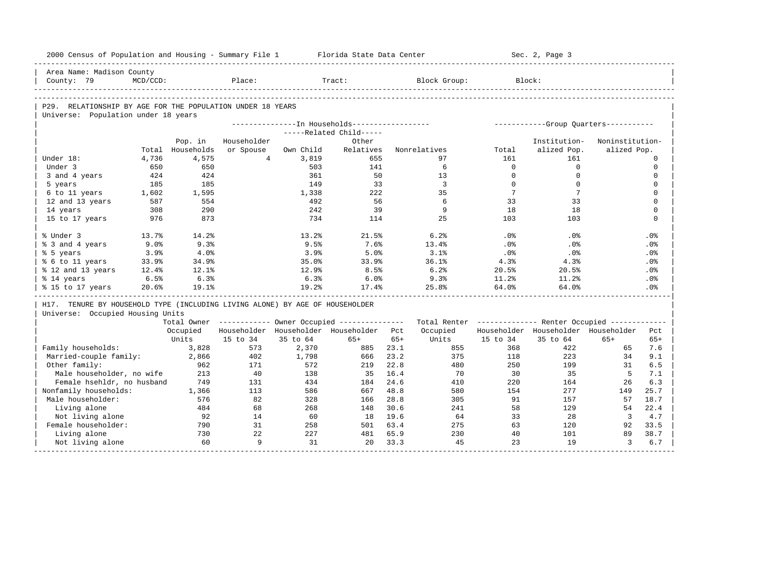Area Name: Madison County
County: 79 MCD/CCD: Place: Tract: Block Group: Block:

## P29. RELATIONSHIP BY AGE FOR THE POPULATION UNDER 18 YEARS

Universe: Population under 18 years

| | Total | Pop. in Households | In Households: Householder or Spouse | Related Child: Own Child | Related Child: Other Relatives | Nonrelatives | Group Quarters: Total | Institutionalized Pop. | Noninstitutionalized Pop. |
|---|---|---|---|---|---|---|---|---|---|
| Under 18: | 4,736 | 4,575 | 4 | 3,819 | 655 | 97 | 161 | 161 | 0 |
| Under 3 | 650 | 650 | | 503 | 141 | 6 | 0 | 0 | 0 |
| 3 and 4 years | 424 | 424 | | 361 | 50 | 13 | 0 | 0 | 0 |
| 5 years | 185 | 185 | | 149 | 33 | 3 | 0 | 0 | 0 |
| 6 to 11 years | 1,602 | 1,595 | | 1,338 | 222 | 35 | 7 | 7 | 0 |
| 12 and 13 years | 587 | 554 | | 492 | 56 | 6 | 33 | 33 | 0 |
| 14 years | 308 | 290 | | 242 | 39 | 9 | 18 | 18 | 0 |
| 15 to 17 years | 976 | 873 | | 734 | 114 | 25 | 103 | 103 | 0 |
| % Under 3 | 13.7% | 14.2% | | 13.2% | 21.5% | 6.2% | .0% | .0% | .0% |
| % 3 and 4 years | 9.0% | 9.3% | | 9.5% | 7.6% | 13.4% | .0% | .0% | .0% |
| % 5 years | 3.9% | 4.0% | | 3.9% | 5.0% | 3.1% | .0% | .0% | .0% |
| % 6 to 11 years | 33.9% | 34.9% | | 35.0% | 33.9% | 36.1% | 4.3% | 4.3% | .0% |
| % 12 and 13 years | 12.4% | 12.1% | | 12.9% | 8.5% | 6.2% | 20.5% | 20.5% | .0% |
| % 14 years | 6.5% | 6.3% | | 6.3% | 6.0% | 9.3% | 11.2% | 11.2% | .0% |
| % 15 to 17 years | 20.6% | 19.1% | | 19.2% | 17.4% | 25.8% | 64.0% | 64.0% | .0% |

## H17. TENURE BY HOUSEHOLD TYPE (INCLUDING LIVING ALONE) BY AGE OF HOUSEHOLDER

Universe: Occupied Housing Units

| | Total Owner Occupied Units | Owner: Householder 15 to 34 | Owner: Householder 35 to 64 | Owner: Householder 65+ | Pct 65+ | Total Renter Occupied Units | Renter: Householder 15 to 34 | Renter: Householder 35 to 64 | Renter: Householder 65+ | Pct 65+ |
|---|---|---|---|---|---|---|---|---|---|---|
| Family households: | 3,828 | 573 | 2,370 | 885 | 23.1 | 855 | 368 | 422 | 65 | 7.6 |
| Married-couple family: | 2,866 | 402 | 1,798 | 666 | 23.2 | 375 | 118 | 223 | 34 | 9.1 |
| Other family: | 962 | 171 | 572 | 219 | 22.8 | 480 | 250 | 199 | 31 | 6.5 |
| Male householder, no wife | 213 | 40 | 138 | 35 | 16.4 | 70 | 30 | 35 | 5 | 7.1 |
| Female hsehldr, no husband | 749 | 131 | 434 | 184 | 24.6 | 410 | 220 | 164 | 26 | 6.3 |
| Nonfamily households: | 1,366 | 113 | 586 | 667 | 48.8 | 580 | 154 | 277 | 149 | 25.7 |
| Male householder: | 576 | 82 | 328 | 166 | 28.8 | 305 | 91 | 157 | 57 | 18.7 |
| Living alone | 484 | 68 | 268 | 148 | 30.6 | 241 | 58 | 129 | 54 | 22.4 |
| Not living alone | 92 | 14 | 60 | 18 | 19.6 | 64 | 33 | 28 | 3 | 4.7 |
| Female householder: | 790 | 31 | 258 | 501 | 63.4 | 275 | 63 | 120 | 92 | 33.5 |
| Living alone | 730 | 22 | 227 | 481 | 65.9 | 230 | 40 | 101 | 89 | 38.7 |
| Not living alone | 60 | 9 | 31 | 20 | 33.3 | 45 | 23 | 19 | 3 | 6.7 |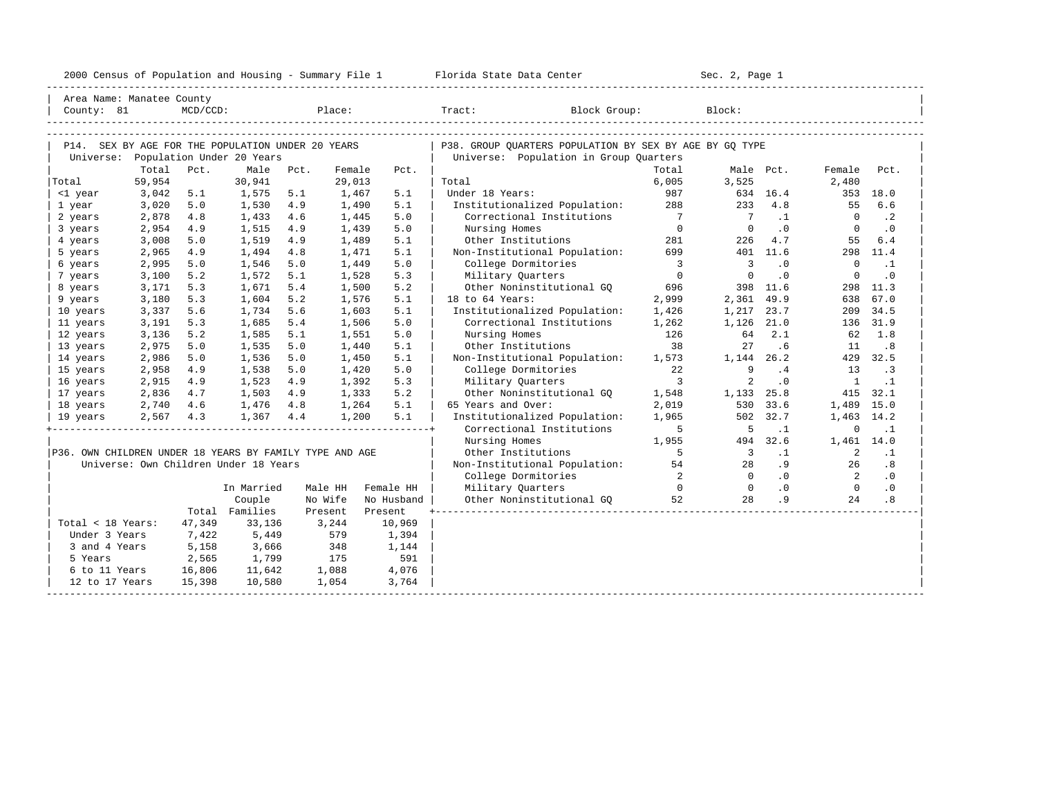Area Name: Manatee County
County: 81 MCD/CCD: Place: Tract: Block Group: Block:

## P14. SEX BY AGE FOR THE POPULATION UNDER 20 YEARS

Universe: Population Under 20 Years

| | Total | Pct. | Male | Pct. | Female | Pct. |
|---|---|---|---|---|---|---|
| Total | 59,954 | | 30,941 | | 29,013 | |
| <1 year | 3,042 | 5.1 | 1,575 | 5.1 | 1,467 | 5.1 |
| 1 year | 3,020 | 5.0 | 1,530 | 4.9 | 1,490 | 5.1 |
| 2 years | 2,878 | 4.8 | 1,433 | 4.6 | 1,445 | 5.0 |
| 3 years | 2,954 | 4.9 | 1,515 | 4.9 | 1,439 | 5.0 |
| 4 years | 3,008 | 5.0 | 1,519 | 4.9 | 1,489 | 5.1 |
| 5 years | 2,965 | 4.9 | 1,494 | 4.8 | 1,471 | 5.1 |
| 6 years | 2,995 | 5.0 | 1,546 | 5.0 | 1,449 | 5.0 |
| 7 years | 3,100 | 5.2 | 1,572 | 5.1 | 1,528 | 5.3 |
| 8 years | 3,171 | 5.3 | 1,671 | 5.4 | 1,500 | 5.2 |
| 9 years | 3,180 | 5.3 | 1,604 | 5.2 | 1,576 | 5.1 |
| 10 years | 3,337 | 5.6 | 1,734 | 5.6 | 1,603 | 5.1 |
| 11 years | 3,191 | 5.3 | 1,685 | 5.4 | 1,506 | 5.0 |
| 12 years | 3,136 | 5.2 | 1,585 | 5.1 | 1,551 | 5.0 |
| 13 years | 2,975 | 5.0 | 1,535 | 5.0 | 1,440 | 5.1 |
| 14 years | 2,986 | 5.0 | 1,536 | 5.0 | 1,450 | 5.1 |
| 15 years | 2,958 | 4.9 | 1,538 | 5.0 | 1,420 | 5.0 |
| 16 years | 2,915 | 4.9 | 1,523 | 4.9 | 1,392 | 5.3 |
| 17 years | 2,836 | 4.7 | 1,503 | 4.9 | 1,333 | 5.2 |
| 18 years | 2,740 | 4.6 | 1,476 | 4.8 | 1,264 | 5.1 |
| 19 years | 2,567 | 4.3 | 1,367 | 4.4 | 1,200 | 5.1 |

## P36. OWN CHILDREN UNDER 18 YEARS BY FAMILY TYPE AND AGE

Universe: Own Children Under 18 Years

| | Total | In Married Couple Families | Male HH No Wife Present | Female HH No Husband Present |
|---|---|---|---|---|
| Total < 18 Years: | 47,349 | 33,136 | 3,244 | 10,969 |
| Under 3 Years | 7,422 | 5,449 | 579 | 1,394 |
| 3 and 4 Years | 5,158 | 3,666 | 348 | 1,144 |
| 5 Years | 2,565 | 1,799 | 175 | 591 |
| 6 to 11 Years | 16,806 | 11,642 | 1,088 | 4,076 |
| 12 to 17 Years | 15,398 | 10,580 | 1,054 | 3,764 |

## P38. GROUP QUARTERS POPULATION BY SEX BY AGE BY GQ TYPE

Universe: Population in Group Quarters

| | Total | Male | Pct. | Female | Pct. |
|---|---|---|---|---|---|
| Total | 6,005 | 3,525 | | 2,480 | |
| Under 18 Years: | 987 | 634 | 16.4 | 353 | 18.0 |
| Institutionalized Population: | 288 | 233 | 4.8 | 55 | 6.6 |
| Correctional Institutions | 7 | 7 | .1 | 0 | .2 |
| Nursing Homes | 0 | 0 | .0 | 0 | .0 |
| Other Institutions | 281 | 226 | 4.7 | 55 | 6.4 |
| Non-Institutional Population: | 699 | 401 | 11.6 | 298 | 11.4 |
| College Dormitories | 3 | 3 | .0 | 0 | .1 |
| Military Quarters | 0 | 0 | .0 | 0 | .0 |
| Other Noninstitutional GQ | 696 | 398 | 11.6 | 298 | 11.3 |
| 18 to 64 Years: | 2,999 | 2,361 | 49.9 | 638 | 67.0 |
| Institutionalized Population: | 1,426 | 1,217 | 23.7 | 209 | 34.5 |
| Correctional Institutions | 1,262 | 1,126 | 21.0 | 136 | 31.9 |
| Nursing Homes | 126 | 64 | 2.1 | 62 | 1.8 |
| Other Institutions | 38 | 27 | .6 | 11 | .8 |
| Non-Institutional Population: | 1,573 | 1,144 | 26.2 | 429 | 32.5 |
| College Dormitories | 22 | 9 | .4 | 13 | .3 |
| Military Quarters | 3 | 2 | .0 | 1 | .1 |
| Other Noninstitutional GQ | 1,548 | 1,133 | 25.8 | 415 | 32.1 |
| 65 Years and Over: | 2,019 | 530 | 33.6 | 1,489 | 15.0 |
| Institutionalized Population: | 1,965 | 502 | 32.7 | 1,463 | 14.2 |
| Correctional Institutions | 5 | 5 | .1 | 0 | .1 |
| Nursing Homes | 1,955 | 494 | 32.6 | 1,461 | 14.0 |
| Other Institutions | 5 | 3 | .1 | 2 | .1 |
| Non-Institutional Population: | 54 | 28 | .9 | 26 | .8 |
| College Dormitories | 2 | 0 | .0 | 2 | .0 |
| Military Quarters | 0 | 0 | .0 | 0 | .0 |
| Other Noninstitutional GQ | 52 | 28 | .9 | 24 | .8 |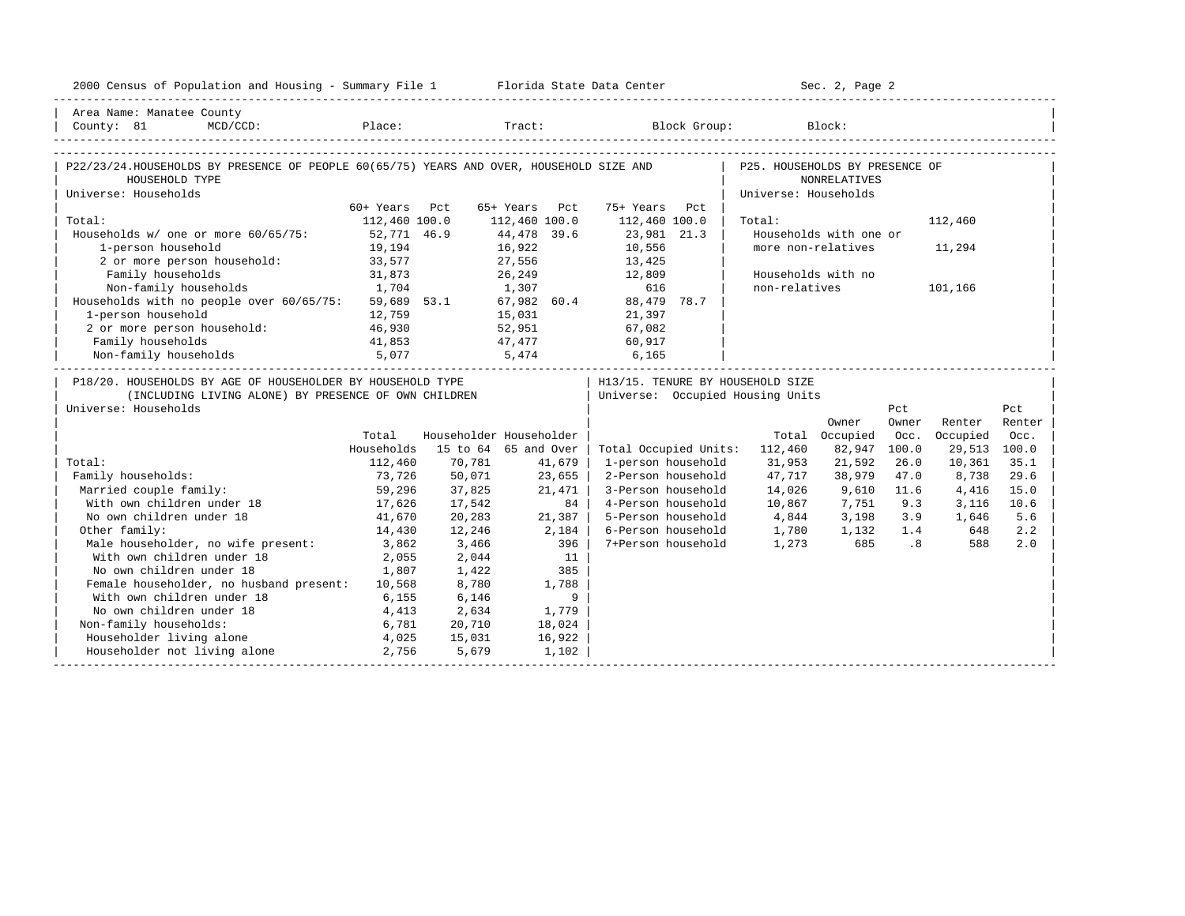2000 Census of Population and Housing - Summary File 1 Florida State Data Center

Area Name: Manatee County
County: 81 MCD/CCD: Place: Tract: Block Group: Block:

## P22/23/24. HOUSEHOLDS BY PRESENCE OF PEOPLE 60(65/75) YEARS AND OVER, HOUSEHOLD SIZE AND HOUSEHOLD TYPE

Universe: Households

| | 60+ Years | Pct | 65+ Years | Pct | 75+ Years | Pct |
|---|---|---|---|---|---|---|
| Total: | 112,460 | 100.0 | 112,460 | 100.0 | 112,460 | 100.0 |
| Households w/ one or more 60/65/75: | 52,771 | 46.9 | 44,478 | 39.6 | 23,981 | 21.3 |
| 1-person household | 19,194 | | 16,922 | | 10,556 | |
| 2 or more person household: | 33,577 | | 27,556 | | 13,425 | |
| Family households | 31,873 | | 26,249 | | 12,809 | |
| Non-family households | 1,704 | | 1,307 | | 616 | |
| Households with no people over 60/65/75: | 59,689 | 53.1 | 67,982 | 60.4 | 88,479 | 78.7 |
| 1-person household | 12,759 | | 15,031 | | 21,397 | |
| 2 or more person household: | 46,930 | | 52,951 | | 67,082 | |
| Family households | 41,853 | | 47,477 | | 60,917 | |
| Non-family households | 5,077 | | 5,474 | | 6,165 | |

## P25. HOUSEHOLDS BY PRESENCE OF NONRELATIVES

Universe: Households

| | |
|---|---|
| Total: | 112,460 |
| Households with one or more non-relatives | 11,294 |
| Households with no non-relatives | 101,166 |

## P18/20. HOUSEHOLDS BY AGE OF HOUSEHOLDER BY HOUSEHOLD TYPE (INCLUDING LIVING ALONE) BY PRESENCE OF OWN CHILDREN

Universe: Households

| | Total Households | Householder 15 to 64 | Householder 65 and Over |
|---|---|---|---|
| Total: | 112,460 | 70,781 | 41,679 |
| Family households: | 73,726 | 50,071 | 23,655 |
| Married couple family: | 59,296 | 37,825 | 21,471 |
| With own children under 18 | 17,626 | 17,542 | 84 |
| No own children under 18 | 41,670 | 20,283 | 21,387 |
| Other family: | 14,430 | 12,246 | 2,184 |
| Male householder, no wife present: | 3,862 | 3,466 | 396 |
| With own children under 18 | 2,055 | 2,044 | 11 |
| No own children under 18 | 1,807 | 1,422 | 385 |
| Female householder, no husband present: | 10,568 | 8,780 | 1,788 |
| With own children under 18 | 6,155 | 6,146 | 9 |
| No own children under 18 | 4,413 | 2,634 | 1,779 |
| Non-family households: | 6,781 | 20,710 | 18,024 |
| Householder living alone | 4,025 | 15,031 | 16,922 |
| Householder not living alone | 2,756 | 5,679 | 1,102 |

## H13/15. TENURE BY HOUSEHOLD SIZE

Universe: Occupied Housing Units

| | Total | Owner Occupied | Pct Owner Occ. | Renter Occupied | Pct Renter Occ. |
|---|---|---|---|---|---|
| Total Occupied Units: | 112,460 | 82,947 | 100.0 | 29,513 | 100.0 |
| 1-person household | 31,953 | 21,592 | 26.0 | 10,361 | 35.1 |
| 2-Person household | 47,717 | 38,979 | 47.0 | 8,738 | 29.6 |
| 3-Person household | 14,026 | 9,610 | 11.6 | 4,416 | 15.0 |
| 4-Person household | 10,867 | 7,751 | 9.3 | 3,116 | 10.6 |
| 5-Person household | 4,844 | 3,198 | 3.9 | 1,646 | 5.6 |
| 6-Person household | 1,780 | 1,132 | 1.4 | 648 | 2.2 |
| 7+Person household | 1,273 | 685 | .8 | 588 | 2.0 |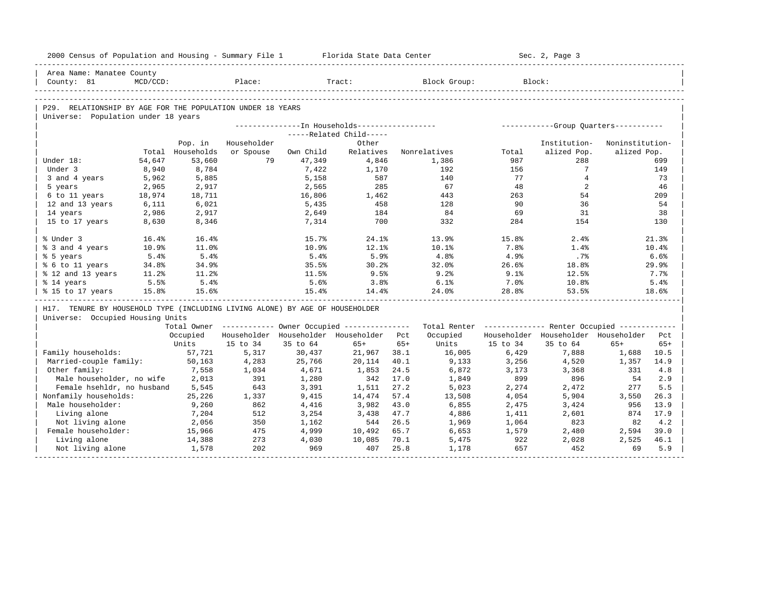2000 Census of Population and Housing - Summary File 1 Florida State Data Center Sec. 2, Page 3

Area Name: Manatee County
County: 81 MCD/CCD: Place: Tract: Block Group: Block:

## P29. RELATIONSHIP BY AGE FOR THE POPULATION UNDER 18 YEARS

Universe: Population under 18 years

| | Total | In Households: Pop. in Households | Householder or Spouse | Related Child: Own Child | Related Child: Other Relatives | Nonrelatives | Group Quarters: Total | Institutionalized Pop. | Noninstitutionalized Pop. |
|---|---|---|---|---|---|---|---|---|---|
| Under 18: | 54,647 | 53,660 | 79 | 47,349 | 4,846 | 1,386 | 987 | 288 | 699 |
| Under 3 | 8,940 | 8,784 | | 7,422 | 1,170 | 192 | 156 | 7 | 149 |
| 3 and 4 years | 5,962 | 5,885 | | 5,158 | 587 | 140 | 77 | 4 | 73 |
| 5 years | 2,965 | 2,917 | | 2,565 | 285 | 67 | 48 | 2 | 46 |
| 6 to 11 years | 18,974 | 18,711 | | 16,806 | 1,462 | 443 | 263 | 54 | 209 |
| 12 and 13 years | 6,111 | 6,021 | | 5,435 | 458 | 128 | 90 | 36 | 54 |
| 14 years | 2,986 | 2,917 | | 2,649 | 184 | 84 | 69 | 31 | 38 |
| 15 to 17 years | 8,630 | 8,346 | | 7,314 | 700 | 332 | 284 | 154 | 130 |
| % Under 3 | 16.4% | 16.4% | | 15.7% | 24.1% | 13.9% | 15.8% | 2.4% | 21.3% |
| % 3 and 4 years | 10.9% | 11.0% | | 10.9% | 12.1% | 10.1% | 7.8% | 1.4% | 10.4% |
| % 5 years | 5.4% | 5.4% | | 5.4% | 5.9% | 4.8% | 4.9% | .7% | 6.6% |
| % 6 to 11 years | 34.8% | 34.9% | | 35.5% | 30.2% | 32.0% | 26.6% | 18.8% | 29.9% |
| % 12 and 13 years | 11.2% | 11.2% | | 11.5% | 9.5% | 9.2% | 9.1% | 12.5% | 7.7% |
| % 14 years | 5.5% | 5.4% | | 5.6% | 3.8% | 6.1% | 7.0% | 10.8% | 5.4% |
| % 15 to 17 years | 15.8% | 15.6% | | 15.4% | 14.4% | 24.0% | 28.8% | 53.5% | 18.6% |

## H17. TENURE BY HOUSEHOLD TYPE (INCLUDING LIVING ALONE) BY AGE OF HOUSEHOLDER

Universe: Occupied Housing Units

| | Total Owner Occupied Units | Owner Occupied: Householder 15 to 34 | Householder 35 to 64 | Householder 65+ | Pct 65+ | Total Renter Occupied Units | Renter Occupied: Householder 15 to 34 | Householder 35 to 64 | Householder 65+ | Pct 65+ |
|---|---|---|---|---|---|---|---|---|---|---|
| Family households: | 57,721 | 5,317 | 30,437 | 21,967 | 38.1 | 16,005 | 6,429 | 7,888 | 1,688 | 10.5 |
| Married-couple family: | 50,163 | 4,283 | 25,766 | 20,114 | 40.1 | 9,133 | 3,256 | 4,520 | 1,357 | 14.9 |
| Other family: | 7,558 | 1,034 | 4,671 | 1,853 | 24.5 | 6,872 | 3,173 | 3,368 | 331 | 4.8 |
| Male householder, no wife | 2,013 | 391 | 1,280 | 342 | 17.0 | 1,849 | 899 | 896 | 54 | 2.9 |
| Female hsehldr, no husband | 5,545 | 643 | 3,391 | 1,511 | 27.2 | 5,023 | 2,274 | 2,472 | 277 | 5.5 |
| Nonfamily households: | 25,226 | 1,337 | 9,415 | 14,474 | 57.4 | 13,508 | 4,054 | 5,904 | 3,550 | 26.3 |
| Male householder: | 9,260 | 862 | 4,416 | 3,982 | 43.0 | 6,855 | 2,475 | 3,424 | 956 | 13.9 |
| Living alone | 7,204 | 512 | 3,254 | 3,438 | 47.7 | 4,886 | 1,411 | 2,601 | 874 | 17.9 |
| Not living alone | 2,056 | 350 | 1,162 | 544 | 26.5 | 1,969 | 1,064 | 823 | 82 | 4.2 |
| Female householder: | 15,966 | 475 | 4,999 | 10,492 | 65.7 | 6,653 | 1,579 | 2,480 | 2,594 | 39.0 |
| Living alone | 14,388 | 273 | 4,030 | 10,085 | 70.1 | 5,475 | 922 | 2,028 | 2,525 | 46.1 |
| Not living alone | 1,578 | 202 | 969 | 407 | 25.8 | 1,178 | 657 | 452 | 69 | 5.9 |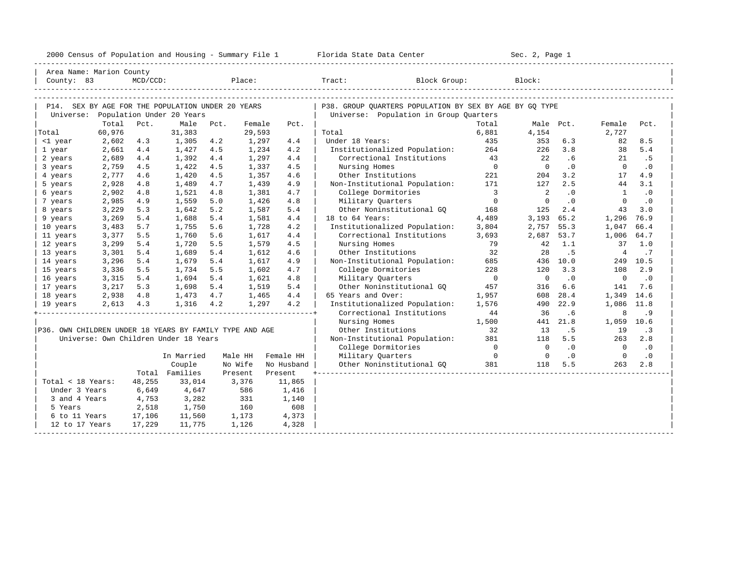Area Name: Marion County
County: 83 MCD/CCD: Place: Tract: Block Group: Block:

## P14. SEX BY AGE FOR THE POPULATION UNDER 20 YEARS

Universe: Population Under 20 Years

| | Total | Pct. | Male | Pct. | Female | Pct. |
|---|---|---|---|---|---|---|
| Total | 60,976 | | 31,383 | | 29,593 | |
| <1 year | 2,602 | 4.3 | 1,305 | 4.2 | 1,297 | 4.4 |
| 1 year | 2,661 | 4.4 | 1,427 | 4.5 | 1,234 | 4.2 |
| 2 years | 2,689 | 4.4 | 1,392 | 4.4 | 1,297 | 4.4 |
| 3 years | 2,759 | 4.5 | 1,422 | 4.5 | 1,337 | 4.5 |
| 4 years | 2,777 | 4.6 | 1,420 | 4.5 | 1,357 | 4.6 |
| 5 years | 2,928 | 4.8 | 1,489 | 4.7 | 1,439 | 4.9 |
| 6 years | 2,902 | 4.8 | 1,521 | 4.8 | 1,381 | 4.7 |
| 7 years | 2,985 | 4.9 | 1,559 | 5.0 | 1,426 | 4.8 |
| 8 years | 3,229 | 5.3 | 1,642 | 5.2 | 1,587 | 5.4 |
| 9 years | 3,269 | 5.4 | 1,688 | 5.4 | 1,581 | 4.4 |
| 10 years | 3,483 | 5.7 | 1,755 | 5.6 | 1,728 | 4.2 |
| 11 years | 3,377 | 5.5 | 1,760 | 5.6 | 1,617 | 4.4 |
| 12 years | 3,299 | 5.4 | 1,720 | 5.5 | 1,579 | 4.5 |
| 13 years | 3,301 | 5.4 | 1,689 | 5.4 | 1,612 | 4.6 |
| 14 years | 3,296 | 5.4 | 1,679 | 5.4 | 1,617 | 4.9 |
| 15 years | 3,336 | 5.5 | 1,734 | 5.5 | 1,602 | 4.7 |
| 16 years | 3,315 | 5.4 | 1,694 | 5.4 | 1,621 | 4.8 |
| 17 years | 3,217 | 5.3 | 1,698 | 5.4 | 1,519 | 5.4 |
| 18 years | 2,938 | 4.8 | 1,473 | 4.7 | 1,465 | 4.4 |
| 19 years | 2,613 | 4.3 | 1,316 | 4.2 | 1,297 | 4.2 |

## P36. OWN CHILDREN UNDER 18 YEARS BY FAMILY TYPE AND AGE

Universe: Own Children Under 18 Years

| | Total | In Married Couple Families | Male HH No Wife Present | Female HH No Husband Present |
|---|---|---|---|---|
| Total < 18 Years: | 48,255 | 33,014 | 3,376 | 11,865 |
| Under 3 Years | 6,649 | 4,647 | 586 | 1,416 |
| 3 and 4 Years | 4,753 | 3,282 | 331 | 1,140 |
| 5 Years | 2,518 | 1,750 | 160 | 608 |
| 6 to 11 Years | 17,106 | 11,560 | 1,173 | 4,373 |
| 12 to 17 Years | 17,229 | 11,775 | 1,126 | 4,328 |

## P38. GROUP QUARTERS POPULATION BY SEX BY AGE BY GQ TYPE

Universe: Population in Group Quarters

| | Total | Male | Pct. | Female | Pct. |
|---|---|---|---|---|---|
| Total | 6,881 | 4,154 | | 2,727 | |
| Under 18 Years: | 435 | 353 | 6.3 | 82 | 8.5 |
| Institutionalized Population: | 264 | 226 | 3.8 | 38 | 5.4 |
| Correctional Institutions | 43 | 22 | .6 | 21 | .5 |
| Nursing Homes | 0 | 0 | .0 | 0 | .0 |
| Other Institutions | 221 | 204 | 3.2 | 17 | 4.9 |
| Non-Institutional Population: | 171 | 127 | 2.5 | 44 | 3.1 |
| College Dormitories | 3 | 2 | .0 | 1 | .0 |
| Military Quarters | 0 | 0 | .0 | 0 | .0 |
| Other Noninstitutional GQ | 168 | 125 | 2.4 | 43 | 3.0 |
| 18 to 64 Years: | 4,489 | 3,193 | 65.2 | 1,296 | 76.9 |
| Institutionalized Population: | 3,804 | 2,757 | 55.3 | 1,047 | 66.4 |
| Correctional Institutions | 3,693 | 2,687 | 53.7 | 1,006 | 64.7 |
| Nursing Homes | 79 | 42 | 1.1 | 37 | 1.0 |
| Other Institutions | 32 | 28 | .5 | 4 | .7 |
| Non-Institutional Population: | 685 | 436 | 10.0 | 249 | 10.5 |
| College Dormitories | 228 | 120 | 3.3 | 108 | 2.9 |
| Military Quarters | 0 | 0 | .0 | 0 | .0 |
| Other Noninstitutional GQ | 457 | 316 | 6.6 | 141 | 7.6 |
| 65 Years and Over: | 1,957 | 608 | 28.4 | 1,349 | 14.6 |
| Institutionalized Population: | 1,576 | 490 | 22.9 | 1,086 | 11.8 |
| Correctional Institutions | 44 | 36 | .6 | 8 | .9 |
| Nursing Homes | 1,500 | 441 | 21.8 | 1,059 | 10.6 |
| Other Institutions | 32 | 13 | .5 | 19 | .3 |
| Non-Institutional Population: | 381 | 118 | 5.5 | 263 | 2.8 |
| College Dormitories | 0 | 0 | .0 | 0 | .0 |
| Military Quarters | 0 | 0 | .0 | 0 | .0 |
| Other Noninstitutional GQ | 381 | 118 | 5.5 | 263 | 2.8 |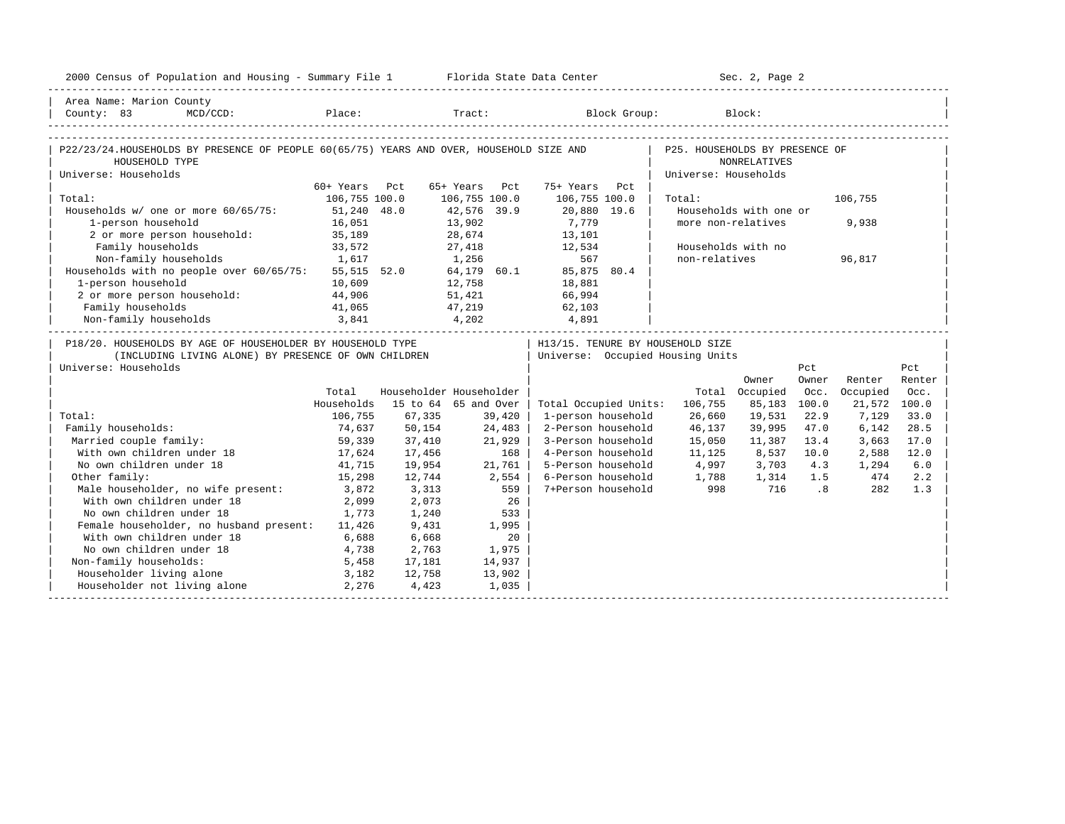Area Name: Marion County
County: 83 MCD/CCD: Place: Tract: Block Group: Block:

## P22/23/24. HOUSEHOLDS BY PRESENCE OF PEOPLE 60(65/75) YEARS AND OVER, HOUSEHOLD SIZE AND HOUSEHOLD TYPE

Universe: Households

| | 60+ Years | Pct | 65+ Years | Pct | 75+ Years | Pct |
|---|---|---|---|---|---|---|
| Total: | 106,755 | 100.0 | 106,755 | 100.0 | 106,755 | 100.0 |
| Households w/ one or more 60/65/75: | 51,240 | 48.0 | 42,576 | 39.9 | 20,880 | 19.6 |
| 1-person household | 16,051 | | 13,902 | | 7,779 | |
| 2 or more person household: | 35,189 | | 28,674 | | 13,101 | |
| Family households | 33,572 | | 27,418 | | 12,534 | |
| Non-family households | 1,617 | | 1,256 | | 567 | |
| Households with no people over 60/65/75: | 55,515 | 52.0 | 64,179 | 60.1 | 85,875 | 80.4 |
| 1-person household | 10,609 | | 12,758 | | 18,881 | |
| 2 or more person household: | 44,906 | | 51,421 | | 66,994 | |
| Family households | 41,065 | | 47,219 | | 62,103 | |
| Non-family households | 3,841 | | 4,202 | | 4,891 | |

## P25. HOUSEHOLDS BY PRESENCE OF NONRELATIVES

Universe: Households

| | |
|---|---|
| Total: | 106,755 |
| Households with one or more non-relatives | 9,938 |
| Households with no non-relatives | 96,817 |

## P18/20. HOUSEHOLDS BY AGE OF HOUSEHOLDER BY HOUSEHOLD TYPE (INCLUDING LIVING ALONE) BY PRESENCE OF OWN CHILDREN

Universe: Households

| | Total Households | Householder 15 to 64 | Householder 65 and Over |
|---|---|---|---|
| Total: | 106,755 | 67,335 | 39,420 |
| Family households: | 74,637 | 50,154 | 24,483 |
| Married couple family: | 59,339 | 37,410 | 21,929 |
| With own children under 18 | 17,624 | 17,456 | 168 |
| No own children under 18 | 41,715 | 19,954 | 21,761 |
| Other family: | 15,298 | 12,744 | 2,554 |
| Male householder, no wife present: | 3,872 | 3,313 | 559 |
| With own children under 18 | 2,099 | 2,073 | 26 |
| No own children under 18 | 1,773 | 1,240 | 533 |
| Female householder, no husband present: | 11,426 | 9,431 | 1,995 |
| With own children under 18 | 6,688 | 6,668 | 20 |
| No own children under 18 | 4,738 | 2,763 | 1,975 |
| Non-family households: | 5,458 | 17,181 | 14,937 |
| Householder living alone | 3,182 | 12,758 | 13,902 |
| Householder not living alone | 2,276 | 4,423 | 1,035 |

## H13/15. TENURE BY HOUSEHOLD SIZE

Universe: Occupied Housing Units

| | Total | Owner Occupied | Pct Owner Occ. | Renter Occupied | Pct Renter Occ. |
|---|---|---|---|---|---|
| Total Occupied Units: | 106,755 | 85,183 | 100.0 | 21,572 | 100.0 |
| 1-person household | 26,660 | 19,531 | 22.9 | 7,129 | 33.0 |
| 2-Person household | 46,137 | 39,995 | 47.0 | 6,142 | 28.5 |
| 3-Person household | 15,050 | 11,387 | 13.4 | 3,663 | 17.0 |
| 4-Person household | 11,125 | 8,537 | 10.0 | 2,588 | 12.0 |
| 5-Person household | 4,997 | 3,703 | 4.3 | 1,294 | 6.0 |
| 6-Person household | 1,788 | 1,314 | 1.5 | 474 | 2.2 |
| 7+Person household | 998 | 716 | .8 | 282 | 1.3 |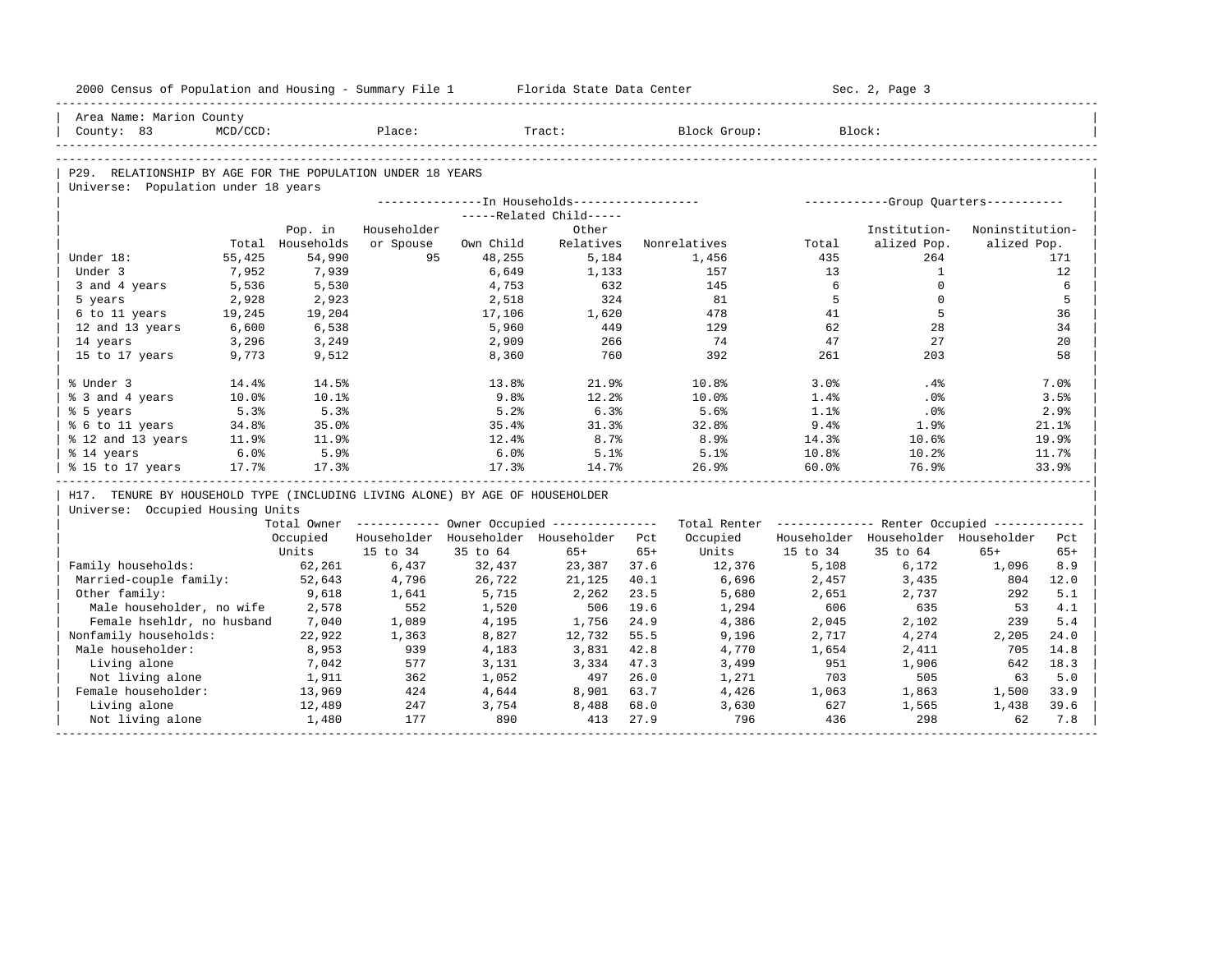Area Name: Marion County
County: 83 MCD/CCD: Place: Tract: Block Group: Block:

## P29. RELATIONSHIP BY AGE FOR THE POPULATION UNDER 18 YEARS

Universe: Population under 18 years

| | Total | Pop. in Households | In Households: Householder or Spouse | Related Child: Own Child | Related Child: Other Relatives | Nonrelatives | Group Quarters: Total | Institution-alized Pop. | Noninstitution-alized Pop. |
|---|---|---|---|---|---|---|---|---|---|
| Under 18: | 55,425 | 54,990 | 95 | 48,255 | 5,184 | 1,456 | 435 | 264 | 171 |
| Under 3 | 7,952 | 7,939 | | 6,649 | 1,133 | 157 | 13 | 1 | 12 |
| 3 and 4 years | 5,536 | 5,530 | | 4,753 | 632 | 145 | 6 | 0 | 6 |
| 5 years | 2,928 | 2,923 | | 2,518 | 324 | 81 | 5 | 0 | 5 |
| 6 to 11 years | 19,245 | 19,204 | | 17,106 | 1,620 | 478 | 41 | 5 | 36 |
| 12 and 13 years | 6,600 | 6,538 | | 5,960 | 449 | 129 | 62 | 28 | 34 |
| 14 years | 3,296 | 3,249 | | 2,909 | 266 | 74 | 47 | 27 | 20 |
| 15 to 17 years | 9,773 | 9,512 | | 8,360 | 760 | 392 | 261 | 203 | 58 |
| % Under 3 | 14.4% | 14.5% | | 13.8% | 21.9% | 10.8% | 3.0% | .4% | 7.0% |
| % 3 and 4 years | 10.0% | 10.1% | | 9.8% | 12.2% | 10.0% | 1.4% | .0% | 3.5% |
| % 5 years | 5.3% | 5.3% | | 5.2% | 6.3% | 5.6% | 1.1% | .0% | 2.9% |
| % 6 to 11 years | 34.8% | 35.0% | | 35.4% | 31.3% | 32.8% | 9.4% | 1.9% | 21.1% |
| % 12 and 13 years | 11.9% | 11.9% | | 12.4% | 8.7% | 8.9% | 14.3% | 10.6% | 19.9% |
| % 14 years | 6.0% | 5.9% | | 6.0% | 5.1% | 5.1% | 10.8% | 10.2% | 11.7% |
| % 15 to 17 years | 17.7% | 17.3% | | 17.3% | 14.7% | 26.9% | 60.0% | 76.9% | 33.9% |

## H17. TENURE BY HOUSEHOLD TYPE (INCLUDING LIVING ALONE) BY AGE OF HOUSEHOLDER

Universe: Occupied Housing Units

| | Total Owner Occupied Units | Owner: Householder 15 to 34 | Owner: Householder 35 to 64 | Owner: Householder 65+ | Pct 65+ | Total Renter Occupied Units | Renter: Householder 15 to 34 | Renter: Householder 35 to 64 | Renter: Householder 65+ | Pct 65+ |
|---|---|---|---|---|---|---|---|---|---|---|
| Family households: | 62,261 | 6,437 | 32,437 | 23,387 | 37.6 | 12,376 | 5,108 | 6,172 | 1,096 | 8.9 |
| Married-couple family: | 52,643 | 4,796 | 26,722 | 21,125 | 40.1 | 6,696 | 2,457 | 3,435 | 804 | 12.0 |
| Other family: | 9,618 | 1,641 | 5,715 | 2,262 | 23.5 | 5,680 | 2,651 | 2,737 | 292 | 5.1 |
| Male householder, no wife | 2,578 | 552 | 1,520 | 506 | 19.6 | 1,294 | 606 | 635 | 53 | 4.1 |
| Female hsehldr, no husband | 7,040 | 1,089 | 4,195 | 1,756 | 24.9 | 4,386 | 2,045 | 2,102 | 239 | 5.4 |
| Nonfamily households: | 22,922 | 1,363 | 8,827 | 12,732 | 55.5 | 9,196 | 2,717 | 4,274 | 2,205 | 24.0 |
| Male householder: | 8,953 | 939 | 4,183 | 3,831 | 42.8 | 4,770 | 1,654 | 2,411 | 705 | 14.8 |
| Living alone | 7,042 | 577 | 3,131 | 3,334 | 47.3 | 3,499 | 951 | 1,906 | 642 | 18.3 |
| Not living alone | 1,911 | 362 | 1,052 | 497 | 26.0 | 1,271 | 703 | 505 | 63 | 5.0 |
| Female householder: | 13,969 | 424 | 4,644 | 8,901 | 63.7 | 4,426 | 1,063 | 1,863 | 1,500 | 33.9 |
| Living alone | 12,489 | 247 | 3,754 | 8,488 | 68.0 | 3,630 | 627 | 1,565 | 1,438 | 39.6 |
| Not living alone | 1,480 | 177 | 890 | 413 | 27.9 | 796 | 436 | 298 | 62 | 7.8 |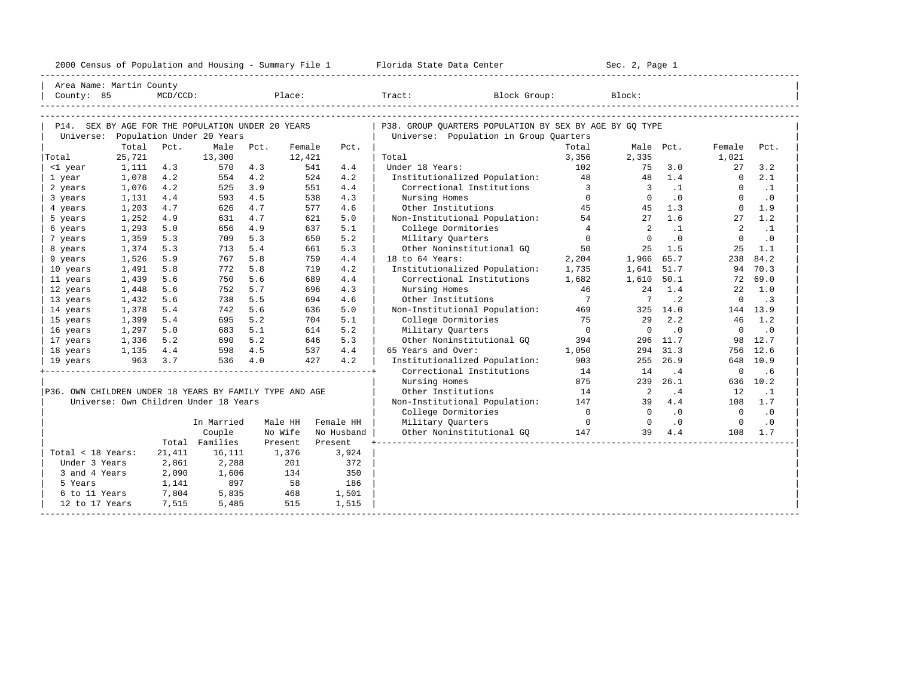2000 Census of Population and Housing - Summary File 1 — Florida State Data Center — Sec. 2, Page 1

Area Name: Martin County
County: 85 MCD/CCD: Place: Tract: Block Group: Block:

## P14. SEX BY AGE FOR THE POPULATION UNDER 20 YEARS

Universe: Population Under 20 Years

| | Total | Pct. | Male | Pct. | Female | Pct. |
|---|---|---|---|---|---|---|
| Total | 25,721 | | 13,300 | | 12,421 | |
| <1 year | 1,111 | 4.3 | 570 | 4.3 | 541 | 4.4 |
| 1 year | 1,078 | 4.2 | 554 | 4.2 | 524 | 4.2 |
| 2 years | 1,076 | 4.2 | 525 | 3.9 | 551 | 4.4 |
| 3 years | 1,131 | 4.4 | 593 | 4.5 | 538 | 4.3 |
| 4 years | 1,203 | 4.7 | 626 | 4.7 | 577 | 4.6 |
| 5 years | 1,252 | 4.9 | 631 | 4.7 | 621 | 5.0 |
| 6 years | 1,293 | 5.0 | 656 | 4.9 | 637 | 5.1 |
| 7 years | 1,359 | 5.3 | 709 | 5.3 | 650 | 5.2 |
| 8 years | 1,374 | 5.3 | 713 | 5.4 | 661 | 5.3 |
| 9 years | 1,526 | 5.9 | 767 | 5.8 | 759 | 4.4 |
| 10 years | 1,491 | 5.8 | 772 | 5.8 | 719 | 4.2 |
| 11 years | 1,439 | 5.6 | 750 | 5.6 | 689 | 4.4 |
| 12 years | 1,448 | 5.6 | 752 | 5.7 | 696 | 4.3 |
| 13 years | 1,432 | 5.6 | 738 | 5.5 | 694 | 4.6 |
| 14 years | 1,378 | 5.4 | 742 | 5.6 | 636 | 5.0 |
| 15 years | 1,399 | 5.4 | 695 | 5.2 | 704 | 5.1 |
| 16 years | 1,297 | 5.0 | 683 | 5.1 | 614 | 5.2 |
| 17 years | 1,336 | 5.2 | 690 | 5.2 | 646 | 5.3 |
| 18 years | 1,135 | 4.4 | 598 | 4.5 | 537 | 4.4 |
| 19 years | 963 | 3.7 | 536 | 4.0 | 427 | 4.2 |

## P36. OWN CHILDREN UNDER 18 YEARS BY FAMILY TYPE AND AGE

Universe: Own Children Under 18 Years

| | Total | In Married Couple Families | Male HH No Wife Present | Female HH No Husband Present |
|---|---|---|---|---|
| Total < 18 Years: | 21,411 | 16,111 | 1,376 | 3,924 |
| Under 3 Years | 2,861 | 2,288 | 201 | 372 |
| 3 and 4 Years | 2,090 | 1,606 | 134 | 350 |
| 5 Years | 1,141 | 897 | 58 | 186 |
| 6 to 11 Years | 7,804 | 5,835 | 468 | 1,501 |
| 12 to 17 Years | 7,515 | 5,485 | 515 | 1,515 |

## P38. GROUP QUARTERS POPULATION BY SEX BY AGE BY GQ TYPE

Universe: Population in Group Quarters

| | Total | Male | Pct. | Female | Pct. |
|---|---|---|---|---|---|
| Total | 3,356 | 2,335 | | 1,021 | |
| Under 18 Years: | 102 | 75 | 3.0 | 27 | 3.2 |
| Institutionalized Population: | 48 | 48 | 1.4 | 0 | 2.1 |
| Correctional Institutions | 3 | 3 | .1 | 0 | .1 |
| Nursing Homes | 0 | 0 | .0 | 0 | .0 |
| Other Institutions | 45 | 45 | 1.3 | 0 | 1.9 |
| Non-Institutional Population: | 54 | 27 | 1.6 | 27 | 1.2 |
| College Dormitories | 4 | 2 | .1 | 2 | .1 |
| Military Quarters | 0 | 0 | .0 | 0 | .0 |
| Other Noninstitutional GQ | 50 | 25 | 1.5 | 25 | 1.1 |
| 18 to 64 Years: | 2,204 | 1,966 | 65.7 | 238 | 84.2 |
| Institutionalized Population: | 1,735 | 1,641 | 51.7 | 94 | 70.3 |
| Correctional Institutions | 1,682 | 1,610 | 50.1 | 72 | 69.0 |
| Nursing Homes | 46 | 24 | 1.4 | 22 | 1.0 |
| Other Institutions | 7 | 7 | .2 | 0 | .3 |
| Non-Institutional Population: | 469 | 325 | 14.0 | 144 | 13.9 |
| College Dormitories | 75 | 29 | 2.2 | 46 | 1.2 |
| Military Quarters | 0 | 0 | .0 | 0 | .0 |
| Other Noninstitutional GQ | 394 | 296 | 11.7 | 98 | 12.7 |
| 65 Years and Over: | 1,050 | 294 | 31.3 | 756 | 12.6 |
| Institutionalized Population: | 903 | 255 | 26.9 | 648 | 10.9 |
| Correctional Institutions | 14 | 14 | .4 | 0 | .6 |
| Nursing Homes | 875 | 239 | 26.1 | 636 | 10.2 |
| Other Institutions | 14 | 2 | .4 | 12 | .1 |
| Non-Institutional Population: | 147 | 39 | 4.4 | 108 | 1.7 |
| College Dormitories | 0 | 0 | .0 | 0 | .0 |
| Military Quarters | 0 | 0 | .0 | 0 | .0 |
| Other Noninstitutional GQ | 147 | 39 | 4.4 | 108 | 1.7 |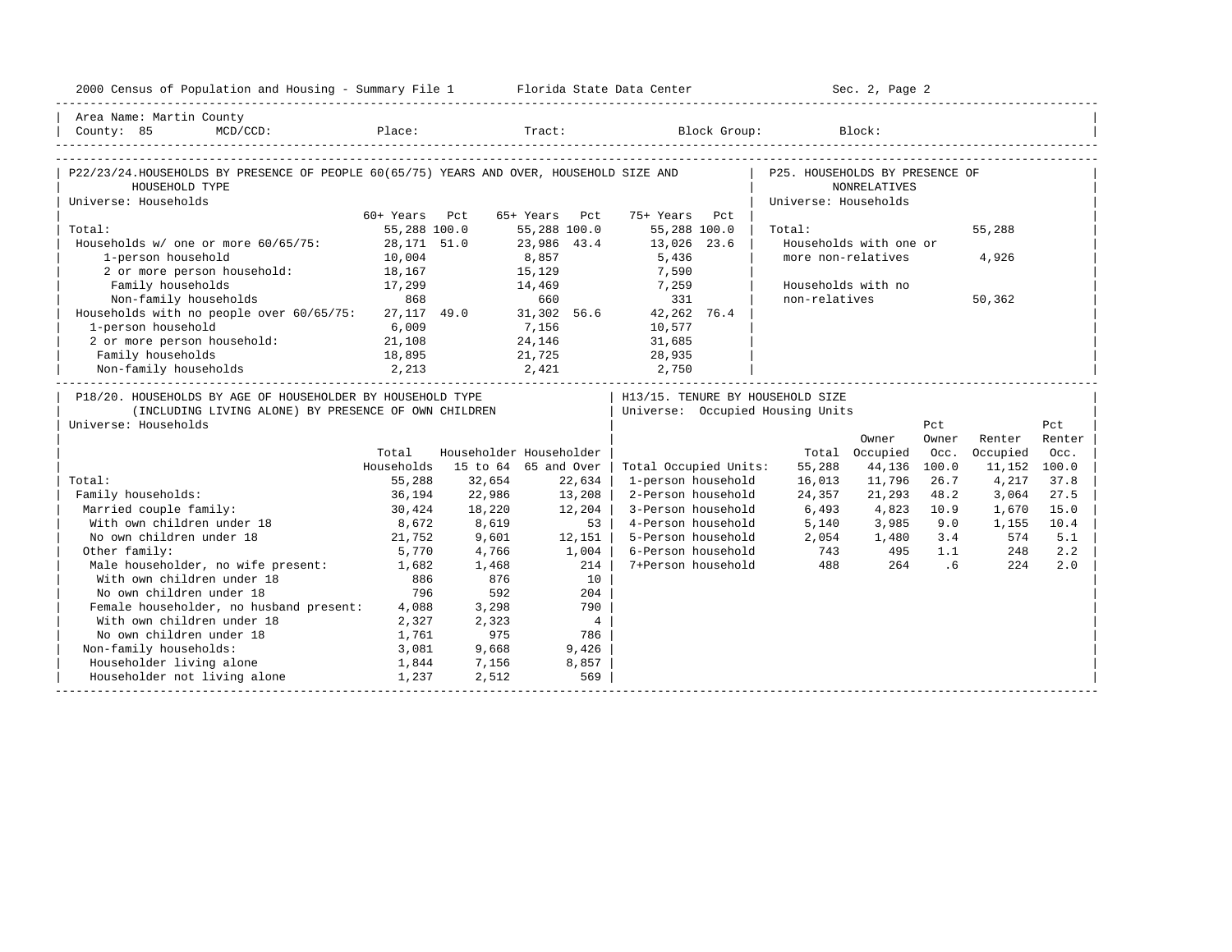Area Name: Martin County
County: 85 MCD/CCD: Place: Tract: Block Group: Block:

## P22/23/24. HOUSEHOLDS BY PRESENCE OF PEOPLE 60(65/75) YEARS AND OVER, HOUSEHOLD SIZE AND HOUSEHOLD TYPE

Universe: Households

| | 60+ Years | Pct | 65+ Years | Pct | 75+ Years | Pct |
|---|---|---|---|---|---|---|
| Total: | 55,288 | 100.0 | 55,288 | 100.0 | 55,288 | 100.0 |
| Households w/ one or more 60/65/75: | 28,171 | 51.0 | 23,986 | 43.4 | 13,026 | 23.6 |
| 1-person household | 10,004 | | 8,857 | | 5,436 | |
| 2 or more person household: | 18,167 | | 15,129 | | 7,590 | |
| Family households | 17,299 | | 14,469 | | 7,259 | |
| Non-family households | 868 | | 660 | | 331 | |
| Households with no people over 60/65/75: | 27,117 | 49.0 | 31,302 | 56.6 | 42,262 | 76.4 |
| 1-person household | 6,009 | | 7,156 | | 10,577 | |
| 2 or more person household: | 21,108 | | 24,146 | | 31,685 | |
| Family households | 18,895 | | 21,725 | | 28,935 | |
| Non-family households | 2,213 | | 2,421 | | 2,750 | |

## P25. HOUSEHOLDS BY PRESENCE OF NONRELATIVES

Universe: Households

| | |
|---|---|
| Total: | 55,288 |
| Households with one or more non-relatives | 4,926 |
| Households with no non-relatives | 50,362 |

## P18/20. HOUSEHOLDS BY AGE OF HOUSEHOLDER BY HOUSEHOLD TYPE (INCLUDING LIVING ALONE) BY PRESENCE OF OWN CHILDREN

Universe: Households

| | Total Households | Householder 15 to 64 | Householder 65 and Over |
|---|---|---|---|
| Total: | 55,288 | 32,654 | 22,634 |
| Family households: | 36,194 | 22,986 | 13,208 |
| Married couple family: | 30,424 | 18,220 | 12,204 |
| With own children under 18 | 8,672 | 8,619 | 53 |
| No own children under 18 | 21,752 | 9,601 | 12,151 |
| Other family: | 5,770 | 4,766 | 1,004 |
| Male householder, no wife present: | 1,682 | 1,468 | 214 |
| With own children under 18 | 886 | 876 | 10 |
| No own children under 18 | 796 | 592 | 204 |
| Female householder, no husband present: | 4,088 | 3,298 | 790 |
| With own children under 18 | 2,327 | 2,323 | 4 |
| No own children under 18 | 1,761 | 975 | 786 |
| Non-family households: | 3,081 | 9,668 | 9,426 |
| Householder living alone | 1,844 | 7,156 | 8,857 |
| Householder not living alone | 1,237 | 2,512 | 569 |

## H13/15. TENURE BY HOUSEHOLD SIZE

Universe: Occupied Housing Units

| | Total | Owner Occupied | Pct Owner Occ. | Renter Occupied | Pct Renter Occ. |
|---|---|---|---|---|---|
| Total Occupied Units: | 55,288 | 44,136 | 100.0 | 11,152 | 100.0 |
| 1-person household | 16,013 | 11,796 | 26.7 | 4,217 | 37.8 |
| 2-Person household | 24,357 | 21,293 | 48.2 | 3,064 | 27.5 |
| 3-Person household | 6,493 | 4,823 | 10.9 | 1,670 | 15.0 |
| 4-Person household | 5,140 | 3,985 | 9.0 | 1,155 | 10.4 |
| 5-Person household | 2,054 | 1,480 | 3.4 | 574 | 5.1 |
| 6-Person household | 743 | 495 | 1.1 | 248 | 2.2 |
| 7+Person household | 488 | 264 | .6 | 224 | 2.0 |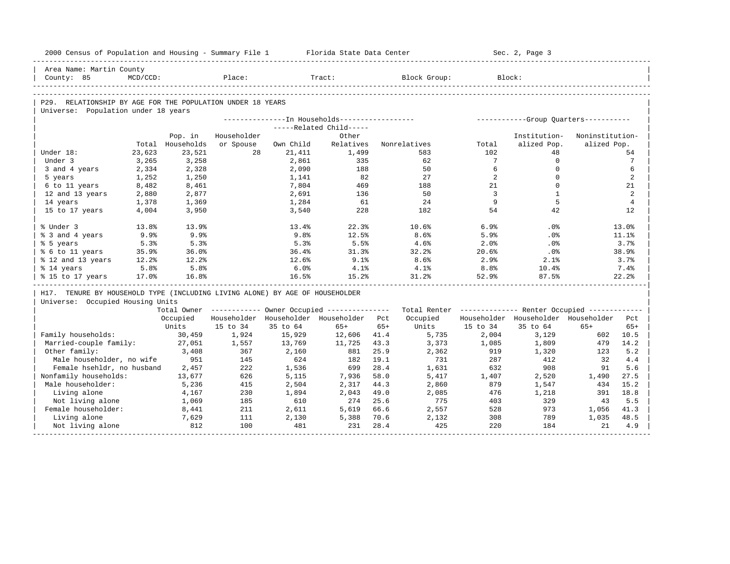Area Name: Martin County
County: 85 MCD/CCD: Place: Tract: Block Group: Block:

## P29. RELATIONSHIP BY AGE FOR THE POPULATION UNDER 18 YEARS

Universe: Population under 18 years

| | Total | Pop. in Households | In Households: Householder or Spouse | Related Child: Own Child | Related Child: Other Relatives | Nonrelatives | Group Quarters: Total | Institutionalized Pop. | Noninstitutionalized Pop. |
|---|---|---|---|---|---|---|---|---|---|
| Under 18: | 23,623 | 23,521 | 28 | 21,411 | 1,499 | 583 | 102 | 48 | 54 |
| Under 3 | 3,265 | 3,258 | | 2,861 | 335 | 62 | 7 | 0 | 7 |
| 3 and 4 years | 2,334 | 2,328 | | 2,090 | 188 | 50 | 6 | 0 | 6 |
| 5 years | 1,252 | 1,250 | | 1,141 | 82 | 27 | 2 | 0 | 2 |
| 6 to 11 years | 8,482 | 8,461 | | 7,804 | 469 | 188 | 21 | 0 | 21 |
| 12 and 13 years | 2,880 | 2,877 | | 2,691 | 136 | 50 | 3 | 1 | 2 |
| 14 years | 1,378 | 1,369 | | 1,284 | 61 | 24 | 9 | 5 | 4 |
| 15 to 17 years | 4,004 | 3,950 | | 3,540 | 228 | 182 | 54 | 42 | 12 |
| % Under 3 | 13.8% | 13.9% | | 13.4% | 22.3% | 10.6% | 6.9% | .0% | 13.0% |
| % 3 and 4 years | 9.9% | 9.9% | | 9.8% | 12.5% | 8.6% | 5.9% | .0% | 11.1% |
| % 5 years | 5.3% | 5.3% | | 5.3% | 5.5% | 4.6% | 2.0% | .0% | 3.7% |
| % 6 to 11 years | 35.9% | 36.0% | | 36.4% | 31.3% | 32.2% | 20.6% | .0% | 38.9% |
| % 12 and 13 years | 12.2% | 12.2% | | 12.6% | 9.1% | 8.6% | 2.9% | 2.1% | 3.7% |
| % 14 years | 5.8% | 5.8% | | 6.0% | 4.1% | 4.1% | 8.8% | 10.4% | 7.4% |
| % 15 to 17 years | 17.0% | 16.8% | | 16.5% | 15.2% | 31.2% | 52.9% | 87.5% | 22.2% |

## H17. TENURE BY HOUSEHOLD TYPE (INCLUDING LIVING ALONE) BY AGE OF HOUSEHOLDER

Universe: Occupied Housing Units

| | Total Owner Occupied Units | Owner Occupied: Householder 15 to 34 | Householder 35 to 64 | Householder 65+ | Pct 65+ | Total Renter Occupied Units | Renter Occupied: Householder 15 to 34 | Householder 35 to 64 | Householder 65+ | Pct 65+ |
|---|---|---|---|---|---|---|---|---|---|---|
| Family households: | 30,459 | 1,924 | 15,929 | 12,606 | 41.4 | 5,735 | 2,004 | 3,129 | 602 | 10.5 |
| Married-couple family: | 27,051 | 1,557 | 13,769 | 11,725 | 43.3 | 3,373 | 1,085 | 1,809 | 479 | 14.2 |
| Other family: | 3,408 | 367 | 2,160 | 881 | 25.9 | 2,362 | 919 | 1,320 | 123 | 5.2 |
| Male householder, no wife | 951 | 145 | 624 | 182 | 19.1 | 731 | 287 | 412 | 32 | 4.4 |
| Female hsehldr, no husband | 2,457 | 222 | 1,536 | 699 | 28.4 | 1,631 | 632 | 908 | 91 | 5.6 |
| Nonfamily households: | 13,677 | 626 | 5,115 | 7,936 | 58.0 | 5,417 | 1,407 | 2,520 | 1,490 | 27.5 |
| Male householder: | 5,236 | 415 | 2,504 | 2,317 | 44.3 | 2,860 | 879 | 1,547 | 434 | 15.2 |
| Living alone | 4,167 | 230 | 1,894 | 2,043 | 49.0 | 2,085 | 476 | 1,218 | 391 | 18.8 |
| Not living alone | 1,069 | 185 | 610 | 274 | 25.6 | 775 | 403 | 329 | 43 | 5.5 |
| Female householder: | 8,441 | 211 | 2,611 | 5,619 | 66.6 | 2,557 | 528 | 973 | 1,056 | 41.3 |
| Living alone | 7,629 | 111 | 2,130 | 5,388 | 70.6 | 2,132 | 308 | 789 | 1,035 | 48.5 |
| Not living alone | 812 | 100 | 481 | 231 | 28.4 | 425 | 220 | 184 | 21 | 4.9 |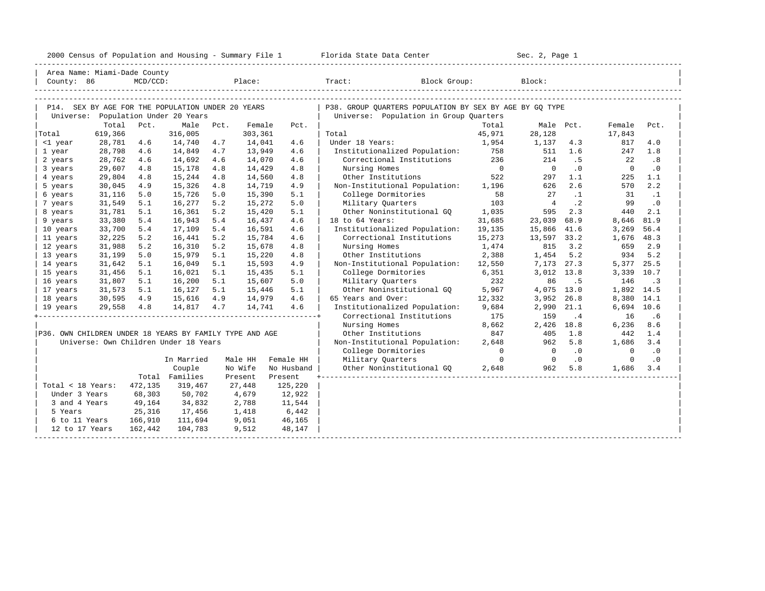2000 Census of Population and Housing - Summary File 1 Florida State Data Center Sec. 2, Page 1

Area Name: Miami-Dade County
County: 86 MCD/CCD: Place: Tract: Block Group: Block:

## P14. SEX BY AGE FOR THE POPULATION UNDER 20 YEARS

Universe: Population Under 20 Years

| | Total | Pct. | Male | Pct. | Female | Pct. |
|---|---|---|---|---|---|---|
| Total | 619,366 | | 316,005 | | 303,361 | |
| <1 year | 28,781 | 4.6 | 14,740 | 4.7 | 14,041 | 4.6 |
| 1 year | 28,798 | 4.6 | 14,849 | 4.7 | 13,949 | 4.6 |
| 2 years | 28,762 | 4.6 | 14,692 | 4.6 | 14,070 | 4.6 |
| 3 years | 29,607 | 4.8 | 15,178 | 4.8 | 14,429 | 4.8 |
| 4 years | 29,804 | 4.8 | 15,244 | 4.8 | 14,560 | 4.8 |
| 5 years | 30,045 | 4.9 | 15,326 | 4.8 | 14,719 | 4.9 |
| 6 years | 31,116 | 5.0 | 15,726 | 5.0 | 15,390 | 5.1 |
| 7 years | 31,549 | 5.1 | 16,277 | 5.2 | 15,272 | 5.0 |
| 8 years | 31,781 | 5.1 | 16,361 | 5.2 | 15,420 | 5.1 |
| 9 years | 33,380 | 5.4 | 16,943 | 5.4 | 16,437 | 4.6 |
| 10 years | 33,700 | 5.4 | 17,109 | 5.4 | 16,591 | 4.6 |
| 11 years | 32,225 | 5.2 | 16,441 | 5.2 | 15,784 | 4.6 |
| 12 years | 31,988 | 5.2 | 16,310 | 5.2 | 15,678 | 4.8 |
| 13 years | 31,199 | 5.0 | 15,979 | 5.1 | 15,220 | 4.8 |
| 14 years | 31,642 | 5.1 | 16,049 | 5.1 | 15,593 | 4.9 |
| 15 years | 31,456 | 5.1 | 16,021 | 5.1 | 15,435 | 5.1 |
| 16 years | 31,807 | 5.1 | 16,200 | 5.1 | 15,607 | 5.0 |
| 17 years | 31,573 | 5.1 | 16,127 | 5.1 | 15,446 | 5.1 |
| 18 years | 30,595 | 4.9 | 15,616 | 4.9 | 14,979 | 4.6 |
| 19 years | 29,558 | 4.8 | 14,817 | 4.7 | 14,741 | 4.6 |

## P36. OWN CHILDREN UNDER 18 YEARS BY FAMILY TYPE AND AGE

Universe: Own Children Under 18 Years

| | Total | In Married Couple Families | Male HH No Wife Present | Female HH No Husband Present |
|---|---|---|---|---|
| Total < 18 Years: | 472,135 | 319,467 | 27,448 | 125,220 |
| Under 3 Years | 68,303 | 50,702 | 4,679 | 12,922 |
| 3 and 4 Years | 49,164 | 34,832 | 2,788 | 11,544 |
| 5 Years | 25,316 | 17,456 | 1,418 | 6,442 |
| 6 to 11 Years | 166,910 | 111,694 | 9,051 | 46,165 |
| 12 to 17 Years | 162,442 | 104,783 | 9,512 | 48,147 |

## P38. GROUP QUARTERS POPULATION BY SEX BY AGE BY GQ TYPE

Universe: Population in Group Quarters

| | Total | Male | Pct. | Female | Pct. |
|---|---|---|---|---|---|
| Total | 45,971 | 28,128 | | 17,843 | |
| Under 18 Years: | 1,954 | 1,137 | 4.3 | 817 | 4.0 |
| Institutionalized Population: | 758 | 511 | 1.6 | 247 | 1.8 |
| Correctional Institutions | 236 | 214 | .5 | 22 | .8 |
| Nursing Homes | 0 | 0 | .0 | 0 | .0 |
| Other Institutions | 522 | 297 | 1.1 | 225 | 1.1 |
| Non-Institutional Population: | 1,196 | 626 | 2.6 | 570 | 2.2 |
| College Dormitories | 58 | 27 | .1 | 31 | .1 |
| Military Quarters | 103 | 4 | .2 | 99 | .0 |
| Other Noninstitutional GQ | 1,035 | 595 | 2.3 | 440 | 2.1 |
| 18 to 64 Years: | 31,685 | 23,039 | 68.9 | 8,646 | 81.9 |
| Institutionalized Population: | 19,135 | 15,866 | 41.6 | 3,269 | 56.4 |
| Correctional Institutions | 15,273 | 13,597 | 33.2 | 1,676 | 48.3 |
| Nursing Homes | 1,474 | 815 | 3.2 | 659 | 2.9 |
| Other Institutions | 2,388 | 1,454 | 5.2 | 934 | 5.2 |
| Non-Institutional Population: | 12,550 | 7,173 | 27.3 | 5,377 | 25.5 |
| College Dormitories | 6,351 | 3,012 | 13.8 | 3,339 | 10.7 |
| Military Quarters | 232 | 86 | .5 | 146 | .3 |
| Other Noninstitutional GQ | 5,967 | 4,075 | 13.0 | 1,892 | 14.5 |
| 65 Years and Over: | 12,332 | 3,952 | 26.8 | 8,380 | 14.1 |
| Institutionalized Population: | 9,684 | 2,990 | 21.1 | 6,694 | 10.6 |
| Correctional Institutions | 175 | 159 | .4 | 16 | .6 |
| Nursing Homes | 8,662 | 2,426 | 18.8 | 6,236 | 8.6 |
| Other Institutions | 847 | 405 | 1.8 | 442 | 1.4 |
| Non-Institutional Population: | 2,648 | 962 | 5.8 | 1,686 | 3.4 |
| College Dormitories | 0 | 0 | .0 | 0 | .0 |
| Military Quarters | 0 | 0 | .0 | 0 | .0 |
| Other Noninstitutional GQ | 2,648 | 962 | 5.8 | 1,686 | 3.4 |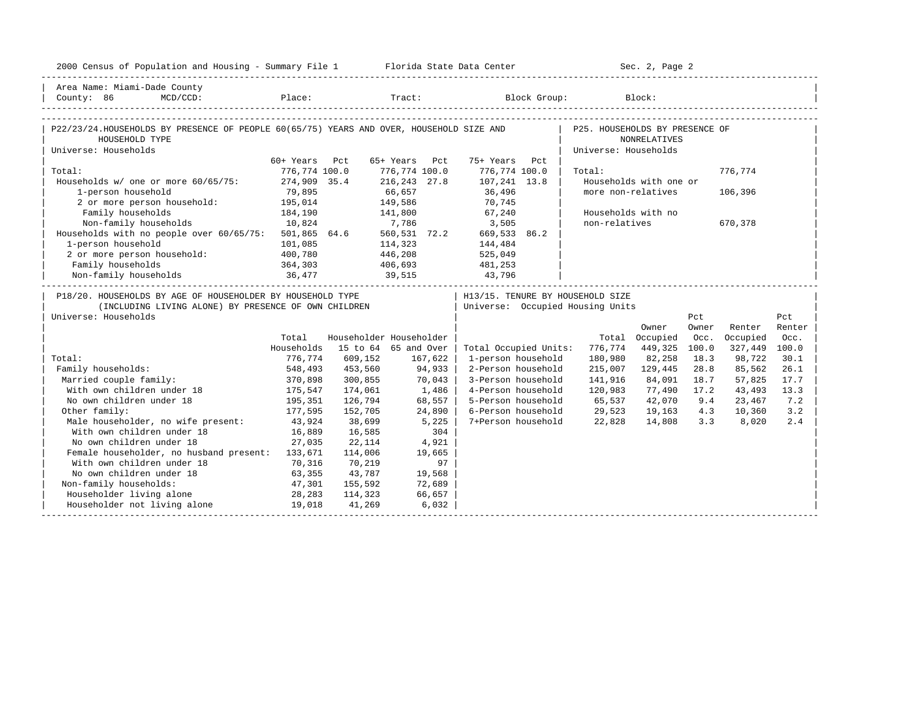Area Name: Miami-Dade County
County: 86 MCD/CCD: Place: Tract: Block Group: Block:

## P22/23/24. HOUSEHOLDS BY PRESENCE OF PEOPLE 60(65/75) YEARS AND OVER, HOUSEHOLD SIZE AND HOUSEHOLD TYPE

Universe: Households

| | 60+ Years | Pct | 65+ Years | Pct | 75+ Years | Pct |
|---|---|---|---|---|---|---|
| Total: | 776,774 | 100.0 | 776,774 | 100.0 | 776,774 | 100.0 |
| Households w/ one or more 60/65/75: | 274,909 | 35.4 | 216,243 | 27.8 | 107,241 | 13.8 |
| 1-person household | 79,895 | | 66,657 | | 36,496 | |
| 2 or more person household: | 195,014 | | 149,586 | | 70,745 | |
| Family households | 184,190 | | 141,800 | | 67,240 | |
| Non-family households | 10,824 | | 7,786 | | 3,505 | |
| Households with no people over 60/65/75: | 501,865 | 64.6 | 560,531 | 72.2 | 669,533 | 86.2 |
| 1-person household | 101,085 | | 114,323 | | 144,484 | |
| 2 or more person household: | 400,780 | | 446,208 | | 525,049 | |
| Family households | 364,303 | | 406,693 | | 481,253 | |
| Non-family households | 36,477 | | 39,515 | | 43,796 | |

## P25. HOUSEHOLDS BY PRESENCE OF NONRELATIVES

Universe: Households

| | |
|---|---|
| Total: | 776,774 |
| Households with one or more non-relatives | 106,396 |
| Households with no non-relatives | 670,378 |

## P18/20. HOUSEHOLDS BY AGE OF HOUSEHOLDER BY HOUSEHOLD TYPE (INCLUDING LIVING ALONE) BY PRESENCE OF OWN CHILDREN

Universe: Households

| | Total Households | Householder 15 to 64 | Householder 65 and Over |
|---|---|---|---|
| Total: | 776,774 | 609,152 | 167,622 |
| Family households: | 548,493 | 453,560 | 94,933 |
| Married couple family: | 370,898 | 300,855 | 70,043 |
| With own children under 18 | 175,547 | 174,061 | 1,486 |
| No own children under 18 | 195,351 | 126,794 | 68,557 |
| Other family: | 177,595 | 152,705 | 24,890 |
| Male householder, no wife present: | 43,924 | 38,699 | 5,225 |
| With own children under 18 | 16,889 | 16,585 | 304 |
| No own children under 18 | 27,035 | 22,114 | 4,921 |
| Female householder, no husband present: | 133,671 | 114,006 | 19,665 |
| With own children under 18 | 70,316 | 70,219 | 97 |
| No own children under 18 | 63,355 | 43,787 | 19,568 |
| Non-family households: | 47,301 | 155,592 | 72,689 |
| Householder living alone | 28,283 | 114,323 | 66,657 |
| Householder not living alone | 19,018 | 41,269 | 6,032 |

## H13/15. TENURE BY HOUSEHOLD SIZE

Universe: Occupied Housing Units

| | Total | Owner Occupied | Pct Owner Occ. | Renter Occupied | Pct Renter Occ. |
|---|---|---|---|---|---|
| Total Occupied Units: | 776,774 | 449,325 | 100.0 | 327,449 | 100.0 |
| 1-person household | 180,980 | 82,258 | 18.3 | 98,722 | 30.1 |
| 2-Person household | 215,007 | 129,445 | 28.8 | 85,562 | 26.1 |
| 3-Person household | 141,916 | 84,091 | 18.7 | 57,825 | 17.7 |
| 4-Person household | 120,983 | 77,490 | 17.2 | 43,493 | 13.3 |
| 5-Person household | 65,537 | 42,070 | 9.4 | 23,467 | 7.2 |
| 6-Person household | 29,523 | 19,163 | 4.3 | 10,360 | 3.2 |
| 7+Person household | 22,828 | 14,808 | 3.3 | 8,020 | 2.4 |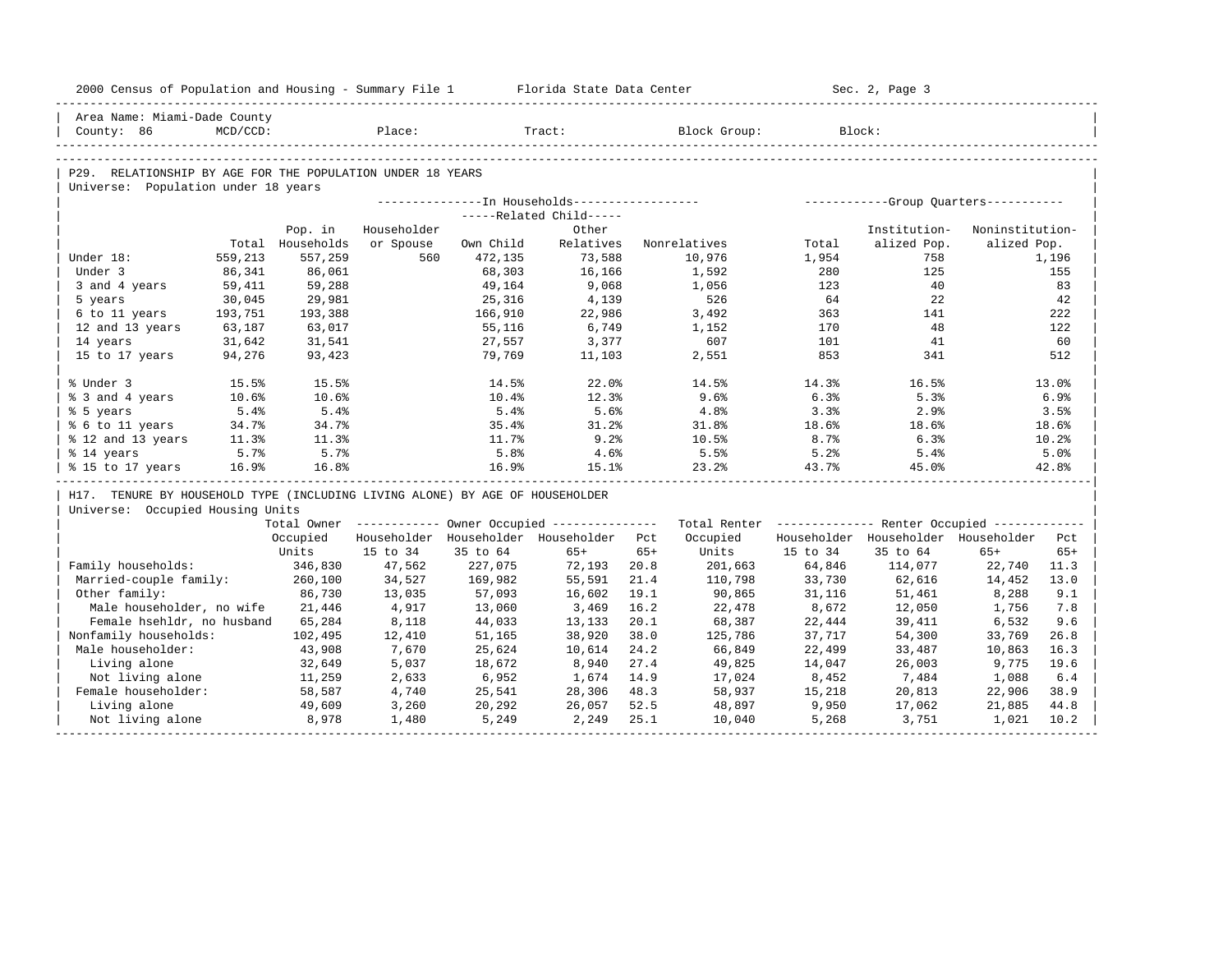2000 Census of Population and Housing - Summary File 1 Florida State Data Center Sec. 2, Page 3

Area Name: Miami-Dade County
County: 86 MCD/CCD: Place: Tract: Block Group: Block:

## P29. RELATIONSHIP BY AGE FOR THE POPULATION UNDER 18 YEARS

Universe: Population under 18 years

| | | In Households | | | | | Group Quarters | | |
|---|---|---|---|---|---|---|---|---|---|
| | | | | Related Child | | | | | |
| | Total | Pop. in Households | Householder or Spouse | Own Child | Other Relatives | Nonrelatives | Total | Institution-alized Pop. | Noninstitution-alized Pop. |
| Under 18: | 559,213 | 557,259 | 560 | 472,135 | 73,588 | 10,976 | 1,954 | 758 | 1,196 |
| Under 3 | 86,341 | 86,061 | | 68,303 | 16,166 | 1,592 | 280 | 125 | 155 |
| 3 and 4 years | 59,411 | 59,288 | | 49,164 | 9,068 | 1,056 | 123 | 40 | 83 |
| 5 years | 30,045 | 29,981 | | 25,316 | 4,139 | 526 | 64 | 22 | 42 |
| 6 to 11 years | 193,751 | 193,388 | | 166,910 | 22,986 | 3,492 | 363 | 141 | 222 |
| 12 and 13 years | 63,187 | 63,017 | | 55,116 | 6,749 | 1,152 | 170 | 48 | 122 |
| 14 years | 31,642 | 31,541 | | 27,557 | 3,377 | 607 | 101 | 41 | 60 |
| 15 to 17 years | 94,276 | 93,423 | | 79,769 | 11,103 | 2,551 | 853 | 341 | 512 |
| % Under 3 | 15.5% | 15.5% | | 14.5% | 22.0% | 14.5% | 14.3% | 16.5% | 13.0% |
| % 3 and 4 years | 10.6% | 10.6% | | 10.4% | 12.3% | 9.6% | 6.3% | 5.3% | 6.9% |
| % 5 years | 5.4% | 5.4% | | 5.4% | 5.6% | 4.8% | 3.3% | 2.9% | 3.5% |
| % 6 to 11 years | 34.7% | 34.7% | | 35.4% | 31.2% | 31.8% | 18.6% | 18.6% | 18.6% |
| % 12 and 13 years | 11.3% | 11.3% | | 11.7% | 9.2% | 10.5% | 8.7% | 6.3% | 10.2% |
| % 14 years | 5.7% | 5.7% | | 5.8% | 4.6% | 5.5% | 5.2% | 5.4% | 5.0% |
| % 15 to 17 years | 16.9% | 16.8% | | 16.9% | 15.1% | 23.2% | 43.7% | 45.0% | 42.8% |

## H17. TENURE BY HOUSEHOLD TYPE (INCLUDING LIVING ALONE) BY AGE OF HOUSEHOLDER

Universe: Occupied Housing Units

| | Total Owner Occupied Units | Owner Occupied | | | | Total Renter Occupied Units | Renter Occupied | | | |
|---|---|---|---|---|---|---|---|---|---|---|
| | | Householder 15 to 34 | Householder 35 to 64 | Householder 65+ | Pct 65+ | | Householder 15 to 34 | Householder 35 to 64 | Householder 65+ | Pct 65+ |
| Family households: | 346,830 | 47,562 | 227,075 | 72,193 | 20.8 | 201,663 | 64,846 | 114,077 | 22,740 | 11.3 |
| Married-couple family: | 260,100 | 34,527 | 169,982 | 55,591 | 21.4 | 110,798 | 33,730 | 62,616 | 14,452 | 13.0 |
| Other family: | 86,730 | 13,035 | 57,093 | 16,602 | 19.1 | 90,865 | 31,116 | 51,461 | 8,288 | 9.1 |
| Male householder, no wife | 21,446 | 4,917 | 13,060 | 3,469 | 16.2 | 22,478 | 8,672 | 12,050 | 1,756 | 7.8 |
| Female hsehldr, no husband | 65,284 | 8,118 | 44,033 | 13,133 | 20.1 | 68,387 | 22,444 | 39,411 | 6,532 | 9.6 |
| Nonfamily households: | 102,495 | 12,410 | 51,165 | 38,920 | 38.0 | 125,786 | 37,717 | 54,300 | 33,769 | 26.8 |
| Male householder: | 43,908 | 7,670 | 25,624 | 10,614 | 24.2 | 66,849 | 22,499 | 33,487 | 10,863 | 16.3 |
| Living alone | 32,649 | 5,037 | 18,672 | 8,940 | 27.4 | 49,825 | 14,047 | 26,003 | 9,775 | 19.6 |
| Not living alone | 11,259 | 2,633 | 6,952 | 1,674 | 14.9 | 17,024 | 8,452 | 7,484 | 1,088 | 6.4 |
| Female householder: | 58,587 | 4,740 | 25,541 | 28,306 | 48.3 | 58,937 | 15,218 | 20,813 | 22,906 | 38.9 |
| Living alone | 49,609 | 3,260 | 20,292 | 26,057 | 52.5 | 48,897 | 9,950 | 17,062 | 21,885 | 44.8 |
| Not living alone | 8,978 | 1,480 | 5,249 | 2,249 | 25.1 | 10,040 | 5,268 | 3,751 | 1,021 | 10.2 |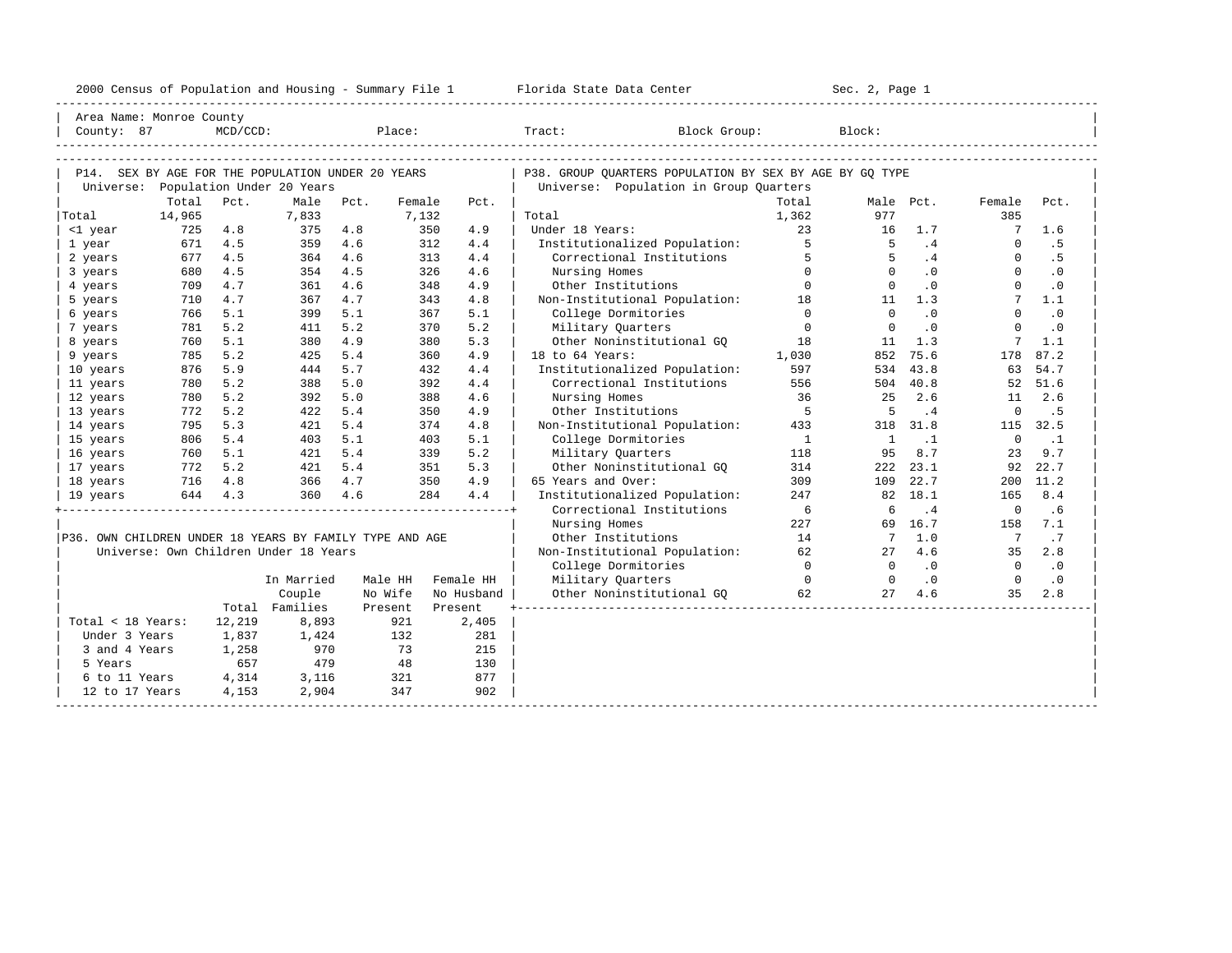Area Name: Monroe County
County: 87 MCD/CCD: Place: Tract: Block Group: Block:

## P14. SEX BY AGE FOR THE POPULATION UNDER 20 YEARS

Universe: Population Under 20 Years

| | Total | Pct. | Male | Pct. | Female | Pct. |
|---|---|---|---|---|---|---|
| Total | 14,965 | | 7,833 | | 7,132 | |
| <1 year | 725 | 4.8 | 375 | 4.8 | 350 | 4.9 |
| 1 year | 671 | 4.5 | 359 | 4.6 | 312 | 4.4 |
| 2 years | 677 | 4.5 | 364 | 4.6 | 313 | 4.4 |
| 3 years | 680 | 4.5 | 354 | 4.5 | 326 | 4.6 |
| 4 years | 709 | 4.7 | 361 | 4.6 | 348 | 4.9 |
| 5 years | 710 | 4.7 | 367 | 4.7 | 343 | 4.8 |
| 6 years | 766 | 5.1 | 399 | 5.1 | 367 | 5.1 |
| 7 years | 781 | 5.2 | 411 | 5.2 | 370 | 5.2 |
| 8 years | 760 | 5.1 | 380 | 4.9 | 380 | 5.3 |
| 9 years | 785 | 5.2 | 425 | 5.4 | 360 | 4.9 |
| 10 years | 876 | 5.9 | 444 | 5.7 | 432 | 4.4 |
| 11 years | 780 | 5.2 | 388 | 5.0 | 392 | 4.4 |
| 12 years | 780 | 5.2 | 392 | 5.0 | 388 | 4.6 |
| 13 years | 772 | 5.2 | 422 | 5.4 | 350 | 4.9 |
| 14 years | 795 | 5.3 | 421 | 5.4 | 374 | 4.8 |
| 15 years | 806 | 5.4 | 403 | 5.1 | 403 | 5.1 |
| 16 years | 760 | 5.1 | 421 | 5.4 | 339 | 5.2 |
| 17 years | 772 | 5.2 | 421 | 5.4 | 351 | 5.3 |
| 18 years | 716 | 4.8 | 366 | 4.7 | 350 | 4.9 |
| 19 years | 644 | 4.3 | 360 | 4.6 | 284 | 4.4 |

## P36. OWN CHILDREN UNDER 18 YEARS BY FAMILY TYPE AND AGE

Universe: Own Children Under 18 Years

| | Total | In Married Couple Families | Male HH No Wife Present | Female HH No Husband Present |
|---|---|---|---|---|
| Total < 18 Years: | 12,219 | 8,893 | 921 | 2,405 |
| Under 3 Years | 1,837 | 1,424 | 132 | 281 |
| 3 and 4 Years | 1,258 | 970 | 73 | 215 |
| 5 Years | 657 | 479 | 48 | 130 |
| 6 to 11 Years | 4,314 | 3,116 | 321 | 877 |
| 12 to 17 Years | 4,153 | 2,904 | 347 | 902 |

## P38. GROUP QUARTERS POPULATION BY SEX BY AGE BY GQ TYPE

Universe: Population in Group Quarters

| | Total | Male | Pct. | Female | Pct. |
|---|---|---|---|---|---|
| Total | 1,362 | 977 | | 385 | |
| Under 18 Years: | 23 | 16 | 1.7 | 7 | 1.6 |
| Institutionalized Population: | 5 | 5 | .4 | 0 | .5 |
| Correctional Institutions | 5 | 5 | .4 | 0 | .5 |
| Nursing Homes | 0 | 0 | .0 | 0 | .0 |
| Other Institutions | 0 | 0 | .0 | 0 | .0 |
| Non-Institutional Population: | 18 | 11 | 1.3 | 7 | 1.1 |
| College Dormitories | 0 | 0 | .0 | 0 | .0 |
| Military Quarters | 0 | 0 | .0 | 0 | .0 |
| Other Noninstitutional GQ | 18 | 11 | 1.3 | 7 | 1.1 |
| 18 to 64 Years: | 1,030 | 852 | 75.6 | 178 | 87.2 |
| Institutionalized Population: | 597 | 534 | 43.8 | 63 | 54.7 |
| Correctional Institutions | 556 | 504 | 40.8 | 52 | 51.6 |
| Nursing Homes | 36 | 25 | 2.6 | 11 | 2.6 |
| Other Institutions | 5 | 5 | .4 | 0 | .5 |
| Non-Institutional Population: | 433 | 318 | 31.8 | 115 | 32.5 |
| College Dormitories | 1 | 1 | .1 | 0 | .1 |
| Military Quarters | 118 | 95 | 8.7 | 23 | 9.7 |
| Other Noninstitutional GQ | 314 | 222 | 23.1 | 92 | 22.7 |
| 65 Years and Over: | 309 | 109 | 22.7 | 200 | 11.2 |
| Institutionalized Population: | 247 | 82 | 18.1 | 165 | 8.4 |
| Correctional Institutions | 6 | 6 | .4 | 0 | .6 |
| Nursing Homes | 227 | 69 | 16.7 | 158 | 7.1 |
| Other Institutions | 14 | 7 | 1.0 | 7 | .7 |
| Non-Institutional Population: | 62 | 27 | 4.6 | 35 | 2.8 |
| College Dormitories | 0 | 0 | .0 | 0 | .0 |
| Military Quarters | 0 | 0 | .0 | 0 | .0 |
| Other Noninstitutional GQ | 62 | 27 | 4.6 | 35 | 2.8 |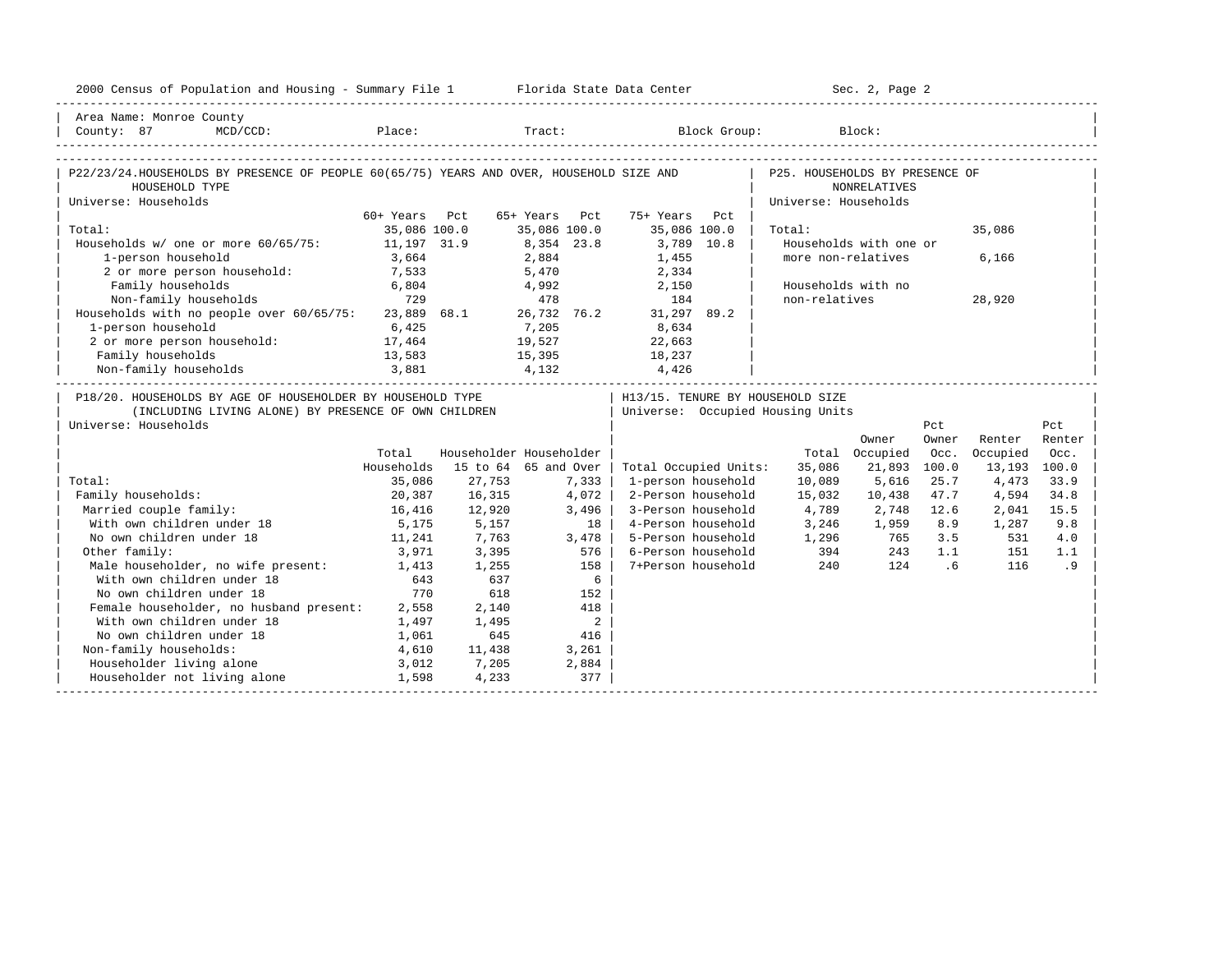Area Name: Monroe County
County: 87 MCD/CCD: Place: Tract: Block Group: Block:

## P22/23/24. HOUSEHOLDS BY PRESENCE OF PEOPLE 60(65/75) YEARS AND OVER, HOUSEHOLD SIZE AND HOUSEHOLD TYPE

Universe: Households

| | 60+ Years | Pct | 65+ Years | Pct | 75+ Years | Pct |
|---|---|---|---|---|---|---|
| Total: | 35,086 | 100.0 | 35,086 | 100.0 | 35,086 | 100.0 |
| Households w/ one or more 60/65/75: | 11,197 | 31.9 | 8,354 | 23.8 | 3,789 | 10.8 |
| 1-person household | 3,664 | | 2,884 | | 1,455 | |
| 2 or more person household: | 7,533 | | 5,470 | | 2,334 | |
| Family households | 6,804 | | 4,992 | | 2,150 | |
| Non-family households | 729 | | 478 | | 184 | |
| Households with no people over 60/65/75: | 23,889 | 68.1 | 26,732 | 76.2 | 31,297 | 89.2 |
| 1-person household | 6,425 | | 7,205 | | 8,634 | |
| 2 or more person household: | 17,464 | | 19,527 | | 22,663 | |
| Family households | 13,583 | | 15,395 | | 18,237 | |
| Non-family households | 3,881 | | 4,132 | | 4,426 | |

## P25. HOUSEHOLDS BY PRESENCE OF NONRELATIVES

Universe: Households

| | |
|---|---|
| Total: | 35,086 |
| Households with one or more non-relatives | 6,166 |
| Households with no non-relatives | 28,920 |

## P18/20. HOUSEHOLDS BY AGE OF HOUSEHOLDER BY HOUSEHOLD TYPE (INCLUDING LIVING ALONE) BY PRESENCE OF OWN CHILDREN

Universe: Households

| | Total Households | Householder 15 to 64 | Householder 65 and Over |
|---|---|---|---|
| Total: | 35,086 | 27,753 | 7,333 |
| Family households: | 20,387 | 16,315 | 4,072 |
| Married couple family: | 16,416 | 12,920 | 3,496 |
| With own children under 18 | 5,175 | 5,157 | 18 |
| No own children under 18 | 11,241 | 7,763 | 3,478 |
| Other family: | 3,971 | 3,395 | 576 |
| Male householder, no wife present: | 1,413 | 1,255 | 158 |
| With own children under 18 | 643 | 637 | 6 |
| No own children under 18 | 770 | 618 | 152 |
| Female householder, no husband present: | 2,558 | 2,140 | 418 |
| With own children under 18 | 1,497 | 1,495 | 2 |
| No own children under 18 | 1,061 | 645 | 416 |
| Non-family households: | 4,610 | 11,438 | 3,261 |
| Householder living alone | 3,012 | 7,205 | 2,884 |
| Householder not living alone | 1,598 | 4,233 | 377 |

## H13/15. TENURE BY HOUSEHOLD SIZE

Universe: Occupied Housing Units

| | Total | Owner Occupied | Pct Owner Occ. | Renter Occupied | Pct Renter Occ. |
|---|---|---|---|---|---|
| Total Occupied Units: | 35,086 | 21,893 | 100.0 | 13,193 | 100.0 |
| 1-person household | 10,089 | 5,616 | 25.7 | 4,473 | 33.9 |
| 2-Person household | 15,032 | 10,438 | 47.7 | 4,594 | 34.8 |
| 3-Person household | 4,789 | 2,748 | 12.6 | 2,041 | 15.5 |
| 4-Person household | 3,246 | 1,959 | 8.9 | 1,287 | 9.8 |
| 5-Person household | 1,296 | 765 | 3.5 | 531 | 4.0 |
| 6-Person household | 394 | 243 | 1.1 | 151 | 1.1 |
| 7+Person household | 240 | 124 | .6 | 116 | .9 |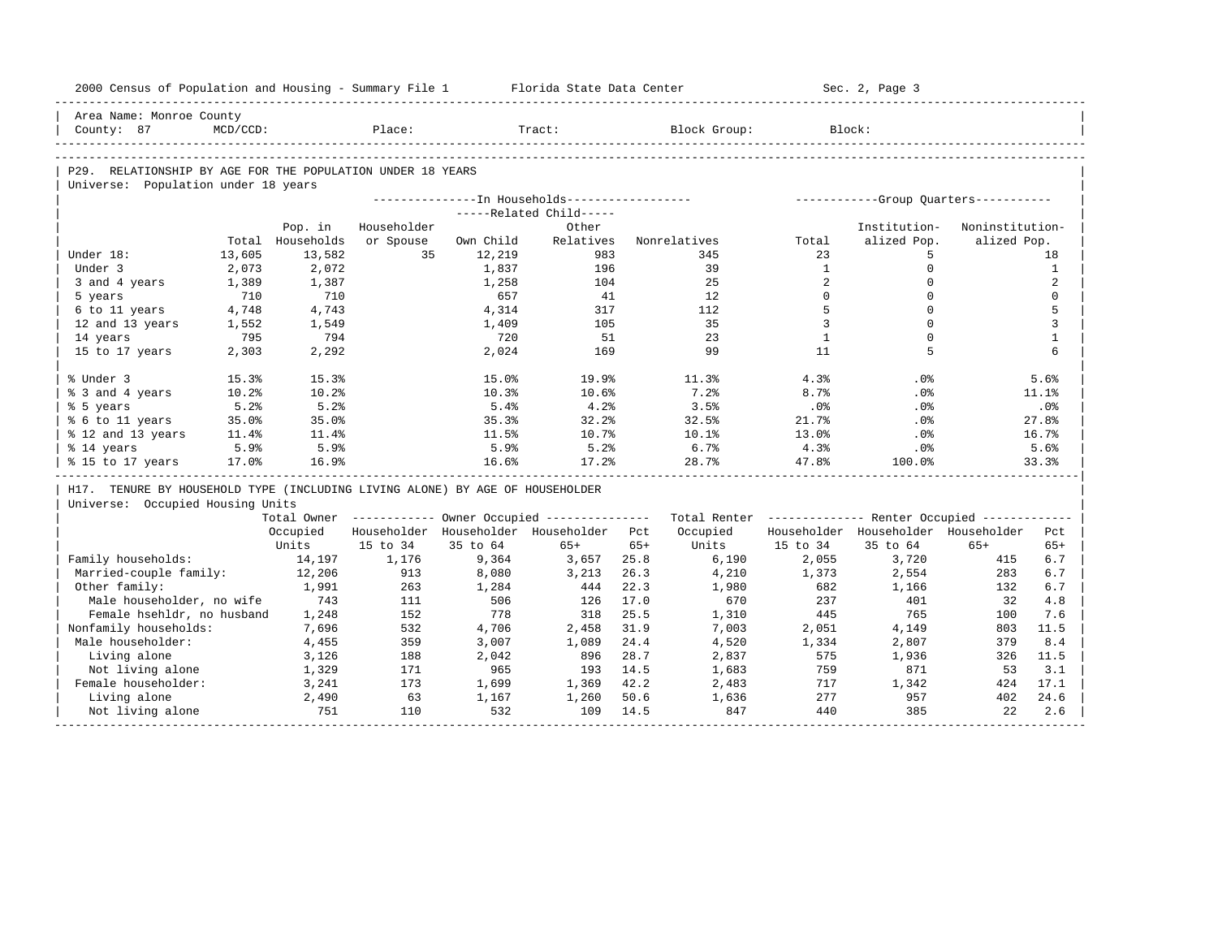Area Name: Monroe County
County: 87 MCD/CCD: Place: Tract: Block Group: Block:

## P29. RELATIONSHIP BY AGE FOR THE POPULATION UNDER 18 YEARS

Universe: Population under 18 years

| | Total | Pop. in Households | In Households: Householder or Spouse | Related Child: Own Child | Related Child: Other Relatives | Nonrelatives | Group Quarters: Total | Institution-alized Pop. | Noninstitution-alized Pop. |
|---|---|---|---|---|---|---|---|---|---|
| Under 18: | 13,605 | 13,582 | 35 | 12,219 | 983 | 345 | 23 | 5 | 18 |
| Under 3 | 2,073 | 2,072 | | 1,837 | 196 | 39 | 1 | 0 | 1 |
| 3 and 4 years | 1,389 | 1,387 | | 1,258 | 104 | 25 | 2 | 0 | 2 |
| 5 years | 710 | 710 | | 657 | 41 | 12 | 0 | 0 | 0 |
| 6 to 11 years | 4,748 | 4,743 | | 4,314 | 317 | 112 | 5 | 0 | 5 |
| 12 and 13 years | 1,552 | 1,549 | | 1,409 | 105 | 35 | 3 | 0 | 3 |
| 14 years | 795 | 794 | | 720 | 51 | 23 | 1 | 0 | 1 |
| 15 to 17 years | 2,303 | 2,292 | | 2,024 | 169 | 99 | 11 | 5 | 6 |
| % Under 3 | 15.3% | 15.3% | | 15.0% | 19.9% | 11.3% | 4.3% | .0% | 5.6% |
| % 3 and 4 years | 10.2% | 10.2% | | 10.3% | 10.6% | 7.2% | 8.7% | .0% | 11.1% |
| % 5 years | 5.2% | 5.2% | | 5.4% | 4.2% | 3.5% | .0% | .0% | .0% |
| % 6 to 11 years | 35.0% | 35.0% | | 35.3% | 32.2% | 32.5% | 21.7% | .0% | 27.8% |
| % 12 and 13 years | 11.4% | 11.4% | | 11.5% | 10.7% | 10.1% | 13.0% | .0% | 16.7% |
| % 14 years | 5.9% | 5.9% | | 5.9% | 5.2% | 6.7% | 4.3% | .0% | 5.6% |
| % 15 to 17 years | 17.0% | 16.9% | | 16.6% | 17.2% | 28.7% | 47.8% | 100.0% | 33.3% |

## H17. TENURE BY HOUSEHOLD TYPE (INCLUDING LIVING ALONE) BY AGE OF HOUSEHOLDER

Universe: Occupied Housing Units

| | Total Owner Occupied Units | Owner: Householder 15 to 34 | Owner: Householder 35 to 64 | Owner: Householder 65+ | Pct 65+ | Total Renter Occupied Units | Renter: Householder 15 to 34 | Renter: Householder 35 to 64 | Renter: Householder 65+ | Pct 65+ |
|---|---|---|---|---|---|---|---|---|---|---|
| Family households: | 14,197 | 1,176 | 9,364 | 3,657 | 25.8 | 6,190 | 2,055 | 3,720 | 415 | 6.7 |
| Married-couple family: | 12,206 | 913 | 8,080 | 3,213 | 26.3 | 4,210 | 1,373 | 2,554 | 283 | 6.7 |
| Other family: | 1,991 | 263 | 1,284 | 444 | 22.3 | 1,980 | 682 | 1,166 | 132 | 6.7 |
| Male householder, no wife | 743 | 111 | 506 | 126 | 17.0 | 670 | 237 | 401 | 32 | 4.8 |
| Female hsehldr, no husband | 1,248 | 152 | 778 | 318 | 25.5 | 1,310 | 445 | 765 | 100 | 7.6 |
| Nonfamily households: | 7,696 | 532 | 4,706 | 2,458 | 31.9 | 7,003 | 2,051 | 4,149 | 803 | 11.5 |
| Male householder: | 4,455 | 359 | 3,007 | 1,089 | 24.4 | 4,520 | 1,334 | 2,807 | 379 | 8.4 |
| Living alone | 3,126 | 188 | 2,042 | 896 | 28.7 | 2,837 | 575 | 1,936 | 326 | 11.5 |
| Not living alone | 1,329 | 171 | 965 | 193 | 14.5 | 1,683 | 759 | 871 | 53 | 3.1 |
| Female householder: | 3,241 | 173 | 1,699 | 1,369 | 42.2 | 2,483 | 717 | 1,342 | 424 | 17.1 |
| Living alone | 2,490 | 63 | 1,167 | 1,260 | 50.6 | 1,636 | 277 | 957 | 402 | 24.6 |
| Not living alone | 751 | 110 | 532 | 109 | 14.5 | 847 | 440 | 385 | 22 | 2.6 |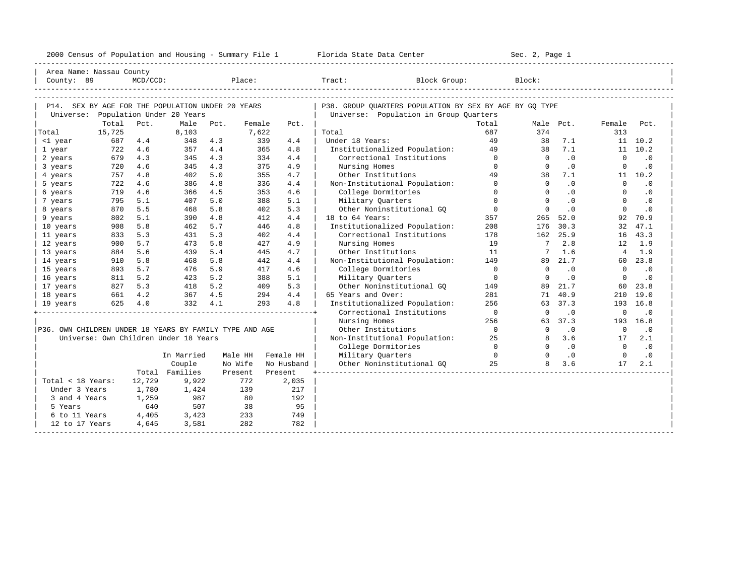2000 Census of Population and Housing - Summary File 1 Florida State Data Center Sec. 2, Page 1

Area Name: Nassau County
County: 89 MCD/CCD: Place: Tract: Block Group: Block:

## P14. SEX BY AGE FOR THE POPULATION UNDER 20 YEARS

Universe: Population Under 20 Years

| | Total | Pct. | Male | Pct. | Female | Pct. |
|---|---|---|---|---|---|---|
| Total | 15,725 | | 8,103 | | 7,622 | |
| <1 year | 687 | 4.4 | 348 | 4.3 | 339 | 4.4 |
| 1 year | 722 | 4.6 | 357 | 4.4 | 365 | 4.8 |
| 2 years | 679 | 4.3 | 345 | 4.3 | 334 | 4.4 |
| 3 years | 720 | 4.6 | 345 | 4.3 | 375 | 4.9 |
| 4 years | 757 | 4.8 | 402 | 5.0 | 355 | 4.7 |
| 5 years | 722 | 4.6 | 386 | 4.8 | 336 | 4.4 |
| 6 years | 719 | 4.6 | 366 | 4.5 | 353 | 4.6 |
| 7 years | 795 | 5.1 | 407 | 5.0 | 388 | 5.1 |
| 8 years | 870 | 5.5 | 468 | 5.8 | 402 | 5.3 |
| 9 years | 802 | 5.1 | 390 | 4.8 | 412 | 4.4 |
| 10 years | 908 | 5.8 | 462 | 5.7 | 446 | 4.8 |
| 11 years | 833 | 5.3 | 431 | 5.3 | 402 | 4.4 |
| 12 years | 900 | 5.7 | 473 | 5.8 | 427 | 4.9 |
| 13 years | 884 | 5.6 | 439 | 5.4 | 445 | 4.7 |
| 14 years | 910 | 5.8 | 468 | 5.8 | 442 | 4.4 |
| 15 years | 893 | 5.7 | 476 | 5.9 | 417 | 4.6 |
| 16 years | 811 | 5.2 | 423 | 5.2 | 388 | 5.1 |
| 17 years | 827 | 5.3 | 418 | 5.2 | 409 | 5.3 |
| 18 years | 661 | 4.2 | 367 | 4.5 | 294 | 4.4 |
| 19 years | 625 | 4.0 | 332 | 4.1 | 293 | 4.8 |

## P36. OWN CHILDREN UNDER 18 YEARS BY FAMILY TYPE AND AGE

Universe: Own Children Under 18 Years

| | Total | In Married Couple Families | Male HH No Wife Present | Female HH No Husband Present |
|---|---|---|---|---|
| Total < 18 Years: | 12,729 | 9,922 | 772 | 2,035 |
| Under 3 Years | 1,780 | 1,424 | 139 | 217 |
| 3 and 4 Years | 1,259 | 987 | 80 | 192 |
| 5 Years | 640 | 507 | 38 | 95 |
| 6 to 11 Years | 4,405 | 3,423 | 233 | 749 |
| 12 to 17 Years | 4,645 | 3,581 | 282 | 782 |

## P38. GROUP QUARTERS POPULATION BY SEX BY AGE BY GQ TYPE

Universe: Population in Group Quarters

| | Total | Male | Pct. | Female | Pct. |
|---|---|---|---|---|---|
| Total | 687 | 374 | | 313 | |
| Under 18 Years: | 49 | 38 | 7.1 | 11 | 10.2 |
| Institutionalized Population: | 49 | 38 | 7.1 | 11 | 10.2 |
| Correctional Institutions | 0 | 0 | .0 | 0 | .0 |
| Nursing Homes | 0 | 0 | .0 | 0 | .0 |
| Other Institutions | 49 | 38 | 7.1 | 11 | 10.2 |
| Non-Institutional Population: | 0 | 0 | .0 | 0 | .0 |
| College Dormitories | 0 | 0 | .0 | 0 | .0 |
| Military Quarters | 0 | 0 | .0 | 0 | .0 |
| Other Noninstitutional GQ | 0 | 0 | .0 | 0 | .0 |
| 18 to 64 Years: | 357 | 265 | 52.0 | 92 | 70.9 |
| Institutionalized Population: | 208 | 176 | 30.3 | 32 | 47.1 |
| Correctional Institutions | 178 | 162 | 25.9 | 16 | 43.3 |
| Nursing Homes | 19 | 7 | 2.8 | 12 | 1.9 |
| Other Institutions | 11 | 7 | 1.6 | 4 | 1.9 |
| Non-Institutional Population: | 149 | 89 | 21.7 | 60 | 23.8 |
| College Dormitories | 0 | 0 | .0 | 0 | .0 |
| Military Quarters | 0 | 0 | .0 | 0 | .0 |
| Other Noninstitutional GQ | 149 | 89 | 21.7 | 60 | 23.8 |
| 65 Years and Over: | 281 | 71 | 40.9 | 210 | 19.0 |
| Institutionalized Population: | 256 | 63 | 37.3 | 193 | 16.8 |
| Correctional Institutions | 0 | 0 | .0 | 0 | .0 |
| Nursing Homes | 256 | 63 | 37.3 | 193 | 16.8 |
| Other Institutions | 0 | 0 | .0 | 0 | .0 |
| Non-Institutional Population: | 25 | 8 | 3.6 | 17 | 2.1 |
| College Dormitories | 0 | 0 | .0 | 0 | .0 |
| Military Quarters | 0 | 0 | .0 | 0 | .0 |
| Other Noninstitutional GQ | 25 | 8 | 3.6 | 17 | 2.1 |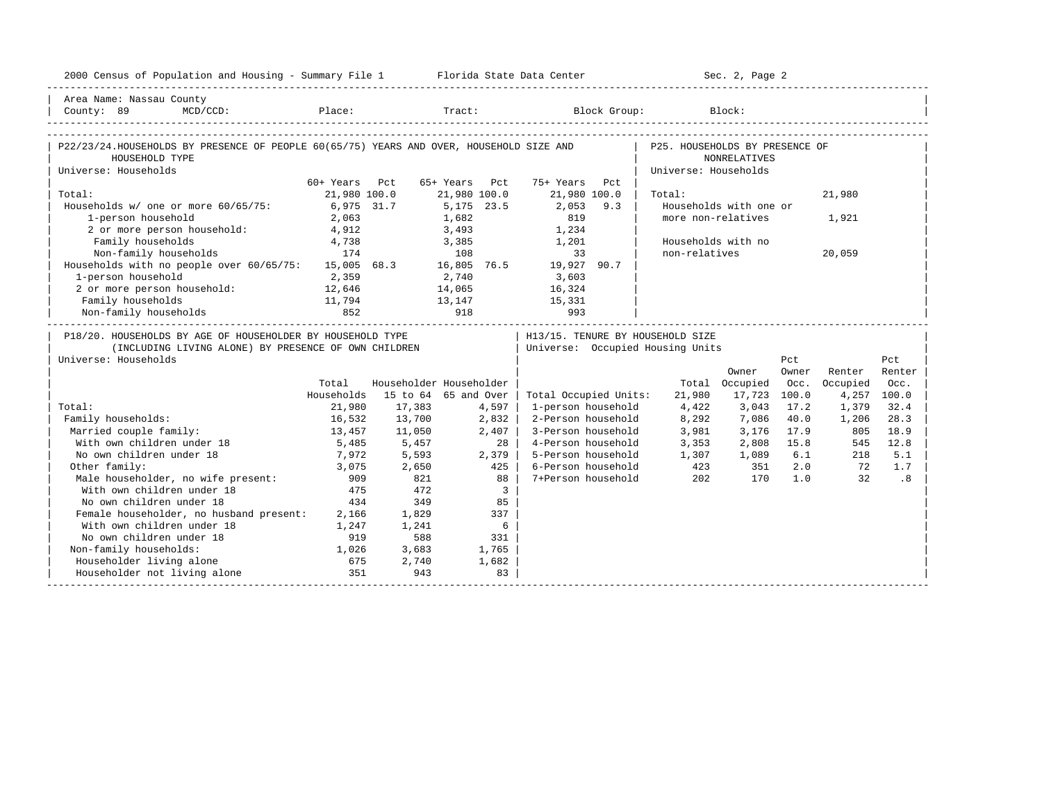Area Name: Nassau County
County: 89 MCD/CCD: Place: Tract: Block Group: Block:

## P22/23/24. HOUSEHOLDS BY PRESENCE OF PEOPLE 60(65/75) YEARS AND OVER, HOUSEHOLD SIZE AND HOUSEHOLD TYPE

Universe: Households

| | 60+ Years | Pct | 65+ Years | Pct | 75+ Years | Pct |
|---|---|---|---|---|---|---|
| Total: | 21,980 | 100.0 | 21,980 | 100.0 | 21,980 | 100.0 |
| Households w/ one or more 60/65/75: | 6,975 | 31.7 | 5,175 | 23.5 | 2,053 | 9.3 |
| 1-person household | 2,063 | | 1,682 | | 819 | |
| 2 or more person household: | 4,912 | | 3,493 | | 1,234 | |
| Family households | 4,738 | | 3,385 | | 1,201 | |
| Non-family households | 174 | | 108 | | 33 | |
| Households with no people over 60/65/75: | 15,005 | 68.3 | 16,805 | 76.5 | 19,927 | 90.7 |
| 1-person household | 2,359 | | 2,740 | | 3,603 | |
| 2 or more person household: | 12,646 | | 14,065 | | 16,324 | |
| Family households | 11,794 | | 13,147 | | 15,331 | |
| Non-family households | 852 | | 918 | | 993 | |

## P25. HOUSEHOLDS BY PRESENCE OF NONRELATIVES

Universe: Households

| | |
|---|---|
| Total: | 21,980 |
| Households with one or more non-relatives | 1,921 |
| Households with no non-relatives | 20,059 |

## P18/20. HOUSEHOLDS BY AGE OF HOUSEHOLDER BY HOUSEHOLD TYPE (INCLUDING LIVING ALONE) BY PRESENCE OF OWN CHILDREN

Universe: Households

| | Total Households | Householder 15 to 64 | Householder 65 and Over |
|---|---|---|---|
| Total: | 21,980 | 17,383 | 4,597 |
| Family households: | 16,532 | 13,700 | 2,832 |
| Married couple family: | 13,457 | 11,050 | 2,407 |
| With own children under 18 | 5,485 | 5,457 | 28 |
| No own children under 18 | 7,972 | 5,593 | 2,379 |
| Other family: | 3,075 | 2,650 | 425 |
| Male householder, no wife present: | 909 | 821 | 88 |
| With own children under 18 | 475 | 472 | 3 |
| No own children under 18 | 434 | 349 | 85 |
| Female householder, no husband present: | 2,166 | 1,829 | 337 |
| With own children under 18 | 1,247 | 1,241 | 6 |
| No own children under 18 | 919 | 588 | 331 |
| Non-family households: | 1,026 | 3,683 | 1,765 |
| Householder living alone | 675 | 2,740 | 1,682 |
| Householder not living alone | 351 | 943 | 83 |

## H13/15. TENURE BY HOUSEHOLD SIZE

Universe: Occupied Housing Units

| | Total | Owner Occupied | Pct Owner Occ. | Renter Occupied | Pct Renter Occ. |
|---|---|---|---|---|---|
| Total Occupied Units: | 21,980 | 17,723 | 100.0 | 4,257 | 100.0 |
| 1-person household | 4,422 | 3,043 | 17.2 | 1,379 | 32.4 |
| 2-Person household | 8,292 | 7,086 | 40.0 | 1,206 | 28.3 |
| 3-Person household | 3,981 | 3,176 | 17.9 | 805 | 18.9 |
| 4-Person household | 3,353 | 2,808 | 15.8 | 545 | 12.8 |
| 5-Person household | 1,307 | 1,089 | 6.1 | 218 | 5.1 |
| 6-Person household | 423 | 351 | 2.0 | 72 | 1.7 |
| 7+Person household | 202 | 170 | 1.0 | 32 | .8 |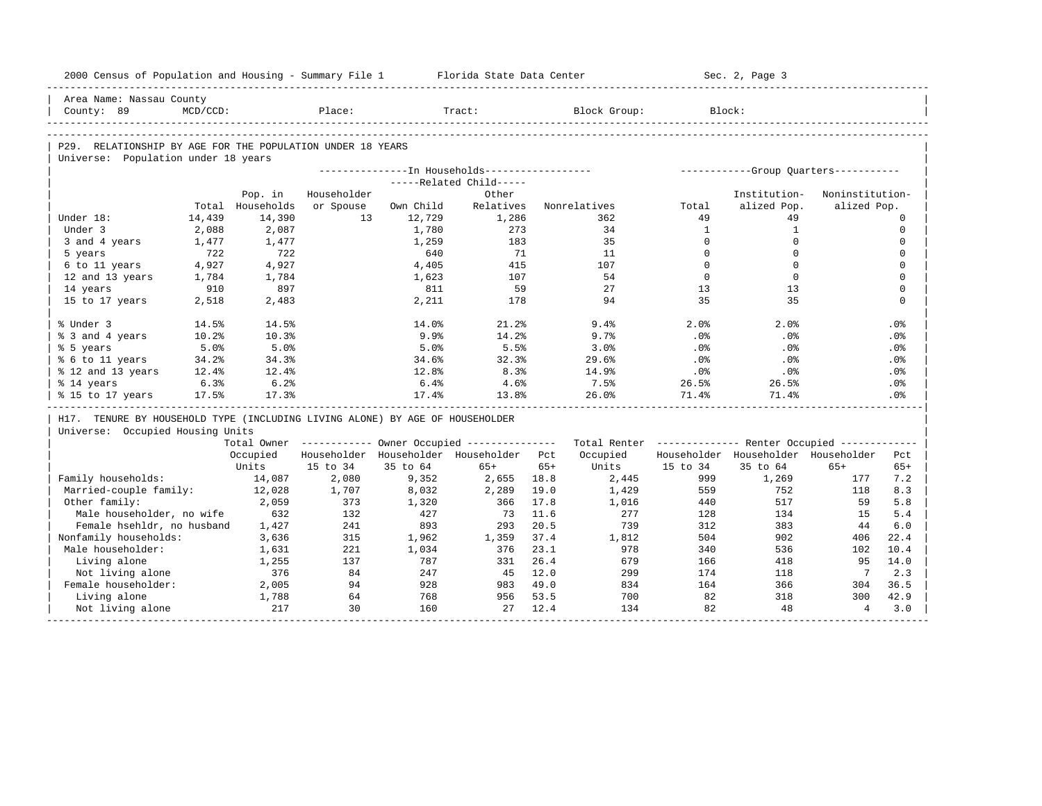Area Name: Nassau County
County: 89 MCD/CCD: Place: Tract: Block Group: Block:

## P29. RELATIONSHIP BY AGE FOR THE POPULATION UNDER 18 YEARS

Universe: Population under 18 years

| | Total | Pop. in Households | In Households: Householder or Spouse | Related Child: Own Child | Related Child: Other Relatives | Nonrelatives | Group Quarters: Total | Institutionalized Pop. | Noninstitutionalized Pop. |
|---|---|---|---|---|---|---|---|---|---|
| Under 18: | 14,439 | 14,390 | 13 | 12,729 | 1,286 | 362 | 49 | 49 | 0 |
| Under 3 | 2,088 | 2,087 | | 1,780 | 273 | 34 | 1 | 1 | 0 |
| 3 and 4 years | 1,477 | 1,477 | | 1,259 | 183 | 35 | 0 | 0 | 0 |
| 5 years | 722 | 722 | | 640 | 71 | 11 | 0 | 0 | 0 |
| 6 to 11 years | 4,927 | 4,927 | | 4,405 | 415 | 107 | 0 | 0 | 0 |
| 12 and 13 years | 1,784 | 1,784 | | 1,623 | 107 | 54 | 0 | 0 | 0 |
| 14 years | 910 | 897 | | 811 | 59 | 27 | 13 | 13 | 0 |
| 15 to 17 years | 2,518 | 2,483 | | 2,211 | 178 | 94 | 35 | 35 | 0 |
| % Under 3 | 14.5% | 14.5% | | 14.0% | 21.2% | 9.4% | 2.0% | 2.0% | .0% |
| % 3 and 4 years | 10.2% | 10.3% | | 9.9% | 14.2% | 9.7% | .0% | .0% | .0% |
| % 5 years | 5.0% | 5.0% | | 5.0% | 5.5% | 3.0% | .0% | .0% | .0% |
| % 6 to 11 years | 34.2% | 34.3% | | 34.6% | 32.3% | 29.6% | .0% | .0% | .0% |
| % 12 and 13 years | 12.4% | 12.4% | | 12.8% | 8.3% | 14.9% | .0% | .0% | .0% |
| % 14 years | 6.3% | 6.2% | | 6.4% | 4.6% | 7.5% | 26.5% | 26.5% | .0% |
| % 15 to 17 years | 17.5% | 17.3% | | 17.4% | 13.8% | 26.0% | 71.4% | 71.4% | .0% |

## H17. TENURE BY HOUSEHOLD TYPE (INCLUDING LIVING ALONE) BY AGE OF HOUSEHOLDER

Universe: Occupied Housing Units

| | Total Owner Occupied Units | Owner: Householder 15 to 34 | Owner: Householder 35 to 64 | Owner: Householder 65+ | Pct 65+ | Total Renter Occupied Units | Renter: Householder 15 to 34 | Renter: Householder 35 to 64 | Renter: Householder 65+ | Pct 65+ |
|---|---|---|---|---|---|---|---|---|---|---|
| Family households: | 14,087 | 2,080 | 9,352 | 2,655 | 18.8 | 2,445 | 999 | 1,269 | 177 | 7.2 |
| Married-couple family: | 12,028 | 1,707 | 8,032 | 2,289 | 19.0 | 1,429 | 559 | 752 | 118 | 8.3 |
| Other family: | 2,059 | 373 | 1,320 | 366 | 17.8 | 1,016 | 440 | 517 | 59 | 5.8 |
| Male householder, no wife | 632 | 132 | 427 | 73 | 11.6 | 277 | 128 | 134 | 15 | 5.4 |
| Female hsehldr, no husband | 1,427 | 241 | 893 | 293 | 20.5 | 739 | 312 | 383 | 44 | 6.0 |
| Nonfamily households: | 3,636 | 315 | 1,962 | 1,359 | 37.4 | 1,812 | 504 | 902 | 406 | 22.4 |
| Male householder: | 1,631 | 221 | 1,034 | 376 | 23.1 | 978 | 340 | 536 | 102 | 10.4 |
| Living alone | 1,255 | 137 | 787 | 331 | 26.4 | 679 | 166 | 418 | 95 | 14.0 |
| Not living alone | 376 | 84 | 247 | 45 | 12.0 | 299 | 174 | 118 | 7 | 2.3 |
| Female householder: | 2,005 | 94 | 928 | 983 | 49.0 | 834 | 164 | 366 | 304 | 36.5 |
| Living alone | 1,788 | 64 | 768 | 956 | 53.5 | 700 | 82 | 318 | 300 | 42.9 |
| Not living alone | 217 | 30 | 160 | 27 | 12.4 | 134 | 82 | 48 | 4 | 3.0 |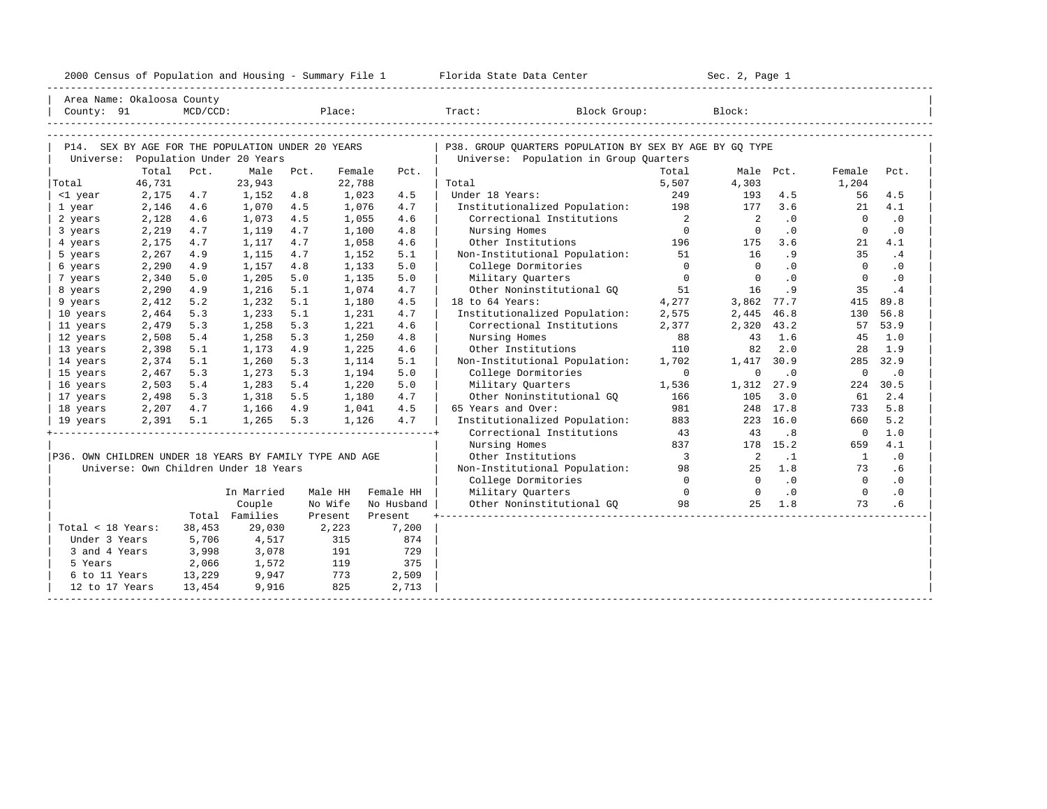2000 Census of Population and Housing - Summary File 1 — Florida State Data Center — Sec. 2, Page 1

Area Name: Okaloosa County
County: 91 MCD/CCD: Place: Tract: Block Group: Block:

## P14. SEX BY AGE FOR THE POPULATION UNDER 20 YEARS

Universe: Population Under 20 Years

| | Total | Pct. | Male | Pct. | Female | Pct. |
|---|---|---|---|---|---|---|
| Total | 46,731 | | 23,943 | | 22,788 | |
| <1 year | 2,175 | 4.7 | 1,152 | 4.8 | 1,023 | 4.5 |
| 1 year | 2,146 | 4.6 | 1,070 | 4.5 | 1,076 | 4.7 |
| 2 years | 2,128 | 4.6 | 1,073 | 4.5 | 1,055 | 4.6 |
| 3 years | 2,219 | 4.7 | 1,119 | 4.7 | 1,100 | 4.8 |
| 4 years | 2,175 | 4.7 | 1,117 | 4.7 | 1,058 | 4.6 |
| 5 years | 2,267 | 4.9 | 1,115 | 4.7 | 1,152 | 5.1 |
| 6 years | 2,290 | 4.9 | 1,157 | 4.8 | 1,133 | 5.0 |
| 7 years | 2,340 | 5.0 | 1,205 | 5.0 | 1,135 | 5.0 |
| 8 years | 2,290 | 4.9 | 1,216 | 5.1 | 1,074 | 4.7 |
| 9 years | 2,412 | 5.2 | 1,232 | 5.1 | 1,180 | 4.5 |
| 10 years | 2,464 | 5.3 | 1,233 | 5.1 | 1,231 | 4.7 |
| 11 years | 2,479 | 5.3 | 1,258 | 5.3 | 1,221 | 4.6 |
| 12 years | 2,508 | 5.4 | 1,258 | 5.3 | 1,250 | 4.8 |
| 13 years | 2,398 | 5.1 | 1,173 | 4.9 | 1,225 | 4.6 |
| 14 years | 2,374 | 5.1 | 1,260 | 5.3 | 1,114 | 5.1 |
| 15 years | 2,467 | 5.3 | 1,273 | 5.3 | 1,194 | 5.0 |
| 16 years | 2,503 | 5.4 | 1,283 | 5.4 | 1,220 | 5.0 |
| 17 years | 2,498 | 5.3 | 1,318 | 5.5 | 1,180 | 4.7 |
| 18 years | 2,207 | 4.7 | 1,166 | 4.9 | 1,041 | 4.5 |
| 19 years | 2,391 | 5.1 | 1,265 | 5.3 | 1,126 | 4.7 |

## P36. OWN CHILDREN UNDER 18 YEARS BY FAMILY TYPE AND AGE

Universe: Own Children Under 18 Years

| | Total | In Married Couple Families | Male HH No Wife Present | Female HH No Husband Present |
|---|---|---|---|---|
| Total < 18 Years: | 38,453 | 29,030 | 2,223 | 7,200 |
| Under 3 Years | 5,706 | 4,517 | 315 | 874 |
| 3 and 4 Years | 3,998 | 3,078 | 191 | 729 |
| 5 Years | 2,066 | 1,572 | 119 | 375 |
| 6 to 11 Years | 13,229 | 9,947 | 773 | 2,509 |
| 12 to 17 Years | 13,454 | 9,916 | 825 | 2,713 |

## P38. GROUP QUARTERS POPULATION BY SEX BY AGE BY GQ TYPE

Universe: Population in Group Quarters

| | Total | Male | Pct. | Female | Pct. |
|---|---|---|---|---|---|
| Total | 5,507 | 4,303 | | 1,204 | |
| Under 18 Years: | 249 | 193 | 4.5 | 56 | 4.5 |
| Institutionalized Population: | 198 | 177 | 3.6 | 21 | 4.1 |
| Correctional Institutions | 2 | 2 | .0 | 0 | .0 |
| Nursing Homes | 0 | 0 | .0 | 0 | .0 |
| Other Institutions | 196 | 175 | 3.6 | 21 | 4.1 |
| Non-Institutional Population: | 51 | 16 | .9 | 35 | .4 |
| College Dormitories | 0 | 0 | .0 | 0 | .0 |
| Military Quarters | 0 | 0 | .0 | 0 | .0 |
| Other Noninstitutional GQ | 51 | 16 | .9 | 35 | .4 |
| 18 to 64 Years: | 4,277 | 3,862 | 77.7 | 415 | 89.8 |
| Institutionalized Population: | 2,575 | 2,445 | 46.8 | 130 | 56.8 |
| Correctional Institutions | 2,377 | 2,320 | 43.2 | 57 | 53.9 |
| Nursing Homes | 88 | 43 | 1.6 | 45 | 1.0 |
| Other Institutions | 110 | 82 | 2.0 | 28 | 1.9 |
| Non-Institutional Population: | 1,702 | 1,417 | 30.9 | 285 | 32.9 |
| College Dormitories | 0 | 0 | .0 | 0 | .0 |
| Military Quarters | 1,536 | 1,312 | 27.9 | 224 | 30.5 |
| Other Noninstitutional GQ | 166 | 105 | 3.0 | 61 | 2.4 |
| 65 Years and Over: | 981 | 248 | 17.8 | 733 | 5.8 |
| Institutionalized Population: | 883 | 223 | 16.0 | 660 | 5.2 |
| Correctional Institutions | 43 | 43 | .8 | 0 | 1.0 |
| Nursing Homes | 837 | 178 | 15.2 | 659 | 4.1 |
| Other Institutions | 3 | 2 | .1 | 1 | .0 |
| Non-Institutional Population: | 98 | 25 | 1.8 | 73 | .6 |
| College Dormitories | 0 | 0 | .0 | 0 | .0 |
| Military Quarters | 0 | 0 | .0 | 0 | .0 |
| Other Noninstitutional GQ | 98 | 25 | 1.8 | 73 | .6 |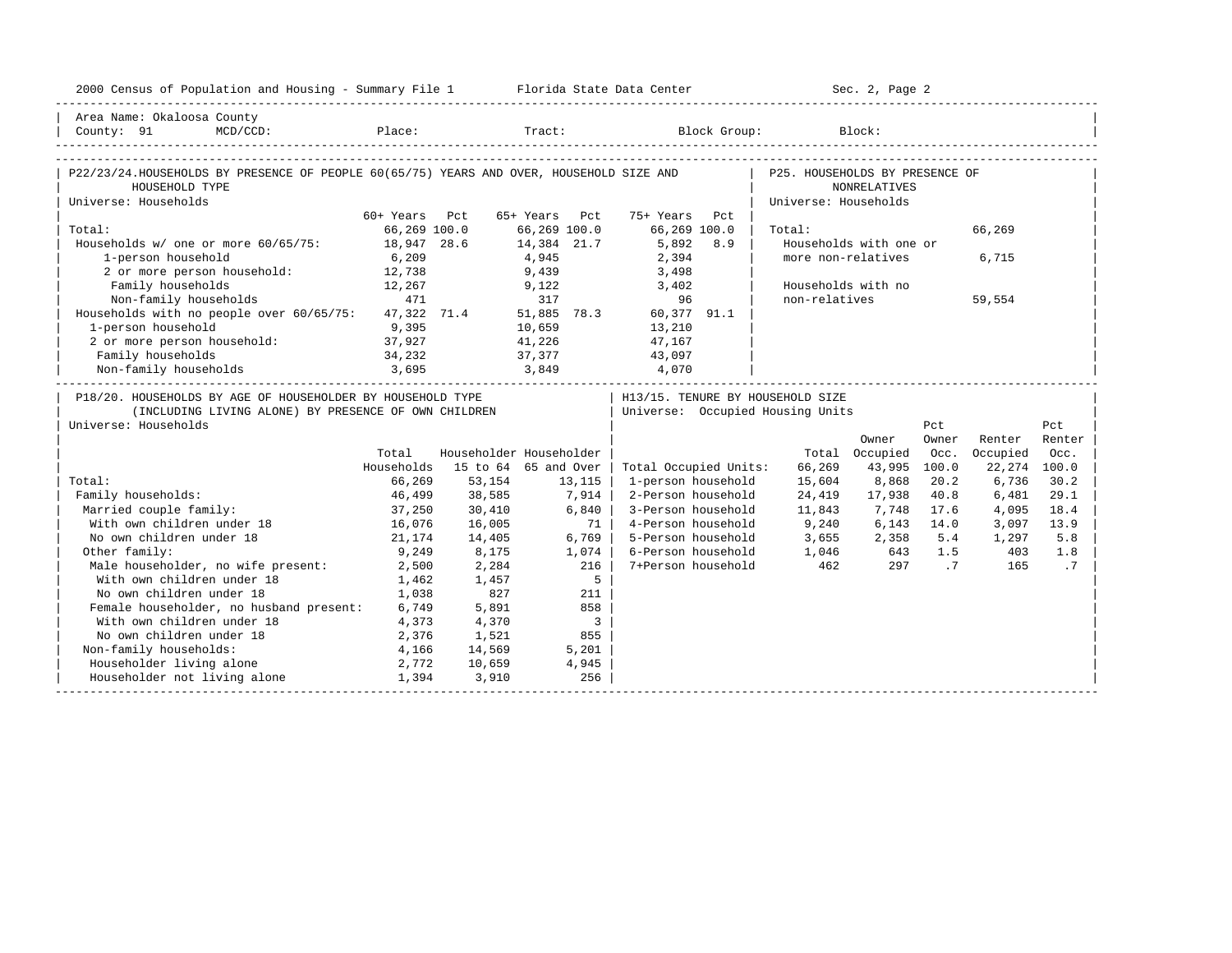Area Name: Okaloosa County
County: 91 MCD/CCD: Place: Tract: Block Group: Block:

## P22/23/24. HOUSEHOLDS BY PRESENCE OF PEOPLE 60(65/75) YEARS AND OVER, HOUSEHOLD SIZE AND HOUSEHOLD TYPE

Universe: Households

| | 60+ Years | Pct | 65+ Years | Pct | 75+ Years | Pct |
|---|---|---|---|---|---|---|
| Total: | 66,269 | 100.0 | 66,269 | 100.0 | 66,269 | 100.0 |
| Households w/ one or more 60/65/75: | 18,947 | 28.6 | 14,384 | 21.7 | 5,892 | 8.9 |
| 1-person household | 6,209 | | 4,945 | | 2,394 | |
| 2 or more person household: | 12,738 | | 9,439 | | 3,498 | |
| Family households | 12,267 | | 9,122 | | 3,402 | |
| Non-family households | 471 | | 317 | | 96 | |
| Households with no people over 60/65/75: | 47,322 | 71.4 | 51,885 | 78.3 | 60,377 | 91.1 |
| 1-person household | 9,395 | | 10,659 | | 13,210 | |
| 2 or more person household: | 37,927 | | 41,226 | | 47,167 | |
| Family households | 34,232 | | 37,377 | | 43,097 | |
| Non-family households | 3,695 | | 3,849 | | 4,070 | |

## P25. HOUSEHOLDS BY PRESENCE OF NONRELATIVES

Universe: Households

| | |
|---|---|
| Total: | 66,269 |
| Households with one or more non-relatives | 6,715 |
| Households with no non-relatives | 59,554 |

## P18/20. HOUSEHOLDS BY AGE OF HOUSEHOLDER BY HOUSEHOLD TYPE (INCLUDING LIVING ALONE) BY PRESENCE OF OWN CHILDREN

Universe: Households

| | Total Households | Householder 15 to 64 | Householder 65 and Over |
|---|---|---|---|
| Total: | 66,269 | 53,154 | 13,115 |
| Family households: | 46,499 | 38,585 | 7,914 |
| Married couple family: | 37,250 | 30,410 | 6,840 |
| With own children under 18 | 16,076 | 16,005 | 71 |
| No own children under 18 | 21,174 | 14,405 | 6,769 |
| Other family: | 9,249 | 8,175 | 1,074 |
| Male householder, no wife present: | 2,500 | 2,284 | 216 |
| With own children under 18 | 1,462 | 1,457 | 5 |
| No own children under 18 | 1,038 | 827 | 211 |
| Female householder, no husband present: | 6,749 | 5,891 | 858 |
| With own children under 18 | 4,373 | 4,370 | 3 |
| No own children under 18 | 2,376 | 1,521 | 855 |
| Non-family households: | 4,166 | 14,569 | 5,201 |
| Householder living alone | 2,772 | 10,659 | 4,945 |
| Householder not living alone | 1,394 | 3,910 | 256 |

## H13/15. TENURE BY HOUSEHOLD SIZE

Universe: Occupied Housing Units

| | Total | Owner Occupied | Pct Owner Occ. | Renter Occupied | Pct Renter Occ. |
|---|---|---|---|---|---|
| Total Occupied Units: | 66,269 | 43,995 | 100.0 | 22,274 | 100.0 |
| 1-person household | 15,604 | 8,868 | 20.2 | 6,736 | 30.2 |
| 2-Person household | 24,419 | 17,938 | 40.8 | 6,481 | 29.1 |
| 3-Person household | 11,843 | 7,748 | 17.6 | 4,095 | 18.4 |
| 4-Person household | 9,240 | 6,143 | 14.0 | 3,097 | 13.9 |
| 5-Person household | 3,655 | 2,358 | 5.4 | 1,297 | 5.8 |
| 6-Person household | 1,046 | 643 | 1.5 | 403 | 1.8 |
| 7+Person household | 462 | 297 | .7 | 165 | .7 |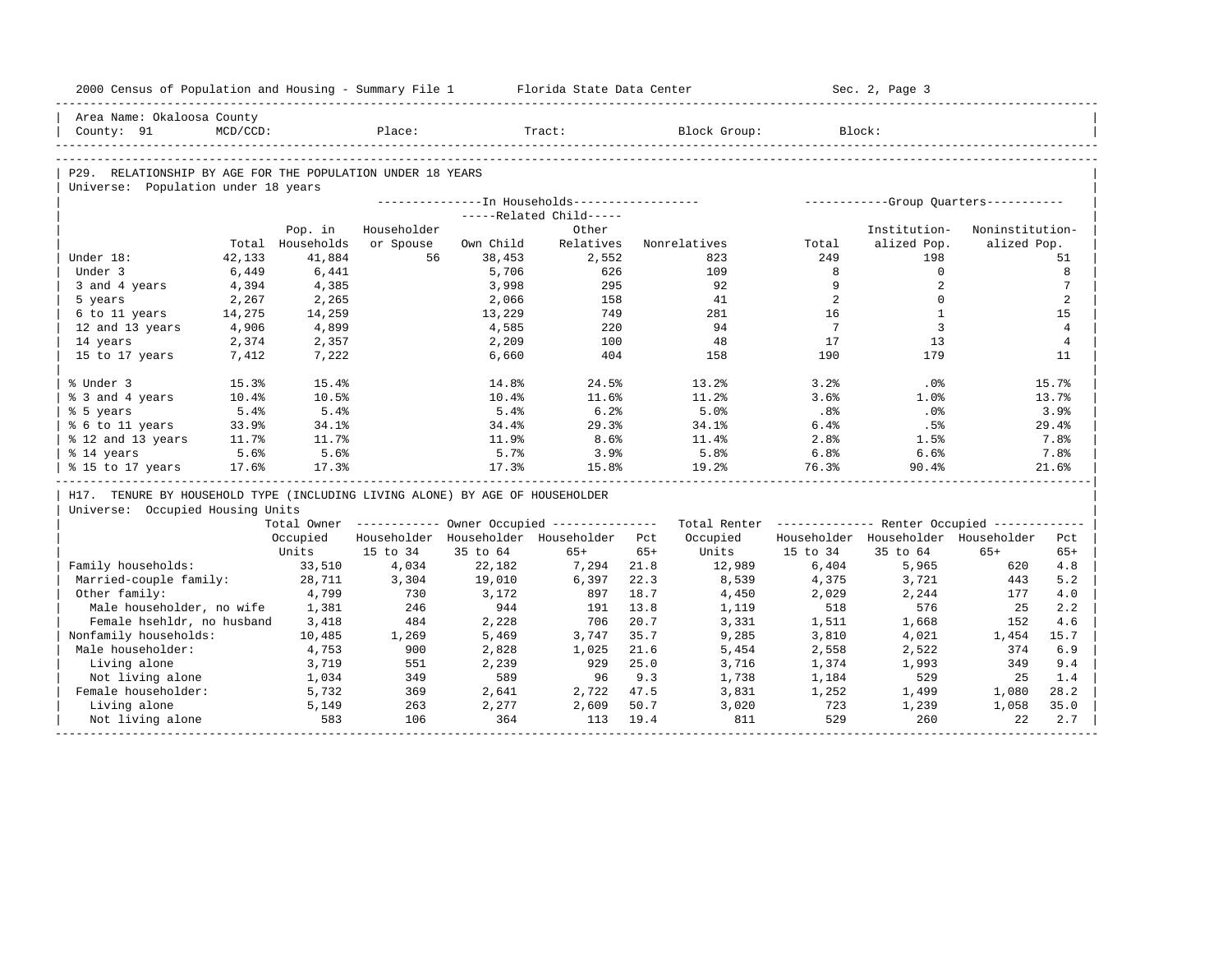Area Name: Okaloosa County
County: 91 MCD/CCD: Place: Tract: Block Group: Block:

## P29. RELATIONSHIP BY AGE FOR THE POPULATION UNDER 18 YEARS

Universe: Population under 18 years

| | Total | Pop. in Households | In Households: Householder or Spouse | Related Child: Own Child | Related Child: Other Relatives | Nonrelatives | Group Quarters: Total | Institutionalized Pop. | Noninstitutionalized Pop. |
|---|---|---|---|---|---|---|---|---|---|
| Under 18: | 42,133 | 41,884 | 56 | 38,453 | 2,552 | 823 | 249 | 198 | 51 |
| Under 3 | 6,449 | 6,441 | | 5,706 | 626 | 109 | 8 | 0 | 8 |
| 3 and 4 years | 4,394 | 4,385 | | 3,998 | 295 | 92 | 9 | 2 | 7 |
| 5 years | 2,267 | 2,265 | | 2,066 | 158 | 41 | 2 | 0 | 2 |
| 6 to 11 years | 14,275 | 14,259 | | 13,229 | 749 | 281 | 16 | 1 | 15 |
| 12 and 13 years | 4,906 | 4,899 | | 4,585 | 220 | 94 | 7 | 3 | 4 |
| 14 years | 2,374 | 2,357 | | 2,209 | 100 | 48 | 17 | 13 | 4 |
| 15 to 17 years | 7,412 | 7,222 | | 6,660 | 404 | 158 | 190 | 179 | 11 |
| % Under 3 | 15.3% | 15.4% | | 14.8% | 24.5% | 13.2% | 3.2% | .0% | 15.7% |
| % 3 and 4 years | 10.4% | 10.5% | | 10.4% | 11.6% | 11.2% | 3.6% | 1.0% | 13.7% |
| % 5 years | 5.4% | 5.4% | | 5.4% | 6.2% | 5.0% | .8% | .0% | 3.9% |
| % 6 to 11 years | 33.9% | 34.1% | | 34.4% | 29.3% | 34.1% | 6.4% | .5% | 29.4% |
| % 12 and 13 years | 11.7% | 11.7% | | 11.9% | 8.6% | 11.4% | 2.8% | 1.5% | 7.8% |
| % 14 years | 5.6% | 5.6% | | 5.7% | 3.9% | 5.8% | 6.8% | 6.6% | 7.8% |
| % 15 to 17 years | 17.6% | 17.3% | | 17.3% | 15.8% | 19.2% | 76.3% | 90.4% | 21.6% |

## H17. TENURE BY HOUSEHOLD TYPE (INCLUDING LIVING ALONE) BY AGE OF HOUSEHOLDER

Universe: Occupied Housing Units

| | Total Owner Occupied Units | Owner: Householder 15 to 34 | Owner: Householder 35 to 64 | Owner: Householder 65+ | Owner: Pct 65+ | Total Renter Occupied Units | Renter: Householder 15 to 34 | Renter: Householder 35 to 64 | Renter: Householder 65+ | Renter: Pct 65+ |
|---|---|---|---|---|---|---|---|---|---|---|
| Family households: | 33,510 | 4,034 | 22,182 | 7,294 | 21.8 | 12,989 | 6,404 | 5,965 | 620 | 4.8 |
| Married-couple family: | 28,711 | 3,304 | 19,010 | 6,397 | 22.3 | 8,539 | 4,375 | 3,721 | 443 | 5.2 |
| Other family: | 4,799 | 730 | 3,172 | 897 | 18.7 | 4,450 | 2,029 | 2,244 | 177 | 4.0 |
| Male householder, no wife | 1,381 | 246 | 944 | 191 | 13.8 | 1,119 | 518 | 576 | 25 | 2.2 |
| Female hsehldr, no husband | 3,418 | 484 | 2,228 | 706 | 20.7 | 3,331 | 1,511 | 1,668 | 152 | 4.6 |
| Nonfamily households: | 10,485 | 1,269 | 5,469 | 3,747 | 35.7 | 9,285 | 3,810 | 4,021 | 1,454 | 15.7 |
| Male householder: | 4,753 | 900 | 2,828 | 1,025 | 21.6 | 5,454 | 2,558 | 2,522 | 374 | 6.9 |
| Living alone | 3,719 | 551 | 2,239 | 929 | 25.0 | 3,716 | 1,374 | 1,993 | 349 | 9.4 |
| Not living alone | 1,034 | 349 | 589 | 96 | 9.3 | 1,738 | 1,184 | 529 | 25 | 1.4 |
| Female householder: | 5,732 | 369 | 2,641 | 2,722 | 47.5 | 3,831 | 1,252 | 1,499 | 1,080 | 28.2 |
| Living alone | 5,149 | 263 | 2,277 | 2,609 | 50.7 | 3,020 | 723 | 1,239 | 1,058 | 35.0 |
| Not living alone | 583 | 106 | 364 | 113 | 19.4 | 811 | 529 | 260 | 22 | 2.7 |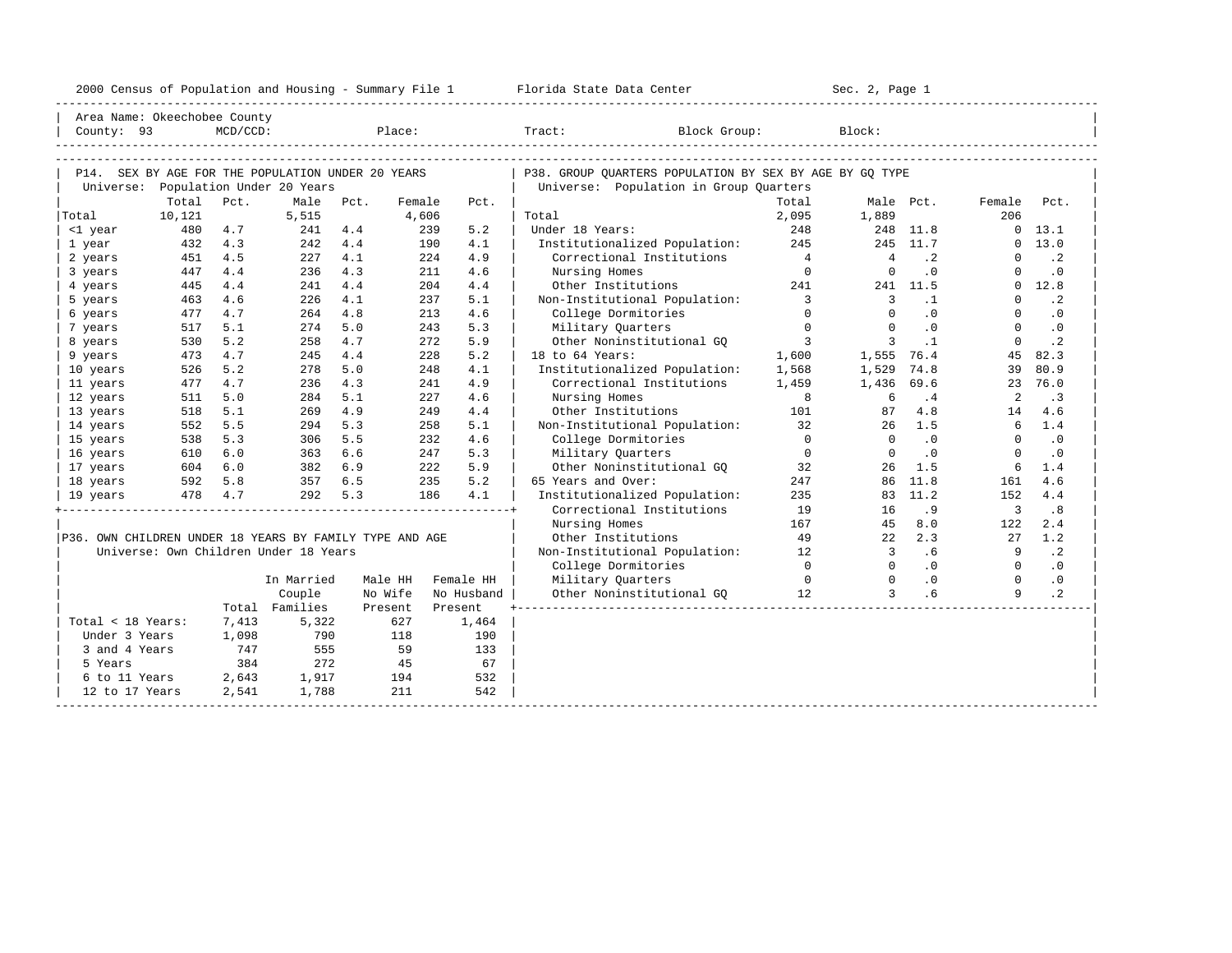Area Name: Okeechobee County
County: 93 MCD/CCD: Place: Tract: Block Group: Block:

## P14. SEX BY AGE FOR THE POPULATION UNDER 20 YEARS

Universe: Population Under 20 Years

| | Total | Pct. | Male | Pct. | Female | Pct. |
|---|---|---|---|---|---|---|
| Total | 10,121 | | 5,515 | | 4,606 | |
| <1 year | 480 | 4.7 | 241 | 4.4 | 239 | 5.2 |
| 1 year | 432 | 4.3 | 242 | 4.4 | 190 | 4.1 |
| 2 years | 451 | 4.5 | 227 | 4.1 | 224 | 4.9 |
| 3 years | 447 | 4.4 | 236 | 4.3 | 211 | 4.6 |
| 4 years | 445 | 4.4 | 241 | 4.4 | 204 | 4.4 |
| 5 years | 463 | 4.6 | 226 | 4.1 | 237 | 5.1 |
| 6 years | 477 | 4.7 | 264 | 4.8 | 213 | 4.6 |
| 7 years | 517 | 5.1 | 274 | 5.0 | 243 | 5.3 |
| 8 years | 530 | 5.2 | 258 | 4.7 | 272 | 5.9 |
| 9 years | 473 | 4.7 | 245 | 4.4 | 228 | 5.2 |
| 10 years | 526 | 5.2 | 278 | 5.0 | 248 | 4.1 |
| 11 years | 477 | 4.7 | 236 | 4.3 | 241 | 4.9 |
| 12 years | 511 | 5.0 | 284 | 5.1 | 227 | 4.6 |
| 13 years | 518 | 5.1 | 269 | 4.9 | 249 | 4.4 |
| 14 years | 552 | 5.5 | 294 | 5.3 | 258 | 5.1 |
| 15 years | 538 | 5.3 | 306 | 5.5 | 232 | 4.6 |
| 16 years | 610 | 6.0 | 363 | 6.6 | 247 | 5.3 |
| 17 years | 604 | 6.0 | 382 | 6.9 | 222 | 5.9 |
| 18 years | 592 | 5.8 | 357 | 6.5 | 235 | 5.2 |
| 19 years | 478 | 4.7 | 292 | 5.3 | 186 | 4.1 |

## P36. OWN CHILDREN UNDER 18 YEARS BY FAMILY TYPE AND AGE

Universe: Own Children Under 18 Years

| | Total | In Married Couple Families | Male HH No Wife Present | Female HH No Husband Present |
|---|---|---|---|---|
| Total < 18 Years: | 7,413 | 5,322 | 627 | 1,464 |
| Under 3 Years | 1,098 | 790 | 118 | 190 |
| 3 and 4 Years | 747 | 555 | 59 | 133 |
| 5 Years | 384 | 272 | 45 | 67 |
| 6 to 11 Years | 2,643 | 1,917 | 194 | 532 |
| 12 to 17 Years | 2,541 | 1,788 | 211 | 542 |

## P38. GROUP QUARTERS POPULATION BY SEX BY AGE BY GQ TYPE

Universe: Population in Group Quarters

| | Total | Male | Pct. | Female | Pct. |
|---|---|---|---|---|---|
| Total | 2,095 | 1,889 | | 206 | |
| Under 18 Years: | 248 | 248 | 11.8 | 0 | 13.1 |
| Institutionalized Population: | 245 | 245 | 11.7 | 0 | 13.0 |
| Correctional Institutions | 4 | 4 | .2 | 0 | .2 |
| Nursing Homes | 0 | 0 | .0 | 0 | .0 |
| Other Institutions | 241 | 241 | 11.5 | 0 | 12.8 |
| Non-Institutional Population: | 3 | 3 | .1 | 0 | .2 |
| College Dormitories | 0 | 0 | .0 | 0 | .0 |
| Military Quarters | 0 | 0 | .0 | 0 | .0 |
| Other Noninstitutional GQ | 3 | 3 | .1 | 0 | .2 |
| 18 to 64 Years: | 1,600 | 1,555 | 76.4 | 45 | 82.3 |
| Institutionalized Population: | 1,568 | 1,529 | 74.8 | 39 | 80.9 |
| Correctional Institutions | 1,459 | 1,436 | 69.6 | 23 | 76.0 |
| Nursing Homes | 8 | 6 | .4 | 2 | .3 |
| Other Institutions | 101 | 87 | 4.8 | 14 | 4.6 |
| Non-Institutional Population: | 32 | 26 | 1.5 | 6 | 1.4 |
| College Dormitories | 0 | 0 | .0 | 0 | .0 |
| Military Quarters | 0 | 0 | .0 | 0 | .0 |
| Other Noninstitutional GQ | 32 | 26 | 1.5 | 6 | 1.4 |
| 65 Years and Over: | 247 | 86 | 11.8 | 161 | 4.6 |
| Institutionalized Population: | 235 | 83 | 11.2 | 152 | 4.4 |
| Correctional Institutions | 19 | 16 | .9 | 3 | .8 |
| Nursing Homes | 167 | 45 | 8.0 | 122 | 2.4 |
| Other Institutions | 49 | 22 | 2.3 | 27 | 1.2 |
| Non-Institutional Population: | 12 | 3 | .6 | 9 | .2 |
| College Dormitories | 0 | 0 | .0 | 0 | .0 |
| Military Quarters | 0 | 0 | .0 | 0 | .0 |
| Other Noninstitutional GQ | 12 | 3 | .6 | 9 | .2 |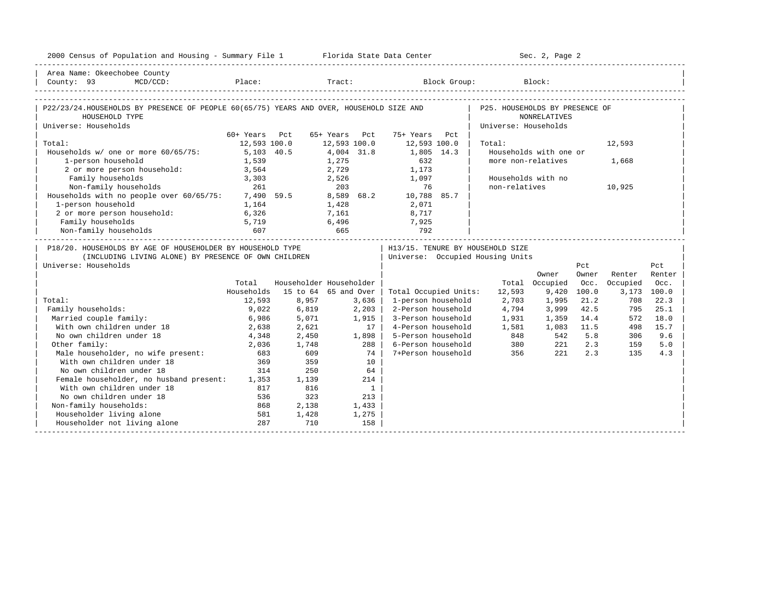Area Name: Okeechobee County
County: 93 MCD/CCD: Place: Tract: Block Group: Block:

## P22/23/24. HOUSEHOLDS BY PRESENCE OF PEOPLE 60(65/75) YEARS AND OVER, HOUSEHOLD SIZE AND HOUSEHOLD TYPE

Universe: Households

| | 60+ Years | Pct | 65+ Years | Pct | 75+ Years | Pct |
|---|---|---|---|---|---|---|
| Total: | 12,593 | 100.0 | 12,593 | 100.0 | 12,593 | 100.0 |
| Households w/ one or more 60/65/75: | 5,103 | 40.5 | 4,004 | 31.8 | 1,805 | 14.3 |
| 1-person household | 1,539 | | 1,275 | | 632 | |
| 2 or more person household: | 3,564 | | 2,729 | | 1,173 | |
| Family households | 3,303 | | 2,526 | | 1,097 | |
| Non-family households | 261 | | 203 | | 76 | |
| Households with no people over 60/65/75: | 7,490 | 59.5 | 8,589 | 68.2 | 10,788 | 85.7 |
| 1-person household | 1,164 | | 1,428 | | 2,071 | |
| 2 or more person household: | 6,326 | | 7,161 | | 8,717 | |
| Family households | 5,719 | | 6,496 | | 7,925 | |
| Non-family households | 607 | | 665 | | 792 | |

## P25. HOUSEHOLDS BY PRESENCE OF NONRELATIVES

Universe: Households

| | |
|---|---|
| Total: | 12,593 |
| Households with one or more non-relatives | 1,668 |
| Households with no non-relatives | 10,925 |

## P18/20. HOUSEHOLDS BY AGE OF HOUSEHOLDER BY HOUSEHOLD TYPE (INCLUDING LIVING ALONE) BY PRESENCE OF OWN CHILDREN

Universe: Households

| | Total Households | Householder 15 to 64 | Householder 65 and Over |
|---|---|---|---|
| Total: | 12,593 | 8,957 | 3,636 |
| Family households: | 9,022 | 6,819 | 2,203 |
| Married couple family: | 6,986 | 5,071 | 1,915 |
| With own children under 18 | 2,638 | 2,621 | 17 |
| No own children under 18 | 4,348 | 2,450 | 1,898 |
| Other family: | 2,036 | 1,748 | 288 |
| Male householder, no wife present: | 683 | 609 | 74 |
| With own children under 18 | 369 | 359 | 10 |
| No own children under 18 | 314 | 250 | 64 |
| Female householder, no husband present: | 1,353 | 1,139 | 214 |
| With own children under 18 | 817 | 816 | 1 |
| No own children under 18 | 536 | 323 | 213 |
| Non-family households: | 868 | 2,138 | 1,433 |
| Householder living alone | 581 | 1,428 | 1,275 |
| Householder not living alone | 287 | 710 | 158 |

## H13/15. TENURE BY HOUSEHOLD SIZE

Universe: Occupied Housing Units

| | Total | Owner Occupied | Pct Owner Occ. | Renter Occupied | Pct Renter Occ. |
|---|---|---|---|---|---|
| Total Occupied Units: | 12,593 | 9,420 | 100.0 | 3,173 | 100.0 |
| 1-person household | 2,703 | 1,995 | 21.2 | 708 | 22.3 |
| 2-Person household | 4,794 | 3,999 | 42.5 | 795 | 25.1 |
| 3-Person household | 1,931 | 1,359 | 14.4 | 572 | 18.0 |
| 4-Person household | 1,581 | 1,083 | 11.5 | 498 | 15.7 |
| 5-Person household | 848 | 542 | 5.8 | 306 | 9.6 |
| 6-Person household | 380 | 221 | 2.3 | 159 | 5.0 |
| 7+Person household | 356 | 221 | 2.3 | 135 | 4.3 |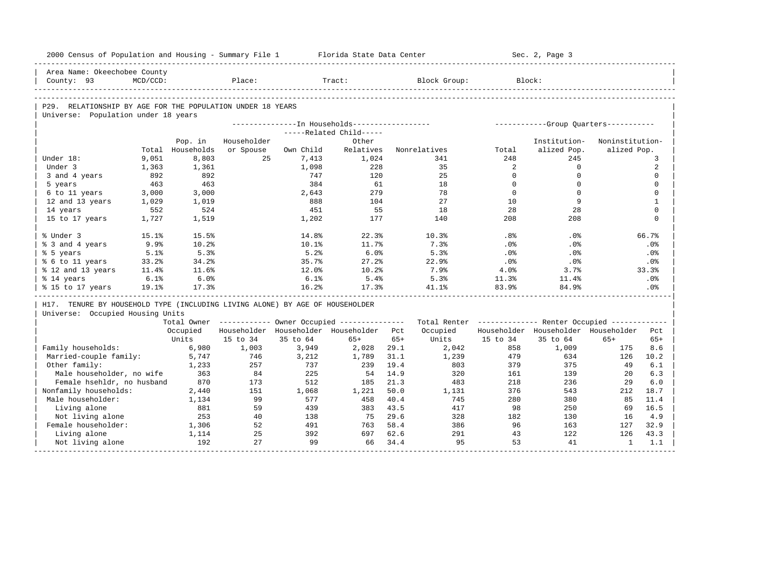Area Name: Okeechobee County
County: 93 MCD/CCD: Place: Tract: Block Group: Block:

## P29. RELATIONSHIP BY AGE FOR THE POPULATION UNDER 18 YEARS

Universe: Population under 18 years

| | Total | Pop. in Households | In Households: Householder or Spouse | Related Child: Own Child | Related Child: Other Relatives | Nonrelatives | Group Quarters: Total | Institution-alized Pop. | Noninstitution-alized Pop. |
|---|---|---|---|---|---|---|---|---|---|
| Under 18: | 9,051 | 8,803 | 25 | 7,413 | 1,024 | 341 | 248 | 245 | 3 |
| Under 3 | 1,363 | 1,361 | | 1,098 | 228 | 35 | 2 | 0 | 2 |
| 3 and 4 years | 892 | 892 | | 747 | 120 | 25 | 0 | 0 | 0 |
| 5 years | 463 | 463 | | 384 | 61 | 18 | 0 | 0 | 0 |
| 6 to 11 years | 3,000 | 3,000 | | 2,643 | 279 | 78 | 0 | 0 | 0 |
| 12 and 13 years | 1,029 | 1,019 | | 888 | 104 | 27 | 10 | 9 | 1 |
| 14 years | 552 | 524 | | 451 | 55 | 18 | 28 | 28 | 0 |
| 15 to 17 years | 1,727 | 1,519 | | 1,202 | 177 | 140 | 208 | 208 | 0 |
| % Under 3 | 15.1% | 15.5% | | 14.8% | 22.3% | 10.3% | .8% | .0% | 66.7% |
| % 3 and 4 years | 9.9% | 10.2% | | 10.1% | 11.7% | 7.3% | .0% | .0% | .0% |
| % 5 years | 5.1% | 5.3% | | 5.2% | 6.0% | 5.3% | .0% | .0% | .0% |
| % 6 to 11 years | 33.2% | 34.2% | | 35.7% | 27.2% | 22.9% | .0% | .0% | .0% |
| % 12 and 13 years | 11.4% | 11.6% | | 12.0% | 10.2% | 7.9% | 4.0% | 3.7% | 33.3% |
| % 14 years | 6.1% | 6.0% | | 6.1% | 5.4% | 5.3% | 11.3% | 11.4% | .0% |
| % 15 to 17 years | 19.1% | 17.3% | | 16.2% | 17.3% | 41.1% | 83.9% | 84.9% | .0% |

## H17. TENURE BY HOUSEHOLD TYPE (INCLUDING LIVING ALONE) BY AGE OF HOUSEHOLDER

Universe: Occupied Housing Units

| | Total Owner Occupied Units | Owner: Householder 15 to 34 | Owner: Householder 35 to 64 | Owner: Householder 65+ | Pct 65+ | Total Renter Occupied Units | Renter: Householder 15 to 34 | Renter: Householder 35 to 64 | Renter: Householder 65+ | Pct 65+ |
|---|---|---|---|---|---|---|---|---|---|---|
| Family households: | 6,980 | 1,003 | 3,949 | 2,028 | 29.1 | 2,042 | 858 | 1,009 | 175 | 8.6 |
| Married-couple family: | 5,747 | 746 | 3,212 | 1,789 | 31.1 | 1,239 | 479 | 634 | 126 | 10.2 |
| Other family: | 1,233 | 257 | 737 | 239 | 19.4 | 803 | 379 | 375 | 49 | 6.1 |
| Male householder, no wife | 363 | 84 | 225 | 54 | 14.9 | 320 | 161 | 139 | 20 | 6.3 |
| Female hsehldr, no husband | 870 | 173 | 512 | 185 | 21.3 | 483 | 218 | 236 | 29 | 6.0 |
| Nonfamily households: | 2,440 | 151 | 1,068 | 1,221 | 50.0 | 1,131 | 376 | 543 | 212 | 18.7 |
| Male householder: | 1,134 | 99 | 577 | 458 | 40.4 | 745 | 280 | 380 | 85 | 11.4 |
| Living alone | 881 | 59 | 439 | 383 | 43.5 | 417 | 98 | 250 | 69 | 16.5 |
| Not living alone | 253 | 40 | 138 | 75 | 29.6 | 328 | 182 | 130 | 16 | 4.9 |
| Female householder: | 1,306 | 52 | 491 | 763 | 58.4 | 386 | 96 | 163 | 127 | 32.9 |
| Living alone | 1,114 | 25 | 392 | 697 | 62.6 | 291 | 43 | 122 | 126 | 43.3 |
| Not living alone | 192 | 27 | 99 | 66 | 34.4 | 95 | 53 | 41 | 1 | 1.1 |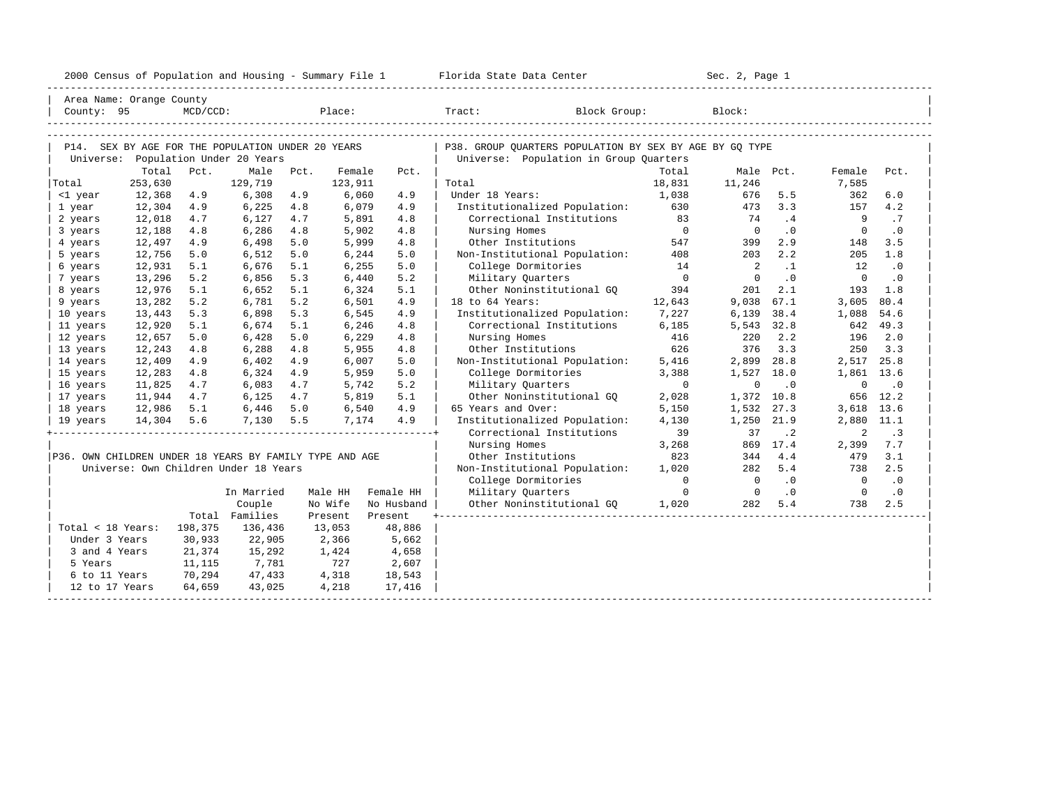Area Name: Orange County
County: 95 MCD/CCD: Place: Tract: Block Group: Block:

## P14. SEX BY AGE FOR THE POPULATION UNDER 20 YEARS

Universe: Population Under 20 Years

| | Total | Pct. | Male | Pct. | Female | Pct. |
|---|---|---|---|---|---|---|
| Total | 253,630 | | 129,719 | | 123,911 | |
| <1 year | 12,368 | 4.9 | 6,308 | 4.9 | 6,060 | 4.9 |
| 1 year | 12,304 | 4.9 | 6,225 | 4.8 | 6,079 | 4.9 |
| 2 years | 12,018 | 4.7 | 6,127 | 4.7 | 5,891 | 4.8 |
| 3 years | 12,188 | 4.8 | 6,286 | 4.8 | 5,902 | 4.8 |
| 4 years | 12,497 | 4.9 | 6,498 | 5.0 | 5,999 | 4.8 |
| 5 years | 12,756 | 5.0 | 6,512 | 5.0 | 6,244 | 5.0 |
| 6 years | 12,931 | 5.1 | 6,676 | 5.1 | 6,255 | 5.0 |
| 7 years | 13,296 | 5.2 | 6,856 | 5.3 | 6,440 | 5.2 |
| 8 years | 12,976 | 5.1 | 6,652 | 5.1 | 6,324 | 5.1 |
| 9 years | 13,282 | 5.2 | 6,781 | 5.2 | 6,501 | 4.9 |
| 10 years | 13,443 | 5.3 | 6,898 | 5.3 | 6,545 | 4.9 |
| 11 years | 12,920 | 5.1 | 6,674 | 5.1 | 6,246 | 4.8 |
| 12 years | 12,657 | 5.0 | 6,428 | 5.0 | 6,229 | 4.8 |
| 13 years | 12,243 | 4.8 | 6,288 | 4.8 | 5,955 | 4.8 |
| 14 years | 12,409 | 4.9 | 6,402 | 4.9 | 6,007 | 5.0 |
| 15 years | 12,283 | 4.8 | 6,324 | 4.9 | 5,959 | 5.0 |
| 16 years | 11,825 | 4.7 | 6,083 | 4.7 | 5,742 | 5.2 |
| 17 years | 11,944 | 4.7 | 6,125 | 4.7 | 5,819 | 5.1 |
| 18 years | 12,986 | 5.1 | 6,446 | 5.0 | 6,540 | 4.9 |
| 19 years | 14,304 | 5.6 | 7,130 | 5.5 | 7,174 | 4.9 |

## P36. OWN CHILDREN UNDER 18 YEARS BY FAMILY TYPE AND AGE

Universe: Own Children Under 18 Years

| | Total | In Married Couple Families | Male HH No Wife Present | Female HH No Husband Present |
|---|---|---|---|---|
| Total < 18 Years: | 198,375 | 136,436 | 13,053 | 48,886 |
| Under 3 Years | 30,933 | 22,905 | 2,366 | 5,662 |
| 3 and 4 Years | 21,374 | 15,292 | 1,424 | 4,658 |
| 5 Years | 11,115 | 7,781 | 727 | 2,607 |
| 6 to 11 Years | 70,294 | 47,433 | 4,318 | 18,543 |
| 12 to 17 Years | 64,659 | 43,025 | 4,218 | 17,416 |

## P38. GROUP QUARTERS POPULATION BY SEX BY AGE BY GQ TYPE

Universe: Population in Group Quarters

| | Total | Male | Pct. | Female | Pct. |
|---|---|---|---|---|---|
| Total | 18,831 | 11,246 | | 7,585 | |
| Under 18 Years: | 1,038 | 676 | 5.5 | 362 | 6.0 |
| Institutionalized Population: | 630 | 473 | 3.3 | 157 | 4.2 |
| Correctional Institutions | 83 | 74 | .4 | 9 | .7 |
| Nursing Homes | 0 | 0 | .0 | 0 | .0 |
| Other Institutions | 547 | 399 | 2.9 | 148 | 3.5 |
| Non-Institutional Population: | 408 | 203 | 2.2 | 205 | 1.8 |
| College Dormitories | 14 | 2 | .1 | 12 | .0 |
| Military Quarters | 0 | 0 | .0 | 0 | .0 |
| Other Noninstitutional GQ | 394 | 201 | 2.1 | 193 | 1.8 |
| 18 to 64 Years: | 12,643 | 9,038 | 67.1 | 3,605 | 80.4 |
| Institutionalized Population: | 7,227 | 6,139 | 38.4 | 1,088 | 54.6 |
| Correctional Institutions | 6,185 | 5,543 | 32.8 | 642 | 49.3 |
| Nursing Homes | 416 | 220 | 2.2 | 196 | 2.0 |
| Other Institutions | 626 | 376 | 3.3 | 250 | 3.3 |
| Non-Institutional Population: | 5,416 | 2,899 | 28.8 | 2,517 | 25.8 |
| College Dormitories | 3,388 | 1,527 | 18.0 | 1,861 | 13.6 |
| Military Quarters | 0 | 0 | .0 | 0 | .0 |
| Other Noninstitutional GQ | 2,028 | 1,372 | 10.8 | 656 | 12.2 |
| 65 Years and Over: | 5,150 | 1,532 | 27.3 | 3,618 | 13.6 |
| Institutionalized Population: | 4,130 | 1,250 | 21.9 | 2,880 | 11.1 |
| Correctional Institutions | 39 | 37 | .2 | 2 | .3 |
| Nursing Homes | 3,268 | 869 | 17.4 | 2,399 | 7.7 |
| Other Institutions | 823 | 344 | 4.4 | 479 | 3.1 |
| Non-Institutional Population: | 1,020 | 282 | 5.4 | 738 | 2.5 |
| College Dormitories | 0 | 0 | .0 | 0 | .0 |
| Military Quarters | 0 | 0 | .0 | 0 | .0 |
| Other Noninstitutional GQ | 1,020 | 282 | 5.4 | 738 | 2.5 |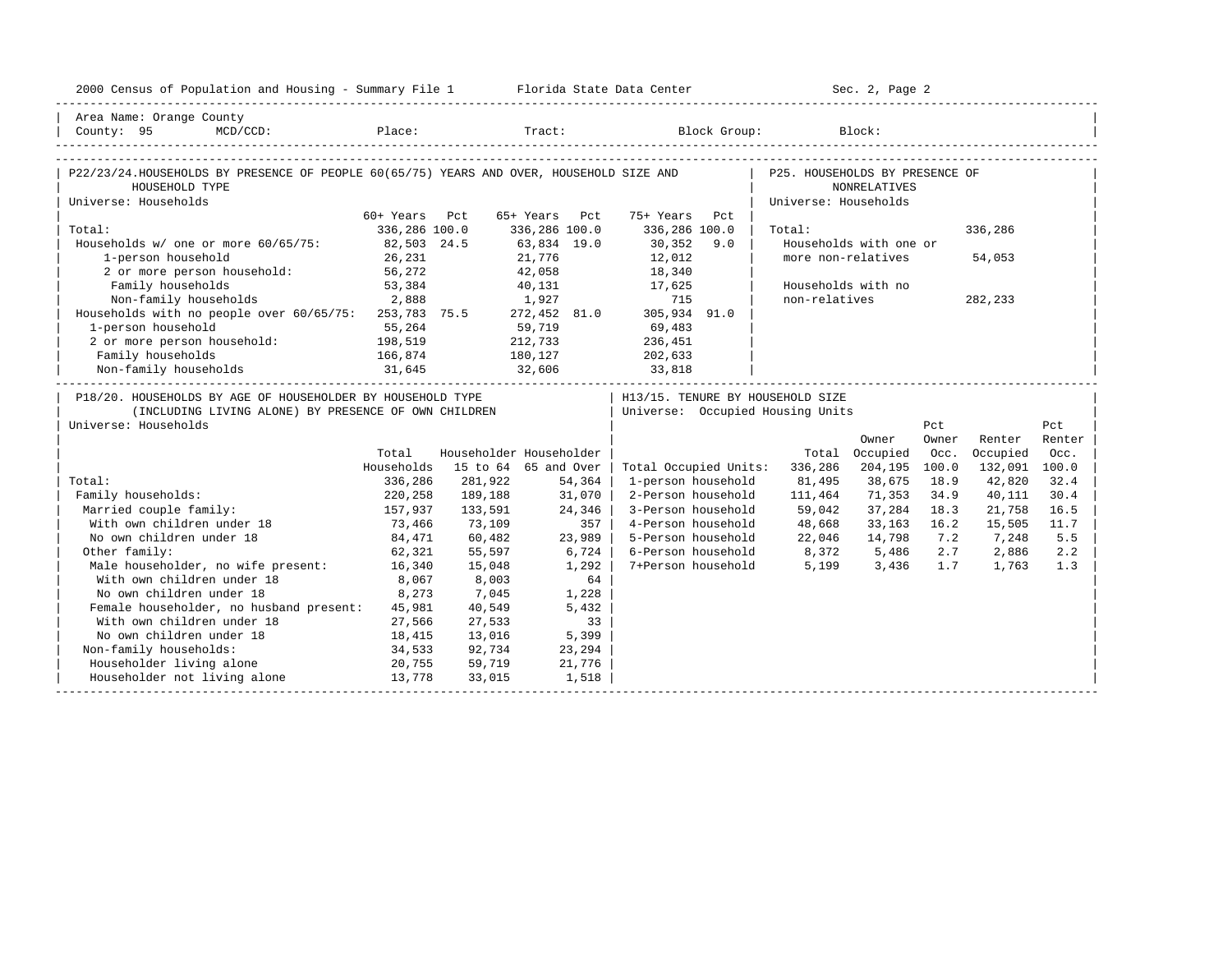2000 Census of Population and Housing - Summary File 1 — Florida State Data Center — Sec. 2, Page 2

Area Name: Orange County
County: 95 MCD/CCD: Place: Tract: Block Group: Block:

## P22/23/24. HOUSEHOLDS BY PRESENCE OF PEOPLE 60(65/75) YEARS AND OVER, HOUSEHOLD SIZE AND HOUSEHOLD TYPE

Universe: Households

| | 60+ Years | Pct | 65+ Years | Pct | 75+ Years | Pct |
|---|---|---|---|---|---|---|
| Total: | 336,286 | 100.0 | 336,286 | 100.0 | 336,286 | 100.0 |
| Households w/ one or more 60/65/75: | 82,503 | 24.5 | 63,834 | 19.0 | 30,352 | 9.0 |
| 1-person household | 26,231 | | 21,776 | | 12,012 | |
| 2 or more person household: | 56,272 | | 42,058 | | 18,340 | |
| Family households | 53,384 | | 40,131 | | 17,625 | |
| Non-family households | 2,888 | | 1,927 | | 715 | |
| Households with no people over 60/65/75: | 253,783 | 75.5 | 272,452 | 81.0 | 305,934 | 91.0 |
| 1-person household | 55,264 | | 59,719 | | 69,483 | |
| 2 or more person household: | 198,519 | | 212,733 | | 236,451 | |
| Family households | 166,874 | | 180,127 | | 202,633 | |
| Non-family households | 31,645 | | 32,606 | | 33,818 | |

## P25. HOUSEHOLDS BY PRESENCE OF NONRELATIVES

Universe: Households

| | |
|---|---|
| Total: | 336,286 |
| Households with one or more non-relatives | 54,053 |
| Households with no non-relatives | 282,233 |

## P18/20. HOUSEHOLDS BY AGE OF HOUSEHOLDER BY HOUSEHOLD TYPE (INCLUDING LIVING ALONE) BY PRESENCE OF OWN CHILDREN

Universe: Households

| | Total Households | Householder 15 to 64 | Householder 65 and Over |
|---|---|---|---|
| Total: | 336,286 | 281,922 | 54,364 |
| Family households: | 220,258 | 189,188 | 31,070 |
| Married couple family: | 157,937 | 133,591 | 24,346 |
| With own children under 18 | 73,466 | 73,109 | 357 |
| No own children under 18 | 84,471 | 60,482 | 23,989 |
| Other family: | 62,321 | 55,597 | 6,724 |
| Male householder, no wife present: | 16,340 | 15,048 | 1,292 |
| With own children under 18 | 8,067 | 8,003 | 64 |
| No own children under 18 | 8,273 | 7,045 | 1,228 |
| Female householder, no husband present: | 45,981 | 40,549 | 5,432 |
| With own children under 18 | 27,566 | 27,533 | 33 |
| No own children under 18 | 18,415 | 13,016 | 5,399 |
| Non-family households: | 34,533 | 92,734 | 23,294 |
| Householder living alone | 20,755 | 59,719 | 21,776 |
| Householder not living alone | 13,778 | 33,015 | 1,518 |

## H13/15. TENURE BY HOUSEHOLD SIZE

Universe: Occupied Housing Units

| | Total | Owner Occupied | Pct Owner Occ. | Renter Occupied | Pct Renter Occ. |
|---|---|---|---|---|---|
| Total Occupied Units: | 336,286 | 204,195 | 100.0 | 132,091 | 100.0 |
| 1-person household | 81,495 | 38,675 | 18.9 | 42,820 | 32.4 |
| 2-Person household | 111,464 | 71,353 | 34.9 | 40,111 | 30.4 |
| 3-Person household | 59,042 | 37,284 | 18.3 | 21,758 | 16.5 |
| 4-Person household | 48,668 | 33,163 | 16.2 | 15,505 | 11.7 |
| 5-Person household | 22,046 | 14,798 | 7.2 | 7,248 | 5.5 |
| 6-Person household | 8,372 | 5,486 | 2.7 | 2,886 | 2.2 |
| 7+Person household | 5,199 | 3,436 | 1.7 | 1,763 | 1.3 |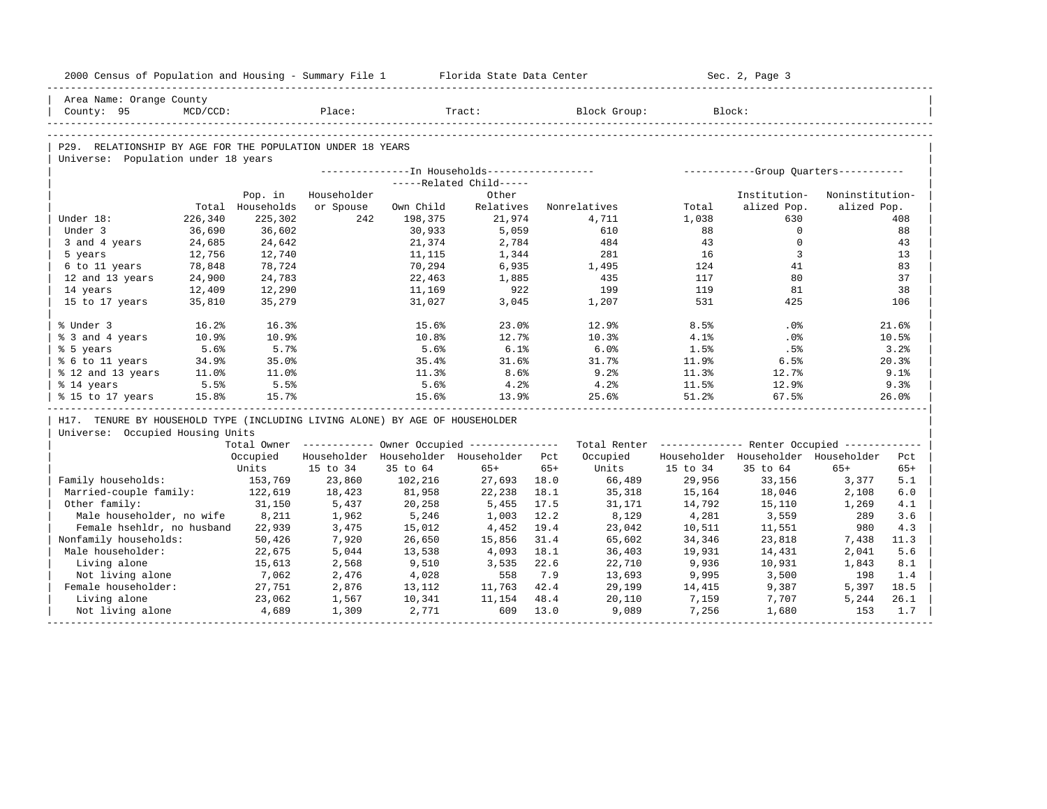Area Name: Orange County
County: 95 MCD/CCD: Place: Tract: Block Group: Block:

## P29. RELATIONSHIP BY AGE FOR THE POPULATION UNDER 18 YEARS

Universe: Population under 18 years

| | Total | In Households: Pop. in Households | Householder or Spouse | Related Child: Own Child | Related Child: Other Relatives | Nonrelatives | Group Quarters: Total | Institutionalized Pop. | Noninstitutionalized Pop. |
|---|---|---|---|---|---|---|---|---|---|
| Under 18: | 226,340 | 225,302 | 242 | 198,375 | 21,974 | 4,711 | 1,038 | 630 | 408 |
| Under 3 | 36,690 | 36,602 | | 30,933 | 5,059 | 610 | 88 | 0 | 88 |
| 3 and 4 years | 24,685 | 24,642 | | 21,374 | 2,784 | 484 | 43 | 0 | 43 |
| 5 years | 12,756 | 12,740 | | 11,115 | 1,344 | 281 | 16 | 3 | 13 |
| 6 to 11 years | 78,848 | 78,724 | | 70,294 | 6,935 | 1,495 | 124 | 41 | 83 |
| 12 and 13 years | 24,900 | 24,783 | | 22,463 | 1,885 | 435 | 117 | 80 | 37 |
| 14 years | 12,409 | 12,290 | | 11,169 | 922 | 199 | 119 | 81 | 38 |
| 15 to 17 years | 35,810 | 35,279 | | 31,027 | 3,045 | 1,207 | 531 | 425 | 106 |
| % Under 3 | 16.2% | 16.3% | | 15.6% | 23.0% | 12.9% | 8.5% | .0% | 21.6% |
| % 3 and 4 years | 10.9% | 10.9% | | 10.8% | 12.7% | 10.3% | 4.1% | .0% | 10.5% |
| % 5 years | 5.6% | 5.7% | | 5.6% | 6.1% | 6.0% | 1.5% | .5% | 3.2% |
| % 6 to 11 years | 34.9% | 35.0% | | 35.4% | 31.6% | 31.7% | 11.9% | 6.5% | 20.3% |
| % 12 and 13 years | 11.0% | 11.0% | | 11.3% | 8.6% | 9.2% | 11.3% | 12.7% | 9.1% |
| % 14 years | 5.5% | 5.5% | | 5.6% | 4.2% | 4.2% | 11.5% | 12.9% | 9.3% |
| % 15 to 17 years | 15.8% | 15.7% | | 15.6% | 13.9% | 25.6% | 51.2% | 67.5% | 26.0% |

## H17. TENURE BY HOUSEHOLD TYPE (INCLUDING LIVING ALONE) BY AGE OF HOUSEHOLDER

Universe: Occupied Housing Units

| | Total Owner Occupied Units | Owner Occupied: Householder 15 to 34 | Householder 35 to 64 | Householder 65+ | Pct 65+ | Total Renter Occupied Units | Renter Occupied: Householder 15 to 34 | Householder 35 to 64 | Householder 65+ | Pct 65+ |
|---|---|---|---|---|---|---|---|---|---|---|
| Family households: | 153,769 | 23,860 | 102,216 | 27,693 | 18.0 | 66,489 | 29,956 | 33,156 | 3,377 | 5.1 |
| Married-couple family: | 122,619 | 18,423 | 81,958 | 22,238 | 18.1 | 35,318 | 15,164 | 18,046 | 2,108 | 6.0 |
| Other family: | 31,150 | 5,437 | 20,258 | 5,455 | 17.5 | 31,171 | 14,792 | 15,110 | 1,269 | 4.1 |
| Male householder, no wife | 8,211 | 1,962 | 5,246 | 1,003 | 12.2 | 8,129 | 4,281 | 3,559 | 289 | 3.6 |
| Female hsehldr, no husband | 22,939 | 3,475 | 15,012 | 4,452 | 19.4 | 23,042 | 10,511 | 11,551 | 980 | 4.3 |
| Nonfamily households: | 50,426 | 7,920 | 26,650 | 15,856 | 31.4 | 65,602 | 34,346 | 23,818 | 7,438 | 11.3 |
| Male householder: | 22,675 | 5,044 | 13,538 | 4,093 | 18.1 | 36,403 | 19,931 | 14,431 | 2,041 | 5.6 |
| Living alone | 15,613 | 2,568 | 9,510 | 3,535 | 22.6 | 22,710 | 9,936 | 10,931 | 1,843 | 8.1 |
| Not living alone | 7,062 | 2,476 | 4,028 | 558 | 7.9 | 13,693 | 9,995 | 3,500 | 198 | 1.4 |
| Female householder: | 27,751 | 2,876 | 13,112 | 11,763 | 42.4 | 29,199 | 14,415 | 9,387 | 5,397 | 18.5 |
| Living alone | 23,062 | 1,567 | 10,341 | 11,154 | 48.4 | 20,110 | 7,159 | 7,707 | 5,244 | 26.1 |
| Not living alone | 4,689 | 1,309 | 2,771 | 609 | 13.0 | 9,089 | 7,256 | 1,680 | 153 | 1.7 |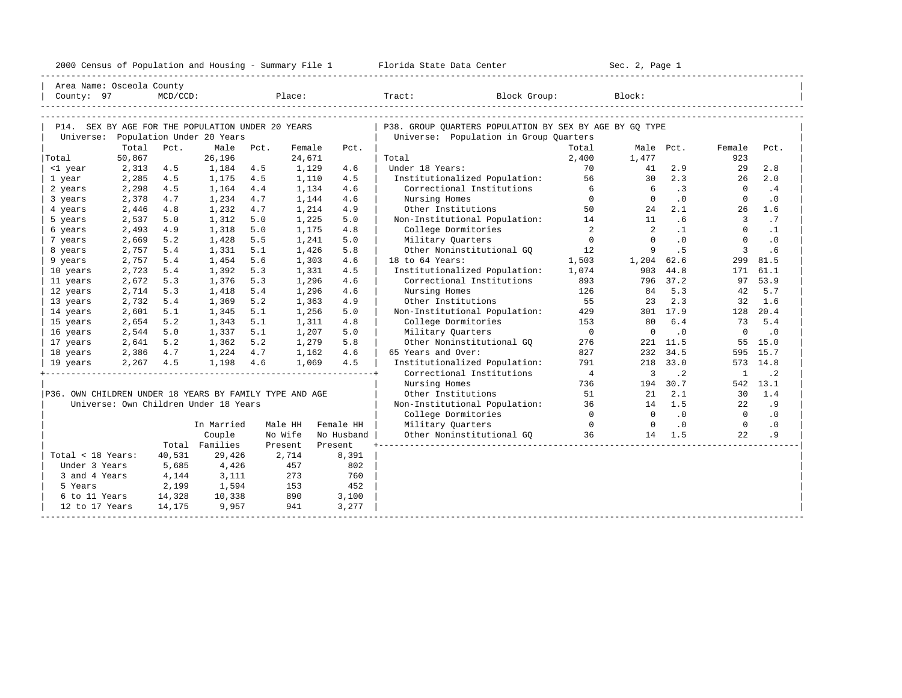Area Name: Osceola County
County: 97 MCD/CCD: Place: Tract: Block Group: Block:

## P14. SEX BY AGE FOR THE POPULATION UNDER 20 YEARS

Universe: Population Under 20 Years

| | Total | Pct. | Male | Pct. | Female | Pct. |
|---|---|---|---|---|---|---|
| Total | 50,867 | | 26,196 | | 24,671 | |
| <1 year | 2,313 | 4.5 | 1,184 | 4.5 | 1,129 | 4.6 |
| 1 year | 2,285 | 4.5 | 1,175 | 4.5 | 1,110 | 4.5 |
| 2 years | 2,298 | 4.5 | 1,164 | 4.4 | 1,134 | 4.6 |
| 3 years | 2,378 | 4.7 | 1,234 | 4.7 | 1,144 | 4.6 |
| 4 years | 2,446 | 4.8 | 1,232 | 4.7 | 1,214 | 4.9 |
| 5 years | 2,537 | 5.0 | 1,312 | 5.0 | 1,225 | 5.0 |
| 6 years | 2,493 | 4.9 | 1,318 | 5.0 | 1,175 | 4.8 |
| 7 years | 2,669 | 5.2 | 1,428 | 5.5 | 1,241 | 5.0 |
| 8 years | 2,757 | 5.4 | 1,331 | 5.1 | 1,426 | 5.8 |
| 9 years | 2,757 | 5.4 | 1,454 | 5.6 | 1,303 | 4.6 |
| 10 years | 2,723 | 5.4 | 1,392 | 5.3 | 1,331 | 4.5 |
| 11 years | 2,672 | 5.3 | 1,376 | 5.3 | 1,296 | 4.6 |
| 12 years | 2,714 | 5.3 | 1,418 | 5.4 | 1,296 | 4.6 |
| 13 years | 2,732 | 5.4 | 1,369 | 5.2 | 1,363 | 4.9 |
| 14 years | 2,601 | 5.1 | 1,345 | 5.1 | 1,256 | 5.0 |
| 15 years | 2,654 | 5.2 | 1,343 | 5.1 | 1,311 | 4.8 |
| 16 years | 2,544 | 5.0 | 1,337 | 5.1 | 1,207 | 5.0 |
| 17 years | 2,641 | 5.2 | 1,362 | 5.2 | 1,279 | 5.8 |
| 18 years | 2,386 | 4.7 | 1,224 | 4.7 | 1,162 | 4.6 |
| 19 years | 2,267 | 4.5 | 1,198 | 4.6 | 1,069 | 4.5 |

## P36. OWN CHILDREN UNDER 18 YEARS BY FAMILY TYPE AND AGE

Universe: Own Children Under 18 Years

| | Total | In Married Couple Families | Male HH No Wife Present | Female HH No Husband Present |
|---|---|---|---|---|
| Total < 18 Years: | 40,531 | 29,426 | 2,714 | 8,391 |
| Under 3 Years | 5,685 | 4,426 | 457 | 802 |
| 3 and 4 Years | 4,144 | 3,111 | 273 | 760 |
| 5 Years | 2,199 | 1,594 | 153 | 452 |
| 6 to 11 Years | 14,328 | 10,338 | 890 | 3,100 |
| 12 to 17 Years | 14,175 | 9,957 | 941 | 3,277 |

## P38. GROUP QUARTERS POPULATION BY SEX BY AGE BY GQ TYPE

Universe: Population in Group Quarters

| | Total | Male | Pct. | Female | Pct. |
|---|---|---|---|---|---|
| Total | 2,400 | 1,477 | | 923 | |
| Under 18 Years: | 70 | 41 | 2.9 | 29 | 2.8 |
| Institutionalized Population: | 56 | 30 | 2.3 | 26 | 2.0 |
| Correctional Institutions | 6 | 6 | .3 | 0 | .4 |
| Nursing Homes | 0 | 0 | .0 | 0 | .0 |
| Other Institutions | 50 | 24 | 2.1 | 26 | 1.6 |
| Non-Institutional Population: | 14 | 11 | .6 | 3 | .7 |
| College Dormitories | 2 | 2 | .1 | 0 | .1 |
| Military Quarters | 0 | 0 | .0 | 0 | .0 |
| Other Noninstitutional GQ | 12 | 9 | .5 | 3 | .6 |
| 18 to 64 Years: | 1,503 | 1,204 | 62.6 | 299 | 81.5 |
| Institutionalized Population: | 1,074 | 903 | 44.8 | 171 | 61.1 |
| Correctional Institutions | 893 | 796 | 37.2 | 97 | 53.9 |
| Nursing Homes | 126 | 84 | 5.3 | 42 | 5.7 |
| Other Institutions | 55 | 23 | 2.3 | 32 | 1.6 |
| Non-Institutional Population: | 429 | 301 | 17.9 | 128 | 20.4 |
| College Dormitories | 153 | 80 | 6.4 | 73 | 5.4 |
| Military Quarters | 0 | 0 | .0 | 0 | .0 |
| Other Noninstitutional GQ | 276 | 221 | 11.5 | 55 | 15.0 |
| 65 Years and Over: | 827 | 232 | 34.5 | 595 | 15.7 |
| Institutionalized Population: | 791 | 218 | 33.0 | 573 | 14.8 |
| Correctional Institutions | 4 | 3 | .2 | 1 | .2 |
| Nursing Homes | 736 | 194 | 30.7 | 542 | 13.1 |
| Other Institutions | 51 | 21 | 2.1 | 30 | 1.4 |
| Non-Institutional Population: | 36 | 14 | 1.5 | 22 | .9 |
| College Dormitories | 0 | 0 | .0 | 0 | .0 |
| Military Quarters | 0 | 0 | .0 | 0 | .0 |
| Other Noninstitutional GQ | 36 | 14 | 1.5 | 22 | .9 |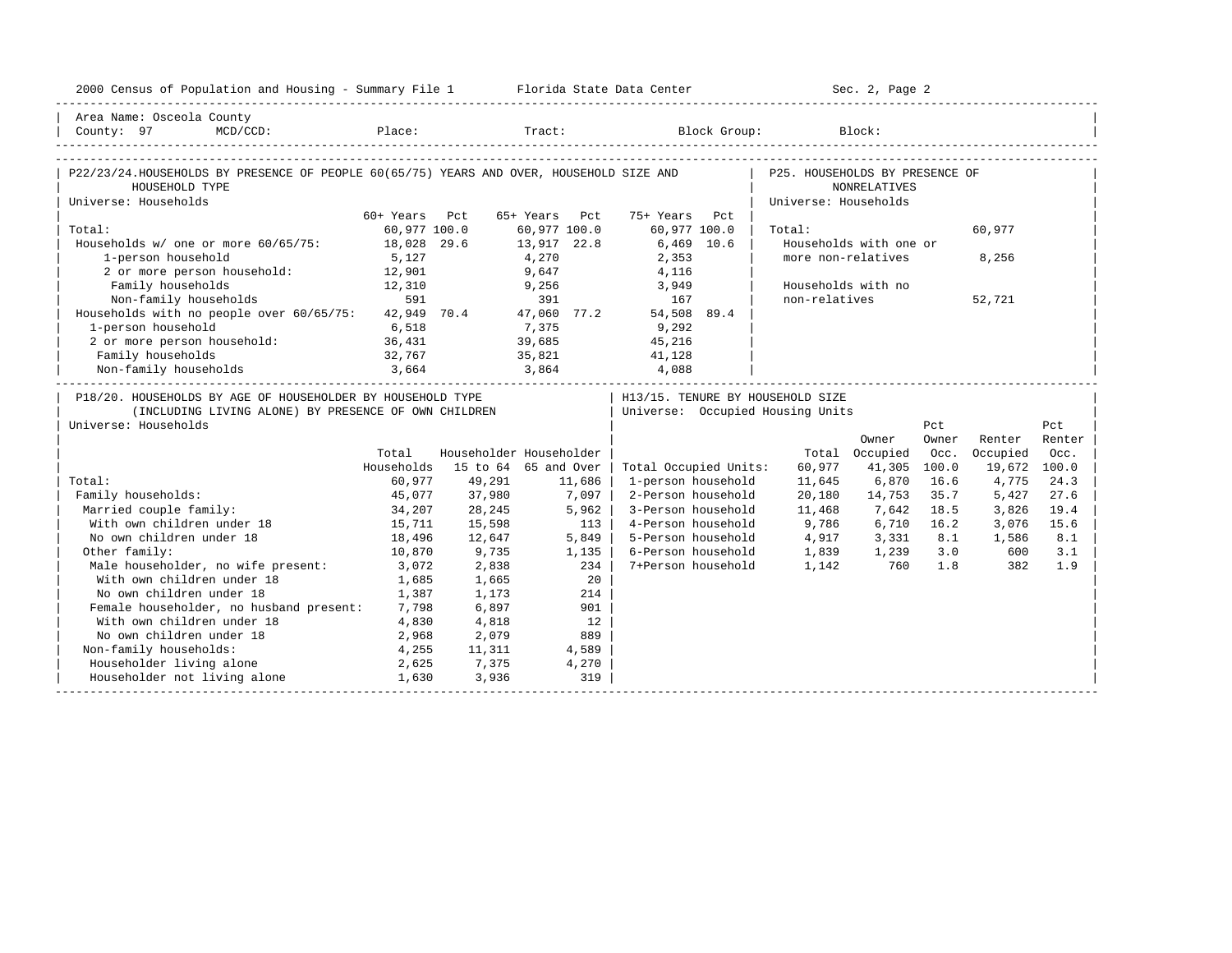2000 Census of Population and Housing - Summary File 1 Florida State Data Center Sec. 2, Page 2

Area Name: Osceola County
County: 97 MCD/CCD: Place: Tract: Block Group: Block:

## P22/23/24. HOUSEHOLDS BY PRESENCE OF PEOPLE 60(65/75) YEARS AND OVER, HOUSEHOLD SIZE AND HOUSEHOLD TYPE

Universe: Households

| | 60+ Years | Pct | 65+ Years | Pct | 75+ Years | Pct |
|---|---|---|---|---|---|---|
| Total: | 60,977 | 100.0 | 60,977 | 100.0 | 60,977 | 100.0 |
| Households w/ one or more 60/65/75: | 18,028 | 29.6 | 13,917 | 22.8 | 6,469 | 10.6 |
| 1-person household | 5,127 | | 4,270 | | 2,353 | |
| 2 or more person household: | 12,901 | | 9,647 | | 4,116 | |
| Family households | 12,310 | | 9,256 | | 3,949 | |
| Non-family households | 591 | | 391 | | 167 | |
| Households with no people over 60/65/75: | 42,949 | 70.4 | 47,060 | 77.2 | 54,508 | 89.4 |
| 1-person household | 6,518 | | 7,375 | | 9,292 | |
| 2 or more person household: | 36,431 | | 39,685 | | 45,216 | |
| Family households | 32,767 | | 35,821 | | 41,128 | |
| Non-family households | 3,664 | | 3,864 | | 4,088 | |

## P25. HOUSEHOLDS BY PRESENCE OF NONRELATIVES

Universe: Households

| | |
|---|---|
| Total: | 60,977 |
| Households with one or more non-relatives | 8,256 |
| Households with no non-relatives | 52,721 |

## P18/20. HOUSEHOLDS BY AGE OF HOUSEHOLDER BY HOUSEHOLD TYPE (INCLUDING LIVING ALONE) BY PRESENCE OF OWN CHILDREN

Universe: Households

| | Total Households | Householder 15 to 64 | Householder 65 and Over |
|---|---|---|---|
| Total: | 60,977 | 49,291 | 11,686 |
| Family households: | 45,077 | 37,980 | 7,097 |
| Married couple family: | 34,207 | 28,245 | 5,962 |
| With own children under 18 | 15,711 | 15,598 | 113 |
| No own children under 18 | 18,496 | 12,647 | 5,849 |
| Other family: | 10,870 | 9,735 | 1,135 |
| Male householder, no wife present: | 3,072 | 2,838 | 234 |
| With own children under 18 | 1,685 | 1,665 | 20 |
| No own children under 18 | 1,387 | 1,173 | 214 |
| Female householder, no husband present: | 7,798 | 6,897 | 901 |
| With own children under 18 | 4,830 | 4,818 | 12 |
| No own children under 18 | 2,968 | 2,079 | 889 |
| Non-family households: | 4,255 | 11,311 | 4,589 |
| Householder living alone | 2,625 | 7,375 | 4,270 |
| Householder not living alone | 1,630 | 3,936 | 319 |

## H13/15. TENURE BY HOUSEHOLD SIZE

Universe: Occupied Housing Units

| | Total | Owner Occupied | Pct Owner Occ. | Renter Occupied | Pct Renter Occ. |
|---|---|---|---|---|---|
| Total Occupied Units: | 60,977 | 41,305 | 100.0 | 19,672 | 100.0 |
| 1-person household | 11,645 | 6,870 | 16.6 | 4,775 | 24.3 |
| 2-Person household | 20,180 | 14,753 | 35.7 | 5,427 | 27.6 |
| 3-Person household | 11,468 | 7,642 | 18.5 | 3,826 | 19.4 |
| 4-Person household | 9,786 | 6,710 | 16.2 | 3,076 | 15.6 |
| 5-Person household | 4,917 | 3,331 | 8.1 | 1,586 | 8.1 |
| 6-Person household | 1,839 | 1,239 | 3.0 | 600 | 3.1 |
| 7+Person household | 1,142 | 760 | 1.8 | 382 | 1.9 |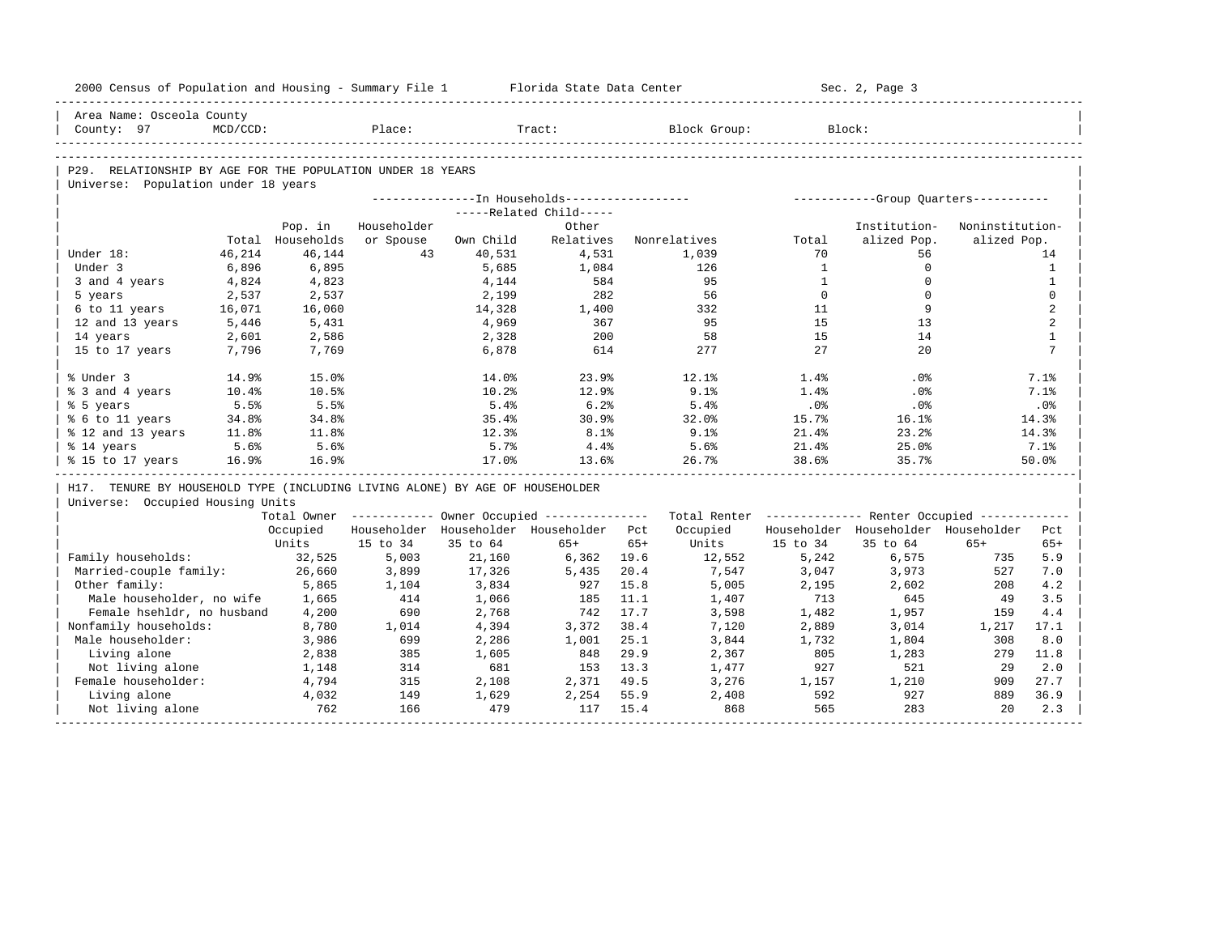Area Name: Osceola County
County: 97 MCD/CCD: Place: Tract: Block Group: Block:

## P29. RELATIONSHIP BY AGE FOR THE POPULATION UNDER 18 YEARS

Universe: Population under 18 years

| | Total | In Households: Pop. in Households | Related Child: Householder or Spouse | Related Child: Own Child | Related Child: Other Relatives | Nonrelatives | Group Quarters: Total | Group Quarters: Institutionalized Pop. | Group Quarters: Noninstitutionalized Pop. |
|---|---|---|---|---|---|---|---|---|---|
| Under 18: | 46,214 | 46,144 | 43 | 40,531 | 4,531 | 1,039 | 70 | 56 | 14 |
| Under 3 | 6,896 | 6,895 | | 5,685 | 1,084 | 126 | 1 | 0 | 1 |
| 3 and 4 years | 4,824 | 4,823 | | 4,144 | 584 | 95 | 1 | 0 | 1 |
| 5 years | 2,537 | 2,537 | | 2,199 | 282 | 56 | 0 | 0 | 0 |
| 6 to 11 years | 16,071 | 16,060 | | 14,328 | 1,400 | 332 | 11 | 9 | 2 |
| 12 and 13 years | 5,446 | 5,431 | | 4,969 | 367 | 95 | 15 | 13 | 2 |
| 14 years | 2,601 | 2,586 | | 2,328 | 200 | 58 | 15 | 14 | 1 |
| 15 to 17 years | 7,796 | 7,769 | | 6,878 | 614 | 277 | 27 | 20 | 7 |
| % Under 3 | 14.9% | 15.0% | | 14.0% | 23.9% | 12.1% | 1.4% | .0% | 7.1% |
| % 3 and 4 years | 10.4% | 10.5% | | 10.2% | 12.9% | 9.1% | 1.4% | .0% | 7.1% |
| % 5 years | 5.5% | 5.5% | | 5.4% | 6.2% | 5.4% | .0% | .0% | .0% |
| % 6 to 11 years | 34.8% | 34.8% | | 35.4% | 30.9% | 32.0% | 15.7% | 16.1% | 14.3% |
| % 12 and 13 years | 11.8% | 11.8% | | 12.3% | 8.1% | 9.1% | 21.4% | 23.2% | 14.3% |
| % 14 years | 5.6% | 5.6% | | 5.7% | 4.4% | 5.6% | 21.4% | 25.0% | 7.1% |
| % 15 to 17 years | 16.9% | 16.9% | | 17.0% | 13.6% | 26.7% | 38.6% | 35.7% | 50.0% |

## H17. TENURE BY HOUSEHOLD TYPE (INCLUDING LIVING ALONE) BY AGE OF HOUSEHOLDER

Universe: Occupied Housing Units

| | Total Owner Occupied Units | Owner Occupied: Householder 15 to 34 | Owner Occupied: Householder 35 to 64 | Owner Occupied: Householder 65+ | Pct 65+ | Total Renter Occupied Units | Renter Occupied: Householder 15 to 34 | Renter Occupied: Householder 35 to 64 | Renter Occupied: Householder 65+ | Pct 65+ |
|---|---|---|---|---|---|---|---|---|---|---|
| Family households: | 32,525 | 5,003 | 21,160 | 6,362 | 19.6 | 12,552 | 5,242 | 6,575 | 735 | 5.9 |
| Married-couple family: | 26,660 | 3,899 | 17,326 | 5,435 | 20.4 | 7,547 | 3,047 | 3,973 | 527 | 7.0 |
| Other family: | 5,865 | 1,104 | 3,834 | 927 | 15.8 | 5,005 | 2,195 | 2,602 | 208 | 4.2 |
| Male householder, no wife | 1,665 | 414 | 1,066 | 185 | 11.1 | 1,407 | 713 | 645 | 49 | 3.5 |
| Female hsehldr, no husband | 4,200 | 690 | 2,768 | 742 | 17.7 | 3,598 | 1,482 | 1,957 | 159 | 4.4 |
| Nonfamily households: | 8,780 | 1,014 | 4,394 | 3,372 | 38.4 | 7,120 | 2,889 | 3,014 | 1,217 | 17.1 |
| Male householder: | 3,986 | 699 | 2,286 | 1,001 | 25.1 | 3,844 | 1,732 | 1,804 | 308 | 8.0 |
| Living alone | 2,838 | 385 | 1,605 | 848 | 29.9 | 2,367 | 805 | 1,283 | 279 | 11.8 |
| Not living alone | 1,148 | 314 | 681 | 153 | 13.3 | 1,477 | 927 | 521 | 29 | 2.0 |
| Female householder: | 4,794 | 315 | 2,108 | 2,371 | 49.5 | 3,276 | 1,157 | 1,210 | 909 | 27.7 |
| Living alone | 4,032 | 149 | 1,629 | 2,254 | 55.9 | 2,408 | 592 | 927 | 889 | 36.9 |
| Not living alone | 762 | 166 | 479 | 117 | 15.4 | 868 | 565 | 283 | 20 | 2.3 |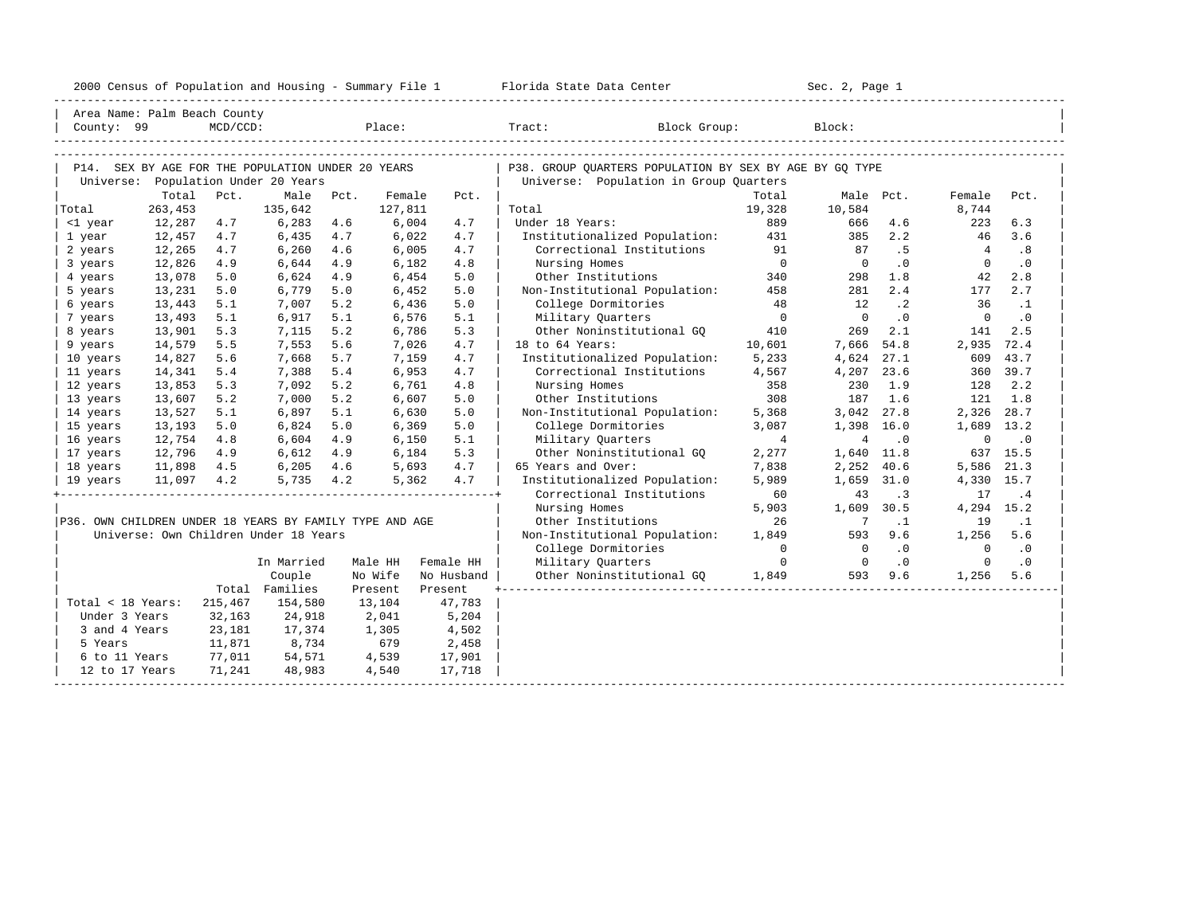2000 Census of Population and Housing - Summary File 1 Florida State Data Center Sec. 2, Page 1

Area Name: Palm Beach County
County: 99 MCD/CCD: Place: Tract: Block Group: Block:

## P14. SEX BY AGE FOR THE POPULATION UNDER 20 YEARS

Universe: Population Under 20 Years

| | Total | Pct. | Male | Pct. | Female | Pct. |
|---|---|---|---|---|---|---|
| Total | 263,453 | | 135,642 | | 127,811 | |
| <1 year | 12,287 | 4.7 | 6,283 | 4.6 | 6,004 | 4.7 |
| 1 year | 12,457 | 4.7 | 6,435 | 4.7 | 6,022 | 4.7 |
| 2 years | 12,265 | 4.7 | 6,260 | 4.6 | 6,005 | 4.7 |
| 3 years | 12,826 | 4.9 | 6,644 | 4.9 | 6,182 | 4.8 |
| 4 years | 13,078 | 5.0 | 6,624 | 4.9 | 6,454 | 5.0 |
| 5 years | 13,231 | 5.0 | 6,779 | 5.0 | 6,452 | 5.0 |
| 6 years | 13,443 | 5.1 | 7,007 | 5.2 | 6,436 | 5.0 |
| 7 years | 13,493 | 5.1 | 6,917 | 5.1 | 6,576 | 5.1 |
| 8 years | 13,901 | 5.3 | 7,115 | 5.2 | 6,786 | 5.3 |
| 9 years | 14,579 | 5.5 | 7,553 | 5.6 | 7,026 | 4.7 |
| 10 years | 14,827 | 5.6 | 7,668 | 5.7 | 7,159 | 4.7 |
| 11 years | 14,341 | 5.4 | 7,388 | 5.4 | 6,953 | 4.7 |
| 12 years | 13,853 | 5.3 | 7,092 | 5.2 | 6,761 | 4.8 |
| 13 years | 13,607 | 5.2 | 7,000 | 5.2 | 6,607 | 5.0 |
| 14 years | 13,527 | 5.1 | 6,897 | 5.1 | 6,630 | 5.0 |
| 15 years | 13,193 | 5.0 | 6,824 | 5.0 | 6,369 | 5.0 |
| 16 years | 12,754 | 4.8 | 6,604 | 4.9 | 6,150 | 5.1 |
| 17 years | 12,796 | 4.9 | 6,612 | 4.9 | 6,184 | 5.3 |
| 18 years | 11,898 | 4.5 | 6,205 | 4.6 | 5,693 | 4.7 |
| 19 years | 11,097 | 4.2 | 5,735 | 4.2 | 5,362 | 4.7 |

## P36. OWN CHILDREN UNDER 18 YEARS BY FAMILY TYPE AND AGE

Universe: Own Children Under 18 Years

| | Total | In Married Couple Families | Male HH No Wife Present | Female HH No Husband Present |
|---|---|---|---|---|
| Total < 18 Years: | 215,467 | 154,580 | 13,104 | 47,783 |
| Under 3 Years | 32,163 | 24,918 | 2,041 | 5,204 |
| 3 and 4 Years | 23,181 | 17,374 | 1,305 | 4,502 |
| 5 Years | 11,871 | 8,734 | 679 | 2,458 |
| 6 to 11 Years | 77,011 | 54,571 | 4,539 | 17,901 |
| 12 to 17 Years | 71,241 | 48,983 | 4,540 | 17,718 |

## P38. GROUP QUARTERS POPULATION BY SEX BY AGE BY GQ TYPE

Universe: Population in Group Quarters

| | Total | Male | Pct. | Female | Pct. |
|---|---|---|---|---|---|
| Total | 19,328 | 10,584 | | 8,744 | |
| Under 18 Years: | 889 | 666 | 4.6 | 223 | 6.3 |
| Institutionalized Population: | 431 | 385 | 2.2 | 46 | 3.6 |
| Correctional Institutions | 91 | 87 | .5 | 4 | .8 |
| Nursing Homes | 0 | 0 | .0 | 0 | .0 |
| Other Institutions | 340 | 298 | 1.8 | 42 | 2.8 |
| Non-Institutional Population: | 458 | 281 | 2.4 | 177 | 2.7 |
| College Dormitories | 48 | 12 | .2 | 36 | .1 |
| Military Quarters | 0 | 0 | .0 | 0 | .0 |
| Other Noninstitutional GQ | 410 | 269 | 2.1 | 141 | 2.5 |
| 18 to 64 Years: | 10,601 | 7,666 | 54.8 | 2,935 | 72.4 |
| Institutionalized Population: | 5,233 | 4,624 | 27.1 | 609 | 43.7 |
| Correctional Institutions | 4,567 | 4,207 | 23.6 | 360 | 39.7 |
| Nursing Homes | 358 | 230 | 1.9 | 128 | 2.2 |
| Other Institutions | 308 | 187 | 1.6 | 121 | 1.8 |
| Non-Institutional Population: | 5,368 | 3,042 | 27.8 | 2,326 | 28.7 |
| College Dormitories | 3,087 | 1,398 | 16.0 | 1,689 | 13.2 |
| Military Quarters | 4 | 4 | .0 | 0 | .0 |
| Other Noninstitutional GQ | 2,277 | 1,640 | 11.8 | 637 | 15.5 |
| 65 Years and Over: | 7,838 | 2,252 | 40.6 | 5,586 | 21.3 |
| Institutionalized Population: | 5,989 | 1,659 | 31.0 | 4,330 | 15.7 |
| Correctional Institutions | 60 | 43 | .3 | 17 | .4 |
| Nursing Homes | 5,903 | 1,609 | 30.5 | 4,294 | 15.2 |
| Other Institutions | 26 | 7 | .1 | 19 | .1 |
| Non-Institutional Population: | 1,849 | 593 | 9.6 | 1,256 | 5.6 |
| College Dormitories | 0 | 0 | .0 | 0 | .0 |
| Military Quarters | 0 | 0 | .0 | 0 | .0 |
| Other Noninstitutional GQ | 1,849 | 593 | 9.6 | 1,256 | 5.6 |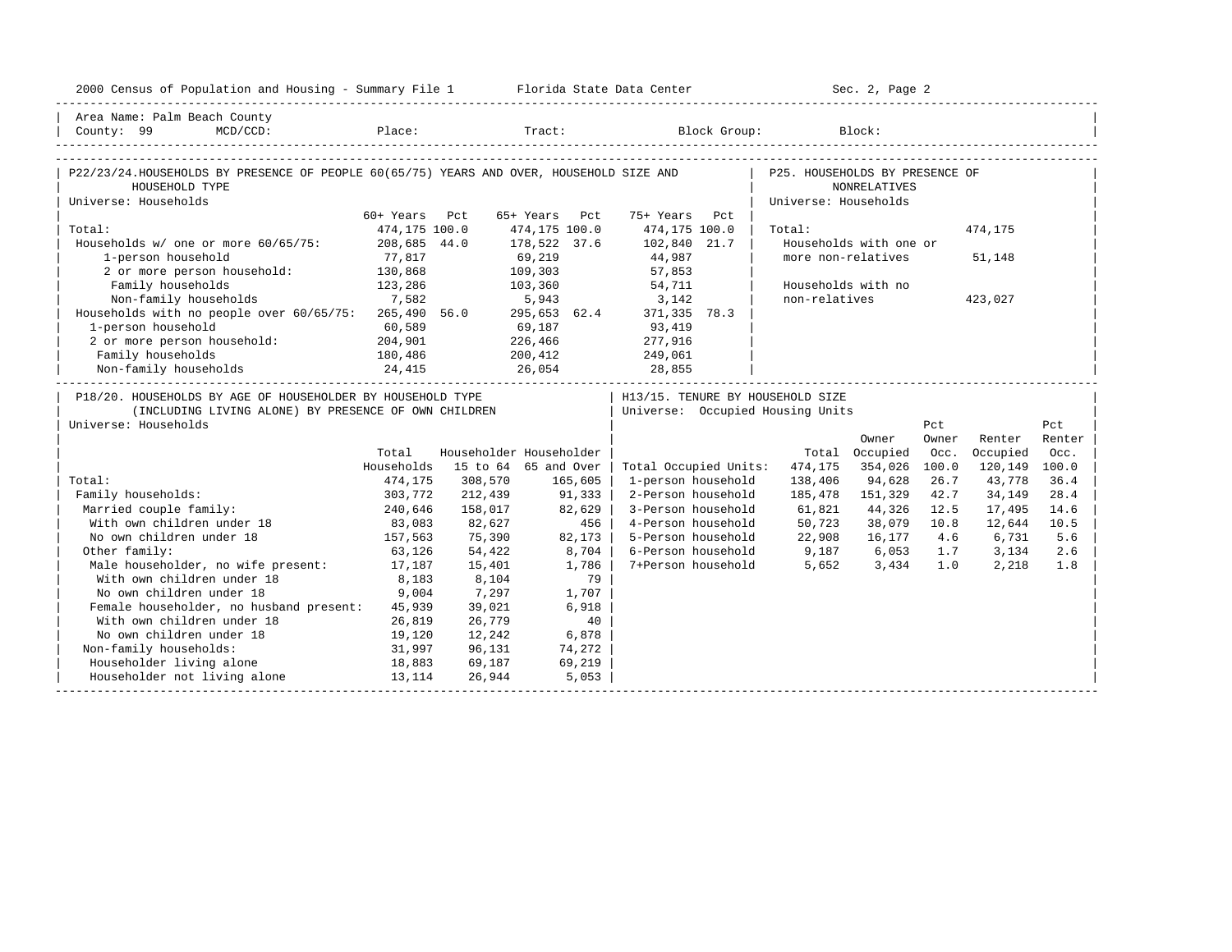2000 Census of Population and Housing - Summary File 1 Florida State Data Center Sec. 2, Page 2

Area Name: Palm Beach County
County: 99 MCD/CCD: Place: Tract: Block Group: Block:

## P22/23/24. HOUSEHOLDS BY PRESENCE OF PEOPLE 60(65/75) YEARS AND OVER, HOUSEHOLD SIZE AND HOUSEHOLD TYPE

Universe: Households

| | 60+ Years | Pct | 65+ Years | Pct | 75+ Years | Pct |
|---|---|---|---|---|---|---|
| Total: | 474,175 | 100.0 | 474,175 | 100.0 | 474,175 | 100.0 |
| Households w/ one or more 60/65/75: | 208,685 | 44.0 | 178,522 | 37.6 | 102,840 | 21.7 |
| 1-person household | 77,817 | | 69,219 | | 44,987 | |
| 2 or more person household: | 130,868 | | 109,303 | | 57,853 | |
| Family households | 123,286 | | 103,360 | | 54,711 | |
| Non-family households | 7,582 | | 5,943 | | 3,142 | |
| Households with no people over 60/65/75: | 265,490 | 56.0 | 295,653 | 62.4 | 371,335 | 78.3 |
| 1-person household | 60,589 | | 69,187 | | 93,419 | |
| 2 or more person household: | 204,901 | | 226,466 | | 277,916 | |
| Family households | 180,486 | | 200,412 | | 249,061 | |
| Non-family households | 24,415 | | 26,054 | | 28,855 | |

## P25. HOUSEHOLDS BY PRESENCE OF NONRELATIVES

Universe: Households

| | |
|---|---|
| Total: | 474,175 |
| Households with one or more non-relatives | 51,148 |
| Households with no non-relatives | 423,027 |

## P18/20. HOUSEHOLDS BY AGE OF HOUSEHOLDER BY HOUSEHOLD TYPE (INCLUDING LIVING ALONE) BY PRESENCE OF OWN CHILDREN

Universe: Households

| | Total Households | Householder 15 to 64 | Householder 65 and Over |
|---|---|---|---|
| Total: | 474,175 | 308,570 | 165,605 |
| Family households: | 303,772 | 212,439 | 91,333 |
| Married couple family: | 240,646 | 158,017 | 82,629 |
| With own children under 18 | 83,083 | 82,627 | 456 |
| No own children under 18 | 157,563 | 75,390 | 82,173 |
| Other family: | 63,126 | 54,422 | 8,704 |
| Male householder, no wife present: | 17,187 | 15,401 | 1,786 |
| With own children under 18 | 8,183 | 8,104 | 79 |
| No own children under 18 | 9,004 | 7,297 | 1,707 |
| Female householder, no husband present: | 45,939 | 39,021 | 6,918 |
| With own children under 18 | 26,819 | 26,779 | 40 |
| No own children under 18 | 19,120 | 12,242 | 6,878 |
| Non-family households: | 31,997 | 96,131 | 74,272 |
| Householder living alone | 18,883 | 69,187 | 69,219 |
| Householder not living alone | 13,114 | 26,944 | 5,053 |

## H13/15. TENURE BY HOUSEHOLD SIZE

Universe: Occupied Housing Units

| | Total | Owner Occupied | Pct Owner Occ. | Renter Occupied | Pct Renter Occ. |
|---|---|---|---|---|---|
| Total Occupied Units: | 474,175 | 354,026 | 100.0 | 120,149 | 100.0 |
| 1-person household | 138,406 | 94,628 | 26.7 | 43,778 | 36.4 |
| 2-Person household | 185,478 | 151,329 | 42.7 | 34,149 | 28.4 |
| 3-Person household | 61,821 | 44,326 | 12.5 | 17,495 | 14.6 |
| 4-Person household | 50,723 | 38,079 | 10.8 | 12,644 | 10.5 |
| 5-Person household | 22,908 | 16,177 | 4.6 | 6,731 | 5.6 |
| 6-Person household | 9,187 | 6,053 | 1.7 | 3,134 | 2.6 |
| 7+Person household | 5,652 | 3,434 | 1.0 | 2,218 | 1.8 |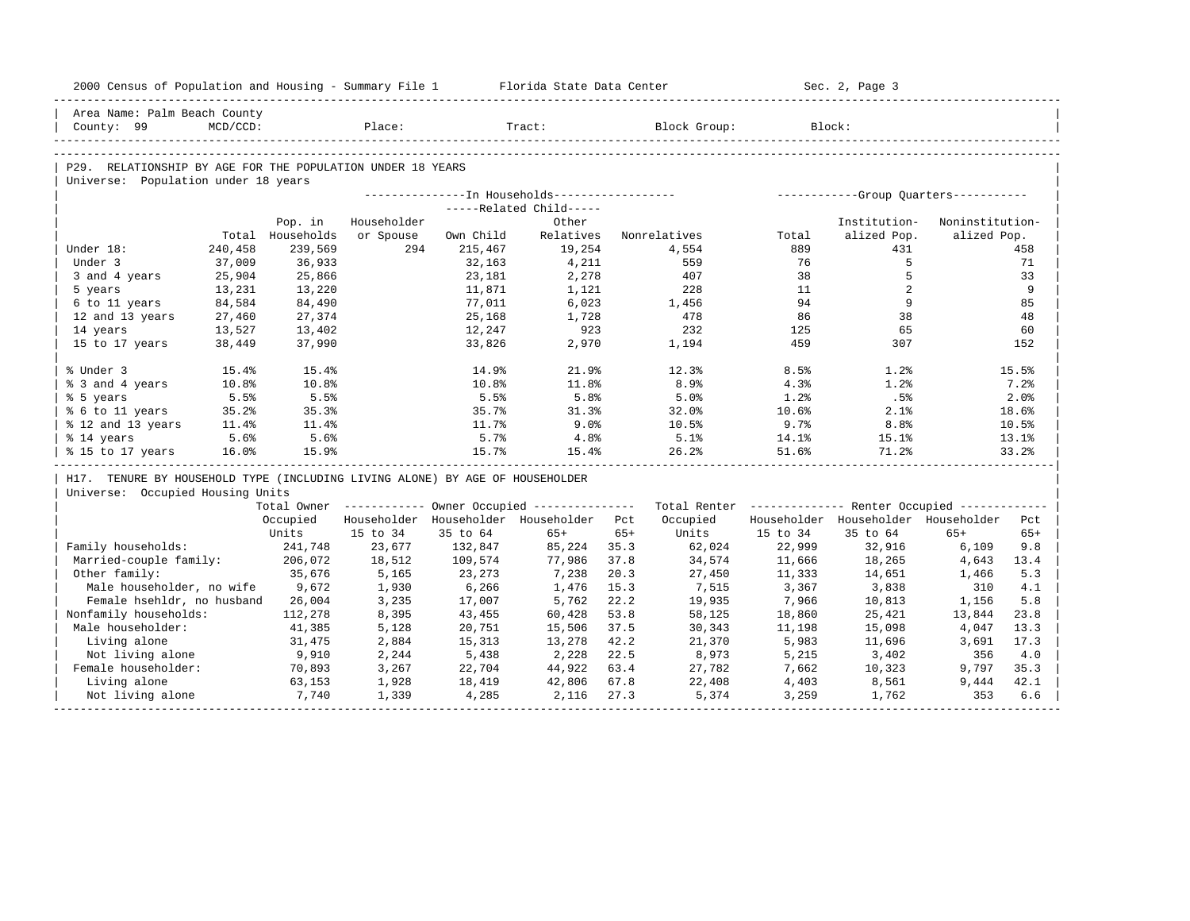2000 Census of Population and Housing - Summary File 1 Florida State Data Center Sec. 2, Page 3

Area Name: Palm Beach County
County: 99 MCD/CCD: Place: Tract: Block Group: Block:

## P29. RELATIONSHIP BY AGE FOR THE POPULATION UNDER 18 YEARS

Universe: Population under 18 years

| | | In Households | | | | | Group Quarters | | |
|---|---|---|---|---|---|---|---|---|---|
| | | | | Related Child | | | | | |
| | Total | Pop. in Households | Householder or Spouse | Own Child | Other Relatives | Nonrelatives | Total | Institutionalized Pop. | Noninstitutionalized Pop. |
| Under 18: | 240,458 | 239,569 | 294 | 215,467 | 19,254 | 4,554 | 889 | 431 | 458 |
| Under 3 | 37,009 | 36,933 | | 32,163 | 4,211 | 559 | 76 | 5 | 71 |
| 3 and 4 years | 25,904 | 25,866 | | 23,181 | 2,278 | 407 | 38 | 5 | 33 |
| 5 years | 13,231 | 13,220 | | 11,871 | 1,121 | 228 | 11 | 2 | 9 |
| 6 to 11 years | 84,584 | 84,490 | | 77,011 | 6,023 | 1,456 | 94 | 9 | 85 |
| 12 and 13 years | 27,460 | 27,374 | | 25,168 | 1,728 | 478 | 86 | 38 | 48 |
| 14 years | 13,527 | 13,402 | | 12,247 | 923 | 232 | 125 | 65 | 60 |
| 15 to 17 years | 38,449 | 37,990 | | 33,826 | 2,970 | 1,194 | 459 | 307 | 152 |
| % Under 3 | 15.4% | 15.4% | | 14.9% | 21.9% | 12.3% | 8.5% | 1.2% | 15.5% |
| % 3 and 4 years | 10.8% | 10.8% | | 10.8% | 11.8% | 8.9% | 4.3% | 1.2% | 7.2% |
| % 5 years | 5.5% | 5.5% | | 5.5% | 5.8% | 5.0% | 1.2% | .5% | 2.0% |
| % 6 to 11 years | 35.2% | 35.3% | | 35.7% | 31.3% | 32.0% | 10.6% | 2.1% | 18.6% |
| % 12 and 13 years | 11.4% | 11.4% | | 11.7% | 9.0% | 10.5% | 9.7% | 8.8% | 10.5% |
| % 14 years | 5.6% | 5.6% | | 5.7% | 4.8% | 5.1% | 14.1% | 15.1% | 13.1% |
| % 15 to 17 years | 16.0% | 15.9% | | 15.7% | 15.4% | 26.2% | 51.6% | 71.2% | 33.2% |

## H17. TENURE BY HOUSEHOLD TYPE (INCLUDING LIVING ALONE) BY AGE OF HOUSEHOLDER

Universe: Occupied Housing Units

| | Total Owner Occupied Units | Owner Occupied | | | | Total Renter Occupied Units | Renter Occupied | | | |
|---|---|---|---|---|---|---|---|---|---|---|
| | | Householder 15 to 34 | Householder 35 to 64 | Householder 65+ | Pct 65+ | | Householder 15 to 34 | Householder 35 to 64 | Householder 65+ | Pct 65+ |
| Family households: | 241,748 | 23,677 | 132,847 | 85,224 | 35.3 | 62,024 | 22,999 | 32,916 | 6,109 | 9.8 |
| Married-couple family: | 206,072 | 18,512 | 109,574 | 77,986 | 37.8 | 34,574 | 11,666 | 18,265 | 4,643 | 13.4 |
| Other family: | 35,676 | 5,165 | 23,273 | 7,238 | 20.3 | 27,450 | 11,333 | 14,651 | 1,466 | 5.3 |
| Male householder, no wife | 9,672 | 1,930 | 6,266 | 1,476 | 15.3 | 7,515 | 3,367 | 3,838 | 310 | 4.1 |
| Female hsehldr, no husband | 26,004 | 3,235 | 17,007 | 5,762 | 22.2 | 19,935 | 7,966 | 10,813 | 1,156 | 5.8 |
| Nonfamily households: | 112,278 | 8,395 | 43,455 | 60,428 | 53.8 | 58,125 | 18,860 | 25,421 | 13,844 | 23.8 |
| Male householder: | 41,385 | 5,128 | 20,751 | 15,506 | 37.5 | 30,343 | 11,198 | 15,098 | 4,047 | 13.3 |
| Living alone | 31,475 | 2,884 | 15,313 | 13,278 | 42.2 | 21,370 | 5,983 | 11,696 | 3,691 | 17.3 |
| Not living alone | 9,910 | 2,244 | 5,438 | 2,228 | 22.5 | 8,973 | 5,215 | 3,402 | 356 | 4.0 |
| Female householder: | 70,893 | 3,267 | 22,704 | 44,922 | 63.4 | 27,782 | 7,662 | 10,323 | 9,797 | 35.3 |
| Living alone | 63,153 | 1,928 | 18,419 | 42,806 | 67.8 | 22,408 | 4,403 | 8,561 | 9,444 | 42.1 |
| Not living alone | 7,740 | 1,339 | 4,285 | 2,116 | 27.3 | 5,374 | 3,259 | 1,762 | 353 | 6.6 |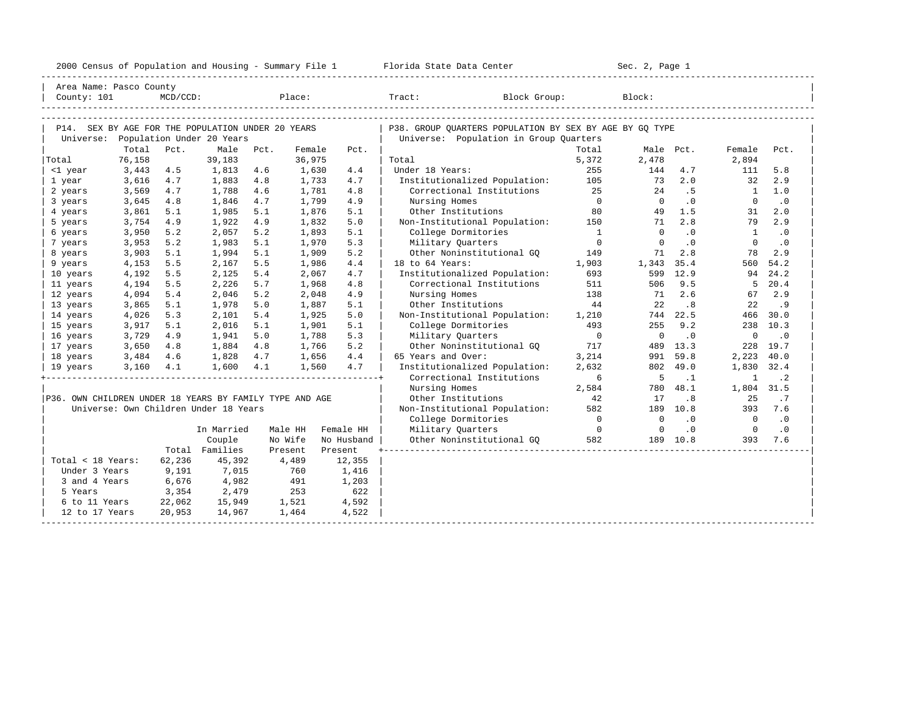2000 Census of Population and Housing - Summary File 1 Florida State Data Center Sec. 2, Page 1

Area Name: Pasco County
County: 101 MCD/CCD: Place: Tract: Block Group: Block:

## P14. SEX BY AGE FOR THE POPULATION UNDER 20 YEARS

Universe: Population Under 20 Years

| | Total | Pct. | Male | Pct. | Female | Pct. |
|---|---|---|---|---|---|---|
| Total | 76,158 | | 39,183 | | 36,975 | |
| <1 year | 3,443 | 4.5 | 1,813 | 4.6 | 1,630 | 4.4 |
| 1 year | 3,616 | 4.7 | 1,883 | 4.8 | 1,733 | 4.7 |
| 2 years | 3,569 | 4.7 | 1,788 | 4.6 | 1,781 | 4.8 |
| 3 years | 3,645 | 4.8 | 1,846 | 4.7 | 1,799 | 4.9 |
| 4 years | 3,861 | 5.1 | 1,985 | 5.1 | 1,876 | 5.1 |
| 5 years | 3,754 | 4.9 | 1,922 | 4.9 | 1,832 | 5.0 |
| 6 years | 3,950 | 5.2 | 2,057 | 5.2 | 1,893 | 5.1 |
| 7 years | 3,953 | 5.2 | 1,983 | 5.1 | 1,970 | 5.3 |
| 8 years | 3,903 | 5.1 | 1,994 | 5.1 | 1,909 | 5.2 |
| 9 years | 4,153 | 5.5 | 2,167 | 5.5 | 1,986 | 4.4 |
| 10 years | 4,192 | 5.5 | 2,125 | 5.4 | 2,067 | 4.7 |
| 11 years | 4,194 | 5.5 | 2,226 | 5.7 | 1,968 | 4.8 |
| 12 years | 4,094 | 5.4 | 2,046 | 5.2 | 2,048 | 4.9 |
| 13 years | 3,865 | 5.1 | 1,978 | 5.0 | 1,887 | 5.1 |
| 14 years | 4,026 | 5.3 | 2,101 | 5.4 | 1,925 | 5.0 |
| 15 years | 3,917 | 5.1 | 2,016 | 5.1 | 1,901 | 5.1 |
| 16 years | 3,729 | 4.9 | 1,941 | 5.0 | 1,788 | 5.3 |
| 17 years | 3,650 | 4.8 | 1,884 | 4.8 | 1,766 | 5.2 |
| 18 years | 3,484 | 4.6 | 1,828 | 4.7 | 1,656 | 4.4 |
| 19 years | 3,160 | 4.1 | 1,600 | 4.1 | 1,560 | 4.7 |

## P36. OWN CHILDREN UNDER 18 YEARS BY FAMILY TYPE AND AGE

Universe: Own Children Under 18 Years

| | Total | In Married Couple Families | Male HH No Wife Present | Female HH No Husband Present |
|---|---|---|---|---|
| Total < 18 Years: | 62,236 | 45,392 | 4,489 | 12,355 |
| Under 3 Years | 9,191 | 7,015 | 760 | 1,416 |
| 3 and 4 Years | 6,676 | 4,982 | 491 | 1,203 |
| 5 Years | 3,354 | 2,479 | 253 | 622 |
| 6 to 11 Years | 22,062 | 15,949 | 1,521 | 4,592 |
| 12 to 17 Years | 20,953 | 14,967 | 1,464 | 4,522 |

## P38. GROUP QUARTERS POPULATION BY SEX BY AGE BY GQ TYPE

Universe: Population in Group Quarters

| | Total | Male | Pct. | Female | Pct. |
|---|---|---|---|---|---|
| Total | 5,372 | 2,478 | | 2,894 | |
| Under 18 Years: | 255 | 144 | 4.7 | 111 | 5.8 |
| Institutionalized Population: | 105 | 73 | 2.0 | 32 | 2.9 |
| Correctional Institutions | 25 | 24 | .5 | 1 | 1.0 |
| Nursing Homes | 0 | 0 | .0 | 0 | .0 |
| Other Institutions | 80 | 49 | 1.5 | 31 | 2.0 |
| Non-Institutional Population: | 150 | 71 | 2.8 | 79 | 2.9 |
| College Dormitories | 1 | 0 | .0 | 1 | .0 |
| Military Quarters | 0 | 0 | .0 | 0 | .0 |
| Other Noninstitutional GQ | 149 | 71 | 2.8 | 78 | 2.9 |
| 18 to 64 Years: | 1,903 | 1,343 | 35.4 | 560 | 54.2 |
| Institutionalized Population: | 693 | 599 | 12.9 | 94 | 24.2 |
| Correctional Institutions | 511 | 506 | 9.5 | 5 | 20.4 |
| Nursing Homes | 138 | 71 | 2.6 | 67 | 2.9 |
| Other Institutions | 44 | 22 | .8 | 22 | .9 |
| Non-Institutional Population: | 1,210 | 744 | 22.5 | 466 | 30.0 |
| College Dormitories | 493 | 255 | 9.2 | 238 | 10.3 |
| Military Quarters | 0 | 0 | .0 | 0 | .0 |
| Other Noninstitutional GQ | 717 | 489 | 13.3 | 228 | 19.7 |
| 65 Years and Over: | 3,214 | 991 | 59.8 | 2,223 | 40.0 |
| Institutionalized Population: | 2,632 | 802 | 49.0 | 1,830 | 32.4 |
| Correctional Institutions | 6 | 5 | .1 | 1 | .2 |
| Nursing Homes | 2,584 | 780 | 48.1 | 1,804 | 31.5 |
| Other Institutions | 42 | 17 | .8 | 25 | .7 |
| Non-Institutional Population: | 582 | 189 | 10.8 | 393 | 7.6 |
| College Dormitories | 0 | 0 | .0 | 0 | .0 |
| Military Quarters | 0 | 0 | .0 | 0 | .0 |
| Other Noninstitutional GQ | 582 | 189 | 10.8 | 393 | 7.6 |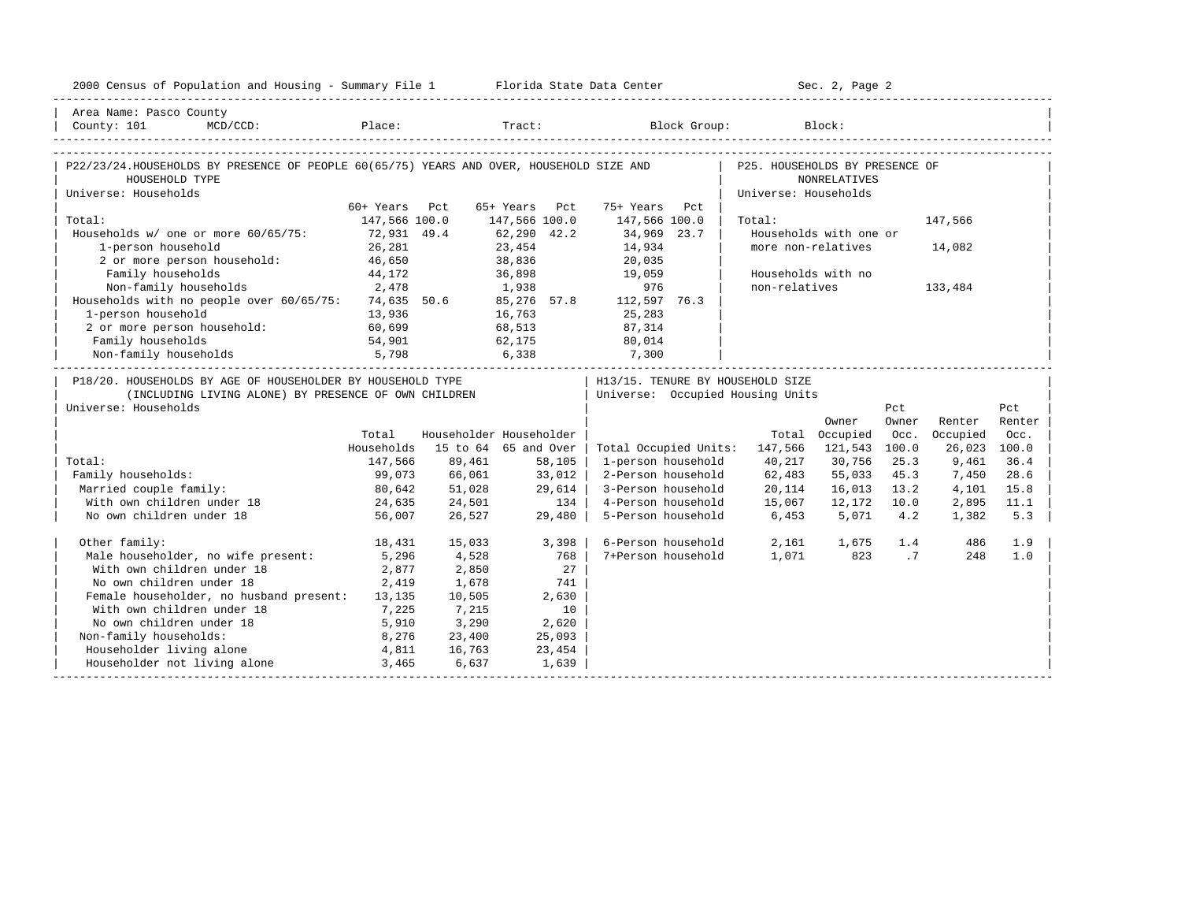2000 Census of Population and Housing - Summary File 1 Florida State Data Center Sec. 2, Page 2

Area Name: Pasco County
County: 101 MCD/CCD: Place: Tract: Block Group: Block:

## P22/23/24. HOUSEHOLDS BY PRESENCE OF PEOPLE 60(65/75) YEARS AND OVER, HOUSEHOLD SIZE AND HOUSEHOLD TYPE

Universe: Households

| | 60+ Years | Pct | 65+ Years | Pct | 75+ Years | Pct |
|---|---|---|---|---|---|---|
| Total: | 147,566 | 100.0 | 147,566 | 100.0 | 147,566 | 100.0 |
| Households w/ one or more 60/65/75: | 72,931 | 49.4 | 62,290 | 42.2 | 34,969 | 23.7 |
| 1-person household | 26,281 | | 23,454 | | 14,934 | |
| 2 or more person household: | 46,650 | | 38,836 | | 20,035 | |
| Family households | 44,172 | | 36,898 | | 19,059 | |
| Non-family households | 2,478 | | 1,938 | | 976 | |
| Households with no people over 60/65/75: | 74,635 | 50.6 | 85,276 | 57.8 | 112,597 | 76.3 |
| 1-person household | 13,936 | | 16,763 | | 25,283 | |
| 2 or more person household: | 60,699 | | 68,513 | | 87,314 | |
| Family households | 54,901 | | 62,175 | | 80,014 | |
| Non-family households | 5,798 | | 6,338 | | 7,300 | |

## P25. HOUSEHOLDS BY PRESENCE OF NONRELATIVES

Universe: Households

| | |
|---|---|
| Total: | 147,566 |
| Households with one or more non-relatives | 14,082 |
| Households with no non-relatives | 133,484 |

## P18/20. HOUSEHOLDS BY AGE OF HOUSEHOLDER BY HOUSEHOLD TYPE (INCLUDING LIVING ALONE) BY PRESENCE OF OWN CHILDREN

Universe: Households

| | Total Households | Householder 15 to 64 | Householder 65 and Over |
|---|---|---|---|
| Total: | 147,566 | 89,461 | 58,105 |
| Family households: | 99,073 | 66,061 | 33,012 |
| Married couple family: | 80,642 | 51,028 | 29,614 |
| With own children under 18 | 24,635 | 24,501 | 134 |
| No own children under 18 | 56,007 | 26,527 | 29,480 |
| Other family: | 18,431 | 15,033 | 3,398 |
| Male householder, no wife present: | 5,296 | 4,528 | 768 |
| With own children under 18 | 2,877 | 2,850 | 27 |
| No own children under 18 | 2,419 | 1,678 | 741 |
| Female householder, no husband present: | 13,135 | 10,505 | 2,630 |
| With own children under 18 | 7,225 | 7,215 | 10 |
| No own children under 18 | 5,910 | 3,290 | 2,620 |
| Non-family households: | 8,276 | 23,400 | 25,093 |
| Householder living alone | 4,811 | 16,763 | 23,454 |
| Householder not living alone | 3,465 | 6,637 | 1,639 |

## H13/15. TENURE BY HOUSEHOLD SIZE

Universe: Occupied Housing Units

| | Total | Owner Occupied | Pct Owner Occ. | Renter Occupied | Pct Renter Occ. |
|---|---|---|---|---|---|
| Total Occupied Units: | 147,566 | 121,543 | 100.0 | 26,023 | 100.0 |
| 1-person household | 40,217 | 30,756 | 25.3 | 9,461 | 36.4 |
| 2-Person household | 62,483 | 55,033 | 45.3 | 7,450 | 28.6 |
| 3-Person household | 20,114 | 16,013 | 13.2 | 4,101 | 15.8 |
| 4-Person household | 15,067 | 12,172 | 10.0 | 2,895 | 11.1 |
| 5-Person household | 6,453 | 5,071 | 4.2 | 1,382 | 5.3 |
| 6-Person household | 2,161 | 1,675 | 1.4 | 486 | 1.9 |
| 7+Person household | 1,071 | 823 | .7 | 248 | 1.0 |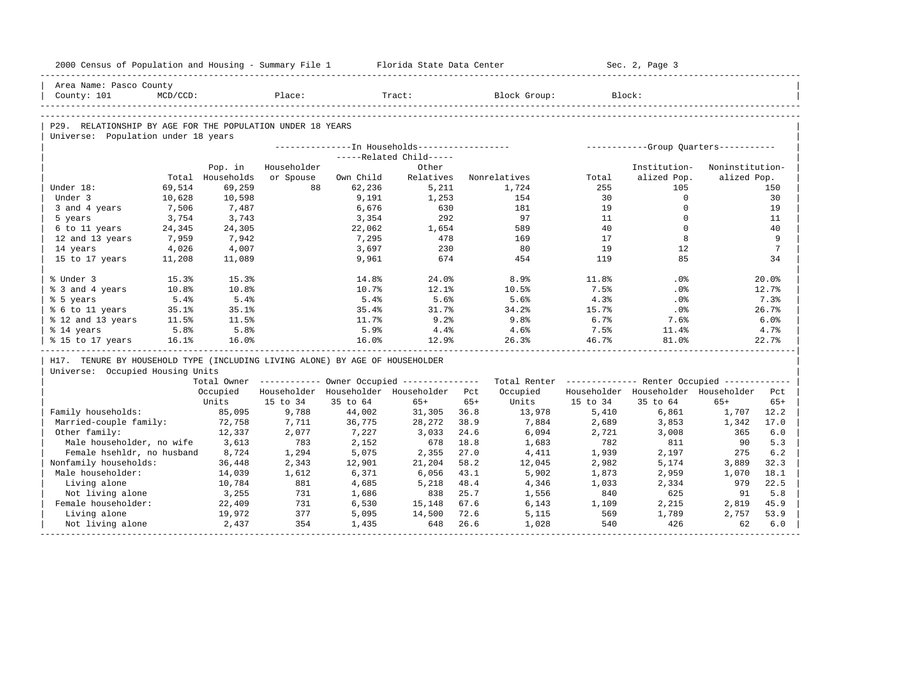Area Name: Pasco County
County: 101 MCD/CCD: Place: Tract: Block Group: Block:

## P29. RELATIONSHIP BY AGE FOR THE POPULATION UNDER 18 YEARS

Universe: Population under 18 years

| | Total | Pop. in Households | In Households: Householder or Spouse | Related Child: Own Child | Related Child: Other Relatives | Nonrelatives | Group Quarters: Total | Institution-alized Pop. | Noninstitution-alized Pop. |
|---|---|---|---|---|---|---|---|---|---|
| Under 18: | 69,514 | 69,259 | 88 | 62,236 | 5,211 | 1,724 | 255 | 105 | 150 |
| Under 3 | 10,628 | 10,598 | | 9,191 | 1,253 | 154 | 30 | 0 | 30 |
| 3 and 4 years | 7,506 | 7,487 | | 6,676 | 630 | 181 | 19 | 0 | 19 |
| 5 years | 3,754 | 3,743 | | 3,354 | 292 | 97 | 11 | 0 | 11 |
| 6 to 11 years | 24,345 | 24,305 | | 22,062 | 1,654 | 589 | 40 | 0 | 40 |
| 12 and 13 years | 7,959 | 7,942 | | 7,295 | 478 | 169 | 17 | 8 | 9 |
| 14 years | 4,026 | 4,007 | | 3,697 | 230 | 80 | 19 | 12 | 7 |
| 15 to 17 years | 11,208 | 11,089 | | 9,961 | 674 | 454 | 119 | 85 | 34 |
| | | | | | | | | | |
| % Under 3 | 15.3% | 15.3% | | 14.8% | 24.0% | 8.9% | 11.8% | .0% | 20.0% |
| % 3 and 4 years | 10.8% | 10.8% | | 10.7% | 12.1% | 10.5% | 7.5% | .0% | 12.7% |
| % 5 years | 5.4% | 5.4% | | 5.4% | 5.6% | 5.6% | 4.3% | .0% | 7.3% |
| % 6 to 11 years | 35.1% | 35.1% | | 35.4% | 31.7% | 34.2% | 15.7% | .0% | 26.7% |
| % 12 and 13 years | 11.5% | 11.5% | | 11.7% | 9.2% | 9.8% | 6.7% | 7.6% | 6.0% |
| % 14 years | 5.8% | 5.8% | | 5.9% | 4.4% | 4.6% | 7.5% | 11.4% | 4.7% |
| % 15 to 17 years | 16.1% | 16.0% | | 16.0% | 12.9% | 26.3% | 46.7% | 81.0% | 22.7% |

## H17. TENURE BY HOUSEHOLD TYPE (INCLUDING LIVING ALONE) BY AGE OF HOUSEHOLDER

Universe: Occupied Housing Units

| | Total Owner Occupied Units | Owner Occupied: Householder 15 to 34 | Householder 35 to 64 | Householder 65+ | Pct 65+ | Total Renter Occupied Units | Renter Occupied: Householder 15 to 34 | Householder 35 to 64 | Householder 65+ | Pct 65+ |
|---|---|---|---|---|---|---|---|---|---|---|
| Family households: | 85,095 | 9,788 | 44,002 | 31,305 | 36.8 | 13,978 | 5,410 | 6,861 | 1,707 | 12.2 |
| Married-couple family: | 72,758 | 7,711 | 36,775 | 28,272 | 38.9 | 7,884 | 2,689 | 3,853 | 1,342 | 17.0 |
| Other family: | 12,337 | 2,077 | 7,227 | 3,033 | 24.6 | 6,094 | 2,721 | 3,008 | 365 | 6.0 |
| Male householder, no wife | 3,613 | 783 | 2,152 | 678 | 18.8 | 1,683 | 782 | 811 | 90 | 5.3 |
| Female hsehldr, no husband | 8,724 | 1,294 | 5,075 | 2,355 | 27.0 | 4,411 | 1,939 | 2,197 | 275 | 6.2 |
| Nonfamily households: | 36,448 | 2,343 | 12,901 | 21,204 | 58.2 | 12,045 | 2,982 | 5,174 | 3,889 | 32.3 |
| Male householder: | 14,039 | 1,612 | 6,371 | 6,056 | 43.1 | 5,902 | 1,873 | 2,959 | 1,070 | 18.1 |
| Living alone | 10,784 | 881 | 4,685 | 5,218 | 48.4 | 4,346 | 1,033 | 2,334 | 979 | 22.5 |
| Not living alone | 3,255 | 731 | 1,686 | 838 | 25.7 | 1,556 | 840 | 625 | 91 | 5.8 |
| Female householder: | 22,409 | 731 | 6,530 | 15,148 | 67.6 | 6,143 | 1,109 | 2,215 | 2,819 | 45.9 |
| Living alone | 19,972 | 377 | 5,095 | 14,500 | 72.6 | 5,115 | 569 | 1,789 | 2,757 | 53.9 |
| Not living alone | 2,437 | 354 | 1,435 | 648 | 26.6 | 1,028 | 540 | 426 | 62 | 6.0 |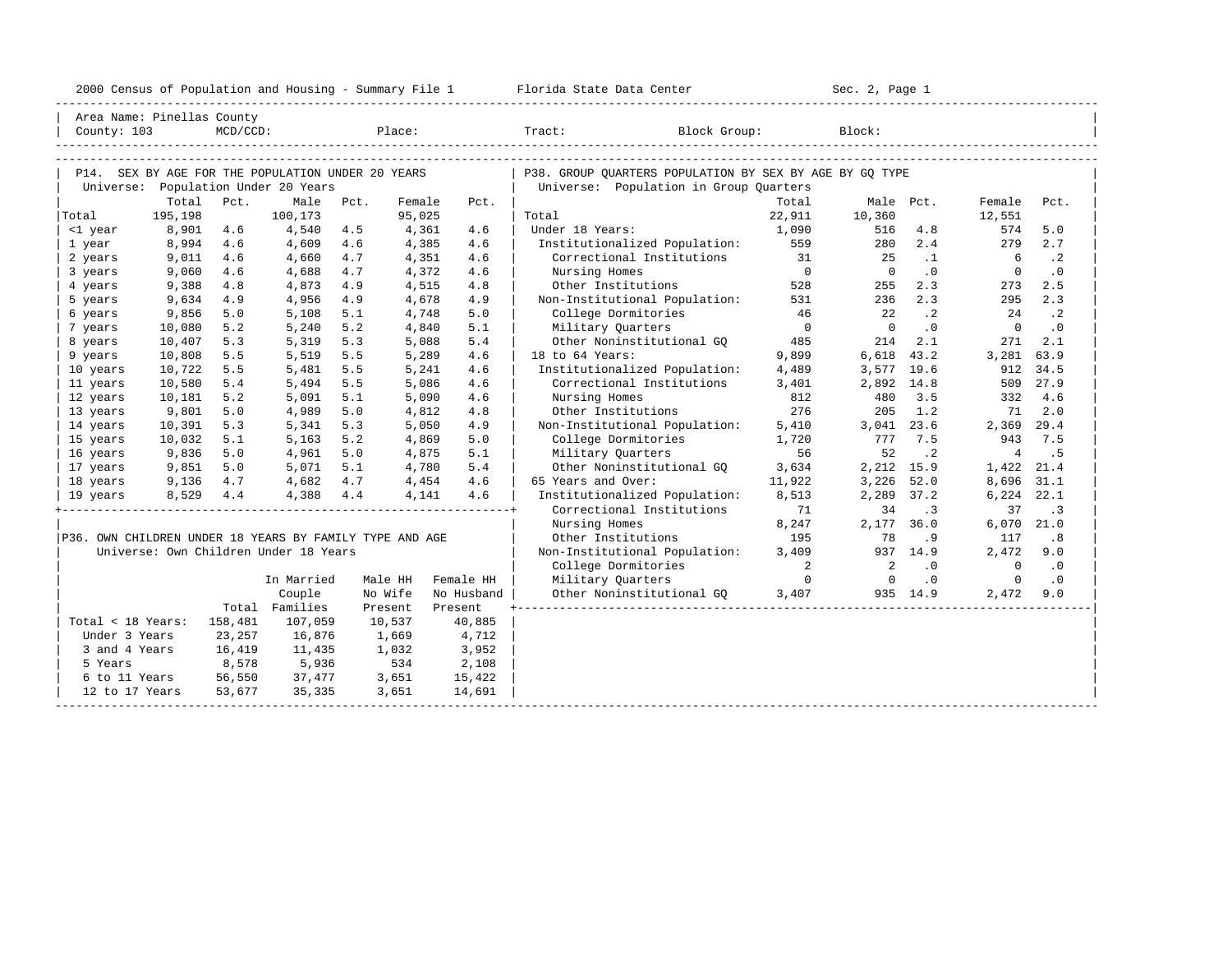2000 Census of Population and Housing - Summary File 1 Florida State Data Center

Area Name: Pinellas County
County: 103 MCD/CCD: Place: Tract: Block Group: Block:

## P14. SEX BY AGE FOR THE POPULATION UNDER 20 YEARS

Universe: Population Under 20 Years

| | Total | Pct. | Male | Pct. | Female | Pct. |
|---|---|---|---|---|---|---|
| Total | 195,198 | | 100,173 | | 95,025 | |
| <1 year | 8,901 | 4.6 | 4,540 | 4.5 | 4,361 | 4.6 |
| 1 year | 8,994 | 4.6 | 4,609 | 4.6 | 4,385 | 4.6 |
| 2 years | 9,011 | 4.6 | 4,660 | 4.7 | 4,351 | 4.6 |
| 3 years | 9,060 | 4.6 | 4,688 | 4.7 | 4,372 | 4.6 |
| 4 years | 9,388 | 4.8 | 4,873 | 4.9 | 4,515 | 4.8 |
| 5 years | 9,634 | 4.9 | 4,956 | 4.9 | 4,678 | 4.9 |
| 6 years | 9,856 | 5.0 | 5,108 | 5.1 | 4,748 | 5.0 |
| 7 years | 10,080 | 5.2 | 5,240 | 5.2 | 4,840 | 5.1 |
| 8 years | 10,407 | 5.3 | 5,319 | 5.3 | 5,088 | 5.4 |
| 9 years | 10,808 | 5.5 | 5,519 | 5.5 | 5,289 | 4.6 |
| 10 years | 10,722 | 5.5 | 5,481 | 5.5 | 5,241 | 4.6 |
| 11 years | 10,580 | 5.4 | 5,494 | 5.5 | 5,086 | 4.6 |
| 12 years | 10,181 | 5.2 | 5,091 | 5.1 | 5,090 | 4.6 |
| 13 years | 9,801 | 5.0 | 4,989 | 5.0 | 4,812 | 4.8 |
| 14 years | 10,391 | 5.3 | 5,341 | 5.3 | 5,050 | 4.9 |
| 15 years | 10,032 | 5.1 | 5,163 | 5.2 | 4,869 | 5.0 |
| 16 years | 9,836 | 5.0 | 4,961 | 5.0 | 4,875 | 5.1 |
| 17 years | 9,851 | 5.0 | 5,071 | 5.1 | 4,780 | 5.4 |
| 18 years | 9,136 | 4.7 | 4,682 | 4.7 | 4,454 | 4.6 |
| 19 years | 8,529 | 4.4 | 4,388 | 4.4 | 4,141 | 4.6 |

## P36. OWN CHILDREN UNDER 18 YEARS BY FAMILY TYPE AND AGE

Universe: Own Children Under 18 Years

| | Total | In Married Couple Families | Male HH No Wife Present | Female HH No Husband Present |
|---|---|---|---|---|
| Total < 18 Years: | 158,481 | 107,059 | 10,537 | 40,885 |
| Under 3 Years | 23,257 | 16,876 | 1,669 | 4,712 |
| 3 and 4 Years | 16,419 | 11,435 | 1,032 | 3,952 |
| 5 Years | 8,578 | 5,936 | 534 | 2,108 |
| 6 to 11 Years | 56,550 | 37,477 | 3,651 | 15,422 |
| 12 to 17 Years | 53,677 | 35,335 | 3,651 | 14,691 |

## P38. GROUP QUARTERS POPULATION BY SEX BY AGE BY GQ TYPE

Universe: Population in Group Quarters

| | Total | Male | Pct. | Female | Pct. |
|---|---|---|---|---|---|
| Total | 22,911 | 10,360 | | 12,551 | |
| Under 18 Years: | 1,090 | 516 | 4.8 | 574 | 5.0 |
| Institutionalized Population: | 559 | 280 | 2.4 | 279 | 2.7 |
| Correctional Institutions | 31 | 25 | .1 | 6 | .2 |
| Nursing Homes | 0 | 0 | .0 | 0 | .0 |
| Other Institutions | 528 | 255 | 2.3 | 273 | 2.5 |
| Non-Institutional Population: | 531 | 236 | 2.3 | 295 | 2.3 |
| College Dormitories | 46 | 22 | .2 | 24 | .2 |
| Military Quarters | 0 | 0 | .0 | 0 | .0 |
| Other Noninstitutional GQ | 485 | 214 | 2.1 | 271 | 2.1 |
| 18 to 64 Years: | 9,899 | 6,618 | 43.2 | 3,281 | 63.9 |
| Institutionalized Population: | 4,489 | 3,577 | 19.6 | 912 | 34.5 |
| Correctional Institutions | 3,401 | 2,892 | 14.8 | 509 | 27.9 |
| Nursing Homes | 812 | 480 | 3.5 | 332 | 4.6 |
| Other Institutions | 276 | 205 | 1.2 | 71 | 2.0 |
| Non-Institutional Population: | 5,410 | 3,041 | 23.6 | 2,369 | 29.4 |
| College Dormitories | 1,720 | 777 | 7.5 | 943 | 7.5 |
| Military Quarters | 56 | 52 | .2 | 4 | .5 |
| Other Noninstitutional GQ | 3,634 | 2,212 | 15.9 | 1,422 | 21.4 |
| 65 Years and Over: | 11,922 | 3,226 | 52.0 | 8,696 | 31.1 |
| Institutionalized Population: | 8,513 | 2,289 | 37.2 | 6,224 | 22.1 |
| Correctional Institutions | 71 | 34 | .3 | 37 | .3 |
| Nursing Homes | 8,247 | 2,177 | 36.0 | 6,070 | 21.0 |
| Other Institutions | 195 | 78 | .9 | 117 | .8 |
| Non-Institutional Population: | 3,409 | 937 | 14.9 | 2,472 | 9.0 |
| College Dormitories | 2 | 2 | .0 | 0 | .0 |
| Military Quarters | 0 | 0 | .0 | 0 | .0 |
| Other Noninstitutional GQ | 3,407 | 935 | 14.9 | 2,472 | 9.0 |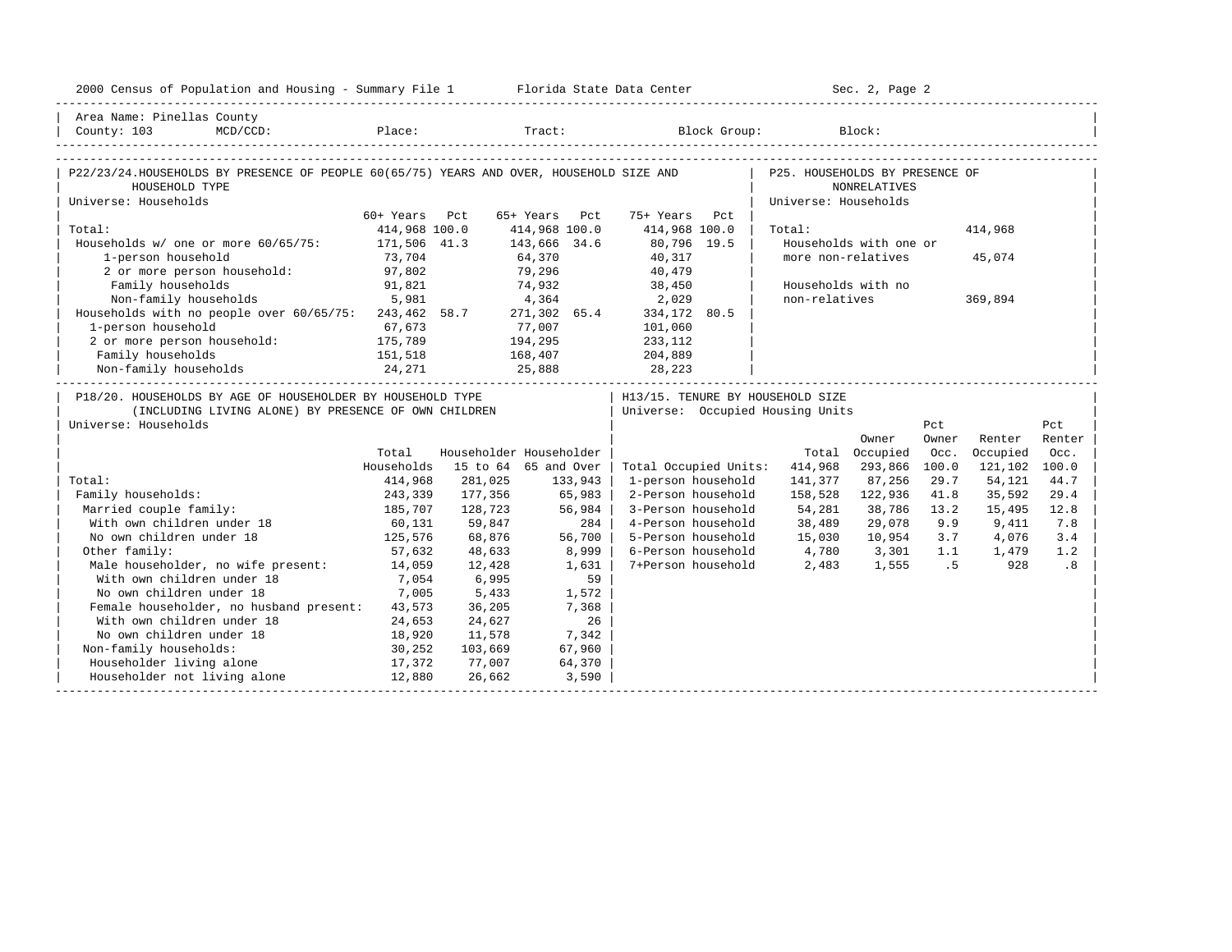2000 Census of Population and Housing - Summary File 1 Florida State Data Center Sec. 2, Page 2

Area Name: Pinellas County
County: 103 MCD/CCD: Place: Tract: Block Group: Block:

## P22/23/24. HOUSEHOLDS BY PRESENCE OF PEOPLE 60(65/75) YEARS AND OVER, HOUSEHOLD SIZE AND HOUSEHOLD TYPE

Universe: Households

| | 60+ Years | Pct | 65+ Years | Pct | 75+ Years | Pct |
|---|---|---|---|---|---|---|
| Total: | 414,968 | 100.0 | 414,968 | 100.0 | 414,968 | 100.0 |
| Households w/ one or more 60/65/75: | 171,506 | 41.3 | 143,666 | 34.6 | 80,796 | 19.5 |
| 1-person household | 73,704 | | 64,370 | | 40,317 | |
| 2 or more person household: | 97,802 | | 79,296 | | 40,479 | |
| Family households | 91,821 | | 74,932 | | 38,450 | |
| Non-family households | 5,981 | | 4,364 | | 2,029 | |
| Households with no people over 60/65/75: | 243,462 | 58.7 | 271,302 | 65.4 | 334,172 | 80.5 |
| 1-person household | 67,673 | | 77,007 | | 101,060 | |
| 2 or more person household: | 175,789 | | 194,295 | | 233,112 | |
| Family households | 151,518 | | 168,407 | | 204,889 | |
| Non-family households | 24,271 | | 25,888 | | 28,223 | |

## P25. HOUSEHOLDS BY PRESENCE OF NONRELATIVES

Universe: Households

| | |
|---|---|
| Total: | 414,968 |
| Households with one or more non-relatives | 45,074 |
| Households with no non-relatives | 369,894 |

## P18/20. HOUSEHOLDS BY AGE OF HOUSEHOLDER BY HOUSEHOLD TYPE (INCLUDING LIVING ALONE) BY PRESENCE OF OWN CHILDREN

Universe: Households

| | Total Households | Householder 15 to 64 | Householder 65 and Over |
|---|---|---|---|
| Total: | 414,968 | 281,025 | 133,943 |
| Family households: | 243,339 | 177,356 | 65,983 |
| Married couple family: | 185,707 | 128,723 | 56,984 |
| With own children under 18 | 60,131 | 59,847 | 284 |
| No own children under 18 | 125,576 | 68,876 | 56,700 |
| Other family: | 57,632 | 48,633 | 8,999 |
| Male householder, no wife present: | 14,059 | 12,428 | 1,631 |
| With own children under 18 | 7,054 | 6,995 | 59 |
| No own children under 18 | 7,005 | 5,433 | 1,572 |
| Female householder, no husband present: | 43,573 | 36,205 | 7,368 |
| With own children under 18 | 24,653 | 24,627 | 26 |
| No own children under 18 | 18,920 | 11,578 | 7,342 |
| Non-family households: | 30,252 | 103,669 | 67,960 |
| Householder living alone | 17,372 | 77,007 | 64,370 |
| Householder not living alone | 12,880 | 26,662 | 3,590 |

## H13/15. TENURE BY HOUSEHOLD SIZE

Universe: Occupied Housing Units

| | Total | Owner Occupied | Pct Owner Occ. | Renter Occupied | Pct Renter Occ. |
|---|---|---|---|---|---|
| Total Occupied Units: | 414,968 | 293,866 | 100.0 | 121,102 | 100.0 |
| 1-person household | 141,377 | 87,256 | 29.7 | 54,121 | 44.7 |
| 2-Person household | 158,528 | 122,936 | 41.8 | 35,592 | 29.4 |
| 3-Person household | 54,281 | 38,786 | 13.2 | 15,495 | 12.8 |
| 4-Person household | 38,489 | 29,078 | 9.9 | 9,411 | 7.8 |
| 5-Person household | 15,030 | 10,954 | 3.7 | 4,076 | 3.4 |
| 6-Person household | 4,780 | 3,301 | 1.1 | 1,479 | 1.2 |
| 7+Person household | 2,483 | 1,555 | .5 | 928 | .8 |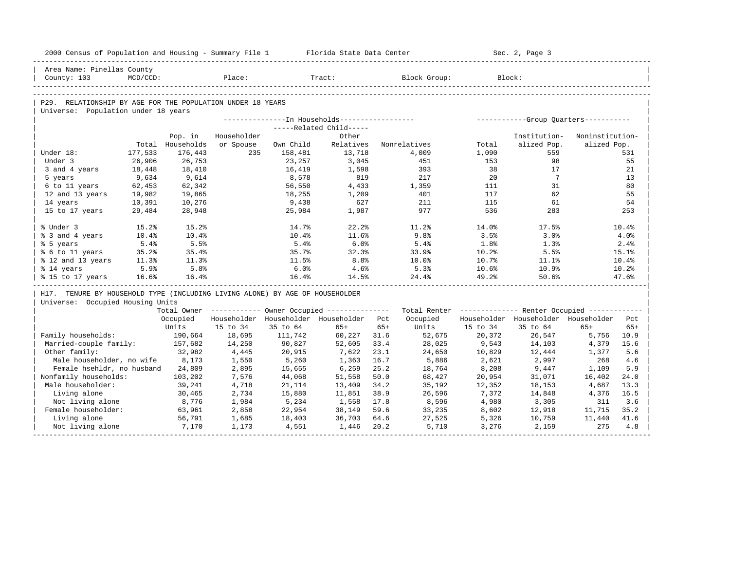Area Name: Pinellas County
County: 103 MCD/CCD: Place: Tract: Block Group: Block:

## P29. RELATIONSHIP BY AGE FOR THE POPULATION UNDER 18 YEARS

Universe: Population under 18 years

| | Total | Pop. in Households | In Households: Householder or Spouse | Related Child: Own Child | Related Child: Other Relatives | Nonrelatives | Group Quarters: Total | Institutionalized Pop. | Noninstitutionalized Pop. |
|---|---|---|---|---|---|---|---|---|---|
| Under 18: | 177,533 | 176,443 | 235 | 158,481 | 13,718 | 4,009 | 1,090 | 559 | 531 |
| Under 3 | 26,906 | 26,753 | | 23,257 | 3,045 | 451 | 153 | 98 | 55 |
| 3 and 4 years | 18,448 | 18,410 | | 16,419 | 1,598 | 393 | 38 | 17 | 21 |
| 5 years | 9,634 | 9,614 | | 8,578 | 819 | 217 | 20 | 7 | 13 |
| 6 to 11 years | 62,453 | 62,342 | | 56,550 | 4,433 | 1,359 | 111 | 31 | 80 |
| 12 and 13 years | 19,982 | 19,865 | | 18,255 | 1,209 | 401 | 117 | 62 | 55 |
| 14 years | 10,391 | 10,276 | | 9,438 | 627 | 211 | 115 | 61 | 54 |
| 15 to 17 years | 29,484 | 28,948 | | 25,984 | 1,987 | 977 | 536 | 283 | 253 |
| % Under 3 | 15.2% | 15.2% | | 14.7% | 22.2% | 11.2% | 14.0% | 17.5% | 10.4% |
| % 3 and 4 years | 10.4% | 10.4% | | 10.4% | 11.6% | 9.8% | 3.5% | 3.0% | 4.0% |
| % 5 years | 5.4% | 5.5% | | 5.4% | 6.0% | 5.4% | 1.8% | 1.3% | 2.4% |
| % 6 to 11 years | 35.2% | 35.4% | | 35.7% | 32.3% | 33.9% | 10.2% | 5.5% | 15.1% |
| % 12 and 13 years | 11.3% | 11.3% | | 11.5% | 8.8% | 10.0% | 10.7% | 11.1% | 10.4% |
| % 14 years | 5.9% | 5.8% | | 6.0% | 4.6% | 5.3% | 10.6% | 10.9% | 10.2% |
| % 15 to 17 years | 16.6% | 16.4% | | 16.4% | 14.5% | 24.4% | 49.2% | 50.6% | 47.6% |

## H17. TENURE BY HOUSEHOLD TYPE (INCLUDING LIVING ALONE) BY AGE OF HOUSEHOLDER

Universe: Occupied Housing Units

| | Total Owner Occupied Units | Owner: Householder 15 to 34 | Owner: Householder 35 to 64 | Owner: Householder 65+ | Pct 65+ | Total Renter Occupied Units | Renter: Householder 15 to 34 | Renter: Householder 35 to 64 | Renter: Householder 65+ | Pct 65+ |
|---|---|---|---|---|---|---|---|---|---|---|
| Family households: | 190,664 | 18,695 | 111,742 | 60,227 | 31.6 | 52,675 | 20,372 | 26,547 | 5,756 | 10.9 |
| Married-couple family: | 157,682 | 14,250 | 90,827 | 52,605 | 33.4 | 28,025 | 9,543 | 14,103 | 4,379 | 15.6 |
| Other family: | 32,982 | 4,445 | 20,915 | 7,622 | 23.1 | 24,650 | 10,829 | 12,444 | 1,377 | 5.6 |
| Male householder, no wife | 8,173 | 1,550 | 5,260 | 1,363 | 16.7 | 5,886 | 2,621 | 2,997 | 268 | 4.6 |
| Female hsehldr, no husband | 24,809 | 2,895 | 15,655 | 6,259 | 25.2 | 18,764 | 8,208 | 9,447 | 1,109 | 5.9 |
| Nonfamily households: | 103,202 | 7,576 | 44,068 | 51,558 | 50.0 | 68,427 | 20,954 | 31,071 | 16,402 | 24.0 |
| Male householder: | 39,241 | 4,718 | 21,114 | 13,409 | 34.2 | 35,192 | 12,352 | 18,153 | 4,687 | 13.3 |
| Living alone | 30,465 | 2,734 | 15,880 | 11,851 | 38.9 | 26,596 | 7,372 | 14,848 | 4,376 | 16.5 |
| Not living alone | 8,776 | 1,984 | 5,234 | 1,558 | 17.8 | 8,596 | 4,980 | 3,305 | 311 | 3.6 |
| Female householder: | 63,961 | 2,858 | 22,954 | 38,149 | 59.6 | 33,235 | 8,602 | 12,918 | 11,715 | 35.2 |
| Living alone | 56,791 | 1,685 | 18,403 | 36,703 | 64.6 | 27,525 | 5,326 | 10,759 | 11,440 | 41.6 |
| Not living alone | 7,170 | 1,173 | 4,551 | 1,446 | 20.2 | 5,710 | 3,276 | 2,159 | 275 | 4.8 |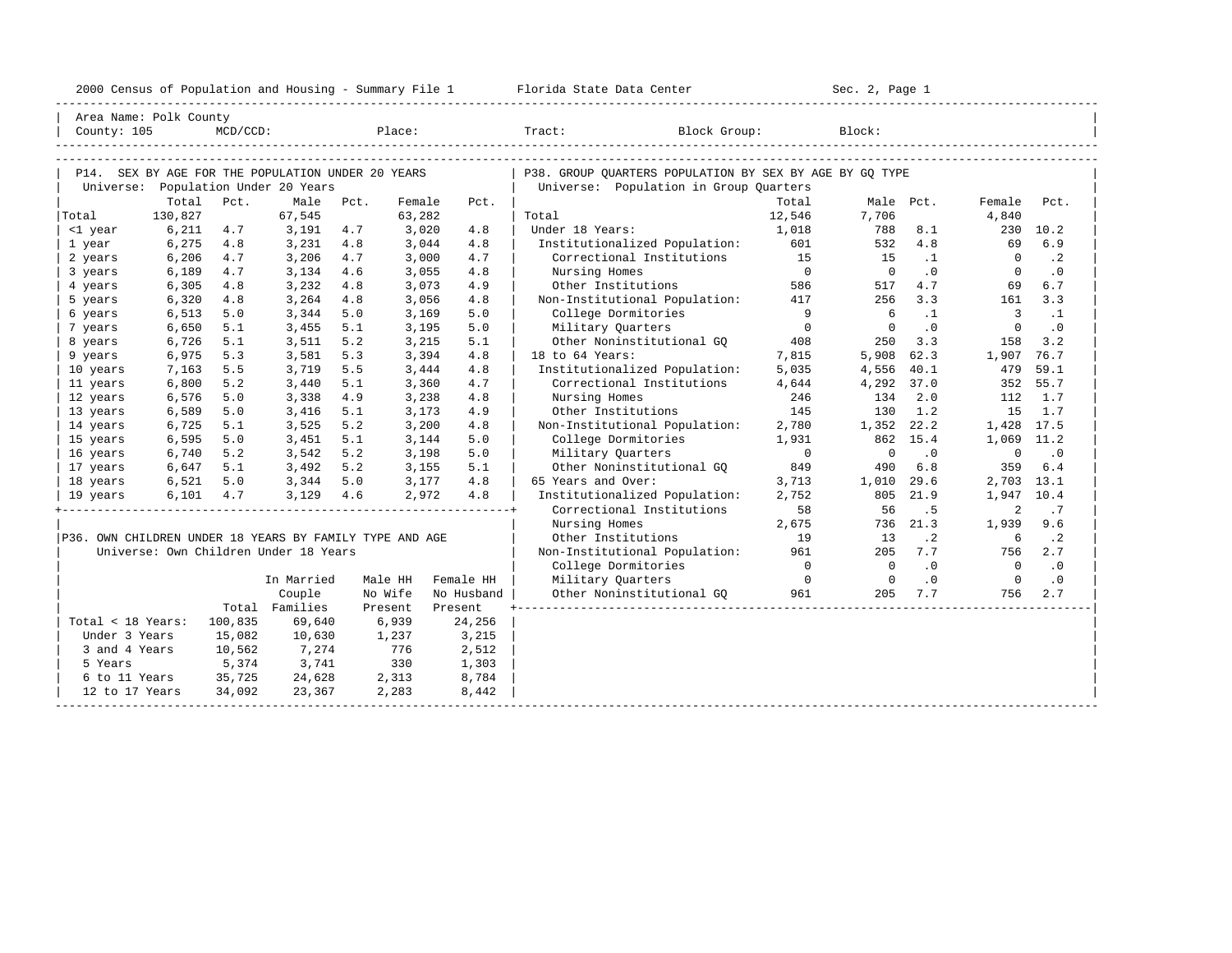2000 Census of Population and Housing - Summary File 1 — Florida State Data Center — Sec. 2, Page 1

Area Name: Polk County
County: 105 MCD/CCD: Place: Tract: Block Group: Block:

## P14. SEX BY AGE FOR THE POPULATION UNDER 20 YEARS

Universe: Population Under 20 Years

| | Total | Pct. | Male | Pct. | Female | Pct. |
|---|---|---|---|---|---|---|
| Total | 130,827 | | 67,545 | | 63,282 | |
| <1 year | 6,211 | 4.7 | 3,191 | 4.7 | 3,020 | 4.8 |
| 1 year | 6,275 | 4.8 | 3,231 | 4.8 | 3,044 | 4.8 |
| 2 years | 6,206 | 4.7 | 3,206 | 4.7 | 3,000 | 4.7 |
| 3 years | 6,189 | 4.7 | 3,134 | 4.6 | 3,055 | 4.8 |
| 4 years | 6,305 | 4.8 | 3,232 | 4.8 | 3,073 | 4.9 |
| 5 years | 6,320 | 4.8 | 3,264 | 4.8 | 3,056 | 4.8 |
| 6 years | 6,513 | 5.0 | 3,344 | 5.0 | 3,169 | 5.0 |
| 7 years | 6,650 | 5.1 | 3,455 | 5.1 | 3,195 | 5.0 |
| 8 years | 6,726 | 5.1 | 3,511 | 5.2 | 3,215 | 5.1 |
| 9 years | 6,975 | 5.3 | 3,581 | 5.3 | 3,394 | 4.8 |
| 10 years | 7,163 | 5.5 | 3,719 | 5.5 | 3,444 | 4.8 |
| 11 years | 6,800 | 5.2 | 3,440 | 5.1 | 3,360 | 4.7 |
| 12 years | 6,576 | 5.0 | 3,338 | 4.9 | 3,238 | 4.8 |
| 13 years | 6,589 | 5.0 | 3,416 | 5.1 | 3,173 | 4.9 |
| 14 years | 6,725 | 5.1 | 3,525 | 5.2 | 3,200 | 4.8 |
| 15 years | 6,595 | 5.0 | 3,451 | 5.1 | 3,144 | 5.0 |
| 16 years | 6,740 | 5.2 | 3,542 | 5.2 | 3,198 | 5.0 |
| 17 years | 6,647 | 5.1 | 3,492 | 5.2 | 3,155 | 5.1 |
| 18 years | 6,521 | 5.0 | 3,344 | 5.0 | 3,177 | 4.8 |
| 19 years | 6,101 | 4.7 | 3,129 | 4.6 | 2,972 | 4.8 |

## P36. OWN CHILDREN UNDER 18 YEARS BY FAMILY TYPE AND AGE

Universe: Own Children Under 18 Years

| | Total | In Married Couple Families | Male HH No Wife Present | Female HH No Husband Present |
|---|---|---|---|---|
| Total < 18 Years: | 100,835 | 69,640 | 6,939 | 24,256 |
| Under 3 Years | 15,082 | 10,630 | 1,237 | 3,215 |
| 3 and 4 Years | 10,562 | 7,274 | 776 | 2,512 |
| 5 Years | 5,374 | 3,741 | 330 | 1,303 |
| 6 to 11 Years | 35,725 | 24,628 | 2,313 | 8,784 |
| 12 to 17 Years | 34,092 | 23,367 | 2,283 | 8,442 |

## P38. GROUP QUARTERS POPULATION BY SEX BY AGE BY GQ TYPE

Universe: Population in Group Quarters

| | Total | Male | Pct. | Female | Pct. |
|---|---|---|---|---|---|
| Total | 12,546 | 7,706 | | 4,840 | |
| Under 18 Years: | 1,018 | 788 | 8.1 | 230 | 10.2 |
| Institutionalized Population: | 601 | 532 | 4.8 | 69 | 6.9 |
| Correctional Institutions | 15 | 15 | .1 | 0 | .2 |
| Nursing Homes | 0 | 0 | .0 | 0 | .0 |
| Other Institutions | 586 | 517 | 4.7 | 69 | 6.7 |
| Non-Institutional Population: | 417 | 256 | 3.3 | 161 | 3.3 |
| College Dormitories | 9 | 6 | .1 | 3 | .1 |
| Military Quarters | 0 | 0 | .0 | 0 | .0 |
| Other Noninstitutional GQ | 408 | 250 | 3.3 | 158 | 3.2 |
| 18 to 64 Years: | 7,815 | 5,908 | 62.3 | 1,907 | 76.7 |
| Institutionalized Population: | 5,035 | 4,556 | 40.1 | 479 | 59.1 |
| Correctional Institutions | 4,644 | 4,292 | 37.0 | 352 | 55.7 |
| Nursing Homes | 246 | 134 | 2.0 | 112 | 1.7 |
| Other Institutions | 145 | 130 | 1.2 | 15 | 1.7 |
| Non-Institutional Population: | 2,780 | 1,352 | 22.2 | 1,428 | 17.5 |
| College Dormitories | 1,931 | 862 | 15.4 | 1,069 | 11.2 |
| Military Quarters | 0 | 0 | .0 | 0 | .0 |
| Other Noninstitutional GQ | 849 | 490 | 6.8 | 359 | 6.4 |
| 65 Years and Over: | 3,713 | 1,010 | 29.6 | 2,703 | 13.1 |
| Institutionalized Population: | 2,752 | 805 | 21.9 | 1,947 | 10.4 |
| Correctional Institutions | 58 | 56 | .5 | 2 | .7 |
| Nursing Homes | 2,675 | 736 | 21.3 | 1,939 | 9.6 |
| Other Institutions | 19 | 13 | .2 | 6 | .2 |
| Non-Institutional Population: | 961 | 205 | 7.7 | 756 | 2.7 |
| College Dormitories | 0 | 0 | .0 | 0 | .0 |
| Military Quarters | 0 | 0 | .0 | 0 | .0 |
| Other Noninstitutional GQ | 961 | 205 | 7.7 | 756 | 2.7 |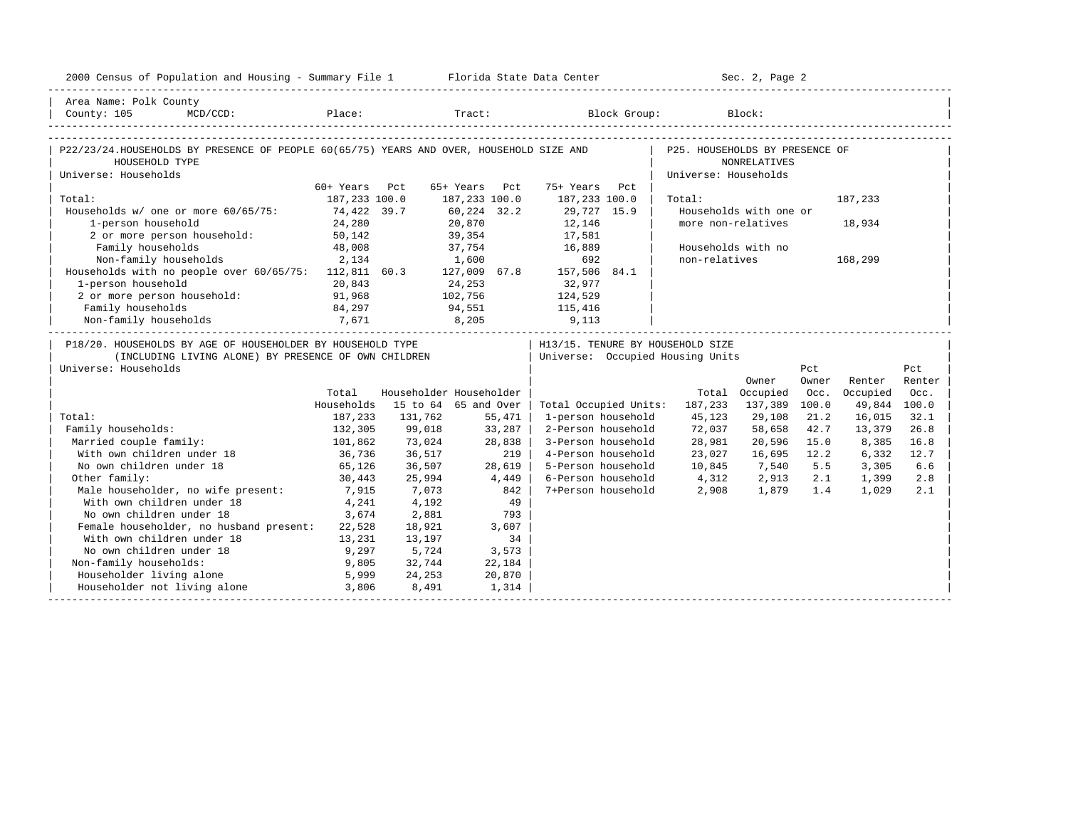2000 Census of Population and Housing - Summary File 1 &nbsp;&nbsp;&nbsp; Florida State Data Center &nbsp;&nbsp;&nbsp; Sec. 2, Page 2

Area Name: Polk County
County: 105 &nbsp; MCD/CCD: &nbsp; Place: &nbsp; Tract: &nbsp; Block Group: &nbsp; Block:

## P22/23/24. HOUSEHOLDS BY PRESENCE OF PEOPLE 60(65/75) YEARS AND OVER, HOUSEHOLD SIZE AND HOUSEHOLD TYPE

Universe: Households

| | 60+ Years | Pct | 65+ Years | Pct | 75+ Years | Pct |
|---|---|---|---|---|---|---|
| Total: | 187,233 | 100.0 | 187,233 | 100.0 | 187,233 | 100.0 |
| Households w/ one or more 60/65/75: | 74,422 | 39.7 | 60,224 | 32.2 | 29,727 | 15.9 |
| 1-person household | 24,280 | | 20,870 | | 12,146 | |
| 2 or more person household: | 50,142 | | 39,354 | | 17,581 | |
| Family households | 48,008 | | 37,754 | | 16,889 | |
| Non-family households | 2,134 | | 1,600 | | 692 | |
| Households with no people over 60/65/75: | 112,811 | 60.3 | 127,009 | 67.8 | 157,506 | 84.1 |
| 1-person household | 20,843 | | 24,253 | | 32,977 | |
| 2 or more person household: | 91,968 | | 102,756 | | 124,529 | |
| Family households | 84,297 | | 94,551 | | 115,416 | |
| Non-family households | 7,671 | | 8,205 | | 9,113 | |

## P25. HOUSEHOLDS BY PRESENCE OF NONRELATIVES

Universe: Households

| | |
|---|---|
| Total: | 187,233 |
| Households with one or more non-relatives | 18,934 |
| Households with no non-relatives | 168,299 |

## P18/20. HOUSEHOLDS BY AGE OF HOUSEHOLDER BY HOUSEHOLD TYPE (INCLUDING LIVING ALONE) BY PRESENCE OF OWN CHILDREN

Universe: Households

| | Total Households | Householder 15 to 64 | Householder 65 and Over |
|---|---|---|---|
| Total: | 187,233 | 131,762 | 55,471 |
| Family households: | 132,305 | 99,018 | 33,287 |
| Married couple family: | 101,862 | 73,024 | 28,838 |
| With own children under 18 | 36,736 | 36,517 | 219 |
| No own children under 18 | 65,126 | 36,507 | 28,619 |
| Other family: | 30,443 | 25,994 | 4,449 |
| Male householder, no wife present: | 7,915 | 7,073 | 842 |
| With own children under 18 | 4,241 | 4,192 | 49 |
| No own children under 18 | 3,674 | 2,881 | 793 |
| Female householder, no husband present: | 22,528 | 18,921 | 3,607 |
| With own children under 18 | 13,231 | 13,197 | 34 |
| No own children under 18 | 9,297 | 5,724 | 3,573 |
| Non-family households: | 9,805 | 32,744 | 22,184 |
| Householder living alone | 5,999 | 24,253 | 20,870 |
| Householder not living alone | 3,806 | 8,491 | 1,314 |

## H13/15. TENURE BY HOUSEHOLD SIZE

Universe: Occupied Housing Units

| | Total | Owner Occupied | Pct Owner Occ. | Renter Occupied | Pct Renter Occ. |
|---|---|---|---|---|---|
| Total Occupied Units: | 187,233 | 137,389 | 100.0 | 49,844 | 100.0 |
| 1-person household | 45,123 | 29,108 | 21.2 | 16,015 | 32.1 |
| 2-Person household | 72,037 | 58,658 | 42.7 | 13,379 | 26.8 |
| 3-Person household | 28,981 | 20,596 | 15.0 | 8,385 | 16.8 |
| 4-Person household | 23,027 | 16,695 | 12.2 | 6,332 | 12.7 |
| 5-Person household | 10,845 | 7,540 | 5.5 | 3,305 | 6.6 |
| 6-Person household | 4,312 | 2,913 | 2.1 | 1,399 | 2.8 |
| 7+Person household | 2,908 | 1,879 | 1.4 | 1,029 | 2.1 |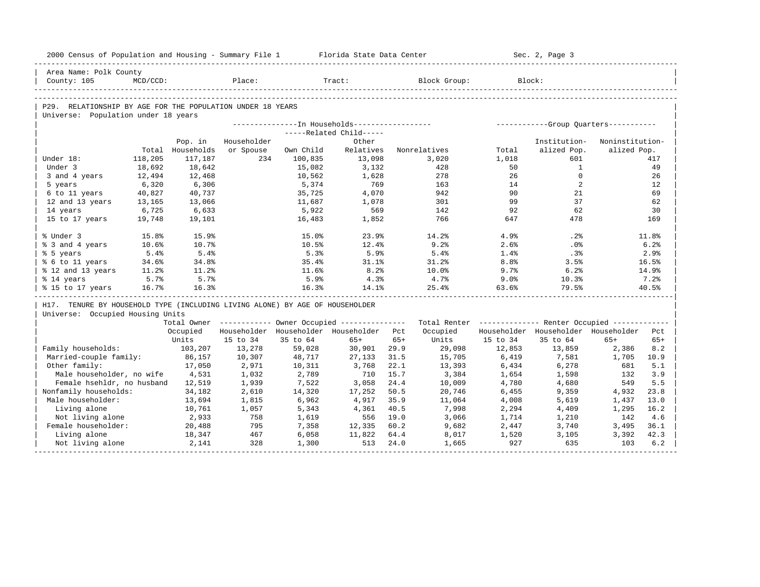Area Name: Polk County
County: 105 MCD/CCD: Place: Tract: Block Group: Block:

## P29. RELATIONSHIP BY AGE FOR THE POPULATION UNDER 18 YEARS

Universe: Population under 18 years

| | Total | In Households: Pop. in Households | In Households: Householder or Spouse | Related Child: Own Child | Related Child: Other Relatives | In Households: Nonrelatives | Group Quarters: Total | Group Quarters: Institutionalized Pop. | Group Quarters: Noninstitutionalized Pop. |
|---|---|---|---|---|---|---|---|---|---|
| Under 18: | 118,205 | 117,187 | 234 | 100,835 | 13,098 | 3,020 | 1,018 | 601 | 417 |
| Under 3 | 18,692 | 18,642 | | 15,082 | 3,132 | 428 | 50 | 1 | 49 |
| 3 and 4 years | 12,494 | 12,468 | | 10,562 | 1,628 | 278 | 26 | 0 | 26 |
| 5 years | 6,320 | 6,306 | | 5,374 | 769 | 163 | 14 | 2 | 12 |
| 6 to 11 years | 40,827 | 40,737 | | 35,725 | 4,070 | 942 | 90 | 21 | 69 |
| 12 and 13 years | 13,165 | 13,066 | | 11,687 | 1,078 | 301 | 99 | 37 | 62 |
| 14 years | 6,725 | 6,633 | | 5,922 | 569 | 142 | 92 | 62 | 30 |
| 15 to 17 years | 19,748 | 19,101 | | 16,483 | 1,852 | 766 | 647 | 478 | 169 |
| % Under 3 | 15.8% | 15.9% | | 15.0% | 23.9% | 14.2% | 4.9% | .2% | 11.8% |
| % 3 and 4 years | 10.6% | 10.7% | | 10.5% | 12.4% | 9.2% | 2.6% | .0% | 6.2% |
| % 5 years | 5.4% | 5.4% | | 5.3% | 5.9% | 5.4% | 1.4% | .3% | 2.9% |
| % 6 to 11 years | 34.6% | 34.8% | | 35.4% | 31.1% | 31.2% | 8.8% | 3.5% | 16.5% |
| % 12 and 13 years | 11.2% | 11.2% | | 11.6% | 8.2% | 10.0% | 9.7% | 6.2% | 14.9% |
| % 14 years | 5.7% | 5.7% | | 5.9% | 4.3% | 4.7% | 9.0% | 10.3% | 7.2% |
| % 15 to 17 years | 16.7% | 16.3% | | 16.3% | 14.1% | 25.4% | 63.6% | 79.5% | 40.5% |

## H17. TENURE BY HOUSEHOLD TYPE (INCLUDING LIVING ALONE) BY AGE OF HOUSEHOLDER

Universe: Occupied Housing Units

| | Total Owner Occupied Units | Owner Occupied: Householder 15 to 34 | Owner Occupied: Householder 35 to 64 | Owner Occupied: Householder 65+ | Owner Occupied: Pct 65+ | Total Renter Occupied Units | Renter Occupied: Householder 15 to 34 | Renter Occupied: Householder 35 to 64 | Renter Occupied: Householder 65+ | Renter Occupied: Pct 65+ |
|---|---|---|---|---|---|---|---|---|---|---|
| Family households: | 103,207 | 13,278 | 59,028 | 30,901 | 29.9 | 29,098 | 12,853 | 13,859 | 2,386 | 8.2 |
| Married-couple family: | 86,157 | 10,307 | 48,717 | 27,133 | 31.5 | 15,705 | 6,419 | 7,581 | 1,705 | 10.9 |
| Other family: | 17,050 | 2,971 | 10,311 | 3,768 | 22.1 | 13,393 | 6,434 | 6,278 | 681 | 5.1 |
| Male householder, no wife | 4,531 | 1,032 | 2,789 | 710 | 15.7 | 3,384 | 1,654 | 1,598 | 132 | 3.9 |
| Female hsehldr, no husband | 12,519 | 1,939 | 7,522 | 3,058 | 24.4 | 10,009 | 4,780 | 4,680 | 549 | 5.5 |
| Nonfamily households: | 34,182 | 2,610 | 14,320 | 17,252 | 50.5 | 20,746 | 6,455 | 9,359 | 4,932 | 23.8 |
| Male householder: | 13,694 | 1,815 | 6,962 | 4,917 | 35.9 | 11,064 | 4,008 | 5,619 | 1,437 | 13.0 |
| Living alone | 10,761 | 1,057 | 5,343 | 4,361 | 40.5 | 7,998 | 2,294 | 4,409 | 1,295 | 16.2 |
| Not living alone | 2,933 | 758 | 1,619 | 556 | 19.0 | 3,066 | 1,714 | 1,210 | 142 | 4.6 |
| Female householder: | 20,488 | 795 | 7,358 | 12,335 | 60.2 | 9,682 | 2,447 | 3,740 | 3,495 | 36.1 |
| Living alone | 18,347 | 467 | 6,058 | 11,822 | 64.4 | 8,017 | 1,520 | 3,105 | 3,392 | 42.3 |
| Not living alone | 2,141 | 328 | 1,300 | 513 | 24.0 | 1,665 | 927 | 635 | 103 | 6.2 |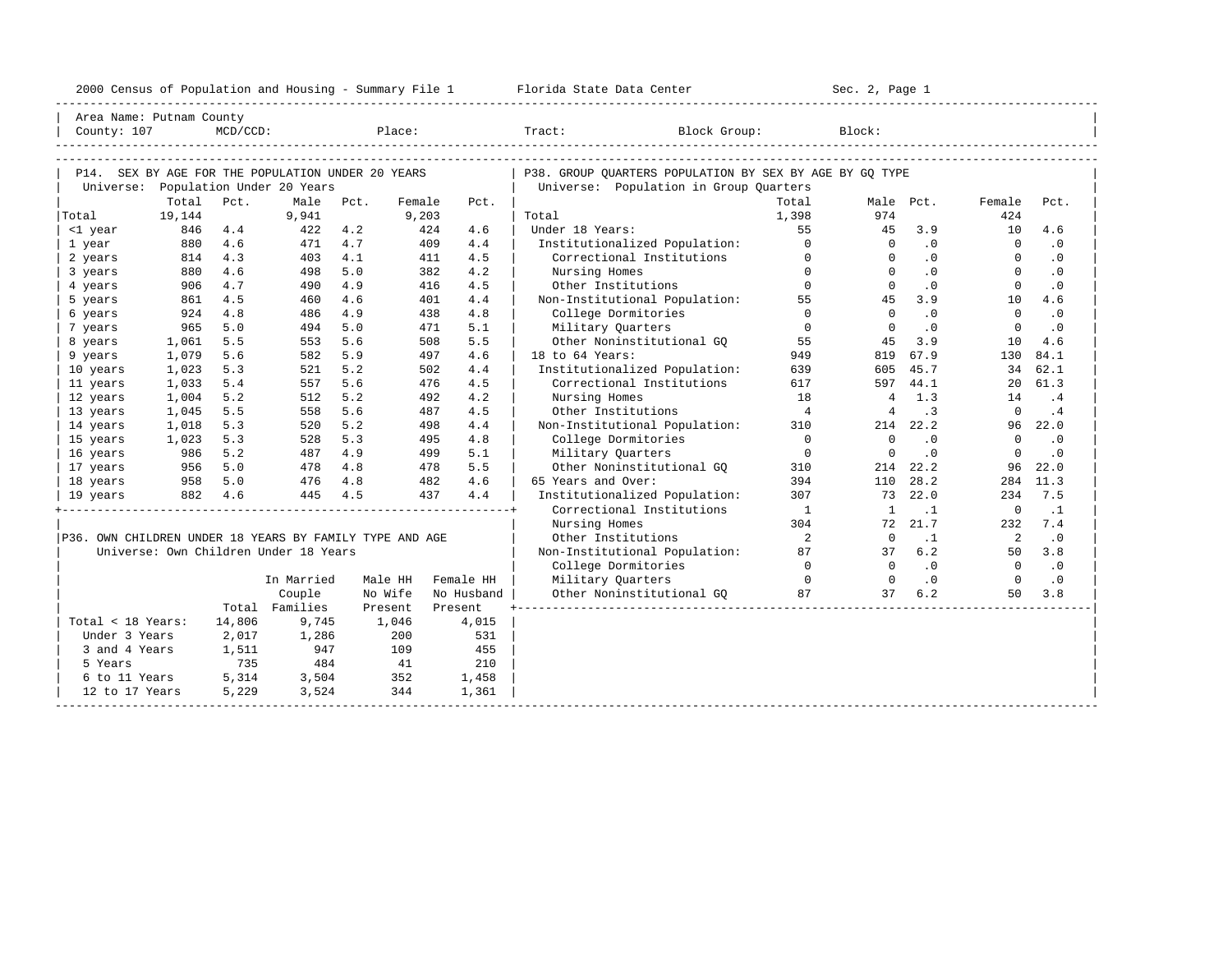2000 Census of Population and Housing - Summary File 1 — Florida State Data Center — Sec. 2, Page 1

Area Name: Putnam County
County: 107 MCD/CCD: Place: Tract: Block Group: Block:

## P14. SEX BY AGE FOR THE POPULATION UNDER 20 YEARS

Universe: Population Under 20 Years

| | Total | Pct. | Male | Pct. | Female | Pct. |
|---|---|---|---|---|---|---|
| Total | 19,144 | | 9,941 | | 9,203 | |
| <1 year | 846 | 4.4 | 422 | 4.2 | 424 | 4.6 |
| 1 year | 880 | 4.6 | 471 | 4.7 | 409 | 4.4 |
| 2 years | 814 | 4.3 | 403 | 4.1 | 411 | 4.5 |
| 3 years | 880 | 4.6 | 498 | 5.0 | 382 | 4.2 |
| 4 years | 906 | 4.7 | 490 | 4.9 | 416 | 4.5 |
| 5 years | 861 | 4.5 | 460 | 4.6 | 401 | 4.4 |
| 6 years | 924 | 4.8 | 486 | 4.9 | 438 | 4.8 |
| 7 years | 965 | 5.0 | 494 | 5.0 | 471 | 5.1 |
| 8 years | 1,061 | 5.5 | 553 | 5.6 | 508 | 5.5 |
| 9 years | 1,079 | 5.6 | 582 | 5.9 | 497 | 4.6 |
| 10 years | 1,023 | 5.3 | 521 | 5.2 | 502 | 4.4 |
| 11 years | 1,033 | 5.4 | 557 | 5.6 | 476 | 4.5 |
| 12 years | 1,004 | 5.2 | 512 | 5.2 | 492 | 4.2 |
| 13 years | 1,045 | 5.5 | 558 | 5.6 | 487 | 4.5 |
| 14 years | 1,018 | 5.3 | 520 | 5.2 | 498 | 4.4 |
| 15 years | 1,023 | 5.3 | 528 | 5.3 | 495 | 4.8 |
| 16 years | 986 | 5.2 | 487 | 4.9 | 499 | 5.1 |
| 17 years | 956 | 5.0 | 478 | 4.8 | 478 | 5.5 |
| 18 years | 958 | 5.0 | 476 | 4.8 | 482 | 4.6 |
| 19 years | 882 | 4.6 | 445 | 4.5 | 437 | 4.4 |

## P36. OWN CHILDREN UNDER 18 YEARS BY FAMILY TYPE AND AGE

Universe: Own Children Under 18 Years

| | Total | In Married Couple Families | Male HH No Wife Present | Female HH No Husband Present |
|---|---|---|---|---|
| Total < 18 Years: | 14,806 | 9,745 | 1,046 | 4,015 |
| Under 3 Years | 2,017 | 1,286 | 200 | 531 |
| 3 and 4 Years | 1,511 | 947 | 109 | 455 |
| 5 Years | 735 | 484 | 41 | 210 |
| 6 to 11 Years | 5,314 | 3,504 | 352 | 1,458 |
| 12 to 17 Years | 5,229 | 3,524 | 344 | 1,361 |

## P38. GROUP QUARTERS POPULATION BY SEX BY AGE BY GQ TYPE

Universe: Population in Group Quarters

| | Total | Male | Pct. | Female | Pct. |
|---|---|---|---|---|---|
| Total | 1,398 | 974 | | 424 | |
| Under 18 Years: | 55 | 45 | 3.9 | 10 | 4.6 |
| Institutionalized Population: | 0 | 0 | .0 | 0 | .0 |
| Correctional Institutions | 0 | 0 | .0 | 0 | .0 |
| Nursing Homes | 0 | 0 | .0 | 0 | .0 |
| Other Institutions | 0 | 0 | .0 | 0 | .0 |
| Non-Institutional Population: | 55 | 45 | 3.9 | 10 | 4.6 |
| College Dormitories | 0 | 0 | .0 | 0 | .0 |
| Military Quarters | 0 | 0 | .0 | 0 | .0 |
| Other Noninstitutional GQ | 55 | 45 | 3.9 | 10 | 4.6 |
| 18 to 64 Years: | 949 | 819 | 67.9 | 130 | 84.1 |
| Institutionalized Population: | 639 | 605 | 45.7 | 34 | 62.1 |
| Correctional Institutions | 617 | 597 | 44.1 | 20 | 61.3 |
| Nursing Homes | 18 | 4 | 1.3 | 14 | .4 |
| Other Institutions | 4 | 4 | .3 | 0 | .4 |
| Non-Institutional Population: | 310 | 214 | 22.2 | 96 | 22.0 |
| College Dormitories | 0 | 0 | .0 | 0 | .0 |
| Military Quarters | 0 | 0 | .0 | 0 | .0 |
| Other Noninstitutional GQ | 310 | 214 | 22.2 | 96 | 22.0 |
| 65 Years and Over: | 394 | 110 | 28.2 | 284 | 11.3 |
| Institutionalized Population: | 307 | 73 | 22.0 | 234 | 7.5 |
| Correctional Institutions | 1 | 1 | .1 | 0 | .1 |
| Nursing Homes | 304 | 72 | 21.7 | 232 | 7.4 |
| Other Institutions | 2 | 0 | .1 | 2 | .0 |
| Non-Institutional Population: | 87 | 37 | 6.2 | 50 | 3.8 |
| College Dormitories | 0 | 0 | .0 | 0 | .0 |
| Military Quarters | 0 | 0 | .0 | 0 | .0 |
| Other Noninstitutional GQ | 87 | 37 | 6.2 | 50 | 3.8 |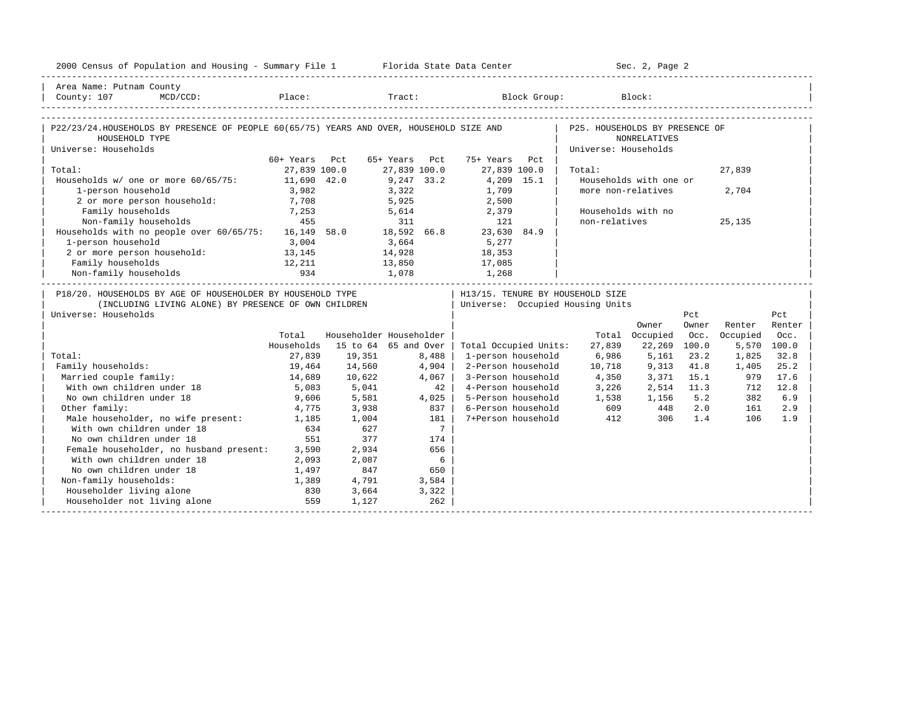Area Name: Putnam County
County: 107 MCD/CCD: Place: Tract: Block Group: Block:

## P22/23/24. HOUSEHOLDS BY PRESENCE OF PEOPLE 60(65/75) YEARS AND OVER, HOUSEHOLD SIZE AND HOUSEHOLD TYPE

Universe: Households

| | 60+ Years | Pct | 65+ Years | Pct | 75+ Years | Pct |
|---|---|---|---|---|---|---|
| Total: | 27,839 | 100.0 | 27,839 | 100.0 | 27,839 | 100.0 |
| Households w/ one or more 60/65/75: | 11,690 | 42.0 | 9,247 | 33.2 | 4,209 | 15.1 |
| 1-person household | 3,982 | | 3,322 | | 1,709 | |
| 2 or more person household: | 7,708 | | 5,925 | | 2,500 | |
| Family households | 7,253 | | 5,614 | | 2,379 | |
| Non-family households | 455 | | 311 | | 121 | |
| Households with no people over 60/65/75: | 16,149 | 58.0 | 18,592 | 66.8 | 23,630 | 84.9 |
| 1-person household | 3,004 | | 3,664 | | 5,277 | |
| 2 or more person household: | 13,145 | | 14,928 | | 18,353 | |
| Family households | 12,211 | | 13,850 | | 17,085 | |
| Non-family households | 934 | | 1,078 | | 1,268 | |

## P25. HOUSEHOLDS BY PRESENCE OF NONRELATIVES

Universe: Households

| | |
|---|---|
| Total: | 27,839 |
| Households with one or more non-relatives | 2,704 |
| Households with no non-relatives | 25,135 |

## P18/20. HOUSEHOLDS BY AGE OF HOUSEHOLDER BY HOUSEHOLD TYPE (INCLUDING LIVING ALONE) BY PRESENCE OF OWN CHILDREN

Universe: Households

| | Total Households | Householder 15 to 64 | Householder 65 and Over |
|---|---|---|---|
| Total: | 27,839 | 19,351 | 8,488 |
| Family households: | 19,464 | 14,560 | 4,904 |
| Married couple family: | 14,689 | 10,622 | 4,067 |
| With own children under 18 | 5,083 | 5,041 | 42 |
| No own children under 18 | 9,606 | 5,581 | 4,025 |
| Other family: | 4,775 | 3,938 | 837 |
| Male householder, no wife present: | 1,185 | 1,004 | 181 |
| With own children under 18 | 634 | 627 | 7 |
| No own children under 18 | 551 | 377 | 174 |
| Female householder, no husband present: | 3,590 | 2,934 | 656 |
| With own children under 18 | 2,093 | 2,087 | 6 |
| No own children under 18 | 1,497 | 847 | 650 |
| Non-family households: | 1,389 | 4,791 | 3,584 |
| Householder living alone | 830 | 3,664 | 3,322 |
| Householder not living alone | 559 | 1,127 | 262 |

## H13/15. TENURE BY HOUSEHOLD SIZE

Universe: Occupied Housing Units

| | Total | Owner Occupied | Pct Owner Occ. | Renter Occupied | Pct Renter Occ. |
|---|---|---|---|---|---|
| Total Occupied Units: | 27,839 | 22,269 | 100.0 | 5,570 | 100.0 |
| 1-person household | 6,986 | 5,161 | 23.2 | 1,825 | 32.8 |
| 2-Person household | 10,718 | 9,313 | 41.8 | 1,405 | 25.2 |
| 3-Person household | 4,350 | 3,371 | 15.1 | 979 | 17.6 |
| 4-Person household | 3,226 | 2,514 | 11.3 | 712 | 12.8 |
| 5-Person household | 1,538 | 1,156 | 5.2 | 382 | 6.9 |
| 6-Person household | 609 | 448 | 2.0 | 161 | 2.9 |
| 7+Person household | 412 | 306 | 1.4 | 106 | 1.9 |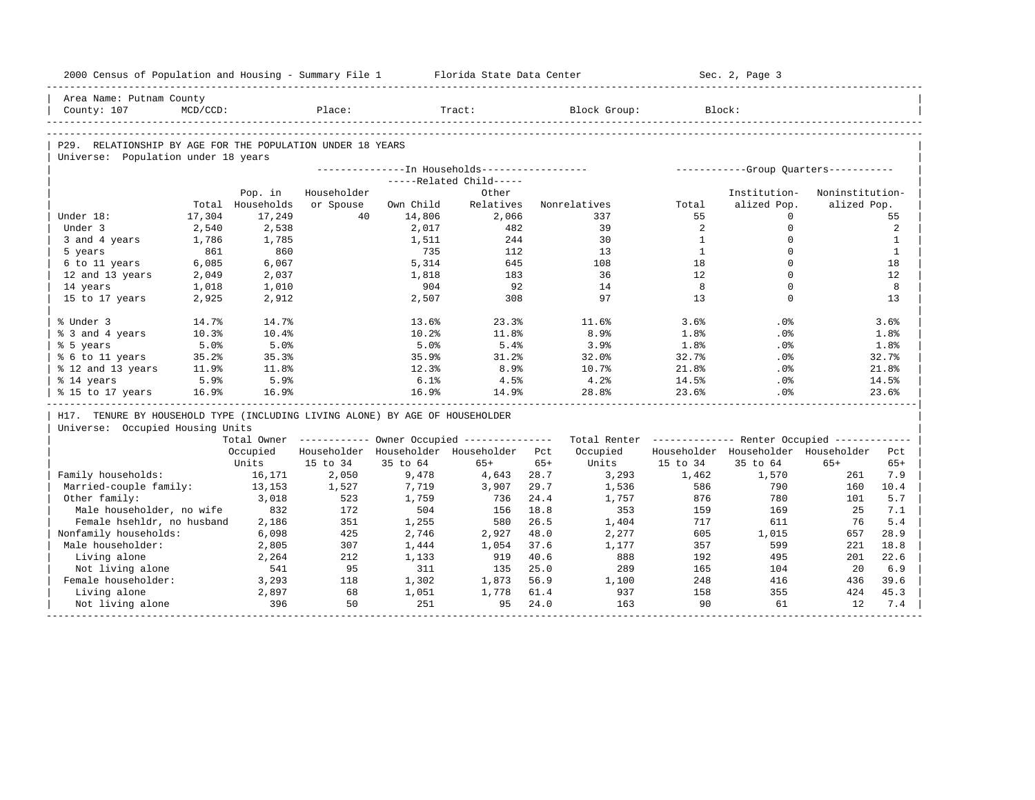2000 Census of Population and Housing - Summary File 1 Florida State Data Center Sec. 2, Page 3

Area Name: Putnam County
County: 107 MCD/CCD: Place: Tract: Block Group: Block:

## P29. RELATIONSHIP BY AGE FOR THE POPULATION UNDER 18 YEARS

Universe: Population under 18 years

| | Total | Pop. in Households | In Households: Householder or Spouse | Related Child: Own Child | Related Child: Other Relatives | Nonrelatives | Group Quarters: Total | Institutionalized Pop. | Noninstitutionalized Pop. |
|---|---|---|---|---|---|---|---|---|---|
| Under 18: | 17,304 | 17,249 | 40 | 14,806 | 2,066 | 337 | 55 | 0 | 55 |
| Under 3 | 2,540 | 2,538 | | 2,017 | 482 | 39 | 2 | 0 | 2 |
| 3 and 4 years | 1,786 | 1,785 | | 1,511 | 244 | 30 | 1 | 0 | 1 |
| 5 years | 861 | 860 | | 735 | 112 | 13 | 1 | 0 | 1 |
| 6 to 11 years | 6,085 | 6,067 | | 5,314 | 645 | 108 | 18 | 0 | 18 |
| 12 and 13 years | 2,049 | 2,037 | | 1,818 | 183 | 36 | 12 | 0 | 12 |
| 14 years | 1,018 | 1,010 | | 904 | 92 | 14 | 8 | 0 | 8 |
| 15 to 17 years | 2,925 | 2,912 | | 2,507 | 308 | 97 | 13 | 0 | 13 |
| % Under 3 | 14.7% | 14.7% | | 13.6% | 23.3% | 11.6% | 3.6% | .0% | 3.6% |
| % 3 and 4 years | 10.3% | 10.4% | | 10.2% | 11.8% | 8.9% | 1.8% | .0% | 1.8% |
| % 5 years | 5.0% | 5.0% | | 5.0% | 5.4% | 3.9% | 1.8% | .0% | 1.8% |
| % 6 to 11 years | 35.2% | 35.3% | | 35.9% | 31.2% | 32.0% | 32.7% | .0% | 32.7% |
| % 12 and 13 years | 11.9% | 11.8% | | 12.3% | 8.9% | 10.7% | 21.8% | .0% | 21.8% |
| % 14 years | 5.9% | 5.9% | | 6.1% | 4.5% | 4.2% | 14.5% | .0% | 14.5% |
| % 15 to 17 years | 16.9% | 16.9% | | 16.9% | 14.9% | 28.8% | 23.6% | .0% | 23.6% |

## H17. TENURE BY HOUSEHOLD TYPE (INCLUDING LIVING ALONE) BY AGE OF HOUSEHOLDER

Universe: Occupied Housing Units

| | Total Owner Occupied Units | Owner: Householder 15 to 34 | Owner: Householder 35 to 64 | Owner: Householder 65+ | Pct 65+ | Total Renter Occupied Units | Renter: Householder 15 to 34 | Renter: Householder 35 to 64 | Renter: Householder 65+ | Pct 65+ |
|---|---|---|---|---|---|---|---|---|---|---|
| Family households: | 16,171 | 2,050 | 9,478 | 4,643 | 28.7 | 3,293 | 1,462 | 1,570 | 261 | 7.9 |
| Married-couple family: | 13,153 | 1,527 | 7,719 | 3,907 | 29.7 | 1,536 | 586 | 790 | 160 | 10.4 |
| Other family: | 3,018 | 523 | 1,759 | 736 | 24.4 | 1,757 | 876 | 780 | 101 | 5.7 |
| Male householder, no wife | 832 | 172 | 504 | 156 | 18.8 | 353 | 159 | 169 | 25 | 7.1 |
| Female hsehldr, no husband | 2,186 | 351 | 1,255 | 580 | 26.5 | 1,404 | 717 | 611 | 76 | 5.4 |
| Nonfamily households: | 6,098 | 425 | 2,746 | 2,927 | 48.0 | 2,277 | 605 | 1,015 | 657 | 28.9 |
| Male householder: | 2,805 | 307 | 1,444 | 1,054 | 37.6 | 1,177 | 357 | 599 | 221 | 18.8 |
| Living alone | 2,264 | 212 | 1,133 | 919 | 40.6 | 888 | 192 | 495 | 201 | 22.6 |
| Not living alone | 541 | 95 | 311 | 135 | 25.0 | 289 | 165 | 104 | 20 | 6.9 |
| Female householder: | 3,293 | 118 | 1,302 | 1,873 | 56.9 | 1,100 | 248 | 416 | 436 | 39.6 |
| Living alone | 2,897 | 68 | 1,051 | 1,778 | 61.4 | 937 | 158 | 355 | 424 | 45.3 |
| Not living alone | 396 | 50 | 251 | 95 | 24.0 | 163 | 90 | 61 | 12 | 7.4 |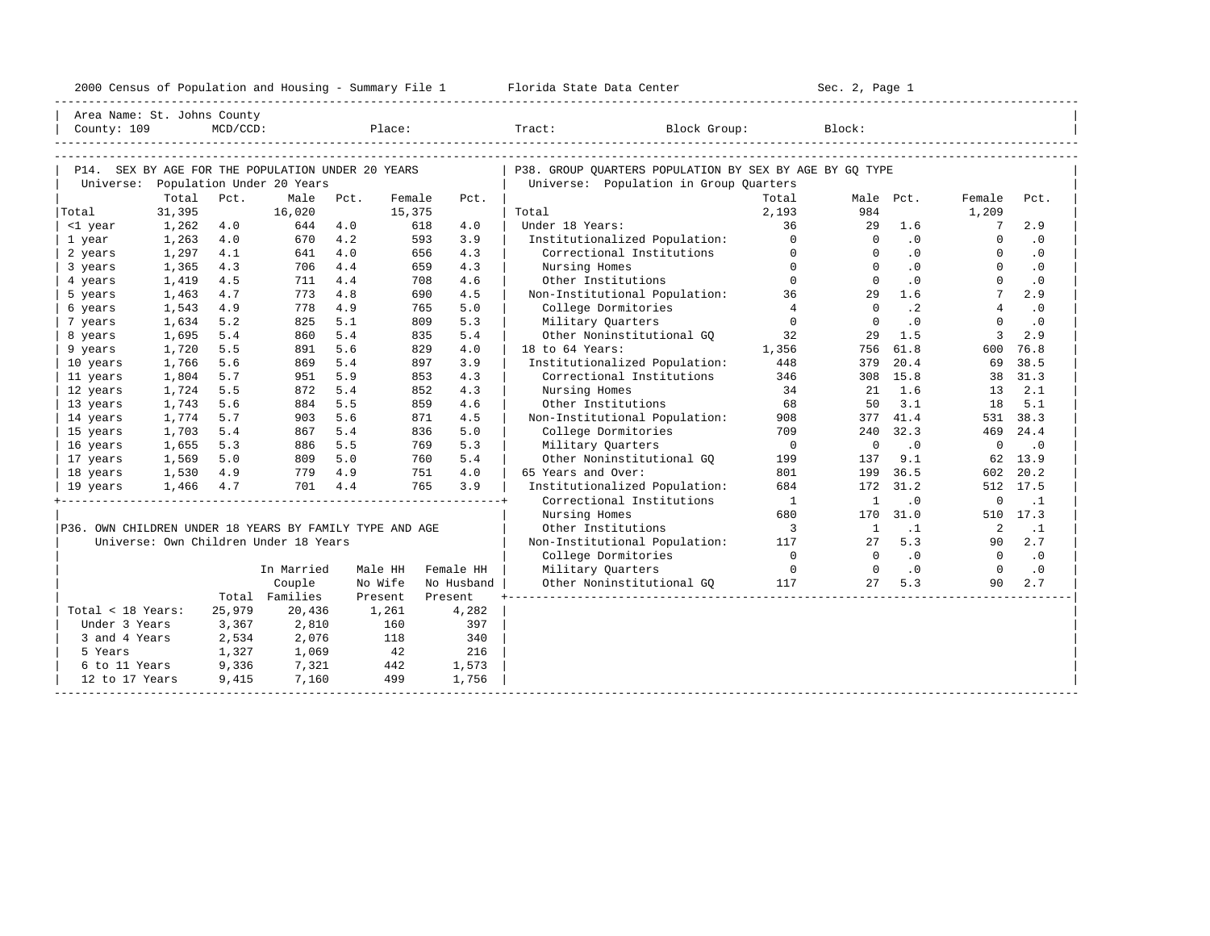2000 Census of Population and Housing - Summary File 1 Florida State Data Center Sec. 2, Page 1

Area Name: St. Johns County
County: 109 MCD/CCD: Place: Tract: Block Group: Block:

## P14. SEX BY AGE FOR THE POPULATION UNDER 20 YEARS

Universe: Population Under 20 Years

| | Total | Pct. | Male | Pct. | Female | Pct. |
|---|---|---|---|---|---|---|
| Total | 31,395 | | 16,020 | | 15,375 | |
| <1 year | 1,262 | 4.0 | 644 | 4.0 | 618 | 4.0 |
| 1 year | 1,263 | 4.0 | 670 | 4.2 | 593 | 3.9 |
| 2 years | 1,297 | 4.1 | 641 | 4.0 | 656 | 4.3 |
| 3 years | 1,365 | 4.3 | 706 | 4.4 | 659 | 4.3 |
| 4 years | 1,419 | 4.5 | 711 | 4.4 | 708 | 4.6 |
| 5 years | 1,463 | 4.7 | 773 | 4.8 | 690 | 4.5 |
| 6 years | 1,543 | 4.9 | 778 | 4.9 | 765 | 5.0 |
| 7 years | 1,634 | 5.2 | 825 | 5.1 | 809 | 5.3 |
| 8 years | 1,695 | 5.4 | 860 | 5.4 | 835 | 5.4 |
| 9 years | 1,720 | 5.5 | 891 | 5.6 | 829 | 4.0 |
| 10 years | 1,766 | 5.6 | 869 | 5.4 | 897 | 3.9 |
| 11 years | 1,804 | 5.7 | 951 | 5.9 | 853 | 4.3 |
| 12 years | 1,724 | 5.5 | 872 | 5.4 | 852 | 4.3 |
| 13 years | 1,743 | 5.6 | 884 | 5.5 | 859 | 4.6 |
| 14 years | 1,774 | 5.7 | 903 | 5.6 | 871 | 4.5 |
| 15 years | 1,703 | 5.4 | 867 | 5.4 | 836 | 5.0 |
| 16 years | 1,655 | 5.3 | 886 | 5.5 | 769 | 5.3 |
| 17 years | 1,569 | 5.0 | 809 | 5.0 | 760 | 5.4 |
| 18 years | 1,530 | 4.9 | 779 | 4.9 | 751 | 4.0 |
| 19 years | 1,466 | 4.7 | 701 | 4.4 | 765 | 3.9 |

## P36. OWN CHILDREN UNDER 18 YEARS BY FAMILY TYPE AND AGE

Universe: Own Children Under 18 Years

| | Total | In Married Couple Families | Male HH No Wife Present | Female HH No Husband Present |
|---|---|---|---|---|
| Total < 18 Years: | 25,979 | 20,436 | 1,261 | 4,282 |
| Under 3 Years | 3,367 | 2,810 | 160 | 397 |
| 3 and 4 Years | 2,534 | 2,076 | 118 | 340 |
| 5 Years | 1,327 | 1,069 | 42 | 216 |
| 6 to 11 Years | 9,336 | 7,321 | 442 | 1,573 |
| 12 to 17 Years | 9,415 | 7,160 | 499 | 1,756 |

## P38. GROUP QUARTERS POPULATION BY SEX BY AGE BY GQ TYPE

Universe: Population in Group Quarters

| | Total | Male | Pct. | Female | Pct. |
|---|---|---|---|---|---|
| Total | 2,193 | 984 | | 1,209 | |
| Under 18 Years: | 36 | 29 | 1.6 | 7 | 2.9 |
| Institutionalized Population: | 0 | 0 | .0 | 0 | .0 |
| Correctional Institutions | 0 | 0 | .0 | 0 | .0 |
| Nursing Homes | 0 | 0 | .0 | 0 | .0 |
| Other Institutions | 0 | 0 | .0 | 0 | .0 |
| Non-Institutional Population: | 36 | 29 | 1.6 | 7 | 2.9 |
| College Dormitories | 4 | 0 | .2 | 4 | .0 |
| Military Quarters | 0 | 0 | .0 | 0 | .0 |
| Other Noninstitutional GQ | 32 | 29 | 1.5 | 3 | 2.9 |
| 18 to 64 Years: | 1,356 | 756 | 61.8 | 600 | 76.8 |
| Institutionalized Population: | 448 | 379 | 20.4 | 69 | 38.5 |
| Correctional Institutions | 346 | 308 | 15.8 | 38 | 31.3 |
| Nursing Homes | 34 | 21 | 1.6 | 13 | 2.1 |
| Other Institutions | 68 | 50 | 3.1 | 18 | 5.1 |
| Non-Institutional Population: | 908 | 377 | 41.4 | 531 | 38.3 |
| College Dormitories | 709 | 240 | 32.3 | 469 | 24.4 |
| Military Quarters | 0 | 0 | .0 | 0 | .0 |
| Other Noninstitutional GQ | 199 | 137 | 9.1 | 62 | 13.9 |
| 65 Years and Over: | 801 | 199 | 36.5 | 602 | 20.2 |
| Institutionalized Population: | 684 | 172 | 31.2 | 512 | 17.5 |
| Correctional Institutions | 1 | 1 | .0 | 0 | .1 |
| Nursing Homes | 680 | 170 | 31.0 | 510 | 17.3 |
| Other Institutions | 3 | 1 | .1 | 2 | .1 |
| Non-Institutional Population: | 117 | 27 | 5.3 | 90 | 2.7 |
| College Dormitories | 0 | 0 | .0 | 0 | .0 |
| Military Quarters | 0 | 0 | .0 | 0 | .0 |
| Other Noninstitutional GQ | 117 | 27 | 5.3 | 90 | 2.7 |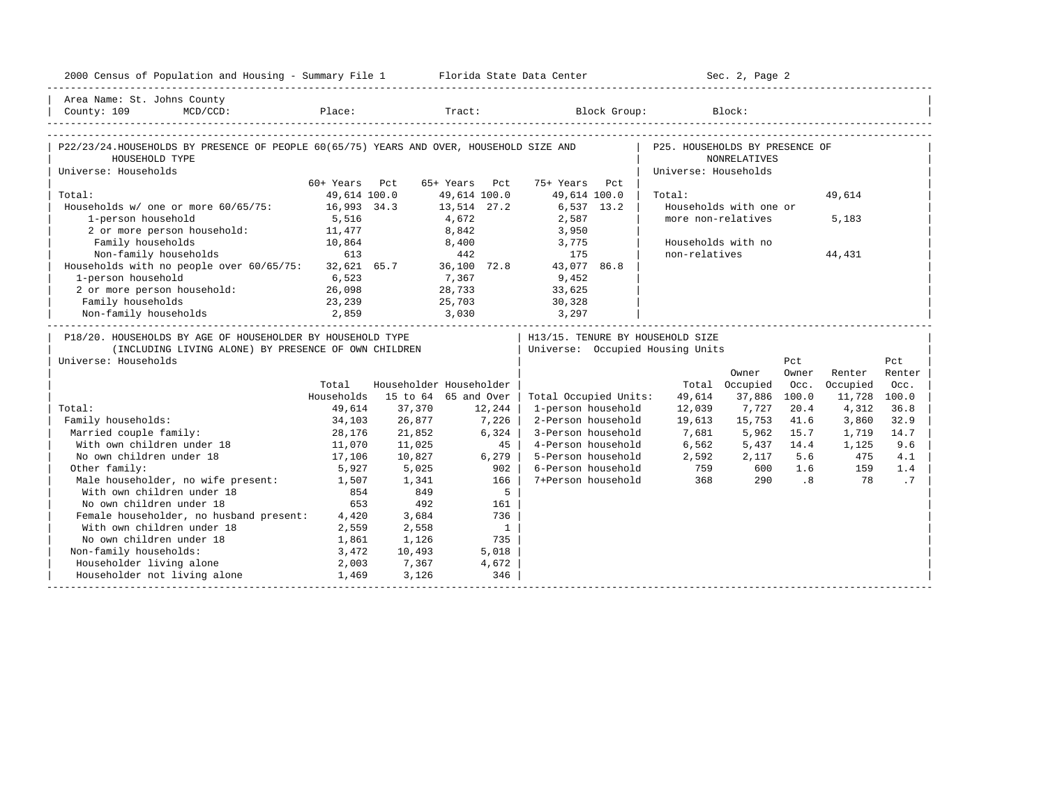Area Name: St. Johns County
County: 109 MCD/CCD: Place: Tract: Block Group: Block:

## P22/23/24. HOUSEHOLDS BY PRESENCE OF PEOPLE 60(65/75) YEARS AND OVER, HOUSEHOLD SIZE AND HOUSEHOLD TYPE

Universe: Households

| | 60+ Years | Pct | 65+ Years | Pct | 75+ Years | Pct |
|---|---|---|---|---|---|---|
| Total: | 49,614 | 100.0 | 49,614 | 100.0 | 49,614 | 100.0 |
| Households w/ one or more 60/65/75: | 16,993 | 34.3 | 13,514 | 27.2 | 6,537 | 13.2 |
| 1-person household | 5,516 | | 4,672 | | 2,587 | |
| 2 or more person household: | 11,477 | | 8,842 | | 3,950 | |
| Family households | 10,864 | | 8,400 | | 3,775 | |
| Non-family households | 613 | | 442 | | 175 | |
| Households with no people over 60/65/75: | 32,621 | 65.7 | 36,100 | 72.8 | 43,077 | 86.8 |
| 1-person household | 6,523 | | 7,367 | | 9,452 | |
| 2 or more person household: | 26,098 | | 28,733 | | 33,625 | |
| Family households | 23,239 | | 25,703 | | 30,328 | |
| Non-family households | 2,859 | | 3,030 | | 3,297 | |

## P25. HOUSEHOLDS BY PRESENCE OF NONRELATIVES

Universe: Households

| | |
|---|---|
| Total: | 49,614 |
| Households with one or more non-relatives | 5,183 |
| Households with no non-relatives | 44,431 |

## P18/20. HOUSEHOLDS BY AGE OF HOUSEHOLDER BY HOUSEHOLD TYPE (INCLUDING LIVING ALONE) BY PRESENCE OF OWN CHILDREN

Universe: Households

| | Total Households | Householder 15 to 64 | Householder 65 and Over |
|---|---|---|---|
| Total: | 49,614 | 37,370 | 12,244 |
| Family households: | 34,103 | 26,877 | 7,226 |
| Married couple family: | 28,176 | 21,852 | 6,324 |
| With own children under 18 | 11,070 | 11,025 | 45 |
| No own children under 18 | 17,106 | 10,827 | 6,279 |
| Other family: | 5,927 | 5,025 | 902 |
| Male householder, no wife present: | 1,507 | 1,341 | 166 |
| With own children under 18 | 854 | 849 | 5 |
| No own children under 18 | 653 | 492 | 161 |
| Female householder, no husband present: | 4,420 | 3,684 | 736 |
| With own children under 18 | 2,559 | 2,558 | 1 |
| No own children under 18 | 1,861 | 1,126 | 735 |
| Non-family households: | 3,472 | 10,493 | 5,018 |
| Householder living alone | 2,003 | 7,367 | 4,672 |
| Householder not living alone | 1,469 | 3,126 | 346 |

## H13/15. TENURE BY HOUSEHOLD SIZE

Universe: Occupied Housing Units

| | Total | Owner Occupied | Pct Owner Occ. | Renter Occupied | Pct Renter Occ. |
|---|---|---|---|---|---|
| Total Occupied Units: | 49,614 | 37,886 | 100.0 | 11,728 | 100.0 |
| 1-person household | 12,039 | 7,727 | 20.4 | 4,312 | 36.8 |
| 2-Person household | 19,613 | 15,753 | 41.6 | 3,860 | 32.9 |
| 3-Person household | 7,681 | 5,962 | 15.7 | 1,719 | 14.7 |
| 4-Person household | 6,562 | 5,437 | 14.4 | 1,125 | 9.6 |
| 5-Person household | 2,592 | 2,117 | 5.6 | 475 | 4.1 |
| 6-Person household | 759 | 600 | 1.6 | 159 | 1.4 |
| 7+Person household | 368 | 290 | .8 | 78 | .7 |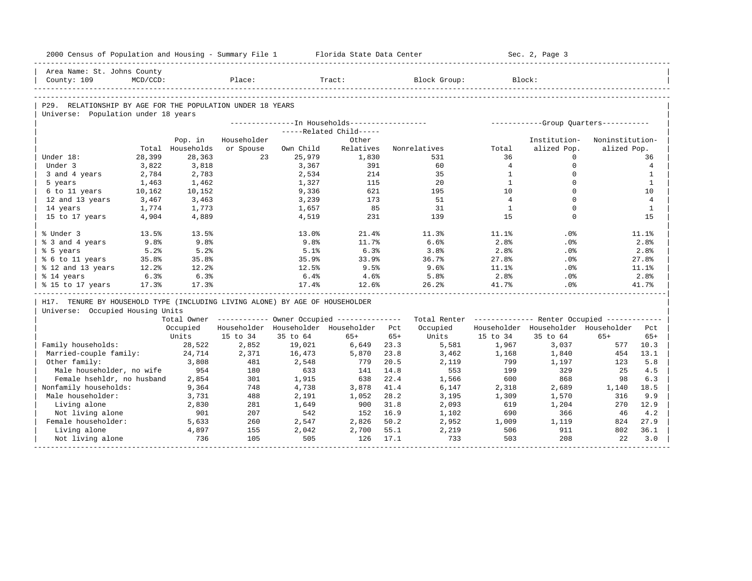Area Name: St. Johns County
County: 109 MCD/CCD: Place: Tract: Block Group: Block:

## P29. RELATIONSHIP BY AGE FOR THE POPULATION UNDER 18 YEARS

Universe: Population under 18 years

| | | In Households | | | | | Group Quarters | | |
|---|---|---|---|---|---|---|---|---|---|
| | | | | Related Child | | | | | |
| | Total | Pop. in Households | Householder or Spouse | Own Child | Other Relatives | Nonrelatives | Total | Institutionalized Pop. | Noninstitutionalized Pop. |
| Under 18: | 28,399 | 28,363 | 23 | 25,979 | 1,830 | 531 | 36 | 0 | 36 |
| Under 3 | 3,822 | 3,818 | | 3,367 | 391 | 60 | 4 | 0 | 4 |
| 3 and 4 years | 2,784 | 2,783 | | 2,534 | 214 | 35 | 1 | 0 | 1 |
| 5 years | 1,463 | 1,462 | | 1,327 | 115 | 20 | 1 | 0 | 1 |
| 6 to 11 years | 10,162 | 10,152 | | 9,336 | 621 | 195 | 10 | 0 | 10 |
| 12 and 13 years | 3,467 | 3,463 | | 3,239 | 173 | 51 | 4 | 0 | 4 |
| 14 years | 1,774 | 1,773 | | 1,657 | 85 | 31 | 1 | 0 | 1 |
| 15 to 17 years | 4,904 | 4,889 | | 4,519 | 231 | 139 | 15 | 0 | 15 |
| % Under 3 | 13.5% | 13.5% | | 13.0% | 21.4% | 11.3% | 11.1% | .0% | 11.1% |
| % 3 and 4 years | 9.8% | 9.8% | | 9.8% | 11.7% | 6.6% | 2.8% | .0% | 2.8% |
| % 5 years | 5.2% | 5.2% | | 5.1% | 6.3% | 3.8% | 2.8% | .0% | 2.8% |
| % 6 to 11 years | 35.8% | 35.8% | | 35.9% | 33.9% | 36.7% | 27.8% | .0% | 27.8% |
| % 12 and 13 years | 12.2% | 12.2% | | 12.5% | 9.5% | 9.6% | 11.1% | .0% | 11.1% |
| % 14 years | 6.3% | 6.3% | | 6.4% | 4.6% | 5.8% | 2.8% | .0% | 2.8% |
| % 15 to 17 years | 17.3% | 17.3% | | 17.4% | 12.6% | 26.2% | 41.7% | .0% | 41.7% |

## H17. TENURE BY HOUSEHOLD TYPE (INCLUDING LIVING ALONE) BY AGE OF HOUSEHOLDER

Universe: Occupied Housing Units

| | Total Owner Occupied Units | Owner Occupied | | | | Total Renter Occupied Units | Renter Occupied | | | |
|---|---|---|---|---|---|---|---|---|---|---|
| | | Householder 15 to 34 | Householder 35 to 64 | Householder 65+ | Pct 65+ | | Householder 15 to 34 | Householder 35 to 64 | Householder 65+ | Pct 65+ |
| Family households: | 28,522 | 2,852 | 19,021 | 6,649 | 23.3 | 5,581 | 1,967 | 3,037 | 577 | 10.3 |
| Married-couple family: | 24,714 | 2,371 | 16,473 | 5,870 | 23.8 | 3,462 | 1,168 | 1,840 | 454 | 13.1 |
| Other family: | 3,808 | 481 | 2,548 | 779 | 20.5 | 2,119 | 799 | 1,197 | 123 | 5.8 |
| Male householder, no wife | 954 | 180 | 633 | 141 | 14.8 | 553 | 199 | 329 | 25 | 4.5 |
| Female hsehldr, no husband | 2,854 | 301 | 1,915 | 638 | 22.4 | 1,566 | 600 | 868 | 98 | 6.3 |
| Nonfamily households: | 9,364 | 748 | 4,738 | 3,878 | 41.4 | 6,147 | 2,318 | 2,689 | 1,140 | 18.5 |
| Male householder: | 3,731 | 488 | 2,191 | 1,052 | 28.2 | 3,195 | 1,309 | 1,570 | 316 | 9.9 |
| Living alone | 2,830 | 281 | 1,649 | 900 | 31.8 | 2,093 | 619 | 1,204 | 270 | 12.9 |
| Not living alone | 901 | 207 | 542 | 152 | 16.9 | 1,102 | 690 | 366 | 46 | 4.2 |
| Female householder: | 5,633 | 260 | 2,547 | 2,826 | 50.2 | 2,952 | 1,009 | 1,119 | 824 | 27.9 |
| Living alone | 4,897 | 155 | 2,042 | 2,700 | 55.1 | 2,219 | 506 | 911 | 802 | 36.1 |
| Not living alone | 736 | 105 | 505 | 126 | 17.1 | 733 | 503 | 208 | 22 | 3.0 |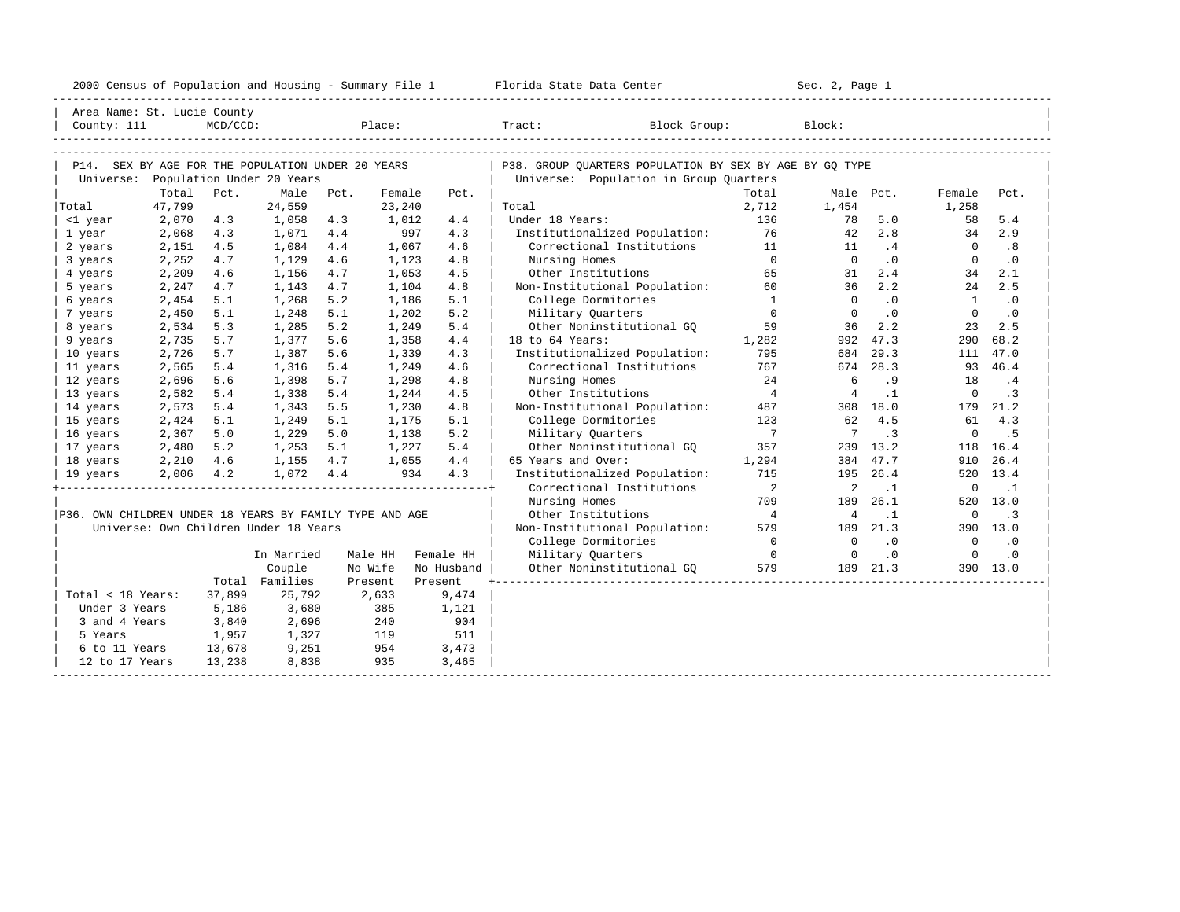2000 Census of Population and Housing - Summary File 1 Florida State Data Center Sec. 2, Page 1

Area Name: St. Lucie County
County: 111 MCD/CCD: Place: Tract: Block Group: Block:

## P14. SEX BY AGE FOR THE POPULATION UNDER 20 YEARS

Universe: Population Under 20 Years

| | Total | Pct. | Male | Pct. | Female | Pct. |
|---|---|---|---|---|---|---|
| Total | 47,799 | | 24,559 | | 23,240 | |
| <1 year | 2,070 | 4.3 | 1,058 | 4.3 | 1,012 | 4.4 |
| 1 year | 2,068 | 4.3 | 1,071 | 4.4 | 997 | 4.3 |
| 2 years | 2,151 | 4.5 | 1,084 | 4.4 | 1,067 | 4.6 |
| 3 years | 2,252 | 4.7 | 1,129 | 4.6 | 1,123 | 4.8 |
| 4 years | 2,209 | 4.6 | 1,156 | 4.7 | 1,053 | 4.5 |
| 5 years | 2,247 | 4.7 | 1,143 | 4.7 | 1,104 | 4.8 |
| 6 years | 2,454 | 5.1 | 1,268 | 5.2 | 1,186 | 5.1 |
| 7 years | 2,450 | 5.1 | 1,248 | 5.1 | 1,202 | 5.2 |
| 8 years | 2,534 | 5.3 | 1,285 | 5.2 | 1,249 | 5.4 |
| 9 years | 2,735 | 5.7 | 1,377 | 5.6 | 1,358 | 4.4 |
| 10 years | 2,726 | 5.7 | 1,387 | 5.6 | 1,339 | 4.3 |
| 11 years | 2,565 | 5.4 | 1,316 | 5.4 | 1,249 | 4.6 |
| 12 years | 2,696 | 5.6 | 1,398 | 5.7 | 1,298 | 4.8 |
| 13 years | 2,582 | 5.4 | 1,338 | 5.4 | 1,244 | 4.5 |
| 14 years | 2,573 | 5.4 | 1,343 | 5.5 | 1,230 | 4.8 |
| 15 years | 2,424 | 5.1 | 1,249 | 5.1 | 1,175 | 5.1 |
| 16 years | 2,367 | 5.0 | 1,229 | 5.0 | 1,138 | 5.2 |
| 17 years | 2,480 | 5.2 | 1,253 | 5.1 | 1,227 | 5.4 |
| 18 years | 2,210 | 4.6 | 1,155 | 4.7 | 1,055 | 4.4 |
| 19 years | 2,006 | 4.2 | 1,072 | 4.4 | 934 | 4.3 |

## P36. OWN CHILDREN UNDER 18 YEARS BY FAMILY TYPE AND AGE

Universe: Own Children Under 18 Years

| | Total | In Married Couple Families | Male HH No Wife Present | Female HH No Husband Present |
|---|---|---|---|---|
| Total < 18 Years: | 37,899 | 25,792 | 2,633 | 9,474 |
| Under 3 Years | 5,186 | 3,680 | 385 | 1,121 |
| 3 and 4 Years | 3,840 | 2,696 | 240 | 904 |
| 5 Years | 1,957 | 1,327 | 119 | 511 |
| 6 to 11 Years | 13,678 | 9,251 | 954 | 3,473 |
| 12 to 17 Years | 13,238 | 8,838 | 935 | 3,465 |

## P38. GROUP QUARTERS POPULATION BY SEX BY AGE BY GQ TYPE

Universe: Population in Group Quarters

| | Total | Male | Pct. | Female | Pct. |
|---|---|---|---|---|---|
| Total | 2,712 | 1,454 | | 1,258 | |
| Under 18 Years: | 136 | 78 | 5.0 | 58 | 5.4 |
| Institutionalized Population: | 76 | 42 | 2.8 | 34 | 2.9 |
| Correctional Institutions | 11 | 11 | .4 | 0 | .8 |
| Nursing Homes | 0 | 0 | .0 | 0 | .0 |
| Other Institutions | 65 | 31 | 2.4 | 34 | 2.1 |
| Non-Institutional Population: | 60 | 36 | 2.2 | 24 | 2.5 |
| College Dormitories | 1 | 0 | .0 | 1 | .0 |
| Military Quarters | 0 | 0 | .0 | 0 | .0 |
| Other Noninstitutional GQ | 59 | 36 | 2.2 | 23 | 2.5 |
| 18 to 64 Years: | 1,282 | 992 | 47.3 | 290 | 68.2 |
| Institutionalized Population: | 795 | 684 | 29.3 | 111 | 47.0 |
| Correctional Institutions | 767 | 674 | 28.3 | 93 | 46.4 |
| Nursing Homes | 24 | 6 | .9 | 18 | .4 |
| Other Institutions | 4 | 4 | .1 | 0 | .3 |
| Non-Institutional Population: | 487 | 308 | 18.0 | 179 | 21.2 |
| College Dormitories | 123 | 62 | 4.5 | 61 | 4.3 |
| Military Quarters | 7 | 7 | .3 | 0 | .5 |
| Other Noninstitutional GQ | 357 | 239 | 13.2 | 118 | 16.4 |
| 65 Years and Over: | 1,294 | 384 | 47.7 | 910 | 26.4 |
| Institutionalized Population: | 715 | 195 | 26.4 | 520 | 13.4 |
| Correctional Institutions | 2 | 2 | .1 | 0 | .1 |
| Nursing Homes | 709 | 189 | 26.1 | 520 | 13.0 |
| Other Institutions | 4 | 4 | .1 | 0 | .3 |
| Non-Institutional Population: | 579 | 189 | 21.3 | 390 | 13.0 |
| College Dormitories | 0 | 0 | .0 | 0 | .0 |
| Military Quarters | 0 | 0 | .0 | 0 | .0 |
| Other Noninstitutional GQ | 579 | 189 | 21.3 | 390 | 13.0 |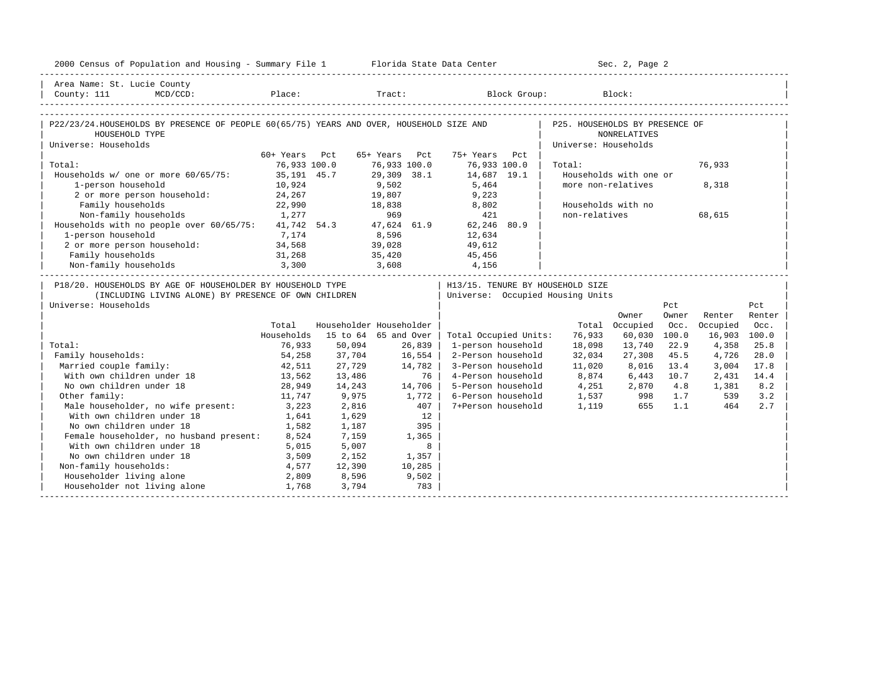2000 Census of Population and Housing - Summary File 1 Florida State Data Center Sec. 2, Page 2

Area Name: St. Lucie County
County: 111 MCD/CCD: Place: Tract: Block Group: Block:

## P22/23/24. HOUSEHOLDS BY PRESENCE OF PEOPLE 60(65/75) YEARS AND OVER, HOUSEHOLD SIZE AND HOUSEHOLD TYPE

Universe: Households

| | 60+ Years | Pct | 65+ Years | Pct | 75+ Years | Pct |
|---|---|---|---|---|---|---|
| Total: | 76,933 | 100.0 | 76,933 | 100.0 | 76,933 | 100.0 |
| Households w/ one or more 60/65/75: | 35,191 | 45.7 | 29,309 | 38.1 | 14,687 | 19.1 |
| 1-person household | 10,924 | | 9,502 | | 5,464 | |
| 2 or more person household: | 24,267 | | 19,807 | | 9,223 | |
| Family households | 22,990 | | 18,838 | | 8,802 | |
| Non-family households | 1,277 | | 969 | | 421 | |
| Households with no people over 60/65/75: | 41,742 | 54.3 | 47,624 | 61.9 | 62,246 | 80.9 |
| 1-person household | 7,174 | | 8,596 | | 12,634 | |
| 2 or more person household: | 34,568 | | 39,028 | | 49,612 | |
| Family households | 31,268 | | 35,420 | | 45,456 | |
| Non-family households | 3,300 | | 3,608 | | 4,156 | |

## P25. HOUSEHOLDS BY PRESENCE OF NONRELATIVES

Universe: Households

| | |
|---|---|
| Total: | 76,933 |
| Households with one or more non-relatives | 8,318 |
| Households with no non-relatives | 68,615 |

## P18/20. HOUSEHOLDS BY AGE OF HOUSEHOLDER BY HOUSEHOLD TYPE (INCLUDING LIVING ALONE) BY PRESENCE OF OWN CHILDREN

Universe: Households

| | Total Households | Householder 15 to 64 | Householder 65 and Over |
|---|---|---|---|
| Total: | 76,933 | 50,094 | 26,839 |
| Family households: | 54,258 | 37,704 | 16,554 |
| Married couple family: | 42,511 | 27,729 | 14,782 |
| With own children under 18 | 13,562 | 13,486 | 76 |
| No own children under 18 | 28,949 | 14,243 | 14,706 |
| Other family: | 11,747 | 9,975 | 1,772 |
| Male householder, no wife present: | 3,223 | 2,816 | 407 |
| With own children under 18 | 1,641 | 1,629 | 12 |
| No own children under 18 | 1,582 | 1,187 | 395 |
| Female householder, no husband present: | 8,524 | 7,159 | 1,365 |
| With own children under 18 | 5,015 | 5,007 | 8 |
| No own children under 18 | 3,509 | 2,152 | 1,357 |
| Non-family households: | 4,577 | 12,390 | 10,285 |
| Householder living alone | 2,809 | 8,596 | 9,502 |
| Householder not living alone | 1,768 | 3,794 | 783 |

## H13/15. TENURE BY HOUSEHOLD SIZE

Universe: Occupied Housing Units

| | Total | Owner Occupied | Pct Owner Occ. | Renter Occupied | Pct Renter Occ. |
|---|---|---|---|---|---|
| Total Occupied Units: | 76,933 | 60,030 | 100.0 | 16,903 | 100.0 |
| 1-person household | 18,098 | 13,740 | 22.9 | 4,358 | 25.8 |
| 2-Person household | 32,034 | 27,308 | 45.5 | 4,726 | 28.0 |
| 3-Person household | 11,020 | 8,016 | 13.4 | 3,004 | 17.8 |
| 4-Person household | 8,874 | 6,443 | 10.7 | 2,431 | 14.4 |
| 5-Person household | 4,251 | 2,870 | 4.8 | 1,381 | 8.2 |
| 6-Person household | 1,537 | 998 | 1.7 | 539 | 3.2 |
| 7+Person household | 1,119 | 655 | 1.1 | 464 | 2.7 |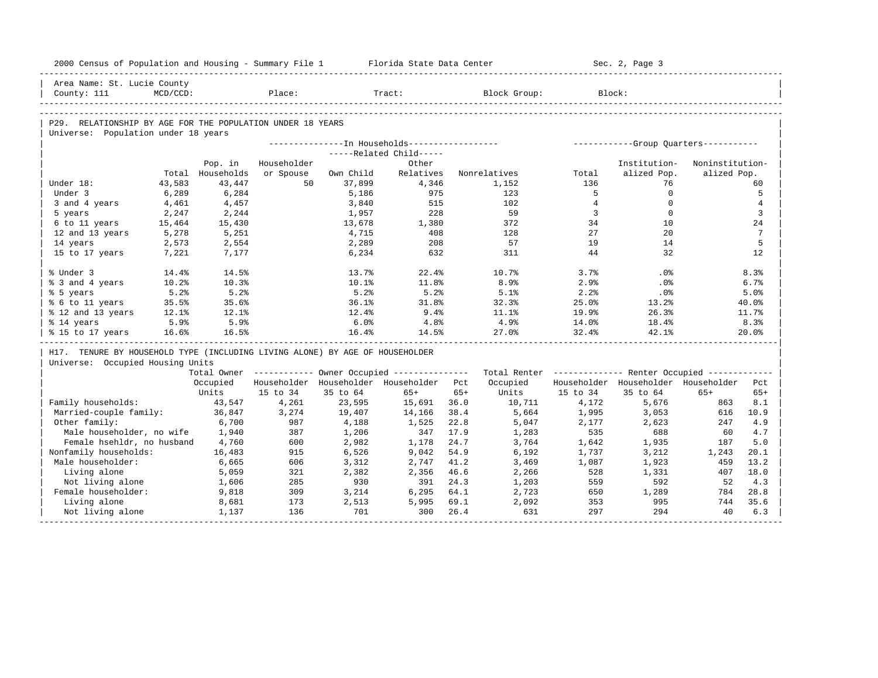Area Name: St. Lucie County
County: 111 MCD/CCD: Place: Tract: Block Group: Block:

## P29. RELATIONSHIP BY AGE FOR THE POPULATION UNDER 18 YEARS

Universe: Population under 18 years

| | Total | In Households: Pop. in Households | Householder or Spouse | Related Child: Own Child | Related Child: Other Relatives | Nonrelatives | Group Quarters: Total | Institution-alized Pop. | Noninstitution-alized Pop. |
|---|---|---|---|---|---|---|---|---|---|
| Under 18: | 43,583 | 43,447 | 50 | 37,899 | 4,346 | 1,152 | 136 | 76 | 60 |
| Under 3 | 6,289 | 6,284 | | 5,186 | 975 | 123 | 5 | 0 | 5 |
| 3 and 4 years | 4,461 | 4,457 | | 3,840 | 515 | 102 | 4 | 0 | 4 |
| 5 years | 2,247 | 2,244 | | 1,957 | 228 | 59 | 3 | 0 | 3 |
| 6 to 11 years | 15,464 | 15,430 | | 13,678 | 1,380 | 372 | 34 | 10 | 24 |
| 12 and 13 years | 5,278 | 5,251 | | 4,715 | 408 | 128 | 27 | 20 | 7 |
| 14 years | 2,573 | 2,554 | | 2,289 | 208 | 57 | 19 | 14 | 5 |
| 15 to 17 years | 7,221 | 7,177 | | 6,234 | 632 | 311 | 44 | 32 | 12 |
| % Under 3 | 14.4% | 14.5% | | 13.7% | 22.4% | 10.7% | 3.7% | .0% | 8.3% |
| % 3 and 4 years | 10.2% | 10.3% | | 10.1% | 11.8% | 8.9% | 2.9% | .0% | 6.7% |
| % 5 years | 5.2% | 5.2% | | 5.2% | 5.2% | 5.1% | 2.2% | .0% | 5.0% |
| % 6 to 11 years | 35.5% | 35.6% | | 36.1% | 31.8% | 32.3% | 25.0% | 13.2% | 40.0% |
| % 12 and 13 years | 12.1% | 12.1% | | 12.4% | 9.4% | 11.1% | 19.9% | 26.3% | 11.7% |
| % 14 years | 5.9% | 5.9% | | 6.0% | 4.8% | 4.9% | 14.0% | 18.4% | 8.3% |
| % 15 to 17 years | 16.6% | 16.5% | | 16.4% | 14.5% | 27.0% | 32.4% | 42.1% | 20.0% |

## H17. TENURE BY HOUSEHOLD TYPE (INCLUDING LIVING ALONE) BY AGE OF HOUSEHOLDER

Universe: Occupied Housing Units

| | Total Owner Occupied Units | Owner Occupied: Householder 15 to 34 | Householder 35 to 64 | Householder 65+ | Pct 65+ | Total Renter Occupied Units | Renter Occupied: Householder 15 to 34 | Householder 35 to 64 | Householder 65+ | Pct 65+ |
|---|---|---|---|---|---|---|---|---|---|---|
| Family households: | 43,547 | 4,261 | 23,595 | 15,691 | 36.0 | 10,711 | 4,172 | 5,676 | 863 | 8.1 |
| Married-couple family: | 36,847 | 3,274 | 19,407 | 14,166 | 38.4 | 5,664 | 1,995 | 3,053 | 616 | 10.9 |
| Other family: | 6,700 | 987 | 4,188 | 1,525 | 22.8 | 5,047 | 2,177 | 2,623 | 247 | 4.9 |
| Male householder, no wife | 1,940 | 387 | 1,206 | 347 | 17.9 | 1,283 | 535 | 688 | 60 | 4.7 |
| Female hsehldr, no husband | 4,760 | 600 | 2,982 | 1,178 | 24.7 | 3,764 | 1,642 | 1,935 | 187 | 5.0 |
| Nonfamily households: | 16,483 | 915 | 6,526 | 9,042 | 54.9 | 6,192 | 1,737 | 3,212 | 1,243 | 20.1 |
| Male householder: | 6,665 | 606 | 3,312 | 2,747 | 41.2 | 3,469 | 1,087 | 1,923 | 459 | 13.2 |
| Living alone | 5,059 | 321 | 2,382 | 2,356 | 46.6 | 2,266 | 528 | 1,331 | 407 | 18.0 |
| Not living alone | 1,606 | 285 | 930 | 391 | 24.3 | 1,203 | 559 | 592 | 52 | 4.3 |
| Female householder: | 9,818 | 309 | 3,214 | 6,295 | 64.1 | 2,723 | 650 | 1,289 | 784 | 28.8 |
| Living alone | 8,681 | 173 | 2,513 | 5,995 | 69.1 | 2,092 | 353 | 995 | 744 | 35.6 |
| Not living alone | 1,137 | 136 | 701 | 300 | 26.4 | 631 | 297 | 294 | 40 | 6.3 |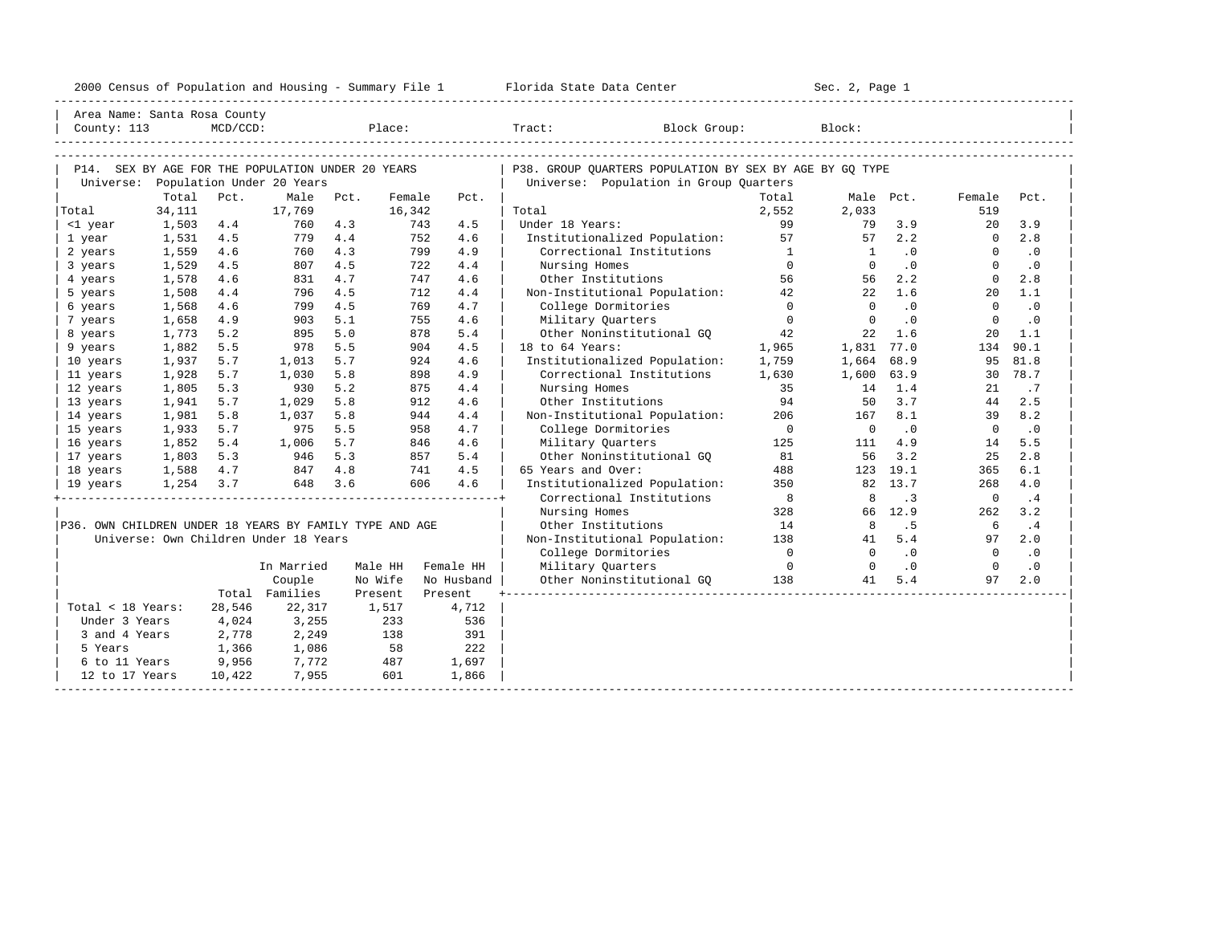2000 Census of Population and Housing - Summary File 1 Florida State Data Center Sec. 2, Page 1

Area Name: Santa Rosa County
County: 113 MCD/CCD: Place: Tract: Block Group: Block:

## P14. SEX BY AGE FOR THE POPULATION UNDER 20 YEARS

Universe: Population Under 20 Years

| | Total | Pct. | Male | Pct. | Female | Pct. |
|---|---|---|---|---|---|---|
| Total | 34,111 | | 17,769 | | 16,342 | |
| <1 year | 1,503 | 4.4 | 760 | 4.3 | 743 | 4.5 |
| 1 year | 1,531 | 4.5 | 779 | 4.4 | 752 | 4.6 |
| 2 years | 1,559 | 4.6 | 760 | 4.3 | 799 | 4.9 |
| 3 years | 1,529 | 4.5 | 807 | 4.5 | 722 | 4.4 |
| 4 years | 1,578 | 4.6 | 831 | 4.7 | 747 | 4.6 |
| 5 years | 1,508 | 4.4 | 796 | 4.5 | 712 | 4.4 |
| 6 years | 1,568 | 4.6 | 799 | 4.5 | 769 | 4.7 |
| 7 years | 1,658 | 4.9 | 903 | 5.1 | 755 | 4.6 |
| 8 years | 1,773 | 5.2 | 895 | 5.0 | 878 | 5.4 |
| 9 years | 1,882 | 5.5 | 978 | 5.5 | 904 | 4.5 |
| 10 years | 1,937 | 5.7 | 1,013 | 5.7 | 924 | 4.6 |
| 11 years | 1,928 | 5.7 | 1,030 | 5.8 | 898 | 4.9 |
| 12 years | 1,805 | 5.3 | 930 | 5.2 | 875 | 4.4 |
| 13 years | 1,941 | 5.7 | 1,029 | 5.8 | 912 | 4.6 |
| 14 years | 1,981 | 5.8 | 1,037 | 5.8 | 944 | 4.4 |
| 15 years | 1,933 | 5.7 | 975 | 5.5 | 958 | 4.7 |
| 16 years | 1,852 | 5.4 | 1,006 | 5.7 | 846 | 4.6 |
| 17 years | 1,803 | 5.3 | 946 | 5.3 | 857 | 5.4 |
| 18 years | 1,588 | 4.7 | 847 | 4.8 | 741 | 4.5 |
| 19 years | 1,254 | 3.7 | 648 | 3.6 | 606 | 4.6 |

## P36. OWN CHILDREN UNDER 18 YEARS BY FAMILY TYPE AND AGE

Universe: Own Children Under 18 Years

| | Total | In Married Couple Families | Male HH No Wife Present | Female HH No Husband Present |
|---|---|---|---|---|
| Total < 18 Years: | 28,546 | 22,317 | 1,517 | 4,712 |
| Under 3 Years | 4,024 | 3,255 | 233 | 536 |
| 3 and 4 Years | 2,778 | 2,249 | 138 | 391 |
| 5 Years | 1,366 | 1,086 | 58 | 222 |
| 6 to 11 Years | 9,956 | 7,772 | 487 | 1,697 |
| 12 to 17 Years | 10,422 | 7,955 | 601 | 1,866 |

## P38. GROUP QUARTERS POPULATION BY SEX BY AGE BY GQ TYPE

Universe: Population in Group Quarters

| | Total | Male | Pct. | Female | Pct. |
|---|---|---|---|---|---|
| Total | 2,552 | 2,033 | | 519 | |
| Under 18 Years: | 99 | 79 | 3.9 | 20 | 3.9 |
| Institutionalized Population: | 57 | 57 | 2.2 | 0 | 2.8 |
| Correctional Institutions | 1 | 1 | .0 | 0 | .0 |
| Nursing Homes | 0 | 0 | .0 | 0 | .0 |
| Other Institutions | 56 | 56 | 2.2 | 0 | 2.8 |
| Non-Institutional Population: | 42 | 22 | 1.6 | 20 | 1.1 |
| College Dormitories | 0 | 0 | .0 | 0 | .0 |
| Military Quarters | 0 | 0 | .0 | 0 | .0 |
| Other Noninstitutional GQ | 42 | 22 | 1.6 | 20 | 1.1 |
| 18 to 64 Years: | 1,965 | 1,831 | 77.0 | 134 | 90.1 |
| Institutionalized Population: | 1,759 | 1,664 | 68.9 | 95 | 81.8 |
| Correctional Institutions | 1,630 | 1,600 | 63.9 | 30 | 78.7 |
| Nursing Homes | 35 | 14 | 1.4 | 21 | .7 |
| Other Institutions | 94 | 50 | 3.7 | 44 | 2.5 |
| Non-Institutional Population: | 206 | 167 | 8.1 | 39 | 8.2 |
| College Dormitories | 0 | 0 | .0 | 0 | .0 |
| Military Quarters | 125 | 111 | 4.9 | 14 | 5.5 |
| Other Noninstitutional GQ | 81 | 56 | 3.2 | 25 | 2.8 |
| 65 Years and Over: | 488 | 123 | 19.1 | 365 | 6.1 |
| Institutionalized Population: | 350 | 82 | 13.7 | 268 | 4.0 |
| Correctional Institutions | 8 | 8 | .3 | 0 | .4 |
| Nursing Homes | 328 | 66 | 12.9 | 262 | 3.2 |
| Other Institutions | 14 | 8 | .5 | 6 | .4 |
| Non-Institutional Population: | 138 | 41 | 5.4 | 97 | 2.0 |
| College Dormitories | 0 | 0 | .0 | 0 | .0 |
| Military Quarters | 0 | 0 | .0 | 0 | .0 |
| Other Noninstitutional GQ | 138 | 41 | 5.4 | 97 | 2.0 |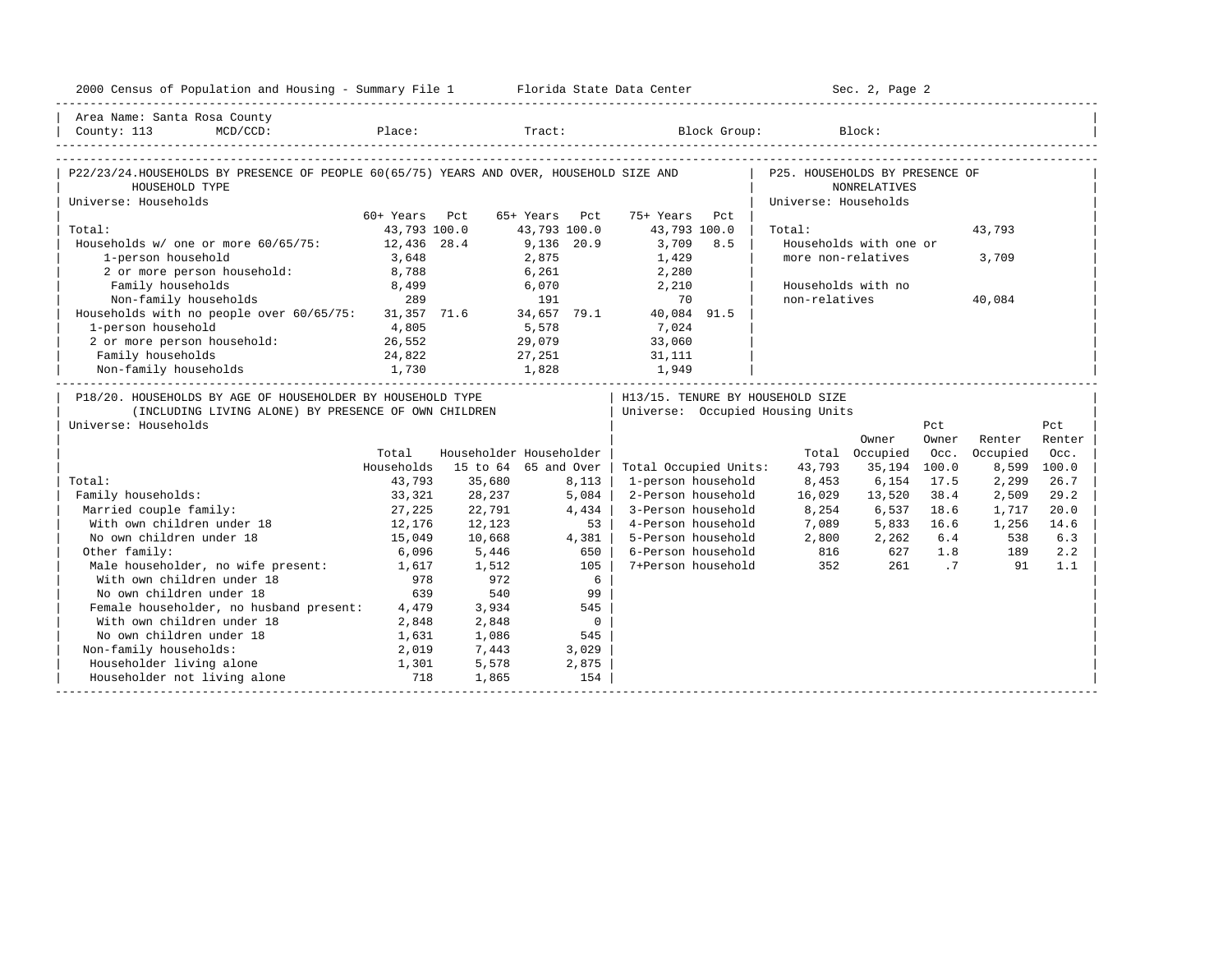Area Name: Santa Rosa County
County: 113 MCD/CCD: Place: Tract: Block Group: Block:

## P22/23/24. HOUSEHOLDS BY PRESENCE OF PEOPLE 60(65/75) YEARS AND OVER, HOUSEHOLD SIZE AND HOUSEHOLD TYPE

Universe: Households

| | 60+ Years | Pct | 65+ Years | Pct | 75+ Years | Pct |
|---|---|---|---|---|---|---|
| Total: | 43,793 | 100.0 | 43,793 | 100.0 | 43,793 | 100.0 |
| Households w/ one or more 60/65/75: | 12,436 | 28.4 | 9,136 | 20.9 | 3,709 | 8.5 |
| 1-person household | 3,648 | | 2,875 | | 1,429 | |
| 2 or more person household: | 8,788 | | 6,261 | | 2,280 | |
| Family households | 8,499 | | 6,070 | | 2,210 | |
| Non-family households | 289 | | 191 | | 70 | |
| Households with no people over 60/65/75: | 31,357 | 71.6 | 34,657 | 79.1 | 40,084 | 91.5 |
| 1-person household | 4,805 | | 5,578 | | 7,024 | |
| 2 or more person household: | 26,552 | | 29,079 | | 33,060 | |
| Family households | 24,822 | | 27,251 | | 31,111 | |
| Non-family households | 1,730 | | 1,828 | | 1,949 | |

## P25. HOUSEHOLDS BY PRESENCE OF NONRELATIVES

Universe: Households

| | |
|---|---|
| Total: | 43,793 |
| Households with one or more non-relatives | 3,709 |
| Households with no non-relatives | 40,084 |

## P18/20. HOUSEHOLDS BY AGE OF HOUSEHOLDER BY HOUSEHOLD TYPE (INCLUDING LIVING ALONE) BY PRESENCE OF OWN CHILDREN

Universe: Households

| | Total Households | Householder 15 to 64 | Householder 65 and Over |
|---|---|---|---|
| Total: | 43,793 | 35,680 | 8,113 |
| Family households: | 33,321 | 28,237 | 5,084 |
| Married couple family: | 27,225 | 22,791 | 4,434 |
| With own children under 18 | 12,176 | 12,123 | 53 |
| No own children under 18 | 15,049 | 10,668 | 4,381 |
| Other family: | 6,096 | 5,446 | 650 |
| Male householder, no wife present: | 1,617 | 1,512 | 105 |
| With own children under 18 | 978 | 972 | 6 |
| No own children under 18 | 639 | 540 | 99 |
| Female householder, no husband present: | 4,479 | 3,934 | 545 |
| With own children under 18 | 2,848 | 2,848 | 0 |
| No own children under 18 | 1,631 | 1,086 | 545 |
| Non-family households: | 2,019 | 7,443 | 3,029 |
| Householder living alone | 1,301 | 5,578 | 2,875 |
| Householder not living alone | 718 | 1,865 | 154 |

## H13/15. TENURE BY HOUSEHOLD SIZE

Universe: Occupied Housing Units

| | Total | Owner Occupied | Pct Owner Occ. | Renter Occupied | Pct Renter Occ. |
|---|---|---|---|---|---|
| Total Occupied Units: | 43,793 | 35,194 | 100.0 | 8,599 | 100.0 |
| 1-person household | 8,453 | 6,154 | 17.5 | 2,299 | 26.7 |
| 2-Person household | 16,029 | 13,520 | 38.4 | 2,509 | 29.2 |
| 3-Person household | 8,254 | 6,537 | 18.6 | 1,717 | 20.0 |
| 4-Person household | 7,089 | 5,833 | 16.6 | 1,256 | 14.6 |
| 5-Person household | 2,800 | 2,262 | 6.4 | 538 | 6.3 |
| 6-Person household | 816 | 627 | 1.8 | 189 | 2.2 |
| 7+Person household | 352 | 261 | .7 | 91 | 1.1 |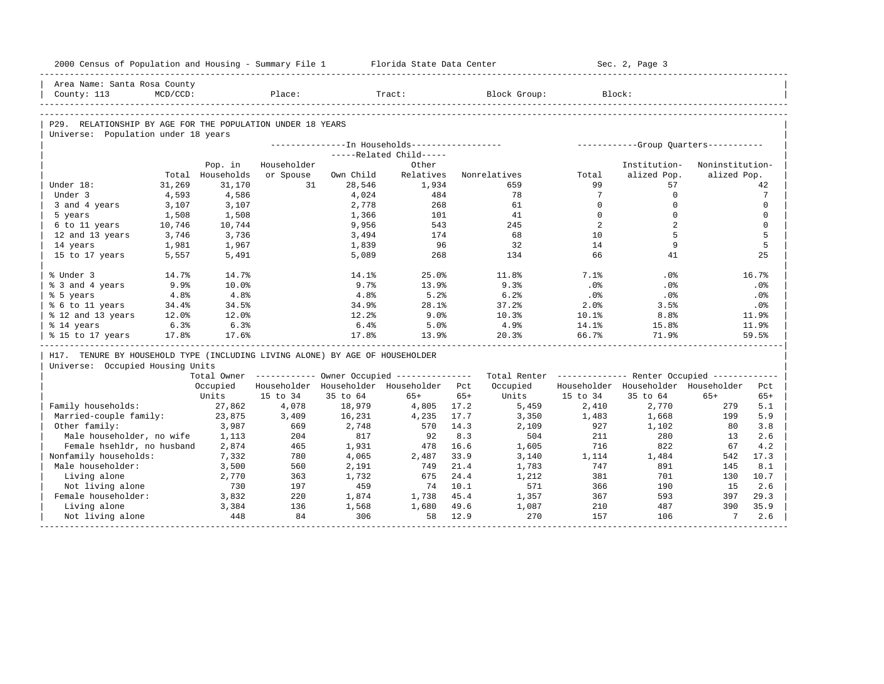Area Name: Santa Rosa County
County: 113 MCD/CCD: Place: Tract: Block Group: Block:

## P29. RELATIONSHIP BY AGE FOR THE POPULATION UNDER 18 YEARS

Universe: Population under 18 years

| | Total | Pop. in Households | In Households: Householder or Spouse | Related Child: Own Child | Related Child: Other Relatives | Nonrelatives | Group Quarters: Total | Institutionalized Pop. | Noninstitutionalized Pop. |
|---|---|---|---|---|---|---|---|---|---|
| Under 18: | 31,269 | 31,170 | 31 | 28,546 | 1,934 | 659 | 99 | 57 | 42 |
| Under 3 | 4,593 | 4,586 | | 4,024 | 484 | 78 | 7 | 0 | 7 |
| 3 and 4 years | 3,107 | 3,107 | | 2,778 | 268 | 61 | 0 | 0 | 0 |
| 5 years | 1,508 | 1,508 | | 1,366 | 101 | 41 | 0 | 0 | 0 |
| 6 to 11 years | 10,746 | 10,744 | | 9,956 | 543 | 245 | 2 | 2 | 0 |
| 12 and 13 years | 3,746 | 3,736 | | 3,494 | 174 | 68 | 10 | 5 | 5 |
| 14 years | 1,981 | 1,967 | | 1,839 | 96 | 32 | 14 | 9 | 5 |
| 15 to 17 years | 5,557 | 5,491 | | 5,089 | 268 | 134 | 66 | 41 | 25 |
| % Under 3 | 14.7% | 14.7% | | 14.1% | 25.0% | 11.8% | 7.1% | .0% | 16.7% |
| % 3 and 4 years | 9.9% | 10.0% | | 9.7% | 13.9% | 9.3% | .0% | .0% | .0% |
| % 5 years | 4.8% | 4.8% | | 4.8% | 5.2% | 6.2% | .0% | .0% | .0% |
| % 6 to 11 years | 34.4% | 34.5% | | 34.9% | 28.1% | 37.2% | 2.0% | 3.5% | .0% |
| % 12 and 13 years | 12.0% | 12.0% | | 12.2% | 9.0% | 10.3% | 10.1% | 8.8% | 11.9% |
| % 14 years | 6.3% | 6.3% | | 6.4% | 5.0% | 4.9% | 14.1% | 15.8% | 11.9% |
| % 15 to 17 years | 17.8% | 17.6% | | 17.8% | 13.9% | 20.3% | 66.7% | 71.9% | 59.5% |

## H17. TENURE BY HOUSEHOLD TYPE (INCLUDING LIVING ALONE) BY AGE OF HOUSEHOLDER

Universe: Occupied Housing Units

| | Total Owner Occupied Units | Owner: Householder 15 to 34 | Owner: Householder 35 to 64 | Owner: Householder 65+ | Pct 65+ | Total Renter Occupied Units | Renter: Householder 15 to 34 | Renter: Householder 35 to 64 | Renter: Householder 65+ | Pct 65+ |
|---|---|---|---|---|---|---|---|---|---|---|
| Family households: | 27,862 | 4,078 | 18,979 | 4,805 | 17.2 | 5,459 | 2,410 | 2,770 | 279 | 5.1 |
| Married-couple family: | 23,875 | 3,409 | 16,231 | 4,235 | 17.7 | 3,350 | 1,483 | 1,668 | 199 | 5.9 |
| Other family: | 3,987 | 669 | 2,748 | 570 | 14.3 | 2,109 | 927 | 1,102 | 80 | 3.8 |
| Male householder, no wife | 1,113 | 204 | 817 | 92 | 8.3 | 504 | 211 | 280 | 13 | 2.6 |
| Female hsehldr, no husband | 2,874 | 465 | 1,931 | 478 | 16.6 | 1,605 | 716 | 822 | 67 | 4.2 |
| Nonfamily households: | 7,332 | 780 | 4,065 | 2,487 | 33.9 | 3,140 | 1,114 | 1,484 | 542 | 17.3 |
| Male householder: | 3,500 | 560 | 2,191 | 749 | 21.4 | 1,783 | 747 | 891 | 145 | 8.1 |
| Living alone | 2,770 | 363 | 1,732 | 675 | 24.4 | 1,212 | 381 | 701 | 130 | 10.7 |
| Not living alone | 730 | 197 | 459 | 74 | 10.1 | 571 | 366 | 190 | 15 | 2.6 |
| Female householder: | 3,832 | 220 | 1,874 | 1,738 | 45.4 | 1,357 | 367 | 593 | 397 | 29.3 |
| Living alone | 3,384 | 136 | 1,568 | 1,680 | 49.6 | 1,087 | 210 | 487 | 390 | 35.9 |
| Not living alone | 448 | 84 | 306 | 58 | 12.9 | 270 | 157 | 106 | 7 | 2.6 |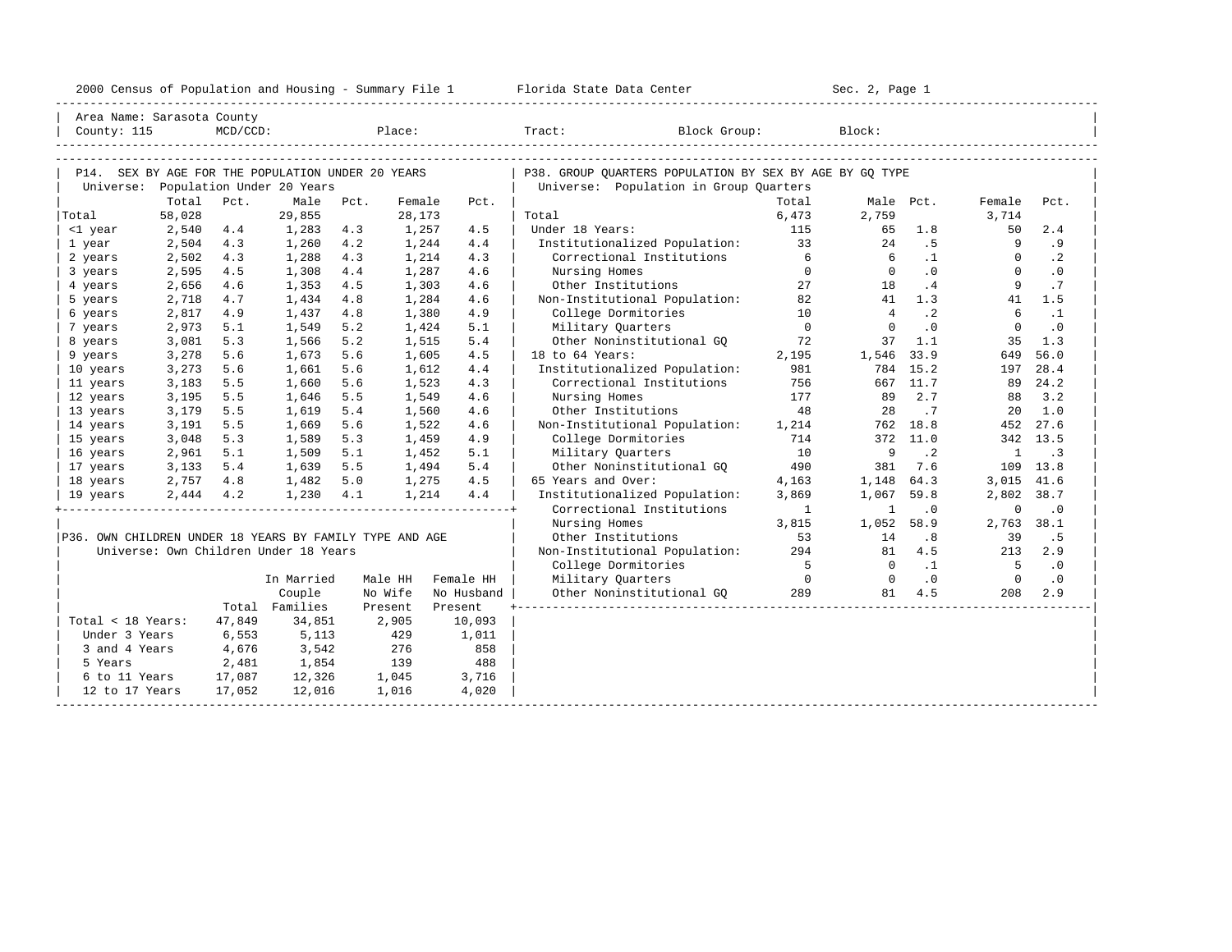2000 Census of Population and Housing - Summary File 1 Florida State Data Center Sec. 2, Page 1

Area Name: Sarasota County
County: 115 MCD/CCD: Place: Tract: Block Group: Block:

## P14. SEX BY AGE FOR THE POPULATION UNDER 20 YEARS

Universe: Population Under 20 Years

| | Total | Pct. | Male | Pct. | Female | Pct. |
|---|---|---|---|---|---|---|
| Total | 58,028 | | 29,855 | | 28,173 | |
| <1 year | 2,540 | 4.4 | 1,283 | 4.3 | 1,257 | 4.5 |
| 1 year | 2,504 | 4.3 | 1,260 | 4.2 | 1,244 | 4.4 |
| 2 years | 2,502 | 4.3 | 1,288 | 4.3 | 1,214 | 4.3 |
| 3 years | 2,595 | 4.5 | 1,308 | 4.4 | 1,287 | 4.6 |
| 4 years | 2,656 | 4.6 | 1,353 | 4.5 | 1,303 | 4.6 |
| 5 years | 2,718 | 4.7 | 1,434 | 4.8 | 1,284 | 4.6 |
| 6 years | 2,817 | 4.9 | 1,437 | 4.8 | 1,380 | 4.9 |
| 7 years | 2,973 | 5.1 | 1,549 | 5.2 | 1,424 | 5.1 |
| 8 years | 3,081 | 5.3 | 1,566 | 5.2 | 1,515 | 5.4 |
| 9 years | 3,278 | 5.6 | 1,673 | 5.6 | 1,605 | 4.5 |
| 10 years | 3,273 | 5.6 | 1,661 | 5.6 | 1,612 | 4.4 |
| 11 years | 3,183 | 5.5 | 1,660 | 5.6 | 1,523 | 4.3 |
| 12 years | 3,195 | 5.5 | 1,646 | 5.5 | 1,549 | 4.6 |
| 13 years | 3,179 | 5.5 | 1,619 | 5.4 | 1,560 | 4.6 |
| 14 years | 3,191 | 5.5 | 1,669 | 5.6 | 1,522 | 4.6 |
| 15 years | 3,048 | 5.3 | 1,589 | 5.3 | 1,459 | 4.9 |
| 16 years | 2,961 | 5.1 | 1,509 | 5.1 | 1,452 | 5.1 |
| 17 years | 3,133 | 5.4 | 1,639 | 5.5 | 1,494 | 5.4 |
| 18 years | 2,757 | 4.8 | 1,482 | 5.0 | 1,275 | 4.5 |
| 19 years | 2,444 | 4.2 | 1,230 | 4.1 | 1,214 | 4.4 |

## P36. OWN CHILDREN UNDER 18 YEARS BY FAMILY TYPE AND AGE

Universe: Own Children Under 18 Years

| | Total | In Married Couple Families | Male HH No Wife Present | Female HH No Husband Present |
|---|---|---|---|---|
| Total < 18 Years: | 47,849 | 34,851 | 2,905 | 10,093 |
| Under 3 Years | 6,553 | 5,113 | 429 | 1,011 |
| 3 and 4 Years | 4,676 | 3,542 | 276 | 858 |
| 5 Years | 2,481 | 1,854 | 139 | 488 |
| 6 to 11 Years | 17,087 | 12,326 | 1,045 | 3,716 |
| 12 to 17 Years | 17,052 | 12,016 | 1,016 | 4,020 |

## P38. GROUP QUARTERS POPULATION BY SEX BY AGE BY GQ TYPE

Universe: Population in Group Quarters

| | Total | Male | Pct. | Female | Pct. |
|---|---|---|---|---|---|
| Total | 6,473 | 2,759 | | 3,714 | |
| Under 18 Years: | 115 | 65 | 1.8 | 50 | 2.4 |
| Institutionalized Population: | 33 | 24 | .5 | 9 | .9 |
| Correctional Institutions | 6 | 6 | .1 | 0 | .2 |
| Nursing Homes | 0 | 0 | .0 | 0 | .0 |
| Other Institutions | 27 | 18 | .4 | 9 | .7 |
| Non-Institutional Population: | 82 | 41 | 1.3 | 41 | 1.5 |
| College Dormitories | 10 | 4 | .2 | 6 | .1 |
| Military Quarters | 0 | 0 | .0 | 0 | .0 |
| Other Noninstitutional GQ | 72 | 37 | 1.1 | 35 | 1.3 |
| 18 to 64 Years: | 2,195 | 1,546 | 33.9 | 649 | 56.0 |
| Institutionalized Population: | 981 | 784 | 15.2 | 197 | 28.4 |
| Correctional Institutions | 756 | 667 | 11.7 | 89 | 24.2 |
| Nursing Homes | 177 | 89 | 2.7 | 88 | 3.2 |
| Other Institutions | 48 | 28 | .7 | 20 | 1.0 |
| Non-Institutional Population: | 1,214 | 762 | 18.8 | 452 | 27.6 |
| College Dormitories | 714 | 372 | 11.0 | 342 | 13.5 |
| Military Quarters | 10 | 9 | .2 | 1 | .3 |
| Other Noninstitutional GQ | 490 | 381 | 7.6 | 109 | 13.8 |
| 65 Years and Over: | 4,163 | 1,148 | 64.3 | 3,015 | 41.6 |
| Institutionalized Population: | 3,869 | 1,067 | 59.8 | 2,802 | 38.7 |
| Correctional Institutions | 1 | 1 | .0 | 0 | .0 |
| Nursing Homes | 3,815 | 1,052 | 58.9 | 2,763 | 38.1 |
| Other Institutions | 53 | 14 | .8 | 39 | .5 |
| Non-Institutional Population: | 294 | 81 | 4.5 | 213 | 2.9 |
| College Dormitories | 5 | 0 | .1 | 5 | .0 |
| Military Quarters | 0 | 0 | .0 | 0 | .0 |
| Other Noninstitutional GQ | 289 | 81 | 4.5 | 208 | 2.9 |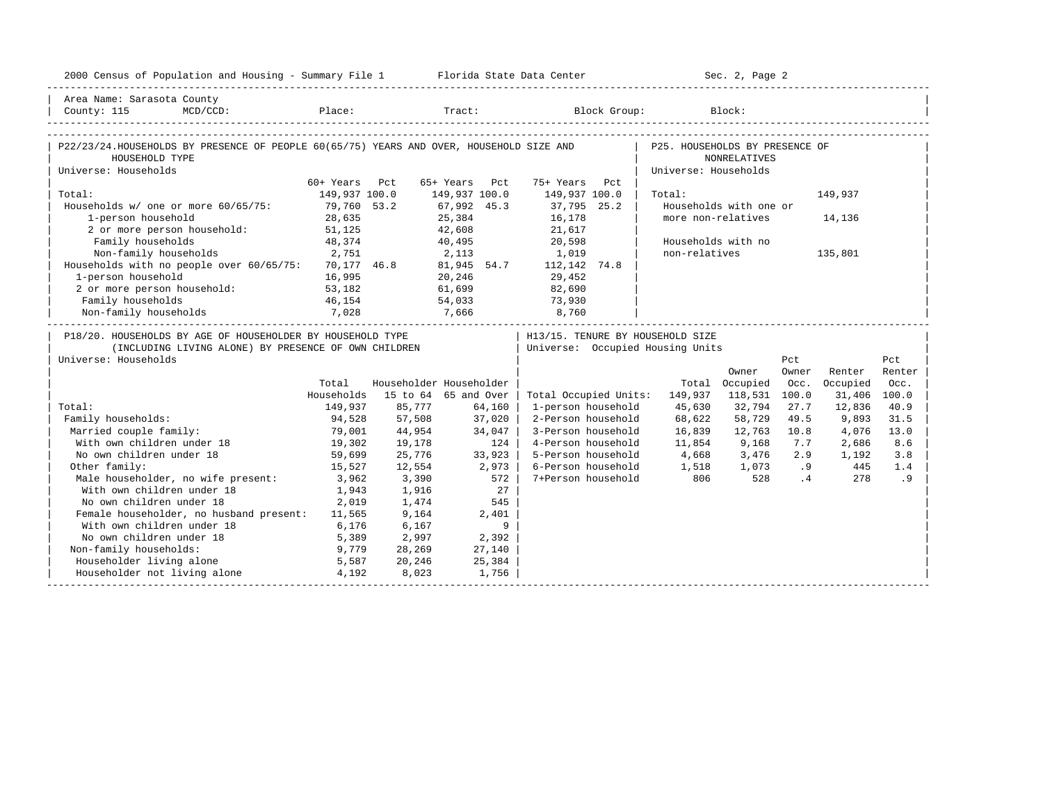2000 Census of Population and Housing - Summary File 1 Florida State Data Center Sec. 2, Page 2

Area Name: Sarasota County
County: 115 MCD/CCD: Place: Tract: Block Group: Block:

## P22/23/24. HOUSEHOLDS BY PRESENCE OF PEOPLE 60(65/75) YEARS AND OVER, HOUSEHOLD SIZE AND HOUSEHOLD TYPE

Universe: Households

| | 60+ Years | Pct | 65+ Years | Pct | 75+ Years | Pct |
|---|---|---|---|---|---|---|
| Total: | 149,937 | 100.0 | 149,937 | 100.0 | 149,937 | 100.0 |
| Households w/ one or more 60/65/75: | 79,760 | 53.2 | 67,992 | 45.3 | 37,795 | 25.2 |
| 1-person household | 28,635 | | 25,384 | | 16,178 | |
| 2 or more person household: | 51,125 | | 42,608 | | 21,617 | |
| Family households | 48,374 | | 40,495 | | 20,598 | |
| Non-family households | 2,751 | | 2,113 | | 1,019 | |
| Households with no people over 60/65/75: | 70,177 | 46.8 | 81,945 | 54.7 | 112,142 | 74.8 |
| 1-person household | 16,995 | | 20,246 | | 29,452 | |
| 2 or more person household: | 53,182 | | 61,699 | | 82,690 | |
| Family households | 46,154 | | 54,033 | | 73,930 | |
| Non-family households | 7,028 | | 7,666 | | 8,760 | |

## P25. HOUSEHOLDS BY PRESENCE OF NONRELATIVES

Universe: Households

| | |
|---|---|
| Total: | 149,937 |
| Households with one or more non-relatives | 14,136 |
| Households with no non-relatives | 135,801 |

## P18/20. HOUSEHOLDS BY AGE OF HOUSEHOLDER BY HOUSEHOLD TYPE (INCLUDING LIVING ALONE) BY PRESENCE OF OWN CHILDREN

Universe: Households

| | Total Households | Householder 15 to 64 | Householder 65 and Over |
|---|---|---|---|
| Total: | 149,937 | 85,777 | 64,160 |
| Family households: | 94,528 | 57,508 | 37,020 |
| Married couple family: | 79,001 | 44,954 | 34,047 |
| With own children under 18 | 19,302 | 19,178 | 124 |
| No own children under 18 | 59,699 | 25,776 | 33,923 |
| Other family: | 15,527 | 12,554 | 2,973 |
| Male householder, no wife present: | 3,962 | 3,390 | 572 |
| With own children under 18 | 1,943 | 1,916 | 27 |
| No own children under 18 | 2,019 | 1,474 | 545 |
| Female householder, no husband present: | 11,565 | 9,164 | 2,401 |
| With own children under 18 | 6,176 | 6,167 | 9 |
| No own children under 18 | 5,389 | 2,997 | 2,392 |
| Non-family households: | 9,779 | 28,269 | 27,140 |
| Householder living alone | 5,587 | 20,246 | 25,384 |
| Householder not living alone | 4,192 | 8,023 | 1,756 |

## H13/15. TENURE BY HOUSEHOLD SIZE

Universe: Occupied Housing Units

| | Total | Owner Occupied | Pct Owner Occ. | Renter Occupied | Pct Renter Occ. |
|---|---|---|---|---|---|
| Total Occupied Units: | 149,937 | 118,531 | 100.0 | 31,406 | 100.0 |
| 1-person household | 45,630 | 32,794 | 27.7 | 12,836 | 40.9 |
| 2-Person household | 68,622 | 58,729 | 49.5 | 9,893 | 31.5 |
| 3-Person household | 16,839 | 12,763 | 10.8 | 4,076 | 13.0 |
| 4-Person household | 11,854 | 9,168 | 7.7 | 2,686 | 8.6 |
| 5-Person household | 4,668 | 3,476 | 2.9 | 1,192 | 3.8 |
| 6-Person household | 1,518 | 1,073 | .9 | 445 | 1.4 |
| 7+Person household | 806 | 528 | .4 | 278 | .9 |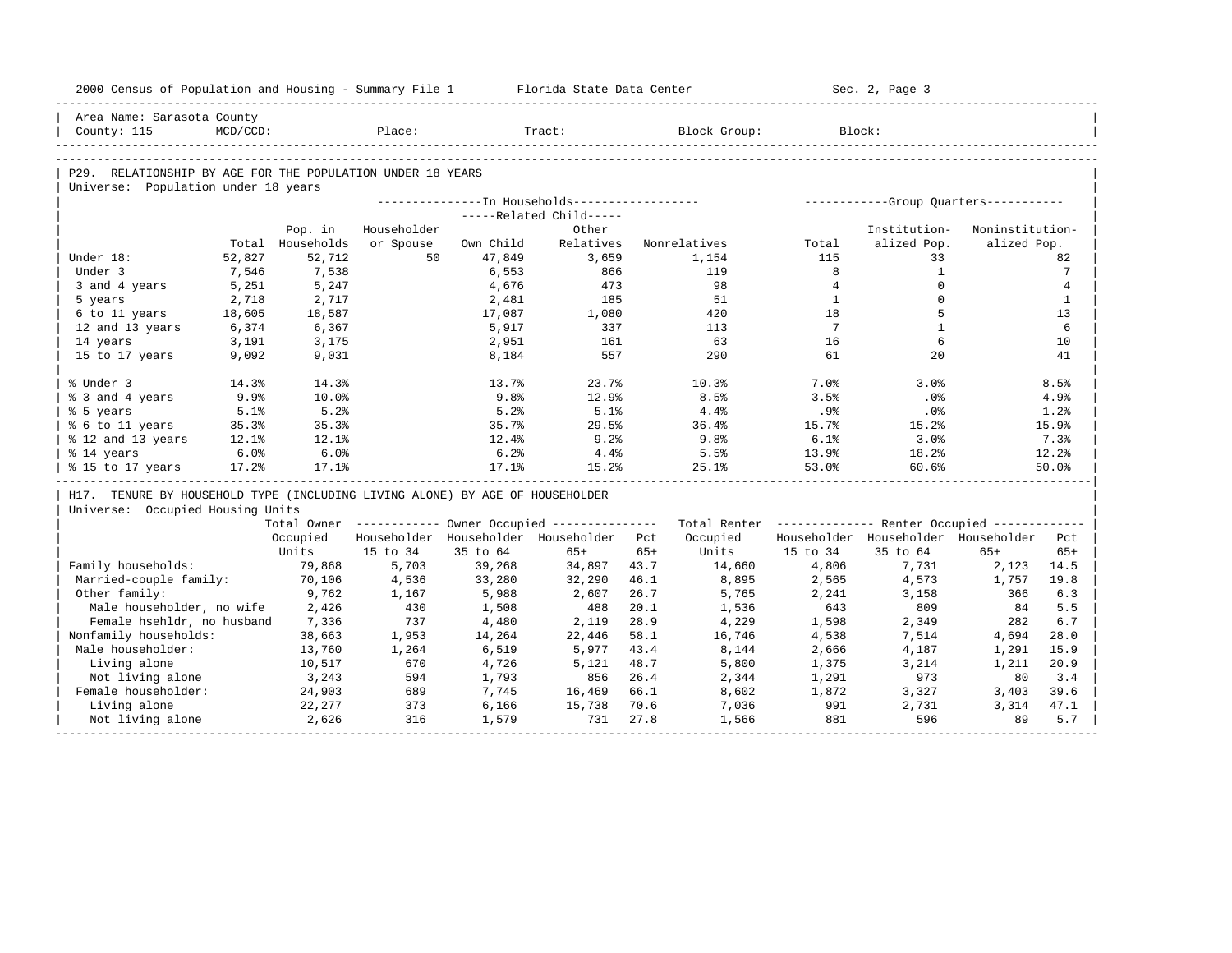Area Name: Sarasota County
County: 115 MCD/CCD: Place: Tract: Block Group: Block:

## P29. RELATIONSHIP BY AGE FOR THE POPULATION UNDER 18 YEARS

Universe: Population under 18 years

| | | In Households | | | | | Group Quarters | | |
|---|---|---|---|---|---|---|---|---|---|
| | | | | Related Child | | | | | |
| | Total | Pop. in Households | Householder or Spouse | Own Child | Other Relatives | Nonrelatives | Total | Institution-alized Pop. | Noninstitution-alized Pop. |
| Under 18: | 52,827 | 52,712 | 50 | 47,849 | 3,659 | 1,154 | 115 | 33 | 82 |
| Under 3 | 7,546 | 7,538 | | 6,553 | 866 | 119 | 8 | 1 | 7 |
| 3 and 4 years | 5,251 | 5,247 | | 4,676 | 473 | 98 | 4 | 0 | 4 |
| 5 years | 2,718 | 2,717 | | 2,481 | 185 | 51 | 1 | 0 | 1 |
| 6 to 11 years | 18,605 | 18,587 | | 17,087 | 1,080 | 420 | 18 | 5 | 13 |
| 12 and 13 years | 6,374 | 6,367 | | 5,917 | 337 | 113 | 7 | 1 | 6 |
| 14 years | 3,191 | 3,175 | | 2,951 | 161 | 63 | 16 | 6 | 10 |
| 15 to 17 years | 9,092 | 9,031 | | 8,184 | 557 | 290 | 61 | 20 | 41 |
| % Under 3 | 14.3% | 14.3% | | 13.7% | 23.7% | 10.3% | 7.0% | 3.0% | 8.5% |
| % 3 and 4 years | 9.9% | 10.0% | | 9.8% | 12.9% | 8.5% | 3.5% | .0% | 4.9% |
| % 5 years | 5.1% | 5.2% | | 5.2% | 5.1% | 4.4% | .9% | .0% | 1.2% |
| % 6 to 11 years | 35.3% | 35.3% | | 35.7% | 29.5% | 36.4% | 15.7% | 15.2% | 15.9% |
| % 12 and 13 years | 12.1% | 12.1% | | 12.4% | 9.2% | 9.8% | 6.1% | 3.0% | 7.3% |
| % 14 years | 6.0% | 6.0% | | 6.2% | 4.4% | 5.5% | 13.9% | 18.2% | 12.2% |
| % 15 to 17 years | 17.2% | 17.1% | | 17.1% | 15.2% | 25.1% | 53.0% | 60.6% | 50.0% |

## H17. TENURE BY HOUSEHOLD TYPE (INCLUDING LIVING ALONE) BY AGE OF HOUSEHOLDER

Universe: Occupied Housing Units

| | Total Owner Occupied Units | Owner Occupied | | | | Total Renter Occupied Units | Renter Occupied | | | |
|---|---|---|---|---|---|---|---|---|---|---|
| | | Householder 15 to 34 | Householder 35 to 64 | Householder 65+ | Pct 65+ | | Householder 15 to 34 | Householder 35 to 64 | Householder 65+ | Pct 65+ |
| Family households: | 79,868 | 5,703 | 39,268 | 34,897 | 43.7 | 14,660 | 4,806 | 7,731 | 2,123 | 14.5 |
| Married-couple family: | 70,106 | 4,536 | 33,280 | 32,290 | 46.1 | 8,895 | 2,565 | 4,573 | 1,757 | 19.8 |
| Other family: | 9,762 | 1,167 | 5,988 | 2,607 | 26.7 | 5,765 | 2,241 | 3,158 | 366 | 6.3 |
| Male householder, no wife | 2,426 | 430 | 1,508 | 488 | 20.1 | 1,536 | 643 | 809 | 84 | 5.5 |
| Female hsehldr, no husband | 7,336 | 737 | 4,480 | 2,119 | 28.9 | 4,229 | 1,598 | 2,349 | 282 | 6.7 |
| Nonfamily households: | 38,663 | 1,953 | 14,264 | 22,446 | 58.1 | 16,746 | 4,538 | 7,514 | 4,694 | 28.0 |
| Male householder: | 13,760 | 1,264 | 6,519 | 5,977 | 43.4 | 8,144 | 2,666 | 4,187 | 1,291 | 15.9 |
| Living alone | 10,517 | 670 | 4,726 | 5,121 | 48.7 | 5,800 | 1,375 | 3,214 | 1,211 | 20.9 |
| Not living alone | 3,243 | 594 | 1,793 | 856 | 26.4 | 2,344 | 1,291 | 973 | 80 | 3.4 |
| Female householder: | 24,903 | 689 | 7,745 | 16,469 | 66.1 | 8,602 | 1,872 | 3,327 | 3,403 | 39.6 |
| Living alone | 22,277 | 373 | 6,166 | 15,738 | 70.6 | 7,036 | 991 | 2,731 | 3,314 | 47.1 |
| Not living alone | 2,626 | 316 | 1,579 | 731 | 27.8 | 1,566 | 881 | 596 | 89 | 5.7 |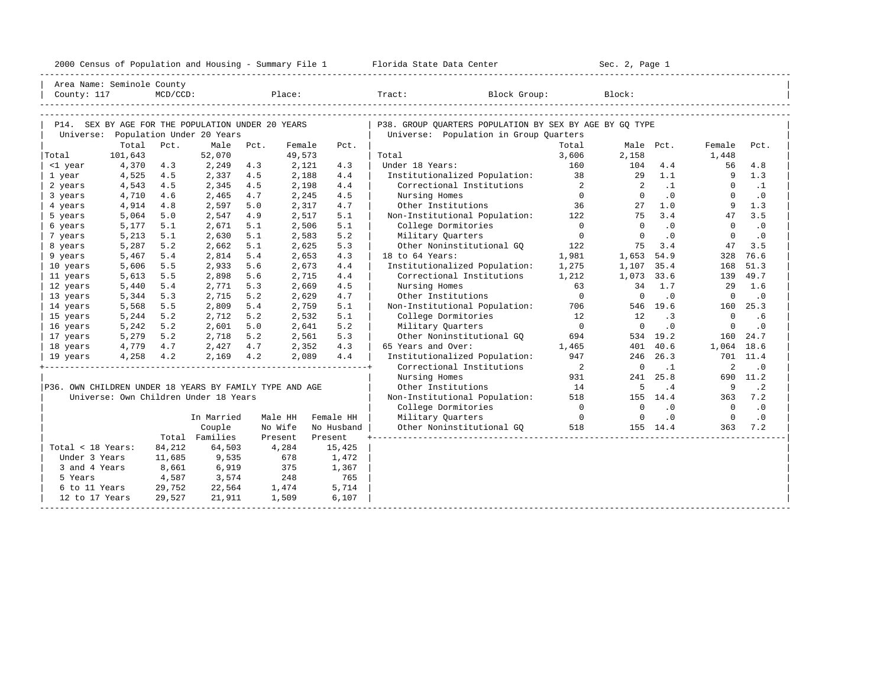Area Name: Seminole County
County: 117 MCD/CCD: Place: Tract: Block Group: Block:

## P14. SEX BY AGE FOR THE POPULATION UNDER 20 YEARS

Universe: Population Under 20 Years

| | Total | Pct. | Male | Pct. | Female | Pct. |
|---|---|---|---|---|---|---|
| Total | 101,643 | | 52,070 | | 49,573 | |
| <1 year | 4,370 | 4.3 | 2,249 | 4.3 | 2,121 | 4.3 |
| 1 year | 4,525 | 4.5 | 2,337 | 4.5 | 2,188 | 4.4 |
| 2 years | 4,543 | 4.5 | 2,345 | 4.5 | 2,198 | 4.4 |
| 3 years | 4,710 | 4.6 | 2,465 | 4.7 | 2,245 | 4.5 |
| 4 years | 4,914 | 4.8 | 2,597 | 5.0 | 2,317 | 4.7 |
| 5 years | 5,064 | 5.0 | 2,547 | 4.9 | 2,517 | 5.1 |
| 6 years | 5,177 | 5.1 | 2,671 | 5.1 | 2,506 | 5.1 |
| 7 years | 5,213 | 5.1 | 2,630 | 5.1 | 2,583 | 5.2 |
| 8 years | 5,287 | 5.2 | 2,662 | 5.1 | 2,625 | 5.3 |
| 9 years | 5,467 | 5.4 | 2,814 | 5.4 | 2,653 | 4.3 |
| 10 years | 5,606 | 5.5 | 2,933 | 5.6 | 2,673 | 4.4 |
| 11 years | 5,613 | 5.5 | 2,898 | 5.6 | 2,715 | 4.4 |
| 12 years | 5,440 | 5.4 | 2,771 | 5.3 | 2,669 | 4.5 |
| 13 years | 5,344 | 5.3 | 2,715 | 5.2 | 2,629 | 4.7 |
| 14 years | 5,568 | 5.5 | 2,809 | 5.4 | 2,759 | 5.1 |
| 15 years | 5,244 | 5.2 | 2,712 | 5.2 | 2,532 | 5.1 |
| 16 years | 5,242 | 5.2 | 2,601 | 5.0 | 2,641 | 5.2 |
| 17 years | 5,279 | 5.2 | 2,718 | 5.2 | 2,561 | 5.3 |
| 18 years | 4,779 | 4.7 | 2,427 | 4.7 | 2,352 | 4.3 |
| 19 years | 4,258 | 4.2 | 2,169 | 4.2 | 2,089 | 4.4 |

## P36. OWN CHILDREN UNDER 18 YEARS BY FAMILY TYPE AND AGE

Universe: Own Children Under 18 Years

| | Total | In Married Couple Families | Male HH No Wife Present | Female HH No Husband Present |
|---|---|---|---|---|
| Total < 18 Years: | 84,212 | 64,503 | 4,284 | 15,425 |
| Under 3 Years | 11,685 | 9,535 | 678 | 1,472 |
| 3 and 4 Years | 8,661 | 6,919 | 375 | 1,367 |
| 5 Years | 4,587 | 3,574 | 248 | 765 |
| 6 to 11 Years | 29,752 | 22,564 | 1,474 | 5,714 |
| 12 to 17 Years | 29,527 | 21,911 | 1,509 | 6,107 |

## P38. GROUP QUARTERS POPULATION BY SEX BY AGE BY GQ TYPE

Universe: Population in Group Quarters

| | Total | Male | Pct. | Female | Pct. |
|---|---|---|---|---|---|
| Total | 3,606 | 2,158 | | 1,448 | |
| Under 18 Years: | 160 | 104 | 4.4 | 56 | 4.8 |
| Institutionalized Population: | 38 | 29 | 1.1 | 9 | 1.3 |
| Correctional Institutions | 2 | 2 | .1 | 0 | .1 |
| Nursing Homes | 0 | 0 | .0 | 0 | .0 |
| Other Institutions | 36 | 27 | 1.0 | 9 | 1.3 |
| Non-Institutional Population: | 122 | 75 | 3.4 | 47 | 3.5 |
| College Dormitories | 0 | 0 | .0 | 0 | .0 |
| Military Quarters | 0 | 0 | .0 | 0 | .0 |
| Other Noninstitutional GQ | 122 | 75 | 3.4 | 47 | 3.5 |
| 18 to 64 Years: | 1,981 | 1,653 | 54.9 | 328 | 76.6 |
| Institutionalized Population: | 1,275 | 1,107 | 35.4 | 168 | 51.3 |
| Correctional Institutions | 1,212 | 1,073 | 33.6 | 139 | 49.7 |
| Nursing Homes | 63 | 34 | 1.7 | 29 | 1.6 |
| Other Institutions | 0 | 0 | .0 | 0 | .0 |
| Non-Institutional Population: | 706 | 546 | 19.6 | 160 | 25.3 |
| College Dormitories | 12 | 12 | .3 | 0 | .6 |
| Military Quarters | 0 | 0 | .0 | 0 | .0 |
| Other Noninstitutional GQ | 694 | 534 | 19.2 | 160 | 24.7 |
| 65 Years and Over: | 1,465 | 401 | 40.6 | 1,064 | 18.6 |
| Institutionalized Population: | 947 | 246 | 26.3 | 701 | 11.4 |
| Correctional Institutions | 2 | 0 | .1 | 2 | .0 |
| Nursing Homes | 931 | 241 | 25.8 | 690 | 11.2 |
| Other Institutions | 14 | 5 | .4 | 9 | .2 |
| Non-Institutional Population: | 518 | 155 | 14.4 | 363 | 7.2 |
| College Dormitories | 0 | 0 | .0 | 0 | .0 |
| Military Quarters | 0 | 0 | .0 | 0 | .0 |
| Other Noninstitutional GQ | 518 | 155 | 14.4 | 363 | 7.2 |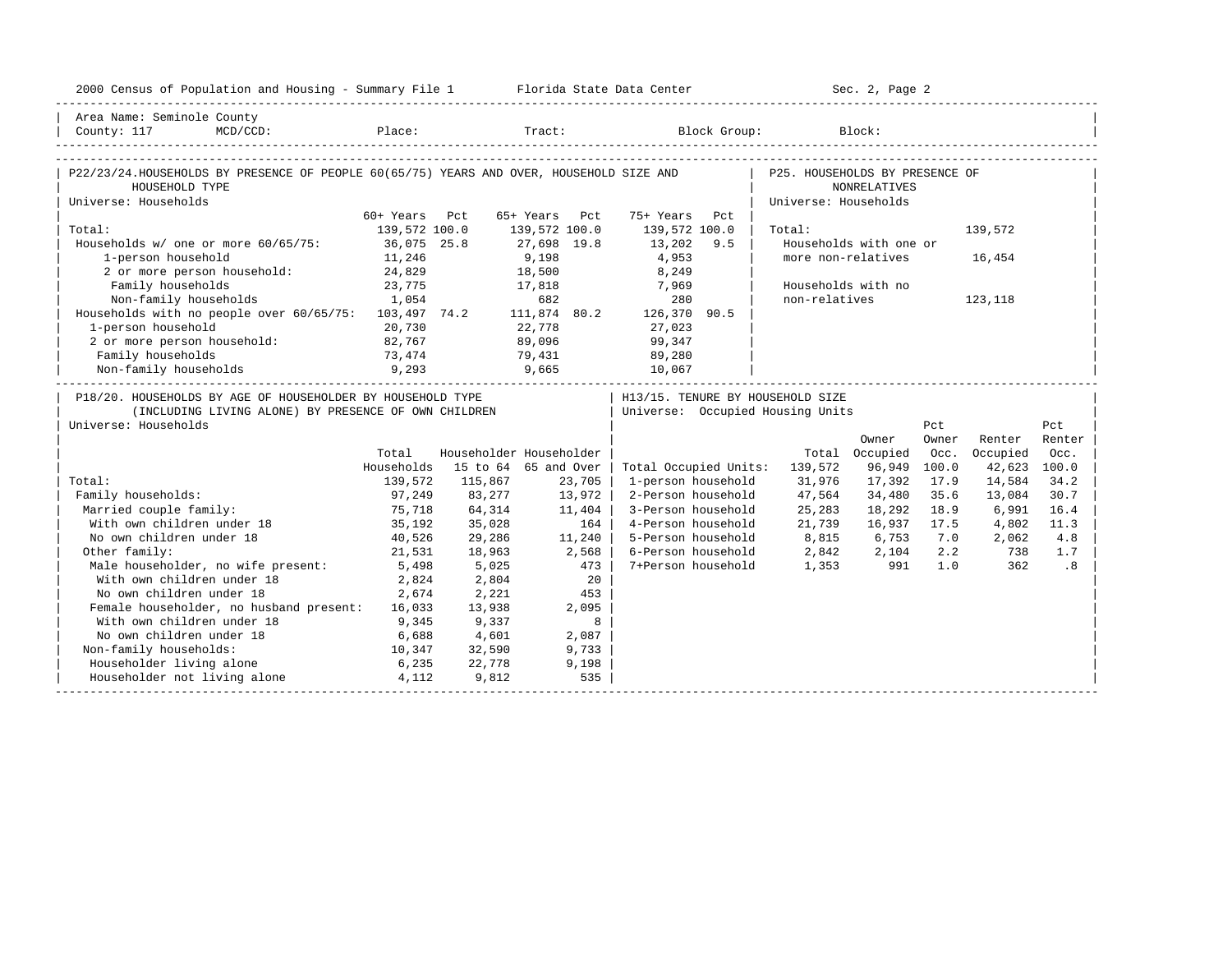Area Name: Seminole County
County: 117 MCD/CCD: Place: Tract: Block Group: Block:

## P22/23/24. HOUSEHOLDS BY PRESENCE OF PEOPLE 60(65/75) YEARS AND OVER, HOUSEHOLD SIZE AND HOUSEHOLD TYPE

Universe: Households

| | 60+ Years | Pct | 65+ Years | Pct | 75+ Years | Pct |
|---|---|---|---|---|---|---|
| Total: | 139,572 | 100.0 | 139,572 | 100.0 | 139,572 | 100.0 |
| Households w/ one or more 60/65/75: | 36,075 | 25.8 | 27,698 | 19.8 | 13,202 | 9.5 |
| 1-person household | 11,246 | | 9,198 | | 4,953 | |
| 2 or more person household: | 24,829 | | 18,500 | | 8,249 | |
| Family households | 23,775 | | 17,818 | | 7,969 | |
| Non-family households | 1,054 | | 682 | | 280 | |
| Households with no people over 60/65/75: | 103,497 | 74.2 | 111,874 | 80.2 | 126,370 | 90.5 |
| 1-person household | 20,730 | | 22,778 | | 27,023 | |
| 2 or more person household: | 82,767 | | 89,096 | | 99,347 | |
| Family households | 73,474 | | 79,431 | | 89,280 | |
| Non-family households | 9,293 | | 9,665 | | 10,067 | |

## P25. HOUSEHOLDS BY PRESENCE OF NONRELATIVES

Universe: Households

| | |
|---|---|
| Total: | 139,572 |
| Households with one or more non-relatives | 16,454 |
| Households with no non-relatives | 123,118 |

## P18/20. HOUSEHOLDS BY AGE OF HOUSEHOLDER BY HOUSEHOLD TYPE (INCLUDING LIVING ALONE) BY PRESENCE OF OWN CHILDREN

Universe: Households

| | Total Households | Householder 15 to 64 | Householder 65 and Over |
|---|---|---|---|
| Total: | 139,572 | 115,867 | 23,705 |
| Family households: | 97,249 | 83,277 | 13,972 |
| Married couple family: | 75,718 | 64,314 | 11,404 |
| With own children under 18 | 35,192 | 35,028 | 164 |
| No own children under 18 | 40,526 | 29,286 | 11,240 |
| Other family: | 21,531 | 18,963 | 2,568 |
| Male householder, no wife present: | 5,498 | 5,025 | 473 |
| With own children under 18 | 2,824 | 2,804 | 20 |
| No own children under 18 | 2,674 | 2,221 | 453 |
| Female householder, no husband present: | 16,033 | 13,938 | 2,095 |
| With own children under 18 | 9,345 | 9,337 | 8 |
| No own children under 18 | 6,688 | 4,601 | 2,087 |
| Non-family households: | 10,347 | 32,590 | 9,733 |
| Householder living alone | 6,235 | 22,778 | 9,198 |
| Householder not living alone | 4,112 | 9,812 | 535 |

## H13/15. TENURE BY HOUSEHOLD SIZE

Universe: Occupied Housing Units

| | Total | Owner Occupied | Pct Owner Occ. | Renter Occupied | Pct Renter Occ. |
|---|---|---|---|---|---|
| Total Occupied Units: | 139,572 | 96,949 | 100.0 | 42,623 | 100.0 |
| 1-person household | 31,976 | 17,392 | 17.9 | 14,584 | 34.2 |
| 2-Person household | 47,564 | 34,480 | 35.6 | 13,084 | 30.7 |
| 3-Person household | 25,283 | 18,292 | 18.9 | 6,991 | 16.4 |
| 4-Person household | 21,739 | 16,937 | 17.5 | 4,802 | 11.3 |
| 5-Person household | 8,815 | 6,753 | 7.0 | 2,062 | 4.8 |
| 6-Person household | 2,842 | 2,104 | 2.2 | 738 | 1.7 |
| 7+Person household | 1,353 | 991 | 1.0 | 362 | .8 |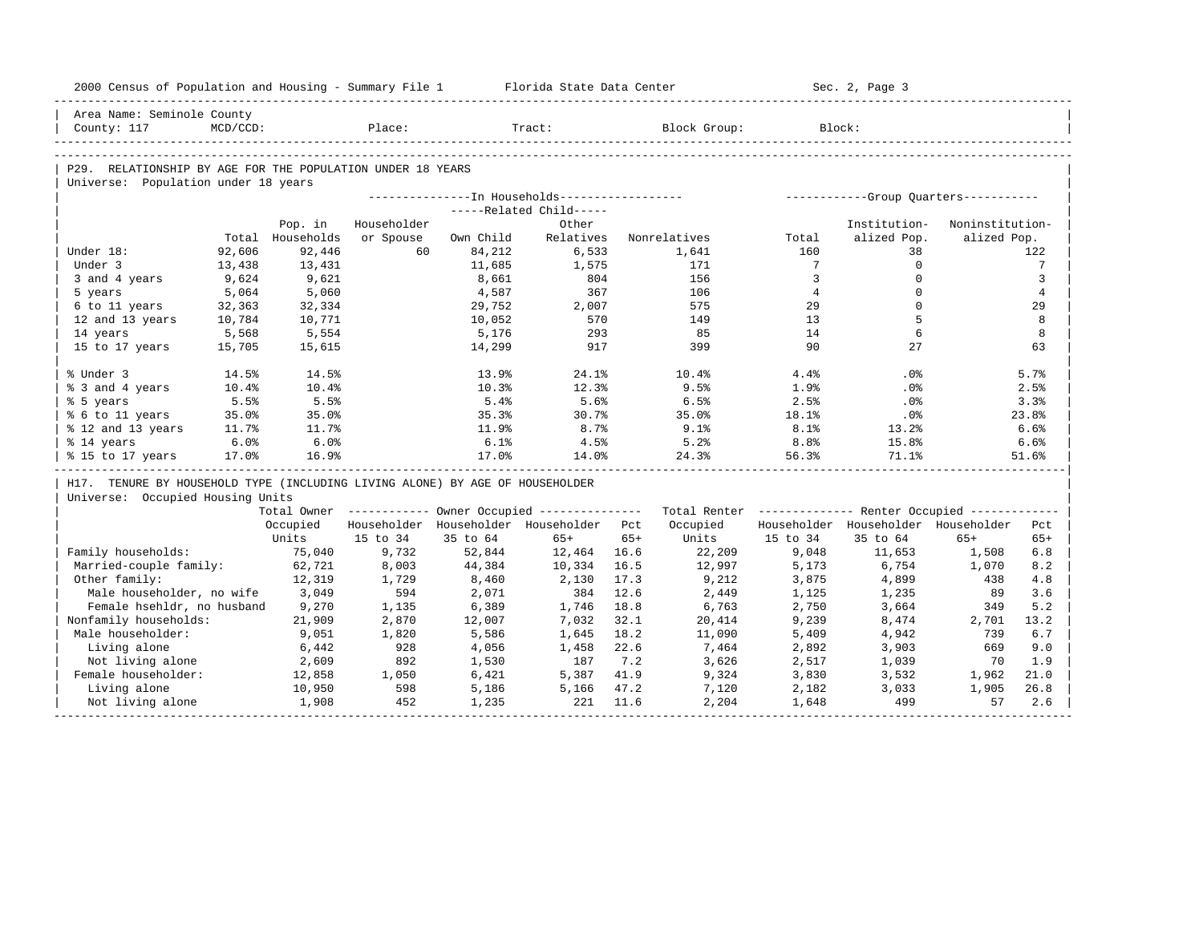Area Name: Seminole County
County: 117 MCD/CCD: Place: Tract: Block Group: Block:

## P29. RELATIONSHIP BY AGE FOR THE POPULATION UNDER 18 YEARS

Universe: Population under 18 years

| | Total | Pop. in Households | In Households: Householder or Spouse | Related Child: Own Child | Related Child: Other Relatives | Nonrelatives | Group Quarters: Total | Institutionalized Pop. | Noninstitutionalized Pop. |
|---|---|---|---|---|---|---|---|---|---|
| Under 18: | 92,606 | 92,446 | 60 | 84,212 | 6,533 | 1,641 | 160 | 38 | 122 |
| Under 3 | 13,438 | 13,431 | | 11,685 | 1,575 | 171 | 7 | 0 | 7 |
| 3 and 4 years | 9,624 | 9,621 | | 8,661 | 804 | 156 | 3 | 0 | 3 |
| 5 years | 5,064 | 5,060 | | 4,587 | 367 | 106 | 4 | 0 | 4 |
| 6 to 11 years | 32,363 | 32,334 | | 29,752 | 2,007 | 575 | 29 | 0 | 29 |
| 12 and 13 years | 10,784 | 10,771 | | 10,052 | 570 | 149 | 13 | 5 | 8 |
| 14 years | 5,568 | 5,554 | | 5,176 | 293 | 85 | 14 | 6 | 8 |
| 15 to 17 years | 15,705 | 15,615 | | 14,299 | 917 | 399 | 90 | 27 | 63 |
| % Under 3 | 14.5% | 14.5% | | 13.9% | 24.1% | 10.4% | 4.4% | .0% | 5.7% |
| % 3 and 4 years | 10.4% | 10.4% | | 10.3% | 12.3% | 9.5% | 1.9% | .0% | 2.5% |
| % 5 years | 5.5% | 5.5% | | 5.4% | 5.6% | 6.5% | 2.5% | .0% | 3.3% |
| % 6 to 11 years | 35.0% | 35.0% | | 35.3% | 30.7% | 35.0% | 18.1% | .0% | 23.8% |
| % 12 and 13 years | 11.7% | 11.7% | | 11.9% | 8.7% | 9.1% | 8.1% | 13.2% | 6.6% |
| % 14 years | 6.0% | 6.0% | | 6.1% | 4.5% | 5.2% | 8.8% | 15.8% | 6.6% |
| % 15 to 17 years | 17.0% | 16.9% | | 17.0% | 14.0% | 24.3% | 56.3% | 71.1% | 51.6% |

## H17. TENURE BY HOUSEHOLD TYPE (INCLUDING LIVING ALONE) BY AGE OF HOUSEHOLDER

Universe: Occupied Housing Units

| | Total Owner Occupied Units | Owner: Householder 15 to 34 | Owner: Householder 35 to 64 | Owner: Householder 65+ | Pct 65+ | Total Renter Occupied Units | Renter: Householder 15 to 34 | Renter: Householder 35 to 64 | Renter: Householder 65+ | Pct 65+ |
|---|---|---|---|---|---|---|---|---|---|---|
| Family households: | 75,040 | 9,732 | 52,844 | 12,464 | 16.6 | 22,209 | 9,048 | 11,653 | 1,508 | 6.8 |
| Married-couple family: | 62,721 | 8,003 | 44,384 | 10,334 | 16.5 | 12,997 | 5,173 | 6,754 | 1,070 | 8.2 |
| Other family: | 12,319 | 1,729 | 8,460 | 2,130 | 17.3 | 9,212 | 3,875 | 4,899 | 438 | 4.8 |
| Male householder, no wife | 3,049 | 594 | 2,071 | 384 | 12.6 | 2,449 | 1,125 | 1,235 | 89 | 3.6 |
| Female hsehldr, no husband | 9,270 | 1,135 | 6,389 | 1,746 | 18.8 | 6,763 | 2,750 | 3,664 | 349 | 5.2 |
| Nonfamily households: | 21,909 | 2,870 | 12,007 | 7,032 | 32.1 | 20,414 | 9,239 | 8,474 | 2,701 | 13.2 |
| Male householder: | 9,051 | 1,820 | 5,586 | 1,645 | 18.2 | 11,090 | 5,409 | 4,942 | 739 | 6.7 |
| Living alone | 6,442 | 928 | 4,056 | 1,458 | 22.6 | 7,464 | 2,892 | 3,903 | 669 | 9.0 |
| Not living alone | 2,609 | 892 | 1,530 | 187 | 7.2 | 3,626 | 2,517 | 1,039 | 70 | 1.9 |
| Female householder: | 12,858 | 1,050 | 6,421 | 5,387 | 41.9 | 9,324 | 3,830 | 3,532 | 1,962 | 21.0 |
| Living alone | 10,950 | 598 | 5,186 | 5,166 | 47.2 | 7,120 | 2,182 | 3,033 | 1,905 | 26.8 |
| Not living alone | 1,908 | 452 | 1,235 | 221 | 11.6 | 2,204 | 1,648 | 499 | 57 | 2.6 |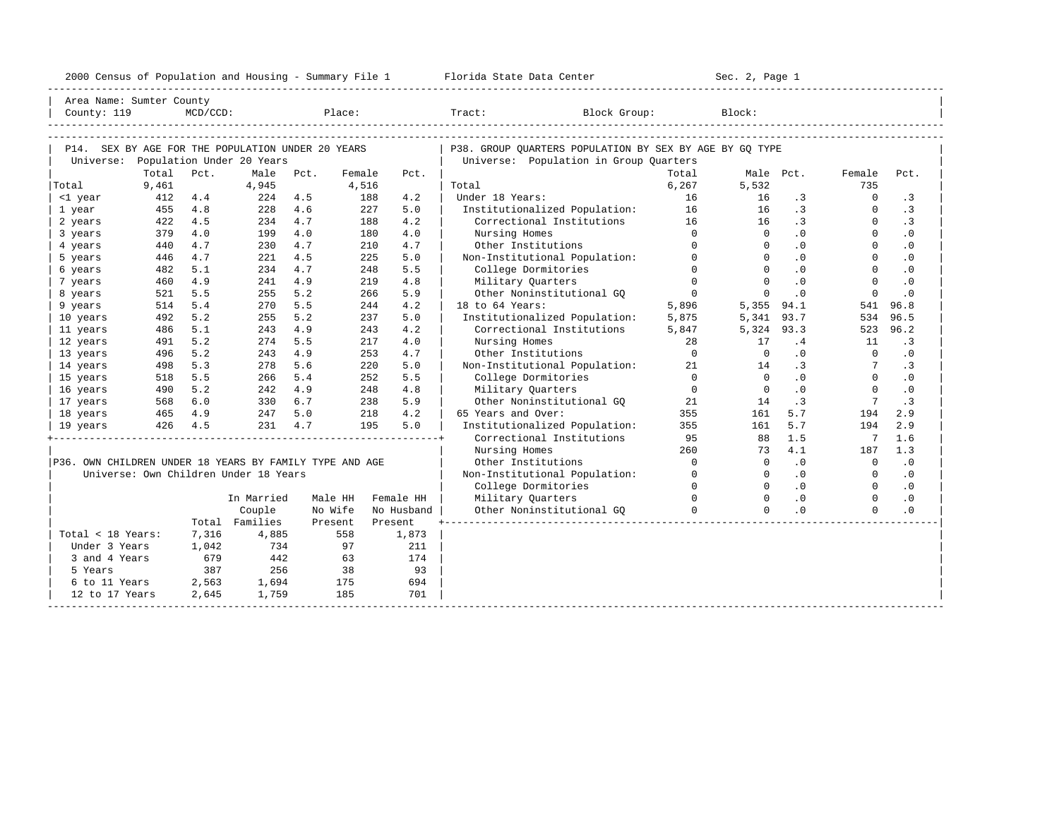2000 Census of Population and Housing - Summary File 1 Florida State Data Center Sec. 2, Page 1

Area Name: Sumter County
County: 119 MCD/CCD: Place: Tract: Block Group: Block:

## P14. SEX BY AGE FOR THE POPULATION UNDER 20 YEARS

Universe: Population Under 20 Years

| | Total | Pct. | Male | Pct. | Female | Pct. |
|---|---|---|---|---|---|---|
| Total | 9,461 | | 4,945 | | 4,516 | |
| <1 year | 412 | 4.4 | 224 | 4.5 | 188 | 4.2 |
| 1 year | 455 | 4.8 | 228 | 4.6 | 227 | 5.0 |
| 2 years | 422 | 4.5 | 234 | 4.7 | 188 | 4.2 |
| 3 years | 379 | 4.0 | 199 | 4.0 | 180 | 4.0 |
| 4 years | 440 | 4.7 | 230 | 4.7 | 210 | 4.7 |
| 5 years | 446 | 4.7 | 221 | 4.5 | 225 | 5.0 |
| 6 years | 482 | 5.1 | 234 | 4.7 | 248 | 5.5 |
| 7 years | 460 | 4.9 | 241 | 4.9 | 219 | 4.8 |
| 8 years | 521 | 5.5 | 255 | 5.2 | 266 | 5.9 |
| 9 years | 514 | 5.4 | 270 | 5.5 | 244 | 4.2 |
| 10 years | 492 | 5.2 | 255 | 5.2 | 237 | 5.0 |
| 11 years | 486 | 5.1 | 243 | 4.9 | 243 | 4.2 |
| 12 years | 491 | 5.2 | 274 | 5.5 | 217 | 4.0 |
| 13 years | 496 | 5.2 | 243 | 4.9 | 253 | 4.7 |
| 14 years | 498 | 5.3 | 278 | 5.6 | 220 | 5.0 |
| 15 years | 518 | 5.5 | 266 | 5.4 | 252 | 5.5 |
| 16 years | 490 | 5.2 | 242 | 4.9 | 248 | 4.8 |
| 17 years | 568 | 6.0 | 330 | 6.7 | 238 | 5.9 |
| 18 years | 465 | 4.9 | 247 | 5.0 | 218 | 4.2 |
| 19 years | 426 | 4.5 | 231 | 4.7 | 195 | 5.0 |

## P36. OWN CHILDREN UNDER 18 YEARS BY FAMILY TYPE AND AGE

Universe: Own Children Under 18 Years

| | Total | In Married Couple Families | Male HH No Wife Present | Female HH No Husband Present |
|---|---|---|---|---|
| Total < 18 Years: | 7,316 | 4,885 | 558 | 1,873 |
| Under 3 Years | 1,042 | 734 | 97 | 211 |
| 3 and 4 Years | 679 | 442 | 63 | 174 |
| 5 Years | 387 | 256 | 38 | 93 |
| 6 to 11 Years | 2,563 | 1,694 | 175 | 694 |
| 12 to 17 Years | 2,645 | 1,759 | 185 | 701 |

## P38. GROUP QUARTERS POPULATION BY SEX BY AGE BY GQ TYPE

Universe: Population in Group Quarters

| | Total | Male | Pct. | Female | Pct. |
|---|---|---|---|---|---|
| Total | 6,267 | 5,532 | | 735 | |
| Under 18 Years: | 16 | 16 | .3 | 0 | .3 |
| Institutionalized Population: | 16 | 16 | .3 | 0 | .3 |
| Correctional Institutions | 16 | 16 | .3 | 0 | .3 |
| Nursing Homes | 0 | 0 | .0 | 0 | .0 |
| Other Institutions | 0 | 0 | .0 | 0 | .0 |
| Non-Institutional Population: | 0 | 0 | .0 | 0 | .0 |
| College Dormitories | 0 | 0 | .0 | 0 | .0 |
| Military Quarters | 0 | 0 | .0 | 0 | .0 |
| Other Noninstitutional GQ | 0 | 0 | .0 | 0 | .0 |
| 18 to 64 Years: | 5,896 | 5,355 | 94.1 | 541 | 96.8 |
| Institutionalized Population: | 5,875 | 5,341 | 93.7 | 534 | 96.5 |
| Correctional Institutions | 5,847 | 5,324 | 93.3 | 523 | 96.2 |
| Nursing Homes | 28 | 17 | .4 | 11 | .3 |
| Other Institutions | 0 | 0 | .0 | 0 | .0 |
| Non-Institutional Population: | 21 | 14 | .3 | 7 | .3 |
| College Dormitories | 0 | 0 | .0 | 0 | .0 |
| Military Quarters | 0 | 0 | .0 | 0 | .0 |
| Other Noninstitutional GQ | 21 | 14 | .3 | 7 | .3 |
| 65 Years and Over: | 355 | 161 | 5.7 | 194 | 2.9 |
| Institutionalized Population: | 355 | 161 | 5.7 | 194 | 2.9 |
| Correctional Institutions | 95 | 88 | 1.5 | 7 | 1.6 |
| Nursing Homes | 260 | 73 | 4.1 | 187 | 1.3 |
| Other Institutions | 0 | 0 | .0 | 0 | .0 |
| Non-Institutional Population: | 0 | 0 | .0 | 0 | .0 |
| College Dormitories | 0 | 0 | .0 | 0 | .0 |
| Military Quarters | 0 | 0 | .0 | 0 | .0 |
| Other Noninstitutional GQ | 0 | 0 | .0 | 0 | .0 |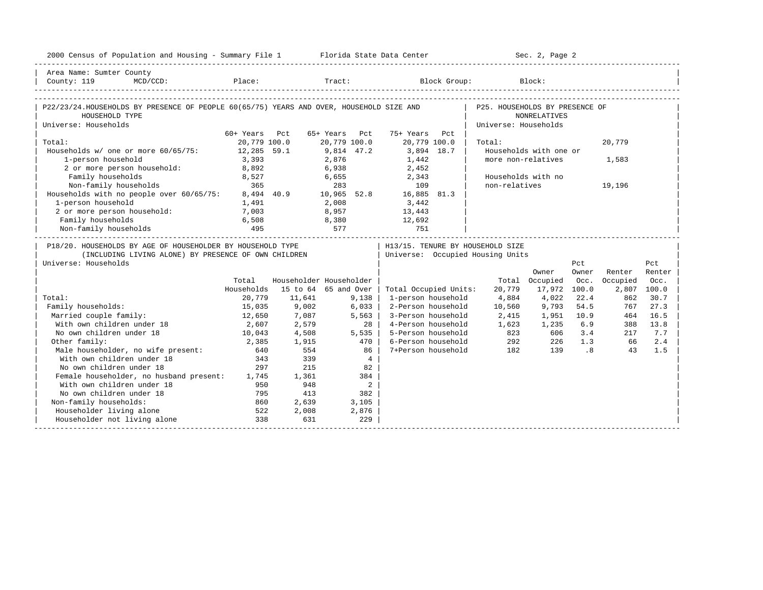Area Name: Sumter County
County: 119 MCD/CCD: Place: Tract: Block Group: Block:

## P22/23/24. HOUSEHOLDS BY PRESENCE OF PEOPLE 60(65/75) YEARS AND OVER, HOUSEHOLD SIZE AND HOUSEHOLD TYPE

Universe: Households

| | 60+ Years | Pct | 65+ Years | Pct | 75+ Years | Pct |
|---|---|---|---|---|---|---|
| Total: | 20,779 | 100.0 | 20,779 | 100.0 | 20,779 | 100.0 |
| Households w/ one or more 60/65/75: | 12,285 | 59.1 | 9,814 | 47.2 | 3,894 | 18.7 |
| 1-person household | 3,393 | | 2,876 | | 1,442 | |
| 2 or more person household: | 8,892 | | 6,938 | | 2,452 | |
| Family households | 8,527 | | 6,655 | | 2,343 | |
| Non-family households | 365 | | 283 | | 109 | |
| Households with no people over 60/65/75: | 8,494 | 40.9 | 10,965 | 52.8 | 16,885 | 81.3 |
| 1-person household | 1,491 | | 2,008 | | 3,442 | |
| 2 or more person household: | 7,003 | | 8,957 | | 13,443 | |
| Family households | 6,508 | | 8,380 | | 12,692 | |
| Non-family households | 495 | | 577 | | 751 | |

## P25. HOUSEHOLDS BY PRESENCE OF NONRELATIVES

Universe: Households

| | |
|---|---|
| Total: | 20,779 |
| Households with one or more non-relatives | 1,583 |
| Households with no non-relatives | 19,196 |

## P18/20. HOUSEHOLDS BY AGE OF HOUSEHOLDER BY HOUSEHOLD TYPE (INCLUDING LIVING ALONE) BY PRESENCE OF OWN CHILDREN

Universe: Households

| | Total Households | Householder 15 to 64 | Householder 65 and Over |
|---|---|---|---|
| Total: | 20,779 | 11,641 | 9,138 |
| Family households: | 15,035 | 9,002 | 6,033 |
| Married couple family: | 12,650 | 7,087 | 5,563 |
| With own children under 18 | 2,607 | 2,579 | 28 |
| No own children under 18 | 10,043 | 4,508 | 5,535 |
| Other family: | 2,385 | 1,915 | 470 |
| Male householder, no wife present: | 640 | 554 | 86 |
| With own children under 18 | 343 | 339 | 4 |
| No own children under 18 | 297 | 215 | 82 |
| Female householder, no husband present: | 1,745 | 1,361 | 384 |
| With own children under 18 | 950 | 948 | 2 |
| No own children under 18 | 795 | 413 | 382 |
| Non-family households: | 860 | 2,639 | 3,105 |
| Householder living alone | 522 | 2,008 | 2,876 |
| Householder not living alone | 338 | 631 | 229 |

## H13/15. TENURE BY HOUSEHOLD SIZE

Universe: Occupied Housing Units

| | Total | Owner Occupied | Pct Owner Occ. | Renter Occupied | Pct Renter Occ. |
|---|---|---|---|---|---|
| Total Occupied Units: | 20,779 | 17,972 | 100.0 | 2,807 | 100.0 |
| 1-person household | 4,884 | 4,022 | 22.4 | 862 | 30.7 |
| 2-Person household | 10,560 | 9,793 | 54.5 | 767 | 27.3 |
| 3-Person household | 2,415 | 1,951 | 10.9 | 464 | 16.5 |
| 4-Person household | 1,623 | 1,235 | 6.9 | 388 | 13.8 |
| 5-Person household | 823 | 606 | 3.4 | 217 | 7.7 |
| 6-Person household | 292 | 226 | 1.3 | 66 | 2.4 |
| 7+Person household | 182 | 139 | .8 | 43 | 1.5 |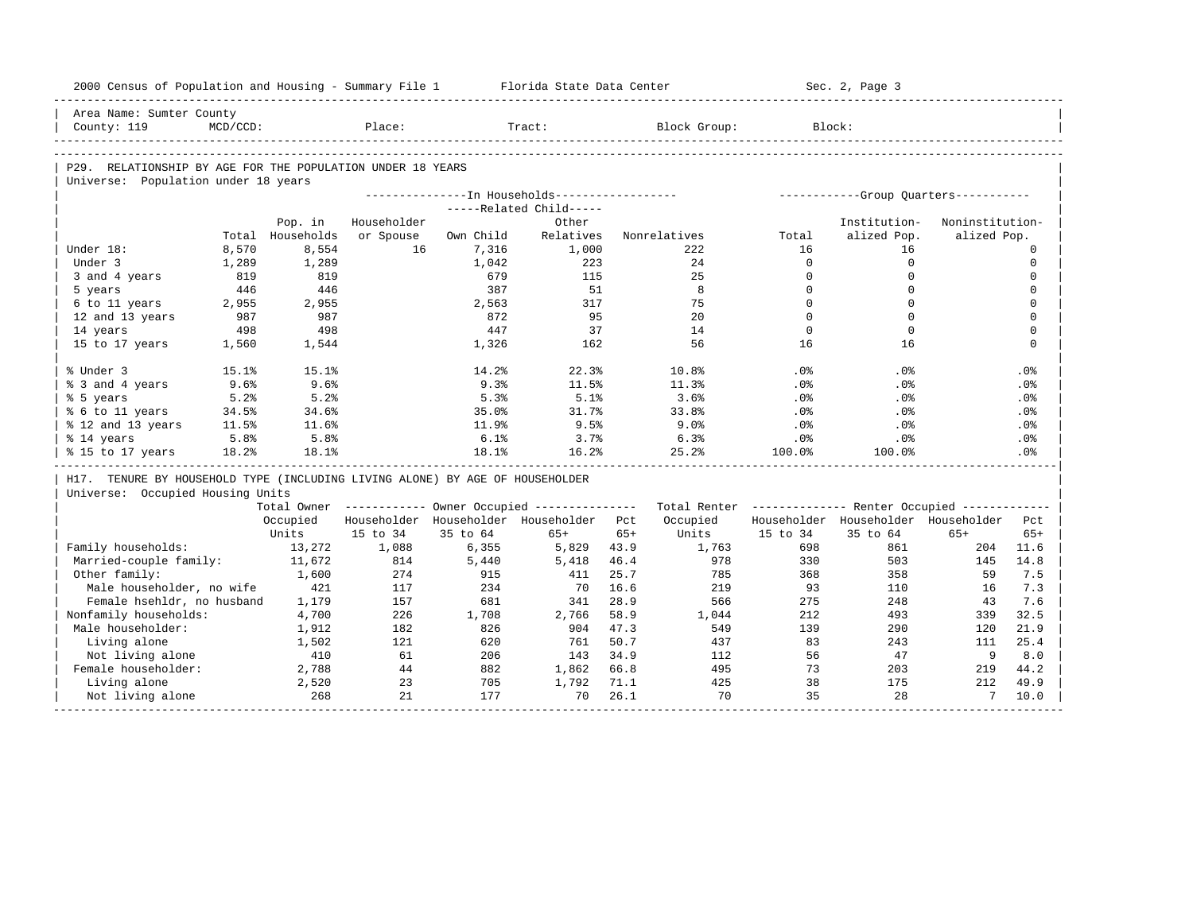2000 Census of Population and Housing - Summary File 1 Florida State Data Center Sec. 2, Page 3

Area Name: Sumter County
County: 119 MCD/CCD: Place: Tract: Block Group: Block:

## P29. RELATIONSHIP BY AGE FOR THE POPULATION UNDER 18 YEARS

Universe: Population under 18 years

| | Total | Pop. in Households | In Households: Householder or Spouse | Related Child: Own Child | Related Child: Other Relatives | Nonrelatives | Group Quarters: Total | Institutionalized Pop. | Noninstitutionalized Pop. |
|---|---|---|---|---|---|---|---|---|---|
| Under 18: | 8,570 | 8,554 | 16 | 7,316 | 1,000 | 222 | 16 | 16 | 0 |
| Under 3 | 1,289 | 1,289 | | 1,042 | 223 | 24 | 0 | 0 | 0 |
| 3 and 4 years | 819 | 819 | | 679 | 115 | 25 | 0 | 0 | 0 |
| 5 years | 446 | 446 | | 387 | 51 | 8 | 0 | 0 | 0 |
| 6 to 11 years | 2,955 | 2,955 | | 2,563 | 317 | 75 | 0 | 0 | 0 |
| 12 and 13 years | 987 | 987 | | 872 | 95 | 20 | 0 | 0 | 0 |
| 14 years | 498 | 498 | | 447 | 37 | 14 | 0 | 0 | 0 |
| 15 to 17 years | 1,560 | 1,544 | | 1,326 | 162 | 56 | 16 | 16 | 0 |
| % Under 3 | 15.1% | 15.1% | | 14.2% | 22.3% | 10.8% | .0% | .0% | .0% |
| % 3 and 4 years | 9.6% | 9.6% | | 9.3% | 11.5% | 11.3% | .0% | .0% | .0% |
| % 5 years | 5.2% | 5.2% | | 5.3% | 5.1% | 3.6% | .0% | .0% | .0% |
| % 6 to 11 years | 34.5% | 34.6% | | 35.0% | 31.7% | 33.8% | .0% | .0% | .0% |
| % 12 and 13 years | 11.5% | 11.6% | | 11.9% | 9.5% | 9.0% | .0% | .0% | .0% |
| % 14 years | 5.8% | 5.8% | | 6.1% | 3.7% | 6.3% | .0% | .0% | .0% |
| % 15 to 17 years | 18.2% | 18.1% | | 18.1% | 16.2% | 25.2% | 100.0% | 100.0% | .0% |

## H17. TENURE BY HOUSEHOLD TYPE (INCLUDING LIVING ALONE) BY AGE OF HOUSEHOLDER

Universe: Occupied Housing Units

| | Total Owner Occupied Units | Owner: Householder 15 to 34 | Owner: Householder 35 to 64 | Owner: Householder 65+ | Pct 65+ | Total Renter Occupied Units | Renter: Householder 15 to 34 | Renter: Householder 35 to 64 | Renter: Householder 65+ | Pct 65+ |
|---|---|---|---|---|---|---|---|---|---|---|
| Family households: | 13,272 | 1,088 | 6,355 | 5,829 | 43.9 | 1,763 | 698 | 861 | 204 | 11.6 |
| Married-couple family: | 11,672 | 814 | 5,440 | 5,418 | 46.4 | 978 | 330 | 503 | 145 | 14.8 |
| Other family: | 1,600 | 274 | 915 | 411 | 25.7 | 785 | 368 | 358 | 59 | 7.5 |
| Male householder, no wife | 421 | 117 | 234 | 70 | 16.6 | 219 | 93 | 110 | 16 | 7.3 |
| Female hsehldr, no husband | 1,179 | 157 | 681 | 341 | 28.9 | 566 | 275 | 248 | 43 | 7.6 |
| Nonfamily households: | 4,700 | 226 | 1,708 | 2,766 | 58.9 | 1,044 | 212 | 493 | 339 | 32.5 |
| Male householder: | 1,912 | 182 | 826 | 904 | 47.3 | 549 | 139 | 290 | 120 | 21.9 |
| Living alone | 1,502 | 121 | 620 | 761 | 50.7 | 437 | 83 | 243 | 111 | 25.4 |
| Not living alone | 410 | 61 | 206 | 143 | 34.9 | 112 | 56 | 47 | 9 | 8.0 |
| Female householder: | 2,788 | 44 | 882 | 1,862 | 66.8 | 495 | 73 | 203 | 219 | 44.2 |
| Living alone | 2,520 | 23 | 705 | 1,792 | 71.1 | 425 | 38 | 175 | 212 | 49.9 |
| Not living alone | 268 | 21 | 177 | 70 | 26.1 | 70 | 35 | 28 | 7 | 10.0 |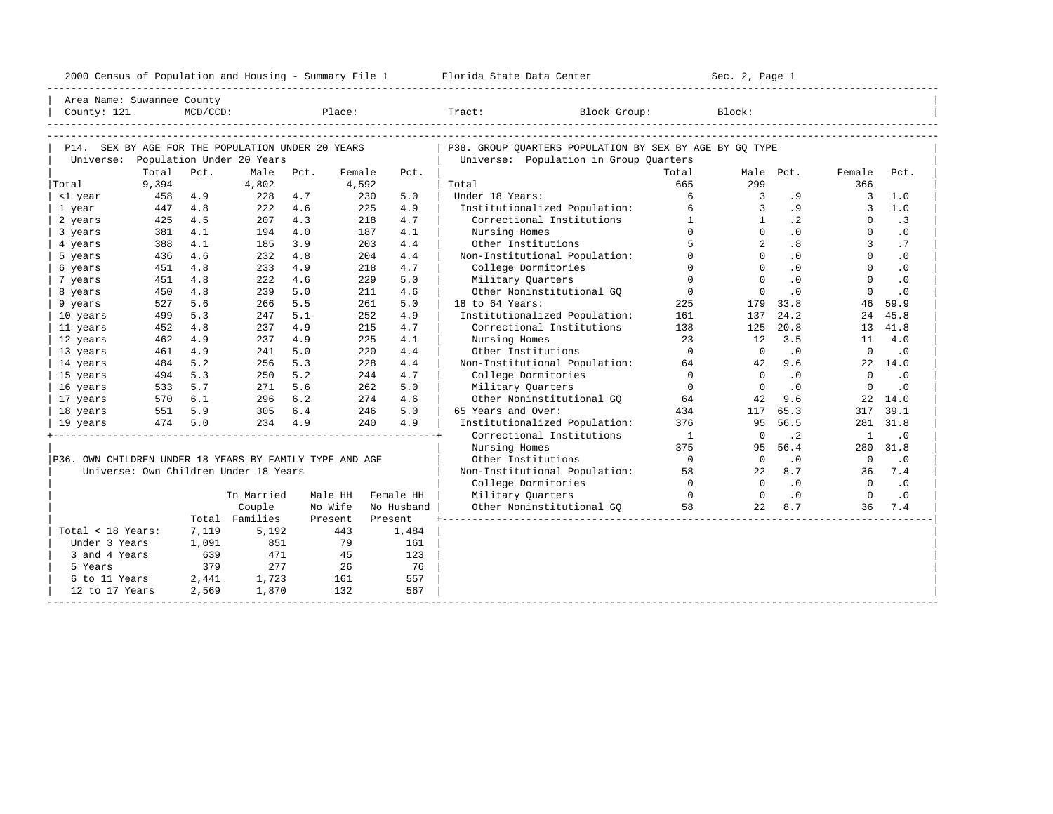2000 Census of Population and Housing - Summary File 1 Florida State Data Center Sec. 2, Page 1

Area Name: Suwannee County
County: 121 MCD/CCD: Place: Tract: Block Group: Block:

## P14. SEX BY AGE FOR THE POPULATION UNDER 20 YEARS

Universe: Population Under 20 Years

| | Total | Pct. | Male | Pct. | Female | Pct. |
|---|---|---|---|---|---|---|
| Total | 9,394 | | 4,802 | | 4,592 | |
| <1 year | 458 | 4.9 | 228 | 4.7 | 230 | 5.0 |
| 1 year | 447 | 4.8 | 222 | 4.6 | 225 | 4.9 |
| 2 years | 425 | 4.5 | 207 | 4.3 | 218 | 4.7 |
| 3 years | 381 | 4.1 | 194 | 4.0 | 187 | 4.1 |
| 4 years | 388 | 4.1 | 185 | 3.9 | 203 | 4.4 |
| 5 years | 436 | 4.6 | 232 | 4.8 | 204 | 4.4 |
| 6 years | 451 | 4.8 | 233 | 4.9 | 218 | 4.7 |
| 7 years | 451 | 4.8 | 222 | 4.6 | 229 | 5.0 |
| 8 years | 450 | 4.8 | 239 | 5.0 | 211 | 4.6 |
| 9 years | 527 | 5.6 | 266 | 5.5 | 261 | 5.0 |
| 10 years | 499 | 5.3 | 247 | 5.1 | 252 | 4.9 |
| 11 years | 452 | 4.8 | 237 | 4.9 | 215 | 4.7 |
| 12 years | 462 | 4.9 | 237 | 4.9 | 225 | 4.1 |
| 13 years | 461 | 4.9 | 241 | 5.0 | 220 | 4.4 |
| 14 years | 484 | 5.2 | 256 | 5.3 | 228 | 4.4 |
| 15 years | 494 | 5.3 | 250 | 5.2 | 244 | 4.7 |
| 16 years | 533 | 5.7 | 271 | 5.6 | 262 | 5.0 |
| 17 years | 570 | 6.1 | 296 | 6.2 | 274 | 4.6 |
| 18 years | 551 | 5.9 | 305 | 6.4 | 246 | 5.0 |
| 19 years | 474 | 5.0 | 234 | 4.9 | 240 | 4.9 |

## P36. OWN CHILDREN UNDER 18 YEARS BY FAMILY TYPE AND AGE

Universe: Own Children Under 18 Years

| | Total | In Married Couple Families | Male HH No Wife Present | Female HH No Husband Present |
|---|---|---|---|---|
| Total < 18 Years: | 7,119 | 5,192 | 443 | 1,484 |
| Under 3 Years | 1,091 | 851 | 79 | 161 |
| 3 and 4 Years | 639 | 471 | 45 | 123 |
| 5 Years | 379 | 277 | 26 | 76 |
| 6 to 11 Years | 2,441 | 1,723 | 161 | 557 |
| 12 to 17 Years | 2,569 | 1,870 | 132 | 567 |

## P38. GROUP QUARTERS POPULATION BY SEX BY AGE BY GQ TYPE

Universe: Population in Group Quarters

| | Total | Male | Pct. | Female | Pct. |
|---|---|---|---|---|---|
| Total | 665 | 299 | | 366 | |
| Under 18 Years: | 6 | 3 | .9 | 3 | 1.0 |
| Institutionalized Population: | 6 | 3 | .9 | 3 | 1.0 |
| Correctional Institutions | 1 | 1 | .2 | 0 | .3 |
| Nursing Homes | 0 | 0 | .0 | 0 | .0 |
| Other Institutions | 5 | 2 | .8 | 3 | .7 |
| Non-Institutional Population: | 0 | 0 | .0 | 0 | .0 |
| College Dormitories | 0 | 0 | .0 | 0 | .0 |
| Military Quarters | 0 | 0 | .0 | 0 | .0 |
| Other Noninstitutional GQ | 0 | 0 | .0 | 0 | .0 |
| 18 to 64 Years: | 225 | 179 | 33.8 | 46 | 59.9 |
| Institutionalized Population: | 161 | 137 | 24.2 | 24 | 45.8 |
| Correctional Institutions | 138 | 125 | 20.8 | 13 | 41.8 |
| Nursing Homes | 23 | 12 | 3.5 | 11 | 4.0 |
| Other Institutions | 0 | 0 | .0 | 0 | .0 |
| Non-Institutional Population: | 64 | 42 | 9.6 | 22 | 14.0 |
| College Dormitories | 0 | 0 | .0 | 0 | .0 |
| Military Quarters | 0 | 0 | .0 | 0 | .0 |
| Other Noninstitutional GQ | 64 | 42 | 9.6 | 22 | 14.0 |
| 65 Years and Over: | 434 | 117 | 65.3 | 317 | 39.1 |
| Institutionalized Population: | 376 | 95 | 56.5 | 281 | 31.8 |
| Correctional Institutions | 1 | 0 | .2 | 1 | .0 |
| Nursing Homes | 375 | 95 | 56.4 | 280 | 31.8 |
| Other Institutions | 0 | 0 | .0 | 0 | .0 |
| Non-Institutional Population: | 58 | 22 | 8.7 | 36 | 7.4 |
| College Dormitories | 0 | 0 | .0 | 0 | .0 |
| Military Quarters | 0 | 0 | .0 | 0 | .0 |
| Other Noninstitutional GQ | 58 | 22 | 8.7 | 36 | 7.4 |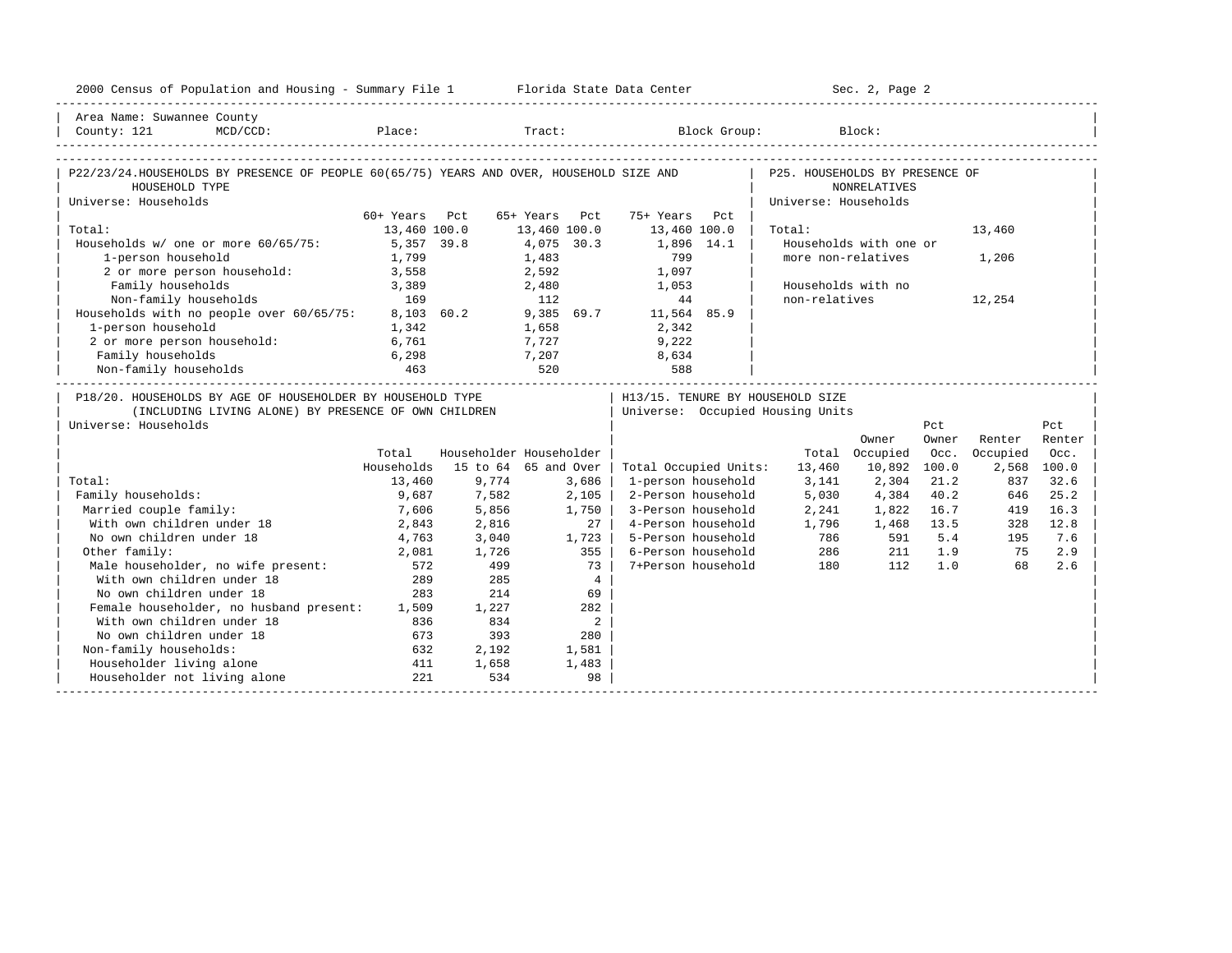2000 Census of Population and Housing - Summary File 1 Florida State Data Center Sec. 2, Page 2

Area Name: Suwannee County
County: 121 MCD/CCD: Place: Tract: Block Group: Block:

## P22/23/24. HOUSEHOLDS BY PRESENCE OF PEOPLE 60(65/75) YEARS AND OVER, HOUSEHOLD SIZE AND HOUSEHOLD TYPE

Universe: Households

| | 60+ Years | Pct | 65+ Years | Pct | 75+ Years | Pct |
|---|---|---|---|---|---|---|
| Total: | 13,460 | 100.0 | 13,460 | 100.0 | 13,460 | 100.0 |
| Households w/ one or more 60/65/75: | 5,357 | 39.8 | 4,075 | 30.3 | 1,896 | 14.1 |
| 1-person household | 1,799 | | 1,483 | | 799 | |
| 2 or more person household: | 3,558 | | 2,592 | | 1,097 | |
| Family households | 3,389 | | 2,480 | | 1,053 | |
| Non-family households | 169 | | 112 | | 44 | |
| Households with no people over 60/65/75: | 8,103 | 60.2 | 9,385 | 69.7 | 11,564 | 85.9 |
| 1-person household | 1,342 | | 1,658 | | 2,342 | |
| 2 or more person household: | 6,761 | | 7,727 | | 9,222 | |
| Family households | 6,298 | | 7,207 | | 8,634 | |
| Non-family households | 463 | | 520 | | 588 | |

## P25. HOUSEHOLDS BY PRESENCE OF NONRELATIVES

Universe: Households

| | |
|---|---|
| Total: | 13,460 |
| Households with one or more non-relatives | 1,206 |
| Households with no non-relatives | 12,254 |

## P18/20. HOUSEHOLDS BY AGE OF HOUSEHOLDER BY HOUSEHOLD TYPE (INCLUDING LIVING ALONE) BY PRESENCE OF OWN CHILDREN

Universe: Households

| | Total Households | Householder 15 to 64 | Householder 65 and Over |
|---|---|---|---|
| Total: | 13,460 | 9,774 | 3,686 |
| Family households: | 9,687 | 7,582 | 2,105 |
| Married couple family: | 7,606 | 5,856 | 1,750 |
| With own children under 18 | 2,843 | 2,816 | 27 |
| No own children under 18 | 4,763 | 3,040 | 1,723 |
| Other family: | 2,081 | 1,726 | 355 |
| Male householder, no wife present: | 572 | 499 | 73 |
| With own children under 18 | 289 | 285 | 4 |
| No own children under 18 | 283 | 214 | 69 |
| Female householder, no husband present: | 1,509 | 1,227 | 282 |
| With own children under 18 | 836 | 834 | 2 |
| No own children under 18 | 673 | 393 | 280 |
| Non-family households: | 632 | 2,192 | 1,581 |
| Householder living alone | 411 | 1,658 | 1,483 |
| Householder not living alone | 221 | 534 | 98 |

## H13/15. TENURE BY HOUSEHOLD SIZE

Universe: Occupied Housing Units

| | Total | Owner Occupied | Pct Owner Occ. | Renter Occupied | Pct Renter Occ. |
|---|---|---|---|---|---|
| Total Occupied Units: | 13,460 | 10,892 | 100.0 | 2,568 | 100.0 |
| 1-person household | 3,141 | 2,304 | 21.2 | 837 | 32.6 |
| 2-Person household | 5,030 | 4,384 | 40.2 | 646 | 25.2 |
| 3-Person household | 2,241 | 1,822 | 16.7 | 419 | 16.3 |
| 4-Person household | 1,796 | 1,468 | 13.5 | 328 | 12.8 |
| 5-Person household | 786 | 591 | 5.4 | 195 | 7.6 |
| 6-Person household | 286 | 211 | 1.9 | 75 | 2.9 |
| 7+Person household | 180 | 112 | 1.0 | 68 | 2.6 |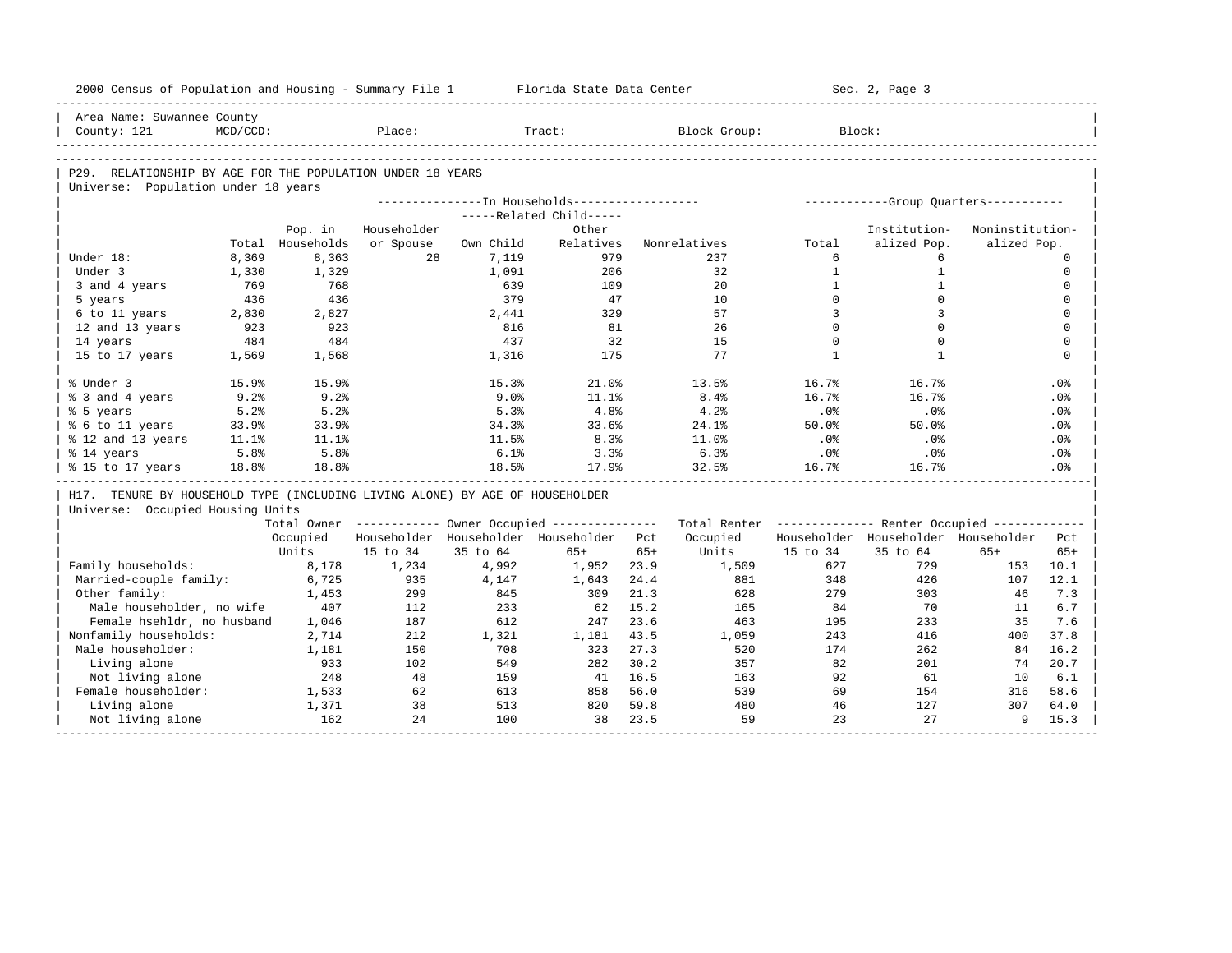2000 Census of Population and Housing - Summary File 1 Florida State Data Center Sec. 2, Page 3

Area Name: Suwannee County
County: 121 MCD/CCD: Place: Tract: Block Group: Block:

## P29. RELATIONSHIP BY AGE FOR THE POPULATION UNDER 18 YEARS

Universe: Population under 18 years

| | | In Households | | | | | Group Quarters | | |
|---|---|---|---|---|---|---|---|---|---|
| | | | Related Child | | | | | | |
| | Total | Pop. in Households | Householder or Spouse | Own Child | Other Relatives | Nonrelatives | Total | Institution-alized Pop. | Noninstitution-alized Pop. |
| Under 18: | 8,369 | 8,363 | 28 | 7,119 | 979 | 237 | 6 | 6 | 0 |
| Under 3 | 1,330 | 1,329 | | 1,091 | 206 | 32 | 1 | 1 | 0 |
| 3 and 4 years | 769 | 768 | | 639 | 109 | 20 | 1 | 1 | 0 |
| 5 years | 436 | 436 | | 379 | 47 | 10 | 0 | 0 | 0 |
| 6 to 11 years | 2,830 | 2,827 | | 2,441 | 329 | 57 | 3 | 3 | 0 |
| 12 and 13 years | 923 | 923 | | 816 | 81 | 26 | 0 | 0 | 0 |
| 14 years | 484 | 484 | | 437 | 32 | 15 | 0 | 0 | 0 |
| 15 to 17 years | 1,569 | 1,568 | | 1,316 | 175 | 77 | 1 | 1 | 0 |
| % Under 3 | 15.9% | 15.9% | | 15.3% | 21.0% | 13.5% | 16.7% | 16.7% | .0% |
| % 3 and 4 years | 9.2% | 9.2% | | 9.0% | 11.1% | 8.4% | 16.7% | 16.7% | .0% |
| % 5 years | 5.2% | 5.2% | | 5.3% | 4.8% | 4.2% | .0% | .0% | .0% |
| % 6 to 11 years | 33.9% | 33.9% | | 34.3% | 33.6% | 24.1% | 50.0% | 50.0% | .0% |
| % 12 and 13 years | 11.1% | 11.1% | | 11.5% | 8.3% | 11.0% | .0% | .0% | .0% |
| % 14 years | 5.8% | 5.8% | | 6.1% | 3.3% | 6.3% | .0% | .0% | .0% |
| % 15 to 17 years | 18.8% | 18.8% | | 18.5% | 17.9% | 32.5% | 16.7% | 16.7% | .0% |

## H17. TENURE BY HOUSEHOLD TYPE (INCLUDING LIVING ALONE) BY AGE OF HOUSEHOLDER

Universe: Occupied Housing Units

| | Total Owner Occupied Units | Owner Occupied | | | | Total Renter Occupied Units | Renter Occupied | | | |
|---|---|---|---|---|---|---|---|---|---|---|
| | | Householder 15 to 34 | Householder 35 to 64 | Householder 65+ | Pct 65+ | | Householder 15 to 34 | Householder 35 to 64 | Householder 65+ | Pct 65+ |
| Family households: | 8,178 | 1,234 | 4,992 | 1,952 | 23.9 | 1,509 | 627 | 729 | 153 | 10.1 |
| Married-couple family: | 6,725 | 935 | 4,147 | 1,643 | 24.4 | 881 | 348 | 426 | 107 | 12.1 |
| Other family: | 1,453 | 299 | 845 | 309 | 21.3 | 628 | 279 | 303 | 46 | 7.3 |
| Male householder, no wife | 407 | 112 | 233 | 62 | 15.2 | 165 | 84 | 70 | 11 | 6.7 |
| Female hsehldr, no husband | 1,046 | 187 | 612 | 247 | 23.6 | 463 | 195 | 233 | 35 | 7.6 |
| Nonfamily households: | 2,714 | 212 | 1,321 | 1,181 | 43.5 | 1,059 | 243 | 416 | 400 | 37.8 |
| Male householder: | 1,181 | 150 | 708 | 323 | 27.3 | 520 | 174 | 262 | 84 | 16.2 |
| Living alone | 933 | 102 | 549 | 282 | 30.2 | 357 | 82 | 201 | 74 | 20.7 |
| Not living alone | 248 | 48 | 159 | 41 | 16.5 | 163 | 92 | 61 | 10 | 6.1 |
| Female householder: | 1,533 | 62 | 613 | 858 | 56.0 | 539 | 69 | 154 | 316 | 58.6 |
| Living alone | 1,371 | 38 | 513 | 820 | 59.8 | 480 | 46 | 127 | 307 | 64.0 |
| Not living alone | 162 | 24 | 100 | 38 | 23.5 | 59 | 23 | 27 | 9 | 15.3 |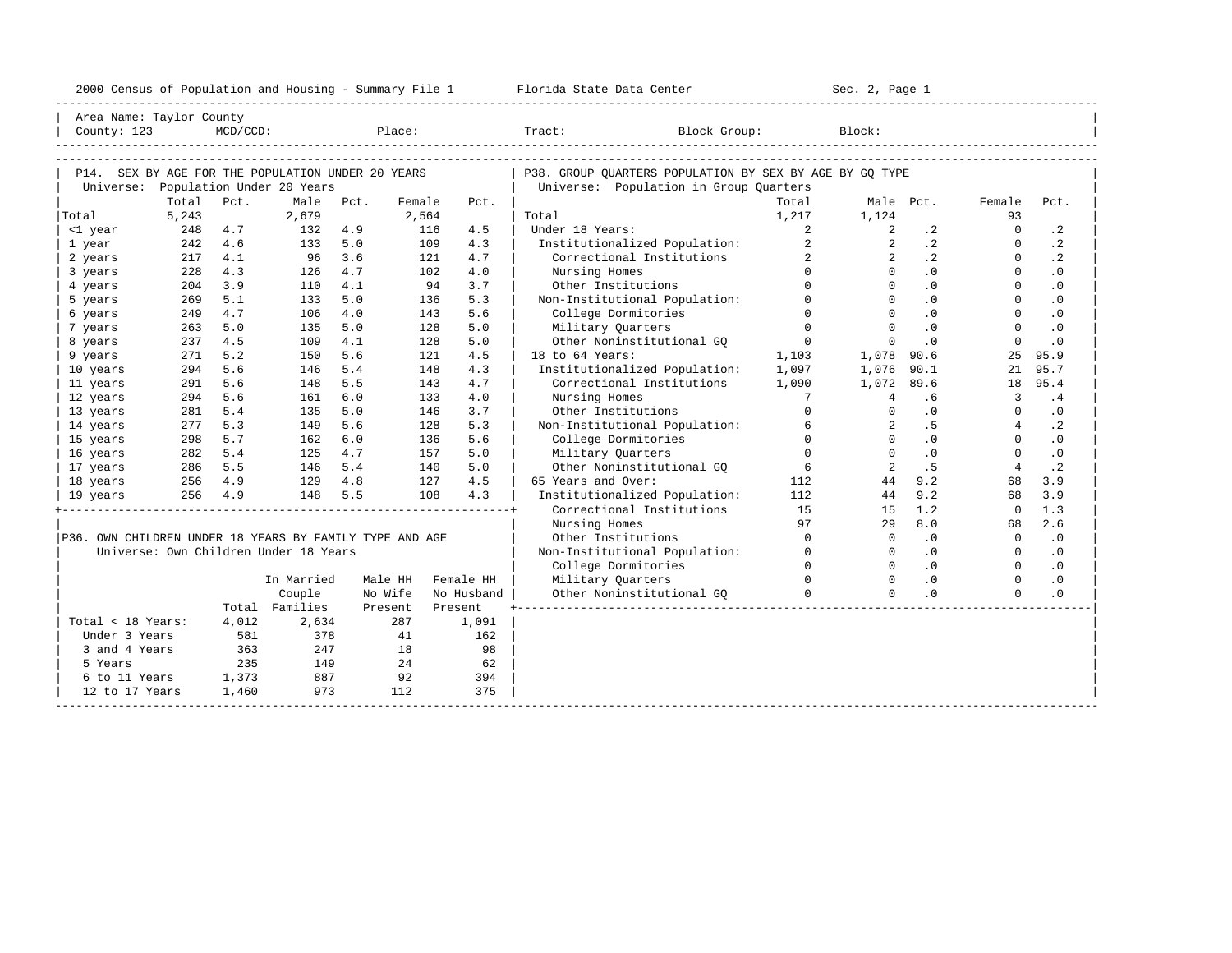2000 Census of Population and Housing - Summary File 1 Florida State Data Center Sec. 2, Page 1

Area Name: Taylor County
County: 123 MCD/CCD: Place: Tract: Block Group: Block:

## P14. SEX BY AGE FOR THE POPULATION UNDER 20 YEARS

Universe: Population Under 20 Years

| | Total | Pct. | Male | Pct. | Female | Pct. |
|---|---|---|---|---|---|---|
| Total | 5,243 | | 2,679 | | 2,564 | |
| <1 year | 248 | 4.7 | 132 | 4.9 | 116 | 4.5 |
| 1 year | 242 | 4.6 | 133 | 5.0 | 109 | 4.3 |
| 2 years | 217 | 4.1 | 96 | 3.6 | 121 | 4.7 |
| 3 years | 228 | 4.3 | 126 | 4.7 | 102 | 4.0 |
| 4 years | 204 | 3.9 | 110 | 4.1 | 94 | 3.7 |
| 5 years | 269 | 5.1 | 133 | 5.0 | 136 | 5.3 |
| 6 years | 249 | 4.7 | 106 | 4.0 | 143 | 5.6 |
| 7 years | 263 | 5.0 | 135 | 5.0 | 128 | 5.0 |
| 8 years | 237 | 4.5 | 109 | 4.1 | 128 | 5.0 |
| 9 years | 271 | 5.2 | 150 | 5.6 | 121 | 4.5 |
| 10 years | 294 | 5.6 | 146 | 5.4 | 148 | 4.3 |
| 11 years | 291 | 5.6 | 148 | 5.5 | 143 | 4.7 |
| 12 years | 294 | 5.6 | 161 | 6.0 | 133 | 4.0 |
| 13 years | 281 | 5.4 | 135 | 5.0 | 146 | 3.7 |
| 14 years | 277 | 5.3 | 149 | 5.6 | 128 | 5.3 |
| 15 years | 298 | 5.7 | 162 | 6.0 | 136 | 5.6 |
| 16 years | 282 | 5.4 | 125 | 4.7 | 157 | 5.0 |
| 17 years | 286 | 5.5 | 146 | 5.4 | 140 | 5.0 |
| 18 years | 256 | 4.9 | 129 | 4.8 | 127 | 4.5 |
| 19 years | 256 | 4.9 | 148 | 5.5 | 108 | 4.3 |

## P36. OWN CHILDREN UNDER 18 YEARS BY FAMILY TYPE AND AGE

Universe: Own Children Under 18 Years

| | Total | In Married Couple Families | Male HH No Wife Present | Female HH No Husband Present |
|---|---|---|---|---|
| Total < 18 Years: | 4,012 | 2,634 | 287 | 1,091 |
| Under 3 Years | 581 | 378 | 41 | 162 |
| 3 and 4 Years | 363 | 247 | 18 | 98 |
| 5 Years | 235 | 149 | 24 | 62 |
| 6 to 11 Years | 1,373 | 887 | 92 | 394 |
| 12 to 17 Years | 1,460 | 973 | 112 | 375 |

## P38. GROUP QUARTERS POPULATION BY SEX BY AGE BY GQ TYPE

Universe: Population in Group Quarters

| | Total | Male | Pct. | Female | Pct. |
|---|---|---|---|---|---|
| Total | 1,217 | 1,124 | | 93 | |
| Under 18 Years: | 2 | 2 | .2 | 0 | .2 |
| Institutionalized Population: | 2 | 2 | .2 | 0 | .2 |
| Correctional Institutions | 2 | 2 | .2 | 0 | .2 |
| Nursing Homes | 0 | 0 | .0 | 0 | .0 |
| Other Institutions | 0 | 0 | .0 | 0 | .0 |
| Non-Institutional Population: | 0 | 0 | .0 | 0 | .0 |
| College Dormitories | 0 | 0 | .0 | 0 | .0 |
| Military Quarters | 0 | 0 | .0 | 0 | .0 |
| Other Noninstitutional GQ | 0 | 0 | .0 | 0 | .0 |
| 18 to 64 Years: | 1,103 | 1,078 | 90.6 | 25 | 95.9 |
| Institutionalized Population: | 1,097 | 1,076 | 90.1 | 21 | 95.7 |
| Correctional Institutions | 1,090 | 1,072 | 89.6 | 18 | 95.4 |
| Nursing Homes | 7 | 4 | .6 | 3 | .4 |
| Other Institutions | 0 | 0 | .0 | 0 | .0 |
| Non-Institutional Population: | 6 | 2 | .5 | 4 | .2 |
| College Dormitories | 0 | 0 | .0 | 0 | .0 |
| Military Quarters | 0 | 0 | .0 | 0 | .0 |
| Other Noninstitutional GQ | 6 | 2 | .5 | 4 | .2 |
| 65 Years and Over: | 112 | 44 | 9.2 | 68 | 3.9 |
| Institutionalized Population: | 112 | 44 | 9.2 | 68 | 3.9 |
| Correctional Institutions | 15 | 15 | 1.2 | 0 | 1.3 |
| Nursing Homes | 97 | 29 | 8.0 | 68 | 2.6 |
| Other Institutions | 0 | 0 | .0 | 0 | .0 |
| Non-Institutional Population: | 0 | 0 | .0 | 0 | .0 |
| College Dormitories | 0 | 0 | .0 | 0 | .0 |
| Military Quarters | 0 | 0 | .0 | 0 | .0 |
| Other Noninstitutional GQ | 0 | 0 | .0 | 0 | .0 |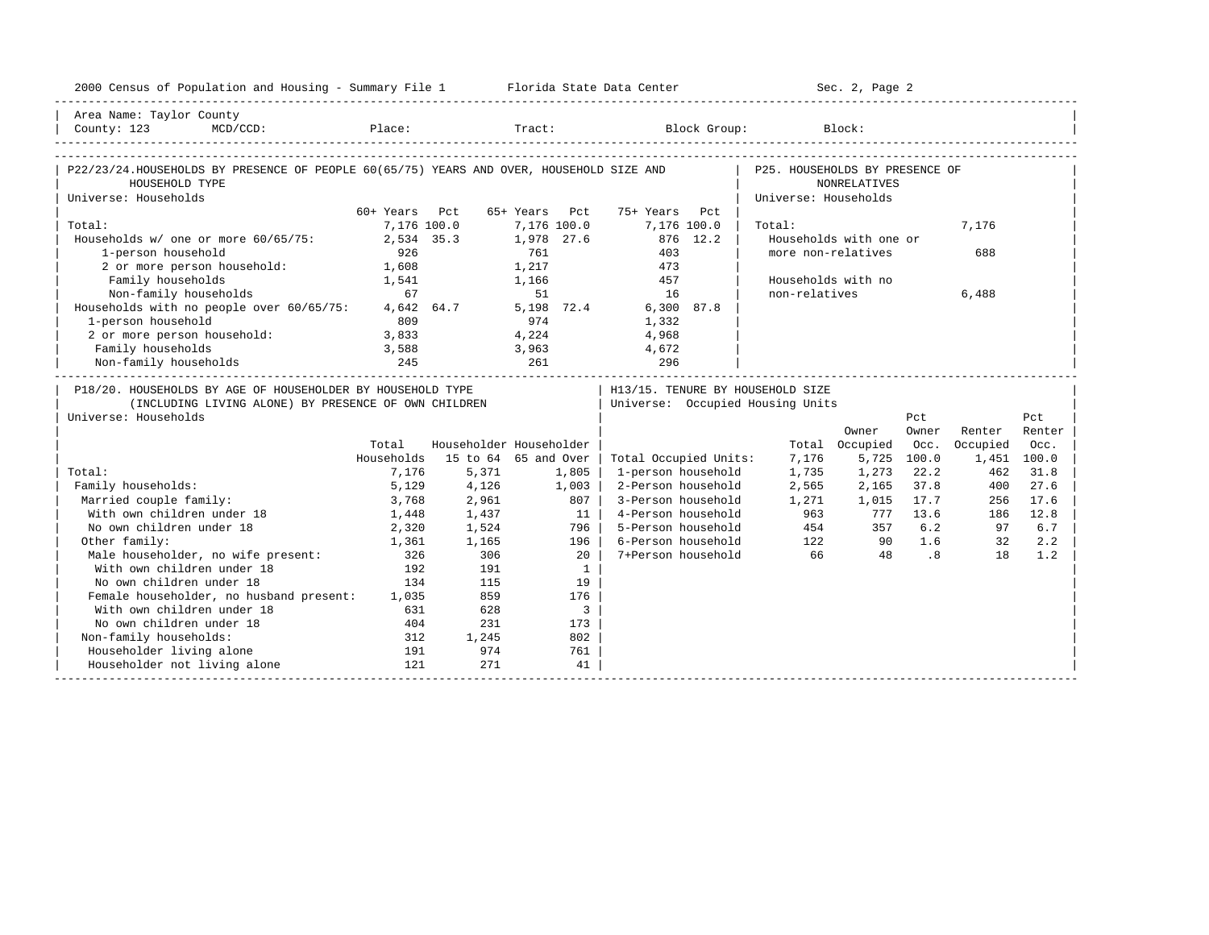2000 Census of Population and Housing - Summary File 1 Florida State Data Center Sec. 2, Page 2

Area Name: Taylor County
County: 123 MCD/CCD: Place: Tract: Block Group: Block:

## P22/23/24. HOUSEHOLDS BY PRESENCE OF PEOPLE 60(65/75) YEARS AND OVER, HOUSEHOLD SIZE AND HOUSEHOLD TYPE

Universe: Households

| | 60+ Years | Pct | 65+ Years | Pct | 75+ Years | Pct |
|---|---|---|---|---|---|---|
| Total: | 7,176 | 100.0 | 7,176 | 100.0 | 7,176 | 100.0 |
| Households w/ one or more 60/65/75: | 2,534 | 35.3 | 1,978 | 27.6 | 876 | 12.2 |
| 1-person household | 926 | | 761 | | 403 | |
| 2 or more person household: | 1,608 | | 1,217 | | 473 | |
| Family households | 1,541 | | 1,166 | | 457 | |
| Non-family households | 67 | | 51 | | 16 | |
| Households with no people over 60/65/75: | 4,642 | 64.7 | 5,198 | 72.4 | 6,300 | 87.8 |
| 1-person household | 809 | | 974 | | 1,332 | |
| 2 or more person household: | 3,833 | | 4,224 | | 4,968 | |
| Family households | 3,588 | | 3,963 | | 4,672 | |
| Non-family households | 245 | | 261 | | 296 | |

## P25. HOUSEHOLDS BY PRESENCE OF NONRELATIVES

Universe: Households

| | |
|---|---|
| Total: | 7,176 |
| Households with one or more non-relatives | 688 |
| Households with no non-relatives | 6,488 |

## P18/20. HOUSEHOLDS BY AGE OF HOUSEHOLDER BY HOUSEHOLD TYPE (INCLUDING LIVING ALONE) BY PRESENCE OF OWN CHILDREN

Universe: Households

| | Total Households | Householder 15 to 64 | Householder 65 and Over |
|---|---|---|---|
| Total: | 7,176 | 5,371 | 1,805 |
| Family households: | 5,129 | 4,126 | 1,003 |
| Married couple family: | 3,768 | 2,961 | 807 |
| With own children under 18 | 1,448 | 1,437 | 11 |
| No own children under 18 | 2,320 | 1,524 | 796 |
| Other family: | 1,361 | 1,165 | 196 |
| Male householder, no wife present: | 326 | 306 | 20 |
| With own children under 18 | 192 | 191 | 1 |
| No own children under 18 | 134 | 115 | 19 |
| Female householder, no husband present: | 1,035 | 859 | 176 |
| With own children under 18 | 631 | 628 | 3 |
| No own children under 18 | 404 | 231 | 173 |
| Non-family households: | 312 | 1,245 | 802 |
| Householder living alone | 191 | 974 | 761 |
| Householder not living alone | 121 | 271 | 41 |

## H13/15. TENURE BY HOUSEHOLD SIZE

Universe: Occupied Housing Units

| | Total | Owner Occupied | Pct Owner Occ. | Renter Occupied | Pct Renter Occ. |
|---|---|---|---|---|---|
| Total Occupied Units: | 7,176 | 5,725 | 100.0 | 1,451 | 100.0 |
| 1-person household | 1,735 | 1,273 | 22.2 | 462 | 31.8 |
| 2-Person household | 2,565 | 2,165 | 37.8 | 400 | 27.6 |
| 3-Person household | 1,271 | 1,015 | 17.7 | 256 | 17.6 |
| 4-Person household | 963 | 777 | 13.6 | 186 | 12.8 |
| 5-Person household | 454 | 357 | 6.2 | 97 | 6.7 |
| 6-Person household | 122 | 90 | 1.6 | 32 | 2.2 |
| 7+Person household | 66 | 48 | .8 | 18 | 1.2 |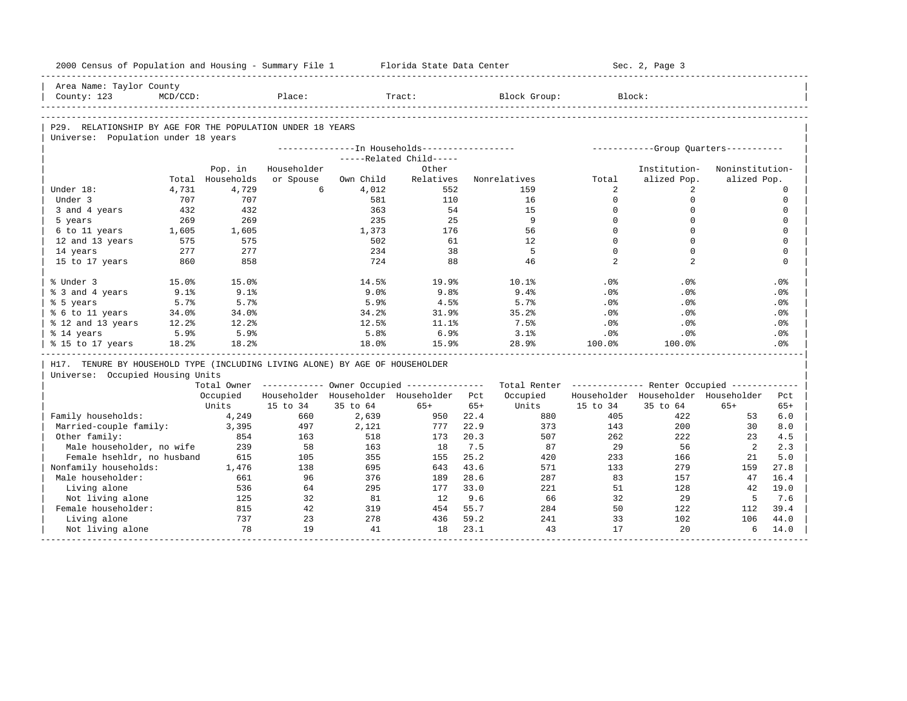Area Name: Taylor County
County: 123 MCD/CCD: Place: Tract: Block Group: Block:

## P29. RELATIONSHIP BY AGE FOR THE POPULATION UNDER 18 YEARS

Universe: Population under 18 years

| | Total | Pop. in Households | In Households: Householder or Spouse | Related Child: Own Child | Related Child: Other Relatives | Nonrelatives | Group Quarters: Total | Institutionalized Pop. | Noninstitutionalized Pop. |
|---|---|---|---|---|---|---|---|---|---|
| Under 18: | 4,731 | 4,729 | 6 | 4,012 | 552 | 159 | 2 | 2 | 0 |
| Under 3 | 707 | 707 | | 581 | 110 | 16 | 0 | 0 | 0 |
| 3 and 4 years | 432 | 432 | | 363 | 54 | 15 | 0 | 0 | 0 |
| 5 years | 269 | 269 | | 235 | 25 | 9 | 0 | 0 | 0 |
| 6 to 11 years | 1,605 | 1,605 | | 1,373 | 176 | 56 | 0 | 0 | 0 |
| 12 and 13 years | 575 | 575 | | 502 | 61 | 12 | 0 | 0 | 0 |
| 14 years | 277 | 277 | | 234 | 38 | 5 | 0 | 0 | 0 |
| 15 to 17 years | 860 | 858 | | 724 | 88 | 46 | 2 | 2 | 0 |
| % Under 3 | 15.0% | 15.0% | | 14.5% | 19.9% | 10.1% | .0% | .0% | .0% |
| % 3 and 4 years | 9.1% | 9.1% | | 9.0% | 9.8% | 9.4% | .0% | .0% | .0% |
| % 5 years | 5.7% | 5.7% | | 5.9% | 4.5% | 5.7% | .0% | .0% | .0% |
| % 6 to 11 years | 34.0% | 34.0% | | 34.2% | 31.9% | 35.2% | .0% | .0% | .0% |
| % 12 and 13 years | 12.2% | 12.2% | | 12.5% | 11.1% | 7.5% | .0% | .0% | .0% |
| % 14 years | 5.9% | 5.9% | | 5.8% | 6.9% | 3.1% | .0% | .0% | .0% |
| % 15 to 17 years | 18.2% | 18.2% | | 18.0% | 15.9% | 28.9% | 100.0% | 100.0% | .0% |

## H17. TENURE BY HOUSEHOLD TYPE (INCLUDING LIVING ALONE) BY AGE OF HOUSEHOLDER

Universe: Occupied Housing Units

| | Total Owner Occupied Units | Owner: Householder 15 to 34 | Owner: Householder 35 to 64 | Owner: Householder 65+ | Pct 65+ | Total Renter Occupied Units | Renter: Householder 15 to 34 | Renter: Householder 35 to 64 | Renter: Householder 65+ | Pct 65+ |
|---|---|---|---|---|---|---|---|---|---|---|
| Family households: | 4,249 | 660 | 2,639 | 950 | 22.4 | 880 | 405 | 422 | 53 | 6.0 |
| Married-couple family: | 3,395 | 497 | 2,121 | 777 | 22.9 | 373 | 143 | 200 | 30 | 8.0 |
| Other family: | 854 | 163 | 518 | 173 | 20.3 | 507 | 262 | 222 | 23 | 4.5 |
| Male householder, no wife | 239 | 58 | 163 | 18 | 7.5 | 87 | 29 | 56 | 2 | 2.3 |
| Female hsehldr, no husband | 615 | 105 | 355 | 155 | 25.2 | 420 | 233 | 166 | 21 | 5.0 |
| Nonfamily households: | 1,476 | 138 | 695 | 643 | 43.6 | 571 | 133 | 279 | 159 | 27.8 |
| Male householder: | 661 | 96 | 376 | 189 | 28.6 | 287 | 83 | 157 | 47 | 16.4 |
| Living alone | 536 | 64 | 295 | 177 | 33.0 | 221 | 51 | 128 | 42 | 19.0 |
| Not living alone | 125 | 32 | 81 | 12 | 9.6 | 66 | 32 | 29 | 5 | 7.6 |
| Female householder: | 815 | 42 | 319 | 454 | 55.7 | 284 | 50 | 122 | 112 | 39.4 |
| Living alone | 737 | 23 | 278 | 436 | 59.2 | 241 | 33 | 102 | 106 | 44.0 |
| Not living alone | 78 | 19 | 41 | 18 | 23.1 | 43 | 17 | 20 | 6 | 14.0 |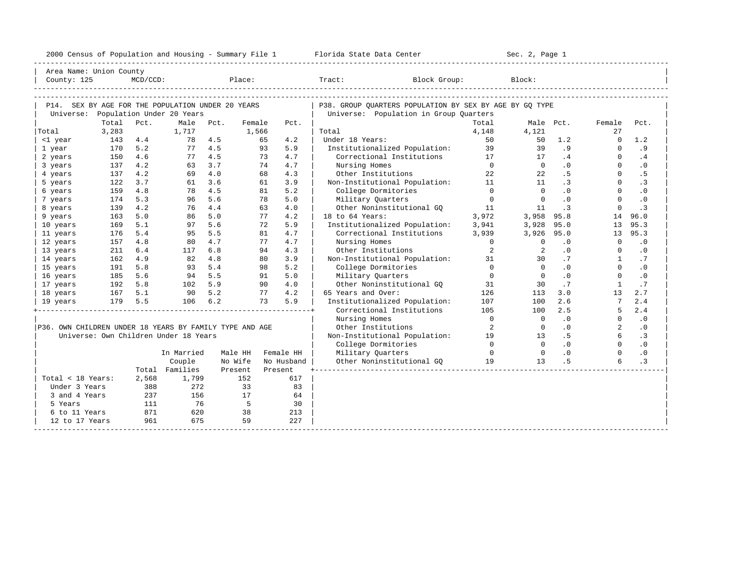2000 Census of Population and Housing - Summary File 1 Florida State Data Center Sec. 2, Page 1

Area Name: Union County
County: 125 MCD/CCD: Place: Tract: Block Group: Block:

## P14. SEX BY AGE FOR THE POPULATION UNDER 20 YEARS

Universe: Population Under 20 Years

| | Total | Pct. | Male | Pct. | Female | Pct. |
|---|---|---|---|---|---|---|
| Total | 3,283 | | 1,717 | | 1,566 | |
| <1 year | 143 | 4.4 | 78 | 4.5 | 65 | 4.2 |
| 1 year | 170 | 5.2 | 77 | 4.5 | 93 | 5.9 |
| 2 years | 150 | 4.6 | 77 | 4.5 | 73 | 4.7 |
| 3 years | 137 | 4.2 | 63 | 3.7 | 74 | 4.7 |
| 4 years | 137 | 4.2 | 69 | 4.0 | 68 | 4.3 |
| 5 years | 122 | 3.7 | 61 | 3.6 | 61 | 3.9 |
| 6 years | 159 | 4.8 | 78 | 4.5 | 81 | 5.2 |
| 7 years | 174 | 5.3 | 96 | 5.6 | 78 | 5.0 |
| 8 years | 139 | 4.2 | 76 | 4.4 | 63 | 4.0 |
| 9 years | 163 | 5.0 | 86 | 5.0 | 77 | 4.2 |
| 10 years | 169 | 5.1 | 97 | 5.6 | 72 | 5.9 |
| 11 years | 176 | 5.4 | 95 | 5.5 | 81 | 4.7 |
| 12 years | 157 | 4.8 | 80 | 4.7 | 77 | 4.7 |
| 13 years | 211 | 6.4 | 117 | 6.8 | 94 | 4.3 |
| 14 years | 162 | 4.9 | 82 | 4.8 | 80 | 3.9 |
| 15 years | 191 | 5.8 | 93 | 5.4 | 98 | 5.2 |
| 16 years | 185 | 5.6 | 94 | 5.5 | 91 | 5.0 |
| 17 years | 192 | 5.8 | 102 | 5.9 | 90 | 4.0 |
| 18 years | 167 | 5.1 | 90 | 5.2 | 77 | 4.2 |
| 19 years | 179 | 5.5 | 106 | 6.2 | 73 | 5.9 |

## P36. OWN CHILDREN UNDER 18 YEARS BY FAMILY TYPE AND AGE

Universe: Own Children Under 18 Years

| | Total | In Married Couple Families | Male HH No Wife Present | Female HH No Husband Present |
|---|---|---|---|---|
| Total < 18 Years: | 2,568 | 1,799 | 152 | 617 |
| Under 3 Years | 388 | 272 | 33 | 83 |
| 3 and 4 Years | 237 | 156 | 17 | 64 |
| 5 Years | 111 | 76 | 5 | 30 |
| 6 to 11 Years | 871 | 620 | 38 | 213 |
| 12 to 17 Years | 961 | 675 | 59 | 227 |

## P38. GROUP QUARTERS POPULATION BY SEX BY AGE BY GQ TYPE

Universe: Population in Group Quarters

| | Total | Male | Pct. | Female | Pct. |
|---|---|---|---|---|---|
| Total | 4,148 | 4,121 | | 27 | |
| Under 18 Years: | 50 | 50 | 1.2 | 0 | 1.2 |
| Institutionalized Population: | 39 | 39 | .9 | 0 | .9 |
| Correctional Institutions | 17 | 17 | .4 | 0 | .4 |
| Nursing Homes | 0 | 0 | .0 | 0 | .0 |
| Other Institutions | 22 | 22 | .5 | 0 | .5 |
| Non-Institutional Population: | 11 | 11 | .3 | 0 | .3 |
| College Dormitories | 0 | 0 | .0 | 0 | .0 |
| Military Quarters | 0 | 0 | .0 | 0 | .0 |
| Other Noninstitutional GQ | 11 | 11 | .3 | 0 | .3 |
| 18 to 64 Years: | 3,972 | 3,958 | 95.8 | 14 | 96.0 |
| Institutionalized Population: | 3,941 | 3,928 | 95.0 | 13 | 95.3 |
| Correctional Institutions | 3,939 | 3,926 | 95.0 | 13 | 95.3 |
| Nursing Homes | 0 | 0 | .0 | 0 | .0 |
| Other Institutions | 2 | 2 | .0 | 0 | .0 |
| Non-Institutional Population: | 31 | 30 | .7 | 1 | .7 |
| College Dormitories | 0 | 0 | .0 | 0 | .0 |
| Military Quarters | 0 | 0 | .0 | 0 | .0 |
| Other Noninstitutional GQ | 31 | 30 | .7 | 1 | .7 |
| 65 Years and Over: | 126 | 113 | 3.0 | 13 | 2.7 |
| Institutionalized Population: | 107 | 100 | 2.6 | 7 | 2.4 |
| Correctional Institutions | 105 | 100 | 2.5 | 5 | 2.4 |
| Nursing Homes | 0 | 0 | .0 | 0 | .0 |
| Other Institutions | 2 | 0 | .0 | 2 | .0 |
| Non-Institutional Population: | 19 | 13 | .5 | 6 | .3 |
| College Dormitories | 0 | 0 | .0 | 0 | .0 |
| Military Quarters | 0 | 0 | .0 | 0 | .0 |
| Other Noninstitutional GQ | 19 | 13 | .5 | 6 | .3 |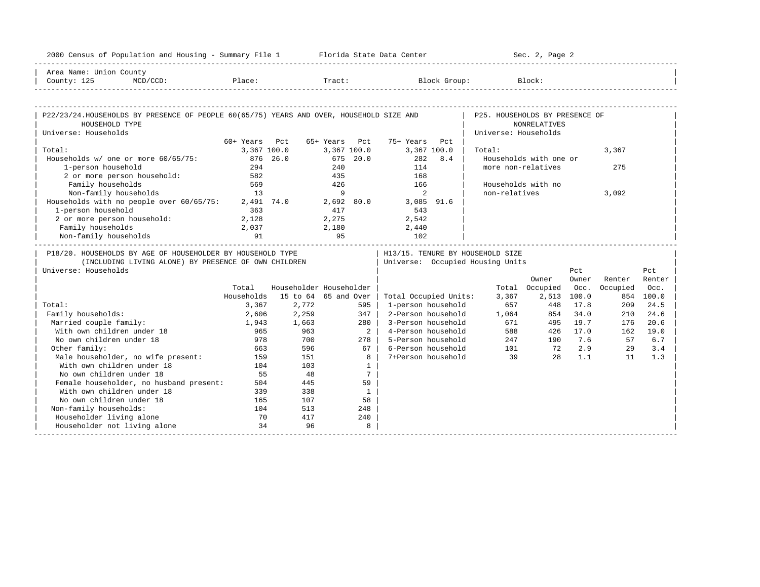2000 Census of Population and Housing - Summary File 1 Florida State Data Center Sec. 2, Page 2

Area Name: Union County
County: 125 MCD/CCD: Place: Tract: Block Group: Block:

## P22/23/24. HOUSEHOLDS BY PRESENCE OF PEOPLE 60(65/75) YEARS AND OVER, HOUSEHOLD SIZE AND HOUSEHOLD TYPE

Universe: Households

| | 60+ Years | Pct | 65+ Years | Pct | 75+ Years | Pct |
|---|---|---|---|---|---|---|
| Total: | 3,367 | 100.0 | 3,367 | 100.0 | 3,367 | 100.0 |
| Households w/ one or more 60/65/75: | 876 | 26.0 | 675 | 20.0 | 282 | 8.4 |
| 1-person household | 294 | | 240 | | 114 | |
| 2 or more person household: | 582 | | 435 | | 168 | |
| Family households | 569 | | 426 | | 166 | |
| Non-family households | 13 | | 9 | | 2 | |
| Households with no people over 60/65/75: | 2,491 | 74.0 | 2,692 | 80.0 | 3,085 | 91.6 |
| 1-person household | 363 | | 417 | | 543 | |
| 2 or more person household: | 2,128 | | 2,275 | | 2,542 | |
| Family households | 2,037 | | 2,180 | | 2,440 | |
| Non-family households | 91 | | 95 | | 102 | |

## P25. HOUSEHOLDS BY PRESENCE OF NONRELATIVES

Universe: Households

| | |
|---|---|
| Total: | 3,367 |
| Households with one or more non-relatives | 275 |
| Households with no non-relatives | 3,092 |

## P18/20. HOUSEHOLDS BY AGE OF HOUSEHOLDER BY HOUSEHOLD TYPE (INCLUDING LIVING ALONE) BY PRESENCE OF OWN CHILDREN

Universe: Households

| | Total Households | Householder 15 to 64 | Householder 65 and Over |
|---|---|---|---|
| Total: | 3,367 | 2,772 | 595 |
| Family households: | 2,606 | 2,259 | 347 |
| Married couple family: | 1,943 | 1,663 | 280 |
| With own children under 18 | 965 | 963 | 2 |
| No own children under 18 | 978 | 700 | 278 |
| Other family: | 663 | 596 | 67 |
| Male householder, no wife present: | 159 | 151 | 8 |
| With own children under 18 | 104 | 103 | 1 |
| No own children under 18 | 55 | 48 | 7 |
| Female householder, no husband present: | 504 | 445 | 59 |
| With own children under 18 | 339 | 338 | 1 |
| No own children under 18 | 165 | 107 | 58 |
| Non-family households: | 104 | 513 | 248 |
| Householder living alone | 70 | 417 | 240 |
| Householder not living alone | 34 | 96 | 8 |

## H13/15. TENURE BY HOUSEHOLD SIZE

Universe: Occupied Housing Units

| | Total | Owner Occupied | Pct Owner Occ. | Renter Occupied | Pct Renter Occ. |
|---|---|---|---|---|---|
| Total Occupied Units: | 3,367 | 2,513 | 100.0 | 854 | 100.0 |
| 1-person household | 657 | 448 | 17.8 | 209 | 24.5 |
| 2-Person household | 1,064 | 854 | 34.0 | 210 | 24.6 |
| 3-Person household | 671 | 495 | 19.7 | 176 | 20.6 |
| 4-Person household | 588 | 426 | 17.0 | 162 | 19.0 |
| 5-Person household | 247 | 190 | 7.6 | 57 | 6.7 |
| 6-Person household | 101 | 72 | 2.9 | 29 | 3.4 |
| 7+Person household | 39 | 28 | 1.1 | 11 | 1.3 |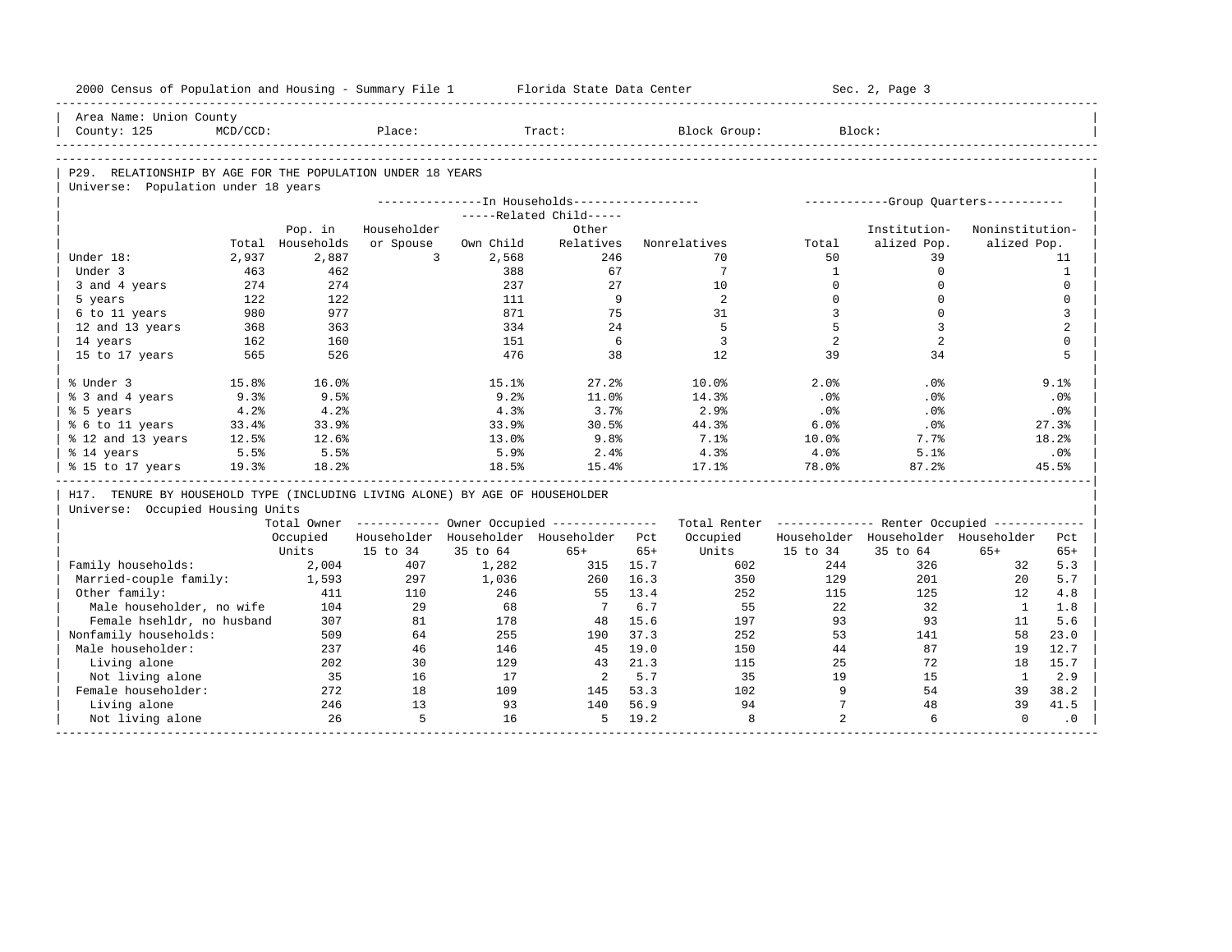Area Name: Union County
County: 125 MCD/CCD: Place: Tract: Block Group: Block:

## P29. RELATIONSHIP BY AGE FOR THE POPULATION UNDER 18 YEARS

Universe: Population under 18 years

| | Total | Pop. in Households | In Households: Householder or Spouse | Related Child: Own Child | Related Child: Other Relatives | Nonrelatives | Group Quarters: Total | Institutionalized Pop. | Noninstitutionalized Pop. |
|---|---|---|---|---|---|---|---|---|---|
| Under 18: | 2,937 | 2,887 | 3 | 2,568 | 246 | 70 | 50 | 39 | 11 |
| Under 3 | 463 | 462 | | 388 | 67 | 7 | 1 | 0 | 1 |
| 3 and 4 years | 274 | 274 | | 237 | 27 | 10 | 0 | 0 | 0 |
| 5 years | 122 | 122 | | 111 | 9 | 2 | 0 | 0 | 0 |
| 6 to 11 years | 980 | 977 | | 871 | 75 | 31 | 3 | 0 | 3 |
| 12 and 13 years | 368 | 363 | | 334 | 24 | 5 | 5 | 3 | 2 |
| 14 years | 162 | 160 | | 151 | 6 | 3 | 2 | 2 | 0 |
| 15 to 17 years | 565 | 526 | | 476 | 38 | 12 | 39 | 34 | 5 |
| % Under 3 | 15.8% | 16.0% | | 15.1% | 27.2% | 10.0% | 2.0% | .0% | 9.1% |
| % 3 and 4 years | 9.3% | 9.5% | | 9.2% | 11.0% | 14.3% | .0% | .0% | .0% |
| % 5 years | 4.2% | 4.2% | | 4.3% | 3.7% | 2.9% | .0% | .0% | .0% |
| % 6 to 11 years | 33.4% | 33.9% | | 33.9% | 30.5% | 44.3% | 6.0% | .0% | 27.3% |
| % 12 and 13 years | 12.5% | 12.6% | | 13.0% | 9.8% | 7.1% | 10.0% | 7.7% | 18.2% |
| % 14 years | 5.5% | 5.5% | | 5.9% | 2.4% | 4.3% | 4.0% | 5.1% | .0% |
| % 15 to 17 years | 19.3% | 18.2% | | 18.5% | 15.4% | 17.1% | 78.0% | 87.2% | 45.5% |

## H17. TENURE BY HOUSEHOLD TYPE (INCLUDING LIVING ALONE) BY AGE OF HOUSEHOLDER

Universe: Occupied Housing Units

| | Total Owner Occupied Units | Owner: Householder 15 to 34 | Owner: Householder 35 to 64 | Owner: Householder 65+ | Owner: Pct 65+ | Total Renter Occupied Units | Renter: Householder 15 to 34 | Renter: Householder 35 to 64 | Renter: Householder 65+ | Renter: Pct 65+ |
|---|---|---|---|---|---|---|---|---|---|---|
| Family households: | 2,004 | 407 | 1,282 | 315 | 15.7 | 602 | 244 | 326 | 32 | 5.3 |
| Married-couple family: | 1,593 | 297 | 1,036 | 260 | 16.3 | 350 | 129 | 201 | 20 | 5.7 |
| Other family: | 411 | 110 | 246 | 55 | 13.4 | 252 | 115 | 125 | 12 | 4.8 |
| Male householder, no wife | 104 | 29 | 68 | 7 | 6.7 | 55 | 22 | 32 | 1 | 1.8 |
| Female hsehldr, no husband | 307 | 81 | 178 | 48 | 15.6 | 197 | 93 | 93 | 11 | 5.6 |
| Nonfamily households: | 509 | 64 | 255 | 190 | 37.3 | 252 | 53 | 141 | 58 | 23.0 |
| Male householder: | 237 | 46 | 146 | 45 | 19.0 | 150 | 44 | 87 | 19 | 12.7 |
| Living alone | 202 | 30 | 129 | 43 | 21.3 | 115 | 25 | 72 | 18 | 15.7 |
| Not living alone | 35 | 16 | 17 | 2 | 5.7 | 35 | 19 | 15 | 1 | 2.9 |
| Female householder: | 272 | 18 | 109 | 145 | 53.3 | 102 | 9 | 54 | 39 | 38.2 |
| Living alone | 246 | 13 | 93 | 140 | 56.9 | 94 | 7 | 48 | 39 | 41.5 |
| Not living alone | 26 | 5 | 16 | 5 | 19.2 | 8 | 2 | 6 | 0 | .0 |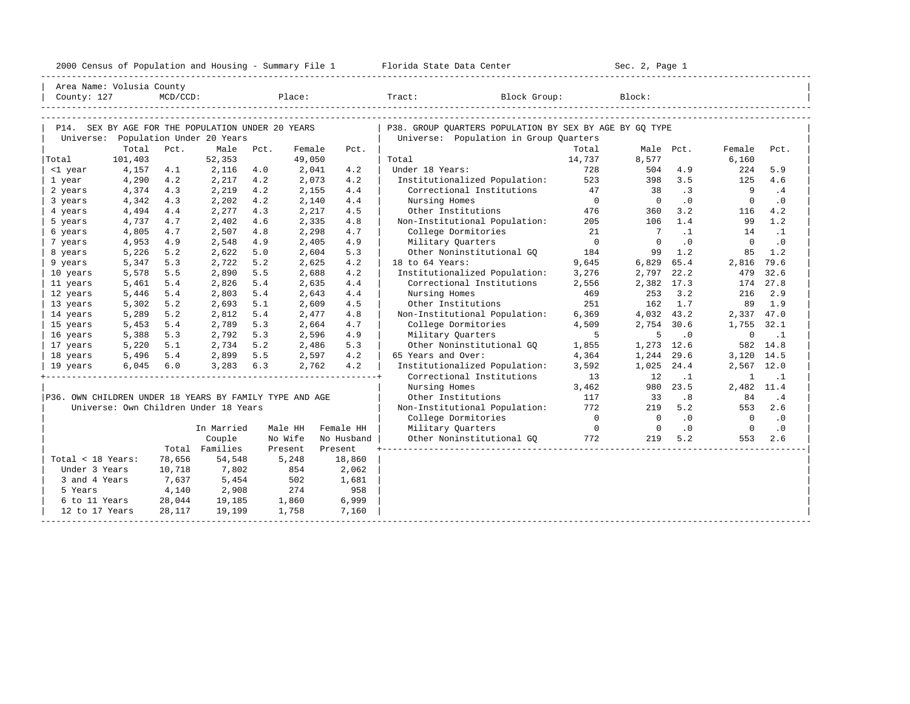2000 Census of Population and Housing - Summary File 1 Florida State Data Center Sec. 2, Page 1

Area Name: Volusia County
County: 127 MCD/CCD: Place: Tract: Block Group: Block:

## P14. SEX BY AGE FOR THE POPULATION UNDER 20 YEARS

Universe: Population Under 20 Years

| | Total | Pct. | Male | Pct. | Female | Pct. |
|---|---|---|---|---|---|---|
| Total | 101,403 | | 52,353 | | 49,050 | |
| <1 year | 4,157 | 4.1 | 2,116 | 4.0 | 2,041 | 4.2 |
| 1 year | 4,290 | 4.2 | 2,217 | 4.2 | 2,073 | 4.2 |
| 2 years | 4,374 | 4.3 | 2,219 | 4.2 | 2,155 | 4.4 |
| 3 years | 4,342 | 4.3 | 2,202 | 4.2 | 2,140 | 4.4 |
| 4 years | 4,494 | 4.4 | 2,277 | 4.3 | 2,217 | 4.5 |
| 5 years | 4,737 | 4.7 | 2,402 | 4.6 | 2,335 | 4.8 |
| 6 years | 4,805 | 4.7 | 2,507 | 4.8 | 2,298 | 4.7 |
| 7 years | 4,953 | 4.9 | 2,548 | 4.9 | 2,405 | 4.9 |
| 8 years | 5,226 | 5.2 | 2,622 | 5.0 | 2,604 | 5.3 |
| 9 years | 5,347 | 5.3 | 2,722 | 5.2 | 2,625 | 4.2 |
| 10 years | 5,578 | 5.5 | 2,890 | 5.5 | 2,688 | 4.2 |
| 11 years | 5,461 | 5.4 | 2,826 | 5.4 | 2,635 | 4.4 |
| 12 years | 5,446 | 5.4 | 2,803 | 5.4 | 2,643 | 4.4 |
| 13 years | 5,302 | 5.2 | 2,693 | 5.1 | 2,609 | 4.5 |
| 14 years | 5,289 | 5.2 | 2,812 | 5.4 | 2,477 | 4.8 |
| 15 years | 5,453 | 5.4 | 2,789 | 5.3 | 2,664 | 4.7 |
| 16 years | 5,388 | 5.3 | 2,792 | 5.3 | 2,596 | 4.9 |
| 17 years | 5,220 | 5.1 | 2,734 | 5.2 | 2,486 | 5.3 |
| 18 years | 5,496 | 5.4 | 2,899 | 5.5 | 2,597 | 4.2 |
| 19 years | 6,045 | 6.0 | 3,283 | 6.3 | 2,762 | 4.2 |

## P36. OWN CHILDREN UNDER 18 YEARS BY FAMILY TYPE AND AGE

Universe: Own Children Under 18 Years

| | Total | In Married Couple Families | Male HH No Wife Present | Female HH No Husband Present |
|---|---|---|---|---|
| Total < 18 Years: | 78,656 | 54,548 | 5,248 | 18,860 |
| Under 3 Years | 10,718 | 7,802 | 854 | 2,062 |
| 3 and 4 Years | 7,637 | 5,454 | 502 | 1,681 |
| 5 Years | 4,140 | 2,908 | 274 | 958 |
| 6 to 11 Years | 28,044 | 19,185 | 1,860 | 6,999 |
| 12 to 17 Years | 28,117 | 19,199 | 1,758 | 7,160 |

## P38. GROUP QUARTERS POPULATION BY SEX BY AGE BY GQ TYPE

Universe: Population in Group Quarters

| | Total | Male | Pct. | Female | Pct. |
|---|---|---|---|---|---|
| Total | 14,737 | 8,577 | | 6,160 | |
| Under 18 Years: | 728 | 504 | 4.9 | 224 | 5.9 |
| Institutionalized Population: | 523 | 398 | 3.5 | 125 | 4.6 |
| Correctional Institutions | 47 | 38 | .3 | 9 | .4 |
| Nursing Homes | 0 | 0 | .0 | 0 | .0 |
| Other Institutions | 476 | 360 | 3.2 | 116 | 4.2 |
| Non-Institutional Population: | 205 | 106 | 1.4 | 99 | 1.2 |
| College Dormitories | 21 | 7 | .1 | 14 | .1 |
| Military Quarters | 0 | 0 | .0 | 0 | .0 |
| Other Noninstitutional GQ | 184 | 99 | 1.2 | 85 | 1.2 |
| 18 to 64 Years: | 9,645 | 6,829 | 65.4 | 2,816 | 79.6 |
| Institutionalized Population: | 3,276 | 2,797 | 22.2 | 479 | 32.6 |
| Correctional Institutions | 2,556 | 2,382 | 17.3 | 174 | 27.8 |
| Nursing Homes | 469 | 253 | 3.2 | 216 | 2.9 |
| Other Institutions | 251 | 162 | 1.7 | 89 | 1.9 |
| Non-Institutional Population: | 6,369 | 4,032 | 43.2 | 2,337 | 47.0 |
| College Dormitories | 4,509 | 2,754 | 30.6 | 1,755 | 32.1 |
| Military Quarters | 5 | 5 | .0 | 0 | .1 |
| Other Noninstitutional GQ | 1,855 | 1,273 | 12.6 | 582 | 14.8 |
| 65 Years and Over: | 4,364 | 1,244 | 29.6 | 3,120 | 14.5 |
| Institutionalized Population: | 3,592 | 1,025 | 24.4 | 2,567 | 12.0 |
| Correctional Institutions | 13 | 12 | .1 | 1 | .1 |
| Nursing Homes | 3,462 | 980 | 23.5 | 2,482 | 11.4 |
| Other Institutions | 117 | 33 | .8 | 84 | .4 |
| Non-Institutional Population: | 772 | 219 | 5.2 | 553 | 2.6 |
| College Dormitories | 0 | 0 | .0 | 0 | .0 |
| Military Quarters | 0 | 0 | .0 | 0 | .0 |
| Other Noninstitutional GQ | 772 | 219 | 5.2 | 553 | 2.6 |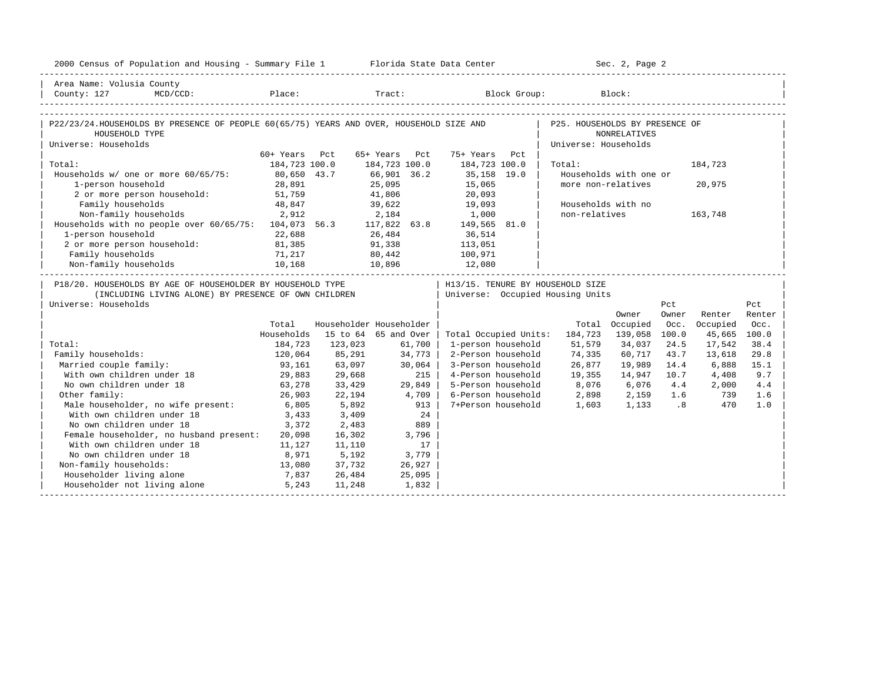Area Name: Volusia County
County: 127 MCD/CCD: Place: Tract: Block Group: Block:

## P22/23/24. HOUSEHOLDS BY PRESENCE OF PEOPLE 60(65/75) YEARS AND OVER, HOUSEHOLD SIZE AND HOUSEHOLD TYPE

Universe: Households

| | 60+ Years | Pct | 65+ Years | Pct | 75+ Years | Pct |
|---|---|---|---|---|---|---|
| Total: | 184,723 | 100.0 | 184,723 | 100.0 | 184,723 | 100.0 |
| Households w/ one or more 60/65/75: | 80,650 | 43.7 | 66,901 | 36.2 | 35,158 | 19.0 |
| 1-person household | 28,891 | | 25,095 | | 15,065 | |
| 2 or more person household: | 51,759 | | 41,806 | | 20,093 | |
| Family households | 48,847 | | 39,622 | | 19,093 | |
| Non-family households | 2,912 | | 2,184 | | 1,000 | |
| Households with no people over 60/65/75: | 104,073 | 56.3 | 117,822 | 63.8 | 149,565 | 81.0 |
| 1-person household | 22,688 | | 26,484 | | 36,514 | |
| 2 or more person household: | 81,385 | | 91,338 | | 113,051 | |
| Family households | 71,217 | | 80,442 | | 100,971 | |
| Non-family households | 10,168 | | 10,896 | | 12,080 | |

## P25. HOUSEHOLDS BY PRESENCE OF NONRELATIVES

Universe: Households

| | |
|---|---|
| Total: | 184,723 |
| Households with one or more non-relatives | 20,975 |
| Households with no non-relatives | 163,748 |

## P18/20. HOUSEHOLDS BY AGE OF HOUSEHOLDER BY HOUSEHOLD TYPE (INCLUDING LIVING ALONE) BY PRESENCE OF OWN CHILDREN

Universe: Households

| | Total Households | Householder 15 to 64 | Householder 65 and Over |
|---|---|---|---|
| Total: | 184,723 | 123,023 | 61,700 |
| Family households: | 120,064 | 85,291 | 34,773 |
| Married couple family: | 93,161 | 63,097 | 30,064 |
| With own children under 18 | 29,883 | 29,668 | 215 |
| No own children under 18 | 63,278 | 33,429 | 29,849 |
| Other family: | 26,903 | 22,194 | 4,709 |
| Male householder, no wife present: | 6,805 | 5,892 | 913 |
| With own children under 18 | 3,433 | 3,409 | 24 |
| No own children under 18 | 3,372 | 2,483 | 889 |
| Female householder, no husband present: | 20,098 | 16,302 | 3,796 |
| With own children under 18 | 11,127 | 11,110 | 17 |
| No own children under 18 | 8,971 | 5,192 | 3,779 |
| Non-family households: | 13,080 | 37,732 | 26,927 |
| Householder living alone | 7,837 | 26,484 | 25,095 |
| Householder not living alone | 5,243 | 11,248 | 1,832 |

## H13/15. TENURE BY HOUSEHOLD SIZE

Universe: Occupied Housing Units

| | Total | Owner Occupied | Pct Owner Occ. | Renter Occupied | Pct Renter Occ. |
|---|---|---|---|---|---|
| Total Occupied Units: | 184,723 | 139,058 | 100.0 | 45,665 | 100.0 |
| 1-person household | 51,579 | 34,037 | 24.5 | 17,542 | 38.4 |
| 2-Person household | 74,335 | 60,717 | 43.7 | 13,618 | 29.8 |
| 3-Person household | 26,877 | 19,989 | 14.4 | 6,888 | 15.1 |
| 4-Person household | 19,355 | 14,947 | 10.7 | 4,408 | 9.7 |
| 5-Person household | 8,076 | 6,076 | 4.4 | 2,000 | 4.4 |
| 6-Person household | 2,898 | 2,159 | 1.6 | 739 | 1.6 |
| 7+Person household | 1,603 | 1,133 | .8 | 470 | 1.0 |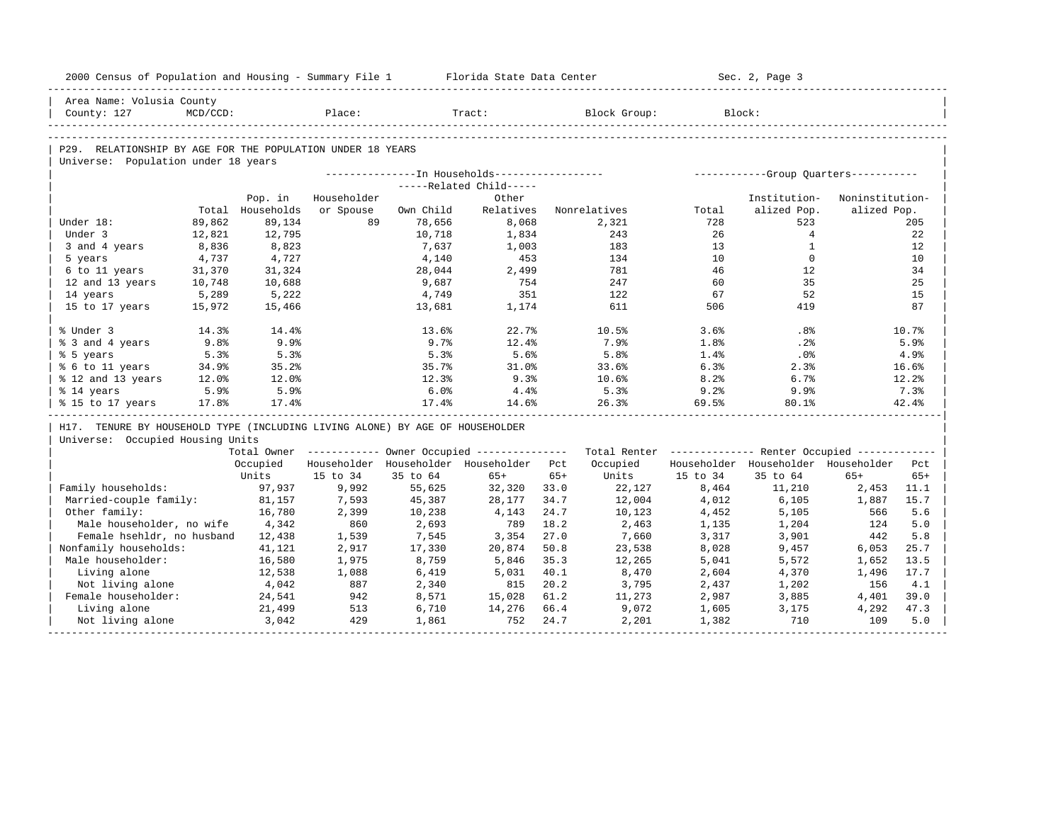Area Name: Volusia County
County: 127 MCD/CCD: Place: Tract: Block Group: Block:

## P29. RELATIONSHIP BY AGE FOR THE POPULATION UNDER 18 YEARS

Universe: Population under 18 years

| | Total | Pop. in Households | In Households: Householder or Spouse | Related Child: Own Child | Related Child: Other Relatives | Nonrelatives | Group Quarters: Total | Institutionalized Pop. | Noninstitutionalized Pop. |
|---|---|---|---|---|---|---|---|---|---|
| Under 18: | 89,862 | 89,134 | 89 | 78,656 | 8,068 | 2,321 | 728 | 523 | 205 |
| Under 3 | 12,821 | 12,795 | | 10,718 | 1,834 | 243 | 26 | 4 | 22 |
| 3 and 4 years | 8,836 | 8,823 | | 7,637 | 1,003 | 183 | 13 | 1 | 12 |
| 5 years | 4,737 | 4,727 | | 4,140 | 453 | 134 | 10 | 0 | 10 |
| 6 to 11 years | 31,370 | 31,324 | | 28,044 | 2,499 | 781 | 46 | 12 | 34 |
| 12 and 13 years | 10,748 | 10,688 | | 9,687 | 754 | 247 | 60 | 35 | 25 |
| 14 years | 5,289 | 5,222 | | 4,749 | 351 | 122 | 67 | 52 | 15 |
| 15 to 17 years | 15,972 | 15,466 | | 13,681 | 1,174 | 611 | 506 | 419 | 87 |
| % Under 3 | 14.3% | 14.4% | | 13.6% | 22.7% | 10.5% | 3.6% | .8% | 10.7% |
| % 3 and 4 years | 9.8% | 9.9% | | 9.7% | 12.4% | 7.9% | 1.8% | .2% | 5.9% |
| % 5 years | 5.3% | 5.3% | | 5.3% | 5.6% | 5.8% | 1.4% | .0% | 4.9% |
| % 6 to 11 years | 34.9% | 35.2% | | 35.7% | 31.0% | 33.6% | 6.3% | 2.3% | 16.6% |
| % 12 and 13 years | 12.0% | 12.0% | | 12.3% | 9.3% | 10.6% | 8.2% | 6.7% | 12.2% |
| % 14 years | 5.9% | 5.9% | | 6.0% | 4.4% | 5.3% | 9.2% | 9.9% | 7.3% |
| % 15 to 17 years | 17.8% | 17.4% | | 17.4% | 14.6% | 26.3% | 69.5% | 80.1% | 42.4% |

## H17. TENURE BY HOUSEHOLD TYPE (INCLUDING LIVING ALONE) BY AGE OF HOUSEHOLDER

Universe: Occupied Housing Units

| | Total Owner Occupied Units | Owner: Householder 15 to 34 | Owner: Householder 35 to 64 | Owner: Householder 65+ | Pct 65+ | Total Renter Occupied Units | Renter: Householder 15 to 34 | Renter: Householder 35 to 64 | Renter: Householder 65+ | Pct 65+ |
|---|---|---|---|---|---|---|---|---|---|---|
| Family households: | 97,937 | 9,992 | 55,625 | 32,320 | 33.0 | 22,127 | 8,464 | 11,210 | 2,453 | 11.1 |
| Married-couple family: | 81,157 | 7,593 | 45,387 | 28,177 | 34.7 | 12,004 | 4,012 | 6,105 | 1,887 | 15.7 |
| Other family: | 16,780 | 2,399 | 10,238 | 4,143 | 24.7 | 10,123 | 4,452 | 5,105 | 566 | 5.6 |
| Male householder, no wife | 4,342 | 860 | 2,693 | 789 | 18.2 | 2,463 | 1,135 | 1,204 | 124 | 5.0 |
| Female hsehldr, no husband | 12,438 | 1,539 | 7,545 | 3,354 | 27.0 | 7,660 | 3,317 | 3,901 | 442 | 5.8 |
| Nonfamily households: | 41,121 | 2,917 | 17,330 | 20,874 | 50.8 | 23,538 | 8,028 | 9,457 | 6,053 | 25.7 |
| Male householder: | 16,580 | 1,975 | 8,759 | 5,846 | 35.3 | 12,265 | 5,041 | 5,572 | 1,652 | 13.5 |
| Living alone | 12,538 | 1,088 | 6,419 | 5,031 | 40.1 | 8,470 | 2,604 | 4,370 | 1,496 | 17.7 |
| Not living alone | 4,042 | 887 | 2,340 | 815 | 20.2 | 3,795 | 2,437 | 1,202 | 156 | 4.1 |
| Female householder: | 24,541 | 942 | 8,571 | 15,028 | 61.2 | 11,273 | 2,987 | 3,885 | 4,401 | 39.0 |
| Living alone | 21,499 | 513 | 6,710 | 14,276 | 66.4 | 9,072 | 1,605 | 3,175 | 4,292 | 47.3 |
| Not living alone | 3,042 | 429 | 1,861 | 752 | 24.7 | 2,201 | 1,382 | 710 | 109 | 5.0 |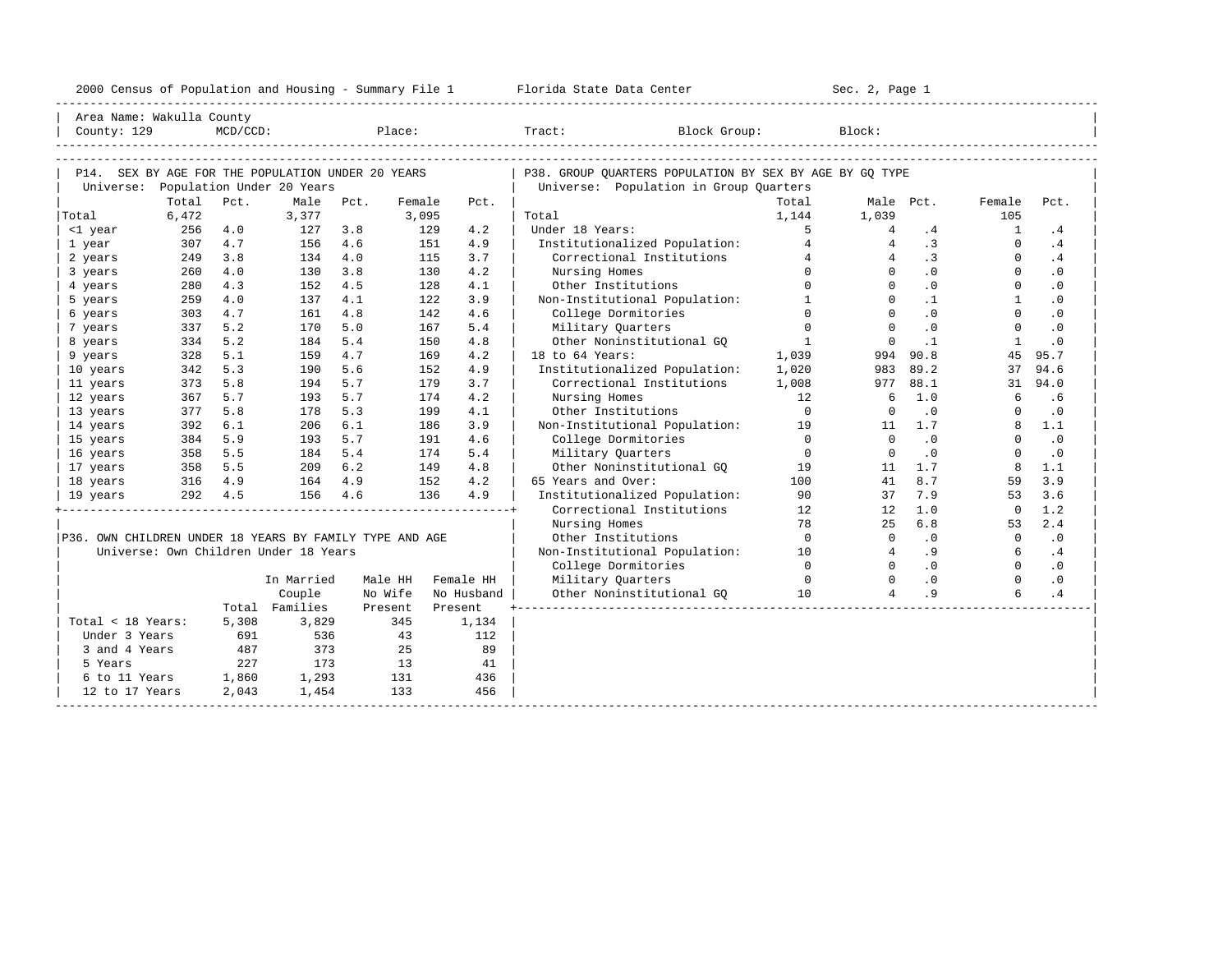2000 Census of Population and Housing - Summary File 1 Florida State Data Center Sec. 2, Page 1

Area Name: Wakulla County
County: 129 MCD/CCD: Place: Tract: Block Group: Block:

## P14. SEX BY AGE FOR THE POPULATION UNDER 20 YEARS

Universe: Population Under 20 Years

| | Total | Pct. | Male | Pct. | Female | Pct. |
|---|---|---|---|---|---|---|
| Total | 6,472 | | 3,377 | | 3,095 | |
| <1 year | 256 | 4.0 | 127 | 3.8 | 129 | 4.2 |
| 1 year | 307 | 4.7 | 156 | 4.6 | 151 | 4.9 |
| 2 years | 249 | 3.8 | 134 | 4.0 | 115 | 3.7 |
| 3 years | 260 | 4.0 | 130 | 3.8 | 130 | 4.2 |
| 4 years | 280 | 4.3 | 152 | 4.5 | 128 | 4.1 |
| 5 years | 259 | 4.0 | 137 | 4.1 | 122 | 3.9 |
| 6 years | 303 | 4.7 | 161 | 4.8 | 142 | 4.6 |
| 7 years | 337 | 5.2 | 170 | 5.0 | 167 | 5.4 |
| 8 years | 334 | 5.2 | 184 | 5.4 | 150 | 4.8 |
| 9 years | 328 | 5.1 | 159 | 4.7 | 169 | 4.2 |
| 10 years | 342 | 5.3 | 190 | 5.6 | 152 | 4.9 |
| 11 years | 373 | 5.8 | 194 | 5.7 | 179 | 3.7 |
| 12 years | 367 | 5.7 | 193 | 5.7 | 174 | 4.2 |
| 13 years | 377 | 5.8 | 178 | 5.3 | 199 | 4.1 |
| 14 years | 392 | 6.1 | 206 | 6.1 | 186 | 3.9 |
| 15 years | 384 | 5.9 | 193 | 5.7 | 191 | 4.6 |
| 16 years | 358 | 5.5 | 184 | 5.4 | 174 | 5.4 |
| 17 years | 358 | 5.5 | 209 | 6.2 | 149 | 4.8 |
| 18 years | 316 | 4.9 | 164 | 4.9 | 152 | 4.2 |
| 19 years | 292 | 4.5 | 156 | 4.6 | 136 | 4.9 |

## P36. OWN CHILDREN UNDER 18 YEARS BY FAMILY TYPE AND AGE

Universe: Own Children Under 18 Years

| | Total | In Married Couple Families | Male HH No Wife Present | Female HH No Husband Present |
|---|---|---|---|---|
| Total < 18 Years: | 5,308 | 3,829 | 345 | 1,134 |
| Under 3 Years | 691 | 536 | 43 | 112 |
| 3 and 4 Years | 487 | 373 | 25 | 89 |
| 5 Years | 227 | 173 | 13 | 41 |
| 6 to 11 Years | 1,860 | 1,293 | 131 | 436 |
| 12 to 17 Years | 2,043 | 1,454 | 133 | 456 |

## P38. GROUP QUARTERS POPULATION BY SEX BY AGE BY GQ TYPE

Universe: Population in Group Quarters

| | Total | Male | Pct. | Female | Pct. |
|---|---|---|---|---|---|
| Total | 1,144 | 1,039 | | 105 | |
| Under 18 Years: | 5 | 4 | .4 | 1 | .4 |
| Institutionalized Population: | 4 | 4 | .3 | 0 | .4 |
| Correctional Institutions | 4 | 4 | .3 | 0 | .4 |
| Nursing Homes | 0 | 0 | .0 | 0 | .0 |
| Other Institutions | 0 | 0 | .0 | 0 | .0 |
| Non-Institutional Population: | 1 | 0 | .1 | 1 | .0 |
| College Dormitories | 0 | 0 | .0 | 0 | .0 |
| Military Quarters | 0 | 0 | .0 | 0 | .0 |
| Other Noninstitutional GQ | 1 | 0 | .1 | 1 | .0 |
| 18 to 64 Years: | 1,039 | 994 | 90.8 | 45 | 95.7 |
| Institutionalized Population: | 1,020 | 983 | 89.2 | 37 | 94.6 |
| Correctional Institutions | 1,008 | 977 | 88.1 | 31 | 94.0 |
| Nursing Homes | 12 | 6 | 1.0 | 6 | .6 |
| Other Institutions | 0 | 0 | .0 | 0 | .0 |
| Non-Institutional Population: | 19 | 11 | 1.7 | 8 | 1.1 |
| College Dormitories | 0 | 0 | .0 | 0 | .0 |
| Military Quarters | 0 | 0 | .0 | 0 | .0 |
| Other Noninstitutional GQ | 19 | 11 | 1.7 | 8 | 1.1 |
| 65 Years and Over: | 100 | 41 | 8.7 | 59 | 3.9 |
| Institutionalized Population: | 90 | 37 | 7.9 | 53 | 3.6 |
| Correctional Institutions | 12 | 12 | 1.0 | 0 | 1.2 |
| Nursing Homes | 78 | 25 | 6.8 | 53 | 2.4 |
| Other Institutions | 0 | 0 | .0 | 0 | .0 |
| Non-Institutional Population: | 10 | 4 | .9 | 6 | .4 |
| College Dormitories | 0 | 0 | .0 | 0 | .0 |
| Military Quarters | 0 | 0 | .0 | 0 | .0 |
| Other Noninstitutional GQ | 10 | 4 | .9 | 6 | .4 |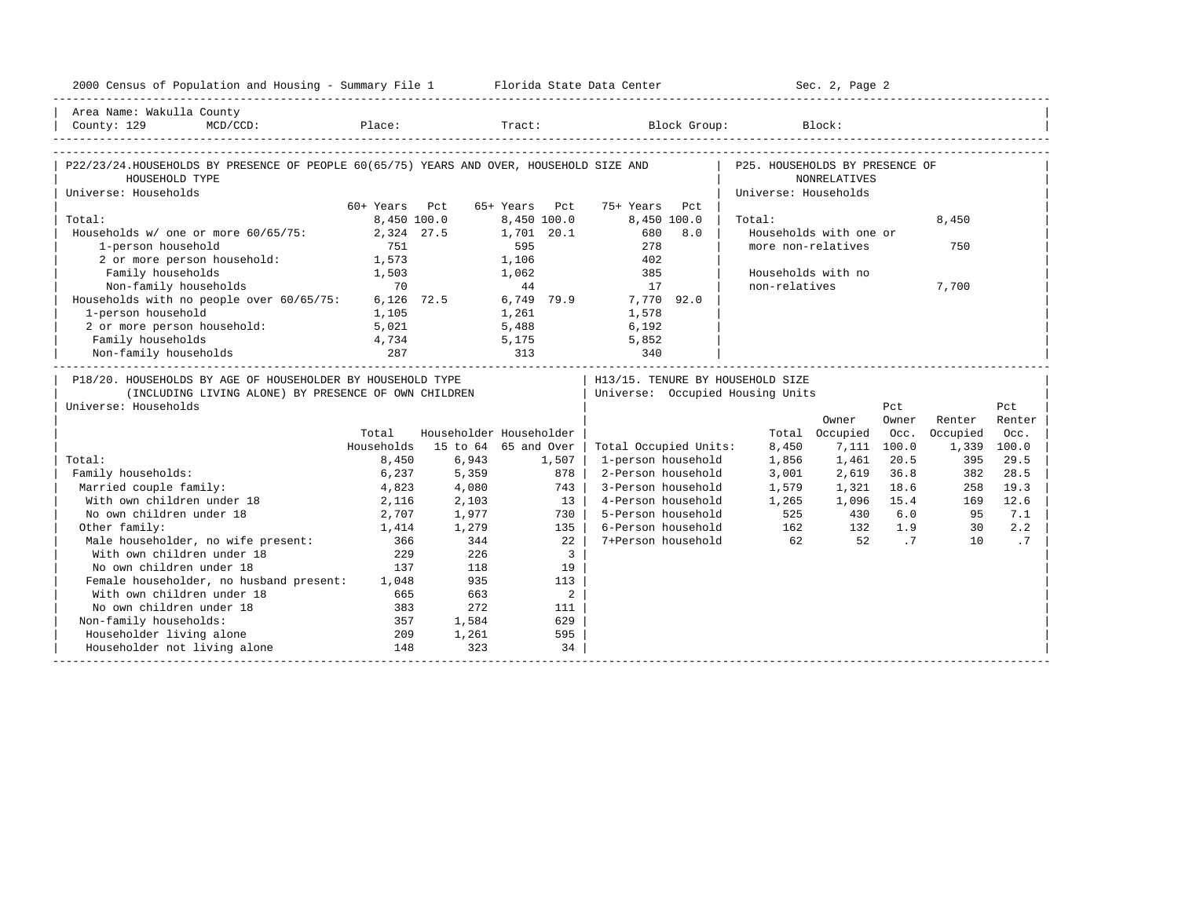Area Name: Wakulla County
County: 129 MCD/CCD: Place: Tract: Block Group: Block:

## P22/23/24. HOUSEHOLDS BY PRESENCE OF PEOPLE 60(65/75) YEARS AND OVER, HOUSEHOLD SIZE AND HOUSEHOLD TYPE

Universe: Households

| | 60+ Years | Pct | 65+ Years | Pct | 75+ Years | Pct |
|---|---|---|---|---|---|---|
| Total: | 8,450 | 100.0 | 8,450 | 100.0 | 8,450 | 100.0 |
| Households w/ one or more 60/65/75: | 2,324 | 27.5 | 1,701 | 20.1 | 680 | 8.0 |
| 1-person household | 751 | | 595 | | 278 | |
| 2 or more person household: | 1,573 | | 1,106 | | 402 | |
| Family households | 1,503 | | 1,062 | | 385 | |
| Non-family households | 70 | | 44 | | 17 | |
| Households with no people over 60/65/75: | 6,126 | 72.5 | 6,749 | 79.9 | 7,770 | 92.0 |
| 1-person household | 1,105 | | 1,261 | | 1,578 | |
| 2 or more person household: | 5,021 | | 5,488 | | 6,192 | |
| Family households | 4,734 | | 5,175 | | 5,852 | |
| Non-family households | 287 | | 313 | | 340 | |

## P25. HOUSEHOLDS BY PRESENCE OF NONRELATIVES

Universe: Households

| | |
|---|---|
| Total: | 8,450 |
| Households with one or more non-relatives | 750 |
| Households with no non-relatives | 7,700 |

## P18/20. HOUSEHOLDS BY AGE OF HOUSEHOLDER BY HOUSEHOLD TYPE (INCLUDING LIVING ALONE) BY PRESENCE OF OWN CHILDREN

Universe: Households

| | Total Households | Householder 15 to 64 | Householder 65 and Over |
|---|---|---|---|
| Total: | 8,450 | 6,943 | 1,507 |
| Family households: | 6,237 | 5,359 | 878 |
| Married couple family: | 4,823 | 4,080 | 743 |
| With own children under 18 | 2,116 | 2,103 | 13 |
| No own children under 18 | 2,707 | 1,977 | 730 |
| Other family: | 1,414 | 1,279 | 135 |
| Male householder, no wife present: | 366 | 344 | 22 |
| With own children under 18 | 229 | 226 | 3 |
| No own children under 18 | 137 | 118 | 19 |
| Female householder, no husband present: | 1,048 | 935 | 113 |
| With own children under 18 | 665 | 663 | 2 |
| No own children under 18 | 383 | 272 | 111 |
| Non-family households: | 357 | 1,584 | 629 |
| Householder living alone | 209 | 1,261 | 595 |
| Householder not living alone | 148 | 323 | 34 |

## H13/15. TENURE BY HOUSEHOLD SIZE

Universe: Occupied Housing Units

| | Total | Owner Occupied | Pct Owner Occ. | Renter Occupied | Pct Renter Occ. |
|---|---|---|---|---|---|
| Total Occupied Units: | 8,450 | 7,111 | 100.0 | 1,339 | 100.0 |
| 1-person household | 1,856 | 1,461 | 20.5 | 395 | 29.5 |
| 2-Person household | 3,001 | 2,619 | 36.8 | 382 | 28.5 |
| 3-Person household | 1,579 | 1,321 | 18.6 | 258 | 19.3 |
| 4-Person household | 1,265 | 1,096 | 15.4 | 169 | 12.6 |
| 5-Person household | 525 | 430 | 6.0 | 95 | 7.1 |
| 6-Person household | 162 | 132 | 1.9 | 30 | 2.2 |
| 7+Person household | 62 | 52 | .7 | 10 | .7 |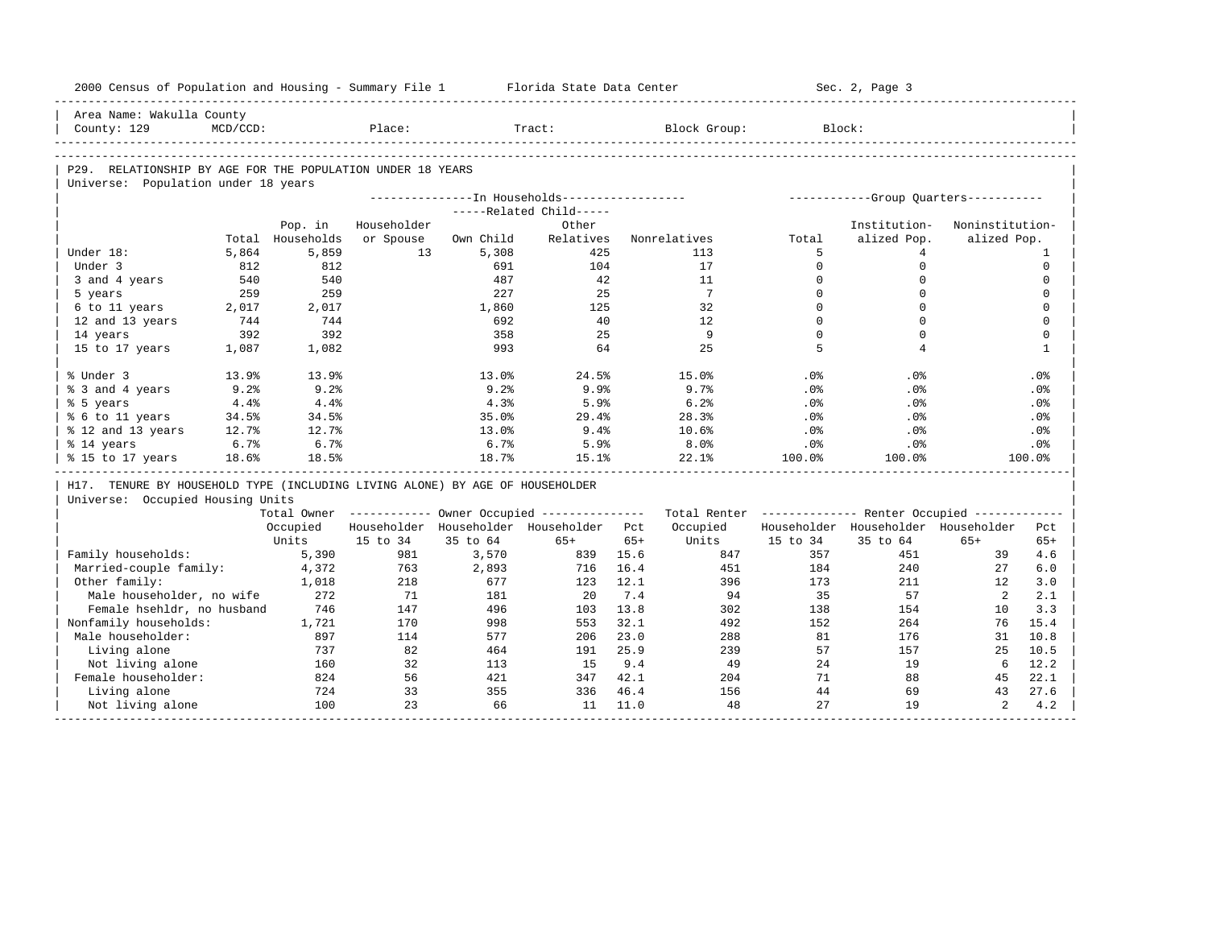Area Name: Wakulla County
County: 129 MCD/CCD: Place: Tract: Block Group: Block:

## P29. RELATIONSHIP BY AGE FOR THE POPULATION UNDER 18 YEARS

Universe: Population under 18 years

| | Total | Pop. in Households | In Households: Householder or Spouse | Related Child: Own Child | Related Child: Other Relatives | Nonrelatives | Group Quarters: Total | Institutionalized Pop. | Noninstitutionalized Pop. |
|---|---|---|---|---|---|---|---|---|---|
| Under 18: | 5,864 | 5,859 | 13 | 5,308 | 425 | 113 | 5 | 4 | 1 |
| Under 3 | 812 | 812 | | 691 | 104 | 17 | 0 | 0 | 0 |
| 3 and 4 years | 540 | 540 | | 487 | 42 | 11 | 0 | 0 | 0 |
| 5 years | 259 | 259 | | 227 | 25 | 7 | 0 | 0 | 0 |
| 6 to 11 years | 2,017 | 2,017 | | 1,860 | 125 | 32 | 0 | 0 | 0 |
| 12 and 13 years | 744 | 744 | | 692 | 40 | 12 | 0 | 0 | 0 |
| 14 years | 392 | 392 | | 358 | 25 | 9 | 0 | 0 | 0 |
| 15 to 17 years | 1,087 | 1,082 | | 993 | 64 | 25 | 5 | 4 | 1 |
| % Under 3 | 13.9% | 13.9% | | 13.0% | 24.5% | 15.0% | .0% | .0% | .0% |
| % 3 and 4 years | 9.2% | 9.2% | | 9.2% | 9.9% | 9.7% | .0% | .0% | .0% |
| % 5 years | 4.4% | 4.4% | | 4.3% | 5.9% | 6.2% | .0% | .0% | .0% |
| % 6 to 11 years | 34.5% | 34.5% | | 35.0% | 29.4% | 28.3% | .0% | .0% | .0% |
| % 12 and 13 years | 12.7% | 12.7% | | 13.0% | 9.4% | 10.6% | .0% | .0% | .0% |
| % 14 years | 6.7% | 6.7% | | 6.7% | 5.9% | 8.0% | .0% | .0% | .0% |
| % 15 to 17 years | 18.6% | 18.5% | | 18.7% | 15.1% | 22.1% | 100.0% | 100.0% | 100.0% |

## H17. TENURE BY HOUSEHOLD TYPE (INCLUDING LIVING ALONE) BY AGE OF HOUSEHOLDER

Universe: Occupied Housing Units

| | Total Owner Occupied Units | Owner Occupied: Householder 15 to 34 | Householder 35 to 64 | Householder 65+ | Pct 65+ | Total Renter Occupied Units | Renter Occupied: Householder 15 to 34 | Householder 35 to 64 | Householder 65+ | Pct 65+ |
|---|---|---|---|---|---|---|---|---|---|---|
| Family households: | 5,390 | 981 | 3,570 | 839 | 15.6 | 847 | 357 | 451 | 39 | 4.6 |
| Married-couple family: | 4,372 | 763 | 2,893 | 716 | 16.4 | 451 | 184 | 240 | 27 | 6.0 |
| Other family: | 1,018 | 218 | 677 | 123 | 12.1 | 396 | 173 | 211 | 12 | 3.0 |
| Male householder, no wife | 272 | 71 | 181 | 20 | 7.4 | 94 | 35 | 57 | 2 | 2.1 |
| Female hsehldr, no husband | 746 | 147 | 496 | 103 | 13.8 | 302 | 138 | 154 | 10 | 3.3 |
| Nonfamily households: | 1,721 | 170 | 998 | 553 | 32.1 | 492 | 152 | 264 | 76 | 15.4 |
| Male householder: | 897 | 114 | 577 | 206 | 23.0 | 288 | 81 | 176 | 31 | 10.8 |
| Living alone | 737 | 82 | 464 | 191 | 25.9 | 239 | 57 | 157 | 25 | 10.5 |
| Not living alone | 160 | 32 | 113 | 15 | 9.4 | 49 | 24 | 19 | 6 | 12.2 |
| Female householder: | 824 | 56 | 421 | 347 | 42.1 | 204 | 71 | 88 | 45 | 22.1 |
| Living alone | 724 | 33 | 355 | 336 | 46.4 | 156 | 44 | 69 | 43 | 27.6 |
| Not living alone | 100 | 23 | 66 | 11 | 11.0 | 48 | 27 | 19 | 2 | 4.2 |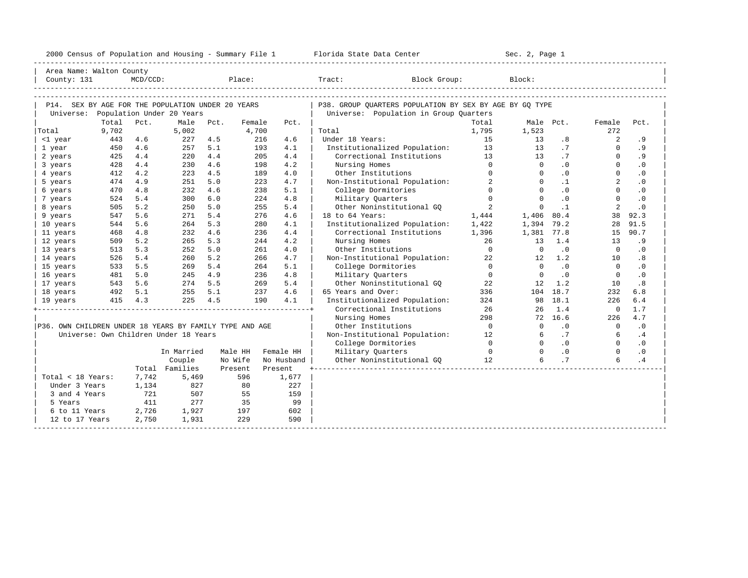2000 Census of Population and Housing - Summary File 1 — Florida State Data Center — Sec. 2, Page 1

Area Name: Walton County
County: 131 MCD/CCD: Place: Tract: Block Group: Block:

## P14. SEX BY AGE FOR THE POPULATION UNDER 20 YEARS

Universe: Population Under 20 Years

| | Total | Pct. | Male | Pct. | Female | Pct. |
|---|---|---|---|---|---|---|
| Total | 9,702 | | 5,002 | | 4,700 | |
| <1 year | 443 | 4.6 | 227 | 4.5 | 216 | 4.6 |
| 1 year | 450 | 4.6 | 257 | 5.1 | 193 | 4.1 |
| 2 years | 425 | 4.4 | 220 | 4.4 | 205 | 4.4 |
| 3 years | 428 | 4.4 | 230 | 4.6 | 198 | 4.2 |
| 4 years | 412 | 4.2 | 223 | 4.5 | 189 | 4.0 |
| 5 years | 474 | 4.9 | 251 | 5.0 | 223 | 4.7 |
| 6 years | 470 | 4.8 | 232 | 4.6 | 238 | 5.1 |
| 7 years | 524 | 5.4 | 300 | 6.0 | 224 | 4.8 |
| 8 years | 505 | 5.2 | 250 | 5.0 | 255 | 5.4 |
| 9 years | 547 | 5.6 | 271 | 5.4 | 276 | 4.6 |
| 10 years | 544 | 5.6 | 264 | 5.3 | 280 | 4.1 |
| 11 years | 468 | 4.8 | 232 | 4.6 | 236 | 4.4 |
| 12 years | 509 | 5.2 | 265 | 5.3 | 244 | 4.2 |
| 13 years | 513 | 5.3 | 252 | 5.0 | 261 | 4.0 |
| 14 years | 526 | 5.4 | 260 | 5.2 | 266 | 4.7 |
| 15 years | 533 | 5.5 | 269 | 5.4 | 264 | 5.1 |
| 16 years | 481 | 5.0 | 245 | 4.9 | 236 | 4.8 |
| 17 years | 543 | 5.6 | 274 | 5.5 | 269 | 5.4 |
| 18 years | 492 | 5.1 | 255 | 5.1 | 237 | 4.6 |
| 19 years | 415 | 4.3 | 225 | 4.5 | 190 | 4.1 |

## P36. OWN CHILDREN UNDER 18 YEARS BY FAMILY TYPE AND AGE

Universe: Own Children Under 18 Years

| | Total | In Married Couple Families | Male HH No Wife Present | Female HH No Husband Present |
|---|---|---|---|---|
| Total < 18 Years: | 7,742 | 5,469 | 596 | 1,677 |
| Under 3 Years | 1,134 | 827 | 80 | 227 |
| 3 and 4 Years | 721 | 507 | 55 | 159 |
| 5 Years | 411 | 277 | 35 | 99 |
| 6 to 11 Years | 2,726 | 1,927 | 197 | 602 |
| 12 to 17 Years | 2,750 | 1,931 | 229 | 590 |

## P38. GROUP QUARTERS POPULATION BY SEX BY AGE BY GQ TYPE

Universe: Population in Group Quarters

| | Total | Male | Pct. | Female | Pct. |
|---|---|---|---|---|---|
| Total | 1,795 | 1,523 | | 272 | |
| Under 18 Years: | 15 | 13 | .8 | 2 | .9 |
| Institutionalized Population: | 13 | 13 | .7 | 0 | .9 |
| Correctional Institutions | 13 | 13 | .7 | 0 | .9 |
| Nursing Homes | 0 | 0 | .0 | 0 | .0 |
| Other Institutions | 0 | 0 | .0 | 0 | .0 |
| Non-Institutional Population: | 2 | 0 | .1 | 2 | .0 |
| College Dormitories | 0 | 0 | .0 | 0 | .0 |
| Military Quarters | 0 | 0 | .0 | 0 | .0 |
| Other Noninstitutional GQ | 2 | 0 | .1 | 2 | .0 |
| 18 to 64 Years: | 1,444 | 1,406 | 80.4 | 38 | 92.3 |
| Institutionalized Population: | 1,422 | 1,394 | 79.2 | 28 | 91.5 |
| Correctional Institutions | 1,396 | 1,381 | 77.8 | 15 | 90.7 |
| Nursing Homes | 26 | 13 | 1.4 | 13 | .9 |
| Other Institutions | 0 | 0 | .0 | 0 | .0 |
| Non-Institutional Population: | 22 | 12 | 1.2 | 10 | .8 |
| College Dormitories | 0 | 0 | .0 | 0 | .0 |
| Military Quarters | 0 | 0 | .0 | 0 | .0 |
| Other Noninstitutional GQ | 22 | 12 | 1.2 | 10 | .8 |
| 65 Years and Over: | 336 | 104 | 18.7 | 232 | 6.8 |
| Institutionalized Population: | 324 | 98 | 18.1 | 226 | 6.4 |
| Correctional Institutions | 26 | 26 | 1.4 | 0 | 1.7 |
| Nursing Homes | 298 | 72 | 16.6 | 226 | 4.7 |
| Other Institutions | 0 | 0 | .0 | 0 | .0 |
| Non-Institutional Population: | 12 | 6 | .7 | 6 | .4 |
| College Dormitories | 0 | 0 | .0 | 0 | .0 |
| Military Quarters | 0 | 0 | .0 | 0 | .0 |
| Other Noninstitutional GQ | 12 | 6 | .7 | 6 | .4 |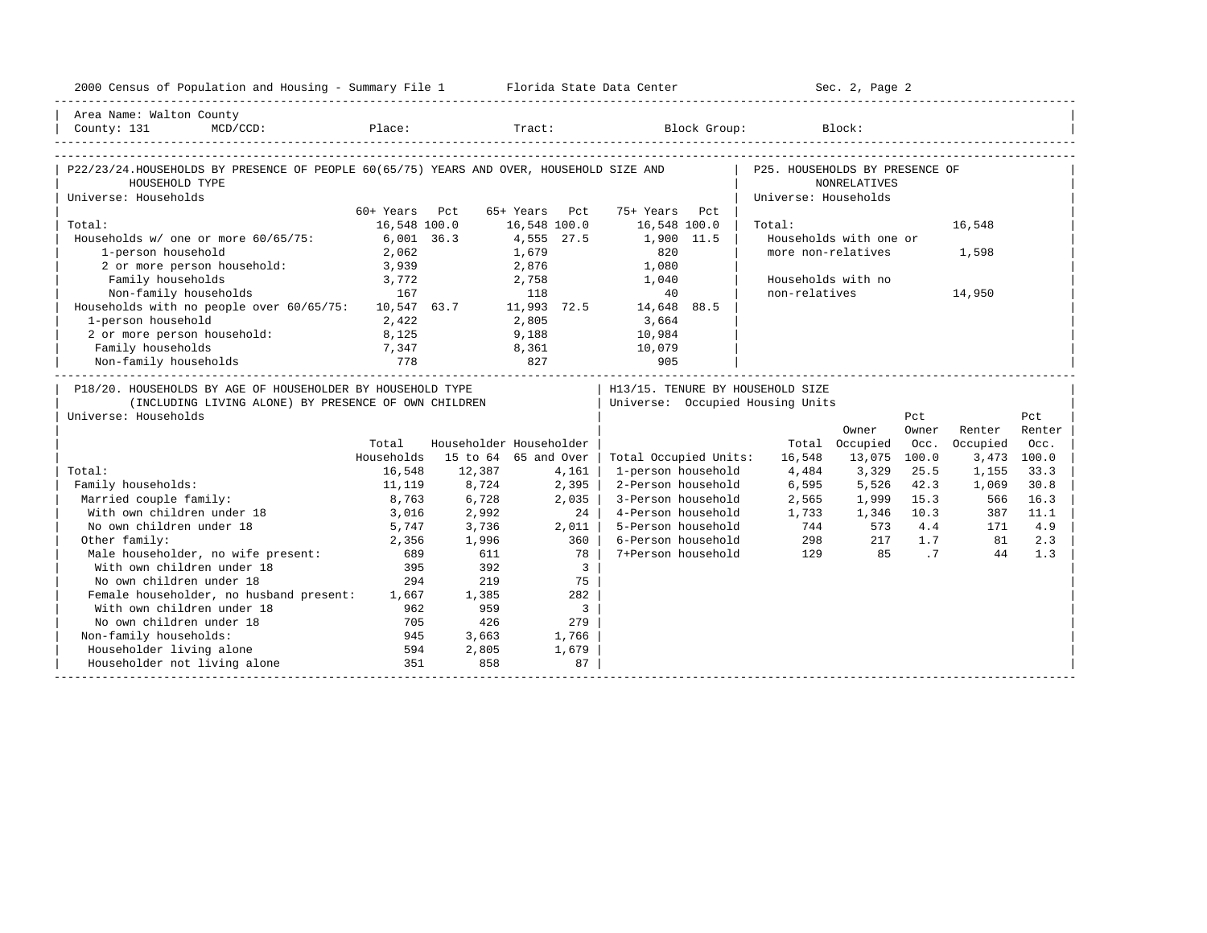2000 Census of Population and Housing - Summary File 1 Florida State Data Center Sec. 2, Page 2

Area Name: Walton County
County: 131 MCD/CCD: Place: Tract: Block Group: Block:

## P22/23/24. HOUSEHOLDS BY PRESENCE OF PEOPLE 60(65/75) YEARS AND OVER, HOUSEHOLD SIZE AND HOUSEHOLD TYPE

Universe: Households

| | 60+ Years | Pct | 65+ Years | Pct | 75+ Years | Pct |
|---|---|---|---|---|---|---|
| Total: | 16,548 | 100.0 | 16,548 | 100.0 | 16,548 | 100.0 |
| Households w/ one or more 60/65/75: | 6,001 | 36.3 | 4,555 | 27.5 | 1,900 | 11.5 |
| 1-person household | 2,062 | | 1,679 | | 820 | |
| 2 or more person household: | 3,939 | | 2,876 | | 1,080 | |
| Family households | 3,772 | | 2,758 | | 1,040 | |
| Non-family households | 167 | | 118 | | 40 | |
| Households with no people over 60/65/75: | 10,547 | 63.7 | 11,993 | 72.5 | 14,648 | 88.5 |
| 1-person household | 2,422 | | 2,805 | | 3,664 | |
| 2 or more person household: | 8,125 | | 9,188 | | 10,984 | |
| Family households | 7,347 | | 8,361 | | 10,079 | |
| Non-family households | 778 | | 827 | | 905 | |

## P25. HOUSEHOLDS BY PRESENCE OF NONRELATIVES

Universe: Households

| | |
|---|---|
| Total: | 16,548 |
| Households with one or more non-relatives | 1,598 |
| Households with no non-relatives | 14,950 |

## P18/20. HOUSEHOLDS BY AGE OF HOUSEHOLDER BY HOUSEHOLD TYPE (INCLUDING LIVING ALONE) BY PRESENCE OF OWN CHILDREN

Universe: Households

| | Total Households | Householder 15 to 64 | Householder 65 and Over |
|---|---|---|---|
| Total: | 16,548 | 12,387 | 4,161 |
| Family households: | 11,119 | 8,724 | 2,395 |
| Married couple family: | 8,763 | 6,728 | 2,035 |
| With own children under 18 | 3,016 | 2,992 | 24 |
| No own children under 18 | 5,747 | 3,736 | 2,011 |
| Other family: | 2,356 | 1,996 | 360 |
| Male householder, no wife present: | 689 | 611 | 78 |
| With own children under 18 | 395 | 392 | 3 |
| No own children under 18 | 294 | 219 | 75 |
| Female householder, no husband present: | 1,667 | 1,385 | 282 |
| With own children under 18 | 962 | 959 | 3 |
| No own children under 18 | 705 | 426 | 279 |
| Non-family households: | 945 | 3,663 | 1,766 |
| Householder living alone | 594 | 2,805 | 1,679 |
| Householder not living alone | 351 | 858 | 87 |

## H13/15. TENURE BY HOUSEHOLD SIZE

Universe: Occupied Housing Units

| | Total | Owner Occupied | Pct Owner Occ. | Renter Occupied | Pct Renter Occ. |
|---|---|---|---|---|---|
| Total Occupied Units: | 16,548 | 13,075 | 100.0 | 3,473 | 100.0 |
| 1-person household | 4,484 | 3,329 | 25.5 | 1,155 | 33.3 |
| 2-Person household | 6,595 | 5,526 | 42.3 | 1,069 | 30.8 |
| 3-Person household | 2,565 | 1,999 | 15.3 | 566 | 16.3 |
| 4-Person household | 1,733 | 1,346 | 10.3 | 387 | 11.1 |
| 5-Person household | 744 | 573 | 4.4 | 171 | 4.9 |
| 6-Person household | 298 | 217 | 1.7 | 81 | 2.3 |
| 7+Person household | 129 | 85 | .7 | 44 | 1.3 |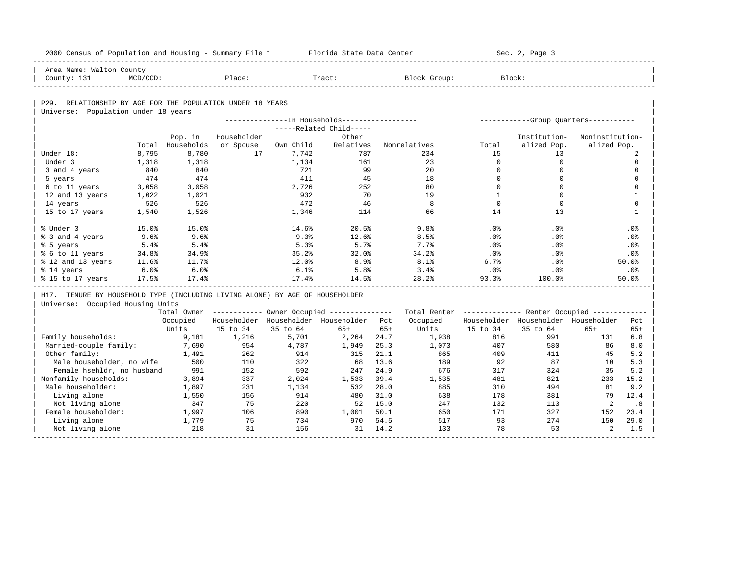Area Name: Walton County
County: 131 MCD/CCD: Place: Tract: Block Group: Block:

## P29. RELATIONSHIP BY AGE FOR THE POPULATION UNDER 18 YEARS

Universe: Population under 18 years

| | Total | Pop. in Households | In Households: Householder or Spouse | Related Child: Own Child | Related Child: Other Relatives | Nonrelatives | Group Quarters: Total | Institutionalized Pop. | Noninstitutionalized Pop. |
|---|---|---|---|---|---|---|---|---|---|
| Under 18: | 8,795 | 8,780 | 17 | 7,742 | 787 | 234 | 15 | 13 | 2 |
| Under 3 | 1,318 | 1,318 | | 1,134 | 161 | 23 | 0 | 0 | 0 |
| 3 and 4 years | 840 | 840 | | 721 | 99 | 20 | 0 | 0 | 0 |
| 5 years | 474 | 474 | | 411 | 45 | 18 | 0 | 0 | 0 |
| 6 to 11 years | 3,058 | 3,058 | | 2,726 | 252 | 80 | 0 | 0 | 0 |
| 12 and 13 years | 1,022 | 1,021 | | 932 | 70 | 19 | 1 | 0 | 1 |
| 14 years | 526 | 526 | | 472 | 46 | 8 | 0 | 0 | 0 |
| 15 to 17 years | 1,540 | 1,526 | | 1,346 | 114 | 66 | 14 | 13 | 1 |
| % Under 3 | 15.0% | 15.0% | | 14.6% | 20.5% | 9.8% | .0% | .0% | .0% |
| % 3 and 4 years | 9.6% | 9.6% | | 9.3% | 12.6% | 8.5% | .0% | .0% | .0% |
| % 5 years | 5.4% | 5.4% | | 5.3% | 5.7% | 7.7% | .0% | .0% | .0% |
| % 6 to 11 years | 34.8% | 34.9% | | 35.2% | 32.0% | 34.2% | .0% | .0% | .0% |
| % 12 and 13 years | 11.6% | 11.7% | | 12.0% | 8.9% | 8.1% | 6.7% | .0% | 50.0% |
| % 14 years | 6.0% | 6.0% | | 6.1% | 5.8% | 3.4% | .0% | .0% | .0% |
| % 15 to 17 years | 17.5% | 17.4% | | 17.4% | 14.5% | 28.2% | 93.3% | 100.0% | 50.0% |

## H17. TENURE BY HOUSEHOLD TYPE (INCLUDING LIVING ALONE) BY AGE OF HOUSEHOLDER

Universe: Occupied Housing Units

| | Total Owner Occupied Units | Owner: Householder 15 to 34 | Owner: Householder 35 to 64 | Owner: Householder 65+ | Pct 65+ | Total Renter Occupied Units | Renter: Householder 15 to 34 | Renter: Householder 35 to 64 | Renter: Householder 65+ | Pct 65+ |
|---|---|---|---|---|---|---|---|---|---|---|
| Family households: | 9,181 | 1,216 | 5,701 | 2,264 | 24.7 | 1,938 | 816 | 991 | 131 | 6.8 |
| Married-couple family: | 7,690 | 954 | 4,787 | 1,949 | 25.3 | 1,073 | 407 | 580 | 86 | 8.0 |
| Other family: | 1,491 | 262 | 914 | 315 | 21.1 | 865 | 409 | 411 | 45 | 5.2 |
| Male householder, no wife | 500 | 110 | 322 | 68 | 13.6 | 189 | 92 | 87 | 10 | 5.3 |
| Female hsehldr, no husband | 991 | 152 | 592 | 247 | 24.9 | 676 | 317 | 324 | 35 | 5.2 |
| Nonfamily households: | 3,894 | 337 | 2,024 | 1,533 | 39.4 | 1,535 | 481 | 821 | 233 | 15.2 |
| Male householder: | 1,897 | 231 | 1,134 | 532 | 28.0 | 885 | 310 | 494 | 81 | 9.2 |
| Living alone | 1,550 | 156 | 914 | 480 | 31.0 | 638 | 178 | 381 | 79 | 12.4 |
| Not living alone | 347 | 75 | 220 | 52 | 15.0 | 247 | 132 | 113 | 2 | .8 |
| Female householder: | 1,997 | 106 | 890 | 1,001 | 50.1 | 650 | 171 | 327 | 152 | 23.4 |
| Living alone | 1,779 | 75 | 734 | 970 | 54.5 | 517 | 93 | 274 | 150 | 29.0 |
| Not living alone | 218 | 31 | 156 | 31 | 14.2 | 133 | 78 | 53 | 2 | 1.5 |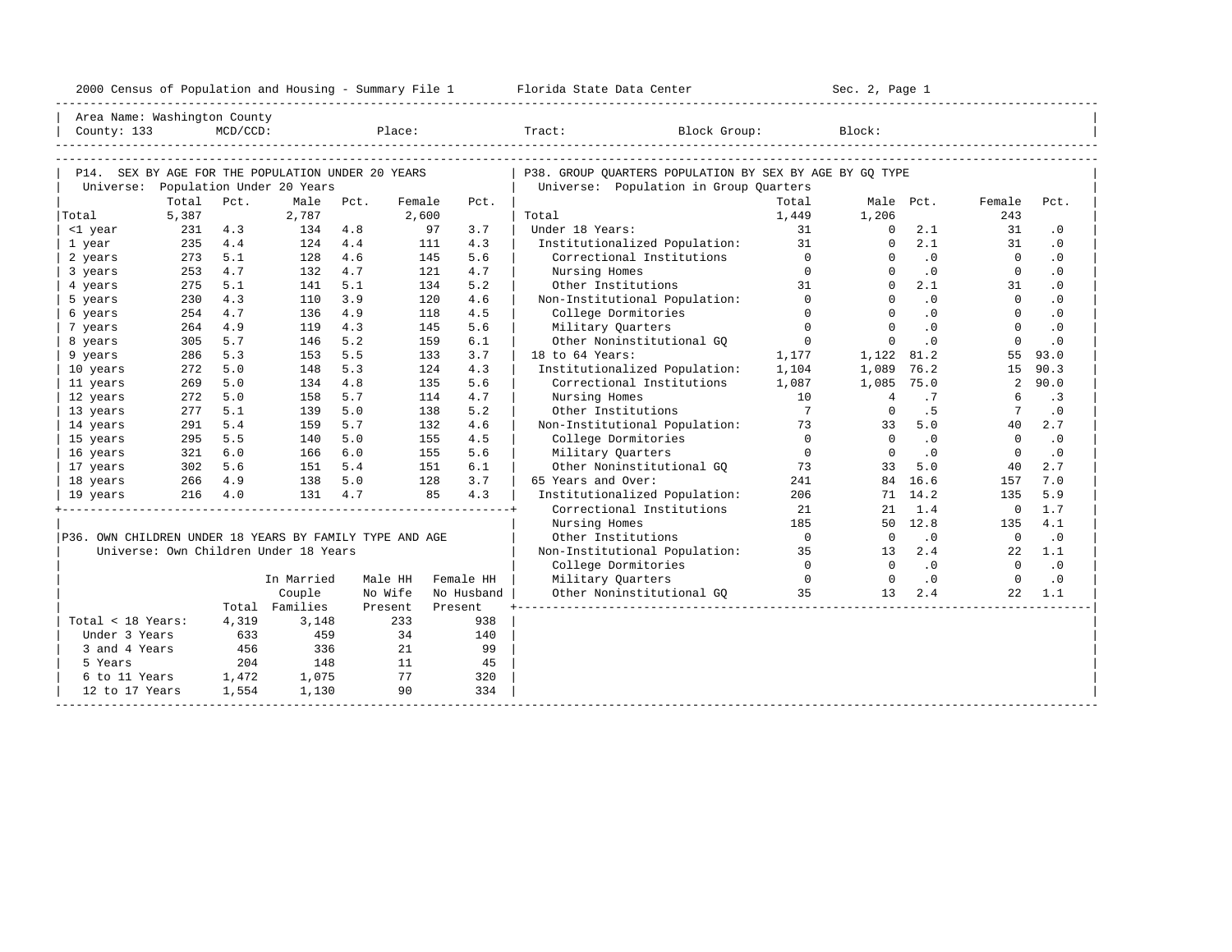2000 Census of Population and Housing - Summary File 1 Florida State Data Center Sec. 2, Page 1

Area Name: Washington County
County: 133 MCD/CCD: Place: Tract: Block Group: Block:

## P14. SEX BY AGE FOR THE POPULATION UNDER 20 YEARS

Universe: Population Under 20 Years

| | Total | Pct. | Male | Pct. | Female | Pct. |
|---|---|---|---|---|---|---|
| Total | 5,387 | | 2,787 | | 2,600 | |
| <1 year | 231 | 4.3 | 134 | 4.8 | 97 | 3.7 |
| 1 year | 235 | 4.4 | 124 | 4.4 | 111 | 4.3 |
| 2 years | 273 | 5.1 | 128 | 4.6 | 145 | 5.6 |
| 3 years | 253 | 4.7 | 132 | 4.7 | 121 | 4.7 |
| 4 years | 275 | 5.1 | 141 | 5.1 | 134 | 5.2 |
| 5 years | 230 | 4.3 | 110 | 3.9 | 120 | 4.6 |
| 6 years | 254 | 4.7 | 136 | 4.9 | 118 | 4.5 |
| 7 years | 264 | 4.9 | 119 | 4.3 | 145 | 5.6 |
| 8 years | 305 | 5.7 | 146 | 5.2 | 159 | 6.1 |
| 9 years | 286 | 5.3 | 153 | 5.5 | 133 | 3.7 |
| 10 years | 272 | 5.0 | 148 | 5.3 | 124 | 4.3 |
| 11 years | 269 | 5.0 | 134 | 4.8 | 135 | 5.6 |
| 12 years | 272 | 5.0 | 158 | 5.7 | 114 | 4.7 |
| 13 years | 277 | 5.1 | 139 | 5.0 | 138 | 5.2 |
| 14 years | 291 | 5.4 | 159 | 5.7 | 132 | 4.6 |
| 15 years | 295 | 5.5 | 140 | 5.0 | 155 | 4.5 |
| 16 years | 321 | 6.0 | 166 | 6.0 | 155 | 5.6 |
| 17 years | 302 | 5.6 | 151 | 5.4 | 151 | 6.1 |
| 18 years | 266 | 4.9 | 138 | 5.0 | 128 | 3.7 |
| 19 years | 216 | 4.0 | 131 | 4.7 | 85 | 4.3 |

## P36. OWN CHILDREN UNDER 18 YEARS BY FAMILY TYPE AND AGE

Universe: Own Children Under 18 Years

| | Total | In Married Couple Families | Male HH No Wife Present | Female HH No Husband Present |
|---|---|---|---|---|
| Total < 18 Years: | 4,319 | 3,148 | 233 | 938 |
| Under 3 Years | 633 | 459 | 34 | 140 |
| 3 and 4 Years | 456 | 336 | 21 | 99 |
| 5 Years | 204 | 148 | 11 | 45 |
| 6 to 11 Years | 1,472 | 1,075 | 77 | 320 |
| 12 to 17 Years | 1,554 | 1,130 | 90 | 334 |

## P38. GROUP QUARTERS POPULATION BY SEX BY AGE BY GQ TYPE

Universe: Population in Group Quarters

| | Total | Male | Pct. | Female | Pct. |
|---|---|---|---|---|---|
| Total | 1,449 | 1,206 | | 243 | |
| Under 18 Years: | 31 | 0 | 2.1 | 31 | .0 |
| Institutionalized Population: | 31 | 0 | 2.1 | 31 | .0 |
| Correctional Institutions | 0 | 0 | .0 | 0 | .0 |
| Nursing Homes | 0 | 0 | .0 | 0 | .0 |
| Other Institutions | 31 | 0 | 2.1 | 31 | .0 |
| Non-Institutional Population: | 0 | 0 | .0 | 0 | .0 |
| College Dormitories | 0 | 0 | .0 | 0 | .0 |
| Military Quarters | 0 | 0 | .0 | 0 | .0 |
| Other Noninstitutional GQ | 0 | 0 | .0 | 0 | .0 |
| 18 to 64 Years: | 1,177 | 1,122 | 81.2 | 55 | 93.0 |
| Institutionalized Population: | 1,104 | 1,089 | 76.2 | 15 | 90.3 |
| Correctional Institutions | 1,087 | 1,085 | 75.0 | 2 | 90.0 |
| Nursing Homes | 10 | 4 | .7 | 6 | .3 |
| Other Institutions | 7 | 0 | .5 | 7 | .0 |
| Non-Institutional Population: | 73 | 33 | 5.0 | 40 | 2.7 |
| College Dormitories | 0 | 0 | .0 | 0 | .0 |
| Military Quarters | 0 | 0 | .0 | 0 | .0 |
| Other Noninstitutional GQ | 73 | 33 | 5.0 | 40 | 2.7 |
| 65 Years and Over: | 241 | 84 | 16.6 | 157 | 7.0 |
| Institutionalized Population: | 206 | 71 | 14.2 | 135 | 5.9 |
| Correctional Institutions | 21 | 21 | 1.4 | 0 | 1.7 |
| Nursing Homes | 185 | 50 | 12.8 | 135 | 4.1 |
| Other Institutions | 0 | 0 | .0 | 0 | .0 |
| Non-Institutional Population: | 35 | 13 | 2.4 | 22 | 1.1 |
| College Dormitories | 0 | 0 | .0 | 0 | .0 |
| Military Quarters | 0 | 0 | .0 | 0 | .0 |
| Other Noninstitutional GQ | 35 | 13 | 2.4 | 22 | 1.1 |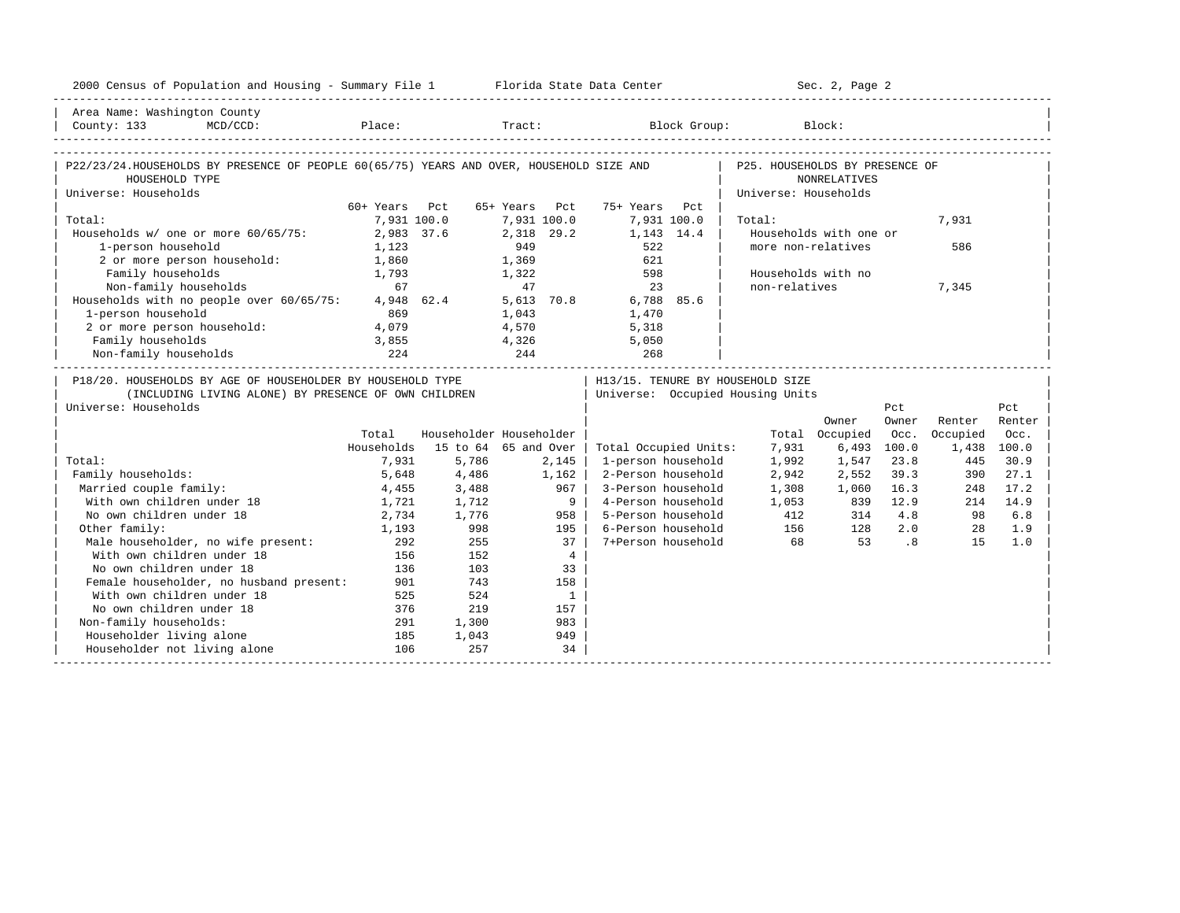Area Name: Washington County
County: 133 MCD/CCD: Place: Tract: Block Group: Block:

## P22/23/24. HOUSEHOLDS BY PRESENCE OF PEOPLE 60(65/75) YEARS AND OVER, HOUSEHOLD SIZE AND HOUSEHOLD TYPE

Universe: Households

| | 60+ Years | Pct | 65+ Years | Pct | 75+ Years | Pct |
|---|---|---|---|---|---|---|
| Total: | 7,931 | 100.0 | 7,931 | 100.0 | 7,931 | 100.0 |
| Households w/ one or more 60/65/75: | 2,983 | 37.6 | 2,318 | 29.2 | 1,143 | 14.4 |
| 1-person household | 1,123 | | 949 | | 522 | |
| 2 or more person household: | 1,860 | | 1,369 | | 621 | |
| Family households | 1,793 | | 1,322 | | 598 | |
| Non-family households | 67 | | 47 | | 23 | |
| Households with no people over 60/65/75: | 4,948 | 62.4 | 5,613 | 70.8 | 6,788 | 85.6 |
| 1-person household | 869 | | 1,043 | | 1,470 | |
| 2 or more person household: | 4,079 | | 4,570 | | 5,318 | |
| Family households | 3,855 | | 4,326 | | 5,050 | |
| Non-family households | 224 | | 244 | | 268 | |

## P25. HOUSEHOLDS BY PRESENCE OF NONRELATIVES

Universe: Households

| | |
|---|---|
| Total: | 7,931 |
| Households with one or more non-relatives | 586 |
| Households with no non-relatives | 7,345 |

## P18/20. HOUSEHOLDS BY AGE OF HOUSEHOLDER BY HOUSEHOLD TYPE (INCLUDING LIVING ALONE) BY PRESENCE OF OWN CHILDREN

Universe: Households

| | Total Households | Householder 15 to 64 | Householder 65 and Over |
|---|---|---|---|
| Total: | 7,931 | 5,786 | 2,145 |
| Family households: | 5,648 | 4,486 | 1,162 |
| Married couple family: | 4,455 | 3,488 | 967 |
| With own children under 18 | 1,721 | 1,712 | 9 |
| No own children under 18 | 2,734 | 1,776 | 958 |
| Other family: | 1,193 | 998 | 195 |
| Male householder, no wife present: | 292 | 255 | 37 |
| With own children under 18 | 156 | 152 | 4 |
| No own children under 18 | 136 | 103 | 33 |
| Female householder, no husband present: | 901 | 743 | 158 |
| With own children under 18 | 525 | 524 | 1 |
| No own children under 18 | 376 | 219 | 157 |
| Non-family households: | 291 | 1,300 | 983 |
| Householder living alone | 185 | 1,043 | 949 |
| Householder not living alone | 106 | 257 | 34 |

## H13/15. TENURE BY HOUSEHOLD SIZE

Universe: Occupied Housing Units

| | Total | Owner Occupied | Pct Owner Occ. | Renter Occupied | Pct Renter Occ. |
|---|---|---|---|---|---|
| Total Occupied Units: | 7,931 | 6,493 | 100.0 | 1,438 | 100.0 |
| 1-person household | 1,992 | 1,547 | 23.8 | 445 | 30.9 |
| 2-Person household | 2,942 | 2,552 | 39.3 | 390 | 27.1 |
| 3-Person household | 1,308 | 1,060 | 16.3 | 248 | 17.2 |
| 4-Person household | 1,053 | 839 | 12.9 | 214 | 14.9 |
| 5-Person household | 412 | 314 | 4.8 | 98 | 6.8 |
| 6-Person household | 156 | 128 | 2.0 | 28 | 1.9 |
| 7+Person household | 68 | 53 | .8 | 15 | 1.0 |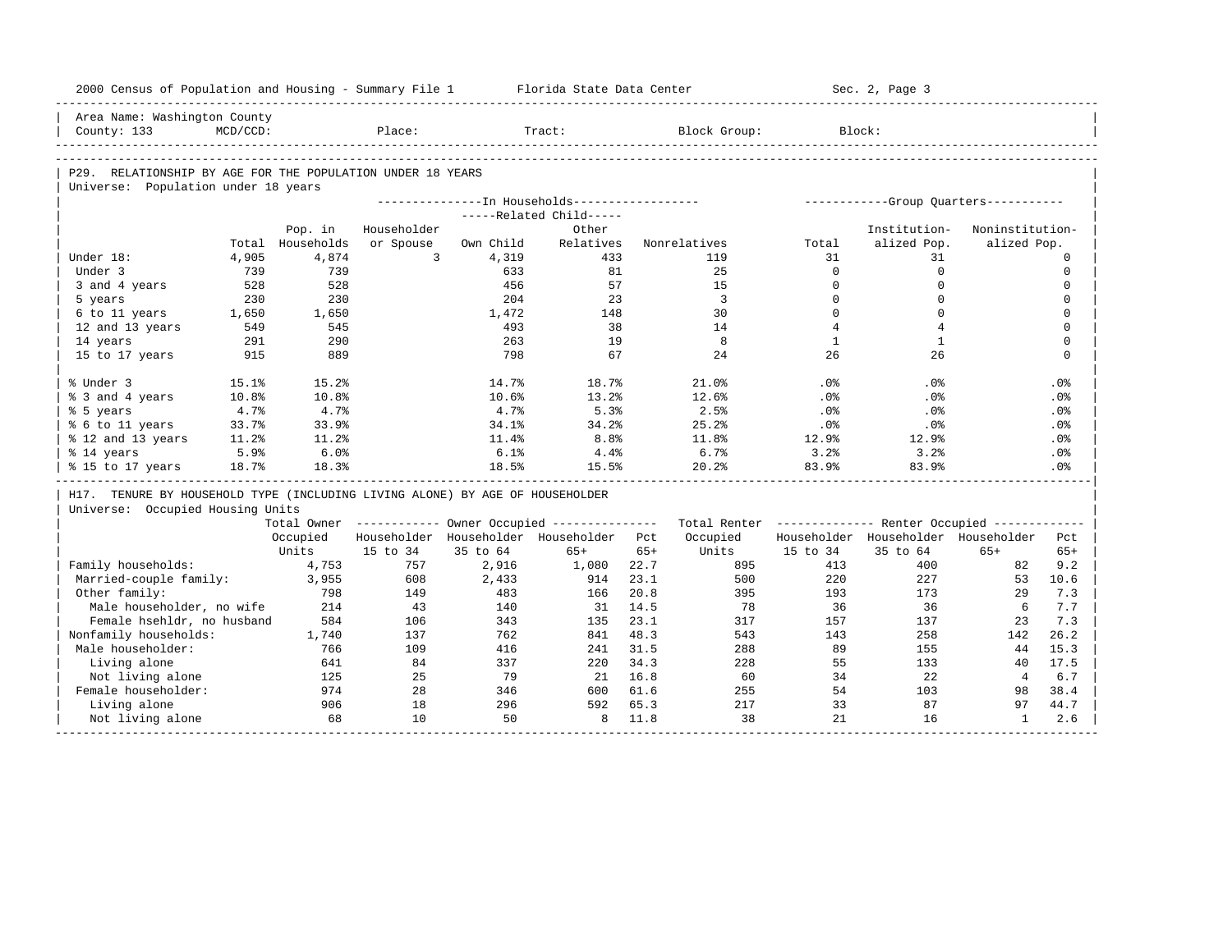2000 Census of Population and Housing - Summary File 1 Florida State Data Center Sec. 2, Page 3

Area Name: Washington County
County: 133 MCD/CCD: Place: Tract: Block Group: Block:

## P29. RELATIONSHIP BY AGE FOR THE POPULATION UNDER 18 YEARS

Universe: Population under 18 years

| | | In Households | | | | | Group Quarters | | |
|---|---|---|---|---|---|---|---|---|---|
| | | | | Related Child | | | | | |
| | Total | Pop. in Households | Householder or Spouse | Own Child | Other Relatives | Nonrelatives | Total | Institutionalized Pop. | Noninstitutionalized Pop. |
| Under 18: | 4,905 | 4,874 | 3 | 4,319 | 433 | 119 | 31 | 31 | 0 |
| Under 3 | 739 | 739 | | 633 | 81 | 25 | 0 | 0 | 0 |
| 3 and 4 years | 528 | 528 | | 456 | 57 | 15 | 0 | 0 | 0 |
| 5 years | 230 | 230 | | 204 | 23 | 3 | 0 | 0 | 0 |
| 6 to 11 years | 1,650 | 1,650 | | 1,472 | 148 | 30 | 0 | 0 | 0 |
| 12 and 13 years | 549 | 545 | | 493 | 38 | 14 | 4 | 4 | 0 |
| 14 years | 291 | 290 | | 263 | 19 | 8 | 1 | 1 | 0 |
| 15 to 17 years | 915 | 889 | | 798 | 67 | 24 | 26 | 26 | 0 |
| % Under 3 | 15.1% | 15.2% | | 14.7% | 18.7% | 21.0% | .0% | .0% | .0% |
| % 3 and 4 years | 10.8% | 10.8% | | 10.6% | 13.2% | 12.6% | .0% | .0% | .0% |
| % 5 years | 4.7% | 4.7% | | 4.7% | 5.3% | 2.5% | .0% | .0% | .0% |
| % 6 to 11 years | 33.7% | 33.9% | | 34.1% | 34.2% | 25.2% | .0% | .0% | .0% |
| % 12 and 13 years | 11.2% | 11.2% | | 11.4% | 8.8% | 11.8% | 12.9% | 12.9% | .0% |
| % 14 years | 5.9% | 6.0% | | 6.1% | 4.4% | 6.7% | 3.2% | 3.2% | .0% |
| % 15 to 17 years | 18.7% | 18.3% | | 18.5% | 15.5% | 20.2% | 83.9% | 83.9% | .0% |

## H17. TENURE BY HOUSEHOLD TYPE (INCLUDING LIVING ALONE) BY AGE OF HOUSEHOLDER

Universe: Occupied Housing Units

| | Total Owner Occupied Units | Owner Occupied | | | | Total Renter Occupied Units | Renter Occupied | | | |
|---|---|---|---|---|---|---|---|---|---|---|
| | | Householder 15 to 34 | Householder 35 to 64 | Householder 65+ | Pct 65+ | | Householder 15 to 34 | Householder 35 to 64 | Householder 65+ | Pct 65+ |
| Family households: | 4,753 | 757 | 2,916 | 1,080 | 22.7 | 895 | 413 | 400 | 82 | 9.2 |
| Married-couple family: | 3,955 | 608 | 2,433 | 914 | 23.1 | 500 | 220 | 227 | 53 | 10.6 |
| Other family: | 798 | 149 | 483 | 166 | 20.8 | 395 | 193 | 173 | 29 | 7.3 |
| Male householder, no wife | 214 | 43 | 140 | 31 | 14.5 | 78 | 36 | 36 | 6 | 7.7 |
| Female hsehldr, no husband | 584 | 106 | 343 | 135 | 23.1 | 317 | 157 | 137 | 23 | 7.3 |
| Nonfamily households: | 1,740 | 137 | 762 | 841 | 48.3 | 543 | 143 | 258 | 142 | 26.2 |
| Male householder: | 766 | 109 | 416 | 241 | 31.5 | 288 | 89 | 155 | 44 | 15.3 |
| Living alone | 641 | 84 | 337 | 220 | 34.3 | 228 | 55 | 133 | 40 | 17.5 |
| Not living alone | 125 | 25 | 79 | 21 | 16.8 | 60 | 34 | 22 | 4 | 6.7 |
| Female householder: | 974 | 28 | 346 | 600 | 61.6 | 255 | 54 | 103 | 98 | 38.4 |
| Living alone | 906 | 18 | 296 | 592 | 65.3 | 217 | 33 | 87 | 97 | 44.7 |
| Not living alone | 68 | 10 | 50 | 8 | 11.8 | 38 | 21 | 16 | 1 | 2.6 |